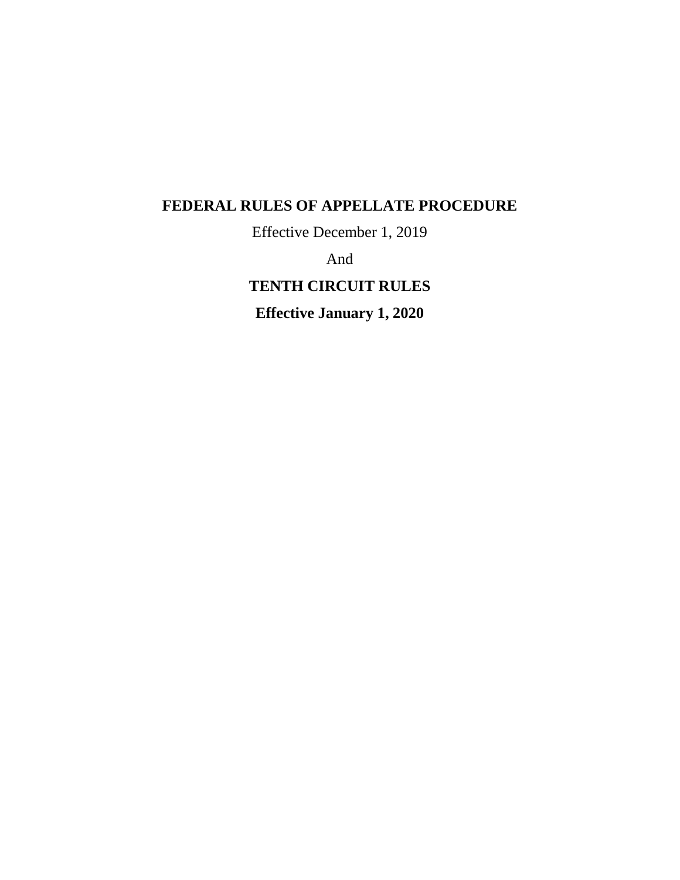**FEDERAL RULES OF APPELLATE PROCEDURE**

Effective December 1, 2019

And

**TENTH CIRCUIT RULES**

**Effective January 1, 2020**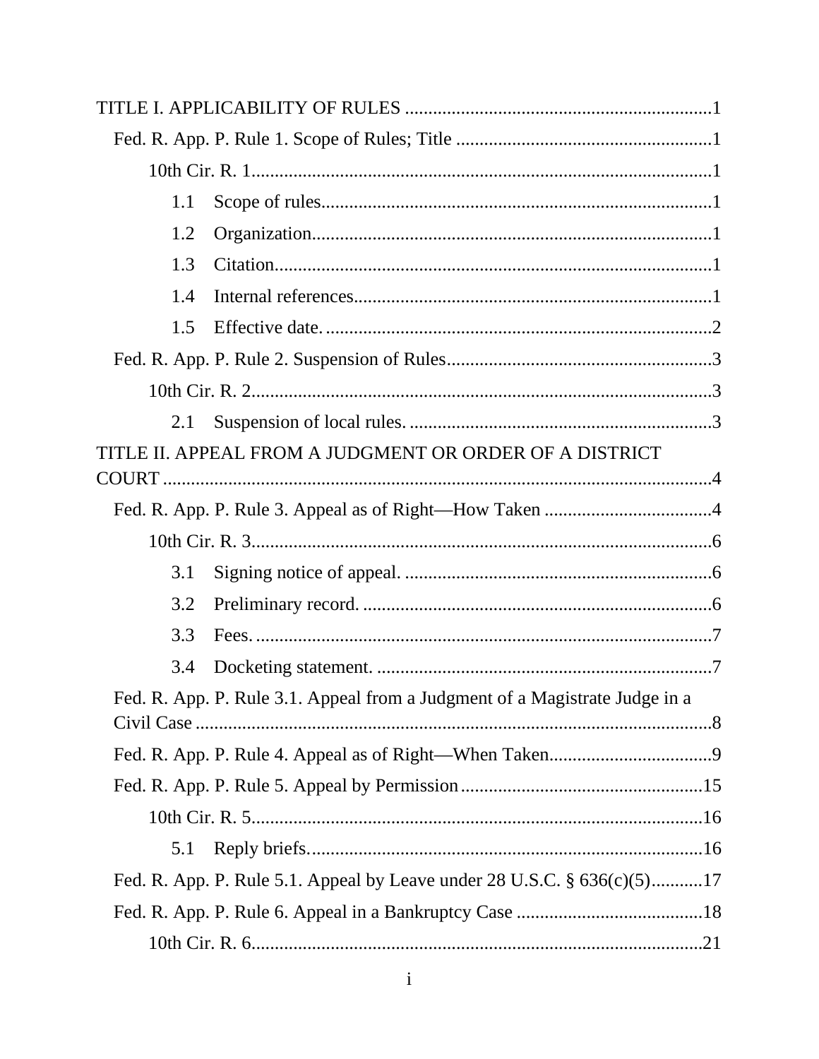TITLE I. APPLICABILITY OF RULES ....................................................................1

- Fed. R. App. P. Rule 1. Scope of Rules; Title .........................................................1
  - 10th Cir. R. 1....................................................................................................1
    - 1.1 Scope of rules.......................................................................................1
    - 1.2 Organization.........................................................................................1
    - 1.3 Citation.................................................................................................1
    - 1.4 Internal references................................................................................1
    - 1.5 Effective date. .......................................................................................2
- Fed. R. App. P. Rule 2. Suspension of Rules............................................................3
  - 10th Cir. R. 2....................................................................................................3
    - 2.1 Suspension of local rules. .....................................................................3

TITLE II. APPEAL FROM A JUDGMENT OR ORDER OF A DISTRICT COURT .........................................................................................................................4

- Fed. R. App. P. Rule 3. Appeal as of Right—How Taken ......................................4
  - 10th Cir. R. 3....................................................................................................6
    - 3.1 Signing notice of appeal. ......................................................................6
    - 3.2 Preliminary record. ...............................................................................6
    - 3.3 Fees. .....................................................................................................7
    - 3.4 Docketing statement. ............................................................................7
- Fed. R. App. P. Rule 3.1. Appeal from a Judgment of a Magistrate Judge in a Civil Case .................................................................................................................8
- Fed. R. App. P. Rule 4. Appeal as of Right—When Taken.....................................9
- Fed. R. App. P. Rule 5. Appeal by Permission.......................................................15
  - 10th Cir. R. 5..................................................................................................16
    - 5.1 Reply briefs.........................................................................................16
- Fed. R. App. P. Rule 5.1. Appeal by Leave under 28 U.S.C. § 636(c)(5)...........17
- Fed. R. App. P. Rule 6. Appeal in a Bankruptcy Case ..........................................18
  - 10th Cir. R. 6..................................................................................................21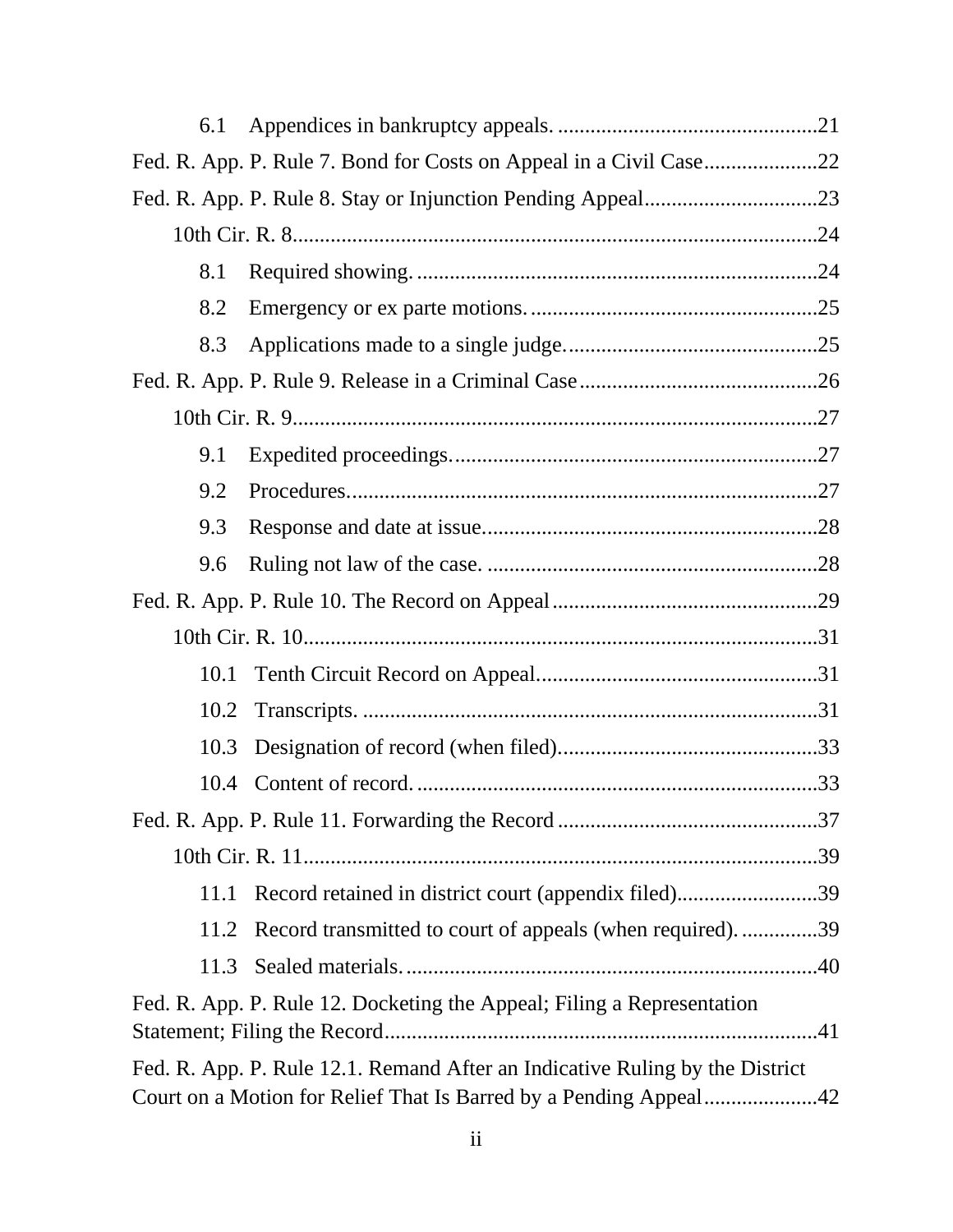6.1 Appendices in bankruptcy appeals. ....................................................21

Fed. R. App. P. Rule 7. Bond for Costs on Appeal in a Civil Case....................22

Fed. R. App. P. Rule 8. Stay or Injunction Pending Appeal...............................23

10th Cir. R. 8...................................................................................................24

8.1 Required showing. ..................................................................................24

8.2 Emergency or ex parte motions. ..............................................................25

8.3 Applications made to a single judge. ......................................................25

Fed. R. App. P. Rule 9. Release in a Criminal Case ...........................................26

10th Cir. R. 9...................................................................................................27

9.1 Expedited proceedings. ............................................................................27

9.2 Procedures. ...............................................................................................27

9.3 Response and date at issue.......................................................................28

9.6 Ruling not law of the case. .......................................................................28

Fed. R. App. P. Rule 10. The Record on Appeal ................................................29

10th Cir. R. 10.................................................................................................31

10.1 Tenth Circuit Record on Appeal..............................................................31

10.2 Transcripts. .............................................................................................31

10.3 Designation of record (when filed)..........................................................33

10.4 Content of record. ...................................................................................33

Fed. R. App. P. Rule 11. Forwarding the Record ...............................................37

10th Cir. R. 11.................................................................................................39

11.1 Record retained in district court (appendix filed)....................................39

11.2 Record transmitted to court of appeals (when required). .......................39

11.3 Sealed materials. .....................................................................................40

Fed. R. App. P. Rule 12. Docketing the Appeal; Filing a Representation Statement; Filing the Record.............................................................................41

Fed. R. App. P. Rule 12.1. Remand After an Indicative Ruling by the District Court on a Motion for Relief That Is Barred by a Pending Appeal....................42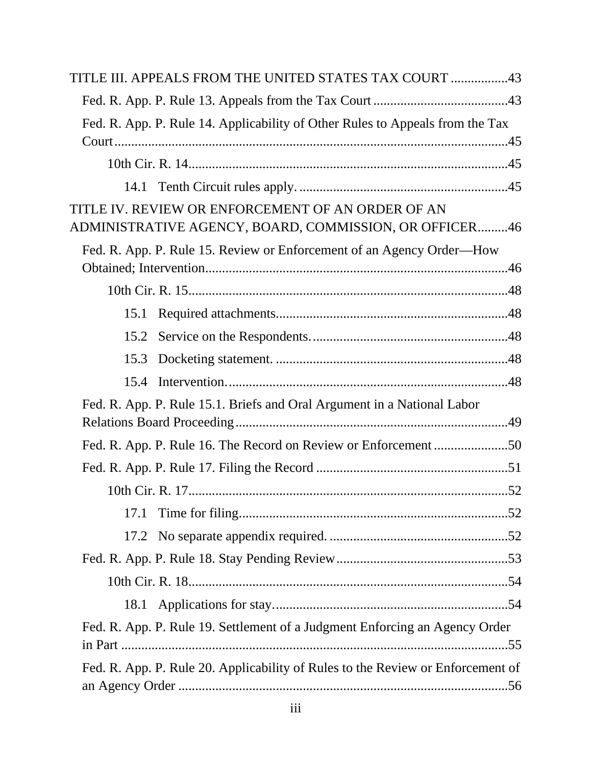TITLE III. APPEALS FROM THE UNITED STATES TAX COURT ................43

Fed. R. App. P. Rule 13. Appeals from the Tax Court ........................................43

Fed. R. App. P. Rule 14. Applicability of Other Rules to Appeals from the Tax Court......................................................................................................................45

10th Cir. R. 14................................................................................................45

14.1 Tenth Circuit rules apply. ..............................................................45

TITLE IV. REVIEW OR ENFORCEMENT OF AN ORDER OF AN ADMINISTRATIVE AGENCY, BOARD, COMMISSION, OR OFFICER.........46

Fed. R. App. P. Rule 15. Review or Enforcement of an Agency Order—How Obtained; Intervention..........................................................................................46

10th Cir. R. 15................................................................................................48

15.1 Required attachments.....................................................................48

15.2 Service on the Respondents. ..........................................................48

15.3 Docketing statement. .....................................................................48

15.4 Intervention. ...................................................................................48

Fed. R. App. P. Rule 15.1. Briefs and Oral Argument in a National Labor Relations Board Proceeding.................................................................................49

Fed. R. App. P. Rule 16. The Record on Review or Enforcement ......................50

Fed. R. App. P. Rule 17. Filing the Record ..........................................................51

10th Cir. R. 17................................................................................................52

17.1 Time for filing.................................................................................52

17.2 No separate appendix required. .....................................................52

Fed. R. App. P. Rule 18. Stay Pending Review ...................................................53

10th Cir. R. 18................................................................................................54

18.1 Applications for stay.......................................................................54

Fed. R. App. P. Rule 19. Settlement of a Judgment Enforcing an Agency Order in Part ....................................................................................................................55

Fed. R. App. P. Rule 20. Applicability of Rules to the Review or Enforcement of an Agency Order ...................................................................................................56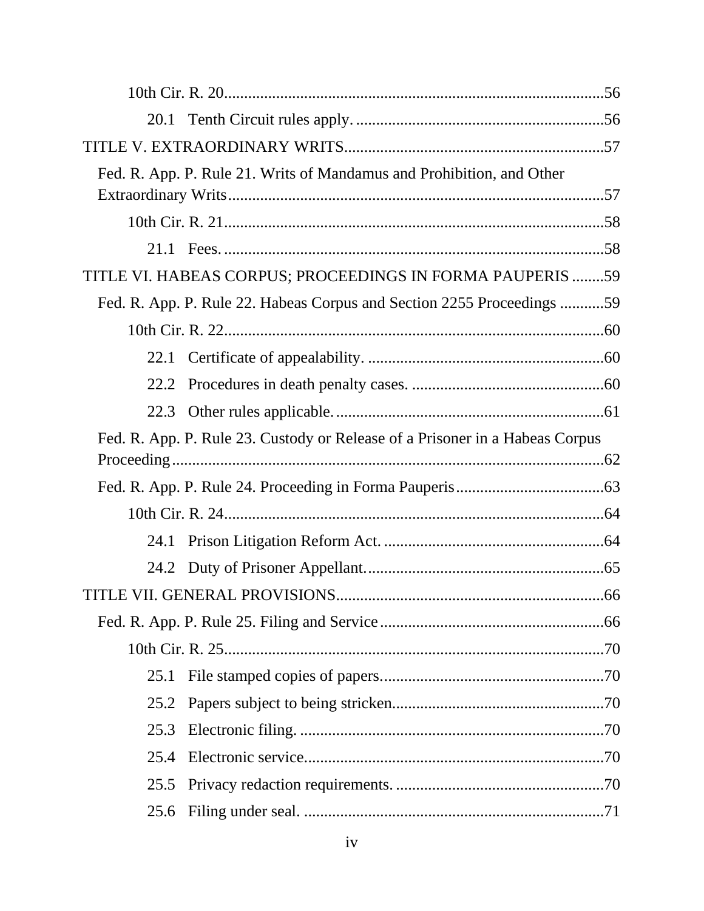10th Cir. R. 20 ....................................................................................56

20.1 Tenth Circuit rules apply. ............................................................56

TITLE V. EXTRAORDINARY WRITS ..............................................................57

Fed. R. App. P. Rule 21. Writs of Mandamus and Prohibition, and Other Extraordinary Writs ....................................................................................57

10th Cir. R. 21 ....................................................................................58

21.1 Fees. ...........................................................................................58

TITLE VI. HABEAS CORPUS; PROCEEDINGS IN FORMA PAUPERIS ........59

Fed. R. App. P. Rule 22. Habeas Corpus and Section 2255 Proceedings ...........59

10th Cir. R. 22 ....................................................................................60

22.1 Certificate of appealability. ........................................................60

22.2 Procedures in death penalty cases. ..............................................60

22.3 Other rules applicable. .................................................................61

Fed. R. App. P. Rule 23. Custody or Release of a Prisoner in a Habeas Corpus Proceeding ..........................................................................................62

Fed. R. App. P. Rule 24. Proceeding in Forma Pauperis ....................................63

10th Cir. R. 24 ....................................................................................64

24.1 Prison Litigation Reform Act. .....................................................64

24.2 Duty of Prisoner Appellant. .........................................................65

TITLE VII. GENERAL PROVISIONS ................................................................66

Fed. R. App. P. Rule 25. Filing and Service .......................................................66

10th Cir. R. 25 ....................................................................................70

25.1 File stamped copies of papers. .....................................................70

25.2 Papers subject to being stricken. ..................................................70

25.3 Electronic filing. ..........................................................................70

25.4 Electronic service. ........................................................................70

25.5 Privacy redaction requirements. ..................................................70

25.6 Filing under seal. .........................................................................71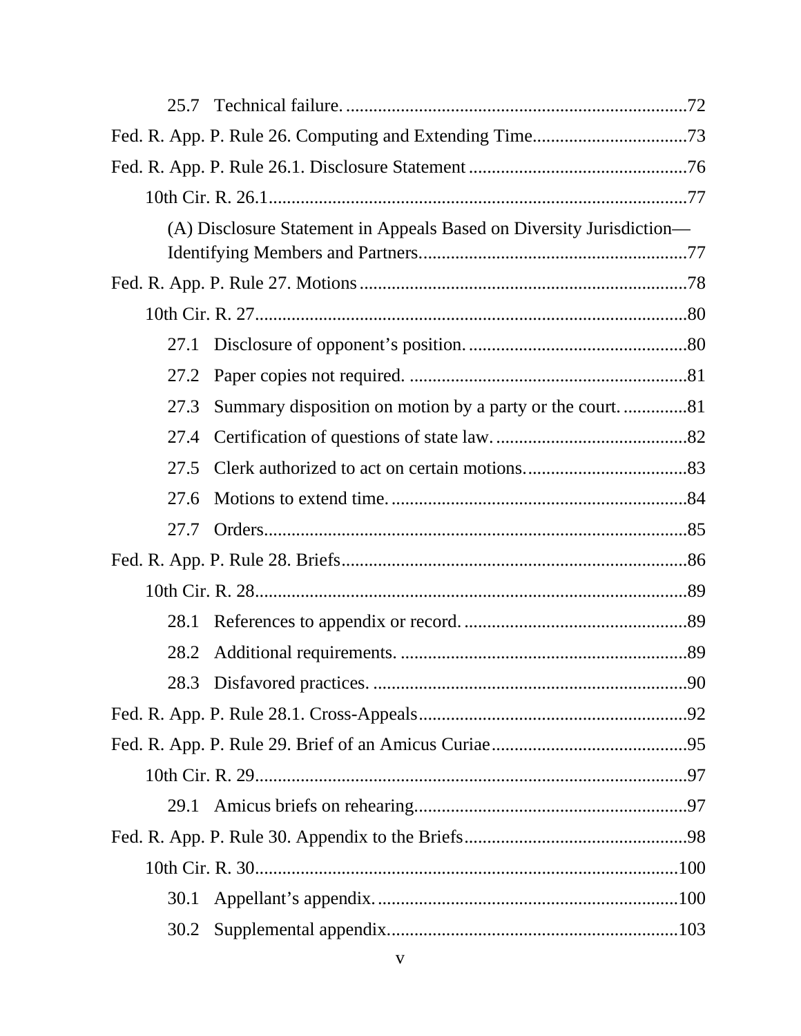25.7 Technical failure. ..........................................................................72

Fed. R. App. P. Rule 26. Computing and Extending Time.................................73

Fed. R. App. P. Rule 26.1. Disclosure Statement ...............................................76

10th Cir. R. 26.1...........................................................................................77

(A) Disclosure Statement in Appeals Based on Diversity Jurisdiction—Identifying Members and Partners..........................................................77

Fed. R. App. P. Rule 27. Motions .......................................................................78

10th Cir. R. 27..............................................................................................80

27.1 Disclosure of opponent's position. ................................................80

27.2 Paper copies not required. ............................................................81

27.3 Summary disposition on motion by a party or the court. ..............81

27.4 Certification of questions of state law. ..........................................82

27.5 Clerk authorized to act on certain motions....................................83

27.6 Motions to extend time. .................................................................84

27.7 Orders............................................................................................85

Fed. R. App. P. Rule 28. Briefs............................................................................86

10th Cir. R. 28..............................................................................................89

28.1 References to appendix or record. .................................................89

28.2 Additional requirements. ...............................................................89

28.3 Disfavored practices. .....................................................................90

Fed. R. App. P. Rule 28.1. Cross-Appeals...........................................................92

Fed. R. App. P. Rule 29. Brief of an Amicus Curiae...........................................95

10th Cir. R. 29..............................................................................................97

29.1 Amicus briefs on rehearing............................................................97

Fed. R. App. P. Rule 30. Appendix to the Briefs.................................................98

10th Cir. R. 30............................................................................................100

30.1 Appellant's appendix. ..................................................................100

30.2 Supplemental appendix................................................................103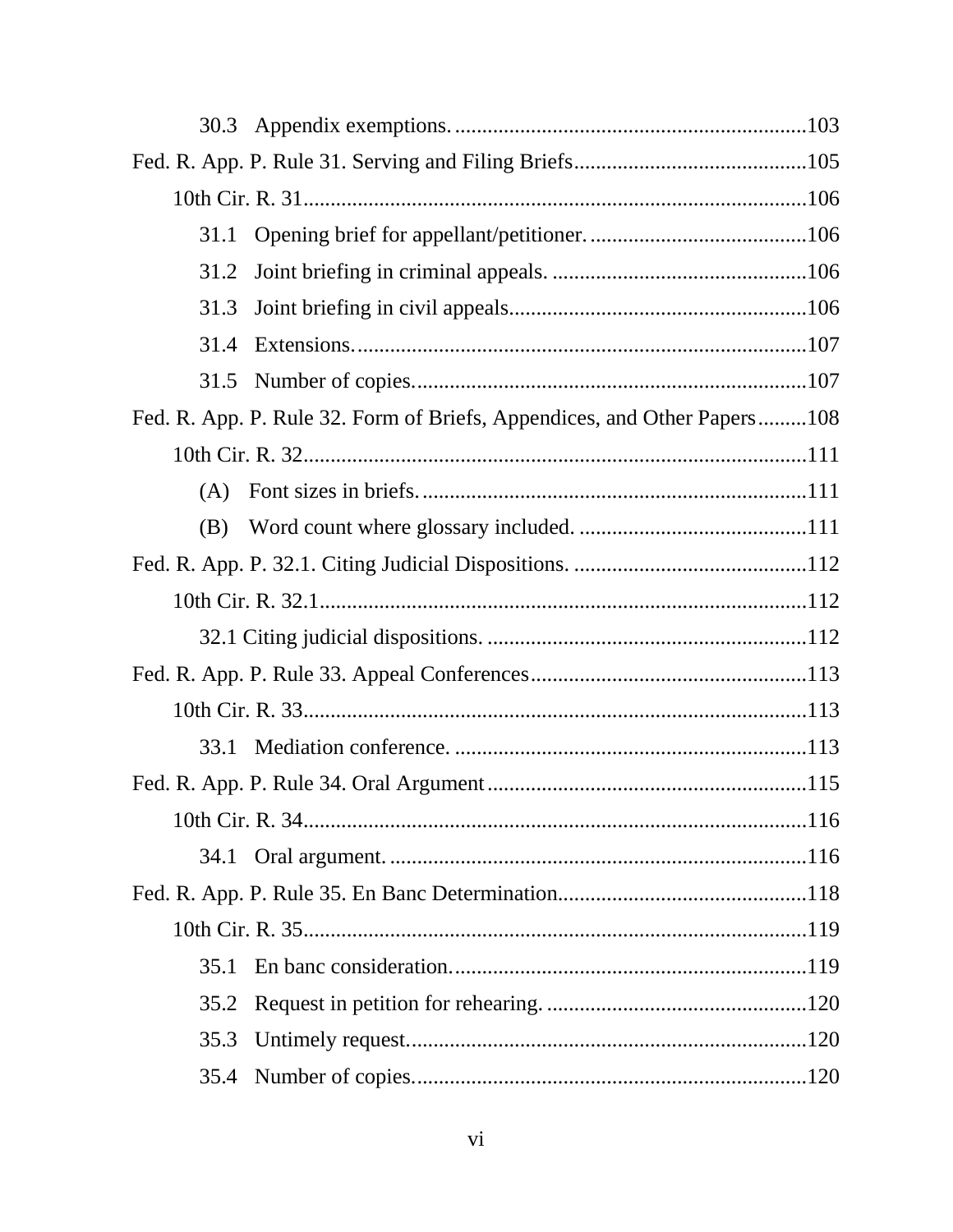30.3 Appendix exemptions. .................................................................103

Fed. R. App. P. Rule 31. Serving and Filing Briefs...........................................105

10th Cir. R. 31............................................................................................106

31.1 Opening brief for appellant/petitioner. ........................................106

31.2 Joint briefing in criminal appeals. ...............................................106

31.3 Joint briefing in civil appeals.......................................................106

31.4 Extensions...................................................................................107

31.5 Number of copies.........................................................................107

Fed. R. App. P. Rule 32. Form of Briefs, Appendices, and Other Papers.........108

10th Cir. R. 32............................................................................................111

(A) Font sizes in briefs. .......................................................................111

(B) Word count where glossary included. ...........................................111

Fed. R. App. P. 32.1. Citing Judicial Dispositions. ...........................................112

10th Cir. R. 32.1.........................................................................................112

32.1 Citing judicial dispositions. ...........................................................112

Fed. R. App. P. Rule 33. Appeal Conferences...................................................113

10th Cir. R. 33............................................................................................113

33.1 Mediation conference. .................................................................113

Fed. R. App. P. Rule 34. Oral Argument...........................................................115

10th Cir. R. 34............................................................................................116

34.1 Oral argument. .............................................................................116

Fed. R. App. P. Rule 35. En Banc Determination..............................................118

10th Cir. R. 35............................................................................................119

35.1 En banc consideration..................................................................119

35.2 Request in petition for rehearing. ................................................120

35.3 Untimely request..........................................................................120

35.4 Number of copies.........................................................................120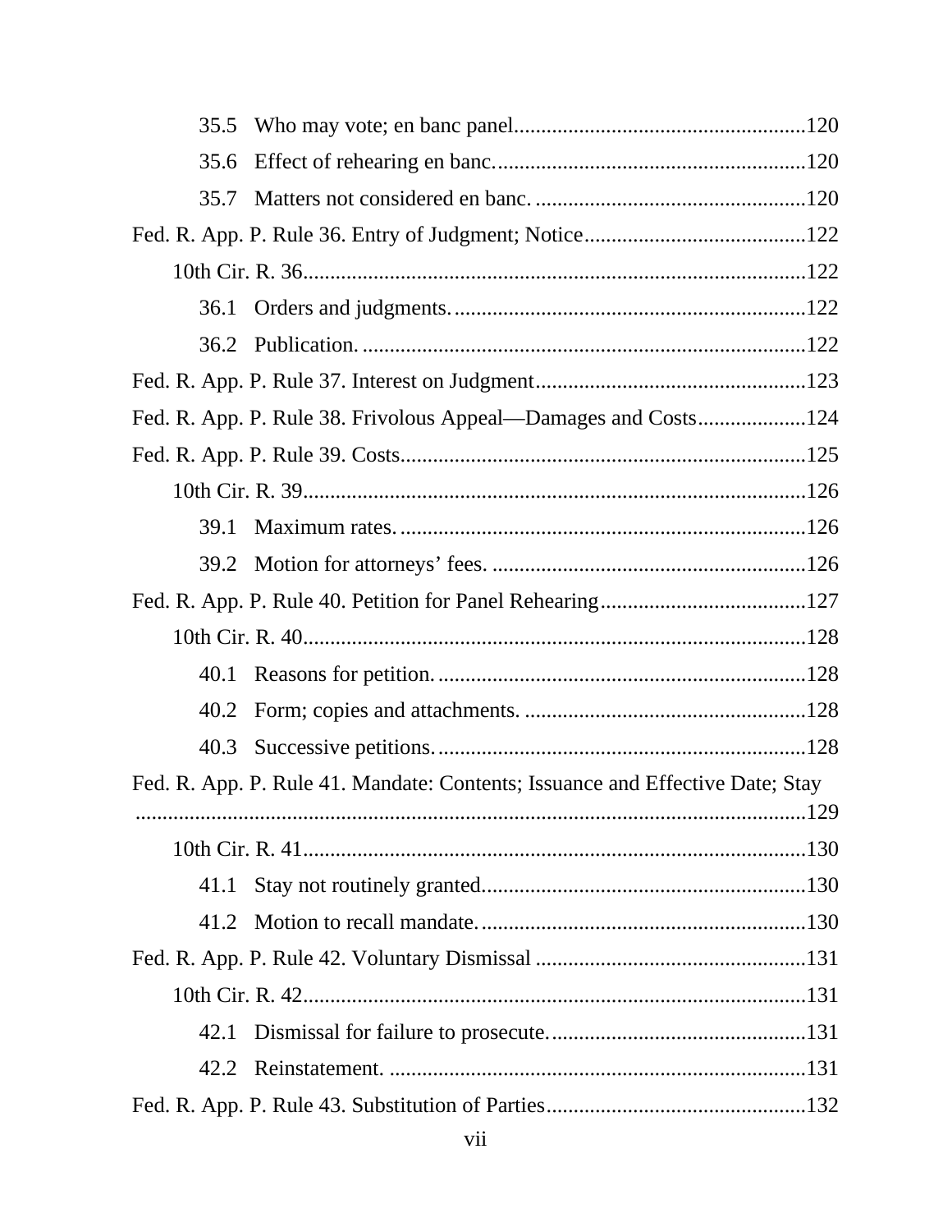35.5 Who may vote; en banc panel......................................................120

35.6 Effect of rehearing en banc..........................................................120

35.7 Matters not considered en banc. ..................................................120

Fed. R. App. P. Rule 36. Entry of Judgment; Notice.........................................122

10th Cir. R. 36.............................................................................................122

36.1 Orders and judgments. .................................................................122

36.2 Publication. ..................................................................................122

Fed. R. App. P. Rule 37. Interest on Judgment..................................................123

Fed. R. App. P. Rule 38. Frivolous Appeal—Damages and Costs....................124

Fed. R. App. P. Rule 39. Costs...........................................................................125

10th Cir. R. 39.............................................................................................126

39.1 Maximum rates. ...........................................................................126

39.2 Motion for attorneys' fees. ..........................................................126

Fed. R. App. P. Rule 40. Petition for Panel Rehearing......................................127

10th Cir. R. 40.............................................................................................128

40.1 Reasons for petition. ....................................................................128

40.2 Form; copies and attachments. ....................................................128

40.3 Successive petitions. ....................................................................128

Fed. R. App. P. Rule 41. Mandate: Contents; Issuance and Effective Date; Stay ...........................................................................................................................129

10th Cir. R. 41.............................................................................................130

41.1 Stay not routinely granted............................................................130

41.2 Motion to recall mandate. ............................................................130

Fed. R. App. P. Rule 42. Voluntary Dismissal ..................................................131

10th Cir. R. 42.............................................................................................131

42.1 Dismissal for failure to prosecute. ...............................................131

42.2 Reinstatement. ............................................................................131

Fed. R. App. P. Rule 43. Substitution of Parties................................................132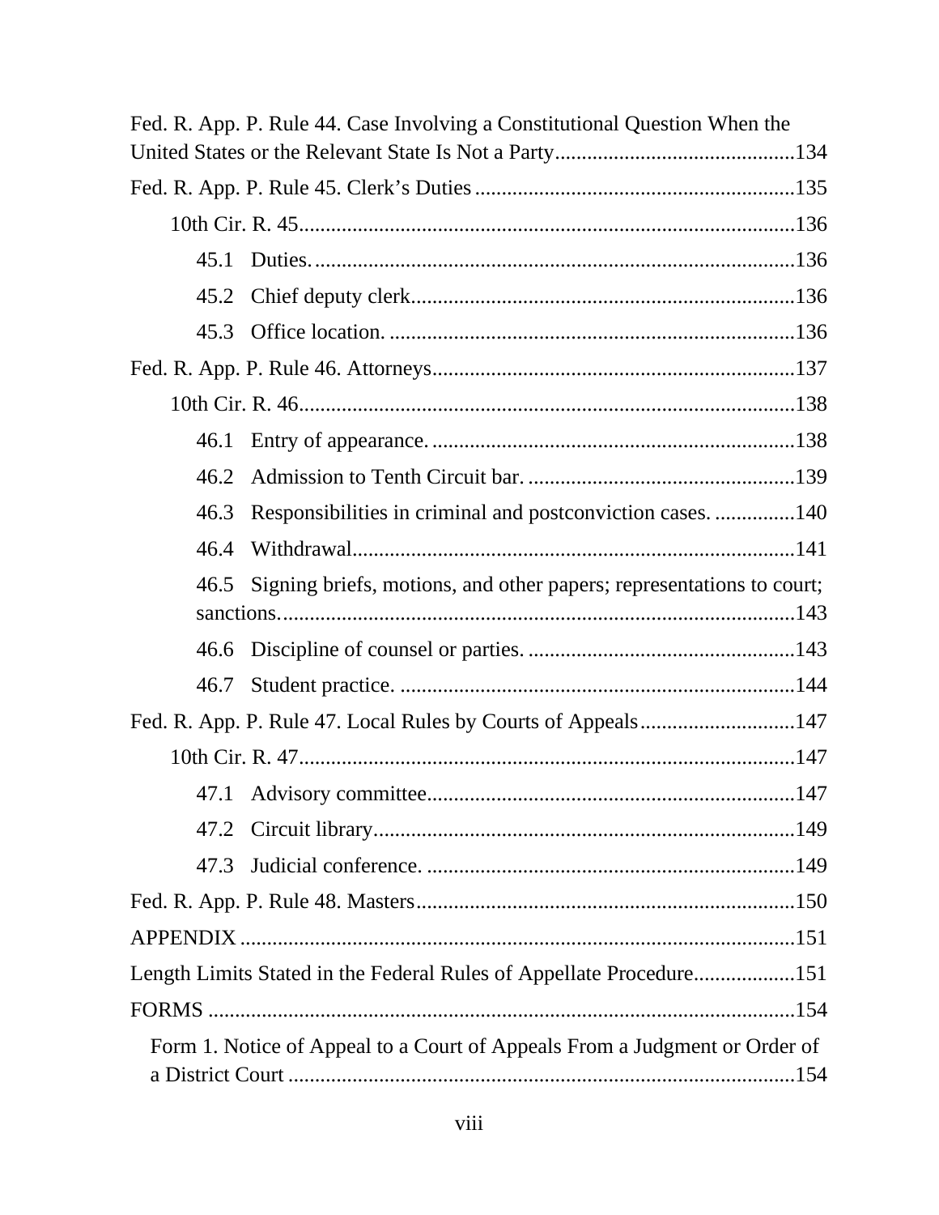Fed. R. App. P. Rule 44. Case Involving a Constitutional Question When the United States or the Relevant State Is Not a Party............................................134

Fed. R. App. P. Rule 45. Clerk's Duties ...........................................................135

10th Cir. R. 45.............................................................................................136

45.1 Duties. ..........................................................................................136

45.2 Chief deputy clerk.......................................................................136

45.3 Office location. ............................................................................136

Fed. R. App. P. Rule 46. Attorneys...................................................................137

10th Cir. R. 46.............................................................................................138

46.1 Entry of appearance. ...................................................................138

46.2 Admission to Tenth Circuit bar. .................................................139

46.3 Responsibilities in criminal and postconviction cases. ...............140

46.4 Withdrawal..................................................................................141

46.5 Signing briefs, motions, and other papers; representations to court; sanctions................................................................................................143

46.6 Discipline of counsel or parties. ..................................................143

46.7 Student practice. ..........................................................................144

Fed. R. App. P. Rule 47. Local Rules by Courts of Appeals.............................147

10th Cir. R. 47.............................................................................................147

47.1 Advisory committee....................................................................147

47.2 Circuit library..............................................................................149

47.3 Judicial conference. .....................................................................149

Fed. R. App. P. Rule 48. Masters......................................................................150

APPENDIX .......................................................................................................151

Length Limits Stated in the Federal Rules of Appellate Procedure..................151

FORMS .............................................................................................................154

Form 1. Notice of Appeal to a Court of Appeals From a Judgment or Order of a District Court ...............................................................................................154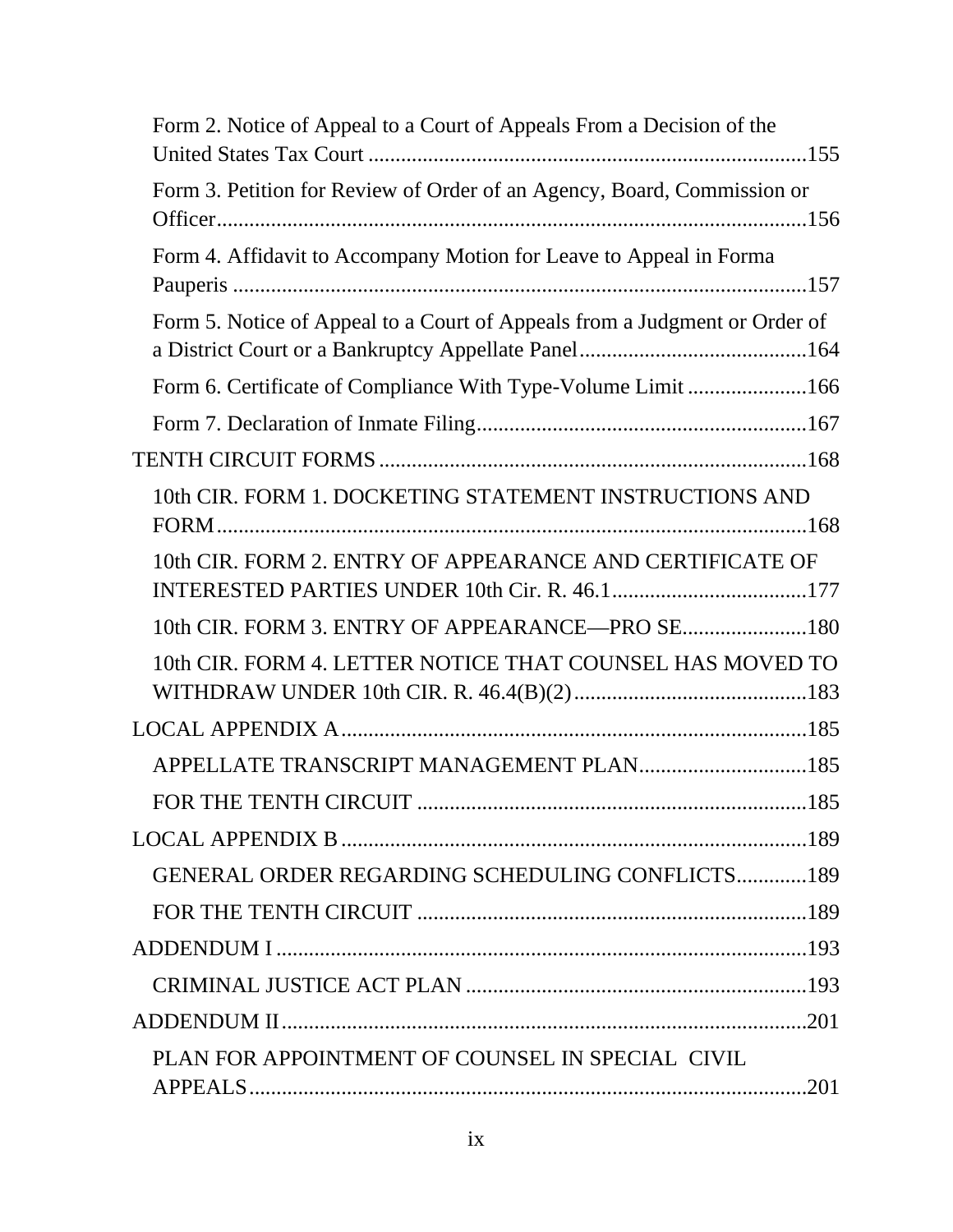- Form 2. Notice of Appeal to a Court of Appeals From a Decision of the United States Tax Court .....155
- Form 3. Petition for Review of Order of an Agency, Board, Commission or Officer.....156
- Form 4. Affidavit to Accompany Motion for Leave to Appeal in Forma Pauperis .....157
- Form 5. Notice of Appeal to a Court of Appeals from a Judgment or Order of a District Court or a Bankruptcy Appellate Panel.....164
- Form 6. Certificate of Compliance With Type-Volume Limit .....166
- Form 7. Declaration of Inmate Filing.....167

TENTH CIRCUIT FORMS .....168

- 10th CIR. FORM 1. DOCKETING STATEMENT INSTRUCTIONS AND FORM.....168
- 10th CIR. FORM 2. ENTRY OF APPEARANCE AND CERTIFICATE OF INTERESTED PARTIES UNDER 10th Cir. R. 46.1.....177
- 10th CIR. FORM 3. ENTRY OF APPEARANCE—PRO SE.....180
- 10th CIR. FORM 4. LETTER NOTICE THAT COUNSEL HAS MOVED TO WITHDRAW UNDER 10th CIR. R. 46.4(B)(2).....183

LOCAL APPENDIX A.....185

- APPELLATE TRANSCRIPT MANAGEMENT PLAN.....185
- FOR THE TENTH CIRCUIT .....185

LOCAL APPENDIX B .....189

- GENERAL ORDER REGARDING SCHEDULING CONFLICTS.....189
- FOR THE TENTH CIRCUIT .....189

ADDENDUM I .....193

- CRIMINAL JUSTICE ACT PLAN .....193

ADDENDUM II.....201

- PLAN FOR APPOINTMENT OF COUNSEL IN SPECIAL CIVIL APPEALS.....201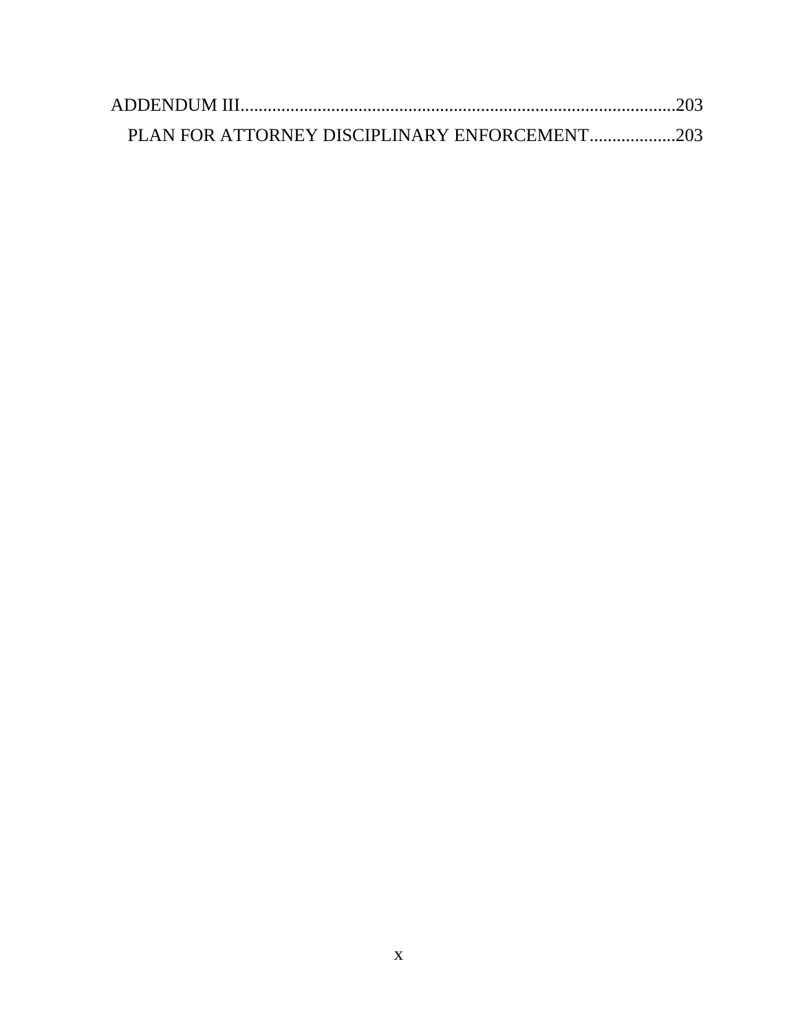ADDENDUM III................................................................................................203

PLAN FOR ATTORNEY DISCIPLINARY ENFORCEMENT...................203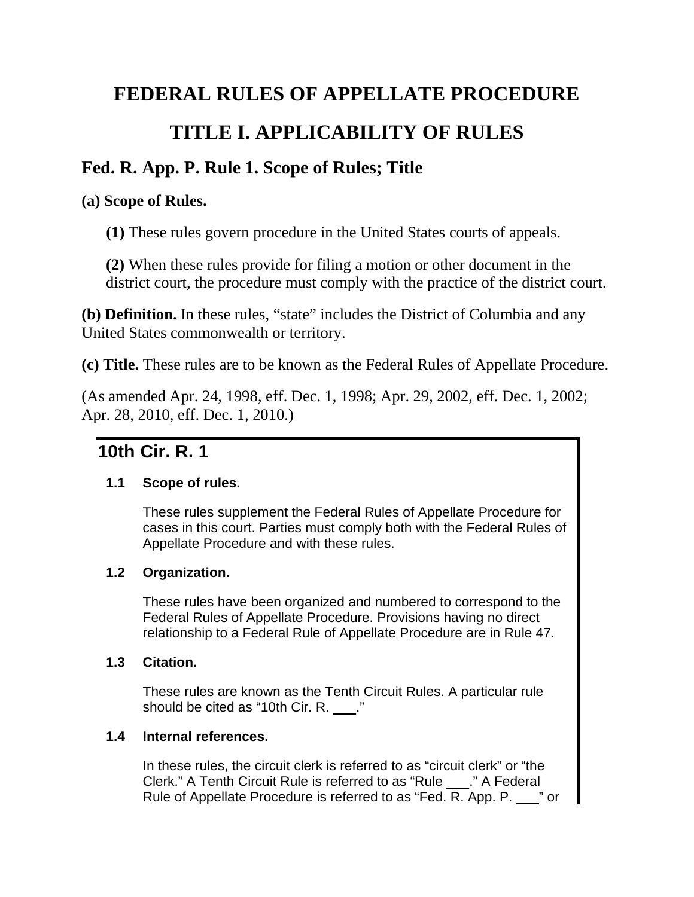# FEDERAL RULES OF APPELLATE PROCEDURE

# TITLE I. APPLICABILITY OF RULES

## Fed. R. App. P. Rule 1. Scope of Rules; Title

**(a) Scope of Rules.**

**(1)** These rules govern procedure in the United States courts of appeals.

**(2)** When these rules provide for filing a motion or other document in the district court, the procedure must comply with the practice of the district court.

**(b) Definition.** In these rules, "state" includes the District of Columbia and any United States commonwealth or territory.

**(c) Title.** These rules are to be known as the Federal Rules of Appellate Procedure.

(As amended Apr. 24, 1998, eff. Dec. 1, 1998; Apr. 29, 2002, eff. Dec. 1, 2002; Apr. 28, 2010, eff. Dec. 1, 2010.)

## 10th Cir. R. 1

**1.1 Scope of rules.**

These rules supplement the Federal Rules of Appellate Procedure for cases in this court. Parties must comply both with the Federal Rules of Appellate Procedure and with these rules.

**1.2 Organization.**

These rules have been organized and numbered to correspond to the Federal Rules of Appellate Procedure. Provisions having no direct relationship to a Federal Rule of Appellate Procedure are in Rule 47.

**1.3 Citation.**

These rules are known as the Tenth Circuit Rules. A particular rule should be cited as "10th Cir. R. ___."

**1.4 Internal references.**

In these rules, the circuit clerk is referred to as "circuit clerk" or "the Clerk." A Tenth Circuit Rule is referred to as "Rule ___." A Federal Rule of Appellate Procedure is referred to as "Fed. R. App. P. ___" or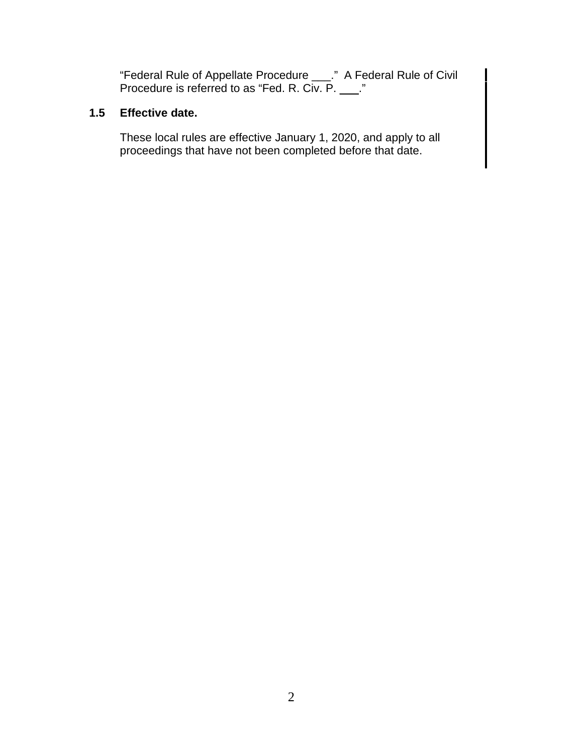"Federal Rule of Appellate Procedure ___." A Federal Rule of Civil Procedure is referred to as "Fed. R. Civ. P. ___."

### 1.5 Effective date.

These local rules are effective January 1, 2020, and apply to all proceedings that have not been completed before that date.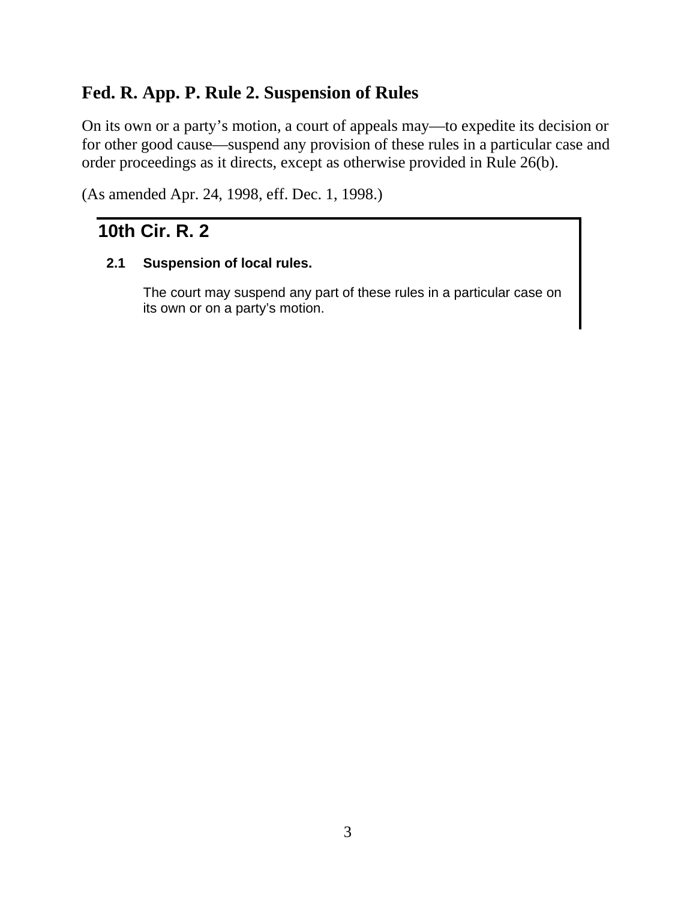## Fed. R. App. P. Rule 2. Suspension of Rules

On its own or a party's motion, a court of appeals may—to expedite its decision or for other good cause—suspend any provision of these rules in a particular case and order proceedings as it directs, except as otherwise provided in Rule 26(b).

(As amended Apr. 24, 1998, eff. Dec. 1, 1998.)

## 10th Cir. R. 2

**2.1 Suspension of local rules.**

The court may suspend any part of these rules in a particular case on its own or on a party's motion.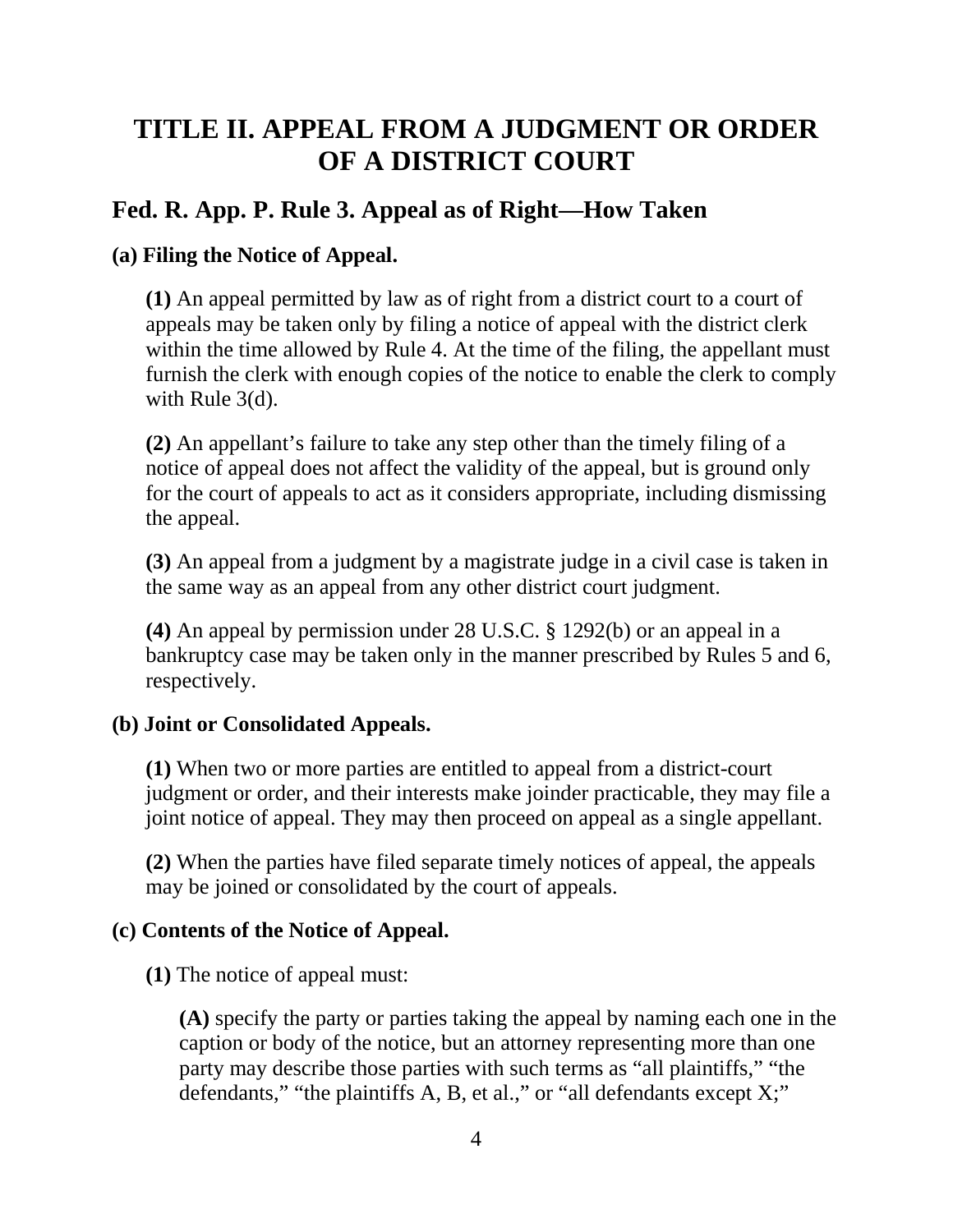# TITLE II. APPEAL FROM A JUDGMENT OR ORDER OF A DISTRICT COURT

## Fed. R. App. P. Rule 3. Appeal as of Right—How Taken

**(a) Filing the Notice of Appeal.**

**(1)** An appeal permitted by law as of right from a district court to a court of appeals may be taken only by filing a notice of appeal with the district clerk within the time allowed by Rule 4. At the time of the filing, the appellant must furnish the clerk with enough copies of the notice to enable the clerk to comply with Rule 3(d).

**(2)** An appellant's failure to take any step other than the timely filing of a notice of appeal does not affect the validity of the appeal, but is ground only for the court of appeals to act as it considers appropriate, including dismissing the appeal.

**(3)** An appeal from a judgment by a magistrate judge in a civil case is taken in the same way as an appeal from any other district court judgment.

**(4)** An appeal by permission under 28 U.S.C. § 1292(b) or an appeal in a bankruptcy case may be taken only in the manner prescribed by Rules 5 and 6, respectively.

**(b) Joint or Consolidated Appeals.**

**(1)** When two or more parties are entitled to appeal from a district-court judgment or order, and their interests make joinder practicable, they may file a joint notice of appeal. They may then proceed on appeal as a single appellant.

**(2)** When the parties have filed separate timely notices of appeal, the appeals may be joined or consolidated by the court of appeals.

**(c) Contents of the Notice of Appeal.**

**(1)** The notice of appeal must:

**(A)** specify the party or parties taking the appeal by naming each one in the caption or body of the notice, but an attorney representing more than one party may describe those parties with such terms as "all plaintiffs," "the defendants," "the plaintiffs A, B, et al.," or "all defendants except X;"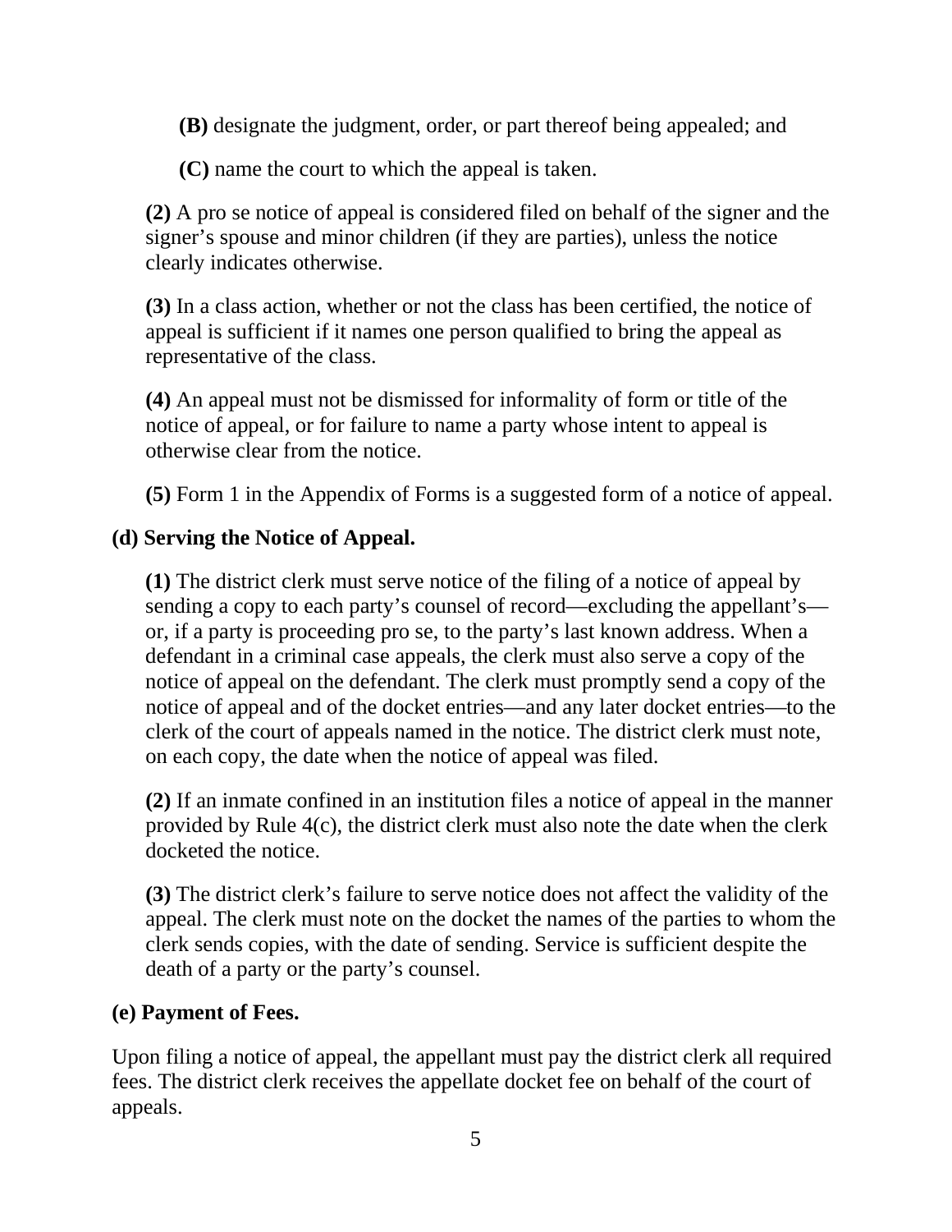**(B)** designate the judgment, order, or part thereof being appealed; and

**(C)** name the court to which the appeal is taken.

**(2)** A pro se notice of appeal is considered filed on behalf of the signer and the signer's spouse and minor children (if they are parties), unless the notice clearly indicates otherwise.

**(3)** In a class action, whether or not the class has been certified, the notice of appeal is sufficient if it names one person qualified to bring the appeal as representative of the class.

**(4)** An appeal must not be dismissed for informality of form or title of the notice of appeal, or for failure to name a party whose intent to appeal is otherwise clear from the notice.

**(5)** Form 1 in the Appendix of Forms is a suggested form of a notice of appeal.

### (d) Serving the Notice of Appeal.

**(1)** The district clerk must serve notice of the filing of a notice of appeal by sending a copy to each party's counsel of record—excluding the appellant's—or, if a party is proceeding pro se, to the party's last known address. When a defendant in a criminal case appeals, the clerk must also serve a copy of the notice of appeal on the defendant. The clerk must promptly send a copy of the notice of appeal and of the docket entries—and any later docket entries—to the clerk of the court of appeals named in the notice. The district clerk must note, on each copy, the date when the notice of appeal was filed.

**(2)** If an inmate confined in an institution files a notice of appeal in the manner provided by Rule 4(c), the district clerk must also note the date when the clerk docketed the notice.

**(3)** The district clerk's failure to serve notice does not affect the validity of the appeal. The clerk must note on the docket the names of the parties to whom the clerk sends copies, with the date of sending. Service is sufficient despite the death of a party or the party's counsel.

### (e) Payment of Fees.

Upon filing a notice of appeal, the appellant must pay the district clerk all required fees. The district clerk receives the appellate docket fee on behalf of the court of appeals.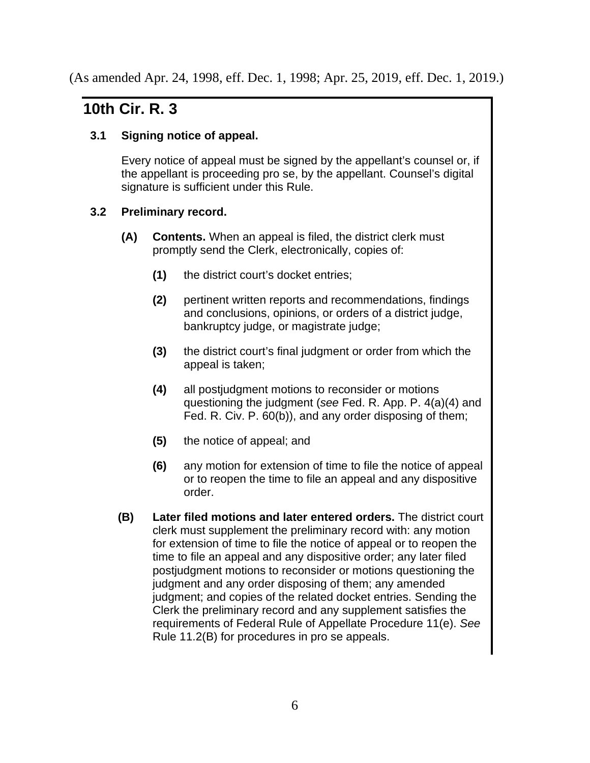(As amended Apr. 24, 1998, eff. Dec. 1, 1998; Apr. 25, 2019, eff. Dec. 1, 2019.)

## 10th Cir. R. 3

**3.1 Signing notice of appeal.**

Every notice of appeal must be signed by the appellant's counsel or, if the appellant is proceeding pro se, by the appellant. Counsel's digital signature is sufficient under this Rule.

**3.2 Preliminary record.**

**(A) Contents.** When an appeal is filed, the district clerk must promptly send the Clerk, electronically, copies of:

**(1)** the district court's docket entries;

**(2)** pertinent written reports and recommendations, findings and conclusions, opinions, or orders of a district judge, bankruptcy judge, or magistrate judge;

**(3)** the district court's final judgment or order from which the appeal is taken;

**(4)** all postjudgment motions to reconsider or motions questioning the judgment (*see* Fed. R. App. P. 4(a)(4) and Fed. R. Civ. P. 60(b)), and any order disposing of them;

**(5)** the notice of appeal; and

**(6)** any motion for extension of time to file the notice of appeal or to reopen the time to file an appeal and any dispositive order.

**(B) Later filed motions and later entered orders.** The district court clerk must supplement the preliminary record with: any motion for extension of time to file the notice of appeal or to reopen the time to file an appeal and any dispositive order; any later filed postjudgment motions to reconsider or motions questioning the judgment and any order disposing of them; any amended judgment; and copies of the related docket entries. Sending the Clerk the preliminary record and any supplement satisfies the requirements of Federal Rule of Appellate Procedure 11(e). *See* Rule 11.2(B) for procedures in pro se appeals.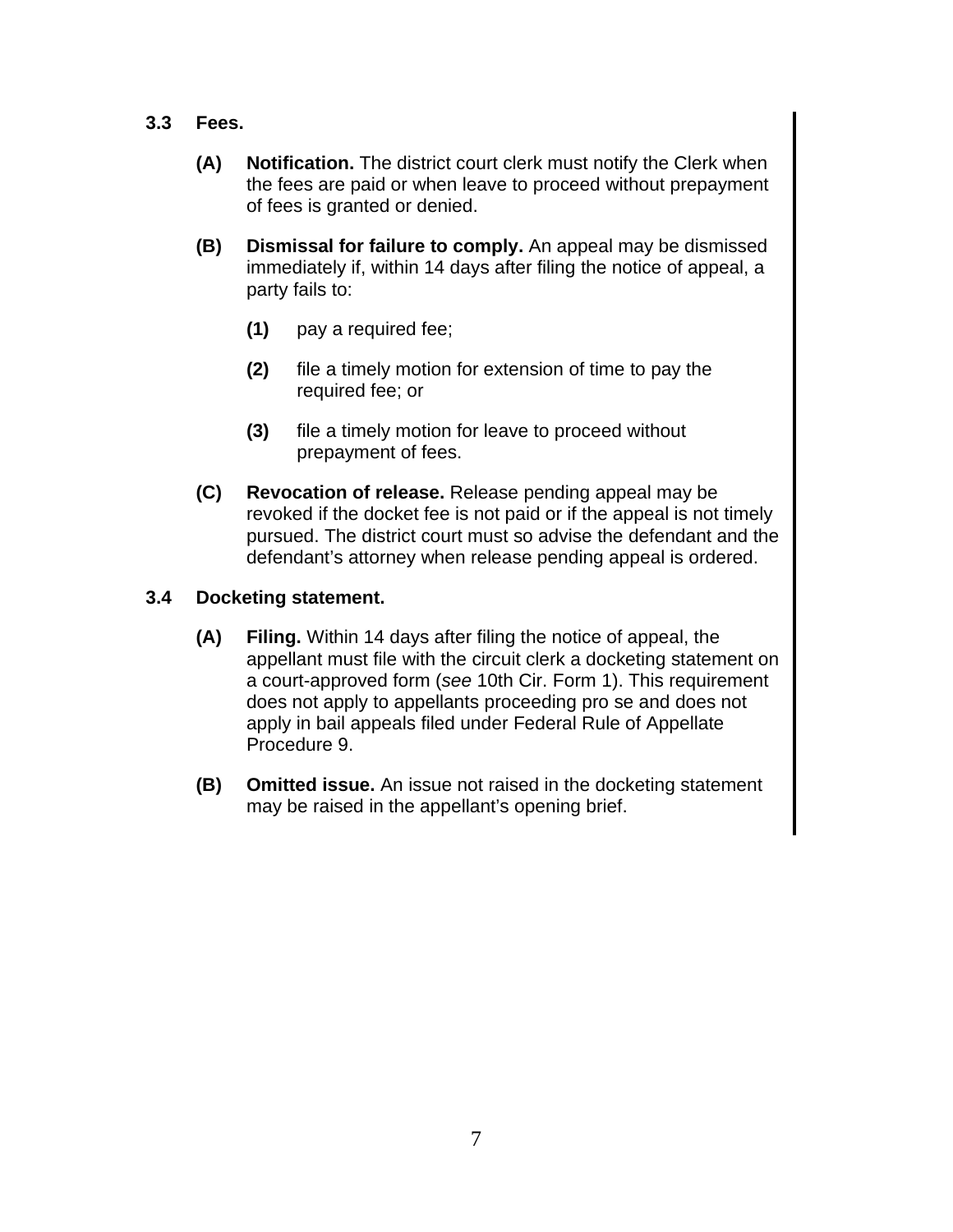**3.3 Fees.**

**(A) Notification.** The district court clerk must notify the Clerk when the fees are paid or when leave to proceed without prepayment of fees is granted or denied.

**(B) Dismissal for failure to comply.** An appeal may be dismissed immediately if, within 14 days after filing the notice of appeal, a party fails to:

**(1)** pay a required fee;

**(2)** file a timely motion for extension of time to pay the required fee; or

**(3)** file a timely motion for leave to proceed without prepayment of fees.

**(C) Revocation of release.** Release pending appeal may be revoked if the docket fee is not paid or if the appeal is not timely pursued. The district court must so advise the defendant and the defendant's attorney when release pending appeal is ordered.

**3.4 Docketing statement.**

**(A) Filing.** Within 14 days after filing the notice of appeal, the appellant must file with the circuit clerk a docketing statement on a court-approved form (*see* 10th Cir. Form 1). This requirement does not apply to appellants proceeding pro se and does not apply in bail appeals filed under Federal Rule of Appellate Procedure 9.

**(B) Omitted issue.** An issue not raised in the docketing statement may be raised in the appellant's opening brief.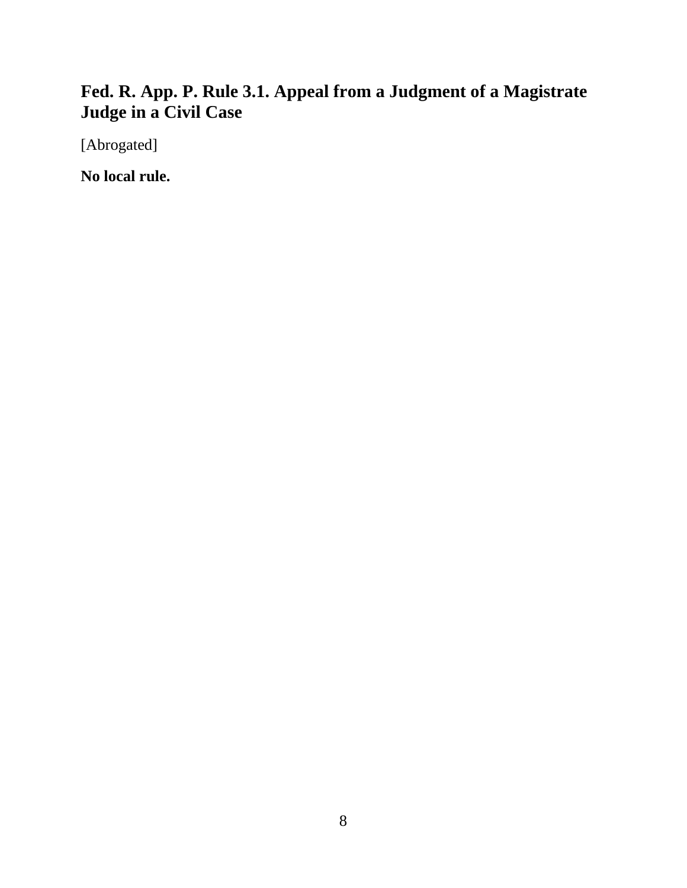## Fed. R. App. P. Rule 3.1. Appeal from a Judgment of a Magistrate Judge in a Civil Case

[Abrogated]

**No local rule.**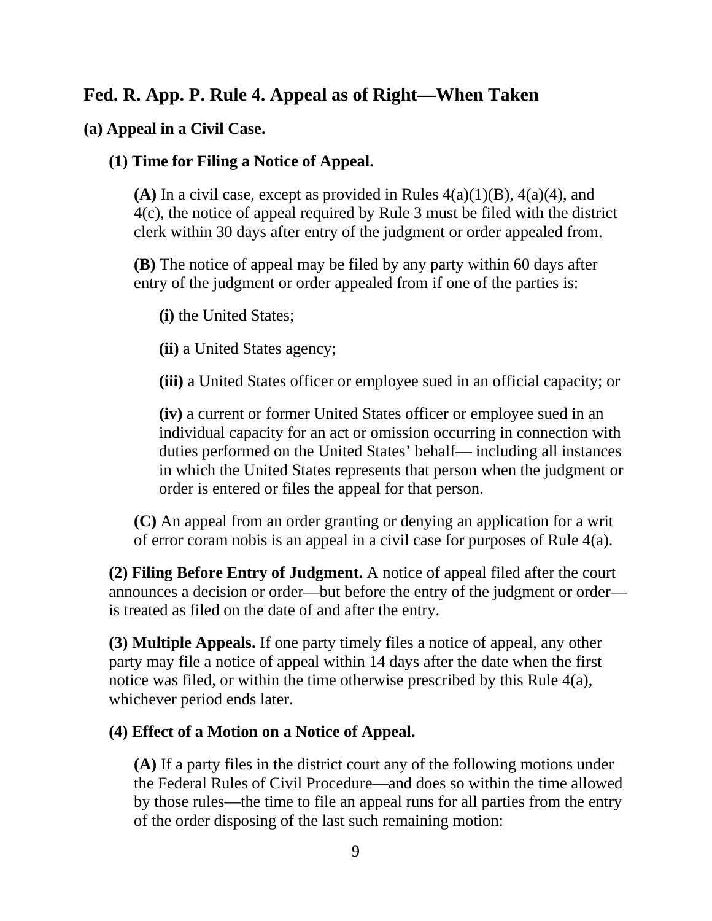## Fed. R. App. P. Rule 4. Appeal as of Right—When Taken

### (a) Appeal in a Civil Case.

**(1) Time for Filing a Notice of Appeal.**

**(A)** In a civil case, except as provided in Rules 4(a)(1)(B), 4(a)(4), and 4(c), the notice of appeal required by Rule 3 must be filed with the district clerk within 30 days after entry of the judgment or order appealed from.

**(B)** The notice of appeal may be filed by any party within 60 days after entry of the judgment or order appealed from if one of the parties is:

**(i)** the United States;

**(ii)** a United States agency;

**(iii)** a United States officer or employee sued in an official capacity; or

**(iv)** a current or former United States officer or employee sued in an individual capacity for an act or omission occurring in connection with duties performed on the United States' behalf— including all instances in which the United States represents that person when the judgment or order is entered or files the appeal for that person.

**(C)** An appeal from an order granting or denying an application for a writ of error coram nobis is an appeal in a civil case for purposes of Rule 4(a).

**(2) Filing Before Entry of Judgment.** A notice of appeal filed after the court announces a decision or order—but before the entry of the judgment or order—is treated as filed on the date of and after the entry.

**(3) Multiple Appeals.** If one party timely files a notice of appeal, any other party may file a notice of appeal within 14 days after the date when the first notice was filed, or within the time otherwise prescribed by this Rule 4(a), whichever period ends later.

**(4) Effect of a Motion on a Notice of Appeal.**

**(A)** If a party files in the district court any of the following motions under the Federal Rules of Civil Procedure—and does so within the time allowed by those rules—the time to file an appeal runs for all parties from the entry of the order disposing of the last such remaining motion: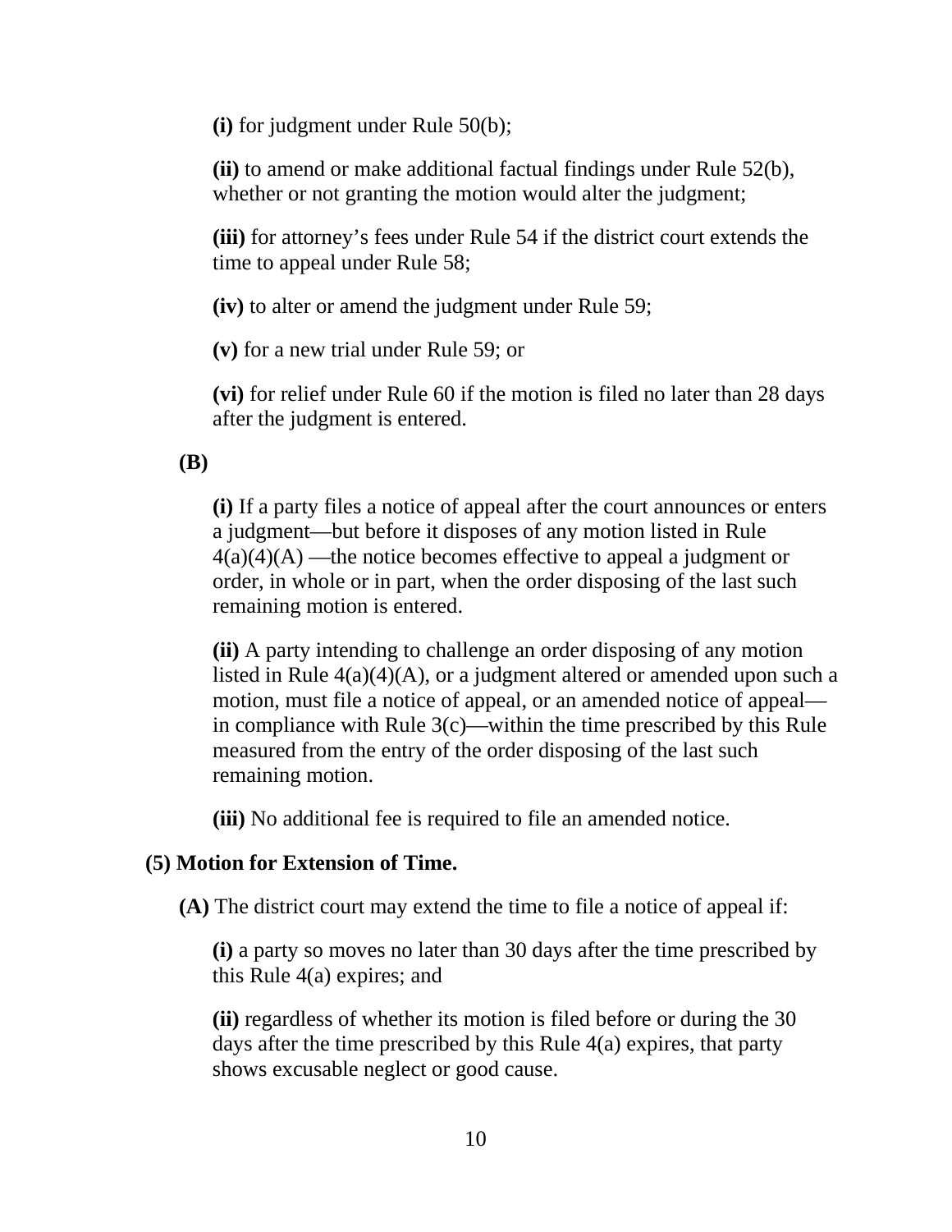**(i)** for judgment under Rule 50(b);

**(ii)** to amend or make additional factual findings under Rule 52(b), whether or not granting the motion would alter the judgment;

**(iii)** for attorney's fees under Rule 54 if the district court extends the time to appeal under Rule 58;

**(iv)** to alter or amend the judgment under Rule 59;

**(v)** for a new trial under Rule 59; or

**(vi)** for relief under Rule 60 if the motion is filed no later than 28 days after the judgment is entered.

**(B)**

**(i)** If a party files a notice of appeal after the court announces or enters a judgment—but before it disposes of any motion listed in Rule 4(a)(4)(A) —the notice becomes effective to appeal a judgment or order, in whole or in part, when the order disposing of the last such remaining motion is entered.

**(ii)** A party intending to challenge an order disposing of any motion listed in Rule 4(a)(4)(A), or a judgment altered or amended upon such a motion, must file a notice of appeal, or an amended notice of appeal—in compliance with Rule 3(c)—within the time prescribed by this Rule measured from the entry of the order disposing of the last such remaining motion.

**(iii)** No additional fee is required to file an amended notice.

**(5) Motion for Extension of Time.**

**(A)** The district court may extend the time to file a notice of appeal if:

**(i)** a party so moves no later than 30 days after the time prescribed by this Rule 4(a) expires; and

**(ii)** regardless of whether its motion is filed before or during the 30 days after the time prescribed by this Rule 4(a) expires, that party shows excusable neglect or good cause.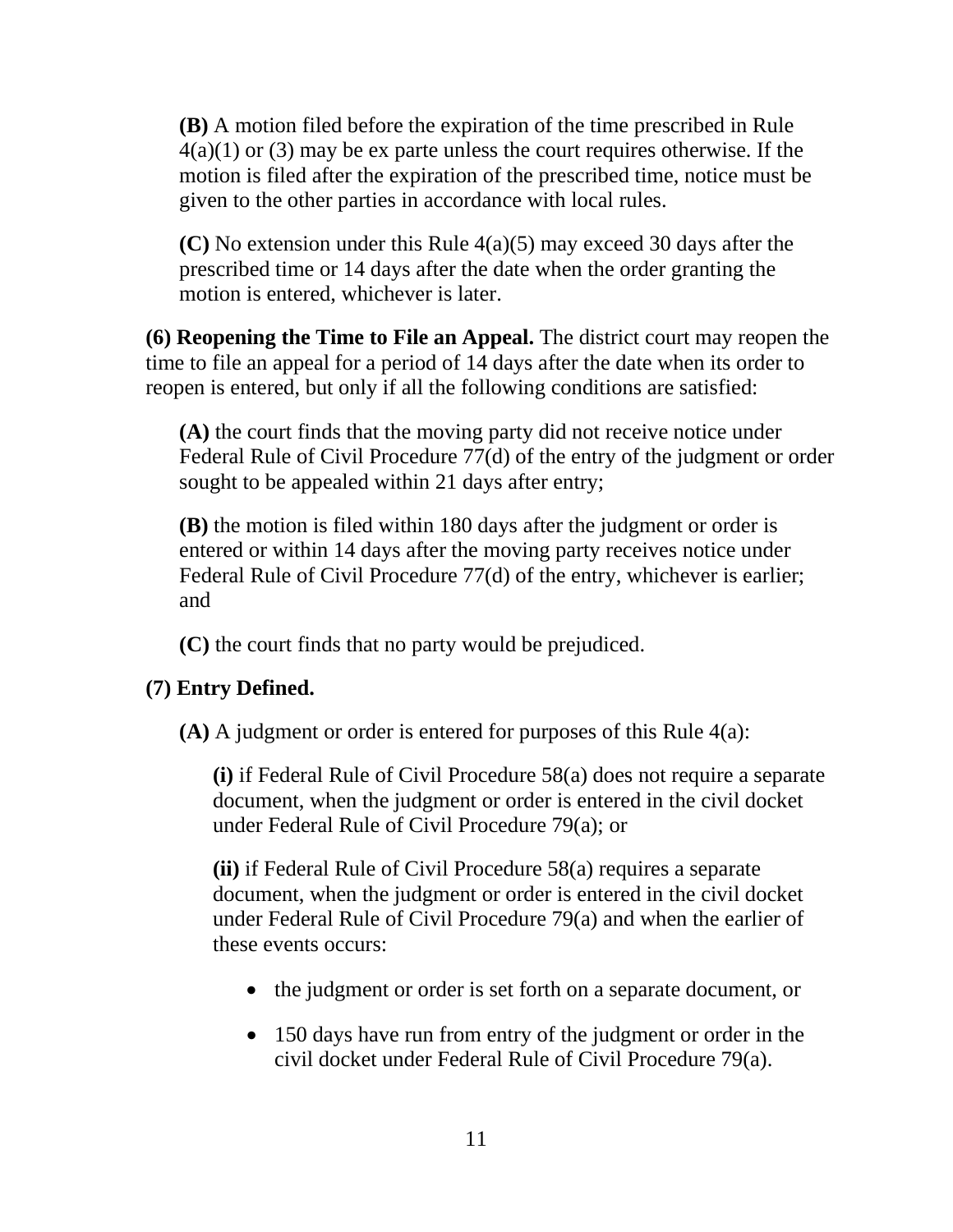**(B)** A motion filed before the expiration of the time prescribed in Rule 4(a)(1) or (3) may be ex parte unless the court requires otherwise. If the motion is filed after the expiration of the prescribed time, notice must be given to the other parties in accordance with local rules.

**(C)** No extension under this Rule 4(a)(5) may exceed 30 days after the prescribed time or 14 days after the date when the order granting the motion is entered, whichever is later.

**(6) Reopening the Time to File an Appeal.** The district court may reopen the time to file an appeal for a period of 14 days after the date when its order to reopen is entered, but only if all the following conditions are satisfied:

**(A)** the court finds that the moving party did not receive notice under Federal Rule of Civil Procedure 77(d) of the entry of the judgment or order sought to be appealed within 21 days after entry;

**(B)** the motion is filed within 180 days after the judgment or order is entered or within 14 days after the moving party receives notice under Federal Rule of Civil Procedure 77(d) of the entry, whichever is earlier; and

**(C)** the court finds that no party would be prejudiced.

**(7) Entry Defined.**

**(A)** A judgment or order is entered for purposes of this Rule 4(a):

**(i)** if Federal Rule of Civil Procedure 58(a) does not require a separate document, when the judgment or order is entered in the civil docket under Federal Rule of Civil Procedure 79(a); or

**(ii)** if Federal Rule of Civil Procedure 58(a) requires a separate document, when the judgment or order is entered in the civil docket under Federal Rule of Civil Procedure 79(a) and when the earlier of these events occurs:

- the judgment or order is set forth on a separate document, or
- 150 days have run from entry of the judgment or order in the civil docket under Federal Rule of Civil Procedure 79(a).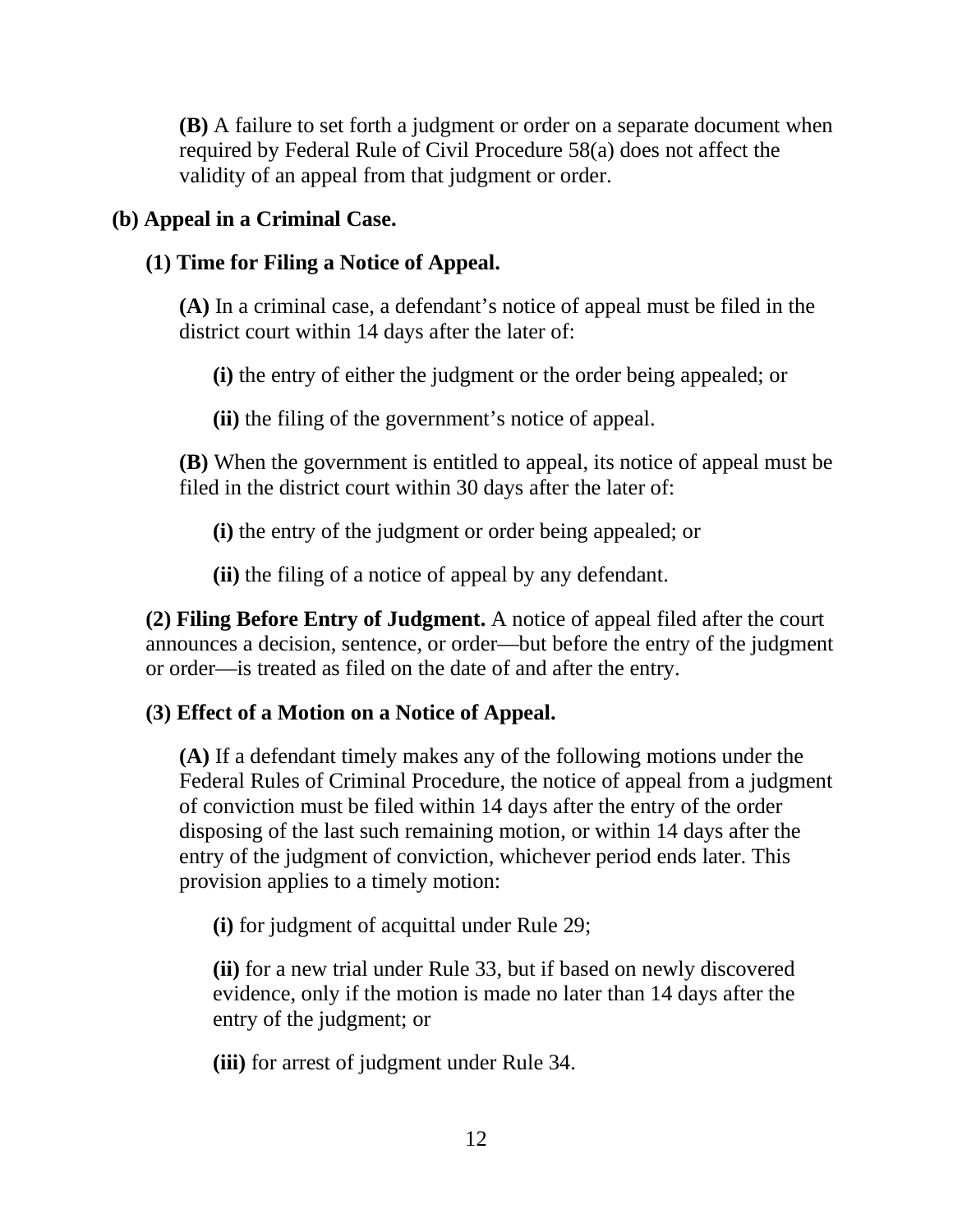**(B)** A failure to set forth a judgment or order on a separate document when required by Federal Rule of Civil Procedure 58(a) does not affect the validity of an appeal from that judgment or order.

**(b) Appeal in a Criminal Case.**

**(1) Time for Filing a Notice of Appeal.**

**(A)** In a criminal case, a defendant's notice of appeal must be filed in the district court within 14 days after the later of:

**(i)** the entry of either the judgment or the order being appealed; or

**(ii)** the filing of the government's notice of appeal.

**(B)** When the government is entitled to appeal, its notice of appeal must be filed in the district court within 30 days after the later of:

**(i)** the entry of the judgment or order being appealed; or

**(ii)** the filing of a notice of appeal by any defendant.

**(2) Filing Before Entry of Judgment.** A notice of appeal filed after the court announces a decision, sentence, or order—but before the entry of the judgment or order—is treated as filed on the date of and after the entry.

**(3) Effect of a Motion on a Notice of Appeal.**

**(A)** If a defendant timely makes any of the following motions under the Federal Rules of Criminal Procedure, the notice of appeal from a judgment of conviction must be filed within 14 days after the entry of the order disposing of the last such remaining motion, or within 14 days after the entry of the judgment of conviction, whichever period ends later. This provision applies to a timely motion:

**(i)** for judgment of acquittal under Rule 29;

**(ii)** for a new trial under Rule 33, but if based on newly discovered evidence, only if the motion is made no later than 14 days after the entry of the judgment; or

**(iii)** for arrest of judgment under Rule 34.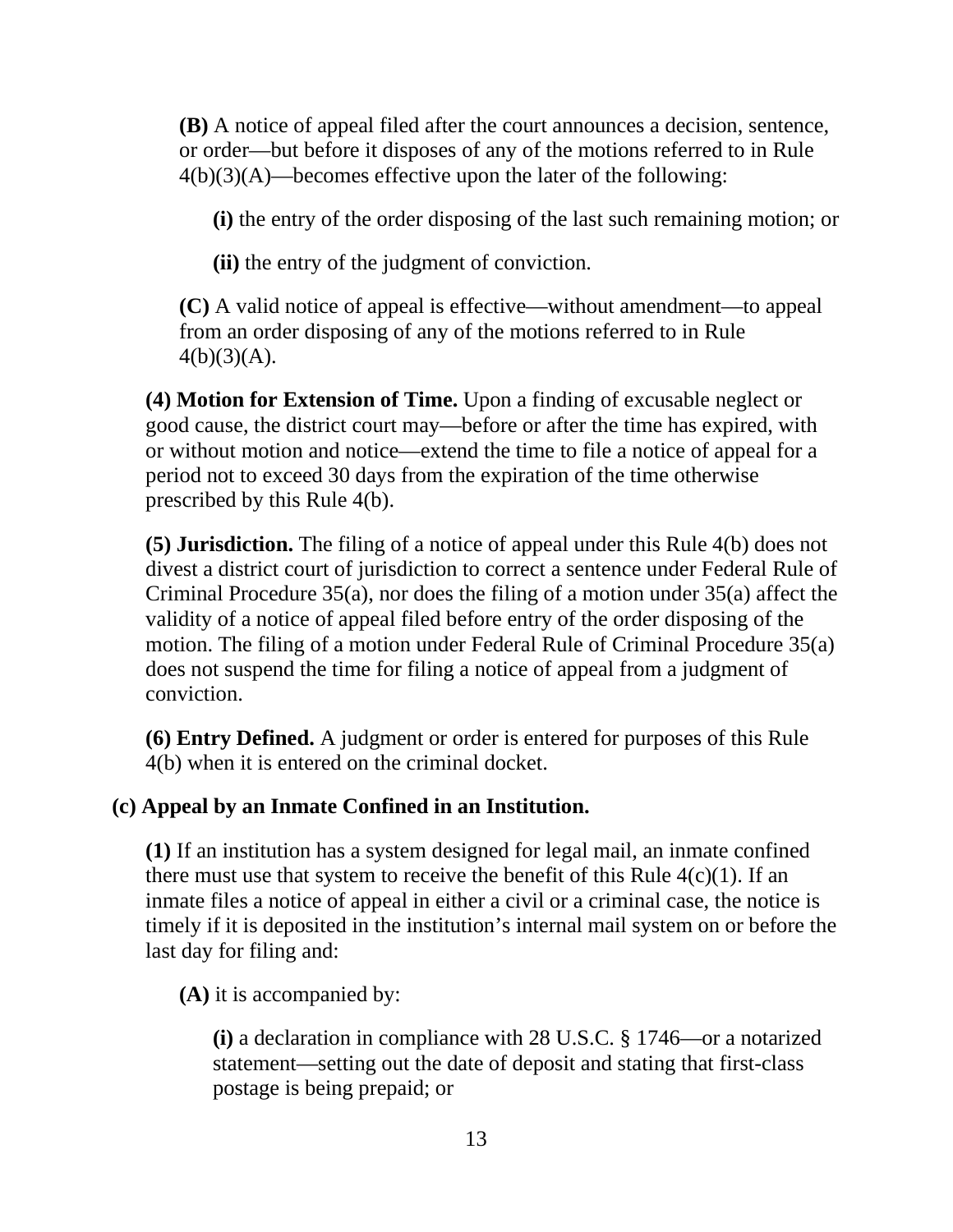**(B)** A notice of appeal filed after the court announces a decision, sentence, or order—but before it disposes of any of the motions referred to in Rule 4(b)(3)(A)—becomes effective upon the later of the following:

**(i)** the entry of the order disposing of the last such remaining motion; or

**(ii)** the entry of the judgment of conviction.

**(C)** A valid notice of appeal is effective—without amendment—to appeal from an order disposing of any of the motions referred to in Rule 4(b)(3)(A).

**(4) Motion for Extension of Time.** Upon a finding of excusable neglect or good cause, the district court may—before or after the time has expired, with or without motion and notice—extend the time to file a notice of appeal for a period not to exceed 30 days from the expiration of the time otherwise prescribed by this Rule 4(b).

**(5) Jurisdiction.** The filing of a notice of appeal under this Rule 4(b) does not divest a district court of jurisdiction to correct a sentence under Federal Rule of Criminal Procedure 35(a), nor does the filing of a motion under 35(a) affect the validity of a notice of appeal filed before entry of the order disposing of the motion. The filing of a motion under Federal Rule of Criminal Procedure 35(a) does not suspend the time for filing a notice of appeal from a judgment of conviction.

**(6) Entry Defined.** A judgment or order is entered for purposes of this Rule 4(b) when it is entered on the criminal docket.

**(c) Appeal by an Inmate Confined in an Institution.**

**(1)** If an institution has a system designed for legal mail, an inmate confined there must use that system to receive the benefit of this Rule 4(c)(1). If an inmate files a notice of appeal in either a civil or a criminal case, the notice is timely if it is deposited in the institution's internal mail system on or before the last day for filing and:

**(A)** it is accompanied by:

**(i)** a declaration in compliance with 28 U.S.C. § 1746—or a notarized statement—setting out the date of deposit and stating that first-class postage is being prepaid; or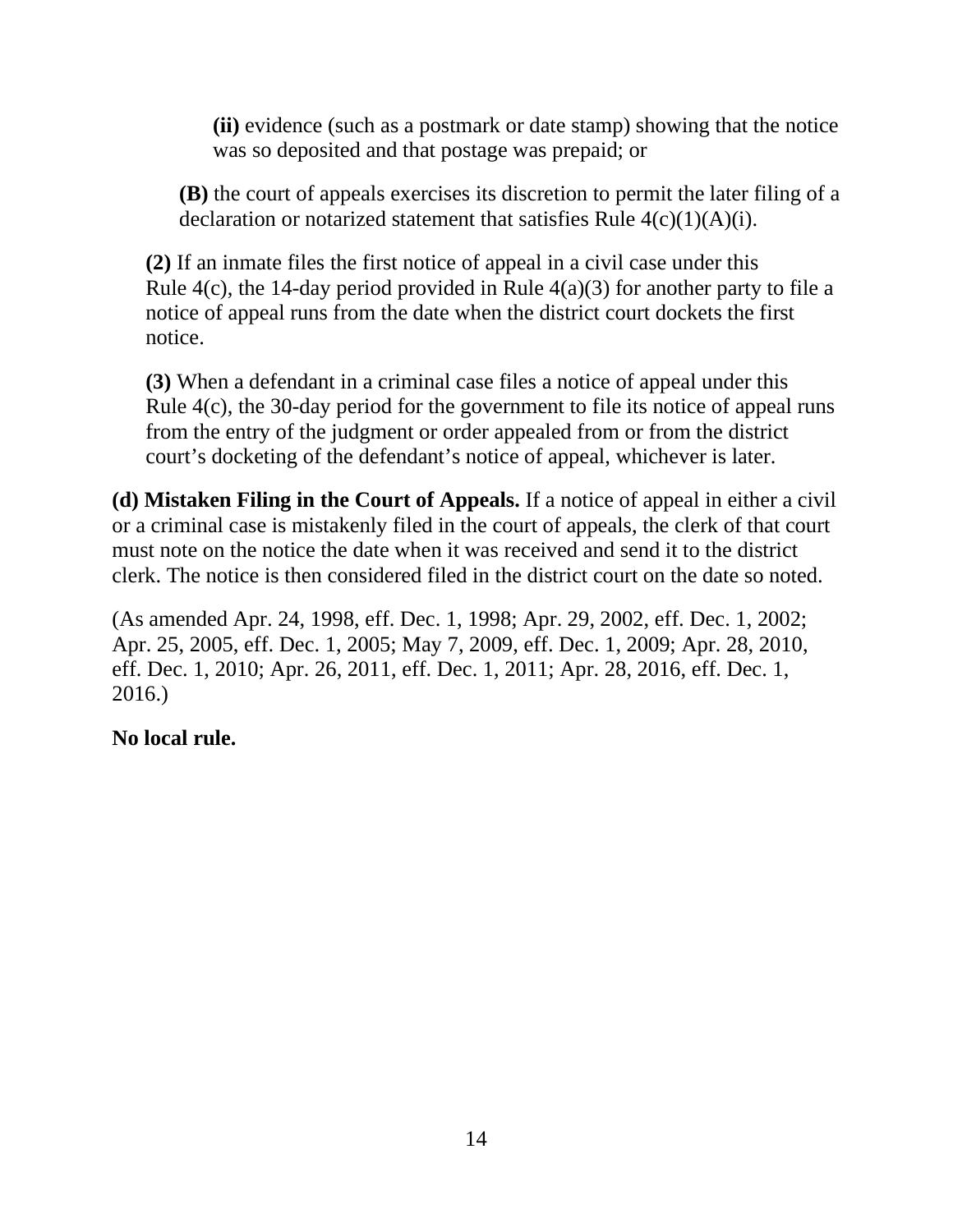**(ii)** evidence (such as a postmark or date stamp) showing that the notice was so deposited and that postage was prepaid; or

**(B)** the court of appeals exercises its discretion to permit the later filing of a declaration or notarized statement that satisfies Rule 4(c)(1)(A)(i).

**(2)** If an inmate files the first notice of appeal in a civil case under this Rule 4(c), the 14-day period provided in Rule 4(a)(3) for another party to file a notice of appeal runs from the date when the district court dockets the first notice.

**(3)** When a defendant in a criminal case files a notice of appeal under this Rule 4(c), the 30-day period for the government to file its notice of appeal runs from the entry of the judgment or order appealed from or from the district court's docketing of the defendant's notice of appeal, whichever is later.

**(d) Mistaken Filing in the Court of Appeals.** If a notice of appeal in either a civil or a criminal case is mistakenly filed in the court of appeals, the clerk of that court must note on the notice the date when it was received and send it to the district clerk. The notice is then considered filed in the district court on the date so noted.

(As amended Apr. 24, 1998, eff. Dec. 1, 1998; Apr. 29, 2002, eff. Dec. 1, 2002; Apr. 25, 2005, eff. Dec. 1, 2005; May 7, 2009, eff. Dec. 1, 2009; Apr. 28, 2010, eff. Dec. 1, 2010; Apr. 26, 2011, eff. Dec. 1, 2011; Apr. 28, 2016, eff. Dec. 1, 2016.)

**No local rule.**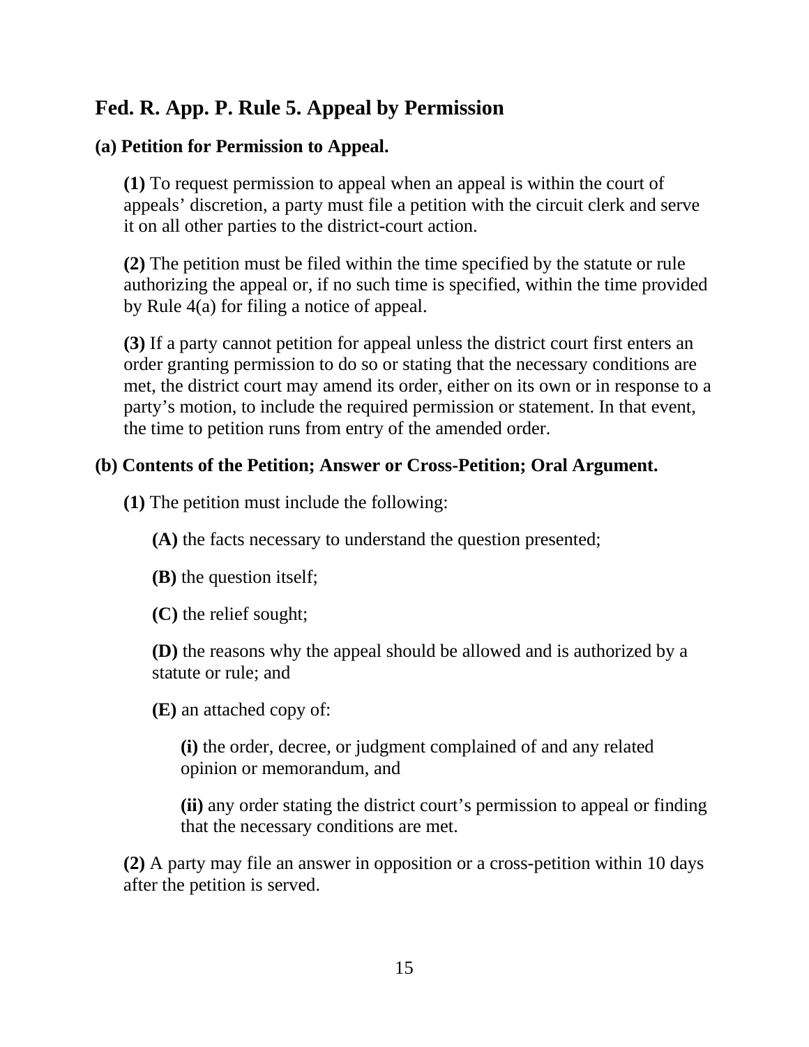## Fed. R. App. P. Rule 5. Appeal by Permission

### (a) Petition for Permission to Appeal.

**(1)** To request permission to appeal when an appeal is within the court of appeals' discretion, a party must file a petition with the circuit clerk and serve it on all other parties to the district-court action.

**(2)** The petition must be filed within the time specified by the statute or rule authorizing the appeal or, if no such time is specified, within the time provided by Rule 4(a) for filing a notice of appeal.

**(3)** If a party cannot petition for appeal unless the district court first enters an order granting permission to do so or stating that the necessary conditions are met, the district court may amend its order, either on its own or in response to a party's motion, to include the required permission or statement. In that event, the time to petition runs from entry of the amended order.

### (b) Contents of the Petition; Answer or Cross-Petition; Oral Argument.

**(1)** The petition must include the following:

**(A)** the facts necessary to understand the question presented;

**(B)** the question itself;

**(C)** the relief sought;

**(D)** the reasons why the appeal should be allowed and is authorized by a statute or rule; and

**(E)** an attached copy of:

**(i)** the order, decree, or judgment complained of and any related opinion or memorandum, and

**(ii)** any order stating the district court's permission to appeal or finding that the necessary conditions are met.

**(2)** A party may file an answer in opposition or a cross-petition within 10 days after the petition is served.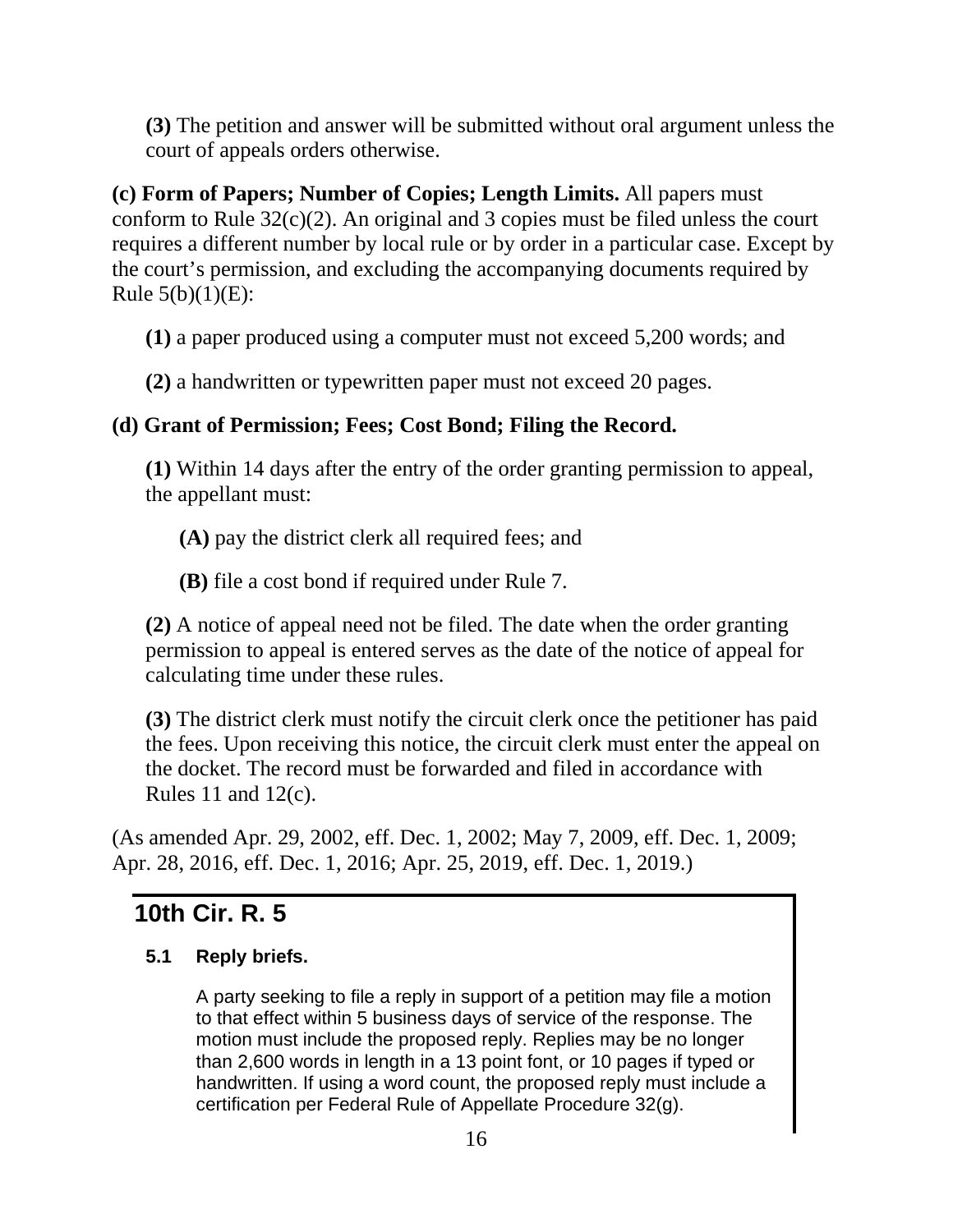**(3)** The petition and answer will be submitted without oral argument unless the court of appeals orders otherwise.

**(c) Form of Papers; Number of Copies; Length Limits.** All papers must conform to Rule 32(c)(2). An original and 3 copies must be filed unless the court requires a different number by local rule or by order in a particular case. Except by the court's permission, and excluding the accompanying documents required by Rule 5(b)(1)(E):

**(1)** a paper produced using a computer must not exceed 5,200 words; and

**(2)** a handwritten or typewritten paper must not exceed 20 pages.

**(d) Grant of Permission; Fees; Cost Bond; Filing the Record.**

**(1)** Within 14 days after the entry of the order granting permission to appeal, the appellant must:

**(A)** pay the district clerk all required fees; and

**(B)** file a cost bond if required under Rule 7.

**(2)** A notice of appeal need not be filed. The date when the order granting permission to appeal is entered serves as the date of the notice of appeal for calculating time under these rules.

**(3)** The district clerk must notify the circuit clerk once the petitioner has paid the fees. Upon receiving this notice, the circuit clerk must enter the appeal on the docket. The record must be forwarded and filed in accordance with Rules 11 and 12(c).

(As amended Apr. 29, 2002, eff. Dec. 1, 2002; May 7, 2009, eff. Dec. 1, 2009; Apr. 28, 2016, eff. Dec. 1, 2016; Apr. 25, 2019, eff. Dec. 1, 2019.)

## 10th Cir. R. 5

**5.1 Reply briefs.**

A party seeking to file a reply in support of a petition may file a motion to that effect within 5 business days of service of the response. The motion must include the proposed reply. Replies may be no longer than 2,600 words in length in a 13 point font, or 10 pages if typed or handwritten. If using a word count, the proposed reply must include a certification per Federal Rule of Appellate Procedure 32(g).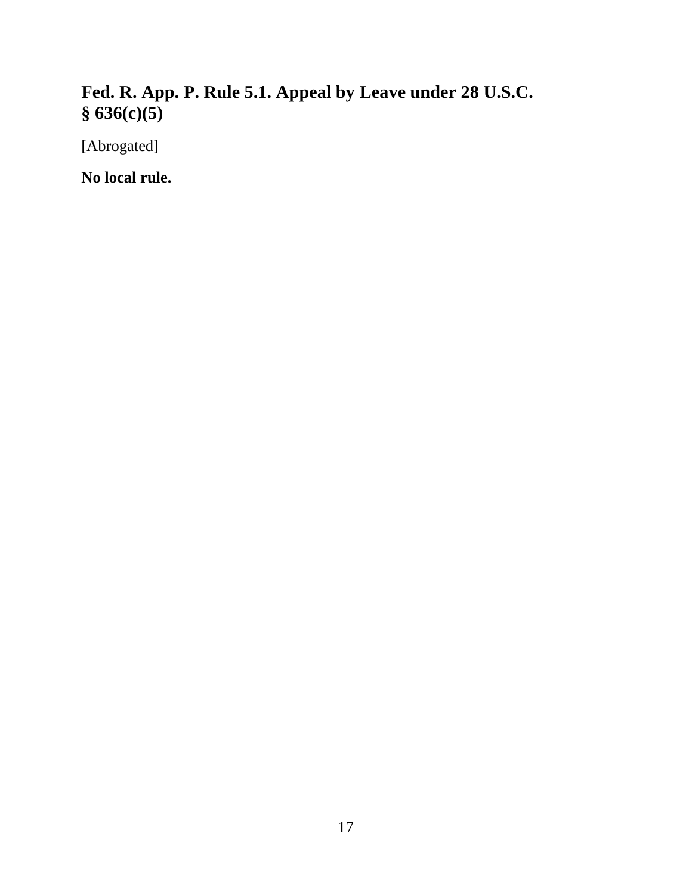## Fed. R. App. P. Rule 5.1. Appeal by Leave under 28 U.S.C. § 636(c)(5)

[Abrogated]

**No local rule.**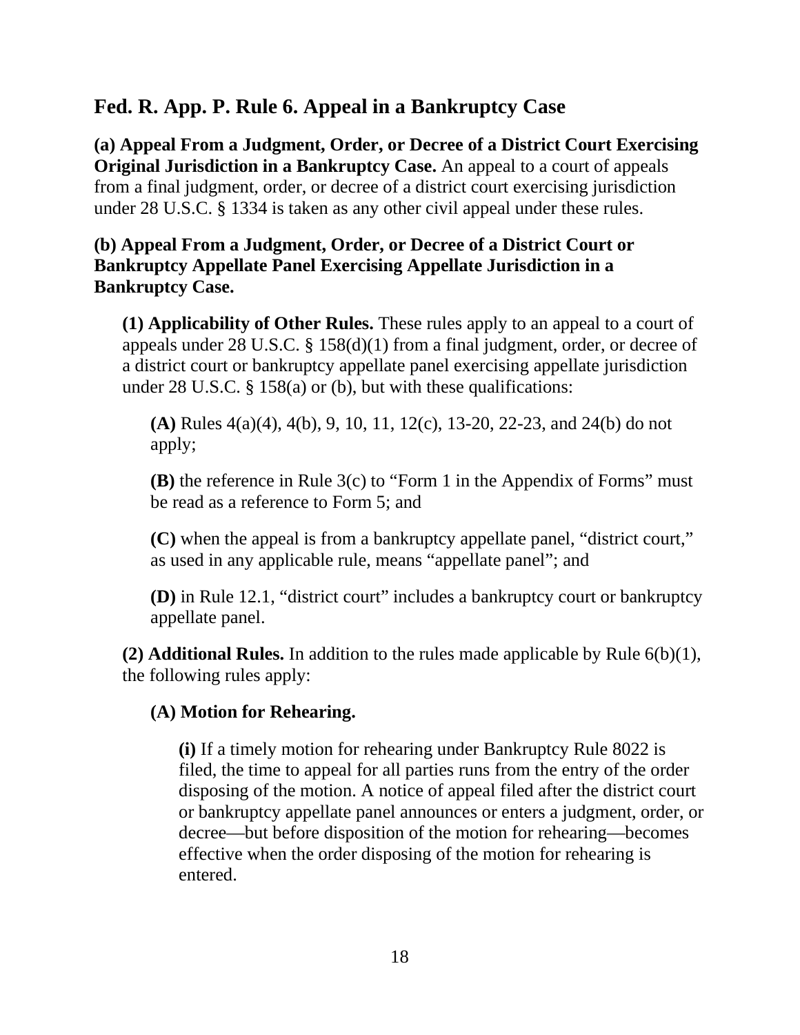## Fed. R. App. P. Rule 6. Appeal in a Bankruptcy Case

**(a) Appeal From a Judgment, Order, or Decree of a District Court Exercising Original Jurisdiction in a Bankruptcy Case.** An appeal to a court of appeals from a final judgment, order, or decree of a district court exercising jurisdiction under 28 U.S.C. § 1334 is taken as any other civil appeal under these rules.

**(b) Appeal From a Judgment, Order, or Decree of a District Court or Bankruptcy Appellate Panel Exercising Appellate Jurisdiction in a Bankruptcy Case.**

**(1) Applicability of Other Rules.** These rules apply to an appeal to a court of appeals under 28 U.S.C. § 158(d)(1) from a final judgment, order, or decree of a district court or bankruptcy appellate panel exercising appellate jurisdiction under 28 U.S.C. § 158(a) or (b), but with these qualifications:

**(A)** Rules 4(a)(4), 4(b), 9, 10, 11, 12(c), 13-20, 22-23, and 24(b) do not apply;

**(B)** the reference in Rule 3(c) to "Form 1 in the Appendix of Forms" must be read as a reference to Form 5; and

**(C)** when the appeal is from a bankruptcy appellate panel, "district court," as used in any applicable rule, means "appellate panel"; and

**(D)** in Rule 12.1, "district court" includes a bankruptcy court or bankruptcy appellate panel.

**(2) Additional Rules.** In addition to the rules made applicable by Rule 6(b)(1), the following rules apply:

**(A) Motion for Rehearing.**

**(i)** If a timely motion for rehearing under Bankruptcy Rule 8022 is filed, the time to appeal for all parties runs from the entry of the order disposing of the motion. A notice of appeal filed after the district court or bankruptcy appellate panel announces or enters a judgment, order, or decree—but before disposition of the motion for rehearing—becomes effective when the order disposing of the motion for rehearing is entered.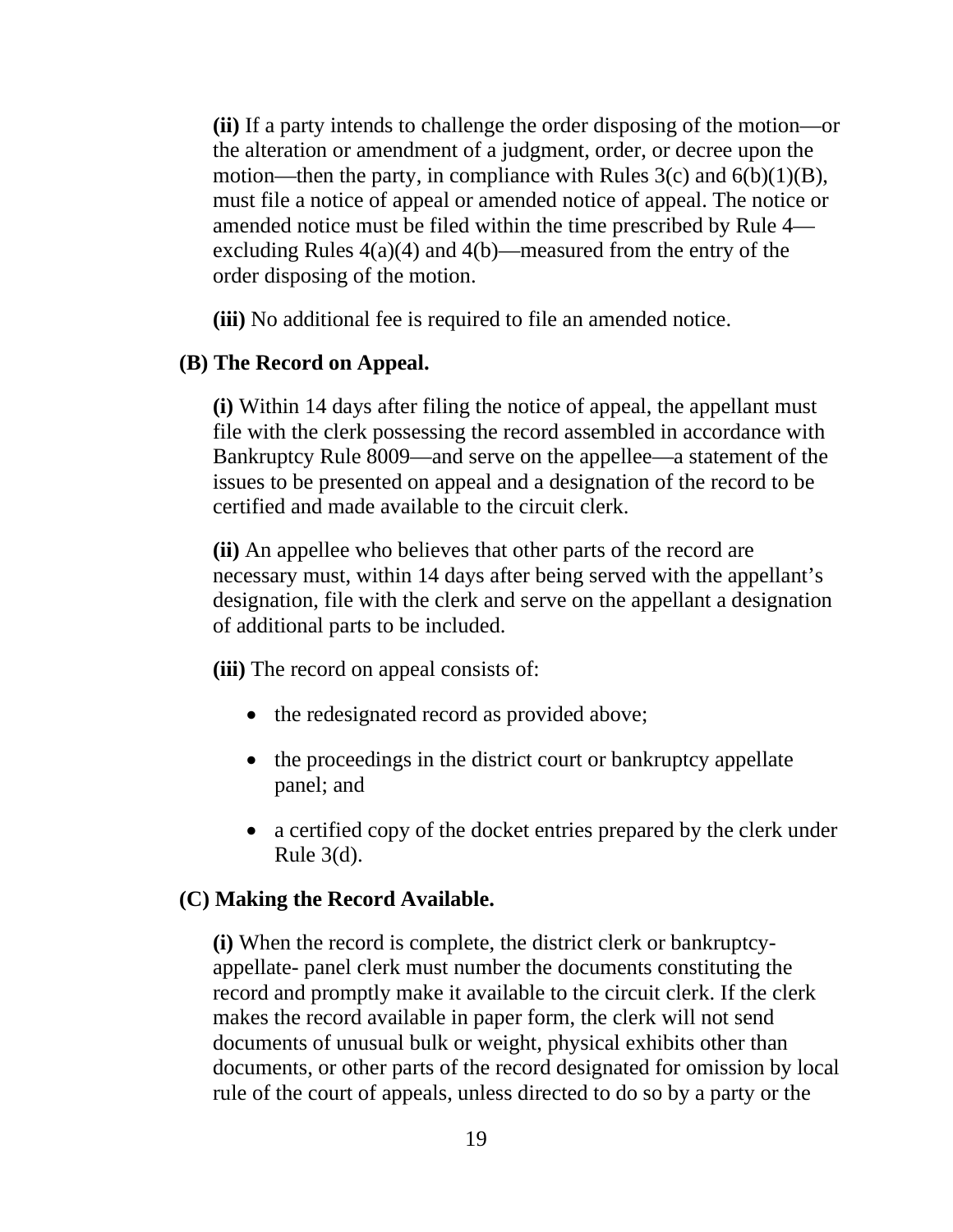**(ii)** If a party intends to challenge the order disposing of the motion—or the alteration or amendment of a judgment, order, or decree upon the motion—then the party, in compliance with Rules 3(c) and 6(b)(1)(B), must file a notice of appeal or amended notice of appeal. The notice or amended notice must be filed within the time prescribed by Rule 4—excluding Rules 4(a)(4) and 4(b)—measured from the entry of the order disposing of the motion.

**(iii)** No additional fee is required to file an amended notice.

**(B) The Record on Appeal.**

**(i)** Within 14 days after filing the notice of appeal, the appellant must file with the clerk possessing the record assembled in accordance with Bankruptcy Rule 8009—and serve on the appellee—a statement of the issues to be presented on appeal and a designation of the record to be certified and made available to the circuit clerk.

**(ii)** An appellee who believes that other parts of the record are necessary must, within 14 days after being served with the appellant's designation, file with the clerk and serve on the appellant a designation of additional parts to be included.

**(iii)** The record on appeal consists of:

- the redesignated record as provided above;
- the proceedings in the district court or bankruptcy appellate panel; and
- a certified copy of the docket entries prepared by the clerk under Rule 3(d).

**(C) Making the Record Available.**

**(i)** When the record is complete, the district clerk or bankruptcy-appellate- panel clerk must number the documents constituting the record and promptly make it available to the circuit clerk. If the clerk makes the record available in paper form, the clerk will not send documents of unusual bulk or weight, physical exhibits other than documents, or other parts of the record designated for omission by local rule of the court of appeals, unless directed to do so by a party or the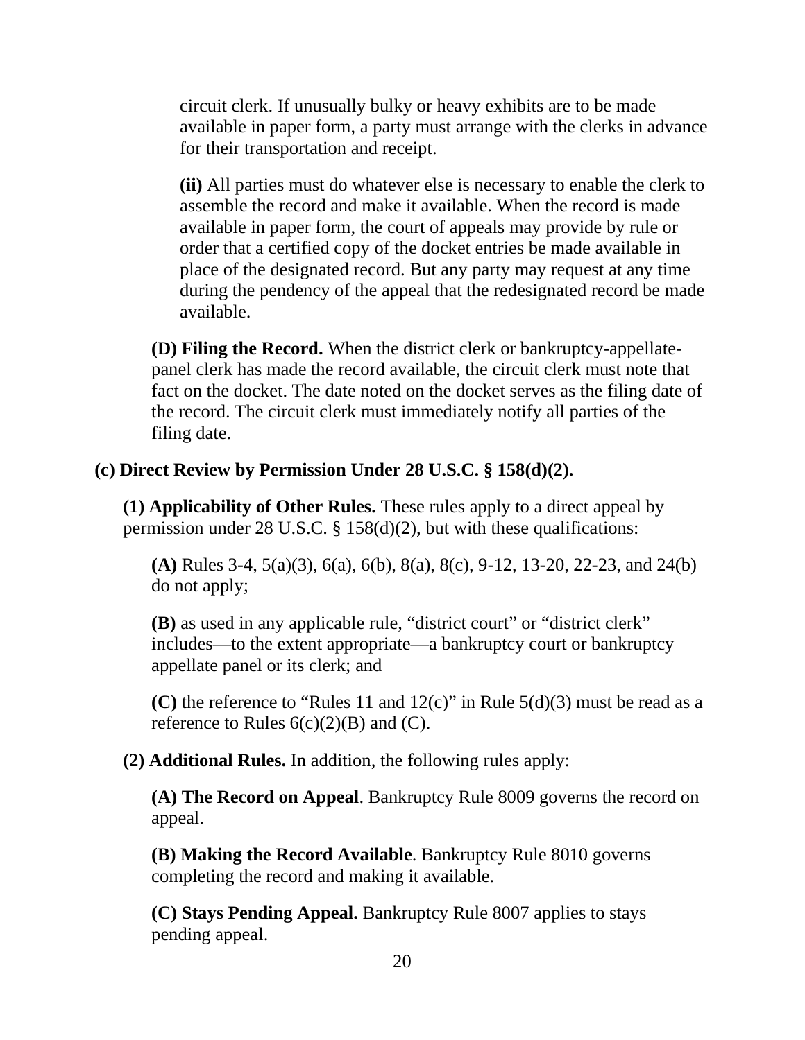circuit clerk. If unusually bulky or heavy exhibits are to be made available in paper form, a party must arrange with the clerks in advance for their transportation and receipt.

**(ii)** All parties must do whatever else is necessary to enable the clerk to assemble the record and make it available. When the record is made available in paper form, the court of appeals may provide by rule or order that a certified copy of the docket entries be made available in place of the designated record. But any party may request at any time during the pendency of the appeal that the redesignated record be made available.

**(D) Filing the Record.** When the district clerk or bankruptcy-appellate-panel clerk has made the record available, the circuit clerk must note that fact on the docket. The date noted on the docket serves as the filing date of the record. The circuit clerk must immediately notify all parties of the filing date.

**(c) Direct Review by Permission Under 28 U.S.C. § 158(d)(2).**

**(1) Applicability of Other Rules.** These rules apply to a direct appeal by permission under 28 U.S.C. § 158(d)(2), but with these qualifications:

**(A)** Rules 3-4, 5(a)(3), 6(a), 6(b), 8(a), 8(c), 9-12, 13-20, 22-23, and 24(b) do not apply;

**(B)** as used in any applicable rule, "district court" or "district clerk" includes—to the extent appropriate—a bankruptcy court or bankruptcy appellate panel or its clerk; and

**(C)** the reference to "Rules 11 and 12(c)" in Rule 5(d)(3) must be read as a reference to Rules 6(c)(2)(B) and (C).

**(2) Additional Rules.** In addition, the following rules apply:

**(A) The Record on Appeal**. Bankruptcy Rule 8009 governs the record on appeal.

**(B) Making the Record Available**. Bankruptcy Rule 8010 governs completing the record and making it available.

**(C) Stays Pending Appeal.** Bankruptcy Rule 8007 applies to stays pending appeal.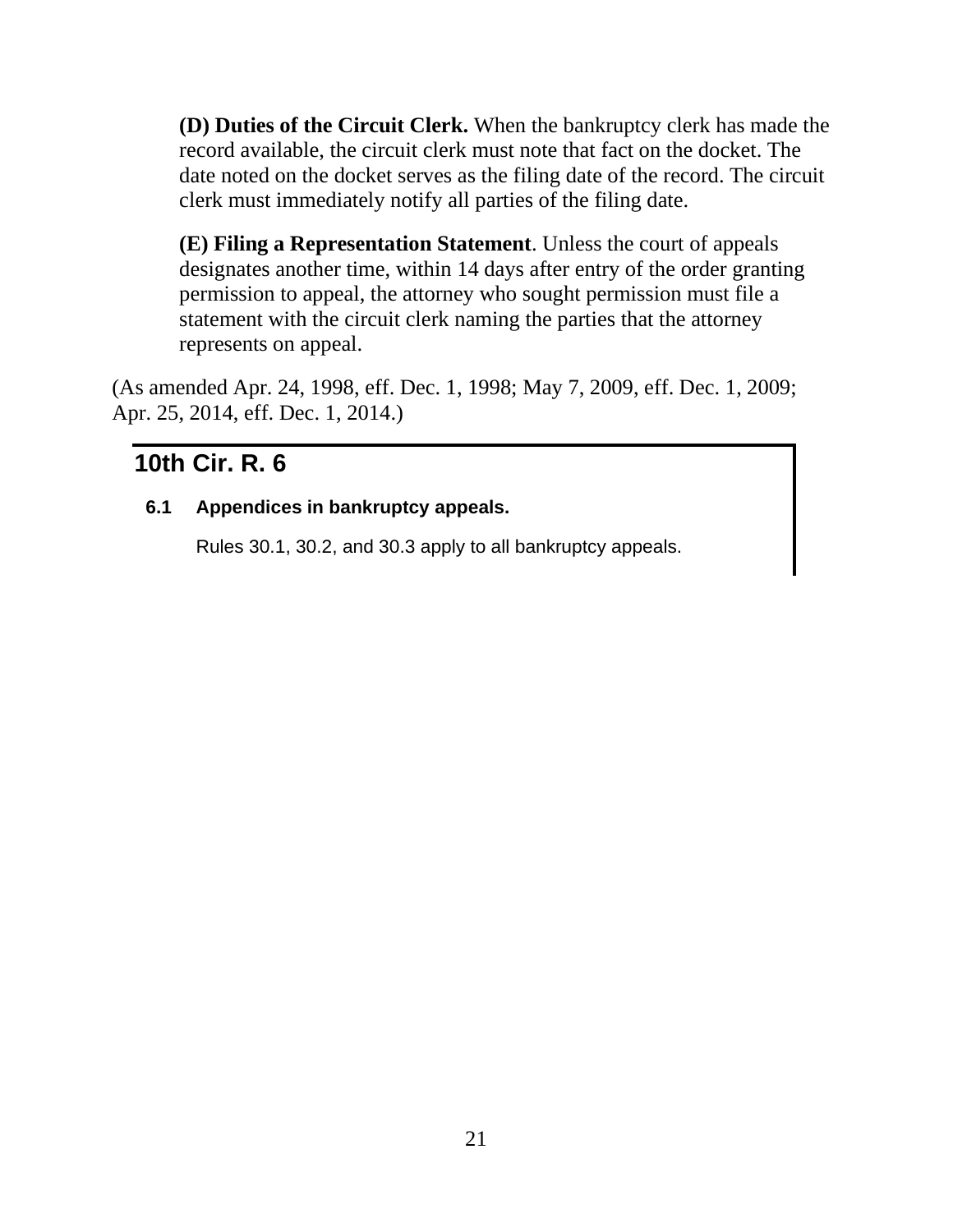**(D) Duties of the Circuit Clerk.** When the bankruptcy clerk has made the record available, the circuit clerk must note that fact on the docket. The date noted on the docket serves as the filing date of the record. The circuit clerk must immediately notify all parties of the filing date.

**(E) Filing a Representation Statement**. Unless the court of appeals designates another time, within 14 days after entry of the order granting permission to appeal, the attorney who sought permission must file a statement with the circuit clerk naming the parties that the attorney represents on appeal.

(As amended Apr. 24, 1998, eff. Dec. 1, 1998; May 7, 2009, eff. Dec. 1, 2009; Apr. 25, 2014, eff. Dec. 1, 2014.)

## 10th Cir. R. 6

### 6.1 Appendices in bankruptcy appeals.

Rules 30.1, 30.2, and 30.3 apply to all bankruptcy appeals.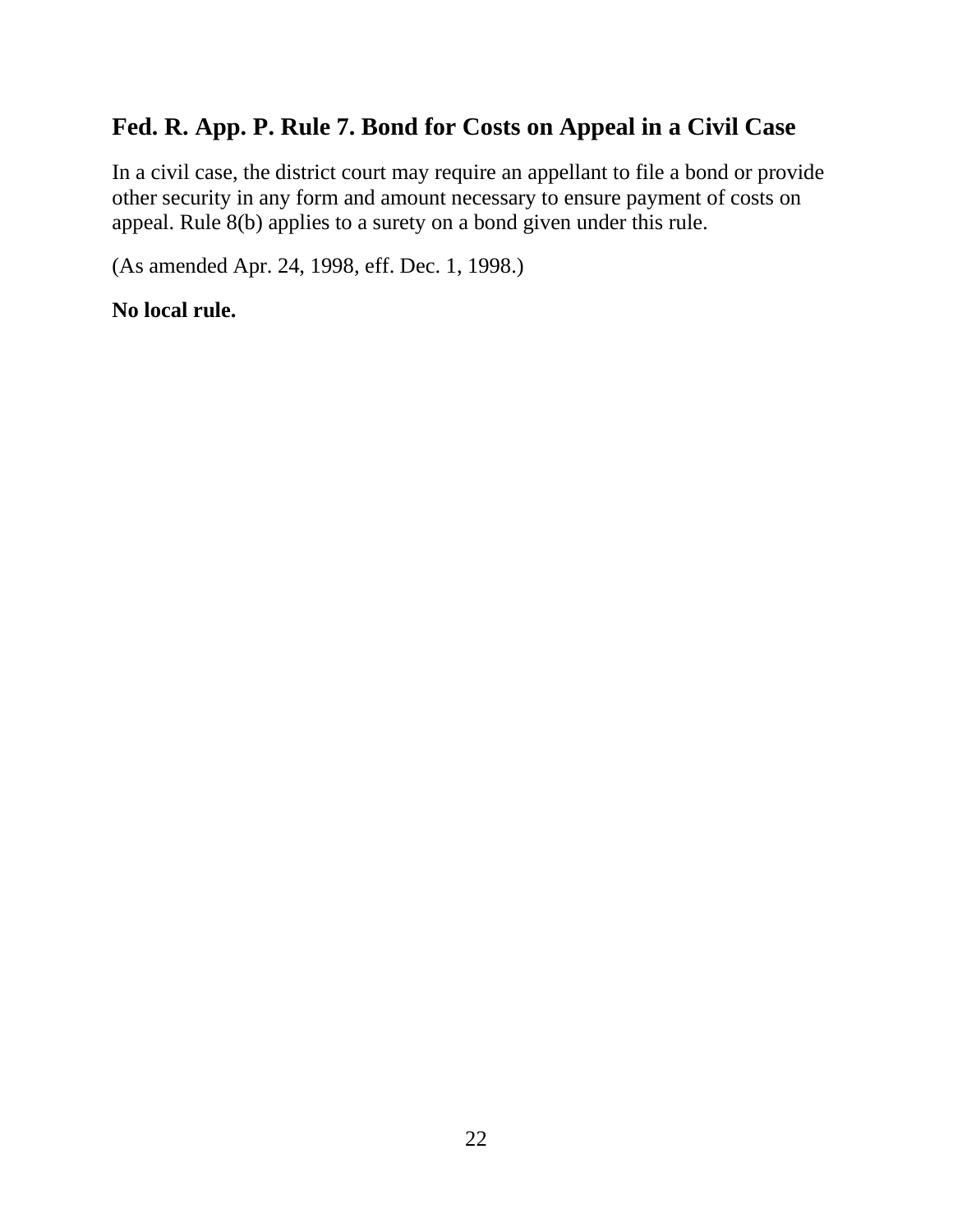## Fed. R. App. P. Rule 7. Bond for Costs on Appeal in a Civil Case

In a civil case, the district court may require an appellant to file a bond or provide other security in any form and amount necessary to ensure payment of costs on appeal. Rule 8(b) applies to a surety on a bond given under this rule.

(As amended Apr. 24, 1998, eff. Dec. 1, 1998.)

**No local rule.**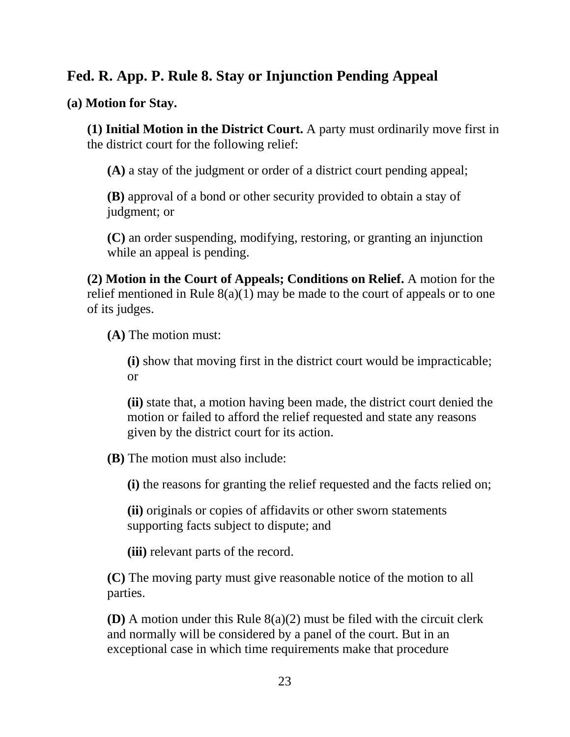## Fed. R. App. P. Rule 8. Stay or Injunction Pending Appeal

**(a) Motion for Stay.**

**(1) Initial Motion in the District Court.** A party must ordinarily move first in the district court for the following relief:

**(A)** a stay of the judgment or order of a district court pending appeal;

**(B)** approval of a bond or other security provided to obtain a stay of judgment; or

**(C)** an order suspending, modifying, restoring, or granting an injunction while an appeal is pending.

**(2) Motion in the Court of Appeals; Conditions on Relief.** A motion for the relief mentioned in Rule 8(a)(1) may be made to the court of appeals or to one of its judges.

**(A)** The motion must:

**(i)** show that moving first in the district court would be impracticable; or

**(ii)** state that, a motion having been made, the district court denied the motion or failed to afford the relief requested and state any reasons given by the district court for its action.

**(B)** The motion must also include:

**(i)** the reasons for granting the relief requested and the facts relied on;

**(ii)** originals or copies of affidavits or other sworn statements supporting facts subject to dispute; and

**(iii)** relevant parts of the record.

**(C)** The moving party must give reasonable notice of the motion to all parties.

**(D)** A motion under this Rule 8(a)(2) must be filed with the circuit clerk and normally will be considered by a panel of the court. But in an exceptional case in which time requirements make that procedure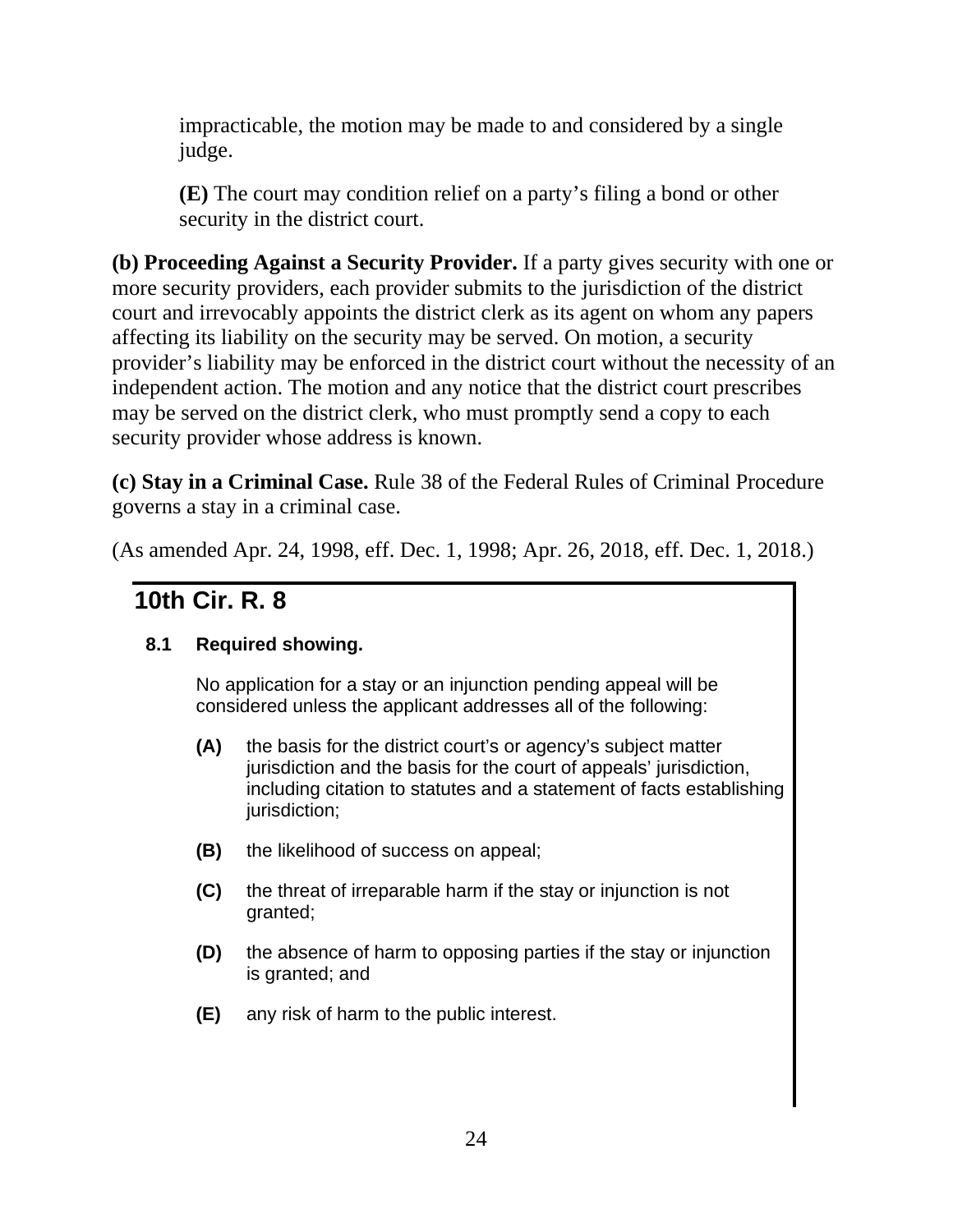impracticable, the motion may be made to and considered by a single judge.

**(E)** The court may condition relief on a party's filing a bond or other security in the district court.

**(b) Proceeding Against a Security Provider.** If a party gives security with one or more security providers, each provider submits to the jurisdiction of the district court and irrevocably appoints the district clerk as its agent on whom any papers affecting its liability on the security may be served. On motion, a security provider's liability may be enforced in the district court without the necessity of an independent action. The motion and any notice that the district court prescribes may be served on the district clerk, who must promptly send a copy to each security provider whose address is known.

**(c) Stay in a Criminal Case.** Rule 38 of the Federal Rules of Criminal Procedure governs a stay in a criminal case.

(As amended Apr. 24, 1998, eff. Dec. 1, 1998; Apr. 26, 2018, eff. Dec. 1, 2018.)

## 10th Cir. R. 8

**8.1 Required showing.**

No application for a stay or an injunction pending appeal will be considered unless the applicant addresses all of the following:

**(A)** the basis for the district court's or agency's subject matter jurisdiction and the basis for the court of appeals' jurisdiction, including citation to statutes and a statement of facts establishing jurisdiction;

**(B)** the likelihood of success on appeal;

**(C)** the threat of irreparable harm if the stay or injunction is not granted;

**(D)** the absence of harm to opposing parties if the stay or injunction is granted; and

**(E)** any risk of harm to the public interest.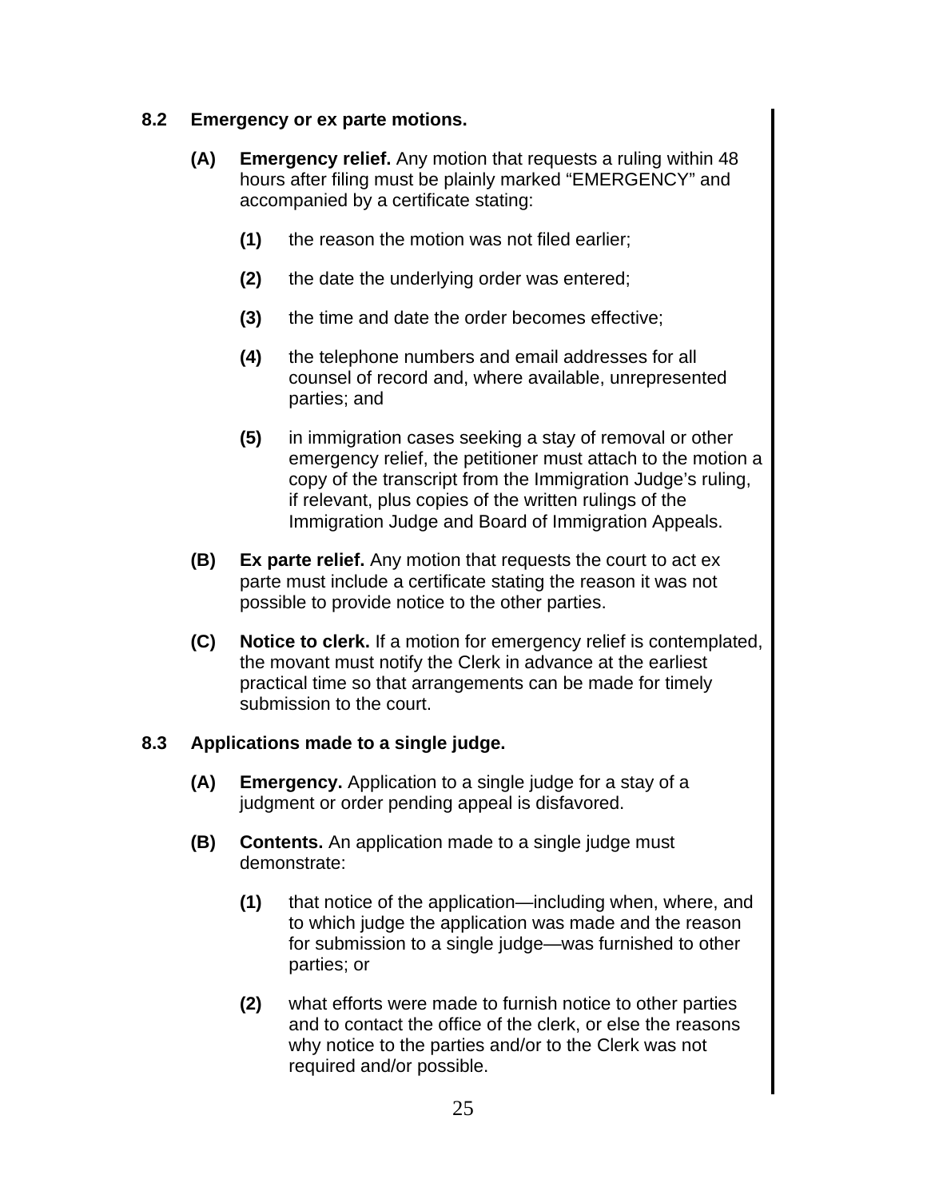**8.2 Emergency or ex parte motions.**

**(A) Emergency relief.** Any motion that requests a ruling within 48 hours after filing must be plainly marked "EMERGENCY" and accompanied by a certificate stating:

**(1)** the reason the motion was not filed earlier;

**(2)** the date the underlying order was entered;

**(3)** the time and date the order becomes effective;

**(4)** the telephone numbers and email addresses for all counsel of record and, where available, unrepresented parties; and

**(5)** in immigration cases seeking a stay of removal or other emergency relief, the petitioner must attach to the motion a copy of the transcript from the Immigration Judge's ruling, if relevant, plus copies of the written rulings of the Immigration Judge and Board of Immigration Appeals.

**(B) Ex parte relief.** Any motion that requests the court to act ex parte must include a certificate stating the reason it was not possible to provide notice to the other parties.

**(C) Notice to clerk.** If a motion for emergency relief is contemplated, the movant must notify the Clerk in advance at the earliest practical time so that arrangements can be made for timely submission to the court.

**8.3 Applications made to a single judge.**

**(A) Emergency.** Application to a single judge for a stay of a judgment or order pending appeal is disfavored.

**(B) Contents.** An application made to a single judge must demonstrate:

**(1)** that notice of the application—including when, where, and to which judge the application was made and the reason for submission to a single judge—was furnished to other parties; or

**(2)** what efforts were made to furnish notice to other parties and to contact the office of the clerk, or else the reasons why notice to the parties and/or to the Clerk was not required and/or possible.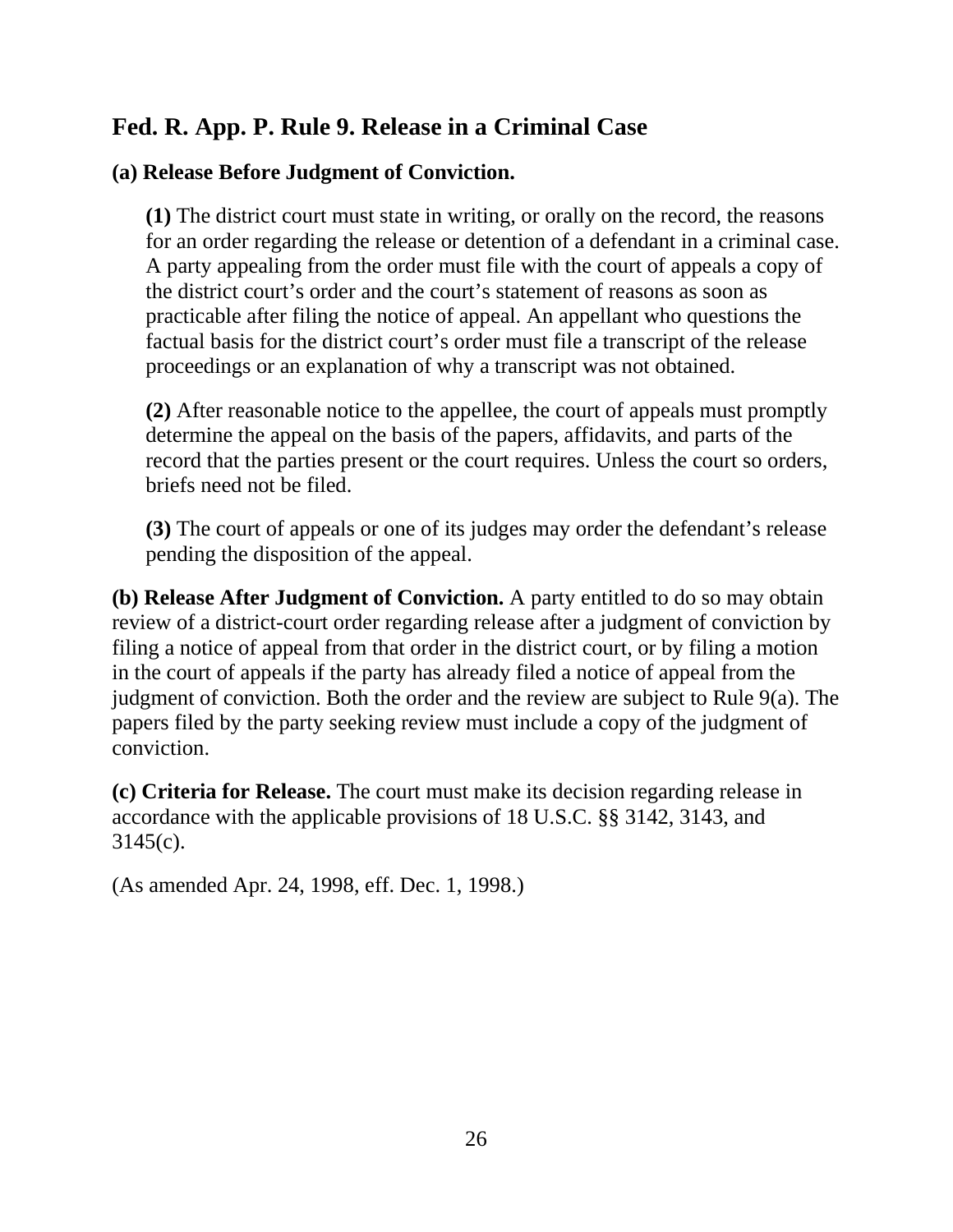## Fed. R. App. P. Rule 9. Release in a Criminal Case

### (a) Release Before Judgment of Conviction.

**(1)** The district court must state in writing, or orally on the record, the reasons for an order regarding the release or detention of a defendant in a criminal case. A party appealing from the order must file with the court of appeals a copy of the district court's order and the court's statement of reasons as soon as practicable after filing the notice of appeal. An appellant who questions the factual basis for the district court's order must file a transcript of the release proceedings or an explanation of why a transcript was not obtained.

**(2)** After reasonable notice to the appellee, the court of appeals must promptly determine the appeal on the basis of the papers, affidavits, and parts of the record that the parties present or the court requires. Unless the court so orders, briefs need not be filed.

**(3)** The court of appeals or one of its judges may order the defendant's release pending the disposition of the appeal.

**(b) Release After Judgment of Conviction.** A party entitled to do so may obtain review of a district-court order regarding release after a judgment of conviction by filing a notice of appeal from that order in the district court, or by filing a motion in the court of appeals if the party has already filed a notice of appeal from the judgment of conviction. Both the order and the review are subject to Rule 9(a). The papers filed by the party seeking review must include a copy of the judgment of conviction.

**(c) Criteria for Release.** The court must make its decision regarding release in accordance with the applicable provisions of 18 U.S.C. §§ 3142, 3143, and 3145(c).

(As amended Apr. 24, 1998, eff. Dec. 1, 1998.)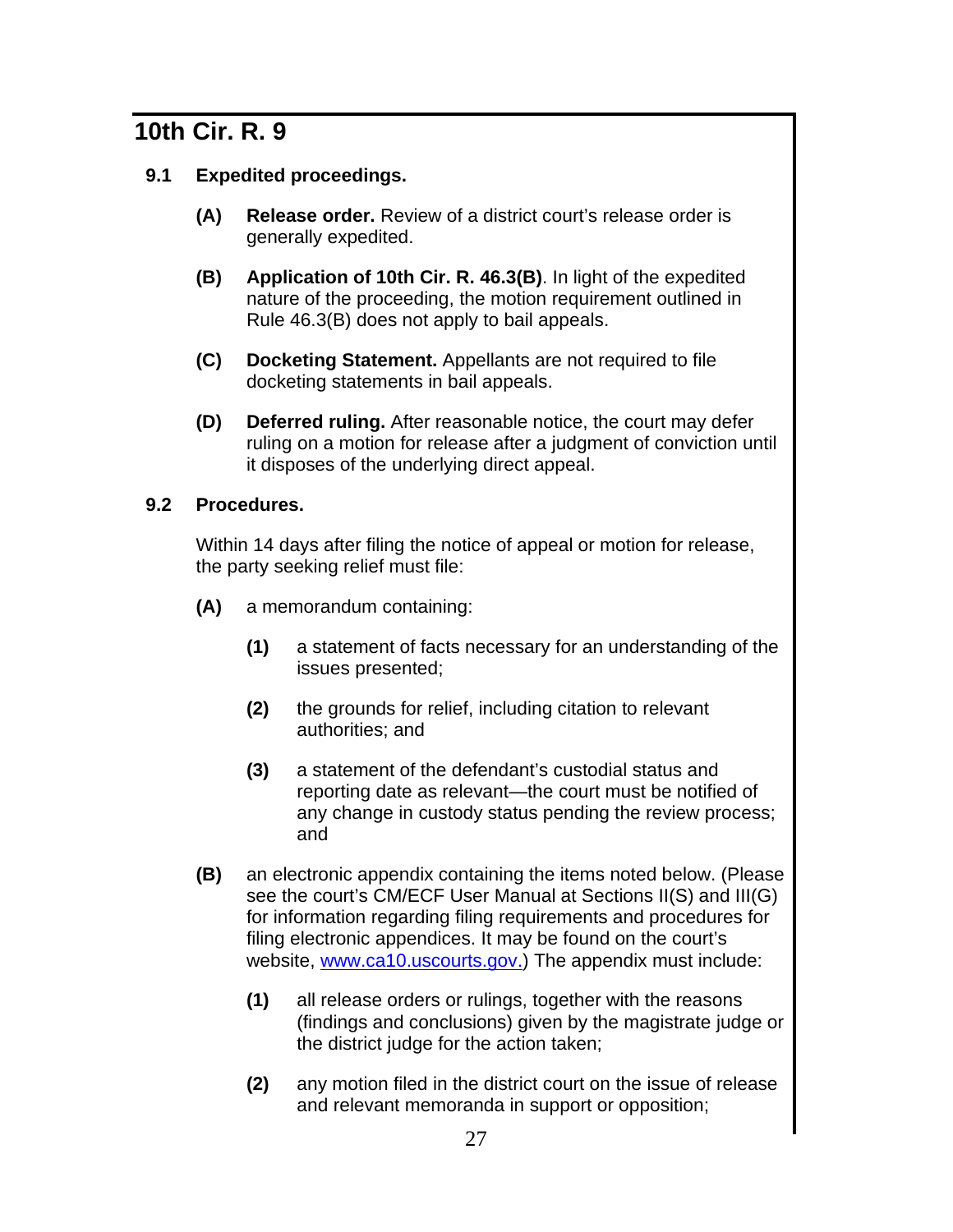# 10th Cir. R. 9

**9.1 Expedited proceedings.**

**(A) Release order.** Review of a district court's release order is generally expedited.

**(B) Application of 10th Cir. R. 46.3(B)**. In light of the expedited nature of the proceeding, the motion requirement outlined in Rule 46.3(B) does not apply to bail appeals.

**(C) Docketing Statement.** Appellants are not required to file docketing statements in bail appeals.

**(D) Deferred ruling.** After reasonable notice, the court may defer ruling on a motion for release after a judgment of conviction until it disposes of the underlying direct appeal.

**9.2 Procedures.**

Within 14 days after filing the notice of appeal or motion for release, the party seeking relief must file:

**(A)** a memorandum containing:

**(1)** a statement of facts necessary for an understanding of the issues presented;

**(2)** the grounds for relief, including citation to relevant authorities; and

**(3)** a statement of the defendant's custodial status and reporting date as relevant—the court must be notified of any change in custody status pending the review process; and

**(B)** an electronic appendix containing the items noted below. (Please see the court's CM/ECF User Manual at Sections II(S) and III(G) for information regarding filing requirements and procedures for filing electronic appendices. It may be found on the court's website, www.ca10.uscourts.gov.) The appendix must include:

**(1)** all release orders or rulings, together with the reasons (findings and conclusions) given by the magistrate judge or the district judge for the action taken;

**(2)** any motion filed in the district court on the issue of release and relevant memoranda in support or opposition;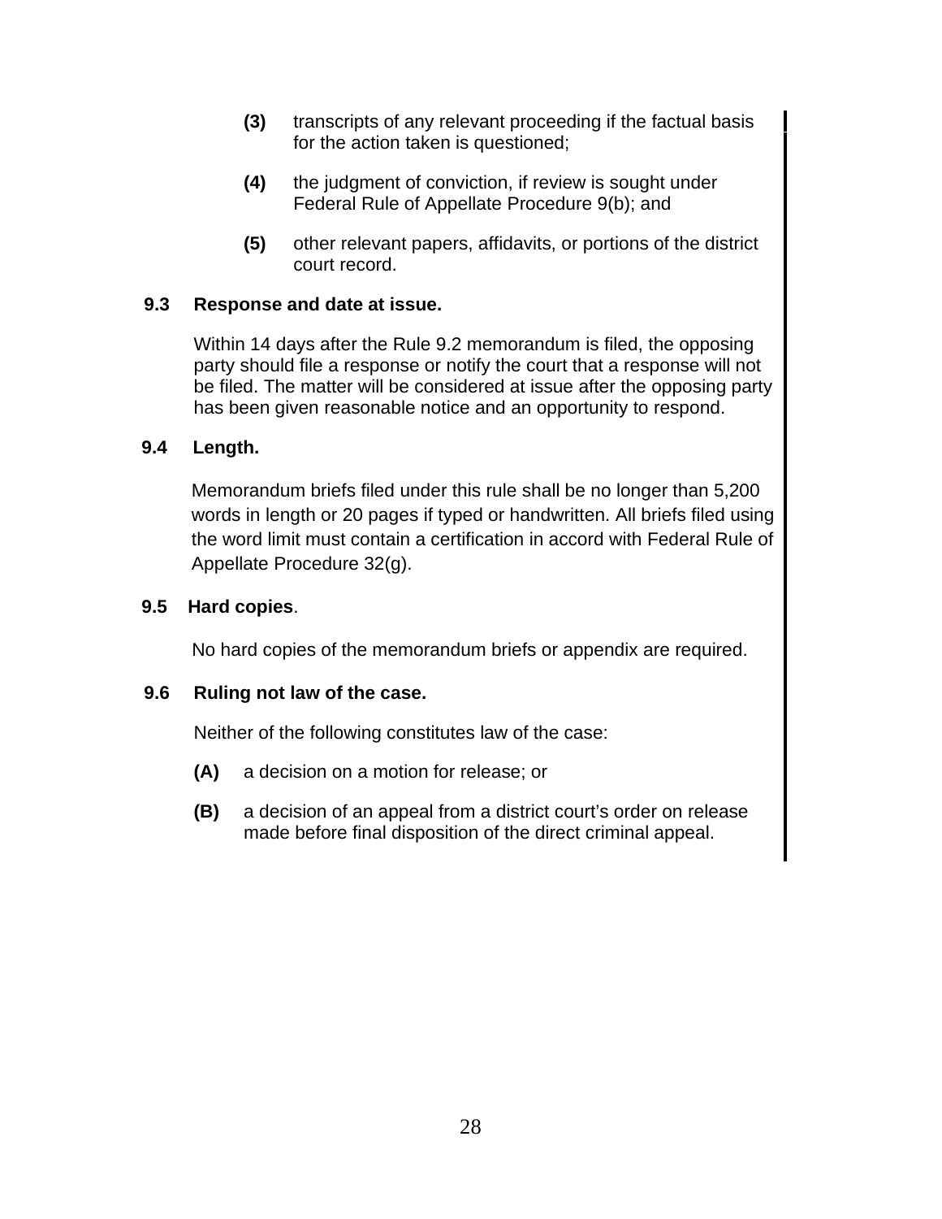**(3)** transcripts of any relevant proceeding if the factual basis for the action taken is questioned;

**(4)** the judgment of conviction, if review is sought under Federal Rule of Appellate Procedure 9(b); and

**(5)** other relevant papers, affidavits, or portions of the district court record.

**9.3 Response and date at issue.**

Within 14 days after the Rule 9.2 memorandum is filed, the opposing party should file a response or notify the court that a response will not be filed. The matter will be considered at issue after the opposing party has been given reasonable notice and an opportunity to respond.

**9.4 Length.**

Memorandum briefs filed under this rule shall be no longer than 5,200 words in length or 20 pages if typed or handwritten. All briefs filed using the word limit must contain a certification in accord with Federal Rule of Appellate Procedure 32(g).

**9.5 Hard copies**.

No hard copies of the memorandum briefs or appendix are required.

**9.6 Ruling not law of the case.**

Neither of the following constitutes law of the case:

**(A)** a decision on a motion for release; or

**(B)** a decision of an appeal from a district court's order on release made before final disposition of the direct criminal appeal.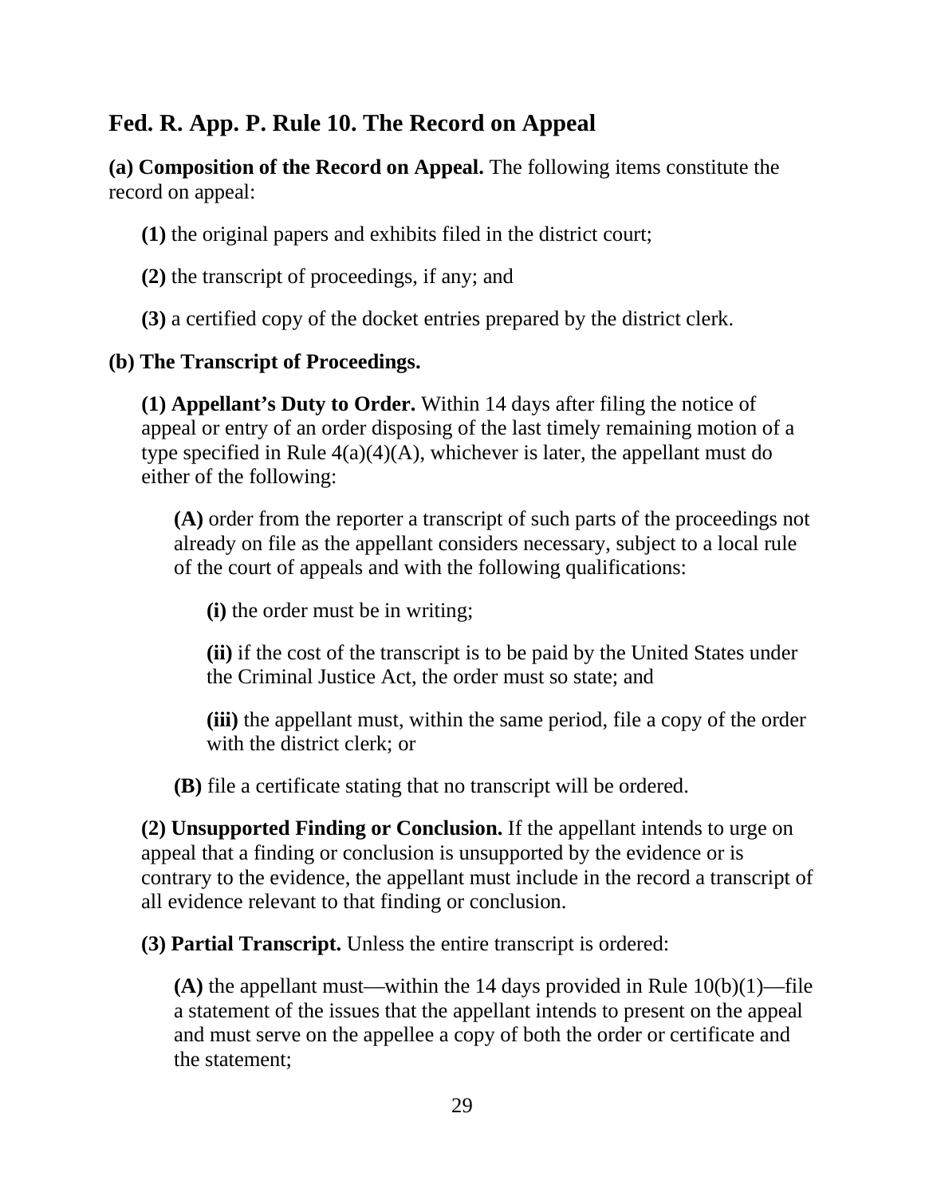## Fed. R. App. P. Rule 10. The Record on Appeal

**(a) Composition of the Record on Appeal.** The following items constitute the record on appeal:

**(1)** the original papers and exhibits filed in the district court;

**(2)** the transcript of proceedings, if any; and

**(3)** a certified copy of the docket entries prepared by the district clerk.

**(b) The Transcript of Proceedings.**

**(1) Appellant's Duty to Order.** Within 14 days after filing the notice of appeal or entry of an order disposing of the last timely remaining motion of a type specified in Rule 4(a)(4)(A), whichever is later, the appellant must do either of the following:

**(A)** order from the reporter a transcript of such parts of the proceedings not already on file as the appellant considers necessary, subject to a local rule of the court of appeals and with the following qualifications:

**(i)** the order must be in writing;

**(ii)** if the cost of the transcript is to be paid by the United States under the Criminal Justice Act, the order must so state; and

**(iii)** the appellant must, within the same period, file a copy of the order with the district clerk; or

**(B)** file a certificate stating that no transcript will be ordered.

**(2) Unsupported Finding or Conclusion.** If the appellant intends to urge on appeal that a finding or conclusion is unsupported by the evidence or is contrary to the evidence, the appellant must include in the record a transcript of all evidence relevant to that finding or conclusion.

**(3) Partial Transcript.** Unless the entire transcript is ordered:

**(A)** the appellant must—within the 14 days provided in Rule 10(b)(1)—file a statement of the issues that the appellant intends to present on the appeal and must serve on the appellee a copy of both the order or certificate and the statement;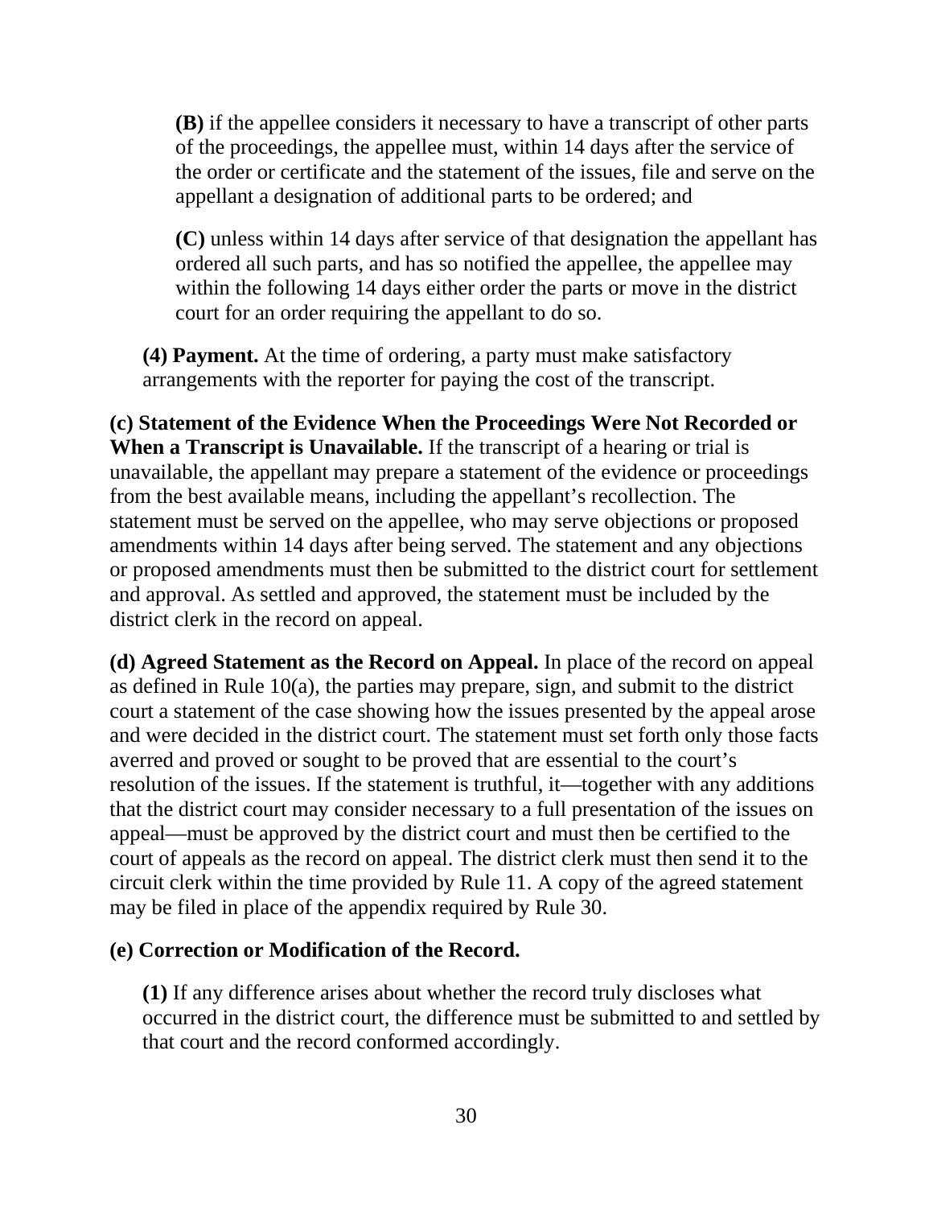**(B)** if the appellee considers it necessary to have a transcript of other parts of the proceedings, the appellee must, within 14 days after the service of the order or certificate and the statement of the issues, file and serve on the appellant a designation of additional parts to be ordered; and

**(C)** unless within 14 days after service of that designation the appellant has ordered all such parts, and has so notified the appellee, the appellee may within the following 14 days either order the parts or move in the district court for an order requiring the appellant to do so.

**(4) Payment.** At the time of ordering, a party must make satisfactory arrangements with the reporter for paying the cost of the transcript.

**(c) Statement of the Evidence When the Proceedings Were Not Recorded or When a Transcript is Unavailable.** If the transcript of a hearing or trial is unavailable, the appellant may prepare a statement of the evidence or proceedings from the best available means, including the appellant's recollection. The statement must be served on the appellee, who may serve objections or proposed amendments within 14 days after being served. The statement and any objections or proposed amendments must then be submitted to the district court for settlement and approval. As settled and approved, the statement must be included by the district clerk in the record on appeal.

**(d) Agreed Statement as the Record on Appeal.** In place of the record on appeal as defined in Rule 10(a), the parties may prepare, sign, and submit to the district court a statement of the case showing how the issues presented by the appeal arose and were decided in the district court. The statement must set forth only those facts averred and proved or sought to be proved that are essential to the court's resolution of the issues. If the statement is truthful, it—together with any additions that the district court may consider necessary to a full presentation of the issues on appeal—must be approved by the district court and must then be certified to the court of appeals as the record on appeal. The district clerk must then send it to the circuit clerk within the time provided by Rule 11. A copy of the agreed statement may be filed in place of the appendix required by Rule 30.

**(e) Correction or Modification of the Record.**

**(1)** If any difference arises about whether the record truly discloses what occurred in the district court, the difference must be submitted to and settled by that court and the record conformed accordingly.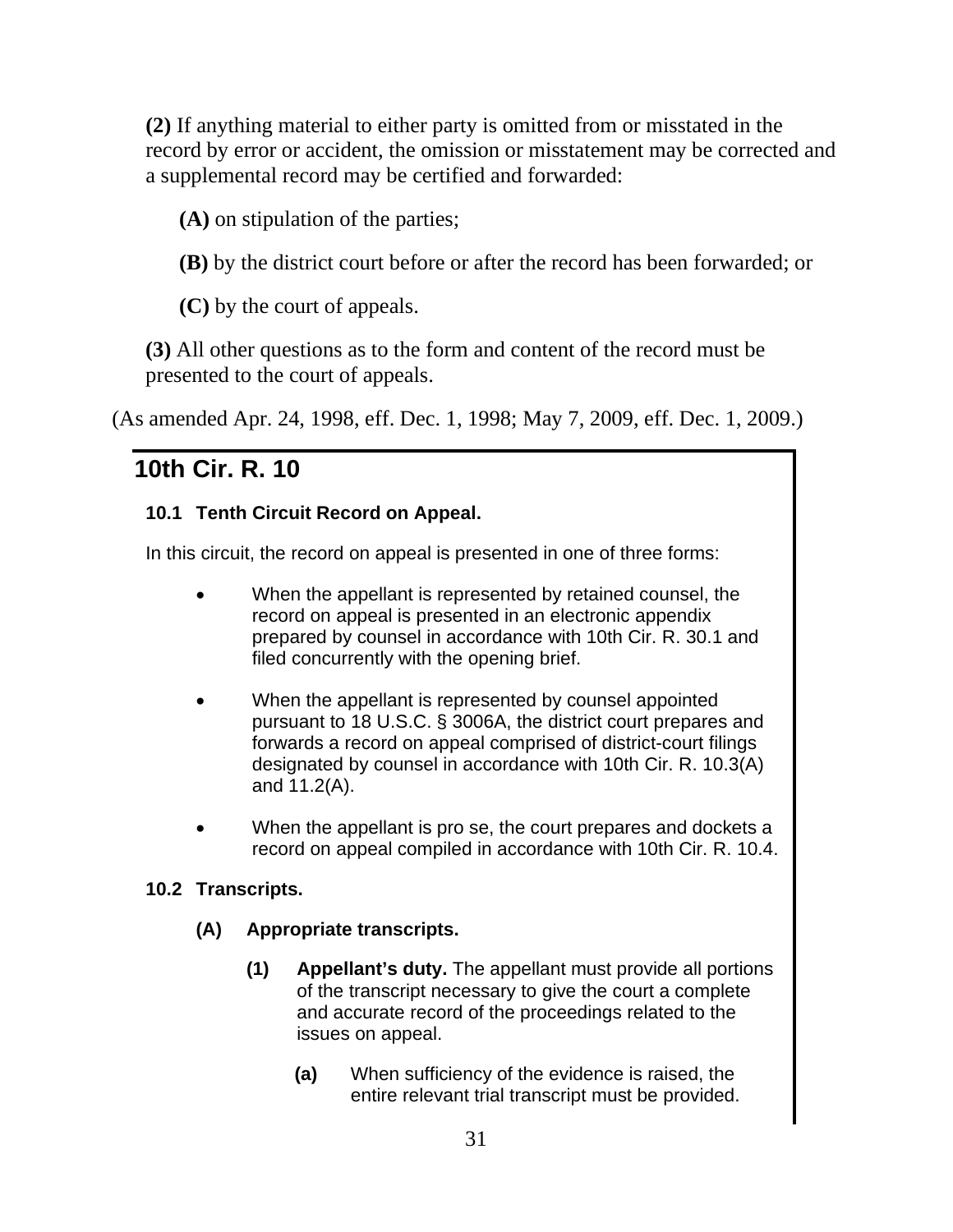**(2)** If anything material to either party is omitted from or misstated in the record by error or accident, the omission or misstatement may be corrected and a supplemental record may be certified and forwarded:

**(A)** on stipulation of the parties;

**(B)** by the district court before or after the record has been forwarded; or

**(C)** by the court of appeals.

**(3)** All other questions as to the form and content of the record must be presented to the court of appeals.

(As amended Apr. 24, 1998, eff. Dec. 1, 1998; May 7, 2009, eff. Dec. 1, 2009.)

## 10th Cir. R. 10

### 10.1 Tenth Circuit Record on Appeal.

In this circuit, the record on appeal is presented in one of three forms:

- When the appellant is represented by retained counsel, the record on appeal is presented in an electronic appendix prepared by counsel in accordance with 10th Cir. R. 30.1 and filed concurrently with the opening brief.
- When the appellant is represented by counsel appointed pursuant to 18 U.S.C. § 3006A, the district court prepares and forwards a record on appeal comprised of district-court filings designated by counsel in accordance with 10th Cir. R. 10.3(A) and 11.2(A).
- When the appellant is pro se, the court prepares and dockets a record on appeal compiled in accordance with 10th Cir. R. 10.4.

### 10.2 Transcripts.

**(A) Appropriate transcripts.**

**(1) Appellant's duty.** The appellant must provide all portions of the transcript necessary to give the court a complete and accurate record of the proceedings related to the issues on appeal.

**(a)** When sufficiency of the evidence is raised, the entire relevant trial transcript must be provided.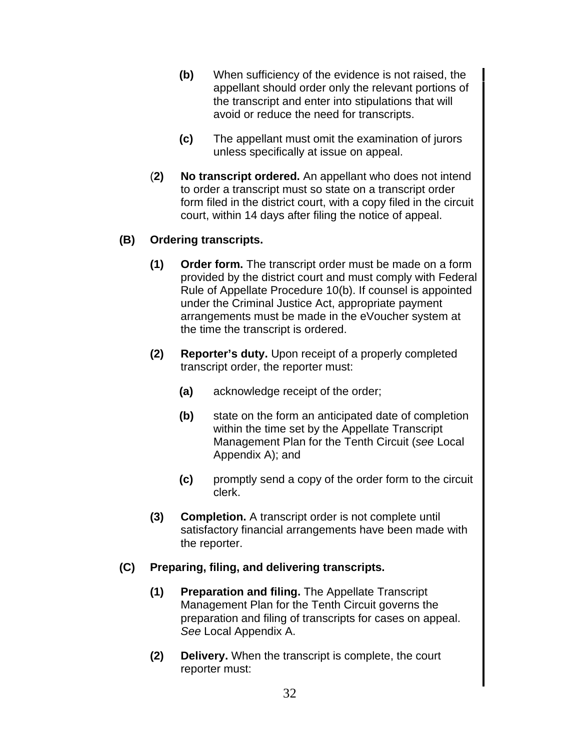**(b)** When sufficiency of the evidence is not raised, the appellant should order only the relevant portions of the transcript and enter into stipulations that will avoid or reduce the need for transcripts.

**(c)** The appellant must omit the examination of jurors unless specifically at issue on appeal.

(**2)** **No transcript ordered.** An appellant who does not intend to order a transcript must so state on a transcript order form filed in the district court, with a copy filed in the circuit court, within 14 days after filing the notice of appeal.

**(B) Ordering transcripts.**

**(1)** **Order form.** The transcript order must be made on a form provided by the district court and must comply with Federal Rule of Appellate Procedure 10(b). If counsel is appointed under the Criminal Justice Act, appropriate payment arrangements must be made in the eVoucher system at the time the transcript is ordered.

**(2)** **Reporter's duty.** Upon receipt of a properly completed transcript order, the reporter must:

**(a)** acknowledge receipt of the order;

**(b)** state on the form an anticipated date of completion within the time set by the Appellate Transcript Management Plan for the Tenth Circuit (*see* Local Appendix A); and

**(c)** promptly send a copy of the order form to the circuit clerk.

**(3)** **Completion.** A transcript order is not complete until satisfactory financial arrangements have been made with the reporter.

**(C) Preparing, filing, and delivering transcripts.**

**(1)** **Preparation and filing.** The Appellate Transcript Management Plan for the Tenth Circuit governs the preparation and filing of transcripts for cases on appeal. *See* Local Appendix A.

**(2)** **Delivery.** When the transcript is complete, the court reporter must: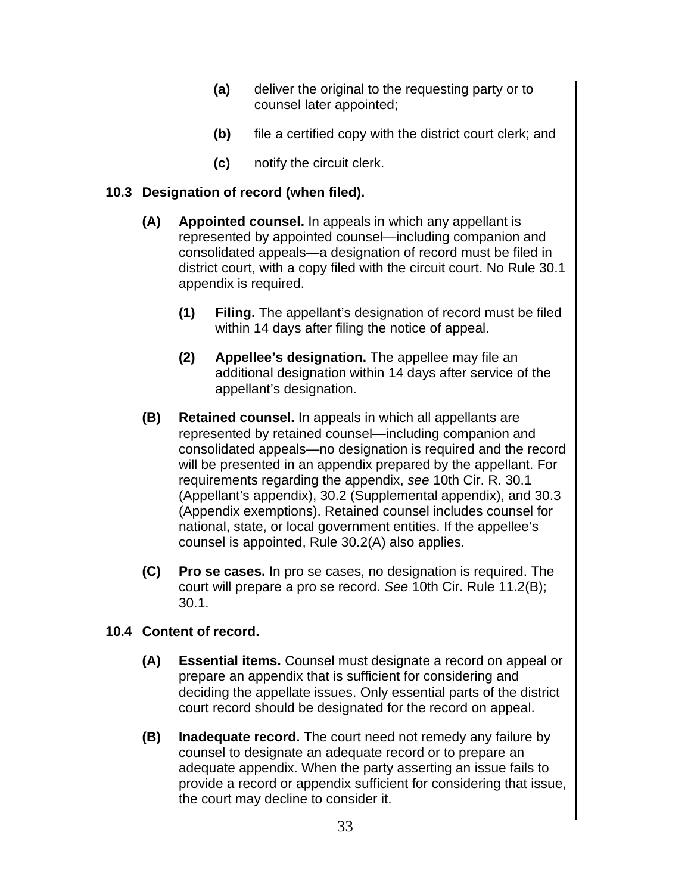**(a)** deliver the original to the requesting party or to counsel later appointed;

**(b)** file a certified copy with the district court clerk; and

**(c)** notify the circuit clerk.

**10.3 Designation of record (when filed).**

**(A) Appointed counsel.** In appeals in which any appellant is represented by appointed counsel—including companion and consolidated appeals—a designation of record must be filed in district court, with a copy filed with the circuit court. No Rule 30.1 appendix is required.

**(1) Filing.** The appellant's designation of record must be filed within 14 days after filing the notice of appeal.

**(2) Appellee's designation.** The appellee may file an additional designation within 14 days after service of the appellant's designation.

**(B) Retained counsel.** In appeals in which all appellants are represented by retained counsel—including companion and consolidated appeals—no designation is required and the record will be presented in an appendix prepared by the appellant. For requirements regarding the appendix, *see* 10th Cir. R. 30.1 (Appellant's appendix), 30.2 (Supplemental appendix), and 30.3 (Appendix exemptions). Retained counsel includes counsel for national, state, or local government entities. If the appellee's counsel is appointed, Rule 30.2(A) also applies.

**(C) Pro se cases.** In pro se cases, no designation is required. The court will prepare a pro se record. *See* 10th Cir. Rule 11.2(B); 30.1.

**10.4 Content of record.**

**(A) Essential items.** Counsel must designate a record on appeal or prepare an appendix that is sufficient for considering and deciding the appellate issues. Only essential parts of the district court record should be designated for the record on appeal.

**(B) Inadequate record.** The court need not remedy any failure by counsel to designate an adequate record or to prepare an adequate appendix. When the party asserting an issue fails to provide a record or appendix sufficient for considering that issue, the court may decline to consider it.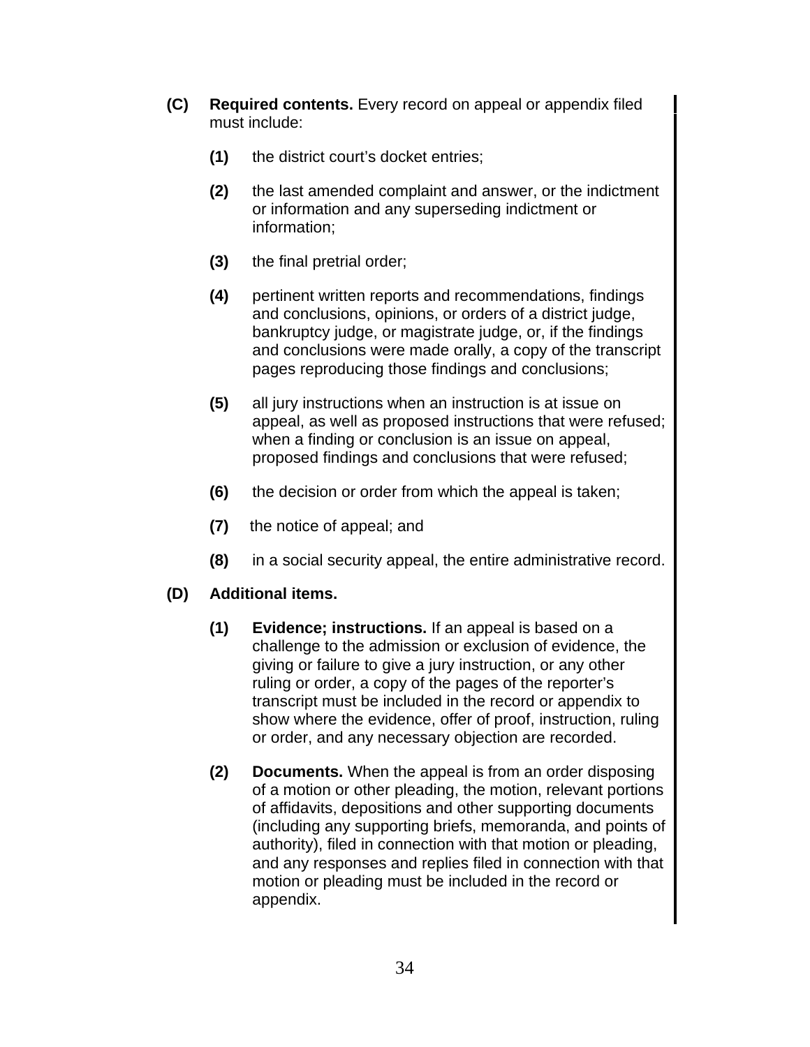**(C)** **Required contents.** Every record on appeal or appendix filed must include:

- **(1)** the district court's docket entries;
- **(2)** the last amended complaint and answer, or the indictment or information and any superseding indictment or information;
- **(3)** the final pretrial order;
- **(4)** pertinent written reports and recommendations, findings and conclusions, opinions, or orders of a district judge, bankruptcy judge, or magistrate judge, or, if the findings and conclusions were made orally, a copy of the transcript pages reproducing those findings and conclusions;
- **(5)** all jury instructions when an instruction is at issue on appeal, as well as proposed instructions that were refused; when a finding or conclusion is an issue on appeal, proposed findings and conclusions that were refused;
- **(6)** the decision or order from which the appeal is taken;
- **(7)** the notice of appeal; and
- **(8)** in a social security appeal, the entire administrative record.

**(D)** **Additional items.**

- **(1)** **Evidence; instructions.** If an appeal is based on a challenge to the admission or exclusion of evidence, the giving or failure to give a jury instruction, or any other ruling or order, a copy of the pages of the reporter's transcript must be included in the record or appendix to show where the evidence, offer of proof, instruction, ruling or order, and any necessary objection are recorded.
- **(2)** **Documents.** When the appeal is from an order disposing of a motion or other pleading, the motion, relevant portions of affidavits, depositions and other supporting documents (including any supporting briefs, memoranda, and points of authority), filed in connection with that motion or pleading, and any responses and replies filed in connection with that motion or pleading must be included in the record or appendix.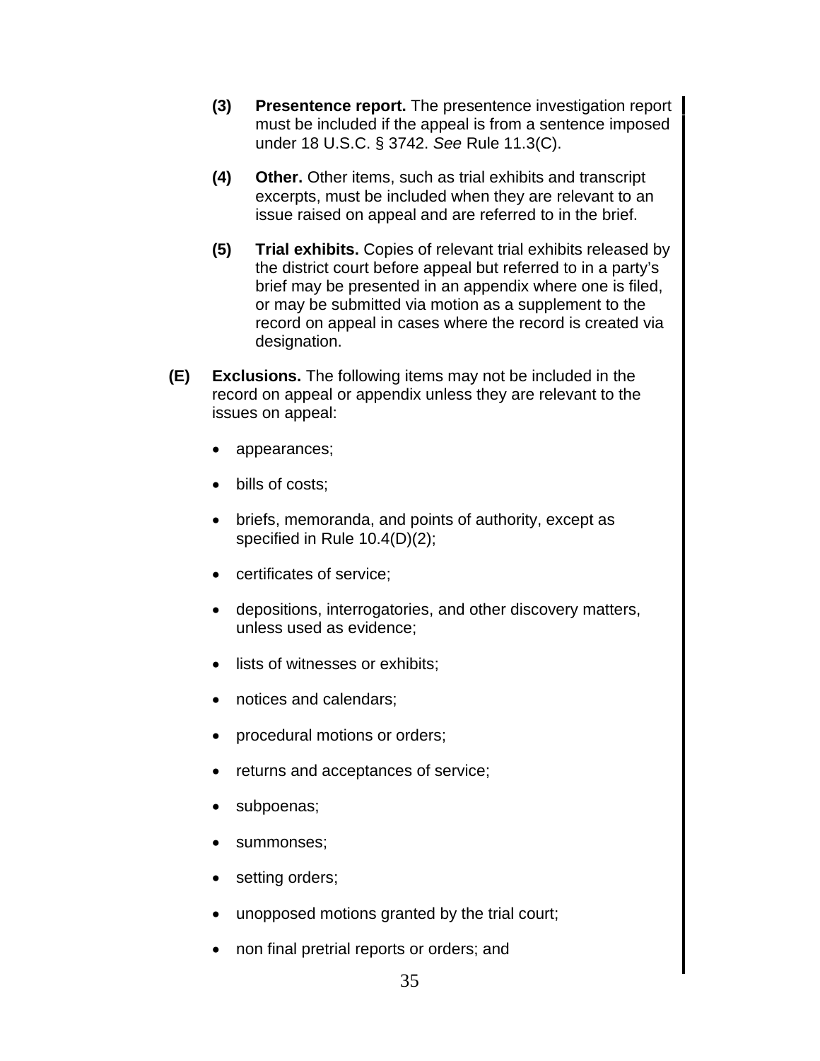**(3) Presentence report.** The presentence investigation report must be included if the appeal is from a sentence imposed under 18 U.S.C. § 3742. *See* Rule 11.3(C).

**(4) Other.** Other items, such as trial exhibits and transcript excerpts, must be included when they are relevant to an issue raised on appeal and are referred to in the brief.

**(5) Trial exhibits.** Copies of relevant trial exhibits released by the district court before appeal but referred to in a party's brief may be presented in an appendix where one is filed, or may be submitted via motion as a supplement to the record on appeal in cases where the record is created via designation.

**(E) Exclusions.** The following items may not be included in the record on appeal or appendix unless they are relevant to the issues on appeal:

- appearances;
- bills of costs;
- briefs, memoranda, and points of authority, except as specified in Rule 10.4(D)(2);
- certificates of service;
- depositions, interrogatories, and other discovery matters, unless used as evidence;
- lists of witnesses or exhibits;
- notices and calendars;
- procedural motions or orders;
- returns and acceptances of service;
- subpoenas;
- summonses;
- setting orders;
- unopposed motions granted by the trial court;
- non final pretrial reports or orders; and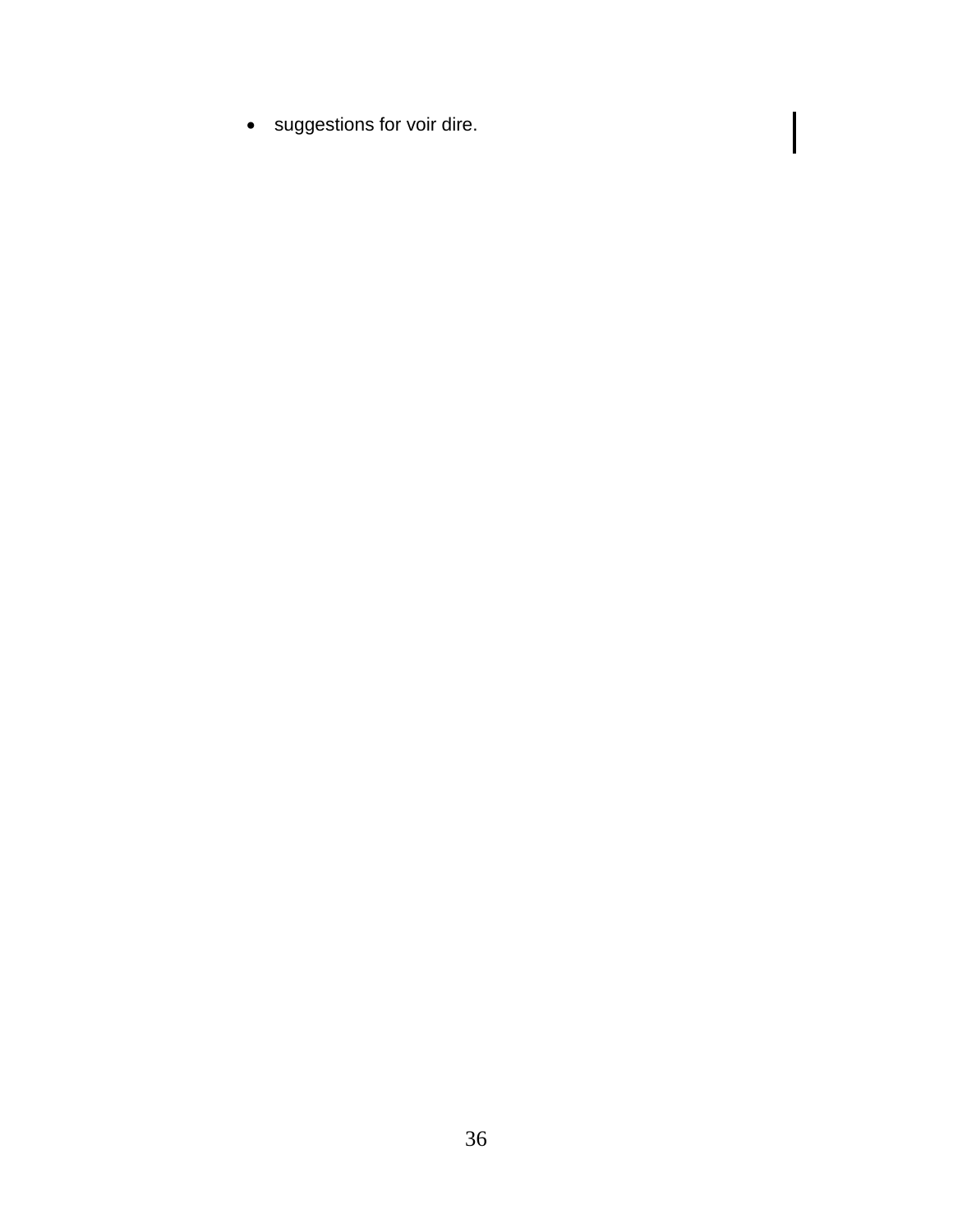- suggestions for voir dire.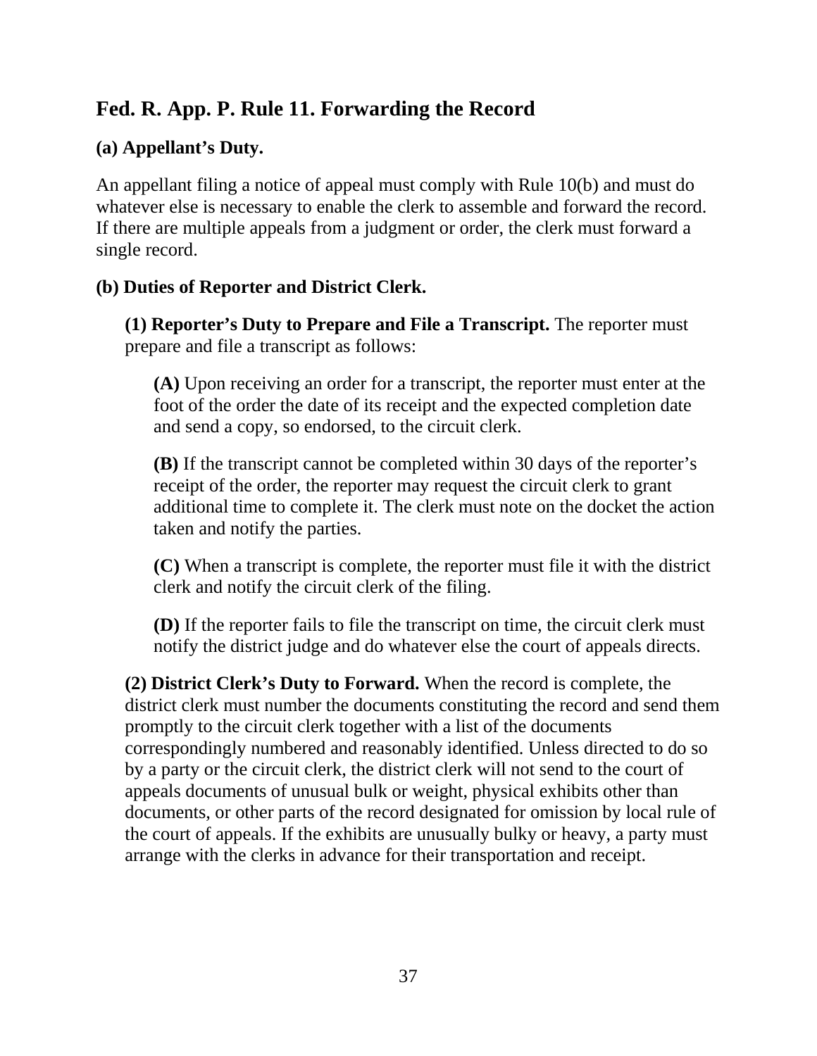## Fed. R. App. P. Rule 11. Forwarding the Record

### (a) Appellant's Duty.

An appellant filing a notice of appeal must comply with Rule 10(b) and must do whatever else is necessary to enable the clerk to assemble and forward the record. If there are multiple appeals from a judgment or order, the clerk must forward a single record.

### (b) Duties of Reporter and District Clerk.

**(1) Reporter's Duty to Prepare and File a Transcript.** The reporter must prepare and file a transcript as follows:

**(A)** Upon receiving an order for a transcript, the reporter must enter at the foot of the order the date of its receipt and the expected completion date and send a copy, so endorsed, to the circuit clerk.

**(B)** If the transcript cannot be completed within 30 days of the reporter's receipt of the order, the reporter may request the circuit clerk to grant additional time to complete it. The clerk must note on the docket the action taken and notify the parties.

**(C)** When a transcript is complete, the reporter must file it with the district clerk and notify the circuit clerk of the filing.

**(D)** If the reporter fails to file the transcript on time, the circuit clerk must notify the district judge and do whatever else the court of appeals directs.

**(2) District Clerk's Duty to Forward.** When the record is complete, the district clerk must number the documents constituting the record and send them promptly to the circuit clerk together with a list of the documents correspondingly numbered and reasonably identified. Unless directed to do so by a party or the circuit clerk, the district clerk will not send to the court of appeals documents of unusual bulk or weight, physical exhibits other than documents, or other parts of the record designated for omission by local rule of the court of appeals. If the exhibits are unusually bulky or heavy, a party must arrange with the clerks in advance for their transportation and receipt.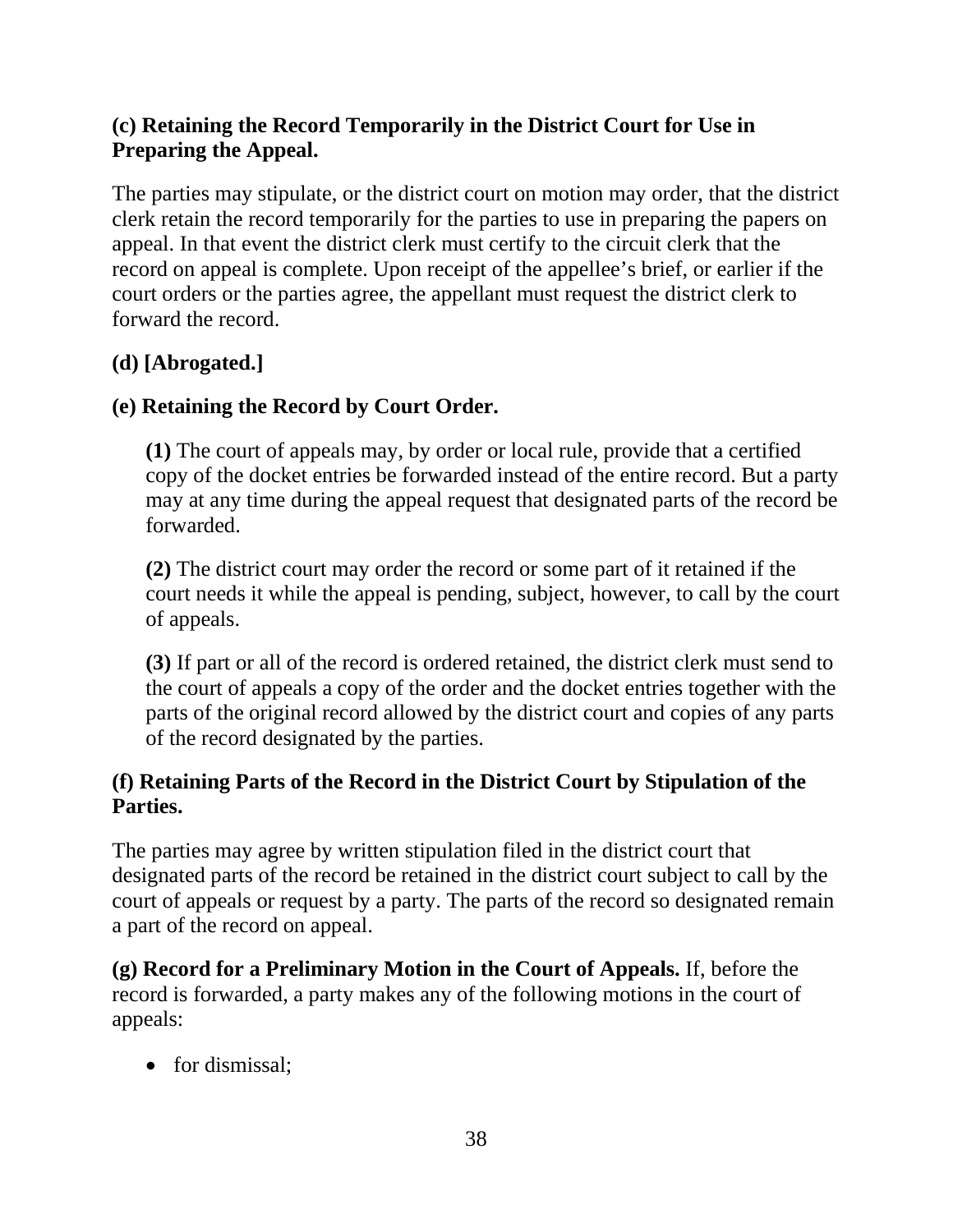### (c) Retaining the Record Temporarily in the District Court for Use in Preparing the Appeal.

The parties may stipulate, or the district court on motion may order, that the district clerk retain the record temporarily for the parties to use in preparing the papers on appeal. In that event the district clerk must certify to the circuit clerk that the record on appeal is complete. Upon receipt of the appellee's brief, or earlier if the court orders or the parties agree, the appellant must request the district clerk to forward the record.

### (d) [Abrogated.]

### (e) Retaining the Record by Court Order.

> **(1)** The court of appeals may, by order or local rule, provide that a certified copy of the docket entries be forwarded instead of the entire record. But a party may at any time during the appeal request that designated parts of the record be forwarded.
>
> **(2)** The district court may order the record or some part of it retained if the court needs it while the appeal is pending, subject, however, to call by the court of appeals.
>
> **(3)** If part or all of the record is ordered retained, the district clerk must send to the court of appeals a copy of the order and the docket entries together with the parts of the original record allowed by the district court and copies of any parts of the record designated by the parties.

### (f) Retaining Parts of the Record in the District Court by Stipulation of the Parties.

The parties may agree by written stipulation filed in the district court that designated parts of the record be retained in the district court subject to call by the court of appeals or request by a party. The parts of the record so designated remain a part of the record on appeal.

**(g) Record for a Preliminary Motion in the Court of Appeals.** If, before the record is forwarded, a party makes any of the following motions in the court of appeals:

- for dismissal;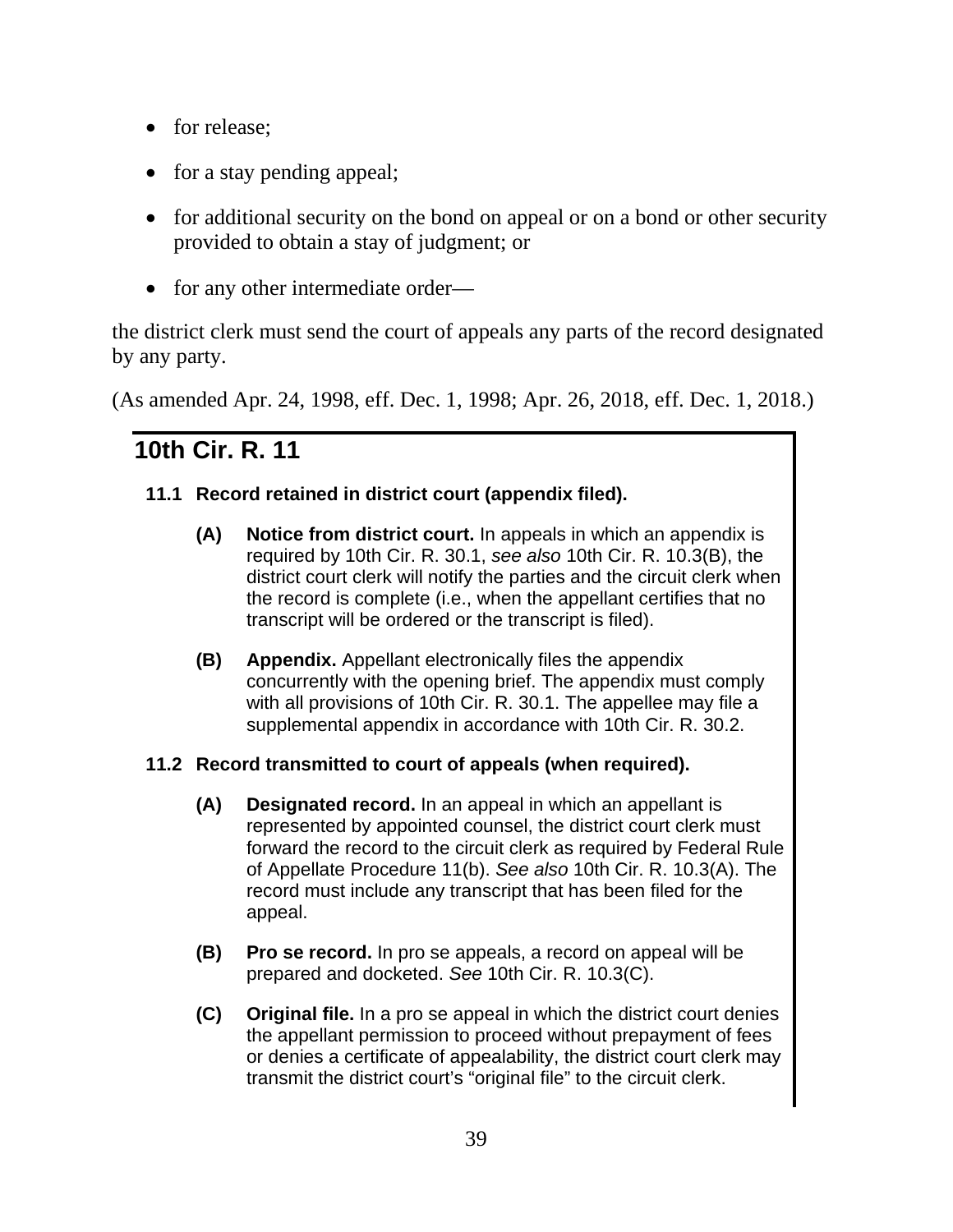- for release;
- for a stay pending appeal;
- for additional security on the bond on appeal or on a bond or other security provided to obtain a stay of judgment; or
- for any other intermediate order—

the district clerk must send the court of appeals any parts of the record designated by any party.

(As amended Apr. 24, 1998, eff. Dec. 1, 1998; Apr. 26, 2018, eff. Dec. 1, 2018.)

## 10th Cir. R. 11

**11.1 Record retained in district court (appendix filed).**

**(A) Notice from district court.** In appeals in which an appendix is required by 10th Cir. R. 30.1, *see also* 10th Cir. R. 10.3(B), the district court clerk will notify the parties and the circuit clerk when the record is complete (i.e., when the appellant certifies that no transcript will be ordered or the transcript is filed).

**(B) Appendix.** Appellant electronically files the appendix concurrently with the opening brief. The appendix must comply with all provisions of 10th Cir. R. 30.1. The appellee may file a supplemental appendix in accordance with 10th Cir. R. 30.2.

**11.2 Record transmitted to court of appeals (when required).**

**(A) Designated record.** In an appeal in which an appellant is represented by appointed counsel, the district court clerk must forward the record to the circuit clerk as required by Federal Rule of Appellate Procedure 11(b). *See also* 10th Cir. R. 10.3(A). The record must include any transcript that has been filed for the appeal.

**(B) Pro se record.** In pro se appeals, a record on appeal will be prepared and docketed. *See* 10th Cir. R. 10.3(C).

**(C) Original file.** In a pro se appeal in which the district court denies the appellant permission to proceed without prepayment of fees or denies a certificate of appealability, the district court clerk may transmit the district court's "original file" to the circuit clerk.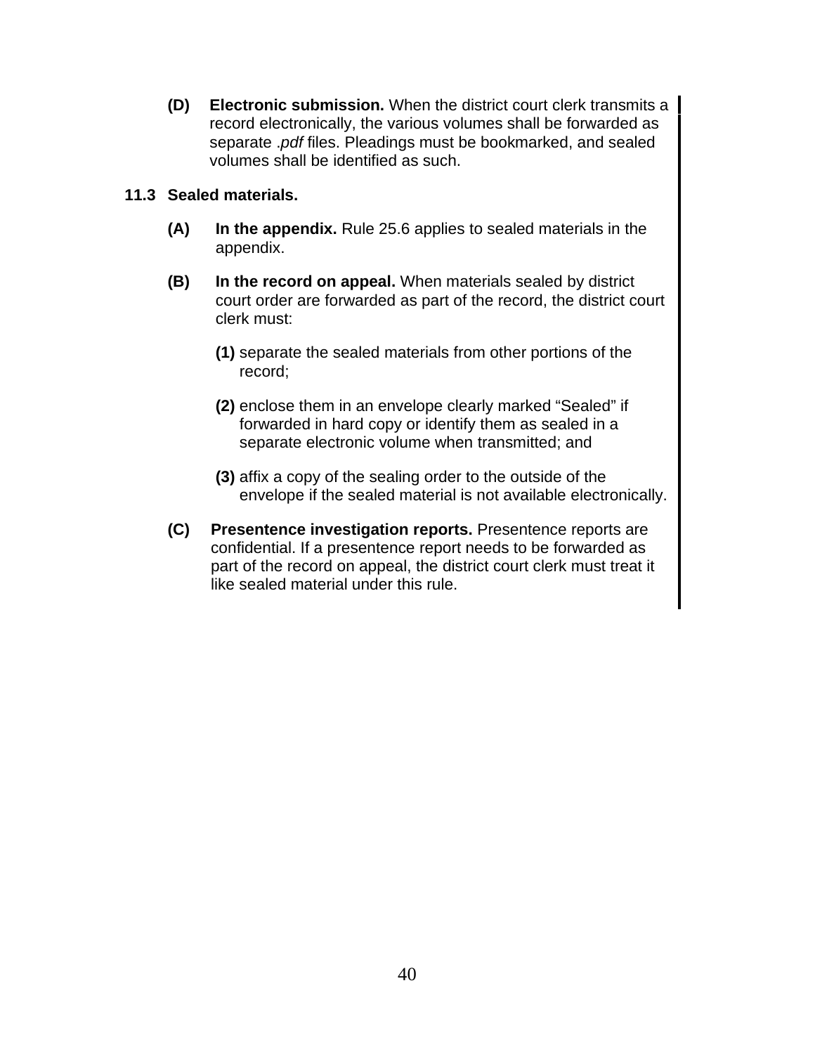**(D)** **Electronic submission.** When the district court clerk transmits a record electronically, the various volumes shall be forwarded as separate *.pdf* files. Pleadings must be bookmarked, and sealed volumes shall be identified as such.

### 11.3 Sealed materials.

**(A)** **In the appendix.** Rule 25.6 applies to sealed materials in the appendix.

**(B)** **In the record on appeal.** When materials sealed by district court order are forwarded as part of the record, the district court clerk must:

**(1)** separate the sealed materials from other portions of the record;

**(2)** enclose them in an envelope clearly marked "Sealed" if forwarded in hard copy or identify them as sealed in a separate electronic volume when transmitted; and

**(3)** affix a copy of the sealing order to the outside of the envelope if the sealed material is not available electronically.

**(C)** **Presentence investigation reports.** Presentence reports are confidential. If a presentence report needs to be forwarded as part of the record on appeal, the district court clerk must treat it like sealed material under this rule.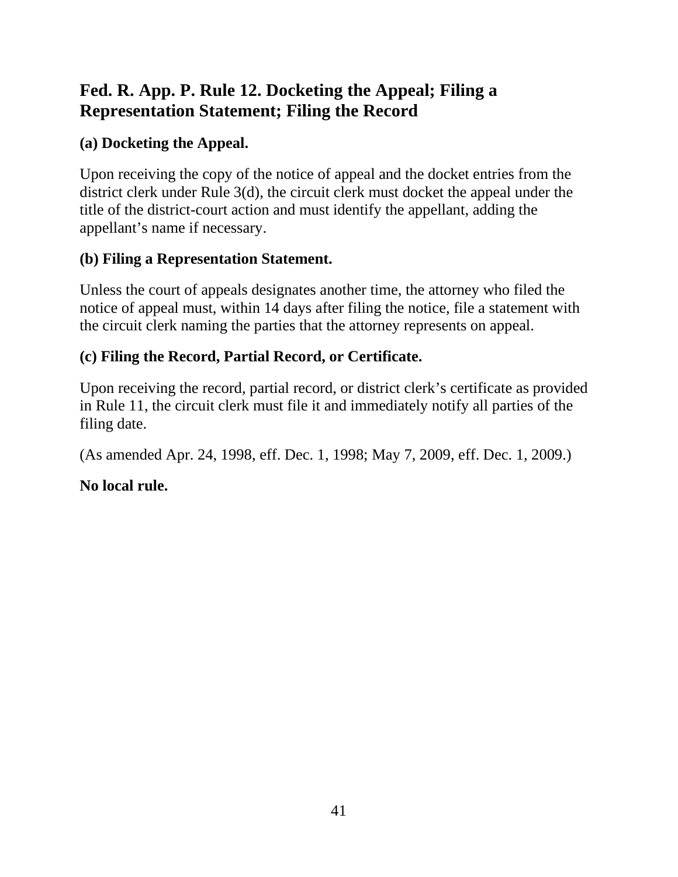## Fed. R. App. P. Rule 12. Docketing the Appeal; Filing a Representation Statement; Filing the Record

**(a) Docketing the Appeal.**

Upon receiving the copy of the notice of appeal and the docket entries from the district clerk under Rule 3(d), the circuit clerk must docket the appeal under the title of the district-court action and must identify the appellant, adding the appellant's name if necessary.

**(b) Filing a Representation Statement.**

Unless the court of appeals designates another time, the attorney who filed the notice of appeal must, within 14 days after filing the notice, file a statement with the circuit clerk naming the parties that the attorney represents on appeal.

**(c) Filing the Record, Partial Record, or Certificate.**

Upon receiving the record, partial record, or district clerk's certificate as provided in Rule 11, the circuit clerk must file it and immediately notify all parties of the filing date.

(As amended Apr. 24, 1998, eff. Dec. 1, 1998; May 7, 2009, eff. Dec. 1, 2009.)

**No local rule.**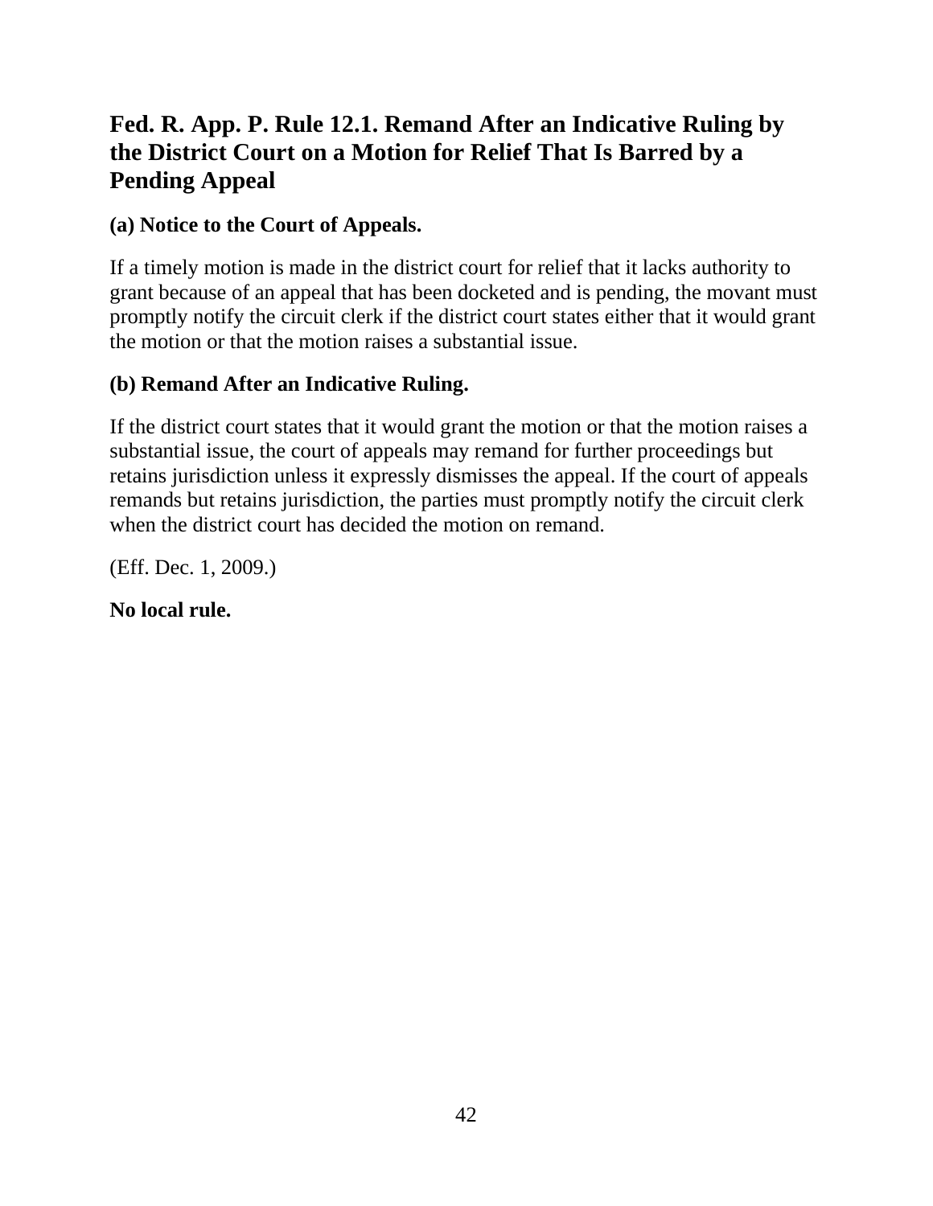## Fed. R. App. P. Rule 12.1. Remand After an Indicative Ruling by the District Court on a Motion for Relief That Is Barred by a Pending Appeal

**(a) Notice to the Court of Appeals.**

If a timely motion is made in the district court for relief that it lacks authority to grant because of an appeal that has been docketed and is pending, the movant must promptly notify the circuit clerk if the district court states either that it would grant the motion or that the motion raises a substantial issue.

**(b) Remand After an Indicative Ruling.**

If the district court states that it would grant the motion or that the motion raises a substantial issue, the court of appeals may remand for further proceedings but retains jurisdiction unless it expressly dismisses the appeal. If the court of appeals remands but retains jurisdiction, the parties must promptly notify the circuit clerk when the district court has decided the motion on remand.

(Eff. Dec. 1, 2009.)

**No local rule.**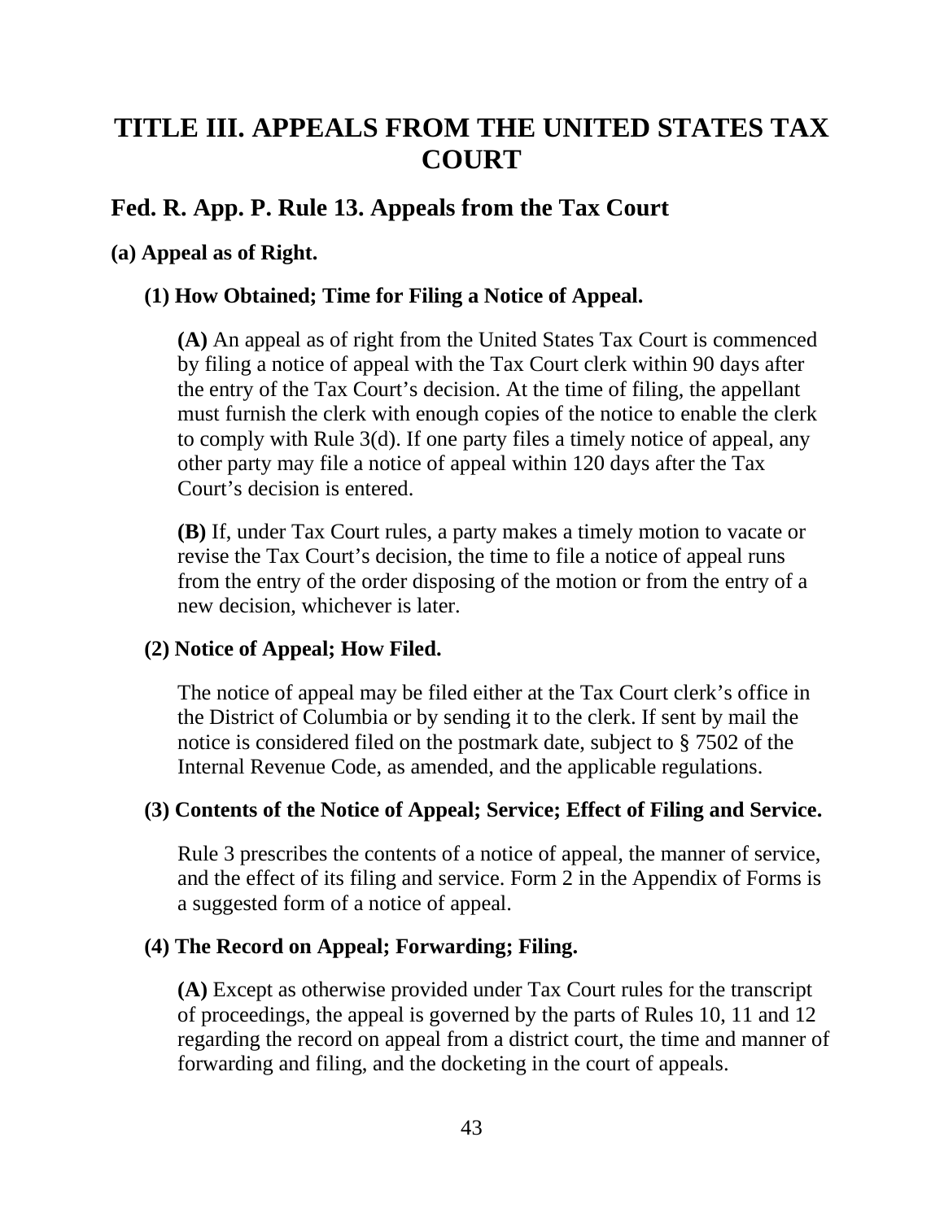# TITLE III. APPEALS FROM THE UNITED STATES TAX COURT

## Fed. R. App. P. Rule 13. Appeals from the Tax Court

**(a) Appeal as of Right.**

**(1) How Obtained; Time for Filing a Notice of Appeal.**

**(A)** An appeal as of right from the United States Tax Court is commenced by filing a notice of appeal with the Tax Court clerk within 90 days after the entry of the Tax Court's decision. At the time of filing, the appellant must furnish the clerk with enough copies of the notice to enable the clerk to comply with Rule 3(d). If one party files a timely notice of appeal, any other party may file a notice of appeal within 120 days after the Tax Court's decision is entered.

**(B)** If, under Tax Court rules, a party makes a timely motion to vacate or revise the Tax Court's decision, the time to file a notice of appeal runs from the entry of the order disposing of the motion or from the entry of a new decision, whichever is later.

**(2) Notice of Appeal; How Filed.**

The notice of appeal may be filed either at the Tax Court clerk's office in the District of Columbia or by sending it to the clerk. If sent by mail the notice is considered filed on the postmark date, subject to § 7502 of the Internal Revenue Code, as amended, and the applicable regulations.

**(3) Contents of the Notice of Appeal; Service; Effect of Filing and Service.**

Rule 3 prescribes the contents of a notice of appeal, the manner of service, and the effect of its filing and service. Form 2 in the Appendix of Forms is a suggested form of a notice of appeal.

**(4) The Record on Appeal; Forwarding; Filing.**

**(A)** Except as otherwise provided under Tax Court rules for the transcript of proceedings, the appeal is governed by the parts of Rules 10, 11 and 12 regarding the record on appeal from a district court, the time and manner of forwarding and filing, and the docketing in the court of appeals.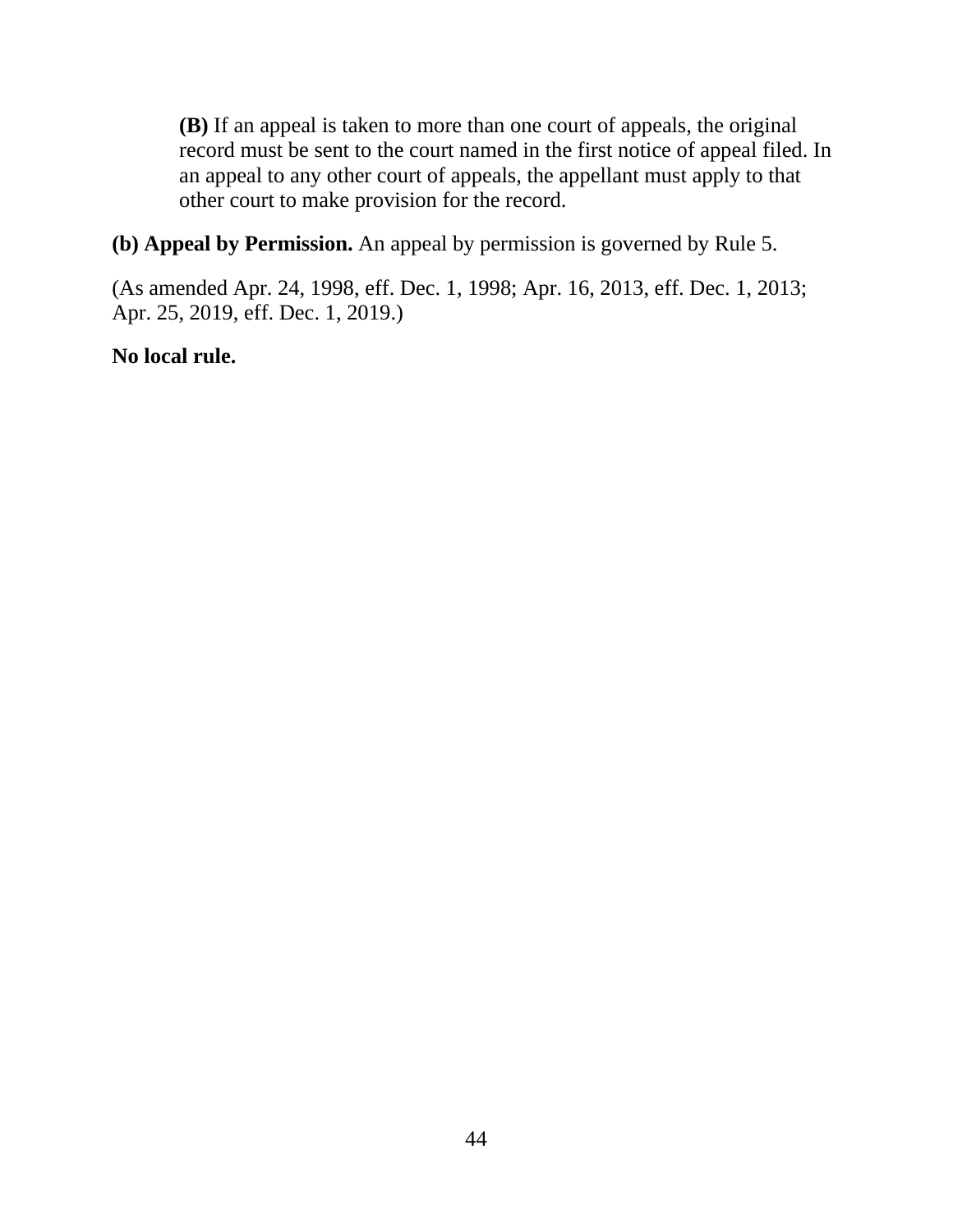**(B)** If an appeal is taken to more than one court of appeals, the original record must be sent to the court named in the first notice of appeal filed. In an appeal to any other court of appeals, the appellant must apply to that other court to make provision for the record.

**(b) Appeal by Permission.** An appeal by permission is governed by Rule 5.

(As amended Apr. 24, 1998, eff. Dec. 1, 1998; Apr. 16, 2013, eff. Dec. 1, 2013; Apr. 25, 2019, eff. Dec. 1, 2019.)

**No local rule.**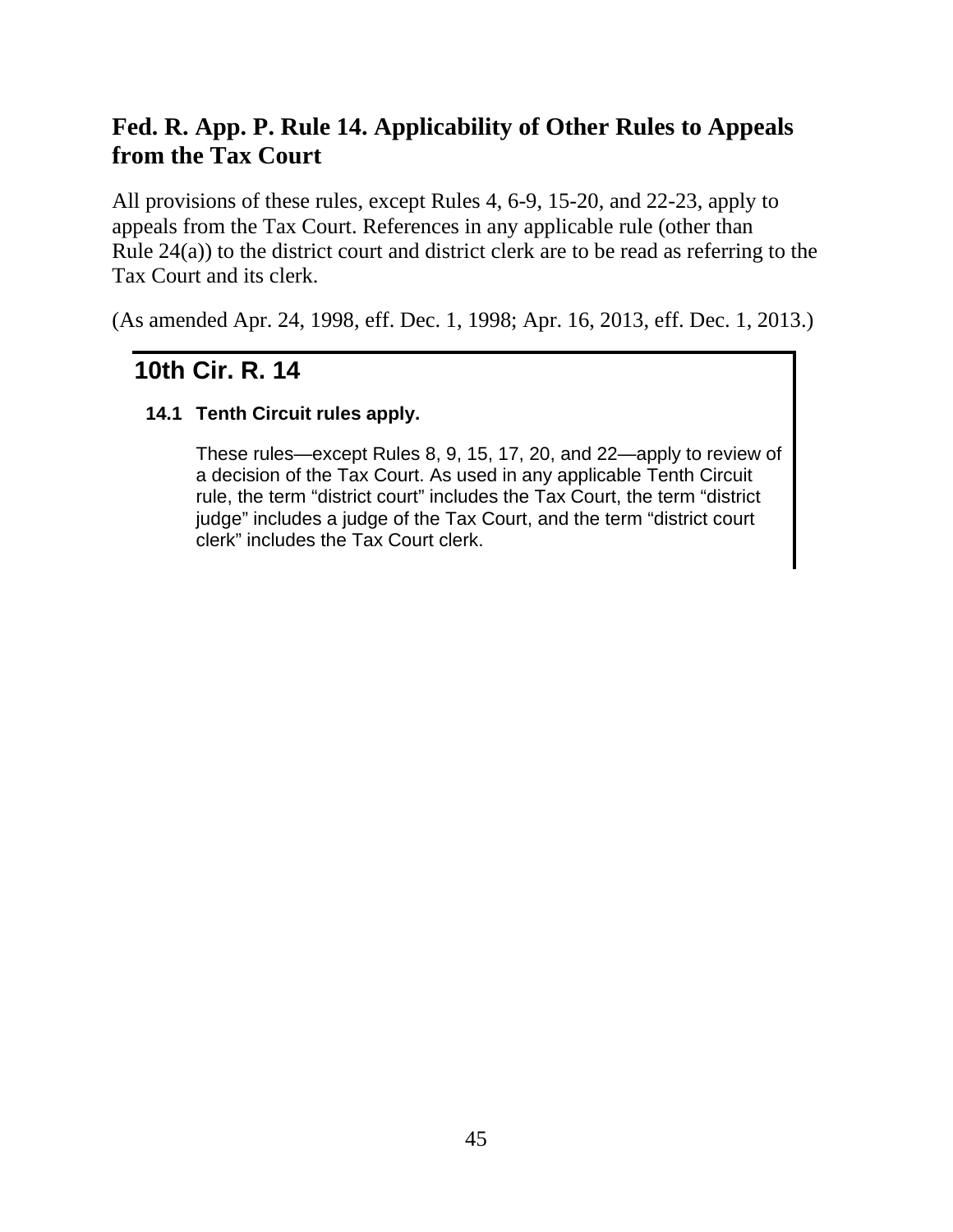## Fed. R. App. P. Rule 14. Applicability of Other Rules to Appeals from the Tax Court

All provisions of these rules, except Rules 4, 6-9, 15-20, and 22-23, apply to appeals from the Tax Court. References in any applicable rule (other than Rule 24(a)) to the district court and district clerk are to be read as referring to the Tax Court and its clerk.

(As amended Apr. 24, 1998, eff. Dec. 1, 1998; Apr. 16, 2013, eff. Dec. 1, 2013.)

## 10th Cir. R. 14

### 14.1 Tenth Circuit rules apply.

These rules—except Rules 8, 9, 15, 17, 20, and 22—apply to review of a decision of the Tax Court. As used in any applicable Tenth Circuit rule, the term "district court" includes the Tax Court, the term "district judge" includes a judge of the Tax Court, and the term "district court clerk" includes the Tax Court clerk.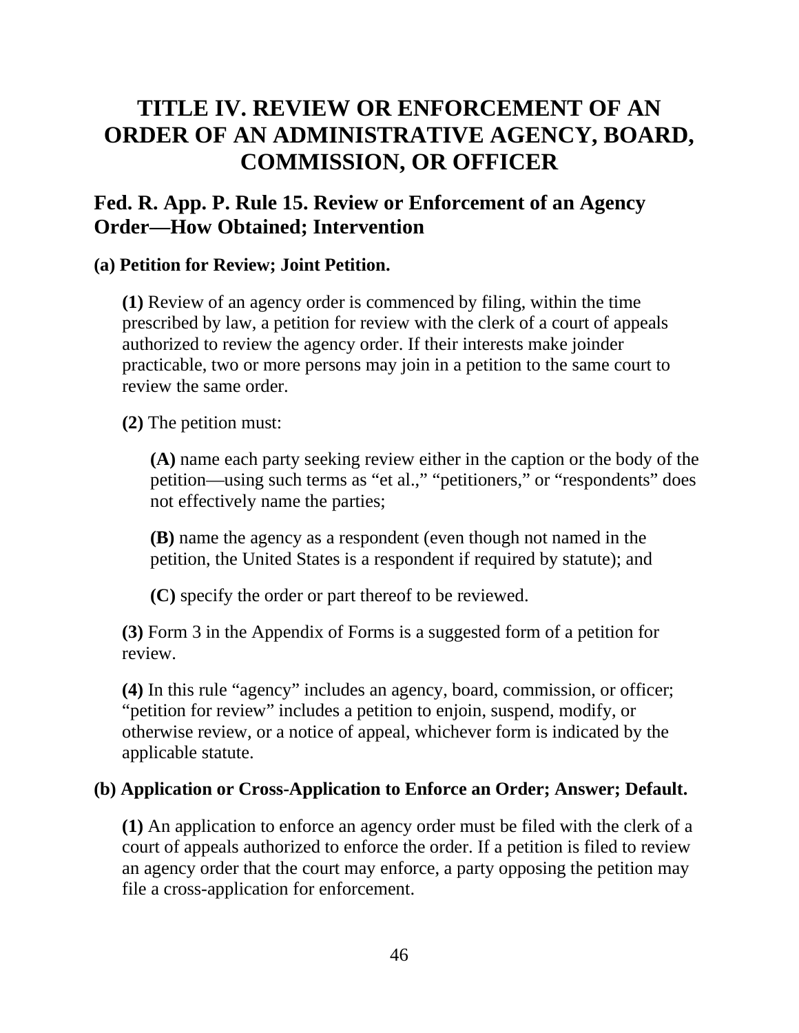# TITLE IV. REVIEW OR ENFORCEMENT OF AN ORDER OF AN ADMINISTRATIVE AGENCY, BOARD, COMMISSION, OR OFFICER

## Fed. R. App. P. Rule 15. Review or Enforcement of an Agency Order—How Obtained; Intervention

### (a) Petition for Review; Joint Petition.

**(1)** Review of an agency order is commenced by filing, within the time prescribed by law, a petition for review with the clerk of a court of appeals authorized to review the agency order. If their interests make joinder practicable, two or more persons may join in a petition to the same court to review the same order.

**(2)** The petition must:

**(A)** name each party seeking review either in the caption or the body of the petition—using such terms as "et al.," "petitioners," or "respondents" does not effectively name the parties;

**(B)** name the agency as a respondent (even though not named in the petition, the United States is a respondent if required by statute); and

**(C)** specify the order or part thereof to be reviewed.

**(3)** Form 3 in the Appendix of Forms is a suggested form of a petition for review.

**(4)** In this rule "agency" includes an agency, board, commission, or officer; "petition for review" includes a petition to enjoin, suspend, modify, or otherwise review, or a notice of appeal, whichever form is indicated by the applicable statute.

### (b) Application or Cross-Application to Enforce an Order; Answer; Default.

**(1)** An application to enforce an agency order must be filed with the clerk of a court of appeals authorized to enforce the order. If a petition is filed to review an agency order that the court may enforce, a party opposing the petition may file a cross-application for enforcement.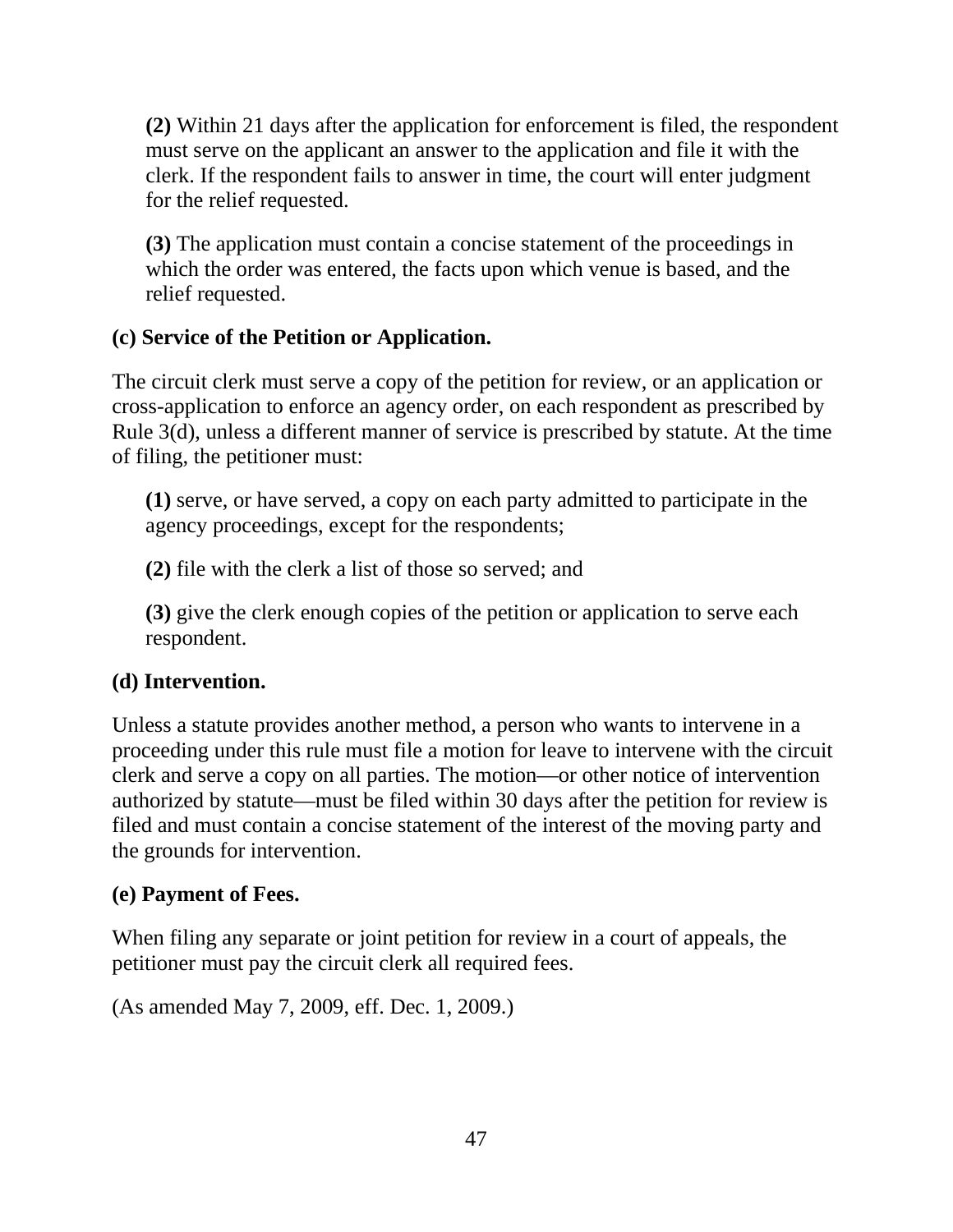**(2)** Within 21 days after the application for enforcement is filed, the respondent must serve on the applicant an answer to the application and file it with the clerk. If the respondent fails to answer in time, the court will enter judgment for the relief requested.

**(3)** The application must contain a concise statement of the proceedings in which the order was entered, the facts upon which venue is based, and the relief requested.

**(c) Service of the Petition or Application.**

The circuit clerk must serve a copy of the petition for review, or an application or cross-application to enforce an agency order, on each respondent as prescribed by Rule 3(d), unless a different manner of service is prescribed by statute. At the time of filing, the petitioner must:

**(1)** serve, or have served, a copy on each party admitted to participate in the agency proceedings, except for the respondents;

**(2)** file with the clerk a list of those so served; and

**(3)** give the clerk enough copies of the petition or application to serve each respondent.

**(d) Intervention.**

Unless a statute provides another method, a person who wants to intervene in a proceeding under this rule must file a motion for leave to intervene with the circuit clerk and serve a copy on all parties. The motion—or other notice of intervention authorized by statute—must be filed within 30 days after the petition for review is filed and must contain a concise statement of the interest of the moving party and the grounds for intervention.

**(e) Payment of Fees.**

When filing any separate or joint petition for review in a court of appeals, the petitioner must pay the circuit clerk all required fees.

(As amended May 7, 2009, eff. Dec. 1, 2009.)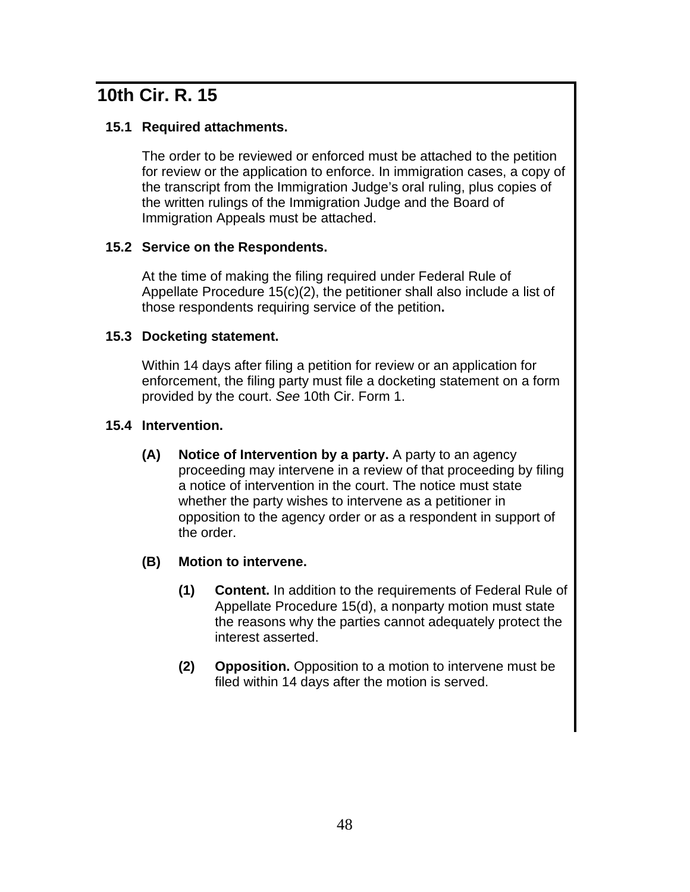# 10th Cir. R. 15

### 15.1 Required attachments.

The order to be reviewed or enforced must be attached to the petition for review or the application to enforce. In immigration cases, a copy of the transcript from the Immigration Judge's oral ruling, plus copies of the written rulings of the Immigration Judge and the Board of Immigration Appeals must be attached.

### 15.2 Service on the Respondents.

At the time of making the filing required under Federal Rule of Appellate Procedure 15(c)(2), the petitioner shall also include a list of those respondents requiring service of the petition**.**

### 15.3 Docketing statement.

Within 14 days after filing a petition for review or an application for enforcement, the filing party must file a docketing statement on a form provided by the court. *See* 10th Cir. Form 1.

### 15.4 Intervention.

**(A) Notice of Intervention by a party.** A party to an agency proceeding may intervene in a review of that proceeding by filing a notice of intervention in the court. The notice must state whether the party wishes to intervene as a petitioner in opposition to the agency order or as a respondent in support of the order.

**(B) Motion to intervene.**

**(1) Content.** In addition to the requirements of Federal Rule of Appellate Procedure 15(d), a nonparty motion must state the reasons why the parties cannot adequately protect the interest asserted.

**(2) Opposition.** Opposition to a motion to intervene must be filed within 14 days after the motion is served.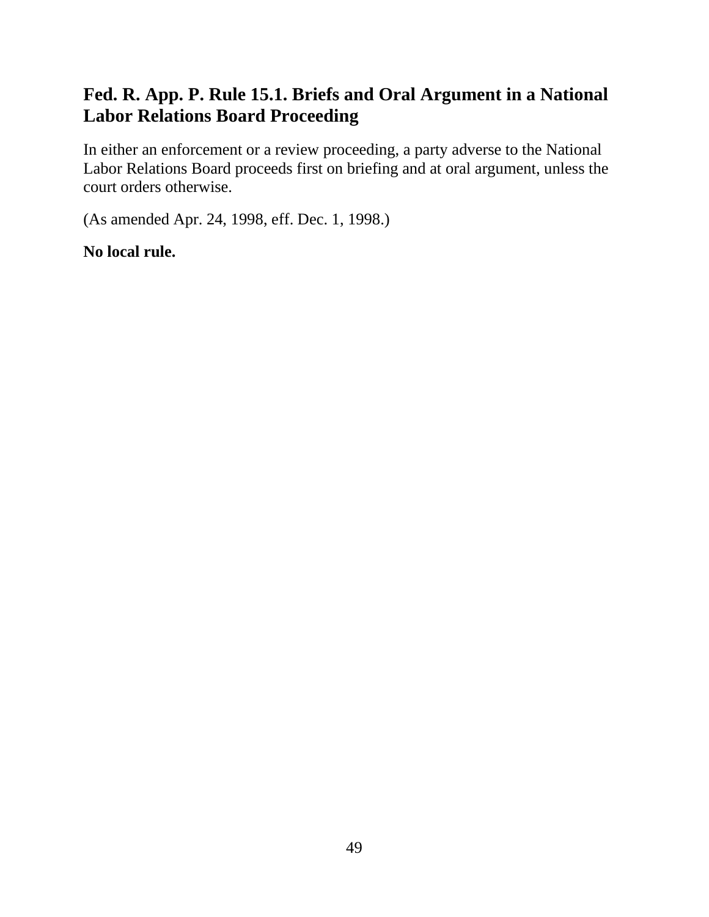## Fed. R. App. P. Rule 15.1. Briefs and Oral Argument in a National Labor Relations Board Proceeding

In either an enforcement or a review proceeding, a party adverse to the National Labor Relations Board proceeds first on briefing and at oral argument, unless the court orders otherwise.

(As amended Apr. 24, 1998, eff. Dec. 1, 1998.)

**No local rule.**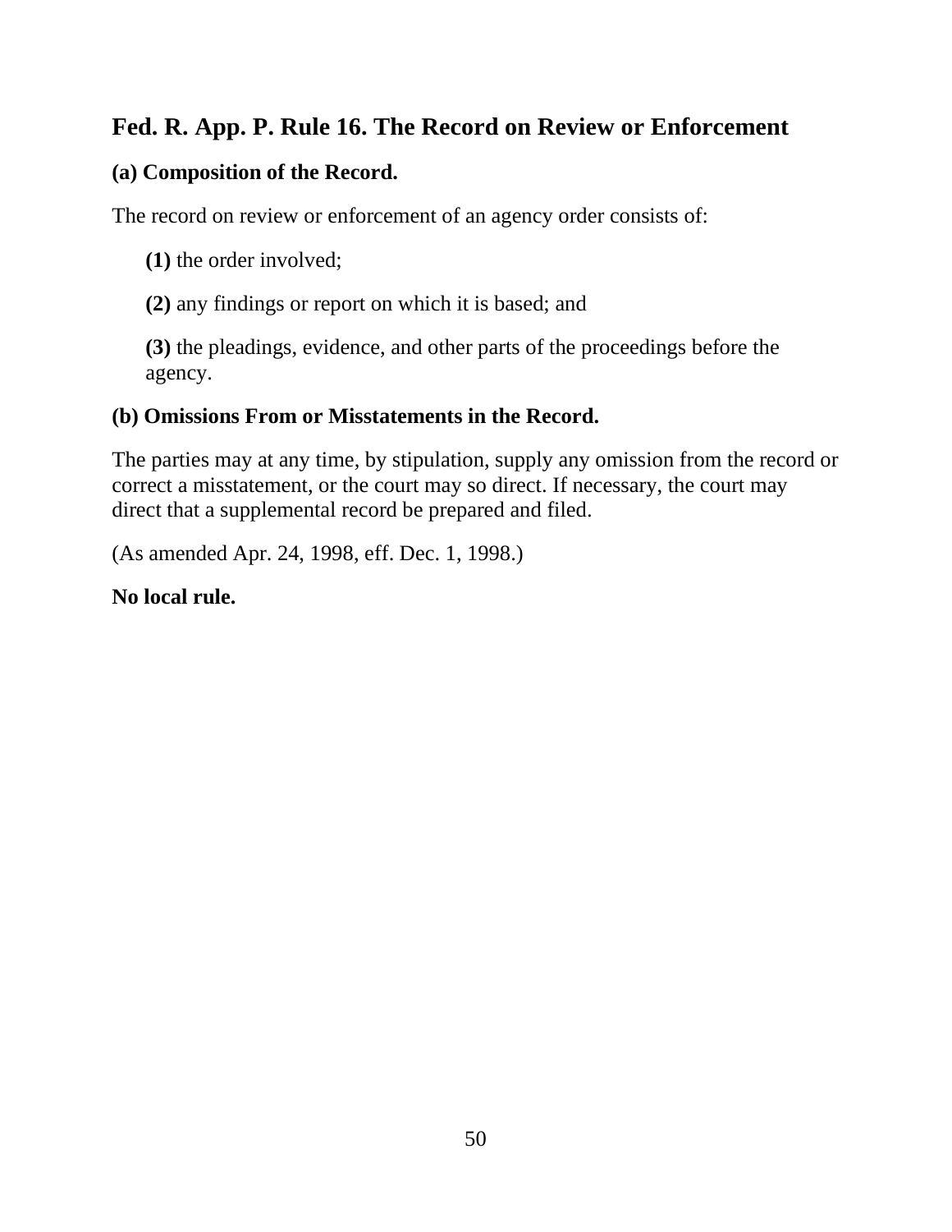## Fed. R. App. P. Rule 16. The Record on Review or Enforcement

**(a) Composition of the Record.**

The record on review or enforcement of an agency order consists of:

**(1)** the order involved;

**(2)** any findings or report on which it is based; and

**(3)** the pleadings, evidence, and other parts of the proceedings before the agency.

**(b) Omissions From or Misstatements in the Record.**

The parties may at any time, by stipulation, supply any omission from the record or correct a misstatement, or the court may so direct. If necessary, the court may direct that a supplemental record be prepared and filed.

(As amended Apr. 24, 1998, eff. Dec. 1, 1998.)

**No local rule.**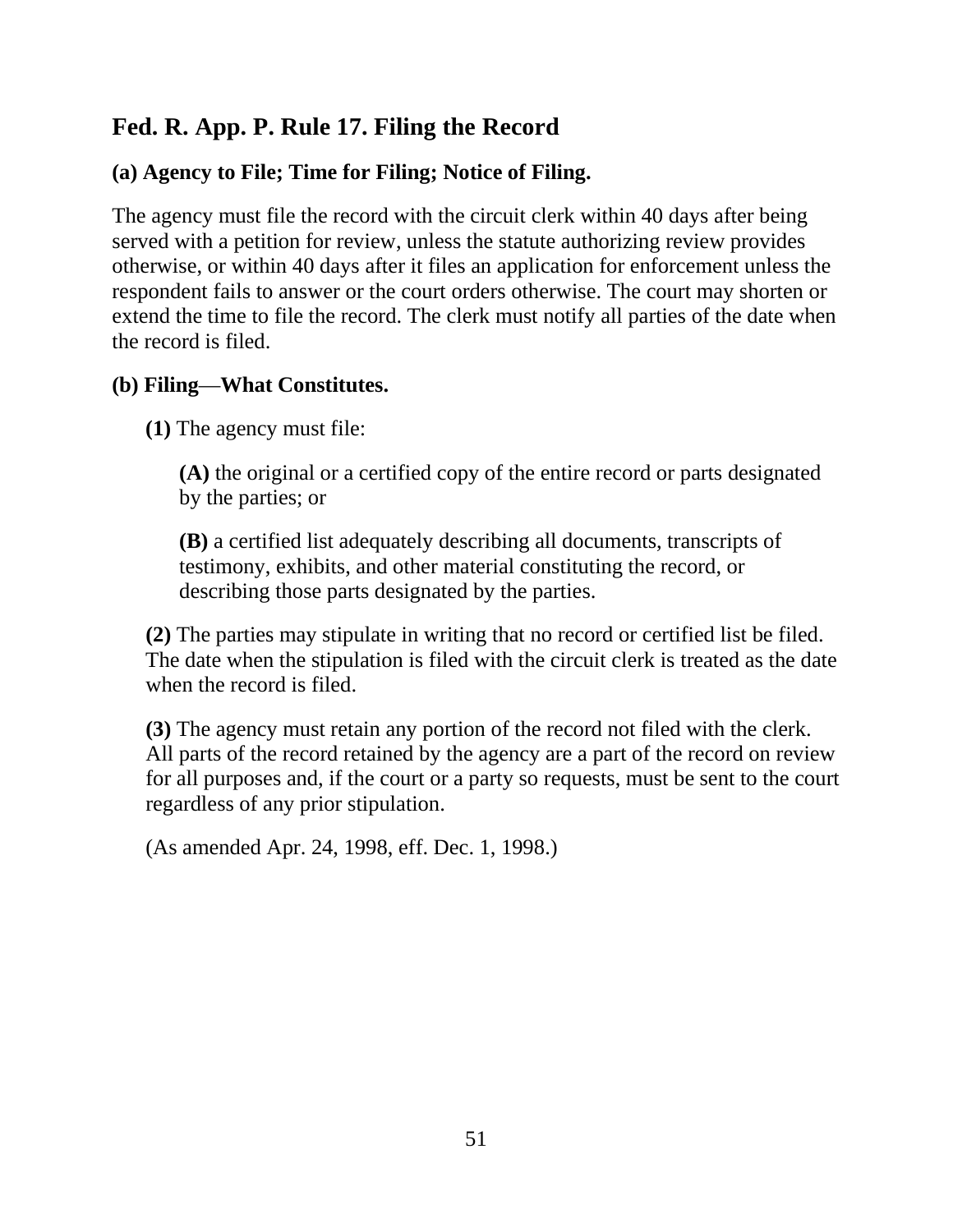## Fed. R. App. P. Rule 17. Filing the Record

### (a) Agency to File; Time for Filing; Notice of Filing.

The agency must file the record with the circuit clerk within 40 days after being served with a petition for review, unless the statute authorizing review provides otherwise, or within 40 days after it files an application for enforcement unless the respondent fails to answer or the court orders otherwise. The court may shorten or extend the time to file the record. The clerk must notify all parties of the date when the record is filed.

### (b) Filing—What Constitutes.

**(1)** The agency must file:

**(A)** the original or a certified copy of the entire record or parts designated by the parties; or

**(B)** a certified list adequately describing all documents, transcripts of testimony, exhibits, and other material constituting the record, or describing those parts designated by the parties.

**(2)** The parties may stipulate in writing that no record or certified list be filed. The date when the stipulation is filed with the circuit clerk is treated as the date when the record is filed.

**(3)** The agency must retain any portion of the record not filed with the clerk. All parts of the record retained by the agency are a part of the record on review for all purposes and, if the court or a party so requests, must be sent to the court regardless of any prior stipulation.

(As amended Apr. 24, 1998, eff. Dec. 1, 1998.)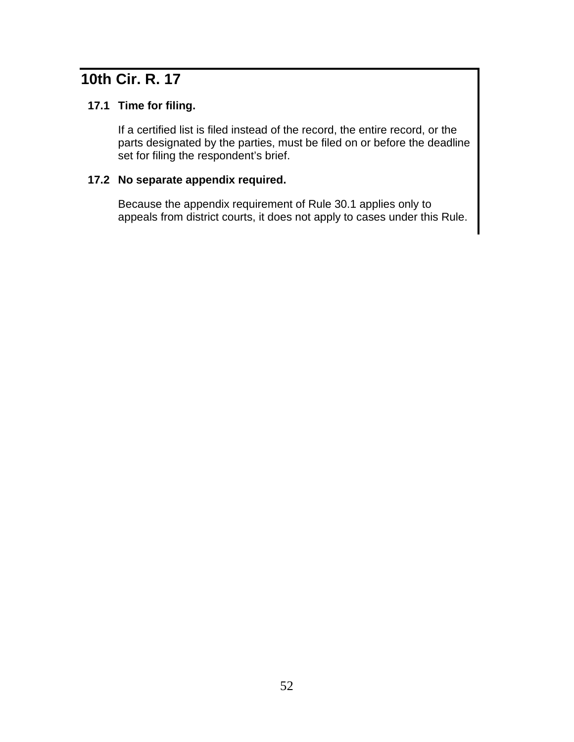## 10th Cir. R. 17

**17.1 Time for filing.**

If a certified list is filed instead of the record, the entire record, or the parts designated by the parties, must be filed on or before the deadline set for filing the respondent's brief.

**17.2 No separate appendix required.**

Because the appendix requirement of Rule 30.1 applies only to appeals from district courts, it does not apply to cases under this Rule.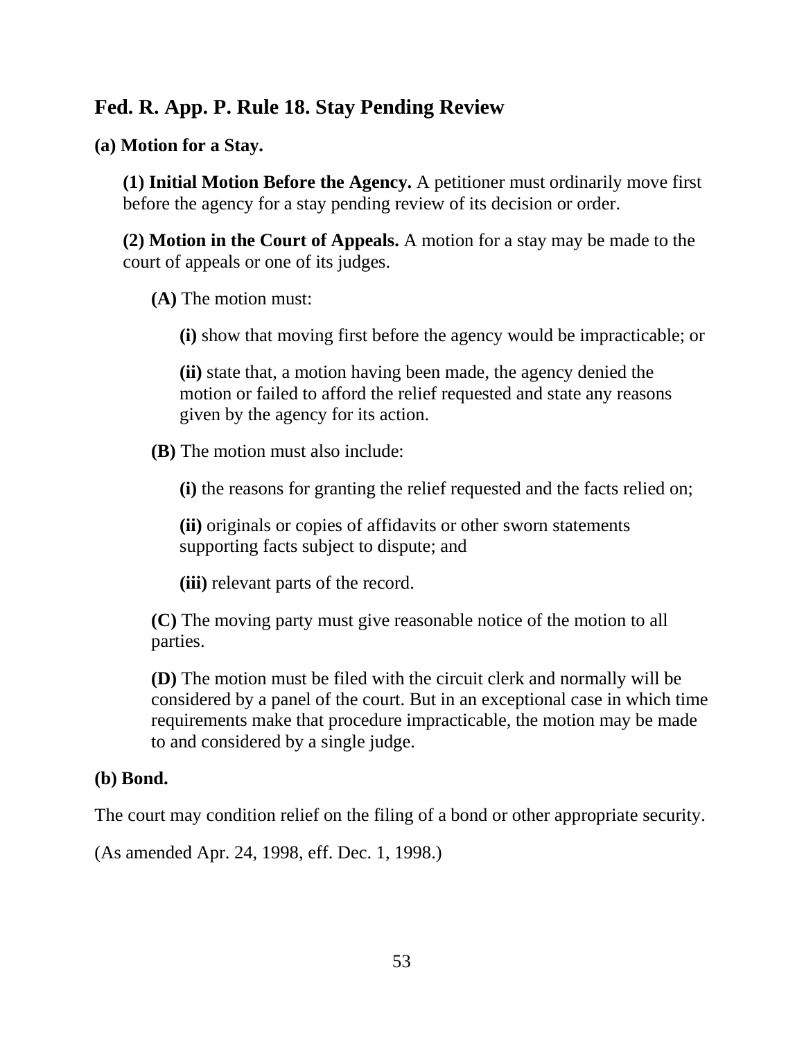## Fed. R. App. P. Rule 18. Stay Pending Review

**(a) Motion for a Stay.**

**(1) Initial Motion Before the Agency.** A petitioner must ordinarily move first before the agency for a stay pending review of its decision or order.

**(2) Motion in the Court of Appeals.** A motion for a stay may be made to the court of appeals or one of its judges.

**(A)** The motion must:

**(i)** show that moving first before the agency would be impracticable; or

**(ii)** state that, a motion having been made, the agency denied the motion or failed to afford the relief requested and state any reasons given by the agency for its action.

**(B)** The motion must also include:

**(i)** the reasons for granting the relief requested and the facts relied on;

**(ii)** originals or copies of affidavits or other sworn statements supporting facts subject to dispute; and

**(iii)** relevant parts of the record.

**(C)** The moving party must give reasonable notice of the motion to all parties.

**(D)** The motion must be filed with the circuit clerk and normally will be considered by a panel of the court. But in an exceptional case in which time requirements make that procedure impracticable, the motion may be made to and considered by a single judge.

**(b) Bond.**

The court may condition relief on the filing of a bond or other appropriate security.

(As amended Apr. 24, 1998, eff. Dec. 1, 1998.)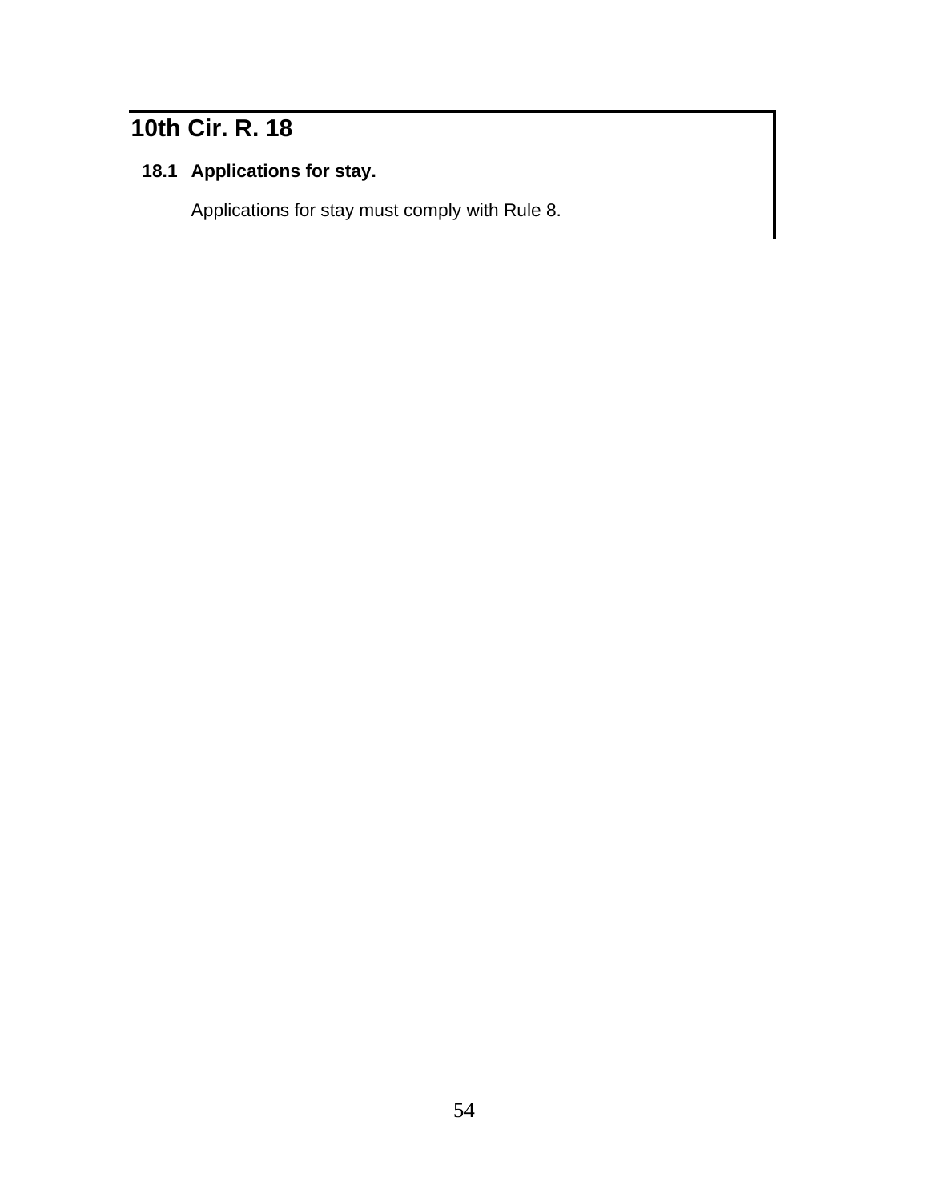# 10th Cir. R. 18

## 18.1 Applications for stay.

Applications for stay must comply with Rule 8.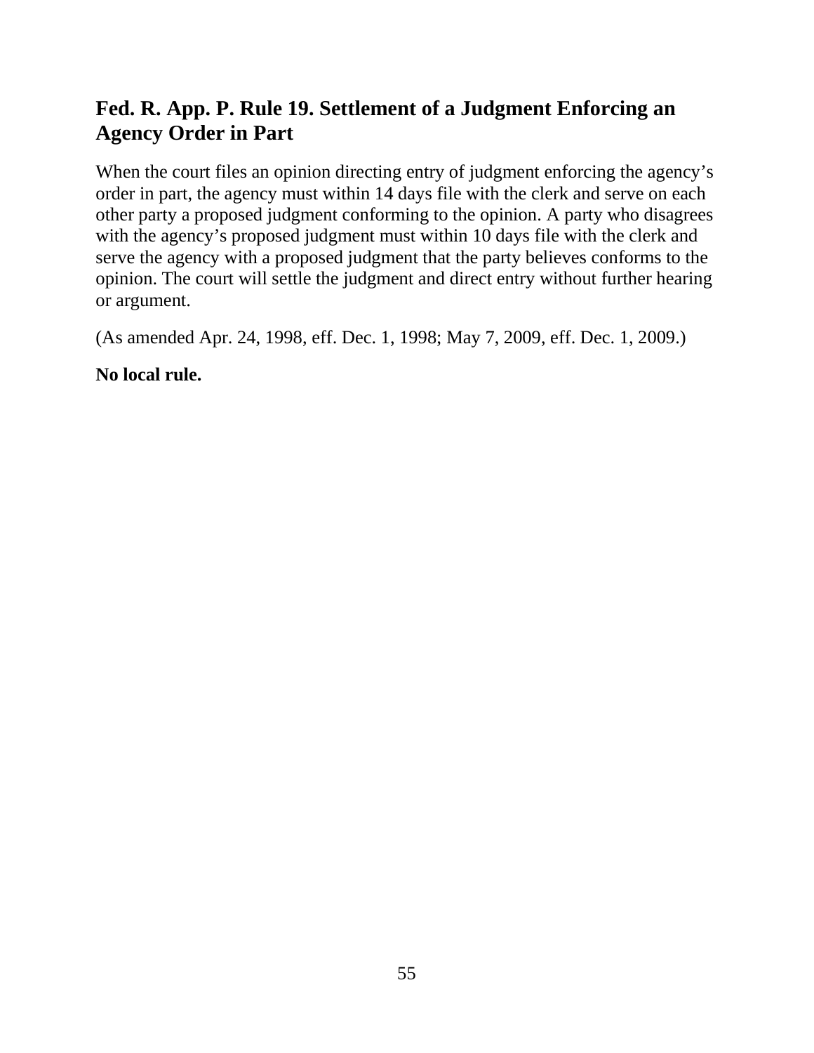## Fed. R. App. P. Rule 19. Settlement of a Judgment Enforcing an Agency Order in Part

When the court files an opinion directing entry of judgment enforcing the agency's order in part, the agency must within 14 days file with the clerk and serve on each other party a proposed judgment conforming to the opinion. A party who disagrees with the agency's proposed judgment must within 10 days file with the clerk and serve the agency with a proposed judgment that the party believes conforms to the opinion. The court will settle the judgment and direct entry without further hearing or argument.

(As amended Apr. 24, 1998, eff. Dec. 1, 1998; May 7, 2009, eff. Dec. 1, 2009.)

**No local rule.**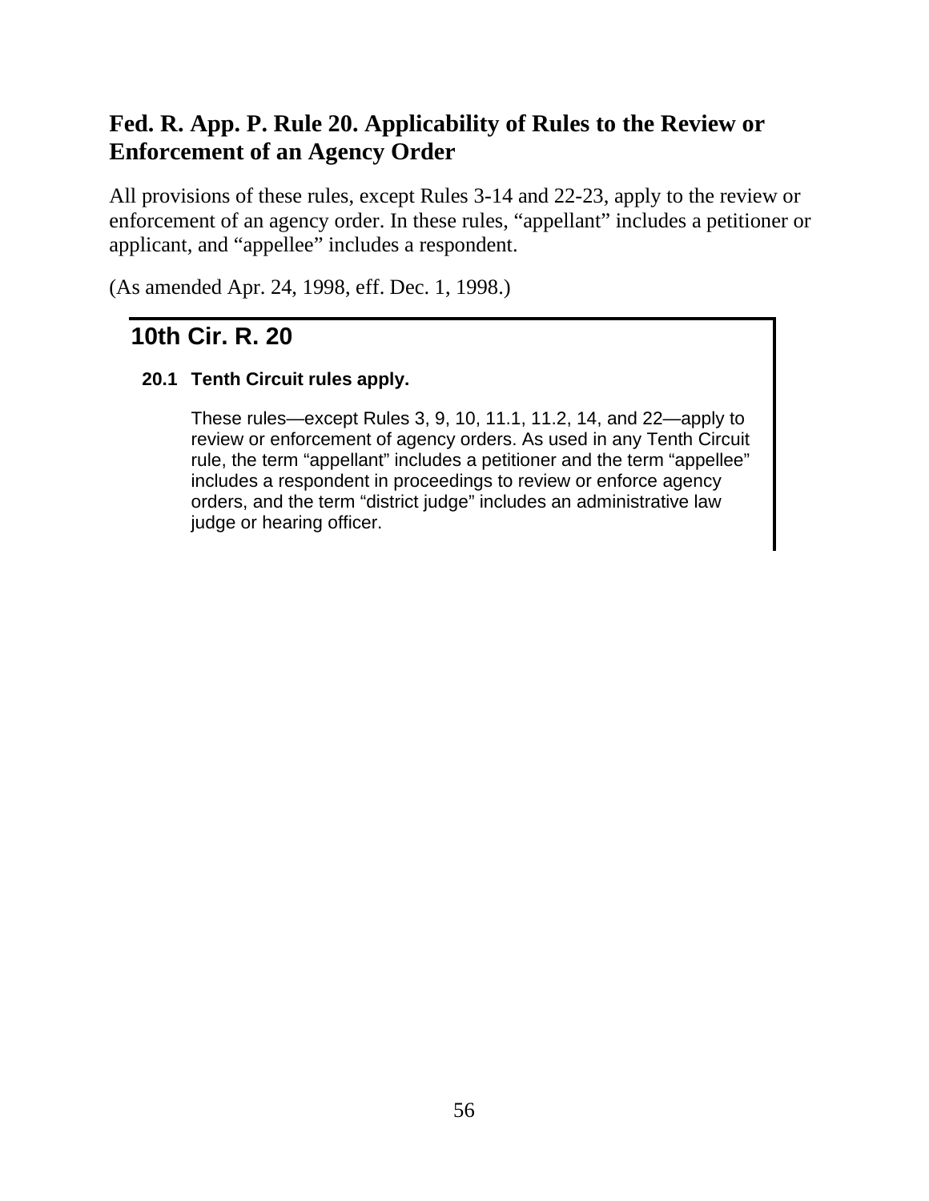## Fed. R. App. P. Rule 20. Applicability of Rules to the Review or Enforcement of an Agency Order

All provisions of these rules, except Rules 3-14 and 22-23, apply to the review or enforcement of an agency order. In these rules, “appellant” includes a petitioner or applicant, and “appellee” includes a respondent.

(As amended Apr. 24, 1998, eff. Dec. 1, 1998.)

### 10th Cir. R. 20

**20.1 Tenth Circuit rules apply.**

These rules—except Rules 3, 9, 10, 11.1, 11.2, 14, and 22—apply to review or enforcement of agency orders. As used in any Tenth Circuit rule, the term “appellant” includes a petitioner and the term “appellee” includes a respondent in proceedings to review or enforce agency orders, and the term “district judge” includes an administrative law judge or hearing officer.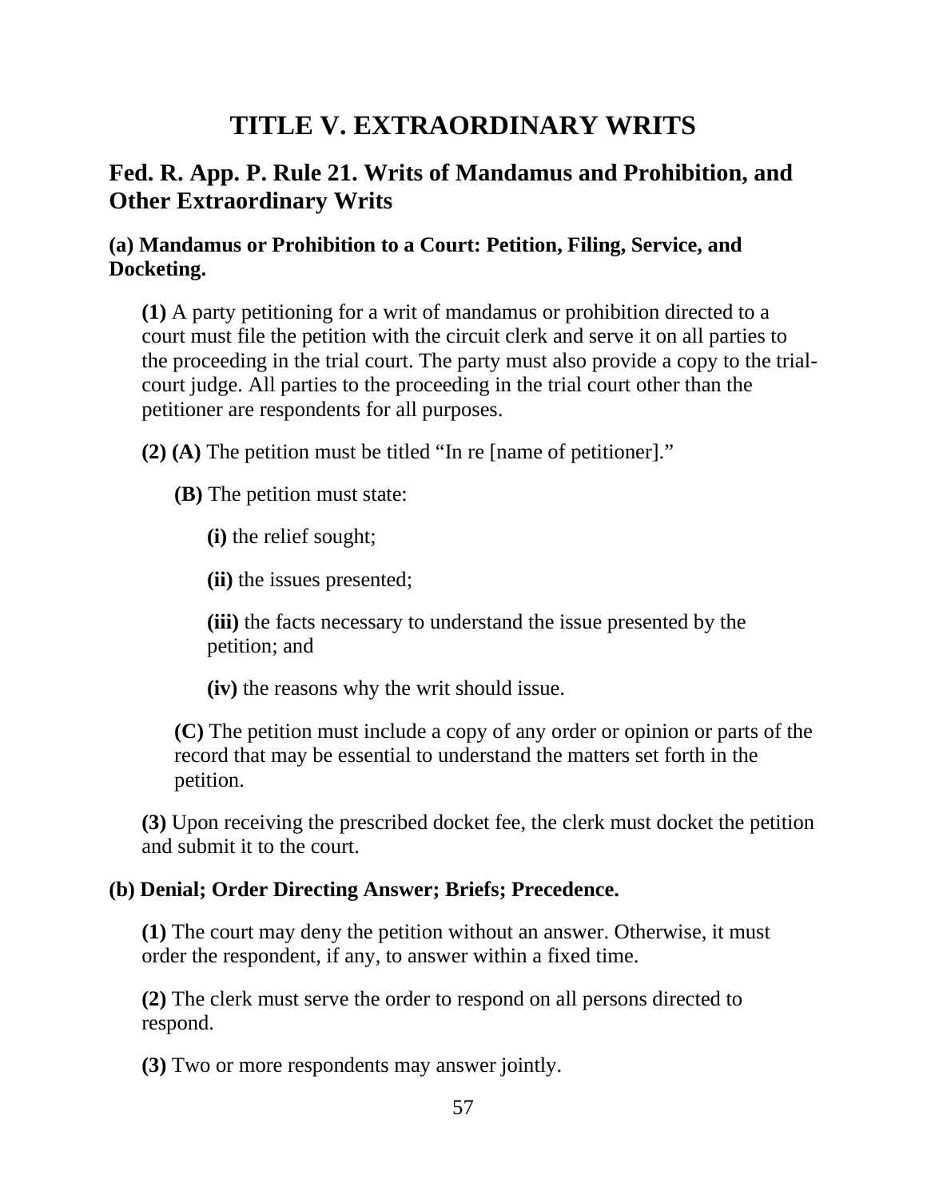# TITLE V. EXTRAORDINARY WRITS

## Fed. R. App. P. Rule 21. Writs of Mandamus and Prohibition, and Other Extraordinary Writs

### (a) Mandamus or Prohibition to a Court: Petition, Filing, Service, and Docketing.

**(1)** A party petitioning for a writ of mandamus or prohibition directed to a court must file the petition with the circuit clerk and serve it on all parties to the proceeding in the trial court. The party must also provide a copy to the trial-court judge. All parties to the proceeding in the trial court other than the petitioner are respondents for all purposes.

**(2) (A)** The petition must be titled "In re [name of petitioner]."

**(B)** The petition must state:

**(i)** the relief sought;

**(ii)** the issues presented;

**(iii)** the facts necessary to understand the issue presented by the petition; and

**(iv)** the reasons why the writ should issue.

**(C)** The petition must include a copy of any order or opinion or parts of the record that may be essential to understand the matters set forth in the petition.

**(3)** Upon receiving the prescribed docket fee, the clerk must docket the petition and submit it to the court.

### (b) Denial; Order Directing Answer; Briefs; Precedence.

**(1)** The court may deny the petition without an answer. Otherwise, it must order the respondent, if any, to answer within a fixed time.

**(2)** The clerk must serve the order to respond on all persons directed to respond.

**(3)** Two or more respondents may answer jointly.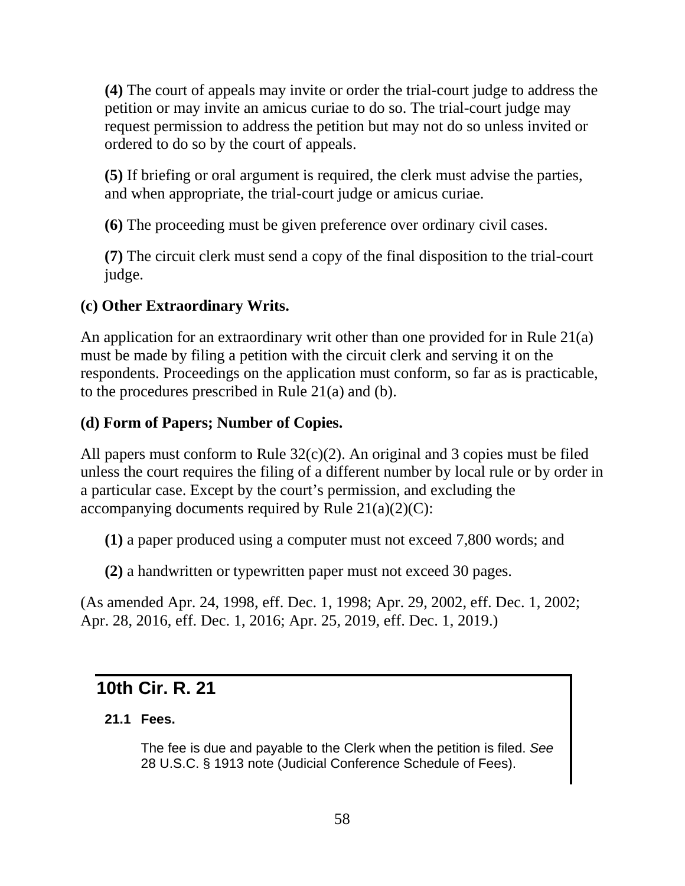**(4)** The court of appeals may invite or order the trial-court judge to address the petition or may invite an amicus curiae to do so. The trial-court judge may request permission to address the petition but may not do so unless invited or ordered to do so by the court of appeals.

**(5)** If briefing or oral argument is required, the clerk must advise the parties, and when appropriate, the trial-court judge or amicus curiae.

**(6)** The proceeding must be given preference over ordinary civil cases.

**(7)** The circuit clerk must send a copy of the final disposition to the trial-court judge.

**(c) Other Extraordinary Writs.**

An application for an extraordinary writ other than one provided for in Rule 21(a) must be made by filing a petition with the circuit clerk and serving it on the respondents. Proceedings on the application must conform, so far as is practicable, to the procedures prescribed in Rule 21(a) and (b).

**(d) Form of Papers; Number of Copies.**

All papers must conform to Rule 32(c)(2). An original and 3 copies must be filed unless the court requires the filing of a different number by local rule or by order in a particular case. Except by the court's permission, and excluding the accompanying documents required by Rule 21(a)(2)(C):

**(1)** a paper produced using a computer must not exceed 7,800 words; and

**(2)** a handwritten or typewritten paper must not exceed 30 pages.

(As amended Apr. 24, 1998, eff. Dec. 1, 1998; Apr. 29, 2002, eff. Dec. 1, 2002; Apr. 28, 2016, eff. Dec. 1, 2016; Apr. 25, 2019, eff. Dec. 1, 2019.)

## 10th Cir. R. 21

**21.1 Fees.**

The fee is due and payable to the Clerk when the petition is filed. *See* 28 U.S.C. § 1913 note (Judicial Conference Schedule of Fees).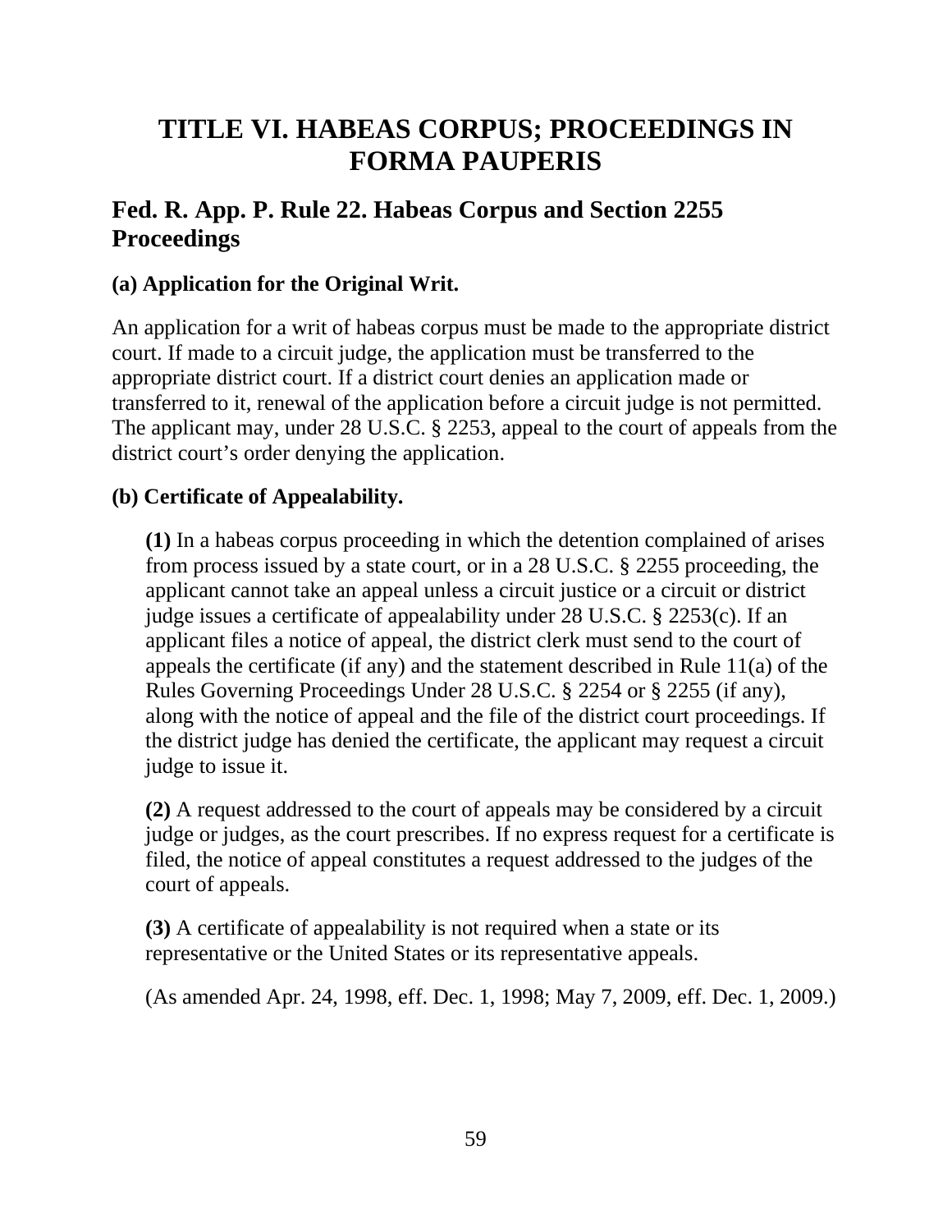# TITLE VI. HABEAS CORPUS; PROCEEDINGS IN FORMA PAUPERIS

## Fed. R. App. P. Rule 22. Habeas Corpus and Section 2255 Proceedings

**(a) Application for the Original Writ.**

An application for a writ of habeas corpus must be made to the appropriate district court. If made to a circuit judge, the application must be transferred to the appropriate district court. If a district court denies an application made or transferred to it, renewal of the application before a circuit judge is not permitted. The applicant may, under 28 U.S.C. § 2253, appeal to the court of appeals from the district court's order denying the application.

**(b) Certificate of Appealability.**

**(1)** In a habeas corpus proceeding in which the detention complained of arises from process issued by a state court, or in a 28 U.S.C. § 2255 proceeding, the applicant cannot take an appeal unless a circuit justice or a circuit or district judge issues a certificate of appealability under 28 U.S.C. § 2253(c). If an applicant files a notice of appeal, the district clerk must send to the court of appeals the certificate (if any) and the statement described in Rule 11(a) of the Rules Governing Proceedings Under 28 U.S.C. § 2254 or § 2255 (if any), along with the notice of appeal and the file of the district court proceedings. If the district judge has denied the certificate, the applicant may request a circuit judge to issue it.

**(2)** A request addressed to the court of appeals may be considered by a circuit judge or judges, as the court prescribes. If no express request for a certificate is filed, the notice of appeal constitutes a request addressed to the judges of the court of appeals.

**(3)** A certificate of appealability is not required when a state or its representative or the United States or its representative appeals.

(As amended Apr. 24, 1998, eff. Dec. 1, 1998; May 7, 2009, eff. Dec. 1, 2009.)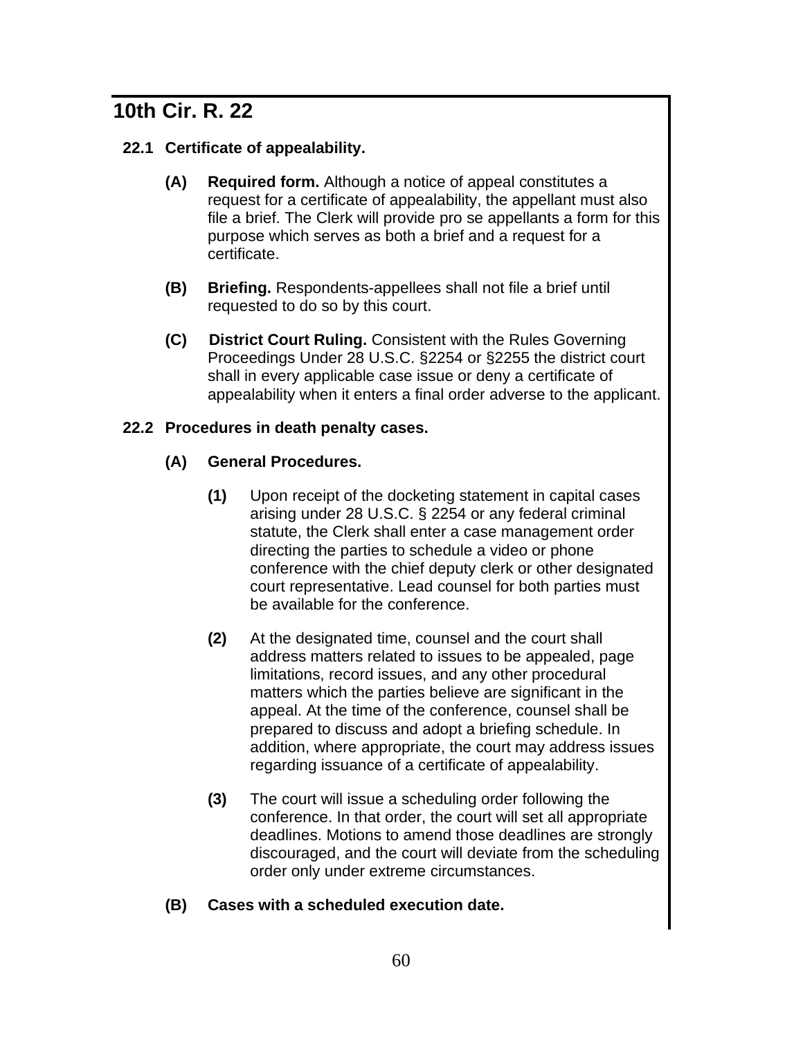## 10th Cir. R. 22

**22.1 Certificate of appealability.**

**(A) Required form.** Although a notice of appeal constitutes a request for a certificate of appealability, the appellant must also file a brief. The Clerk will provide pro se appellants a form for this purpose which serves as both a brief and a request for a certificate.

**(B) Briefing.** Respondents-appellees shall not file a brief until requested to do so by this court.

**(C) District Court Ruling.** Consistent with the Rules Governing Proceedings Under 28 U.S.C. §2254 or §2255 the district court shall in every applicable case issue or deny a certificate of appealability when it enters a final order adverse to the applicant.

**22.2 Procedures in death penalty cases.**

**(A) General Procedures.**

**(1)** Upon receipt of the docketing statement in capital cases arising under 28 U.S.C. § 2254 or any federal criminal statute, the Clerk shall enter a case management order directing the parties to schedule a video or phone conference with the chief deputy clerk or other designated court representative. Lead counsel for both parties must be available for the conference.

**(2)** At the designated time, counsel and the court shall address matters related to issues to be appealed, page limitations, record issues, and any other procedural matters which the parties believe are significant in the appeal. At the time of the conference, counsel shall be prepared to discuss and adopt a briefing schedule. In addition, where appropriate, the court may address issues regarding issuance of a certificate of appealability.

**(3)** The court will issue a scheduling order following the conference. In that order, the court will set all appropriate deadlines. Motions to amend those deadlines are strongly discouraged, and the court will deviate from the scheduling order only under extreme circumstances.

**(B) Cases with a scheduled execution date.**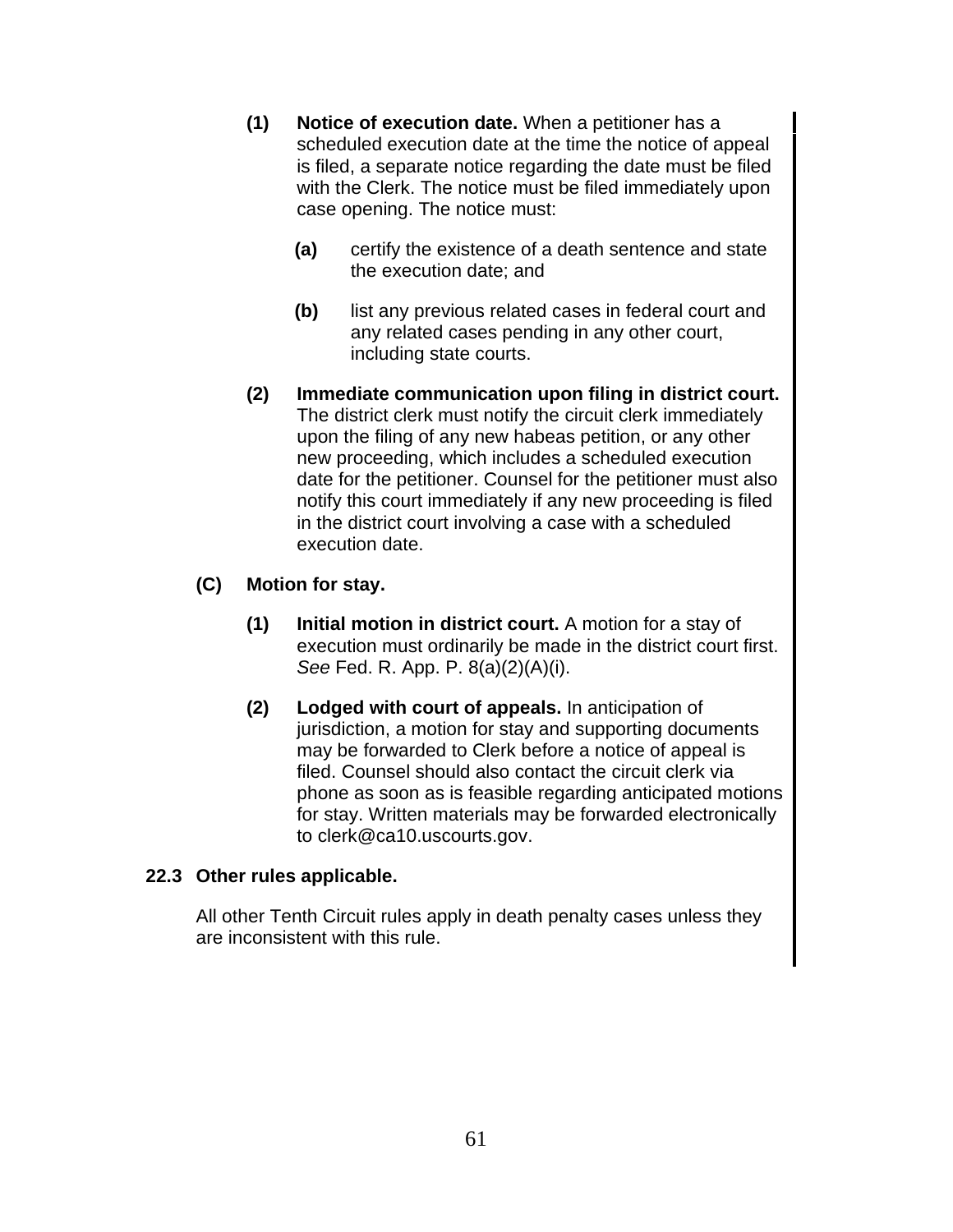**(1) Notice of execution date.** When a petitioner has a scheduled execution date at the time the notice of appeal is filed, a separate notice regarding the date must be filed with the Clerk. The notice must be filed immediately upon case opening. The notice must:

**(a)** certify the existence of a death sentence and state the execution date; and

**(b)** list any previous related cases in federal court and any related cases pending in any other court, including state courts.

**(2) Immediate communication upon filing in district court.** The district clerk must notify the circuit clerk immediately upon the filing of any new habeas petition, or any other new proceeding, which includes a scheduled execution date for the petitioner. Counsel for the petitioner must also notify this court immediately if any new proceeding is filed in the district court involving a case with a scheduled execution date.

**(C) Motion for stay.**

**(1) Initial motion in district court.** A motion for a stay of execution must ordinarily be made in the district court first. *See* Fed. R. App. P. 8(a)(2)(A)(i).

**(2) Lodged with court of appeals.** In anticipation of jurisdiction, a motion for stay and supporting documents may be forwarded to Clerk before a notice of appeal is filed. Counsel should also contact the circuit clerk via phone as soon as is feasible regarding anticipated motions for stay. Written materials may be forwarded electronically to clerk@ca10.uscourts.gov.

**22.3 Other rules applicable.**

All other Tenth Circuit rules apply in death penalty cases unless they are inconsistent with this rule.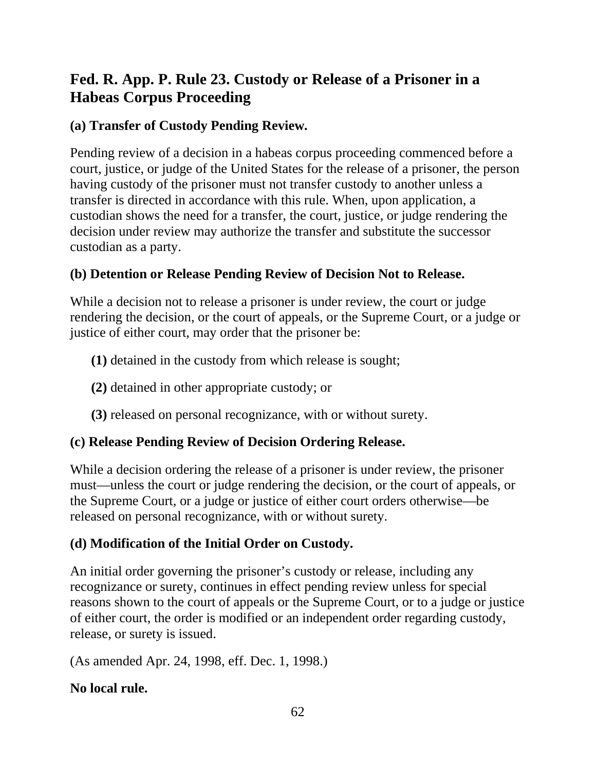## Fed. R. App. P. Rule 23. Custody or Release of a Prisoner in a Habeas Corpus Proceeding

### (a) Transfer of Custody Pending Review.

Pending review of a decision in a habeas corpus proceeding commenced before a court, justice, or judge of the United States for the release of a prisoner, the person having custody of the prisoner must not transfer custody to another unless a transfer is directed in accordance with this rule. When, upon application, a custodian shows the need for a transfer, the court, justice, or judge rendering the decision under review may authorize the transfer and substitute the successor custodian as a party.

### (b) Detention or Release Pending Review of Decision Not to Release.

While a decision not to release a prisoner is under review, the court or judge rendering the decision, or the court of appeals, or the Supreme Court, or a judge or justice of either court, may order that the prisoner be:

**(1)** detained in the custody from which release is sought;

**(2)** detained in other appropriate custody; or

**(3)** released on personal recognizance, with or without surety.

### (c) Release Pending Review of Decision Ordering Release.

While a decision ordering the release of a prisoner is under review, the prisoner must—unless the court or judge rendering the decision, or the court of appeals, or the Supreme Court, or a judge or justice of either court orders otherwise—be released on personal recognizance, with or without surety.

### (d) Modification of the Initial Order on Custody.

An initial order governing the prisoner's custody or release, including any recognizance or surety, continues in effect pending review unless for special reasons shown to the court of appeals or the Supreme Court, or to a judge or justice of either court, the order is modified or an independent order regarding custody, release, or surety is issued.

(As amended Apr. 24, 1998, eff. Dec. 1, 1998.)

**No local rule.**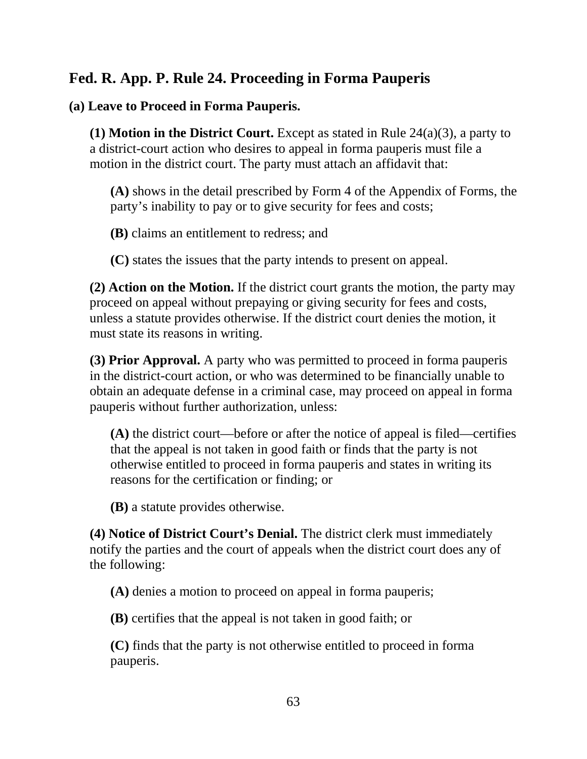## Fed. R. App. P. Rule 24. Proceeding in Forma Pauperis

**(a) Leave to Proceed in Forma Pauperis.**

**(1) Motion in the District Court.** Except as stated in Rule 24(a)(3), a party to a district-court action who desires to appeal in forma pauperis must file a motion in the district court. The party must attach an affidavit that:

**(A)** shows in the detail prescribed by Form 4 of the Appendix of Forms, the party's inability to pay or to give security for fees and costs;

**(B)** claims an entitlement to redress; and

**(C)** states the issues that the party intends to present on appeal.

**(2) Action on the Motion.** If the district court grants the motion, the party may proceed on appeal without prepaying or giving security for fees and costs, unless a statute provides otherwise. If the district court denies the motion, it must state its reasons in writing.

**(3) Prior Approval.** A party who was permitted to proceed in forma pauperis in the district-court action, or who was determined to be financially unable to obtain an adequate defense in a criminal case, may proceed on appeal in forma pauperis without further authorization, unless:

**(A)** the district court—before or after the notice of appeal is filed—certifies that the appeal is not taken in good faith or finds that the party is not otherwise entitled to proceed in forma pauperis and states in writing its reasons for the certification or finding; or

**(B)** a statute provides otherwise.

**(4) Notice of District Court's Denial.** The district clerk must immediately notify the parties and the court of appeals when the district court does any of the following:

**(A)** denies a motion to proceed on appeal in forma pauperis;

**(B)** certifies that the appeal is not taken in good faith; or

**(C)** finds that the party is not otherwise entitled to proceed in forma pauperis.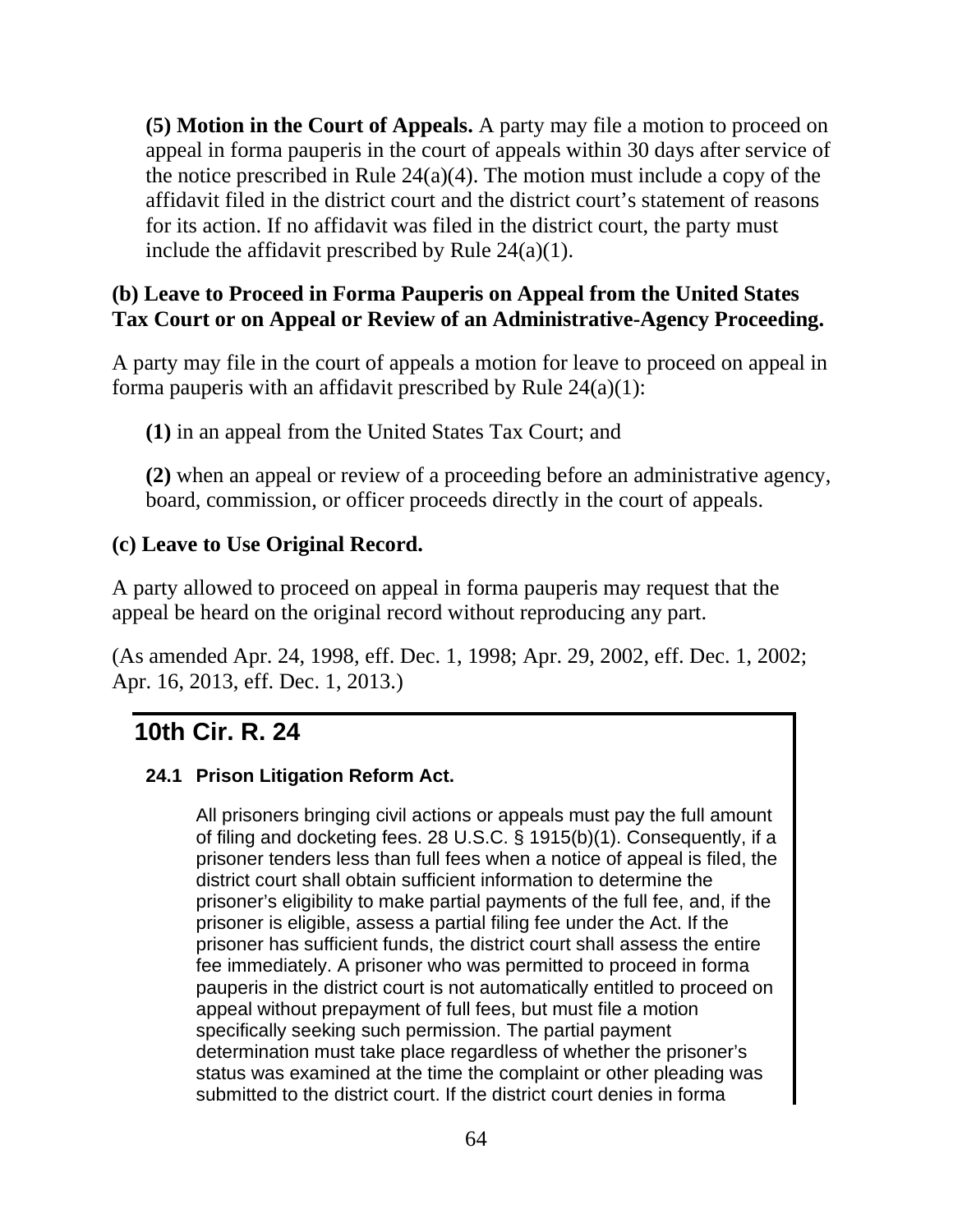**(5) Motion in the Court of Appeals.** A party may file a motion to proceed on appeal in forma pauperis in the court of appeals within 30 days after service of the notice prescribed in Rule 24(a)(4). The motion must include a copy of the affidavit filed in the district court and the district court's statement of reasons for its action. If no affidavit was filed in the district court, the party must include the affidavit prescribed by Rule 24(a)(1).

**(b) Leave to Proceed in Forma Pauperis on Appeal from the United States Tax Court or on Appeal or Review of an Administrative-Agency Proceeding.**

A party may file in the court of appeals a motion for leave to proceed on appeal in forma pauperis with an affidavit prescribed by Rule 24(a)(1):

**(1)** in an appeal from the United States Tax Court; and

**(2)** when an appeal or review of a proceeding before an administrative agency, board, commission, or officer proceeds directly in the court of appeals.

**(c) Leave to Use Original Record.**

A party allowed to proceed on appeal in forma pauperis may request that the appeal be heard on the original record without reproducing any part.

(As amended Apr. 24, 1998, eff. Dec. 1, 1998; Apr. 29, 2002, eff. Dec. 1, 2002; Apr. 16, 2013, eff. Dec. 1, 2013.)

## 10th Cir. R. 24

### 24.1 Prison Litigation Reform Act.

All prisoners bringing civil actions or appeals must pay the full amount of filing and docketing fees. 28 U.S.C. § 1915(b)(1). Consequently, if a prisoner tenders less than full fees when a notice of appeal is filed, the district court shall obtain sufficient information to determine the prisoner's eligibility to make partial payments of the full fee, and, if the prisoner is eligible, assess a partial filing fee under the Act. If the prisoner has sufficient funds, the district court shall assess the entire fee immediately. A prisoner who was permitted to proceed in forma pauperis in the district court is not automatically entitled to proceed on appeal without prepayment of full fees, but must file a motion specifically seeking such permission. The partial payment determination must take place regardless of whether the prisoner's status was examined at the time the complaint or other pleading was submitted to the district court. If the district court denies in forma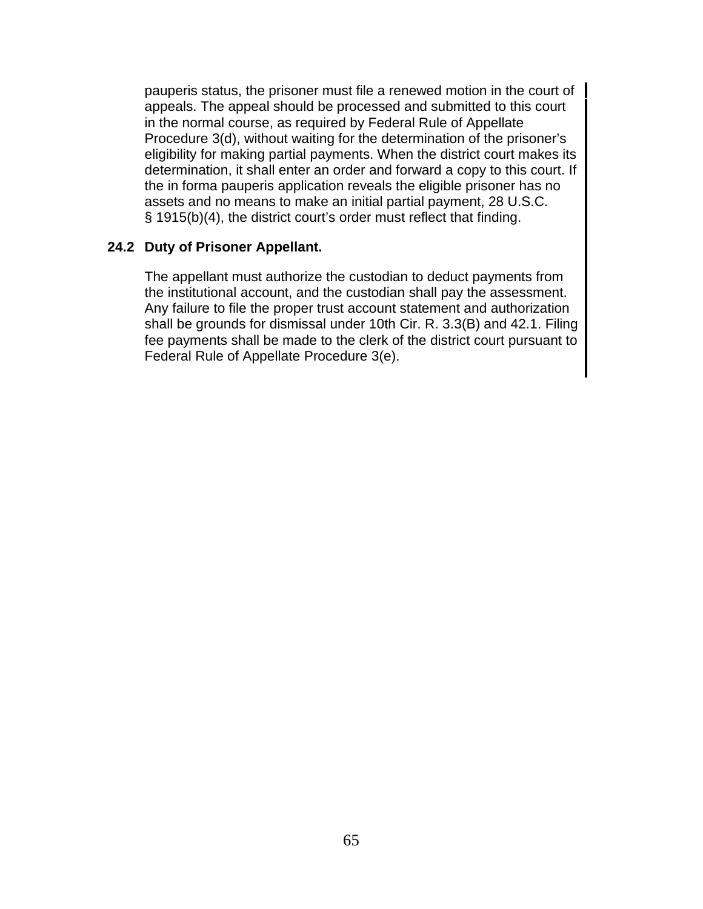pauperis status, the prisoner must file a renewed motion in the court of appeals. The appeal should be processed and submitted to this court in the normal course, as required by Federal Rule of Appellate Procedure 3(d), without waiting for the determination of the prisoner's eligibility for making partial payments. When the district court makes its determination, it shall enter an order and forward a copy to this court. If the in forma pauperis application reveals the eligible prisoner has no assets and no means to make an initial partial payment, 28 U.S.C. § 1915(b)(4), the district court's order must reflect that finding.

**24.2 Duty of Prisoner Appellant.**

The appellant must authorize the custodian to deduct payments from the institutional account, and the custodian shall pay the assessment. Any failure to file the proper trust account statement and authorization shall be grounds for dismissal under 10th Cir. R. 3.3(B) and 42.1. Filing fee payments shall be made to the clerk of the district court pursuant to Federal Rule of Appellate Procedure 3(e).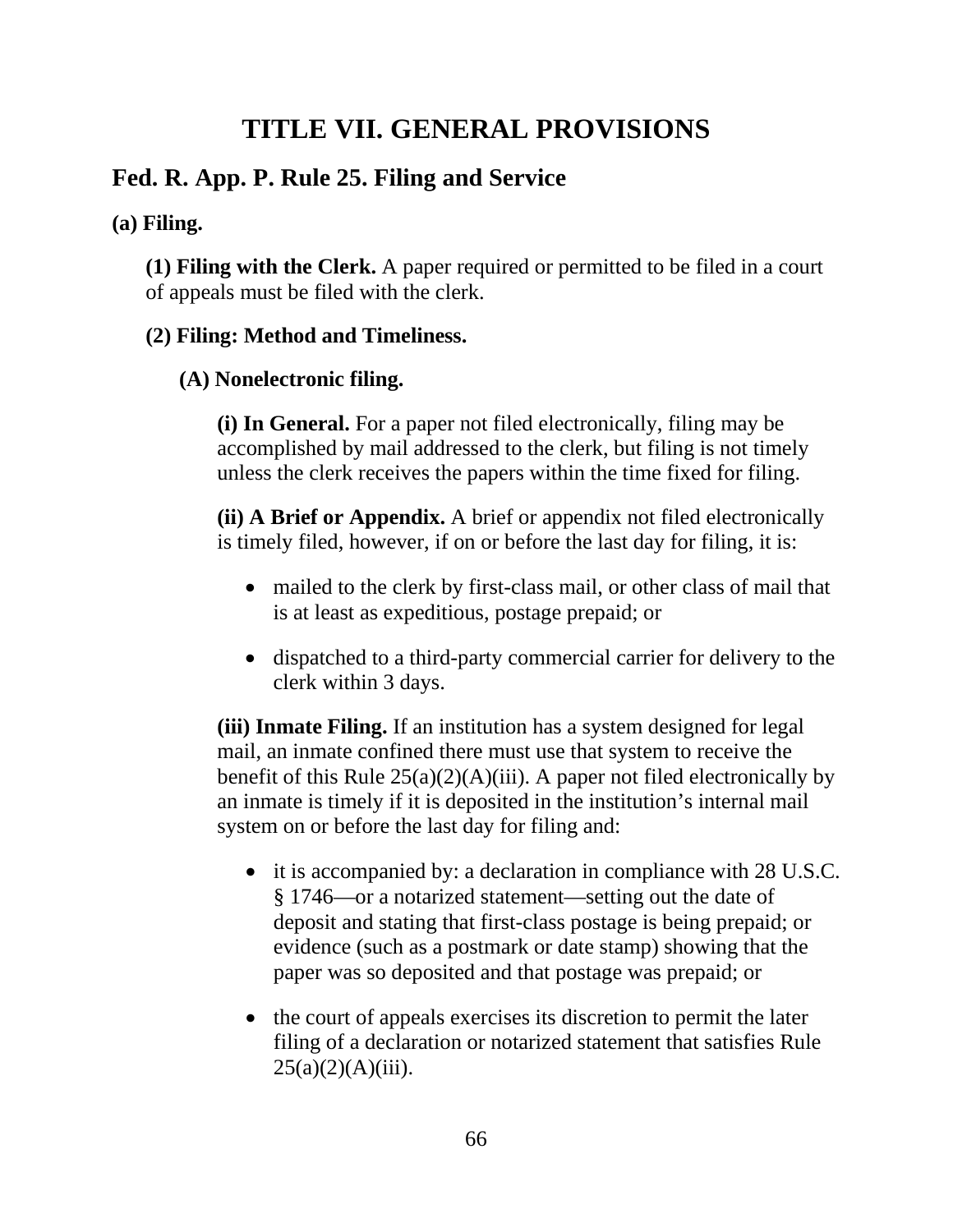# TITLE VII. GENERAL PROVISIONS

## Fed. R. App. P. Rule 25. Filing and Service

**(a) Filing.**

**(1) Filing with the Clerk.** A paper required or permitted to be filed in a court of appeals must be filed with the clerk.

**(2) Filing: Method and Timeliness.**

**(A) Nonelectronic filing.**

**(i) In General.** For a paper not filed electronically, filing may be accomplished by mail addressed to the clerk, but filing is not timely unless the clerk receives the papers within the time fixed for filing.

**(ii) A Brief or Appendix.** A brief or appendix not filed electronically is timely filed, however, if on or before the last day for filing, it is:

- mailed to the clerk by first-class mail, or other class of mail that is at least as expeditious, postage prepaid; or
- dispatched to a third-party commercial carrier for delivery to the clerk within 3 days.

**(iii) Inmate Filing.** If an institution has a system designed for legal mail, an inmate confined there must use that system to receive the benefit of this Rule 25(a)(2)(A)(iii). A paper not filed electronically by an inmate is timely if it is deposited in the institution's internal mail system on or before the last day for filing and:

- it is accompanied by: a declaration in compliance with 28 U.S.C. § 1746—or a notarized statement—setting out the date of deposit and stating that first-class postage is being prepaid; or evidence (such as a postmark or date stamp) showing that the paper was so deposited and that postage was prepaid; or
- the court of appeals exercises its discretion to permit the later filing of a declaration or notarized statement that satisfies Rule 25(a)(2)(A)(iii).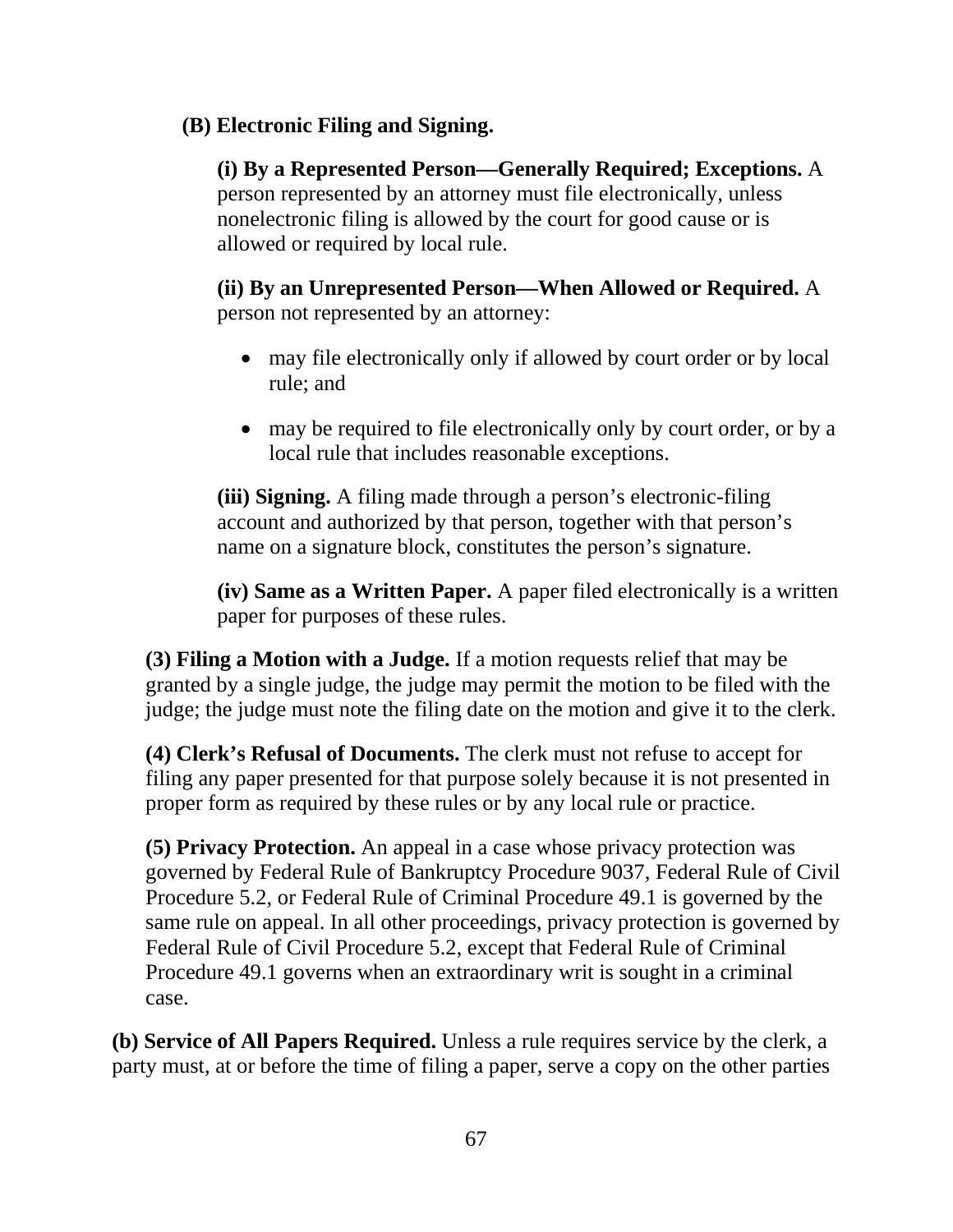**(B) Electronic Filing and Signing.**

**(i) By a Represented Person—Generally Required; Exceptions.** A person represented by an attorney must file electronically, unless nonelectronic filing is allowed by the court for good cause or is allowed or required by local rule.

**(ii) By an Unrepresented Person—When Allowed or Required.** A person not represented by an attorney:

- may file electronically only if allowed by court order or by local rule; and
- may be required to file electronically only by court order, or by a local rule that includes reasonable exceptions.

**(iii) Signing.** A filing made through a person's electronic-filing account and authorized by that person, together with that person's name on a signature block, constitutes the person's signature.

**(iv) Same as a Written Paper.** A paper filed electronically is a written paper for purposes of these rules.

**(3) Filing a Motion with a Judge.** If a motion requests relief that may be granted by a single judge, the judge may permit the motion to be filed with the judge; the judge must note the filing date on the motion and give it to the clerk.

**(4) Clerk's Refusal of Documents.** The clerk must not refuse to accept for filing any paper presented for that purpose solely because it is not presented in proper form as required by these rules or by any local rule or practice.

**(5) Privacy Protection.** An appeal in a case whose privacy protection was governed by Federal Rule of Bankruptcy Procedure 9037, Federal Rule of Civil Procedure 5.2, or Federal Rule of Criminal Procedure 49.1 is governed by the same rule on appeal. In all other proceedings, privacy protection is governed by Federal Rule of Civil Procedure 5.2, except that Federal Rule of Criminal Procedure 49.1 governs when an extraordinary writ is sought in a criminal case.

**(b) Service of All Papers Required.** Unless a rule requires service by the clerk, a party must, at or before the time of filing a paper, serve a copy on the other parties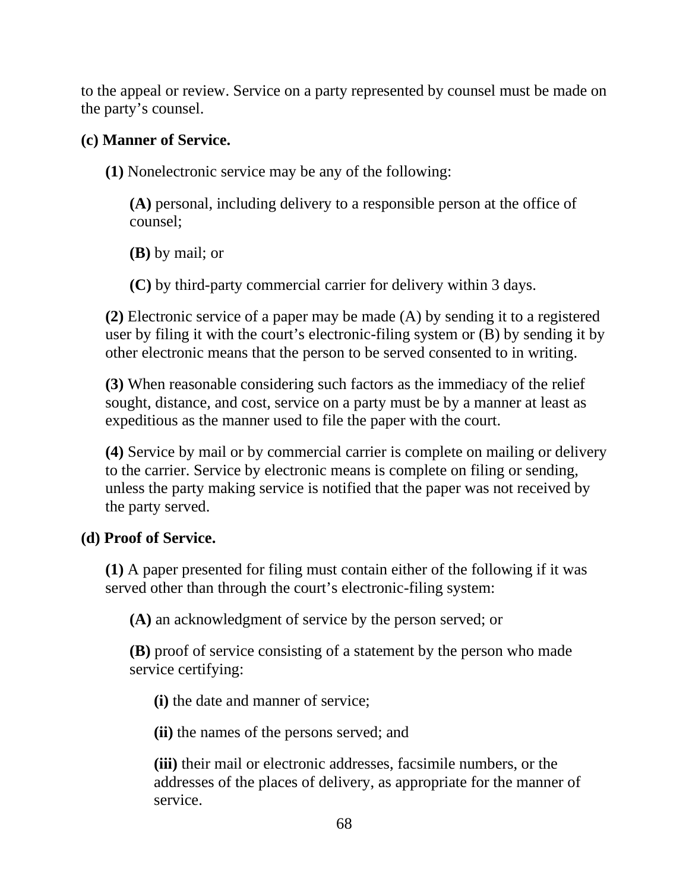to the appeal or review. Service on a party represented by counsel must be made on the party's counsel.

**(c) Manner of Service.**

**(1)** Nonelectronic service may be any of the following:

**(A)** personal, including delivery to a responsible person at the office of counsel;

**(B)** by mail; or

**(C)** by third-party commercial carrier for delivery within 3 days.

**(2)** Electronic service of a paper may be made (A) by sending it to a registered user by filing it with the court's electronic-filing system or (B) by sending it by other electronic means that the person to be served consented to in writing.

**(3)** When reasonable considering such factors as the immediacy of the relief sought, distance, and cost, service on a party must be by a manner at least as expeditious as the manner used to file the paper with the court.

**(4)** Service by mail or by commercial carrier is complete on mailing or delivery to the carrier. Service by electronic means is complete on filing or sending, unless the party making service is notified that the paper was not received by the party served.

**(d) Proof of Service.**

**(1)** A paper presented for filing must contain either of the following if it was served other than through the court's electronic-filing system:

**(A)** an acknowledgment of service by the person served; or

**(B)** proof of service consisting of a statement by the person who made service certifying:

**(i)** the date and manner of service;

**(ii)** the names of the persons served; and

**(iii)** their mail or electronic addresses, facsimile numbers, or the addresses of the places of delivery, as appropriate for the manner of service.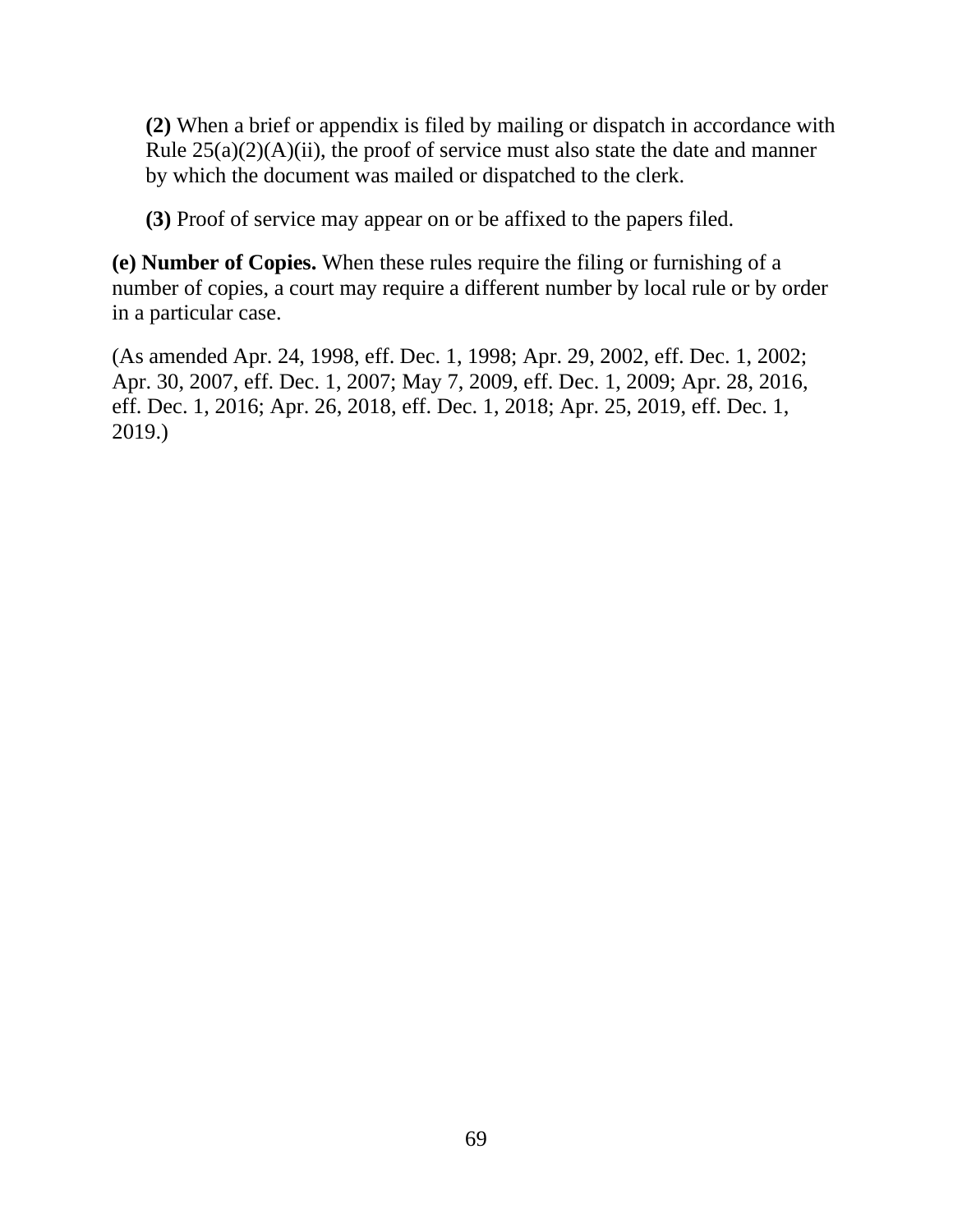**(2)** When a brief or appendix is filed by mailing or dispatch in accordance with Rule 25(a)(2)(A)(ii), the proof of service must also state the date and manner by which the document was mailed or dispatched to the clerk.

**(3)** Proof of service may appear on or be affixed to the papers filed.

**(e) Number of Copies.** When these rules require the filing or furnishing of a number of copies, a court may require a different number by local rule or by order in a particular case.

(As amended Apr. 24, 1998, eff. Dec. 1, 1998; Apr. 29, 2002, eff. Dec. 1, 2002; Apr. 30, 2007, eff. Dec. 1, 2007; May 7, 2009, eff. Dec. 1, 2009; Apr. 28, 2016, eff. Dec. 1, 2016; Apr. 26, 2018, eff. Dec. 1, 2018; Apr. 25, 2019, eff. Dec. 1, 2019.)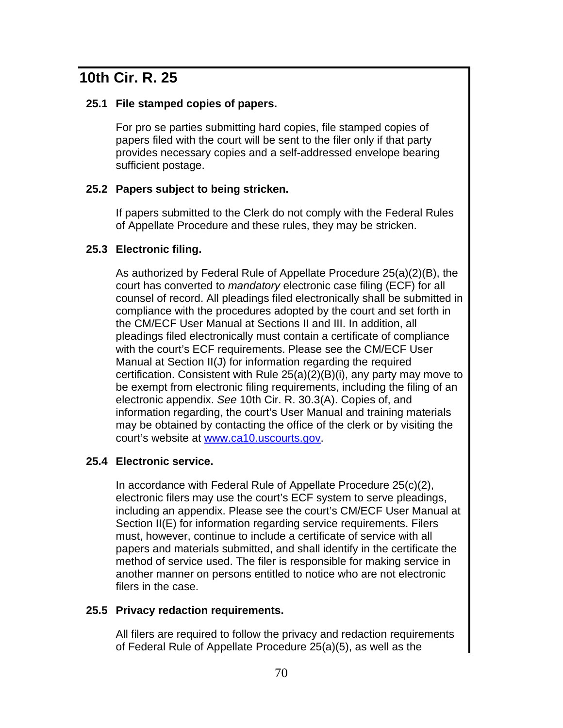# 10th Cir. R. 25

### 25.1 File stamped copies of papers.

For pro se parties submitting hard copies, file stamped copies of papers filed with the court will be sent to the filer only if that party provides necessary copies and a self-addressed envelope bearing sufficient postage.

### 25.2 Papers subject to being stricken.

If papers submitted to the Clerk do not comply with the Federal Rules of Appellate Procedure and these rules, they may be stricken.

### 25.3 Electronic filing.

As authorized by Federal Rule of Appellate Procedure 25(a)(2)(B), the court has converted to *mandatory* electronic case filing (ECF) for all counsel of record. All pleadings filed electronically shall be submitted in compliance with the procedures adopted by the court and set forth in the CM/ECF User Manual at Sections II and III. In addition, all pleadings filed electronically must contain a certificate of compliance with the court's ECF requirements. Please see the CM/ECF User Manual at Section II(J) for information regarding the required certification. Consistent with Rule 25(a)(2)(B)(i), any party may move to be exempt from electronic filing requirements, including the filing of an electronic appendix. *See* 10th Cir. R. 30.3(A). Copies of, and information regarding, the court's User Manual and training materials may be obtained by contacting the office of the clerk or by visiting the court's website at [www.ca10.uscourts.gov](http://www.ca10.uscourts.gov).

### 25.4 Electronic service.

In accordance with Federal Rule of Appellate Procedure 25(c)(2), electronic filers may use the court's ECF system to serve pleadings, including an appendix. Please see the court's CM/ECF User Manual at Section II(E) for information regarding service requirements. Filers must, however, continue to include a certificate of service with all papers and materials submitted, and shall identify in the certificate the method of service used. The filer is responsible for making service in another manner on persons entitled to notice who are not electronic filers in the case.

### 25.5 Privacy redaction requirements.

All filers are required to follow the privacy and redaction requirements of Federal Rule of Appellate Procedure 25(a)(5), as well as the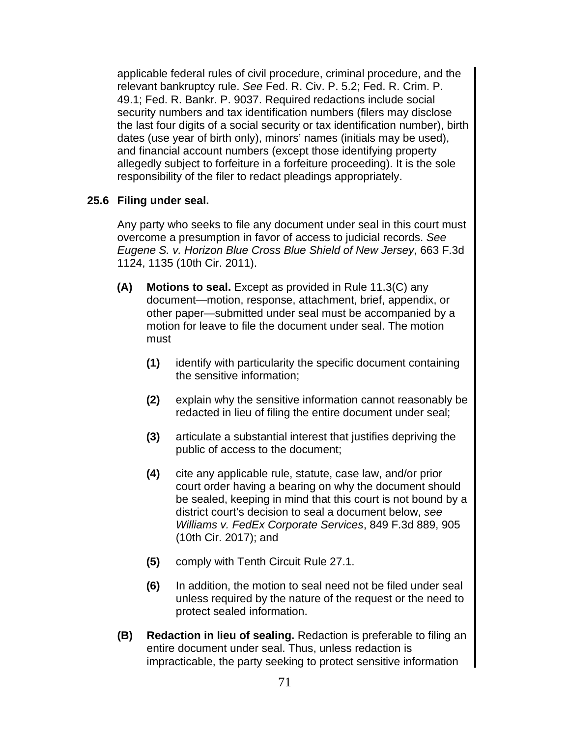applicable federal rules of civil procedure, criminal procedure, and the relevant bankruptcy rule. *See* Fed. R. Civ. P. 5.2; Fed. R. Crim. P. 49.1; Fed. R. Bankr. P. 9037. Required redactions include social security numbers and tax identification numbers (filers may disclose the last four digits of a social security or tax identification number), birth dates (use year of birth only), minors' names (initials may be used), and financial account numbers (except those identifying property allegedly subject to forfeiture in a forfeiture proceeding). It is the sole responsibility of the filer to redact pleadings appropriately.

**25.6 Filing under seal.**

Any party who seeks to file any document under seal in this court must overcome a presumption in favor of access to judicial records. *See Eugene S. v. Horizon Blue Cross Blue Shield of New Jersey*, 663 F.3d 1124, 1135 (10th Cir. 2011).

**(A) Motions to seal.** Except as provided in Rule 11.3(C) any document—motion, response, attachment, brief, appendix, or other paper—submitted under seal must be accompanied by a motion for leave to file the document under seal. The motion must

**(1)** identify with particularity the specific document containing the sensitive information;

**(2)** explain why the sensitive information cannot reasonably be redacted in lieu of filing the entire document under seal;

**(3)** articulate a substantial interest that justifies depriving the public of access to the document;

**(4)** cite any applicable rule, statute, case law, and/or prior court order having a bearing on why the document should be sealed, keeping in mind that this court is not bound by a district court's decision to seal a document below, *see Williams v. FedEx Corporate Services*, 849 F.3d 889, 905 (10th Cir. 2017); and

**(5)** comply with Tenth Circuit Rule 27.1.

**(6)** In addition, the motion to seal need not be filed under seal unless required by the nature of the request or the need to protect sealed information.

**(B) Redaction in lieu of sealing.** Redaction is preferable to filing an entire document under seal. Thus, unless redaction is impracticable, the party seeking to protect sensitive information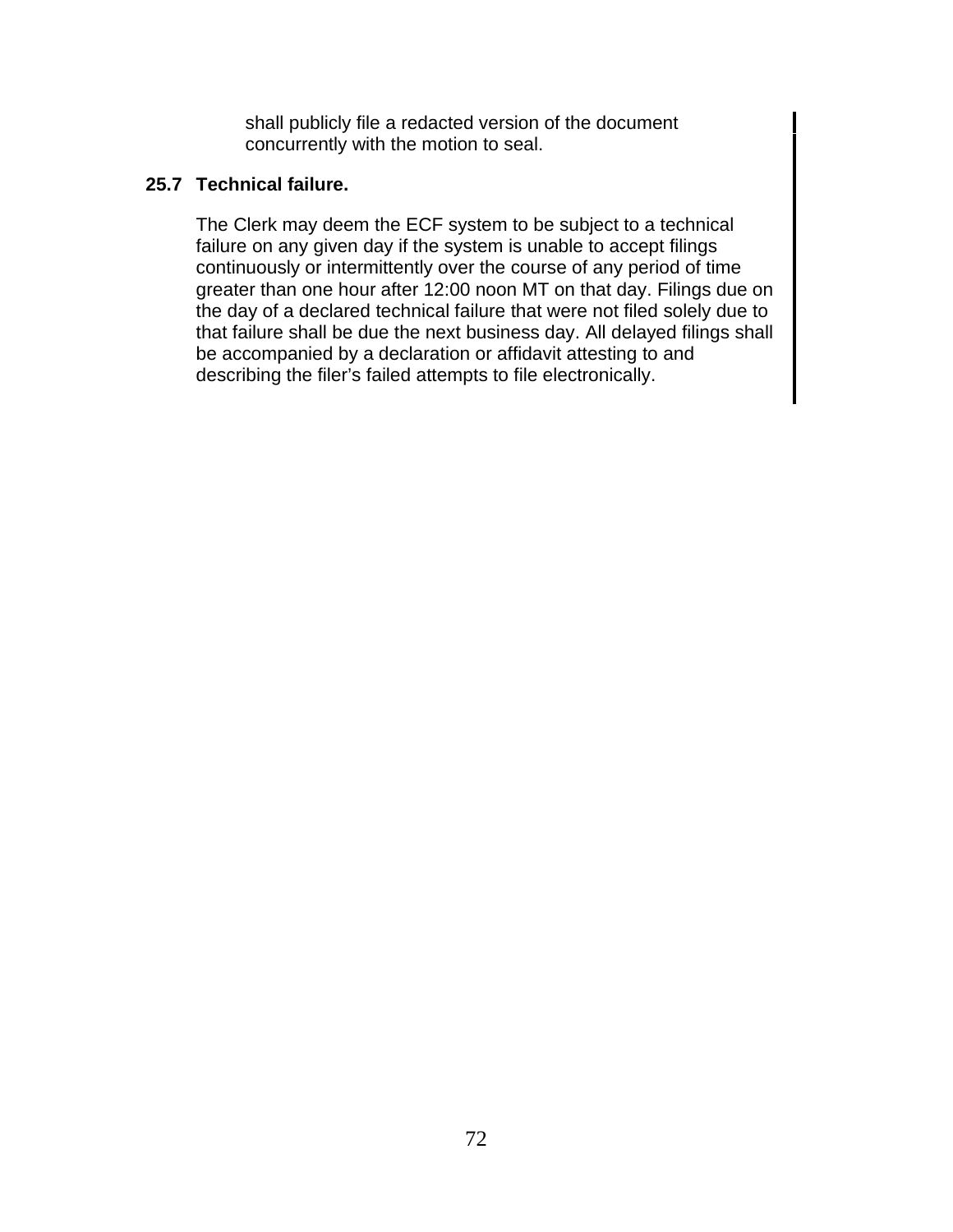shall publicly file a redacted version of the document concurrently with the motion to seal.

### 25.7 Technical failure.

The Clerk may deem the ECF system to be subject to a technical failure on any given day if the system is unable to accept filings continuously or intermittently over the course of any period of time greater than one hour after 12:00 noon MT on that day. Filings due on the day of a declared technical failure that were not filed solely due to that failure shall be due the next business day. All delayed filings shall be accompanied by a declaration or affidavit attesting to and describing the filer's failed attempts to file electronically.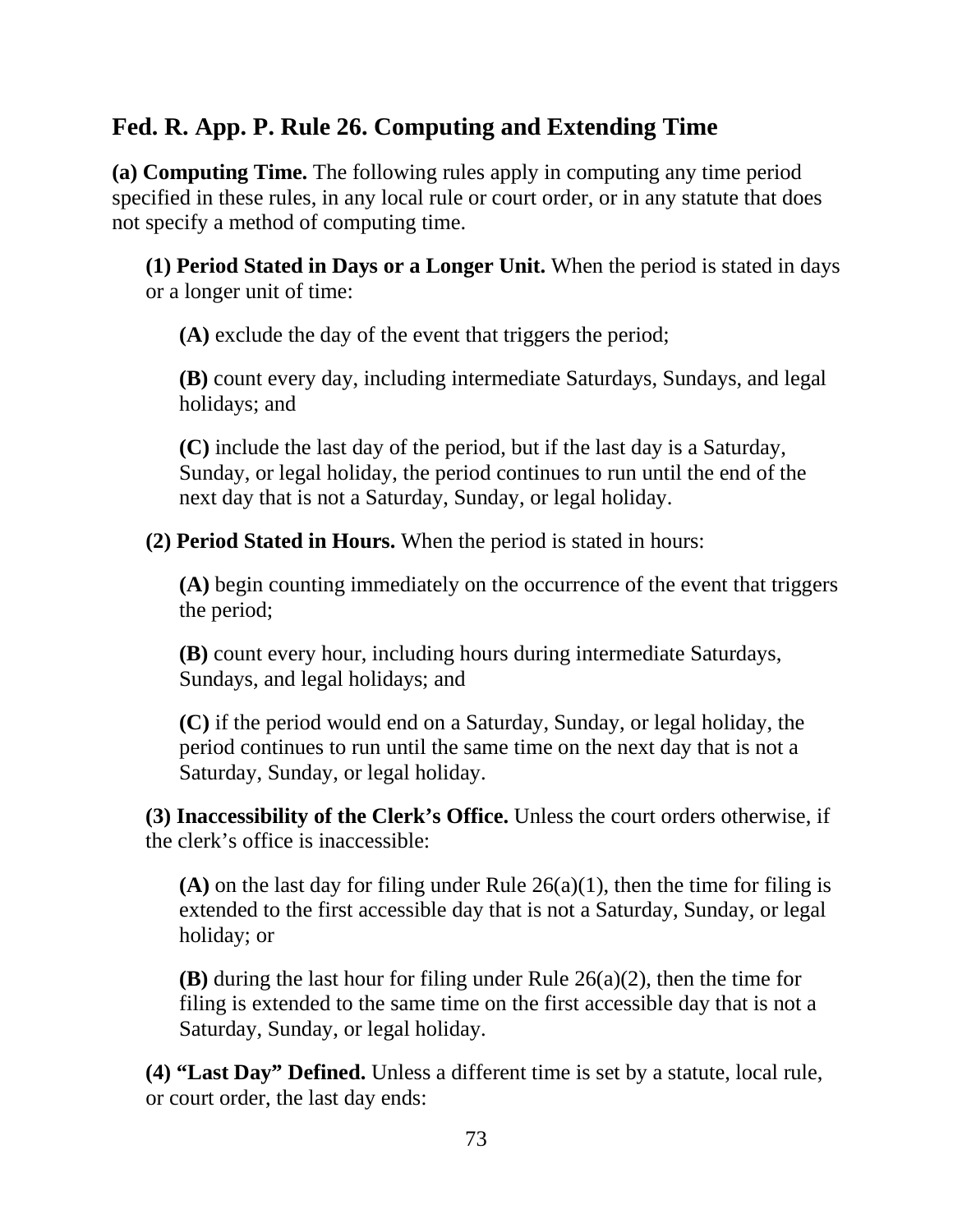## Fed. R. App. P. Rule 26. Computing and Extending Time

**(a) Computing Time.** The following rules apply in computing any time period specified in these rules, in any local rule or court order, or in any statute that does not specify a method of computing time.

> **(1) Period Stated in Days or a Longer Unit.** When the period is stated in days or a longer unit of time:
>
> > **(A)** exclude the day of the event that triggers the period;
> >
> > **(B)** count every day, including intermediate Saturdays, Sundays, and legal holidays; and
> >
> > **(C)** include the last day of the period, but if the last day is a Saturday, Sunday, or legal holiday, the period continues to run until the end of the next day that is not a Saturday, Sunday, or legal holiday.
>
> **(2) Period Stated in Hours.** When the period is stated in hours:
>
> > **(A)** begin counting immediately on the occurrence of the event that triggers the period;
> >
> > **(B)** count every hour, including hours during intermediate Saturdays, Sundays, and legal holidays; and
> >
> > **(C)** if the period would end on a Saturday, Sunday, or legal holiday, the period continues to run until the same time on the next day that is not a Saturday, Sunday, or legal holiday.
>
> **(3) Inaccessibility of the Clerk's Office.** Unless the court orders otherwise, if the clerk's office is inaccessible:
>
> > **(A)** on the last day for filing under Rule 26(a)(1), then the time for filing is extended to the first accessible day that is not a Saturday, Sunday, or legal holiday; or
> >
> > **(B)** during the last hour for filing under Rule 26(a)(2), then the time for filing is extended to the same time on the first accessible day that is not a Saturday, Sunday, or legal holiday.
>
> **(4) "Last Day" Defined.** Unless a different time is set by a statute, local rule, or court order, the last day ends: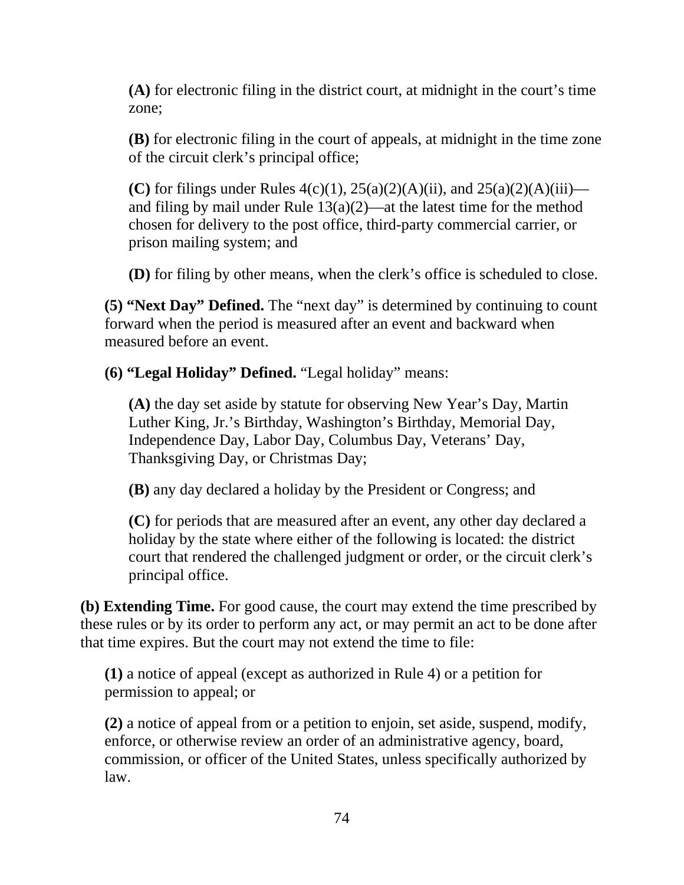**(A)** for electronic filing in the district court, at midnight in the court's time zone;

**(B)** for electronic filing in the court of appeals, at midnight in the time zone of the circuit clerk's principal office;

**(C)** for filings under Rules 4(c)(1), 25(a)(2)(A)(ii), and 25(a)(2)(A)(iii)—and filing by mail under Rule 13(a)(2)—at the latest time for the method chosen for delivery to the post office, third-party commercial carrier, or prison mailing system; and

**(D)** for filing by other means, when the clerk's office is scheduled to close.

**(5) "Next Day" Defined.** The "next day" is determined by continuing to count forward when the period is measured after an event and backward when measured before an event.

**(6) "Legal Holiday" Defined.** "Legal holiday" means:

**(A)** the day set aside by statute for observing New Year's Day, Martin Luther King, Jr.'s Birthday, Washington's Birthday, Memorial Day, Independence Day, Labor Day, Columbus Day, Veterans' Day, Thanksgiving Day, or Christmas Day;

**(B)** any day declared a holiday by the President or Congress; and

**(C)** for periods that are measured after an event, any other day declared a holiday by the state where either of the following is located: the district court that rendered the challenged judgment or order, or the circuit clerk's principal office.

**(b) Extending Time.** For good cause, the court may extend the time prescribed by these rules or by its order to perform any act, or may permit an act to be done after that time expires. But the court may not extend the time to file:

**(1)** a notice of appeal (except as authorized in Rule 4) or a petition for permission to appeal; or

**(2)** a notice of appeal from or a petition to enjoin, set aside, suspend, modify, enforce, or otherwise review an order of an administrative agency, board, commission, or officer of the United States, unless specifically authorized by law.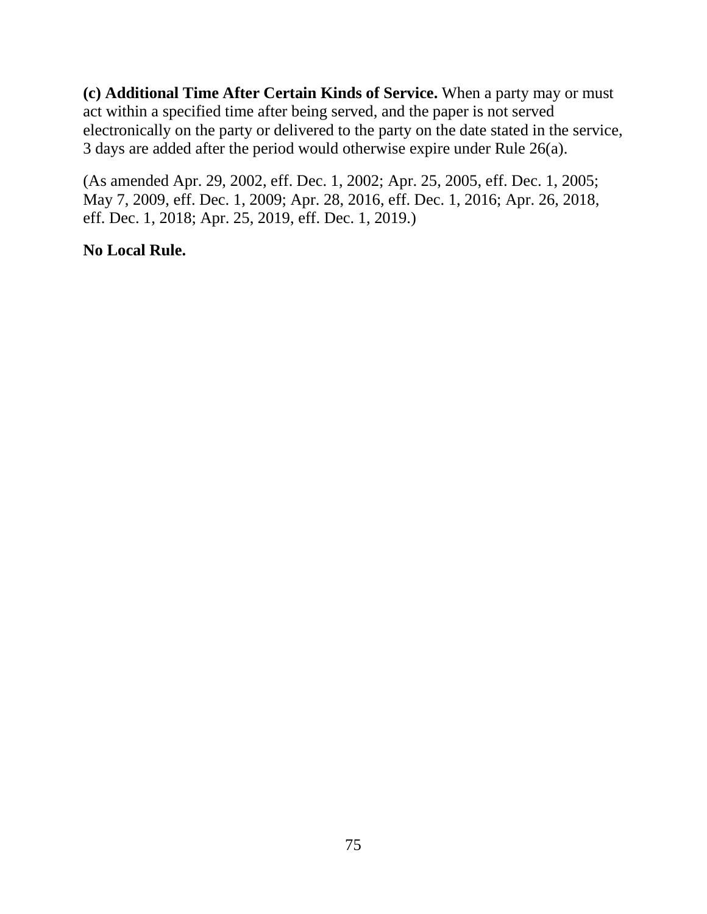**(c) Additional Time After Certain Kinds of Service.** When a party may or must act within a specified time after being served, and the paper is not served electronically on the party or delivered to the party on the date stated in the service, 3 days are added after the period would otherwise expire under Rule 26(a).

(As amended Apr. 29, 2002, eff. Dec. 1, 2002; Apr. 25, 2005, eff. Dec. 1, 2005; May 7, 2009, eff. Dec. 1, 2009; Apr. 28, 2016, eff. Dec. 1, 2016; Apr. 26, 2018, eff. Dec. 1, 2018; Apr. 25, 2019, eff. Dec. 1, 2019.)

**No Local Rule.**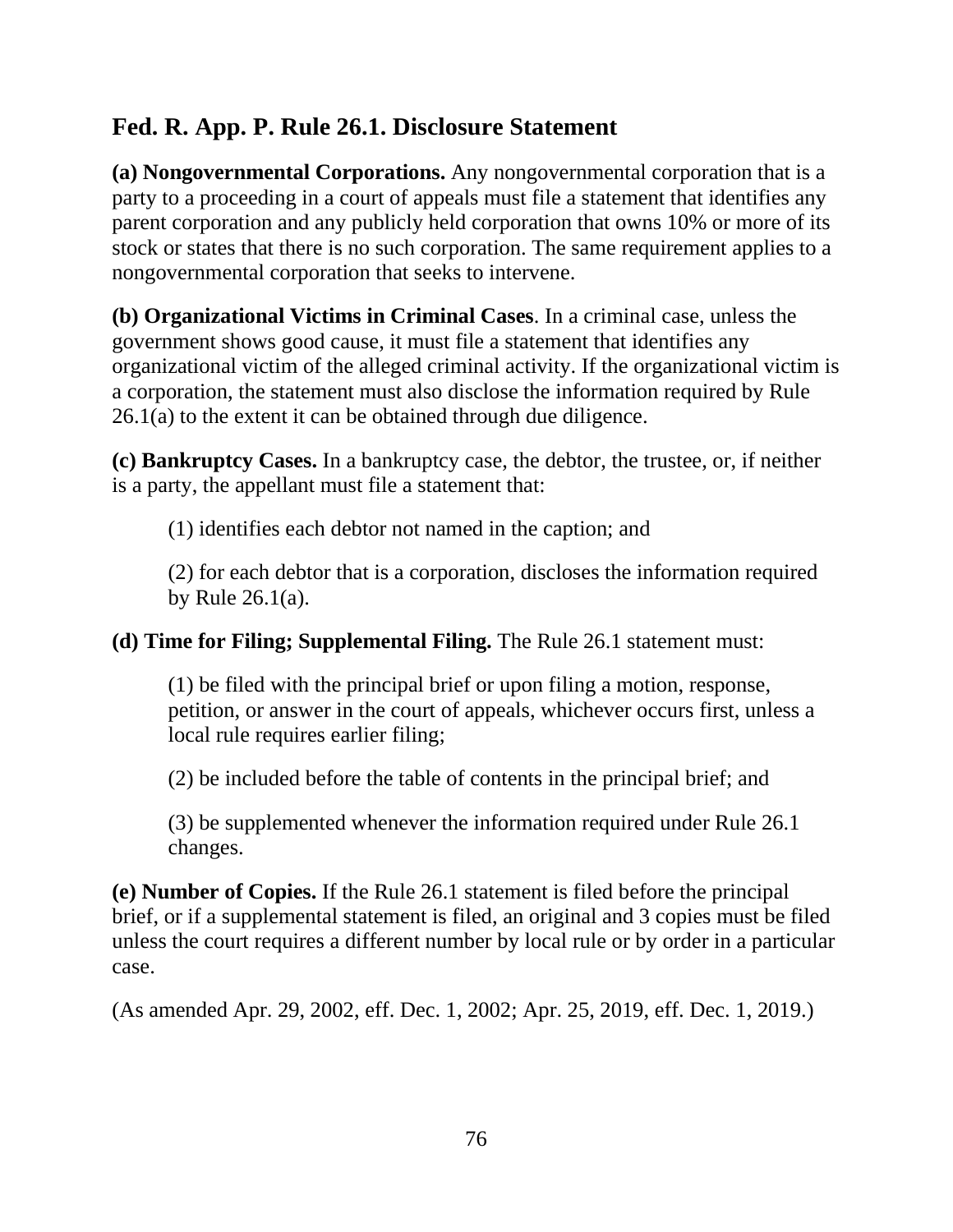## Fed. R. App. P. Rule 26.1. Disclosure Statement

**(a) Nongovernmental Corporations.** Any nongovernmental corporation that is a party to a proceeding in a court of appeals must file a statement that identifies any parent corporation and any publicly held corporation that owns 10% or more of its stock or states that there is no such corporation. The same requirement applies to a nongovernmental corporation that seeks to intervene.

**(b) Organizational Victims in Criminal Cases**. In a criminal case, unless the government shows good cause, it must file a statement that identifies any organizational victim of the alleged criminal activity. If the organizational victim is a corporation, the statement must also disclose the information required by Rule 26.1(a) to the extent it can be obtained through due diligence.

**(c) Bankruptcy Cases.** In a bankruptcy case, the debtor, the trustee, or, if neither is a party, the appellant must file a statement that:

> (1) identifies each debtor not named in the caption; and
>
> (2) for each debtor that is a corporation, discloses the information required by Rule 26.1(a).

**(d) Time for Filing; Supplemental Filing.** The Rule 26.1 statement must:

> (1) be filed with the principal brief or upon filing a motion, response, petition, or answer in the court of appeals, whichever occurs first, unless a local rule requires earlier filing;
>
> (2) be included before the table of contents in the principal brief; and
>
> (3) be supplemented whenever the information required under Rule 26.1 changes.

**(e) Number of Copies.** If the Rule 26.1 statement is filed before the principal brief, or if a supplemental statement is filed, an original and 3 copies must be filed unless the court requires a different number by local rule or by order in a particular case.

(As amended Apr. 29, 2002, eff. Dec. 1, 2002; Apr. 25, 2019, eff. Dec. 1, 2019.)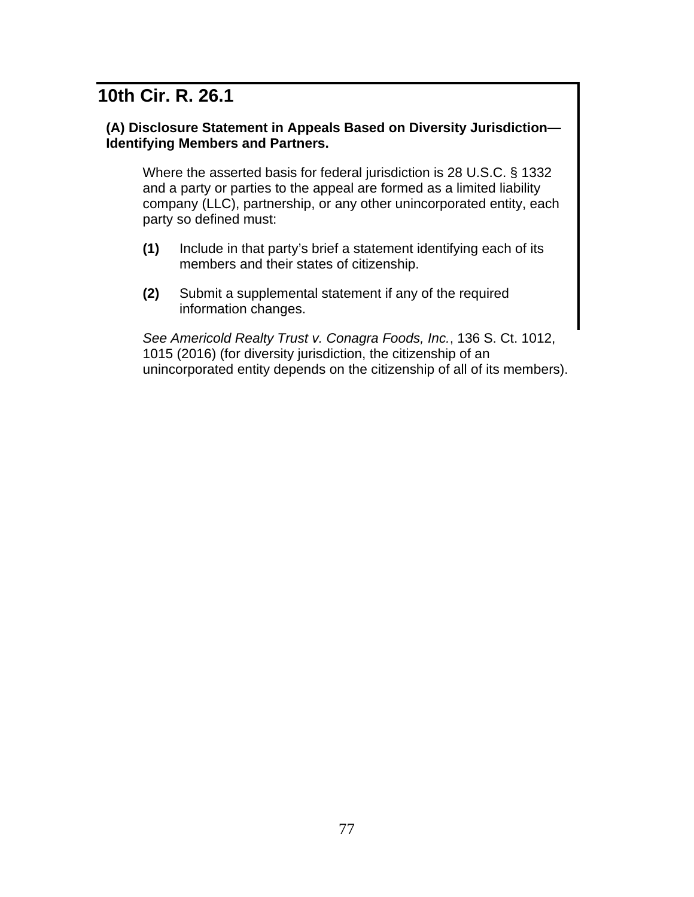# 10th Cir. R. 26.1

### (A) Disclosure Statement in Appeals Based on Diversity Jurisdiction—Identifying Members and Partners.

Where the asserted basis for federal jurisdiction is 28 U.S.C. § 1332 and a party or parties to the appeal are formed as a limited liability company (LLC), partnership, or any other unincorporated entity, each party so defined must:

**(1)** Include in that party's brief a statement identifying each of its members and their states of citizenship.

**(2)** Submit a supplemental statement if any of the required information changes.

*See Americold Realty Trust v. Conagra Foods, Inc.*, 136 S. Ct. 1012, 1015 (2016) (for diversity jurisdiction, the citizenship of an unincorporated entity depends on the citizenship of all of its members).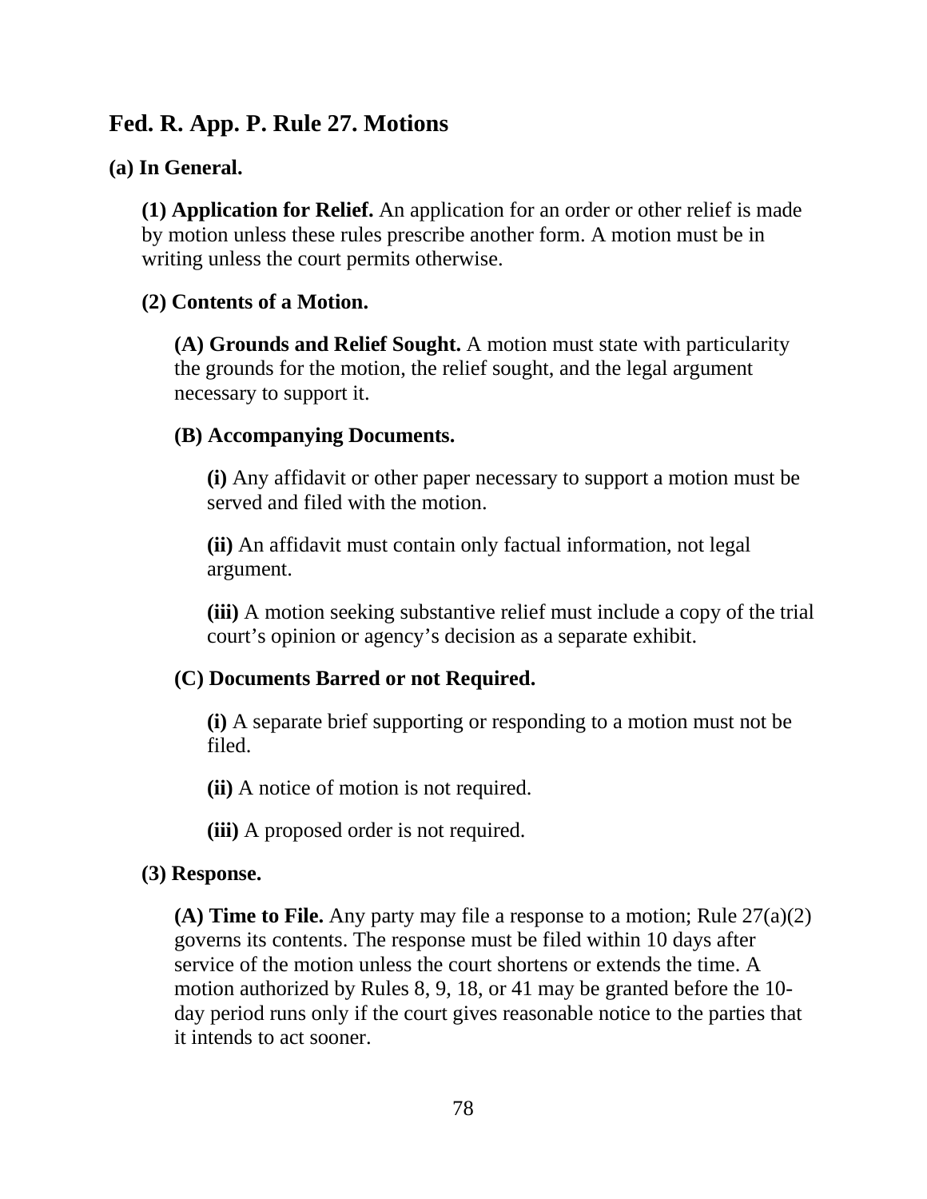# Fed. R. App. P. Rule 27. Motions

**(a) In General.**

**(1) Application for Relief.** An application for an order or other relief is made by motion unless these rules prescribe another form. A motion must be in writing unless the court permits otherwise.

**(2) Contents of a Motion.**

**(A) Grounds and Relief Sought.** A motion must state with particularity the grounds for the motion, the relief sought, and the legal argument necessary to support it.

**(B) Accompanying Documents.**

**(i)** Any affidavit or other paper necessary to support a motion must be served and filed with the motion.

**(ii)** An affidavit must contain only factual information, not legal argument.

**(iii)** A motion seeking substantive relief must include a copy of the trial court's opinion or agency's decision as a separate exhibit.

**(C) Documents Barred or not Required.**

**(i)** A separate brief supporting or responding to a motion must not be filed.

**(ii)** A notice of motion is not required.

**(iii)** A proposed order is not required.

**(3) Response.**

**(A) Time to File.** Any party may file a response to a motion; Rule 27(a)(2) governs its contents. The response must be filed within 10 days after service of the motion unless the court shortens or extends the time. A motion authorized by Rules 8, 9, 18, or 41 may be granted before the 10-day period runs only if the court gives reasonable notice to the parties that it intends to act sooner.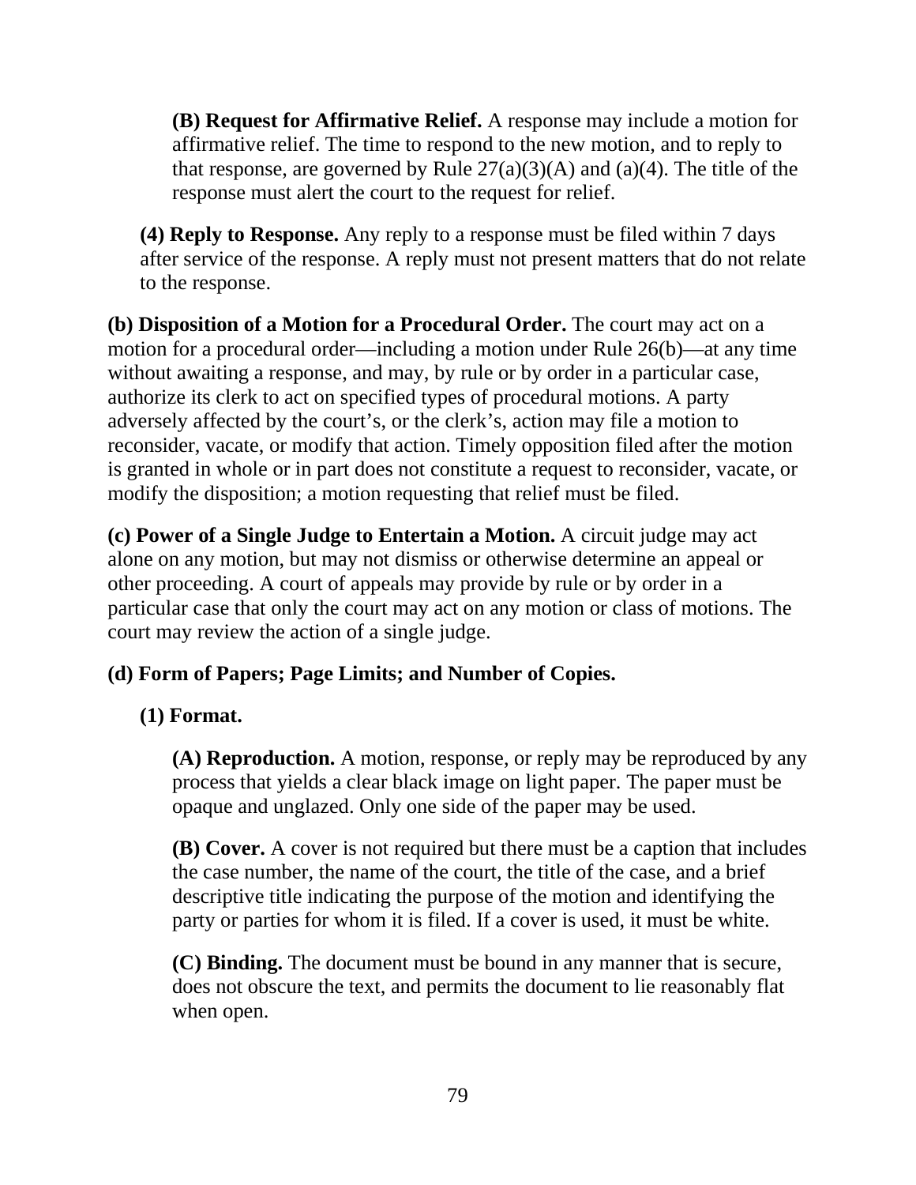**(B) Request for Affirmative Relief.** A response may include a motion for affirmative relief. The time to respond to the new motion, and to reply to that response, are governed by Rule 27(a)(3)(A) and (a)(4). The title of the response must alert the court to the request for relief.

**(4) Reply to Response.** Any reply to a response must be filed within 7 days after service of the response. A reply must not present matters that do not relate to the response.

**(b) Disposition of a Motion for a Procedural Order.** The court may act on a motion for a procedural order—including a motion under Rule 26(b)—at any time without awaiting a response, and may, by rule or by order in a particular case, authorize its clerk to act on specified types of procedural motions. A party adversely affected by the court's, or the clerk's, action may file a motion to reconsider, vacate, or modify that action. Timely opposition filed after the motion is granted in whole or in part does not constitute a request to reconsider, vacate, or modify the disposition; a motion requesting that relief must be filed.

**(c) Power of a Single Judge to Entertain a Motion.** A circuit judge may act alone on any motion, but may not dismiss or otherwise determine an appeal or other proceeding. A court of appeals may provide by rule or by order in a particular case that only the court may act on any motion or class of motions. The court may review the action of a single judge.

**(d) Form of Papers; Page Limits; and Number of Copies.**

**(1) Format.**

**(A) Reproduction.** A motion, response, or reply may be reproduced by any process that yields a clear black image on light paper. The paper must be opaque and unglazed. Only one side of the paper may be used.

**(B) Cover.** A cover is not required but there must be a caption that includes the case number, the name of the court, the title of the case, and a brief descriptive title indicating the purpose of the motion and identifying the party or parties for whom it is filed. If a cover is used, it must be white.

**(C) Binding.** The document must be bound in any manner that is secure, does not obscure the text, and permits the document to lie reasonably flat when open.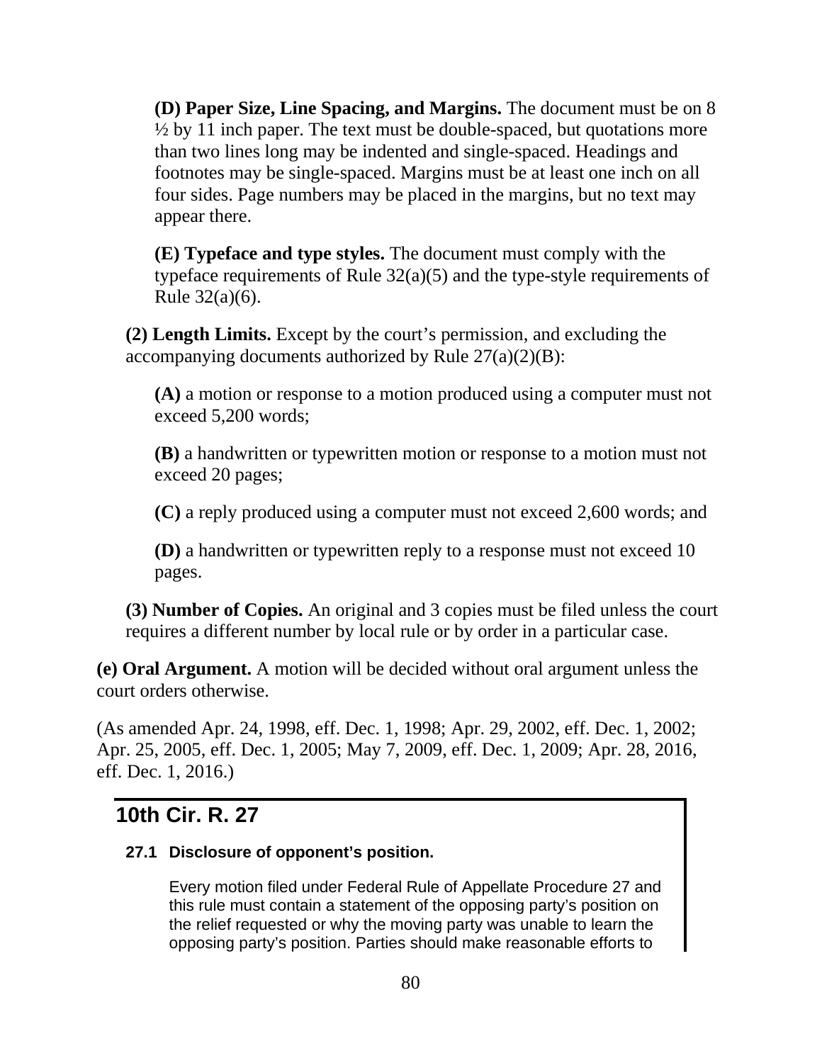**(D) Paper Size, Line Spacing, and Margins.** The document must be on 8 ½ by 11 inch paper. The text must be double-spaced, but quotations more than two lines long may be indented and single-spaced. Headings and footnotes may be single-spaced. Margins must be at least one inch on all four sides. Page numbers may be placed in the margins, but no text may appear there.

**(E) Typeface and type styles.** The document must comply with the typeface requirements of Rule 32(a)(5) and the type-style requirements of Rule 32(a)(6).

**(2) Length Limits.** Except by the court's permission, and excluding the accompanying documents authorized by Rule 27(a)(2)(B):

**(A)** a motion or response to a motion produced using a computer must not exceed 5,200 words;

**(B)** a handwritten or typewritten motion or response to a motion must not exceed 20 pages;

**(C)** a reply produced using a computer must not exceed 2,600 words; and

**(D)** a handwritten or typewritten reply to a response must not exceed 10 pages.

**(3) Number of Copies.** An original and 3 copies must be filed unless the court requires a different number by local rule or by order in a particular case.

**(e) Oral Argument.** A motion will be decided without oral argument unless the court orders otherwise.

(As amended Apr. 24, 1998, eff. Dec. 1, 1998; Apr. 29, 2002, eff. Dec. 1, 2002; Apr. 25, 2005, eff. Dec. 1, 2005; May 7, 2009, eff. Dec. 1, 2009; Apr. 28, 2016, eff. Dec. 1, 2016.)

## 10th Cir. R. 27

### 27.1 Disclosure of opponent's position.

Every motion filed under Federal Rule of Appellate Procedure 27 and this rule must contain a statement of the opposing party's position on the relief requested or why the moving party was unable to learn the opposing party's position. Parties should make reasonable efforts to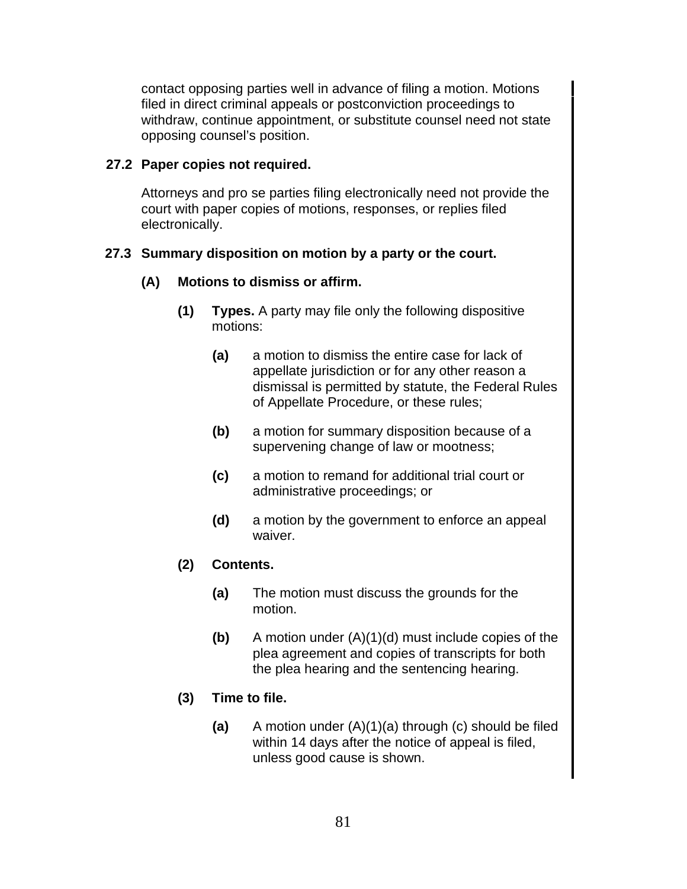contact opposing parties well in advance of filing a motion. Motions filed in direct criminal appeals or postconviction proceedings to withdraw, continue appointment, or substitute counsel need not state opposing counsel's position.

### 27.2 Paper copies not required.

Attorneys and pro se parties filing electronically need not provide the court with paper copies of motions, responses, or replies filed electronically.

### 27.3 Summary disposition on motion by a party or the court.

**(A) Motions to dismiss or affirm.**

**(1) Types.** A party may file only the following dispositive motions:

**(a)** a motion to dismiss the entire case for lack of appellate jurisdiction or for any other reason a dismissal is permitted by statute, the Federal Rules of Appellate Procedure, or these rules;

**(b)** a motion for summary disposition because of a supervening change of law or mootness;

**(c)** a motion to remand for additional trial court or administrative proceedings; or

**(d)** a motion by the government to enforce an appeal waiver.

**(2) Contents.**

**(a)** The motion must discuss the grounds for the motion.

**(b)** A motion under (A)(1)(d) must include copies of the plea agreement and copies of transcripts for both the plea hearing and the sentencing hearing.

**(3) Time to file.**

**(a)** A motion under (A)(1)(a) through (c) should be filed within 14 days after the notice of appeal is filed, unless good cause is shown.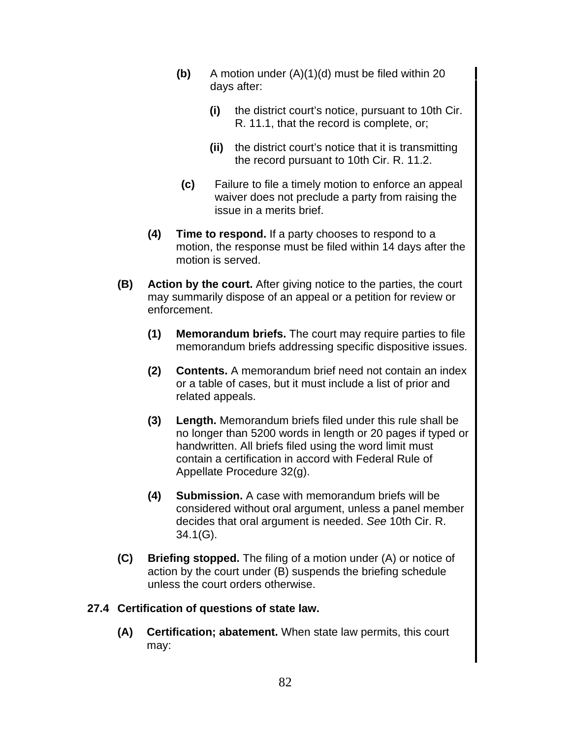**(b)** A motion under (A)(1)(d) must be filed within 20 days after:

**(i)** the district court's notice, pursuant to 10th Cir. R. 11.1, that the record is complete, or;

**(ii)** the district court's notice that it is transmitting the record pursuant to 10th Cir. R. 11.2.

**(c)** Failure to file a timely motion to enforce an appeal waiver does not preclude a party from raising the issue in a merits brief.

**(4)** **Time to respond.** If a party chooses to respond to a motion, the response must be filed within 14 days after the motion is served.

**(B)** **Action by the court.** After giving notice to the parties, the court may summarily dispose of an appeal or a petition for review or enforcement.

**(1)** **Memorandum briefs.** The court may require parties to file memorandum briefs addressing specific dispositive issues.

**(2)** **Contents.** A memorandum brief need not contain an index or a table of cases, but it must include a list of prior and related appeals.

**(3)** **Length.** Memorandum briefs filed under this rule shall be no longer than 5200 words in length or 20 pages if typed or handwritten. All briefs filed using the word limit must contain a certification in accord with Federal Rule of Appellate Procedure 32(g).

**(4)** **Submission.** A case with memorandum briefs will be considered without oral argument, unless a panel member decides that oral argument is needed. *See* 10th Cir. R. 34.1(G).

**(C)** **Briefing stopped.** The filing of a motion under (A) or notice of action by the court under (B) suspends the briefing schedule unless the court orders otherwise.

**27.4 Certification of questions of state law.**

**(A)** **Certification; abatement.** When state law permits, this court may: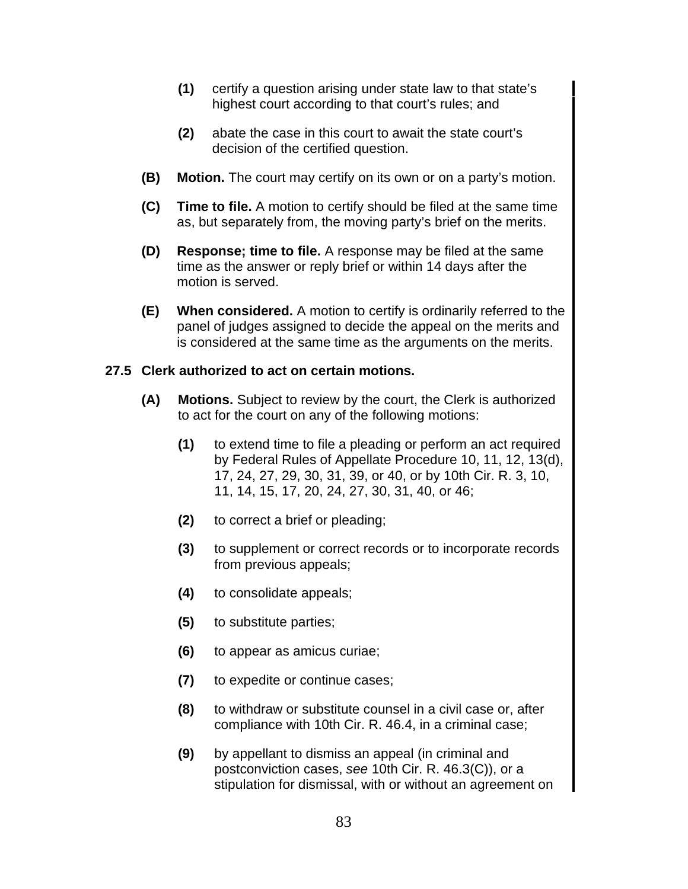**(1)** certify a question arising under state law to that state's highest court according to that court's rules; and

**(2)** abate the case in this court to await the state court's decision of the certified question.

**(B)** **Motion.** The court may certify on its own or on a party's motion.

**(C)** **Time to file.** A motion to certify should be filed at the same time as, but separately from, the moving party's brief on the merits.

**(D)** **Response; time to file.** A response may be filed at the same time as the answer or reply brief or within 14 days after the motion is served.

**(E)** **When considered.** A motion to certify is ordinarily referred to the panel of judges assigned to decide the appeal on the merits and is considered at the same time as the arguments on the merits.

**27.5 Clerk authorized to act on certain motions.**

**(A)** **Motions.** Subject to review by the court, the Clerk is authorized to act for the court on any of the following motions:

**(1)** to extend time to file a pleading or perform an act required by Federal Rules of Appellate Procedure 10, 11, 12, 13(d), 17, 24, 27, 29, 30, 31, 39, or 40, or by 10th Cir. R. 3, 10, 11, 14, 15, 17, 20, 24, 27, 30, 31, 40, or 46;

**(2)** to correct a brief or pleading;

**(3)** to supplement or correct records or to incorporate records from previous appeals;

**(4)** to consolidate appeals;

**(5)** to substitute parties;

**(6)** to appear as amicus curiae;

**(7)** to expedite or continue cases;

**(8)** to withdraw or substitute counsel in a civil case or, after compliance with 10th Cir. R. 46.4, in a criminal case;

**(9)** by appellant to dismiss an appeal (in criminal and postconviction cases, *see* 10th Cir. R. 46.3(C)), or a stipulation for dismissal, with or without an agreement on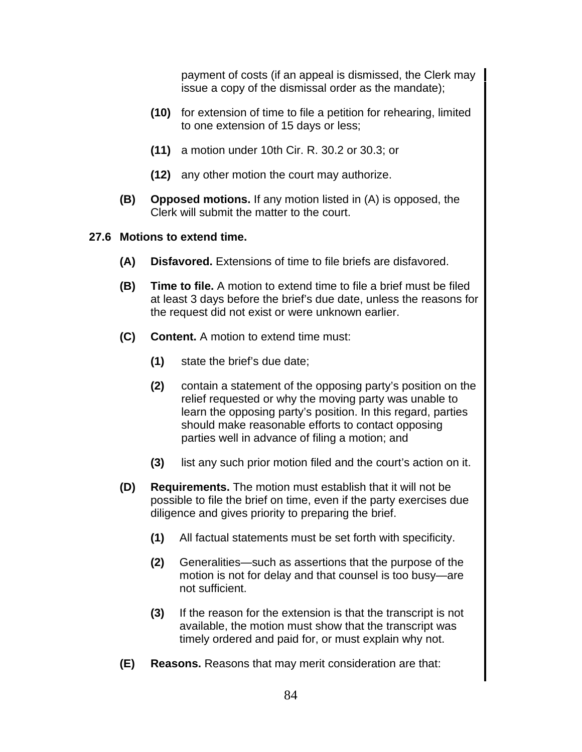payment of costs (if an appeal is dismissed, the Clerk may issue a copy of the dismissal order as the mandate);

**(10)** for extension of time to file a petition for rehearing, limited to one extension of 15 days or less;

**(11)** a motion under 10th Cir. R. 30.2 or 30.3; or

**(12)** any other motion the court may authorize.

**(B)** **Opposed motions.** If any motion listed in (A) is opposed, the Clerk will submit the matter to the court.

**27.6 Motions to extend time.**

**(A)** **Disfavored.** Extensions of time to file briefs are disfavored.

**(B)** **Time to file.** A motion to extend time to file a brief must be filed at least 3 days before the brief's due date, unless the reasons for the request did not exist or were unknown earlier.

**(C)** **Content.** A motion to extend time must:

**(1)** state the brief's due date;

**(2)** contain a statement of the opposing party's position on the relief requested or why the moving party was unable to learn the opposing party's position. In this regard, parties should make reasonable efforts to contact opposing parties well in advance of filing a motion; and

**(3)** list any such prior motion filed and the court's action on it.

**(D)** **Requirements.** The motion must establish that it will not be possible to file the brief on time, even if the party exercises due diligence and gives priority to preparing the brief.

**(1)** All factual statements must be set forth with specificity.

**(2)** Generalities—such as assertions that the purpose of the motion is not for delay and that counsel is too busy—are not sufficient.

**(3)** If the reason for the extension is that the transcript is not available, the motion must show that the transcript was timely ordered and paid for, or must explain why not.

**(E)** **Reasons.** Reasons that may merit consideration are that: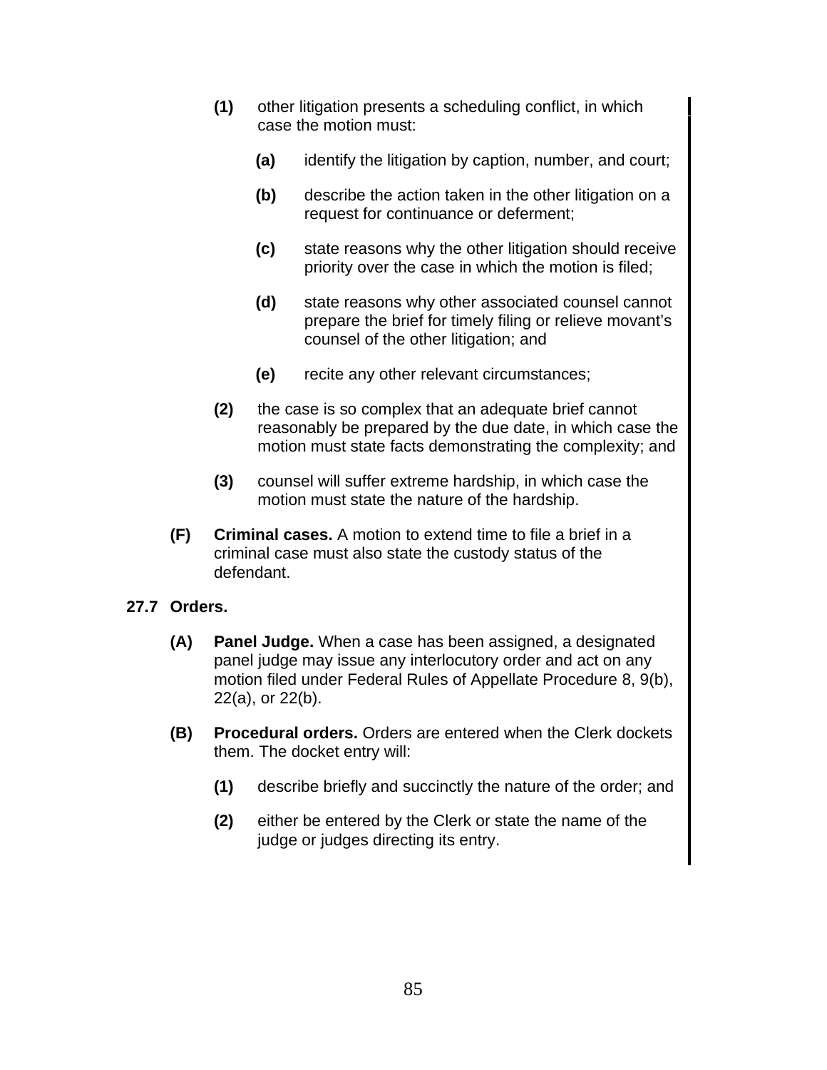**(1)** other litigation presents a scheduling conflict, in which case the motion must:

**(a)** identify the litigation by caption, number, and court;

**(b)** describe the action taken in the other litigation on a request for continuance or deferment;

**(c)** state reasons why the other litigation should receive priority over the case in which the motion is filed;

**(d)** state reasons why other associated counsel cannot prepare the brief for timely filing or relieve movant's counsel of the other litigation; and

**(e)** recite any other relevant circumstances;

**(2)** the case is so complex that an adequate brief cannot reasonably be prepared by the due date, in which case the motion must state facts demonstrating the complexity; and

**(3)** counsel will suffer extreme hardship, in which case the motion must state the nature of the hardship.

**(F)** **Criminal cases.** A motion to extend time to file a brief in a criminal case must also state the custody status of the defendant.

**27.7 Orders.**

**(A)** **Panel Judge.** When a case has been assigned, a designated panel judge may issue any interlocutory order and act on any motion filed under Federal Rules of Appellate Procedure 8, 9(b), 22(a), or 22(b).

**(B)** **Procedural orders.** Orders are entered when the Clerk dockets them. The docket entry will:

**(1)** describe briefly and succinctly the nature of the order; and

**(2)** either be entered by the Clerk or state the name of the judge or judges directing its entry.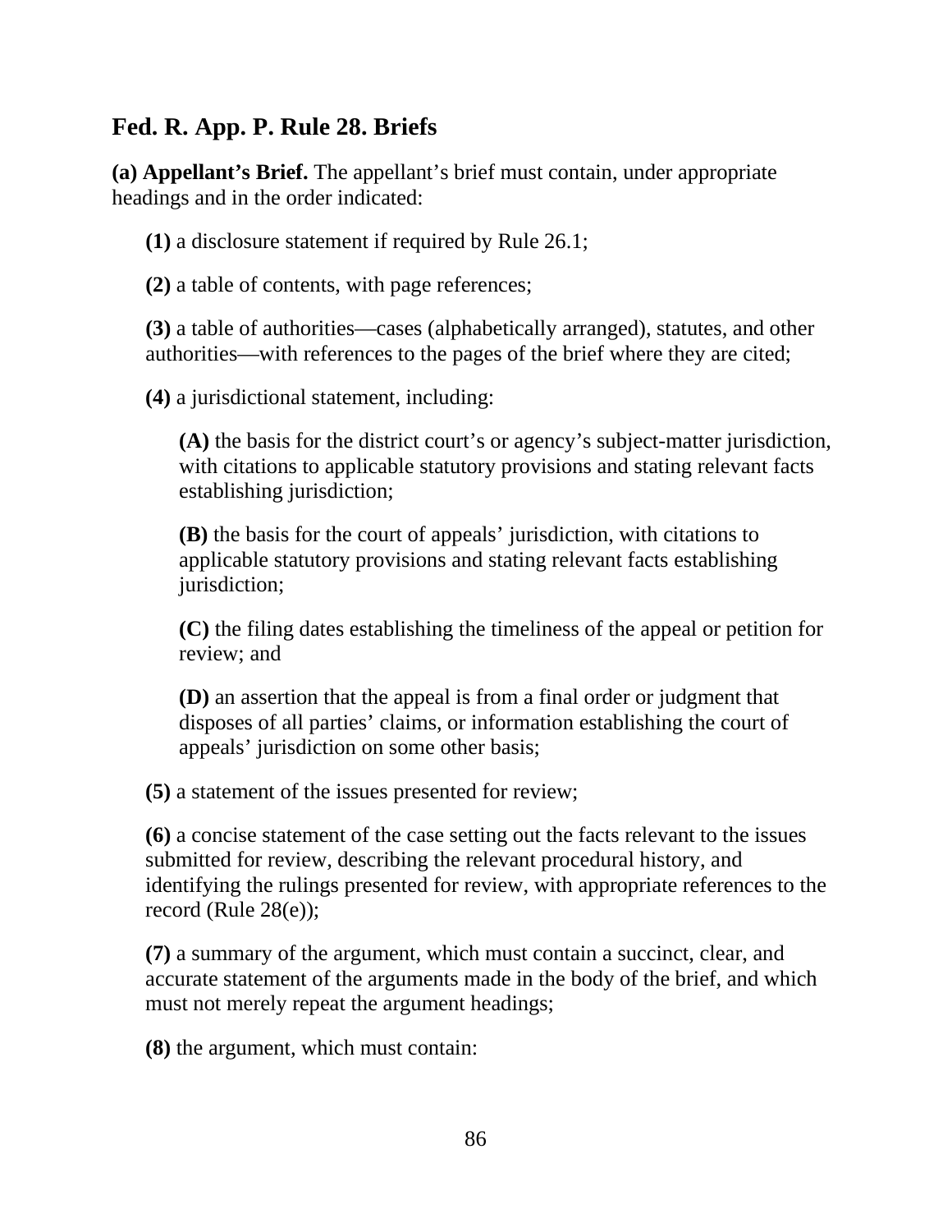## Fed. R. App. P. Rule 28. Briefs

**(a) Appellant's Brief.** The appellant's brief must contain, under appropriate headings and in the order indicated:

**(1)** a disclosure statement if required by Rule 26.1;

**(2)** a table of contents, with page references;

**(3)** a table of authorities—cases (alphabetically arranged), statutes, and other authorities—with references to the pages of the brief where they are cited;

**(4)** a jurisdictional statement, including:

> **(A)** the basis for the district court's or agency's subject-matter jurisdiction, with citations to applicable statutory provisions and stating relevant facts establishing jurisdiction;
>
> **(B)** the basis for the court of appeals' jurisdiction, with citations to applicable statutory provisions and stating relevant facts establishing jurisdiction;
>
> **(C)** the filing dates establishing the timeliness of the appeal or petition for review; and
>
> **(D)** an assertion that the appeal is from a final order or judgment that disposes of all parties' claims, or information establishing the court of appeals' jurisdiction on some other basis;

**(5)** a statement of the issues presented for review;

**(6)** a concise statement of the case setting out the facts relevant to the issues submitted for review, describing the relevant procedural history, and identifying the rulings presented for review, with appropriate references to the record (Rule 28(e));

**(7)** a summary of the argument, which must contain a succinct, clear, and accurate statement of the arguments made in the body of the brief, and which must not merely repeat the argument headings;

**(8)** the argument, which must contain: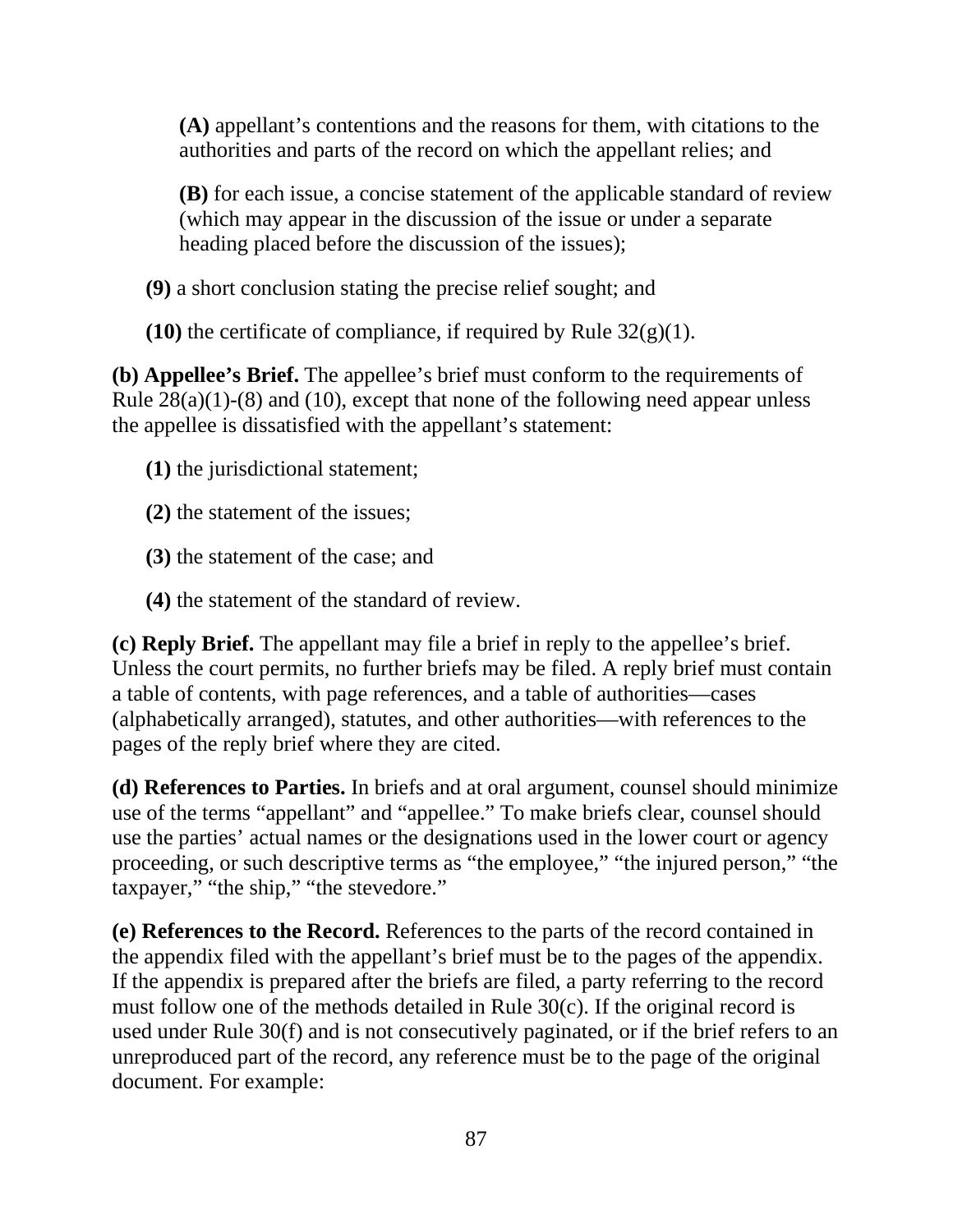**(A)** appellant's contentions and the reasons for them, with citations to the authorities and parts of the record on which the appellant relies; and

**(B)** for each issue, a concise statement of the applicable standard of review (which may appear in the discussion of the issue or under a separate heading placed before the discussion of the issues);

**(9)** a short conclusion stating the precise relief sought; and

**(10)** the certificate of compliance, if required by Rule 32(g)(1).

**(b) Appellee's Brief.** The appellee's brief must conform to the requirements of Rule 28(a)(1)-(8) and (10), except that none of the following need appear unless the appellee is dissatisfied with the appellant's statement:

**(1)** the jurisdictional statement;

**(2)** the statement of the issues;

**(3)** the statement of the case; and

**(4)** the statement of the standard of review.

**(c) Reply Brief.** The appellant may file a brief in reply to the appellee's brief. Unless the court permits, no further briefs may be filed. A reply brief must contain a table of contents, with page references, and a table of authorities—cases (alphabetically arranged), statutes, and other authorities—with references to the pages of the reply brief where they are cited.

**(d) References to Parties.** In briefs and at oral argument, counsel should minimize use of the terms "appellant" and "appellee." To make briefs clear, counsel should use the parties' actual names or the designations used in the lower court or agency proceeding, or such descriptive terms as "the employee," "the injured person," "the taxpayer," "the ship," "the stevedore."

**(e) References to the Record.** References to the parts of the record contained in the appendix filed with the appellant's brief must be to the pages of the appendix. If the appendix is prepared after the briefs are filed, a party referring to the record must follow one of the methods detailed in Rule 30(c). If the original record is used under Rule 30(f) and is not consecutively paginated, or if the brief refers to an unreproduced part of the record, any reference must be to the page of the original document. For example: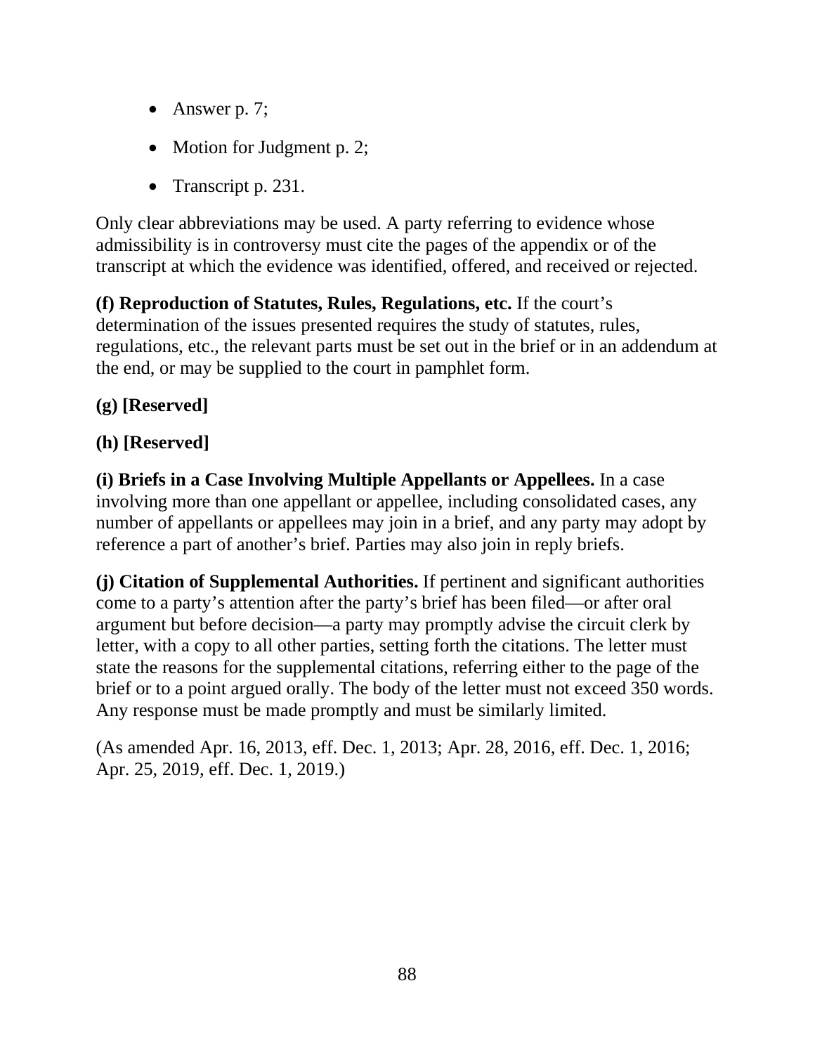- Answer p. 7;
- Motion for Judgment p. 2;
- Transcript p. 231.

Only clear abbreviations may be used. A party referring to evidence whose admissibility is in controversy must cite the pages of the appendix or of the transcript at which the evidence was identified, offered, and received or rejected.

**(f) Reproduction of Statutes, Rules, Regulations, etc.** If the court's determination of the issues presented requires the study of statutes, rules, regulations, etc., the relevant parts must be set out in the brief or in an addendum at the end, or may be supplied to the court in pamphlet form.

**(g) [Reserved]**

**(h) [Reserved]**

**(i) Briefs in a Case Involving Multiple Appellants or Appellees.** In a case involving more than one appellant or appellee, including consolidated cases, any number of appellants or appellees may join in a brief, and any party may adopt by reference a part of another's brief. Parties may also join in reply briefs.

**(j) Citation of Supplemental Authorities.** If pertinent and significant authorities come to a party's attention after the party's brief has been filed—or after oral argument but before decision—a party may promptly advise the circuit clerk by letter, with a copy to all other parties, setting forth the citations. The letter must state the reasons for the supplemental citations, referring either to the page of the brief or to a point argued orally. The body of the letter must not exceed 350 words. Any response must be made promptly and must be similarly limited.

(As amended Apr. 16, 2013, eff. Dec. 1, 2013; Apr. 28, 2016, eff. Dec. 1, 2016; Apr. 25, 2019, eff. Dec. 1, 2019.)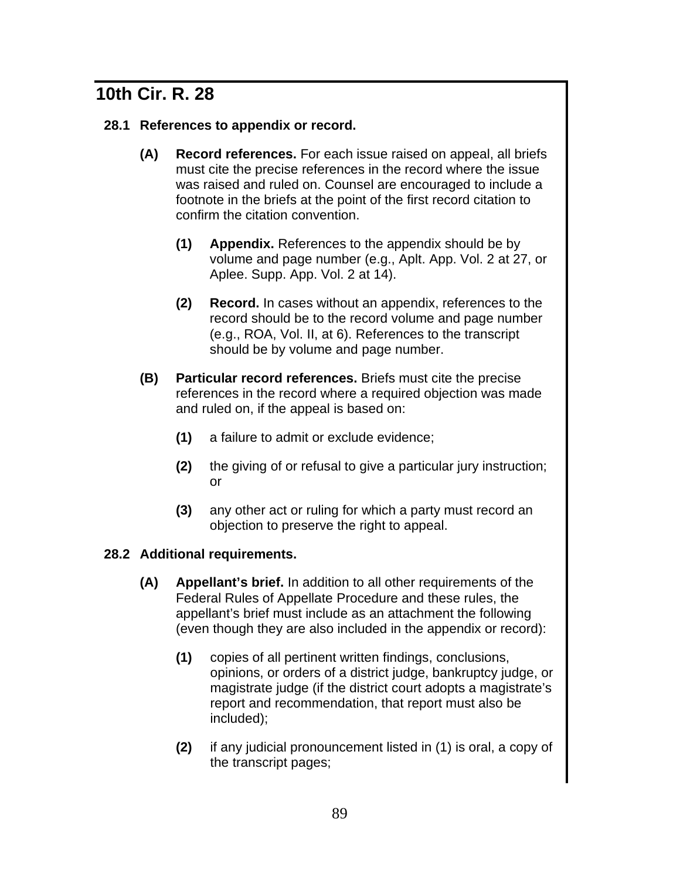# 10th Cir. R. 28

**28.1 References to appendix or record.**

**(A) Record references.** For each issue raised on appeal, all briefs must cite the precise references in the record where the issue was raised and ruled on. Counsel are encouraged to include a footnote in the briefs at the point of the first record citation to confirm the citation convention.

**(1) Appendix.** References to the appendix should be by volume and page number (e.g., Aplt. App. Vol. 2 at 27, or Aplee. Supp. App. Vol. 2 at 14).

**(2) Record.** In cases without an appendix, references to the record should be to the record volume and page number (e.g., ROA, Vol. II, at 6). References to the transcript should be by volume and page number.

**(B) Particular record references.** Briefs must cite the precise references in the record where a required objection was made and ruled on, if the appeal is based on:

**(1)** a failure to admit or exclude evidence;

**(2)** the giving of or refusal to give a particular jury instruction; or

**(3)** any other act or ruling for which a party must record an objection to preserve the right to appeal.

**28.2 Additional requirements.**

**(A) Appellant's brief.** In addition to all other requirements of the Federal Rules of Appellate Procedure and these rules, the appellant's brief must include as an attachment the following (even though they are also included in the appendix or record):

**(1)** copies of all pertinent written findings, conclusions, opinions, or orders of a district judge, bankruptcy judge, or magistrate judge (if the district court adopts a magistrate's report and recommendation, that report must also be included);

**(2)** if any judicial pronouncement listed in (1) is oral, a copy of the transcript pages;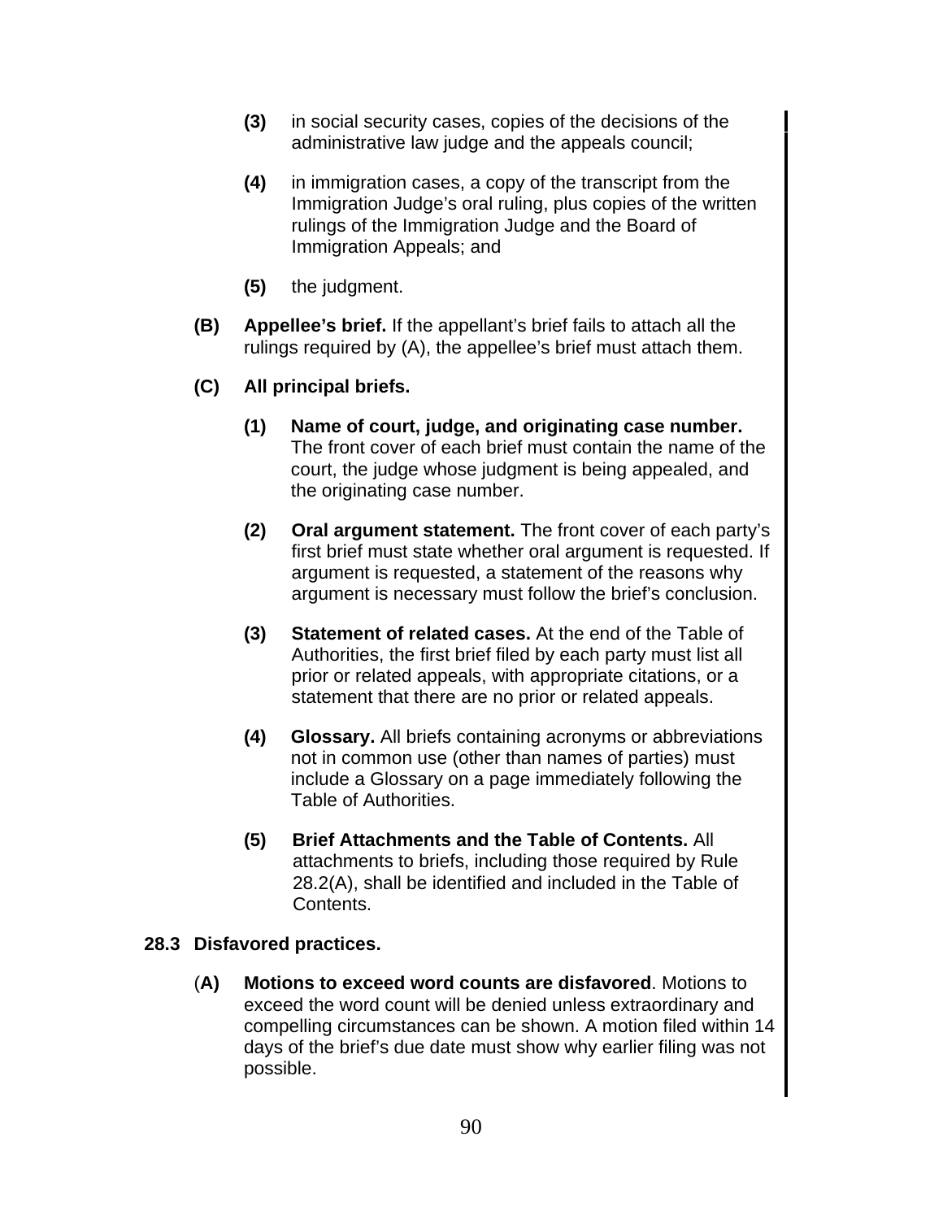**(3)** in social security cases, copies of the decisions of the administrative law judge and the appeals council;

**(4)** in immigration cases, a copy of the transcript from the Immigration Judge's oral ruling, plus copies of the written rulings of the Immigration Judge and the Board of Immigration Appeals; and

**(5)** the judgment.

**(B) Appellee's brief.** If the appellant's brief fails to attach all the rulings required by (A), the appellee's brief must attach them.

**(C) All principal briefs.**

**(1) Name of court, judge, and originating case number.** The front cover of each brief must contain the name of the court, the judge whose judgment is being appealed, and the originating case number.

**(2) Oral argument statement.** The front cover of each party's first brief must state whether oral argument is requested. If argument is requested, a statement of the reasons why argument is necessary must follow the brief's conclusion.

**(3) Statement of related cases.** At the end of the Table of Authorities, the first brief filed by each party must list all prior or related appeals, with appropriate citations, or a statement that there are no prior or related appeals.

**(4) Glossary.** All briefs containing acronyms or abbreviations not in common use (other than names of parties) must include a Glossary on a page immediately following the Table of Authorities.

**(5) Brief Attachments and the Table of Contents.** All attachments to briefs, including those required by Rule 28.2(A), shall be identified and included in the Table of Contents.

**28.3 Disfavored practices.**

**(A) Motions to exceed word counts are disfavored**. Motions to exceed the word count will be denied unless extraordinary and compelling circumstances can be shown. A motion filed within 14 days of the brief's due date must show why earlier filing was not possible.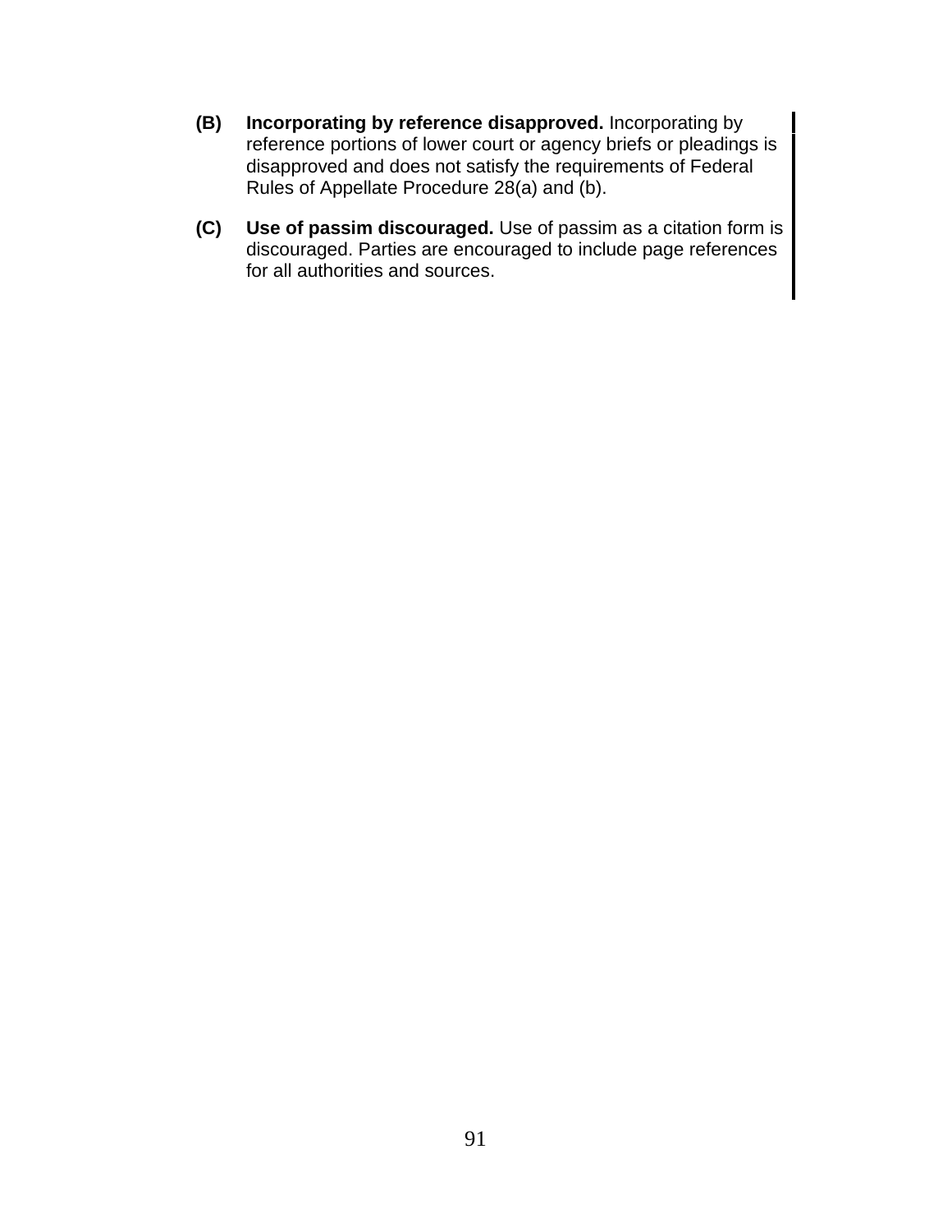**(B)** **Incorporating by reference disapproved.** Incorporating by reference portions of lower court or agency briefs or pleadings is disapproved and does not satisfy the requirements of Federal Rules of Appellate Procedure 28(a) and (b).

**(C)** **Use of passim discouraged.** Use of passim as a citation form is discouraged. Parties are encouraged to include page references for all authorities and sources.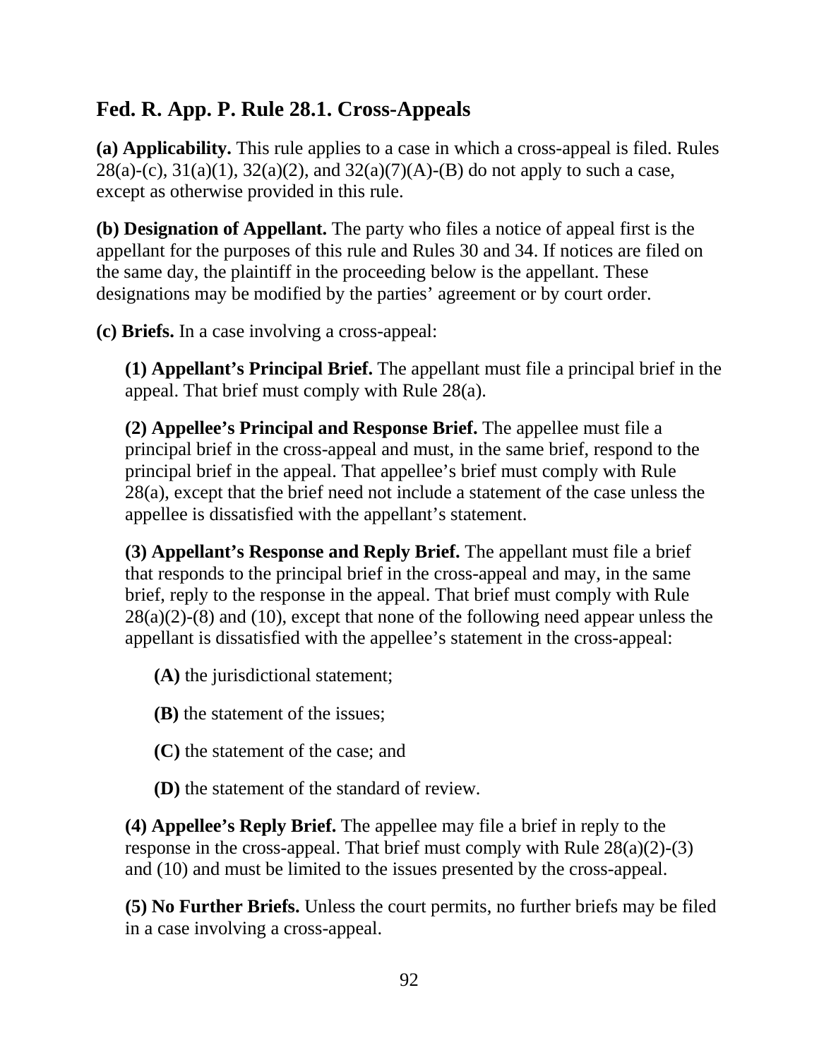## Fed. R. App. P. Rule 28.1. Cross-Appeals

**(a) Applicability.** This rule applies to a case in which a cross-appeal is filed. Rules 28(a)-(c), 31(a)(1), 32(a)(2), and 32(a)(7)(A)-(B) do not apply to such a case, except as otherwise provided in this rule.

**(b) Designation of Appellant.** The party who files a notice of appeal first is the appellant for the purposes of this rule and Rules 30 and 34. If notices are filed on the same day, the plaintiff in the proceeding below is the appellant. These designations may be modified by the parties' agreement or by court order.

**(c) Briefs.** In a case involving a cross-appeal:

> **(1) Appellant's Principal Brief.** The appellant must file a principal brief in the appeal. That brief must comply with Rule 28(a).
>
> **(2) Appellee's Principal and Response Brief.** The appellee must file a principal brief in the cross-appeal and must, in the same brief, respond to the principal brief in the appeal. That appellee's brief must comply with Rule 28(a), except that the brief need not include a statement of the case unless the appellee is dissatisfied with the appellant's statement.
>
> **(3) Appellant's Response and Reply Brief.** The appellant must file a brief that responds to the principal brief in the cross-appeal and may, in the same brief, reply to the response in the appeal. That brief must comply with Rule 28(a)(2)-(8) and (10), except that none of the following need appear unless the appellant is dissatisfied with the appellee's statement in the cross-appeal:
>
> > **(A)** the jurisdictional statement;
> >
> > **(B)** the statement of the issues;
> >
> > **(C)** the statement of the case; and
> >
> > **(D)** the statement of the standard of review.
>
> **(4) Appellee's Reply Brief.** The appellee may file a brief in reply to the response in the cross-appeal. That brief must comply with Rule 28(a)(2)-(3) and (10) and must be limited to the issues presented by the cross-appeal.
>
> **(5) No Further Briefs.** Unless the court permits, no further briefs may be filed in a case involving a cross-appeal.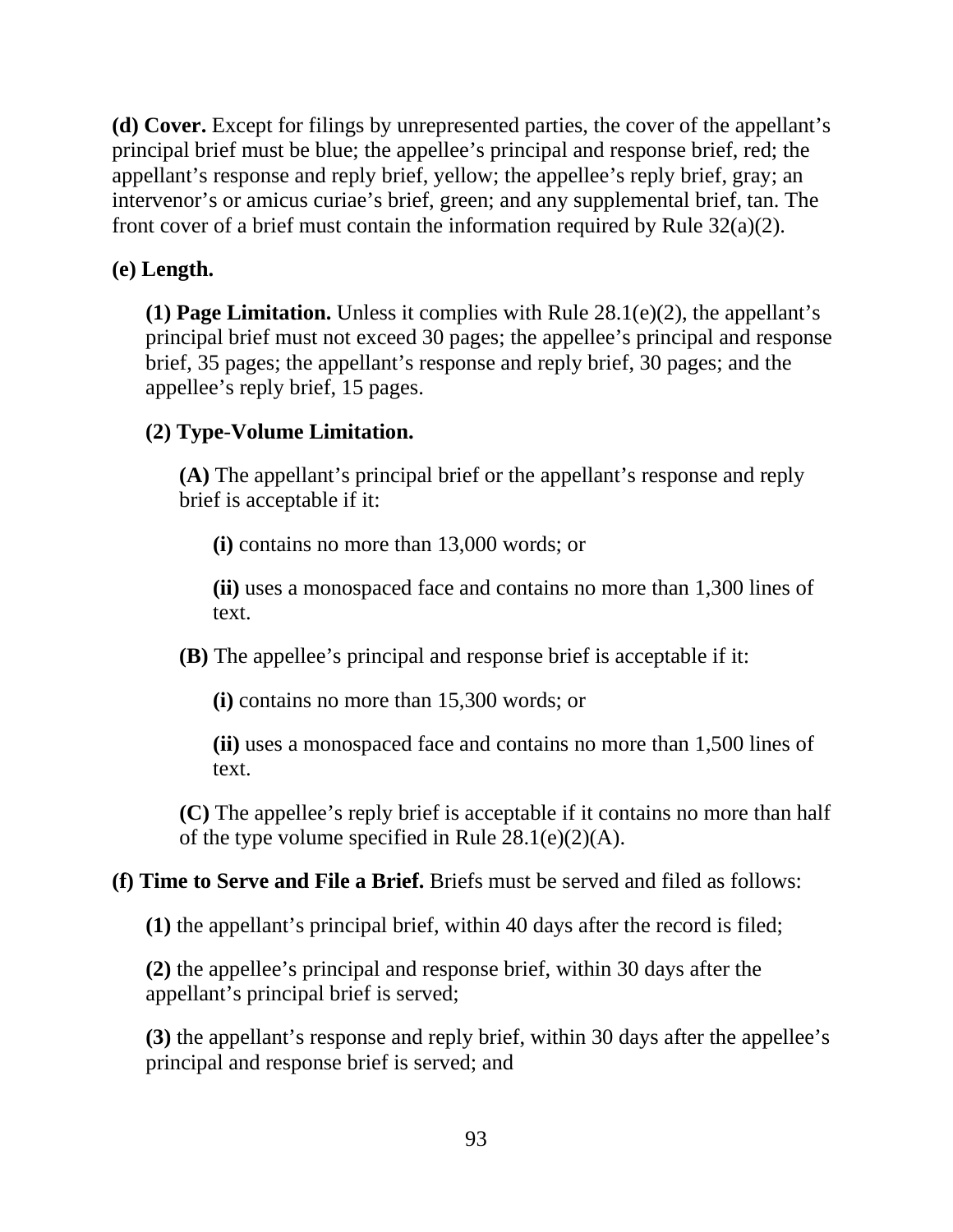**(d) Cover.** Except for filings by unrepresented parties, the cover of the appellant's principal brief must be blue; the appellee's principal and response brief, red; the appellant's response and reply brief, yellow; the appellee's reply brief, gray; an intervenor's or amicus curiae's brief, green; and any supplemental brief, tan. The front cover of a brief must contain the information required by Rule 32(a)(2).

**(e) Length.**

**(1) Page Limitation.** Unless it complies with Rule 28.1(e)(2), the appellant's principal brief must not exceed 30 pages; the appellee's principal and response brief, 35 pages; the appellant's response and reply brief, 30 pages; and the appellee's reply brief, 15 pages.

**(2) Type-Volume Limitation.**

**(A)** The appellant's principal brief or the appellant's response and reply brief is acceptable if it:

**(i)** contains no more than 13,000 words; or

**(ii)** uses a monospaced face and contains no more than 1,300 lines of text.

**(B)** The appellee's principal and response brief is acceptable if it:

**(i)** contains no more than 15,300 words; or

**(ii)** uses a monospaced face and contains no more than 1,500 lines of text.

**(C)** The appellee's reply brief is acceptable if it contains no more than half of the type volume specified in Rule 28.1(e)(2)(A).

**(f) Time to Serve and File a Brief.** Briefs must be served and filed as follows:

**(1)** the appellant's principal brief, within 40 days after the record is filed;

**(2)** the appellee's principal and response brief, within 30 days after the appellant's principal brief is served;

**(3)** the appellant's response and reply brief, within 30 days after the appellee's principal and response brief is served; and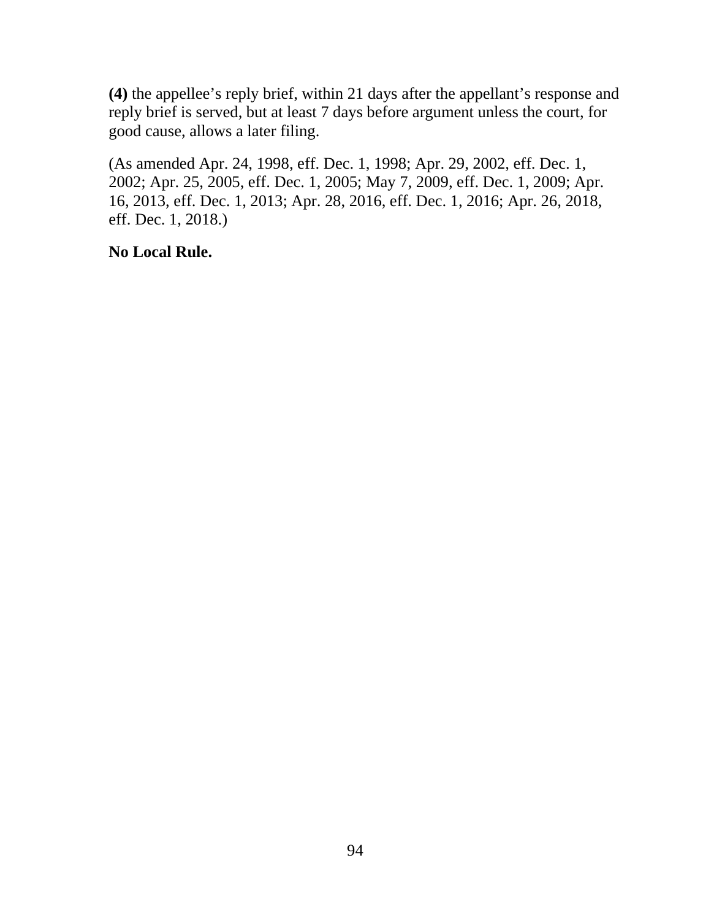**(4)** the appellee’s reply brief, within 21 days after the appellant’s response and reply brief is served, but at least 7 days before argument unless the court, for good cause, allows a later filing.

(As amended Apr. 24, 1998, eff. Dec. 1, 1998; Apr. 29, 2002, eff. Dec. 1, 2002; Apr. 25, 2005, eff. Dec. 1, 2005; May 7, 2009, eff. Dec. 1, 2009; Apr. 16, 2013, eff. Dec. 1, 2013; Apr. 28, 2016, eff. Dec. 1, 2016; Apr. 26, 2018, eff. Dec. 1, 2018.)

**No Local Rule.**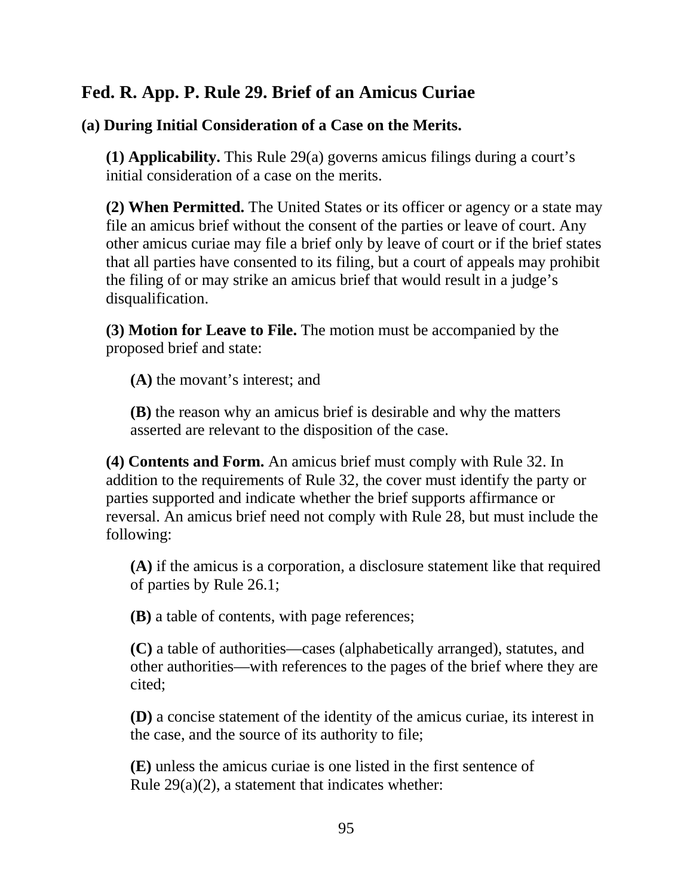## Fed. R. App. P. Rule 29. Brief of an Amicus Curiae

### (a) During Initial Consideration of a Case on the Merits.

**(1) Applicability.** This Rule 29(a) governs amicus filings during a court's initial consideration of a case on the merits.

**(2) When Permitted.** The United States or its officer or agency or a state may file an amicus brief without the consent of the parties or leave of court. Any other amicus curiae may file a brief only by leave of court or if the brief states that all parties have consented to its filing, but a court of appeals may prohibit the filing of or may strike an amicus brief that would result in a judge's disqualification.

**(3) Motion for Leave to File.** The motion must be accompanied by the proposed brief and state:

**(A)** the movant's interest; and

**(B)** the reason why an amicus brief is desirable and why the matters asserted are relevant to the disposition of the case.

**(4) Contents and Form.** An amicus brief must comply with Rule 32. In addition to the requirements of Rule 32, the cover must identify the party or parties supported and indicate whether the brief supports affirmance or reversal. An amicus brief need not comply with Rule 28, but must include the following:

**(A)** if the amicus is a corporation, a disclosure statement like that required of parties by Rule 26.1;

**(B)** a table of contents, with page references;

**(C)** a table of authorities—cases (alphabetically arranged), statutes, and other authorities—with references to the pages of the brief where they are cited;

**(D)** a concise statement of the identity of the amicus curiae, its interest in the case, and the source of its authority to file;

**(E)** unless the amicus curiae is one listed in the first sentence of Rule 29(a)(2), a statement that indicates whether: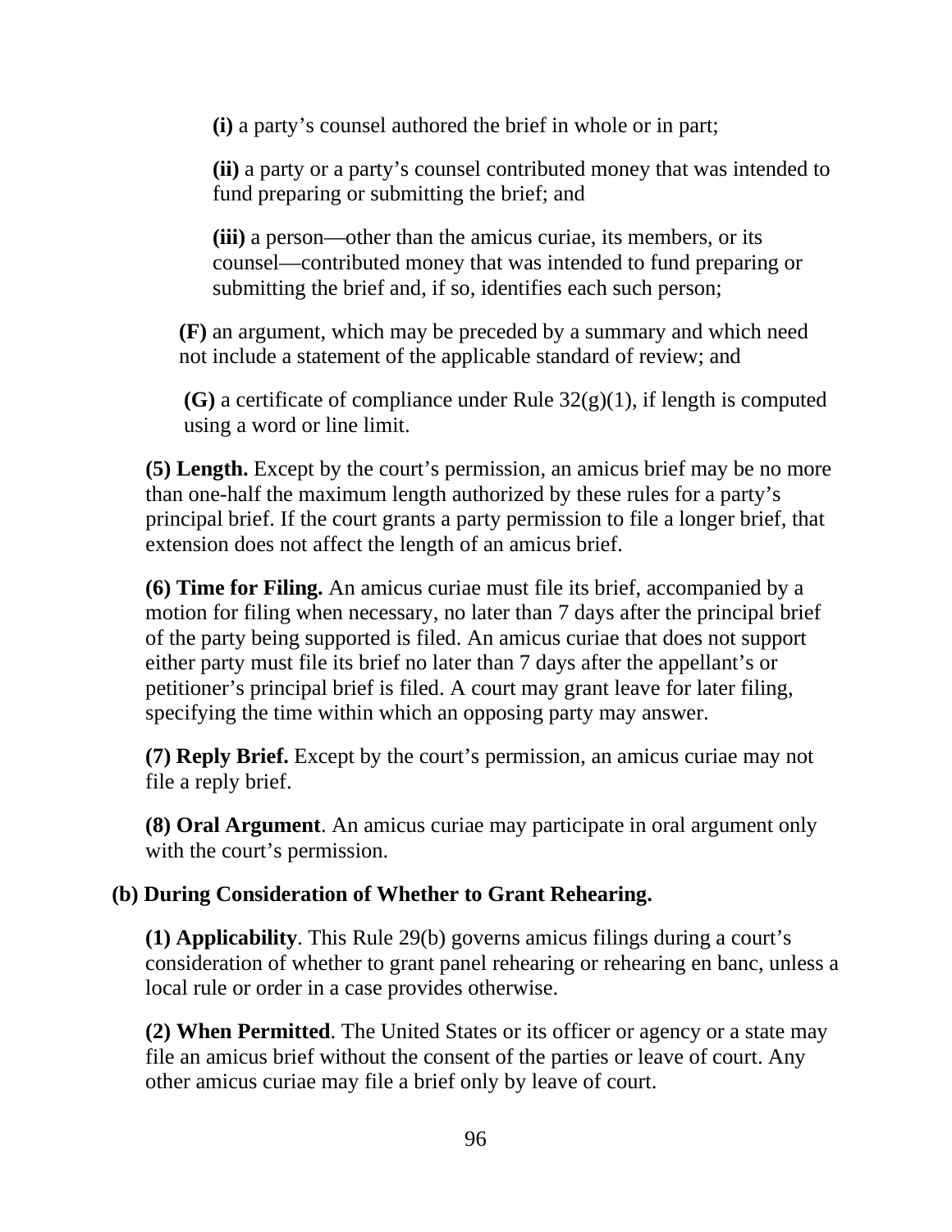**(i)** a party's counsel authored the brief in whole or in part;

**(ii)** a party or a party's counsel contributed money that was intended to fund preparing or submitting the brief; and

**(iii)** a person—other than the amicus curiae, its members, or its counsel—contributed money that was intended to fund preparing or submitting the brief and, if so, identifies each such person;

**(F)** an argument, which may be preceded by a summary and which need not include a statement of the applicable standard of review; and

**(G)** a certificate of compliance under Rule 32(g)(1), if length is computed using a word or line limit.

**(5) Length.** Except by the court's permission, an amicus brief may be no more than one-half the maximum length authorized by these rules for a party's principal brief. If the court grants a party permission to file a longer brief, that extension does not affect the length of an amicus brief.

**(6) Time for Filing.** An amicus curiae must file its brief, accompanied by a motion for filing when necessary, no later than 7 days after the principal brief of the party being supported is filed. An amicus curiae that does not support either party must file its brief no later than 7 days after the appellant's or petitioner's principal brief is filed. A court may grant leave for later filing, specifying the time within which an opposing party may answer.

**(7) Reply Brief.** Except by the court's permission, an amicus curiae may not file a reply brief.

**(8) Oral Argument**. An amicus curiae may participate in oral argument only with the court's permission.

**(b) During Consideration of Whether to Grant Rehearing.**

**(1) Applicability**. This Rule 29(b) governs amicus filings during a court's consideration of whether to grant panel rehearing or rehearing en banc, unless a local rule or order in a case provides otherwise.

**(2) When Permitted**. The United States or its officer or agency or a state may file an amicus brief without the consent of the parties or leave of court. Any other amicus curiae may file a brief only by leave of court.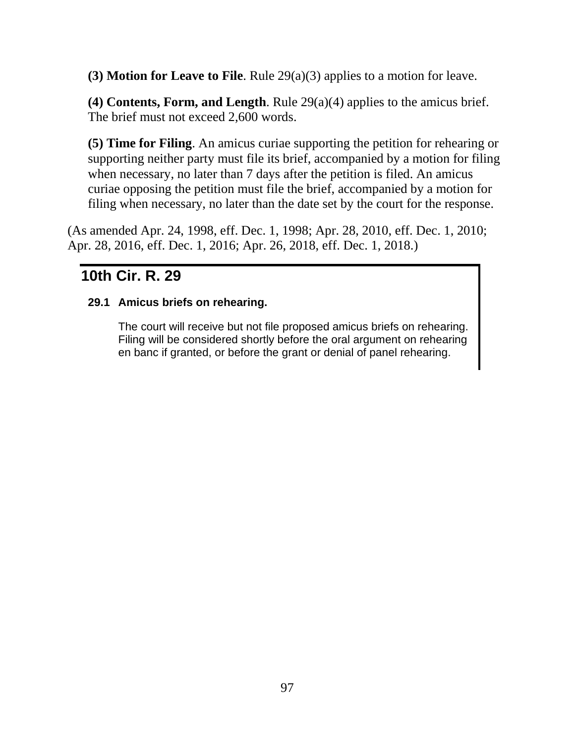**(3) Motion for Leave to File**. Rule 29(a)(3) applies to a motion for leave.

**(4) Contents, Form, and Length**. Rule 29(a)(4) applies to the amicus brief. The brief must not exceed 2,600 words.

**(5) Time for Filing**. An amicus curiae supporting the petition for rehearing or supporting neither party must file its brief, accompanied by a motion for filing when necessary, no later than 7 days after the petition is filed. An amicus curiae opposing the petition must file the brief, accompanied by a motion for filing when necessary, no later than the date set by the court for the response.

(As amended Apr. 24, 1998, eff. Dec. 1, 1998; Apr. 28, 2010, eff. Dec. 1, 2010; Apr. 28, 2016, eff. Dec. 1, 2016; Apr. 26, 2018, eff. Dec. 1, 2018.)

## 10th Cir. R. 29

### 29.1 Amicus briefs on rehearing.

The court will receive but not file proposed amicus briefs on rehearing. Filing will be considered shortly before the oral argument on rehearing en banc if granted, or before the grant or denial of panel rehearing.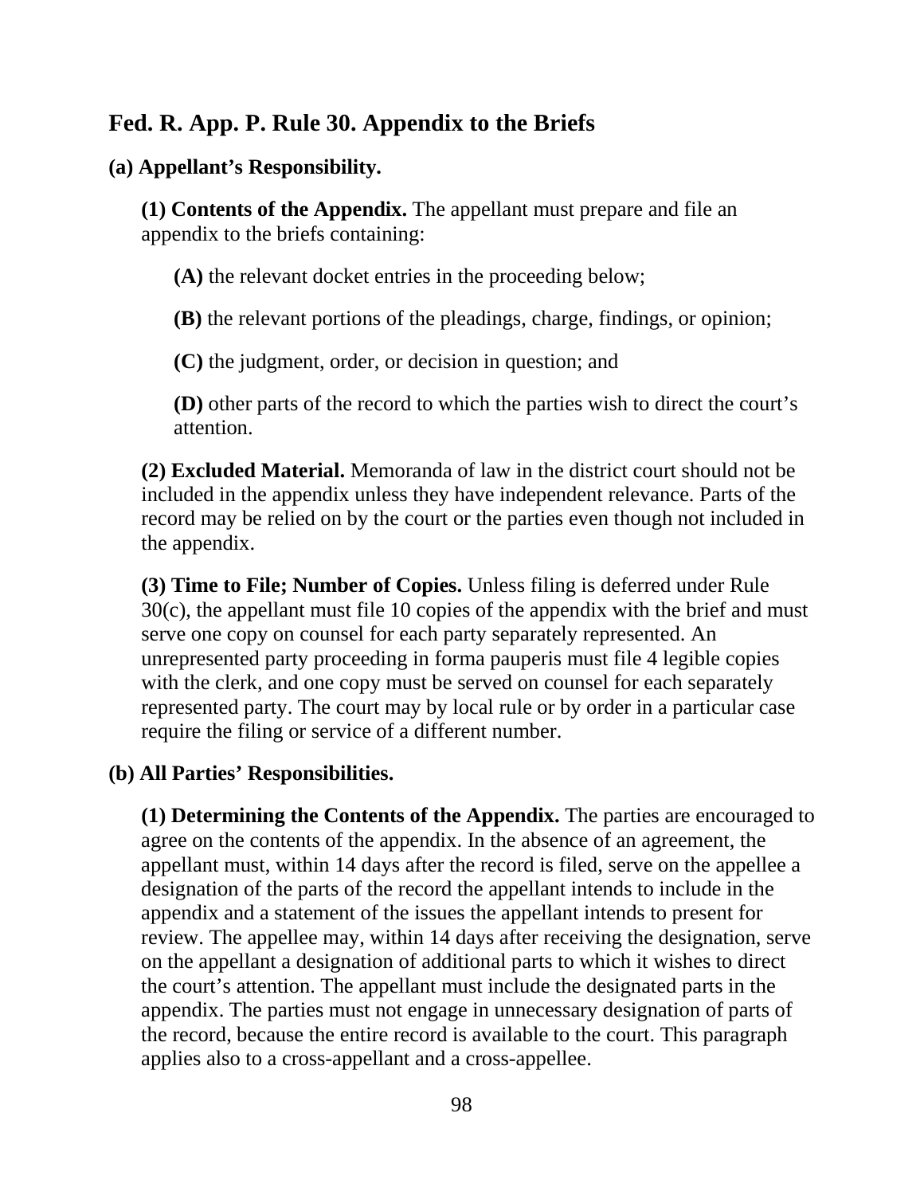## Fed. R. App. P. Rule 30. Appendix to the Briefs

### (a) Appellant's Responsibility.

**(1) Contents of the Appendix.** The appellant must prepare and file an appendix to the briefs containing:

**(A)** the relevant docket entries in the proceeding below;

**(B)** the relevant portions of the pleadings, charge, findings, or opinion;

**(C)** the judgment, order, or decision in question; and

**(D)** other parts of the record to which the parties wish to direct the court's attention.

**(2) Excluded Material.** Memoranda of law in the district court should not be included in the appendix unless they have independent relevance. Parts of the record may be relied on by the court or the parties even though not included in the appendix.

**(3) Time to File; Number of Copies.** Unless filing is deferred under Rule 30(c), the appellant must file 10 copies of the appendix with the brief and must serve one copy on counsel for each party separately represented. An unrepresented party proceeding in forma pauperis must file 4 legible copies with the clerk, and one copy must be served on counsel for each separately represented party. The court may by local rule or by order in a particular case require the filing or service of a different number.

### (b) All Parties' Responsibilities.

**(1) Determining the Contents of the Appendix.** The parties are encouraged to agree on the contents of the appendix. In the absence of an agreement, the appellant must, within 14 days after the record is filed, serve on the appellee a designation of the parts of the record the appellant intends to include in the appendix and a statement of the issues the appellant intends to present for review. The appellee may, within 14 days after receiving the designation, serve on the appellant a designation of additional parts to which it wishes to direct the court's attention. The appellant must include the designated parts in the appendix. The parties must not engage in unnecessary designation of parts of the record, because the entire record is available to the court. This paragraph applies also to a cross-appellant and a cross-appellee.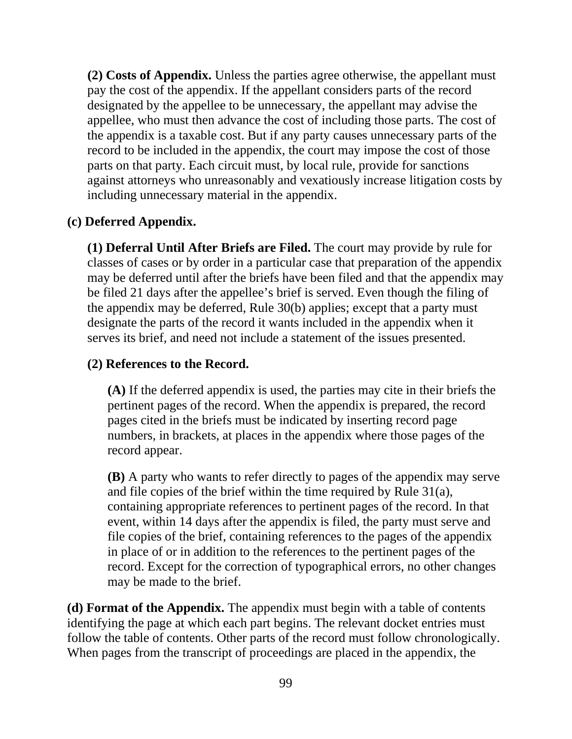**(2) Costs of Appendix.** Unless the parties agree otherwise, the appellant must pay the cost of the appendix. If the appellant considers parts of the record designated by the appellee to be unnecessary, the appellant may advise the appellee, who must then advance the cost of including those parts. The cost of the appendix is a taxable cost. But if any party causes unnecessary parts of the record to be included in the appendix, the court may impose the cost of those parts on that party. Each circuit must, by local rule, provide for sanctions against attorneys who unreasonably and vexatiously increase litigation costs by including unnecessary material in the appendix.

**(c) Deferred Appendix.**

**(1) Deferral Until After Briefs are Filed.** The court may provide by rule for classes of cases or by order in a particular case that preparation of the appendix may be deferred until after the briefs have been filed and that the appendix may be filed 21 days after the appellee's brief is served. Even though the filing of the appendix may be deferred, Rule 30(b) applies; except that a party must designate the parts of the record it wants included in the appendix when it serves its brief, and need not include a statement of the issues presented.

**(2) References to the Record.**

**(A)** If the deferred appendix is used, the parties may cite in their briefs the pertinent pages of the record. When the appendix is prepared, the record pages cited in the briefs must be indicated by inserting record page numbers, in brackets, at places in the appendix where those pages of the record appear.

**(B)** A party who wants to refer directly to pages of the appendix may serve and file copies of the brief within the time required by Rule 31(a), containing appropriate references to pertinent pages of the record. In that event, within 14 days after the appendix is filed, the party must serve and file copies of the brief, containing references to the pages of the appendix in place of or in addition to the references to the pertinent pages of the record. Except for the correction of typographical errors, no other changes may be made to the brief.

**(d) Format of the Appendix.** The appendix must begin with a table of contents identifying the page at which each part begins. The relevant docket entries must follow the table of contents. Other parts of the record must follow chronologically. When pages from the transcript of proceedings are placed in the appendix, the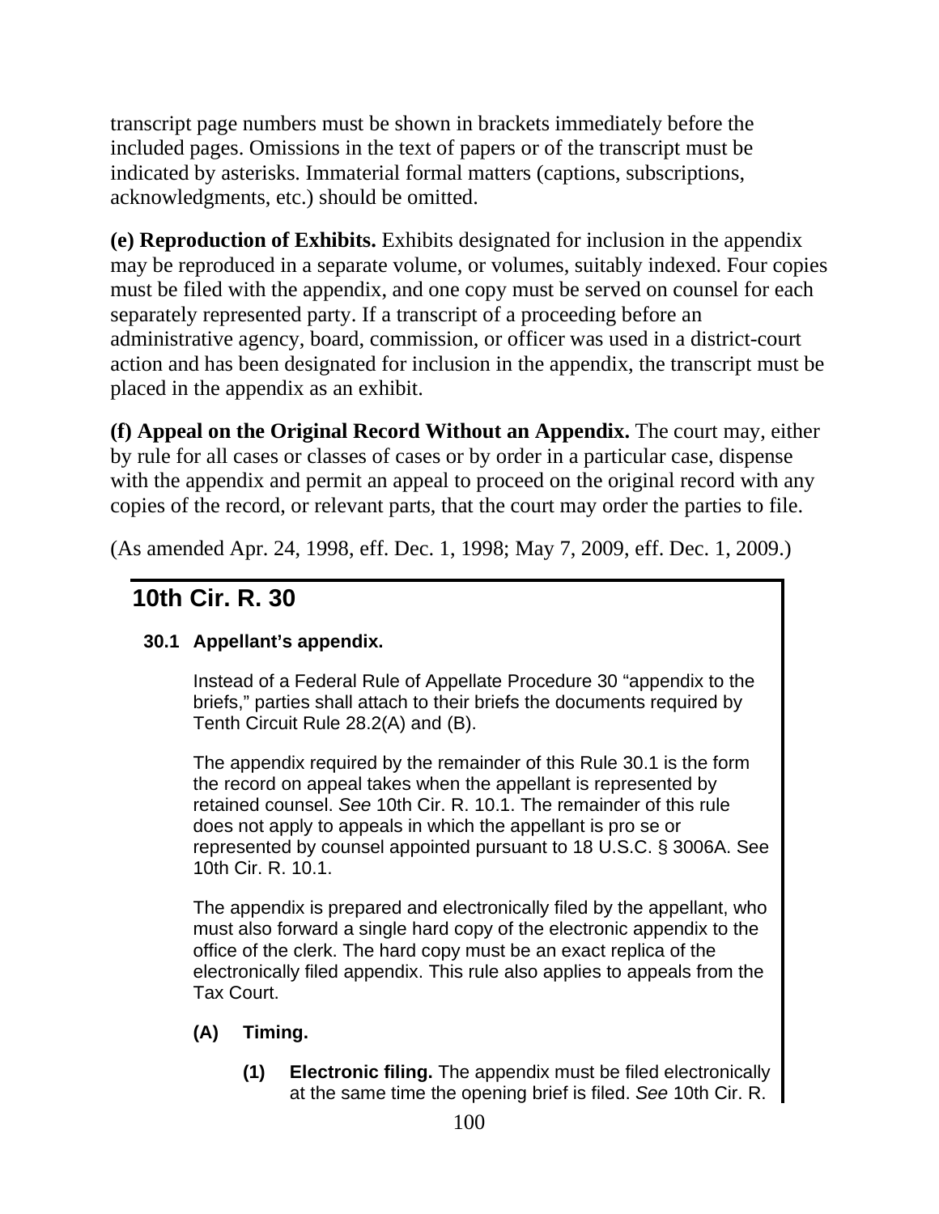transcript page numbers must be shown in brackets immediately before the included pages. Omissions in the text of papers or of the transcript must be indicated by asterisks. Immaterial formal matters (captions, subscriptions, acknowledgments, etc.) should be omitted.

**(e) Reproduction of Exhibits.** Exhibits designated for inclusion in the appendix may be reproduced in a separate volume, or volumes, suitably indexed. Four copies must be filed with the appendix, and one copy must be served on counsel for each separately represented party. If a transcript of a proceeding before an administrative agency, board, commission, or officer was used in a district-court action and has been designated for inclusion in the appendix, the transcript must be placed in the appendix as an exhibit.

**(f) Appeal on the Original Record Without an Appendix.** The court may, either by rule for all cases or classes of cases or by order in a particular case, dispense with the appendix and permit an appeal to proceed on the original record with any copies of the record, or relevant parts, that the court may order the parties to file.

(As amended Apr. 24, 1998, eff. Dec. 1, 1998; May 7, 2009, eff. Dec. 1, 2009.)

## 10th Cir. R. 30

### 30.1 Appellant's appendix.

Instead of a Federal Rule of Appellate Procedure 30 "appendix to the briefs," parties shall attach to their briefs the documents required by Tenth Circuit Rule 28.2(A) and (B).

The appendix required by the remainder of this Rule 30.1 is the form the record on appeal takes when the appellant is represented by retained counsel. *See* 10th Cir. R. 10.1. The remainder of this rule does not apply to appeals in which the appellant is pro se or represented by counsel appointed pursuant to 18 U.S.C. § 3006A. See 10th Cir. R. 10.1.

The appendix is prepared and electronically filed by the appellant, who must also forward a single hard copy of the electronic appendix to the office of the clerk. The hard copy must be an exact replica of the electronically filed appendix. This rule also applies to appeals from the Tax Court.

**(A) Timing.**

**(1) Electronic filing.** The appendix must be filed electronically at the same time the opening brief is filed. *See* 10th Cir. R.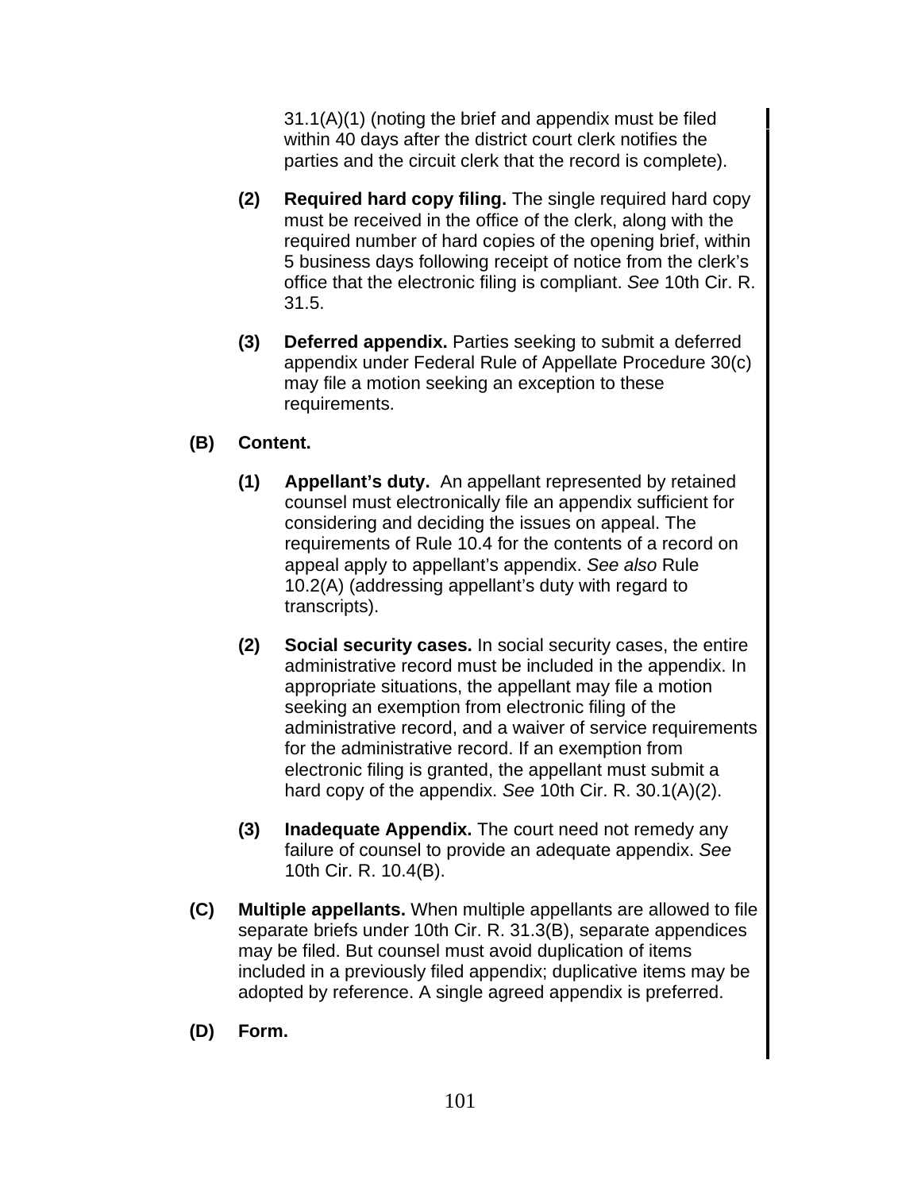31.1(A)(1) (noting the brief and appendix must be filed within 40 days after the district court clerk notifies the parties and the circuit clerk that the record is complete).

**(2) Required hard copy filing.** The single required hard copy must be received in the office of the clerk, along with the required number of hard copies of the opening brief, within 5 business days following receipt of notice from the clerk's office that the electronic filing is compliant. *See* 10th Cir. R. 31.5.

**(3) Deferred appendix.** Parties seeking to submit a deferred appendix under Federal Rule of Appellate Procedure 30(c) may file a motion seeking an exception to these requirements.

**(B) Content.**

**(1) Appellant's duty.** An appellant represented by retained counsel must electronically file an appendix sufficient for considering and deciding the issues on appeal. The requirements of Rule 10.4 for the contents of a record on appeal apply to appellant's appendix. *See also* Rule 10.2(A) (addressing appellant's duty with regard to transcripts).

**(2) Social security cases.** In social security cases, the entire administrative record must be included in the appendix. In appropriate situations, the appellant may file a motion seeking an exemption from electronic filing of the administrative record, and a waiver of service requirements for the administrative record. If an exemption from electronic filing is granted, the appellant must submit a hard copy of the appendix. *See* 10th Cir. R. 30.1(A)(2).

**(3) Inadequate Appendix.** The court need not remedy any failure of counsel to provide an adequate appendix. *See* 10th Cir. R. 10.4(B).

**(C) Multiple appellants.** When multiple appellants are allowed to file separate briefs under 10th Cir. R. 31.3(B), separate appendices may be filed. But counsel must avoid duplication of items included in a previously filed appendix; duplicative items may be adopted by reference. A single agreed appendix is preferred.

**(D) Form.**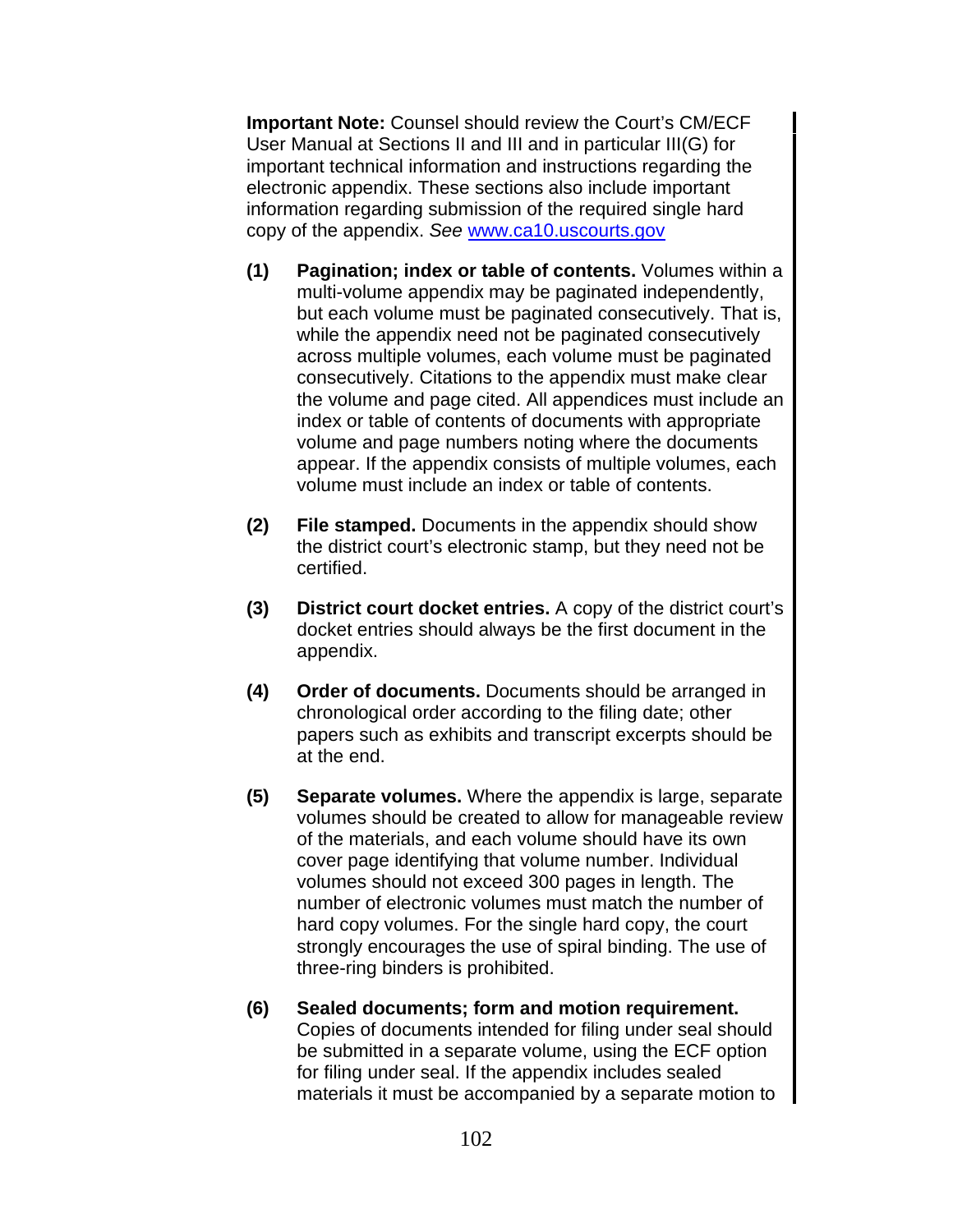**Important Note:** Counsel should review the Court's CM/ECF User Manual at Sections II and III and in particular III(G) for important technical information and instructions regarding the electronic appendix. These sections also include important information regarding submission of the required single hard copy of the appendix. *See* [www.ca10.uscourts.gov](www.ca10.uscourts.gov)

**(1) Pagination; index or table of contents.** Volumes within a multi-volume appendix may be paginated independently, but each volume must be paginated consecutively. That is, while the appendix need not be paginated consecutively across multiple volumes, each volume must be paginated consecutively. Citations to the appendix must make clear the volume and page cited. All appendices must include an index or table of contents of documents with appropriate volume and page numbers noting where the documents appear. If the appendix consists of multiple volumes, each volume must include an index or table of contents.

**(2) File stamped.** Documents in the appendix should show the district court's electronic stamp, but they need not be certified.

**(3) District court docket entries.** A copy of the district court's docket entries should always be the first document in the appendix.

**(4) Order of documents.** Documents should be arranged in chronological order according to the filing date; other papers such as exhibits and transcript excerpts should be at the end.

**(5) Separate volumes.** Where the appendix is large, separate volumes should be created to allow for manageable review of the materials, and each volume should have its own cover page identifying that volume number. Individual volumes should not exceed 300 pages in length. The number of electronic volumes must match the number of hard copy volumes. For the single hard copy, the court strongly encourages the use of spiral binding. The use of three-ring binders is prohibited.

**(6) Sealed documents; form and motion requirement.** Copies of documents intended for filing under seal should be submitted in a separate volume, using the ECF option for filing under seal. If the appendix includes sealed materials it must be accompanied by a separate motion to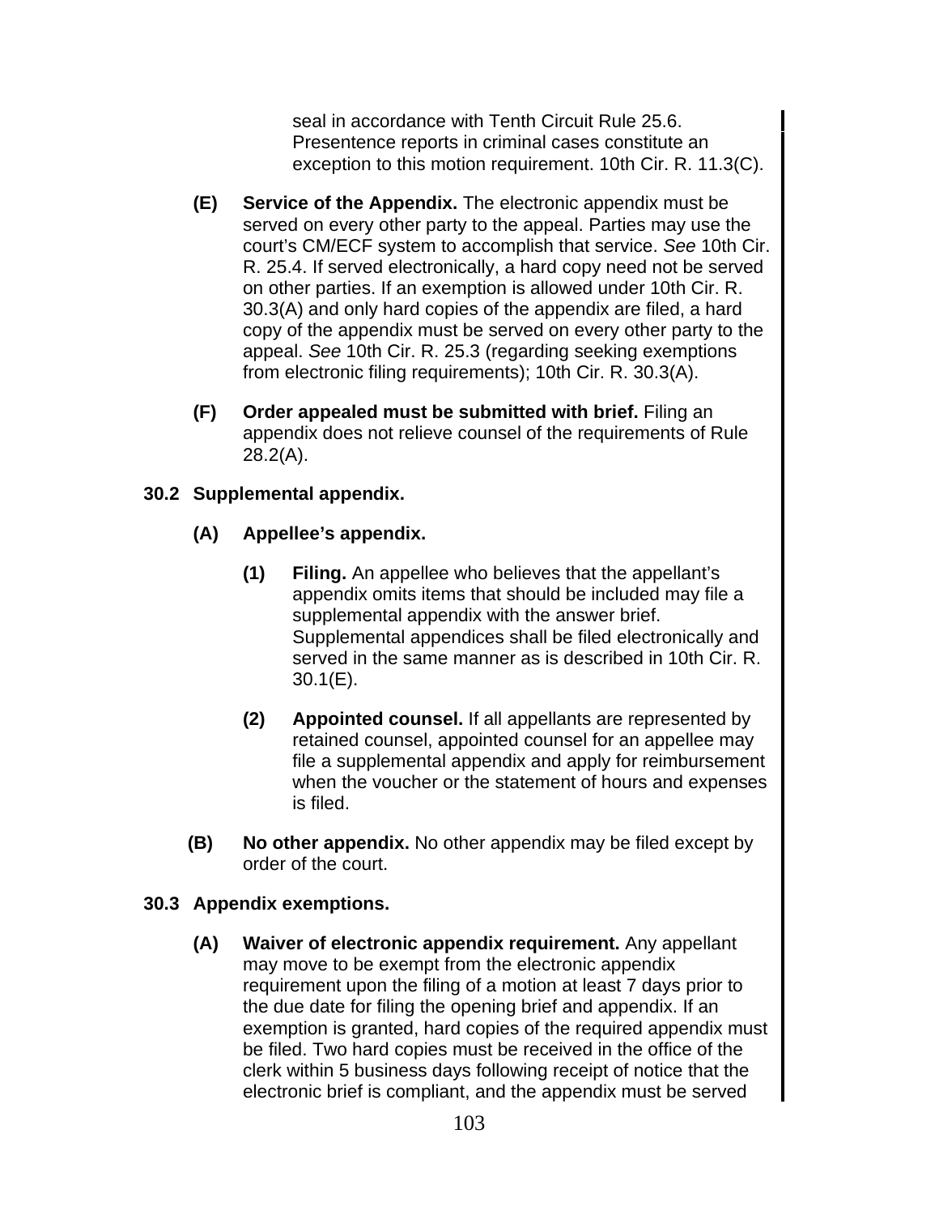seal in accordance with Tenth Circuit Rule 25.6. Presentence reports in criminal cases constitute an exception to this motion requirement. 10th Cir. R. 11.3(C).

**(E) Service of the Appendix.** The electronic appendix must be served on every other party to the appeal. Parties may use the court's CM/ECF system to accomplish that service. *See* 10th Cir. R. 25.4. If served electronically, a hard copy need not be served on other parties. If an exemption is allowed under 10th Cir. R. 30.3(A) and only hard copies of the appendix are filed, a hard copy of the appendix must be served on every other party to the appeal. *See* 10th Cir. R. 25.3 (regarding seeking exemptions from electronic filing requirements); 10th Cir. R. 30.3(A).

**(F) Order appealed must be submitted with brief.** Filing an appendix does not relieve counsel of the requirements of Rule 28.2(A).

**30.2 Supplemental appendix.**

**(A) Appellee's appendix.**

**(1) Filing.** An appellee who believes that the appellant's appendix omits items that should be included may file a supplemental appendix with the answer brief. Supplemental appendices shall be filed electronically and served in the same manner as is described in 10th Cir. R. 30.1(E).

**(2) Appointed counsel.** If all appellants are represented by retained counsel, appointed counsel for an appellee may file a supplemental appendix and apply for reimbursement when the voucher or the statement of hours and expenses is filed.

**(B) No other appendix.** No other appendix may be filed except by order of the court.

**30.3 Appendix exemptions.**

**(A) Waiver of electronic appendix requirement.** Any appellant may move to be exempt from the electronic appendix requirement upon the filing of a motion at least 7 days prior to the due date for filing the opening brief and appendix. If an exemption is granted, hard copies of the required appendix must be filed. Two hard copies must be received in the office of the clerk within 5 business days following receipt of notice that the electronic brief is compliant, and the appendix must be served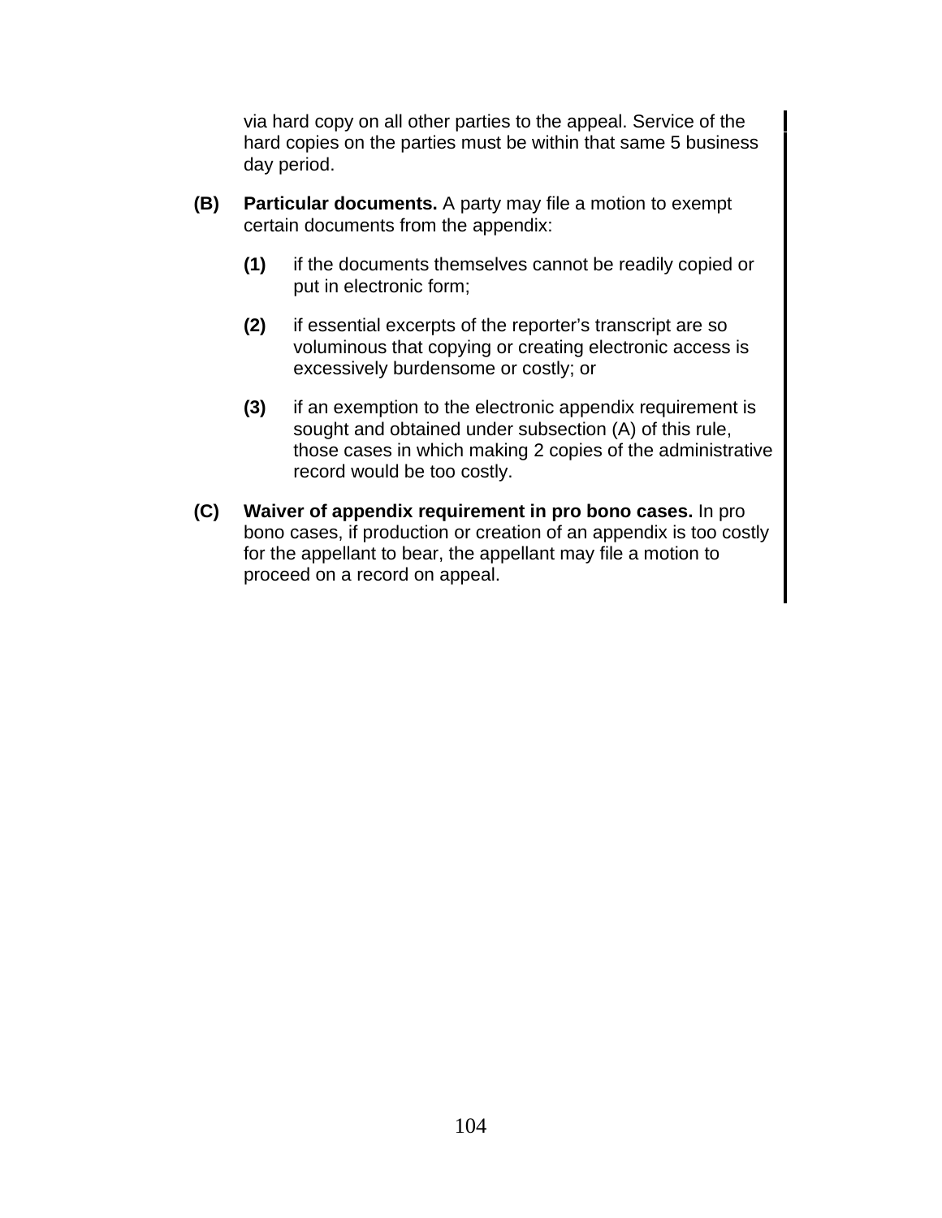via hard copy on all other parties to the appeal. Service of the hard copies on the parties must be within that same 5 business day period.

**(B)** **Particular documents.** A party may file a motion to exempt certain documents from the appendix:

**(1)** if the documents themselves cannot be readily copied or put in electronic form;

**(2)** if essential excerpts of the reporter's transcript are so voluminous that copying or creating electronic access is excessively burdensome or costly; or

**(3)** if an exemption to the electronic appendix requirement is sought and obtained under subsection (A) of this rule, those cases in which making 2 copies of the administrative record would be too costly.

**(C)** **Waiver of appendix requirement in pro bono cases.** In pro bono cases, if production or creation of an appendix is too costly for the appellant to bear, the appellant may file a motion to proceed on a record on appeal.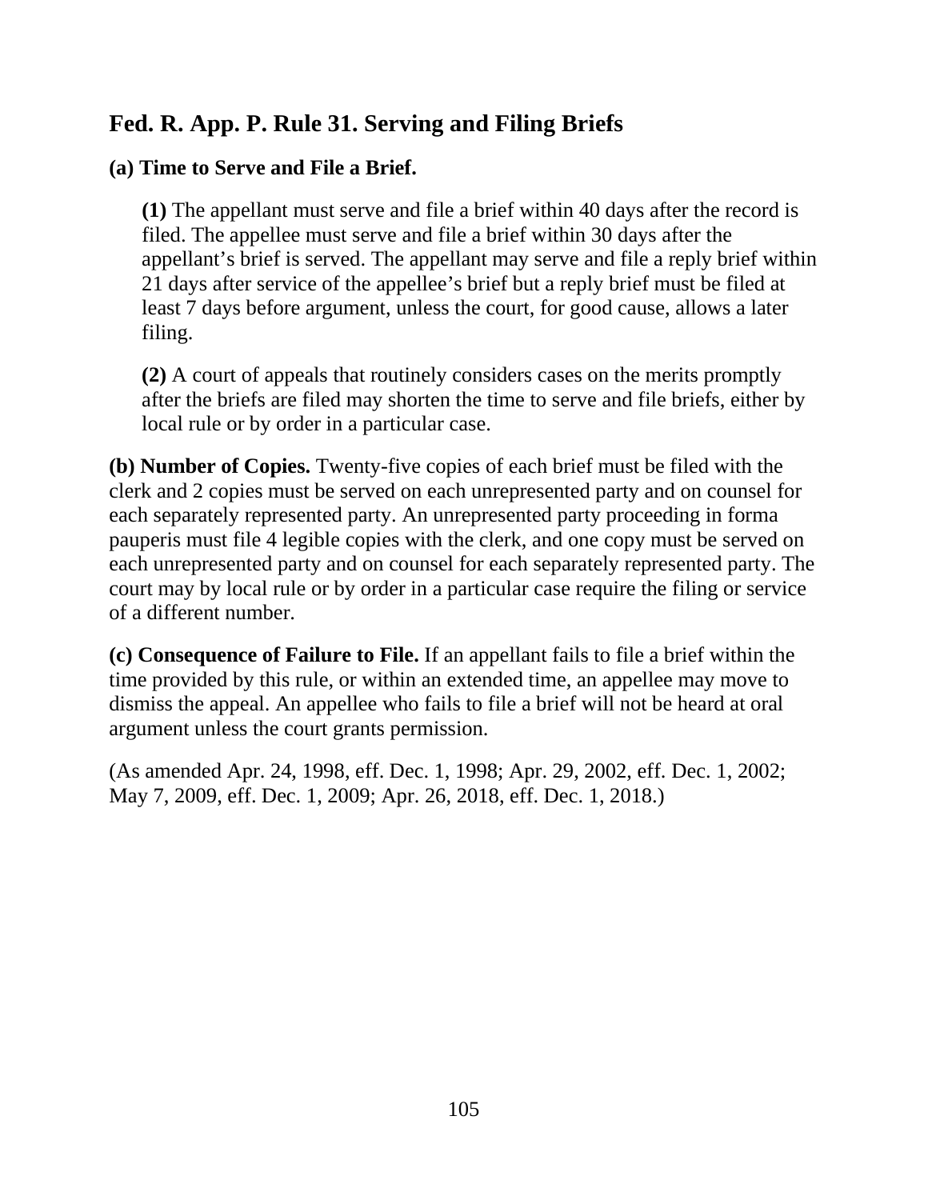## Fed. R. App. P. Rule 31. Serving and Filing Briefs

**(a) Time to Serve and File a Brief.**

**(1)** The appellant must serve and file a brief within 40 days after the record is filed. The appellee must serve and file a brief within 30 days after the appellant's brief is served. The appellant may serve and file a reply brief within 21 days after service of the appellee's brief but a reply brief must be filed at least 7 days before argument, unless the court, for good cause, allows a later filing.

**(2)** A court of appeals that routinely considers cases on the merits promptly after the briefs are filed may shorten the time to serve and file briefs, either by local rule or by order in a particular case.

**(b) Number of Copies.** Twenty-five copies of each brief must be filed with the clerk and 2 copies must be served on each unrepresented party and on counsel for each separately represented party. An unrepresented party proceeding in forma pauperis must file 4 legible copies with the clerk, and one copy must be served on each unrepresented party and on counsel for each separately represented party. The court may by local rule or by order in a particular case require the filing or service of a different number.

**(c) Consequence of Failure to File.** If an appellant fails to file a brief within the time provided by this rule, or within an extended time, an appellee may move to dismiss the appeal. An appellee who fails to file a brief will not be heard at oral argument unless the court grants permission.

(As amended Apr. 24, 1998, eff. Dec. 1, 1998; Apr. 29, 2002, eff. Dec. 1, 2002; May 7, 2009, eff. Dec. 1, 2009; Apr. 26, 2018, eff. Dec. 1, 2018.)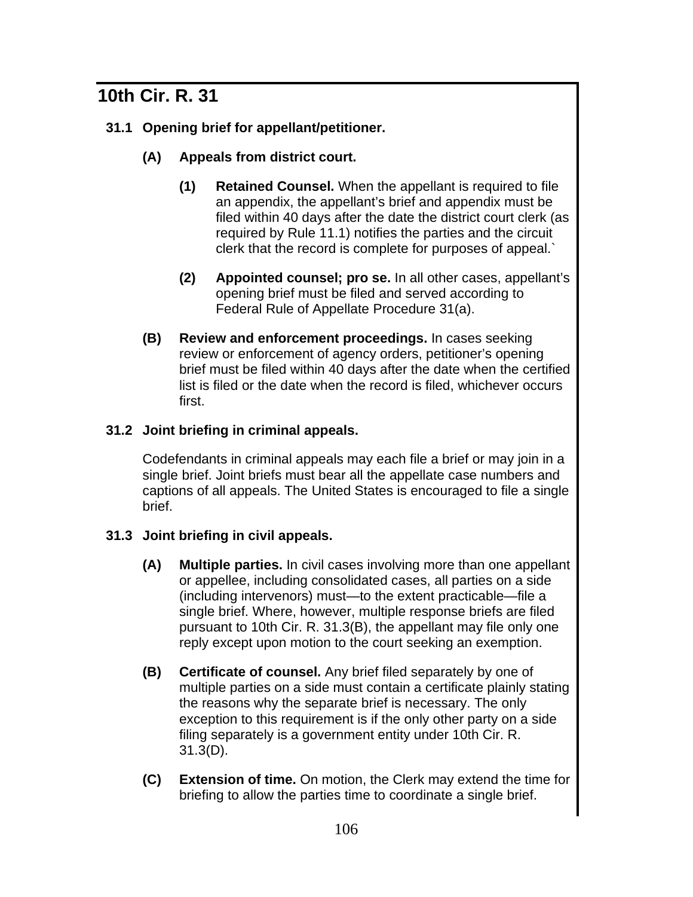# 10th Cir. R. 31

**31.1 Opening brief for appellant/petitioner.**

**(A) Appeals from district court.**

**(1) Retained Counsel.** When the appellant is required to file an appendix, the appellant's brief and appendix must be filed within 40 days after the date the district court clerk (as required by Rule 11.1) notifies the parties and the circuit clerk that the record is complete for purposes of appeal.`

**(2) Appointed counsel; pro se.** In all other cases, appellant's opening brief must be filed and served according to Federal Rule of Appellate Procedure 31(a).

**(B) Review and enforcement proceedings.** In cases seeking review or enforcement of agency orders, petitioner's opening brief must be filed within 40 days after the date when the certified list is filed or the date when the record is filed, whichever occurs first.

**31.2 Joint briefing in criminal appeals.**

Codefendants in criminal appeals may each file a brief or may join in a single brief. Joint briefs must bear all the appellate case numbers and captions of all appeals. The United States is encouraged to file a single brief.

**31.3 Joint briefing in civil appeals.**

**(A) Multiple parties.** In civil cases involving more than one appellant or appellee, including consolidated cases, all parties on a side (including intervenors) must—to the extent practicable—file a single brief. Where, however, multiple response briefs are filed pursuant to 10th Cir. R. 31.3(B), the appellant may file only one reply except upon motion to the court seeking an exemption.

**(B) Certificate of counsel.** Any brief filed separately by one of multiple parties on a side must contain a certificate plainly stating the reasons why the separate brief is necessary. The only exception to this requirement is if the only other party on a side filing separately is a government entity under 10th Cir. R. 31.3(D).

**(C) Extension of time.** On motion, the Clerk may extend the time for briefing to allow the parties time to coordinate a single brief.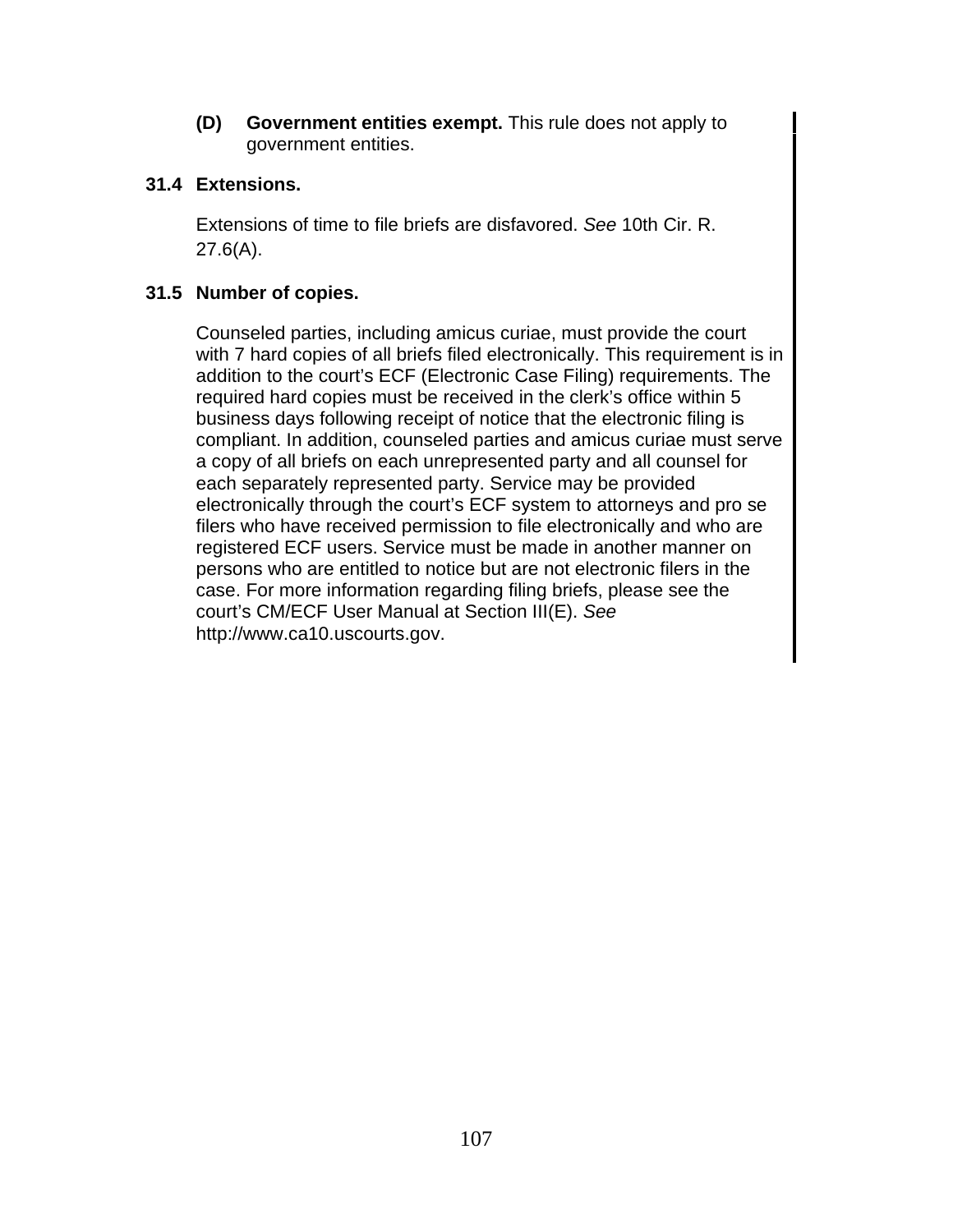**(D) Government entities exempt.** This rule does not apply to government entities.

### 31.4 Extensions.

Extensions of time to file briefs are disfavored. *See* 10th Cir. R. 27.6(A).

### 31.5 Number of copies.

Counseled parties, including amicus curiae, must provide the court with 7 hard copies of all briefs filed electronically. This requirement is in addition to the court's ECF (Electronic Case Filing) requirements. The required hard copies must be received in the clerk's office within 5 business days following receipt of notice that the electronic filing is compliant. In addition, counseled parties and amicus curiae must serve a copy of all briefs on each unrepresented party and all counsel for each separately represented party. Service may be provided electronically through the court's ECF system to attorneys and pro se filers who have received permission to file electronically and who are registered ECF users. Service must be made in another manner on persons who are entitled to notice but are not electronic filers in the case. For more information regarding filing briefs, please see the court's CM/ECF User Manual at Section III(E). *See* http://www.ca10.uscourts.gov.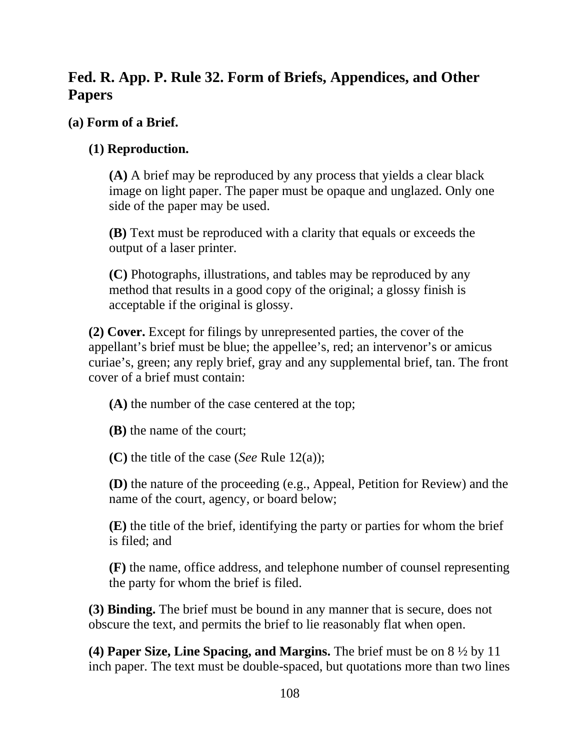## Fed. R. App. P. Rule 32. Form of Briefs, Appendices, and Other Papers

**(a) Form of a Brief.**

**(1) Reproduction.**

**(A)** A brief may be reproduced by any process that yields a clear black image on light paper. The paper must be opaque and unglazed. Only one side of the paper may be used.

**(B)** Text must be reproduced with a clarity that equals or exceeds the output of a laser printer.

**(C)** Photographs, illustrations, and tables may be reproduced by any method that results in a good copy of the original; a glossy finish is acceptable if the original is glossy.

**(2) Cover.** Except for filings by unrepresented parties, the cover of the appellant's brief must be blue; the appellee's, red; an intervenor's or amicus curiae's, green; any reply brief, gray and any supplemental brief, tan. The front cover of a brief must contain:

**(A)** the number of the case centered at the top;

**(B)** the name of the court;

**(C)** the title of the case (*See* Rule 12(a));

**(D)** the nature of the proceeding (e.g., Appeal, Petition for Review) and the name of the court, agency, or board below;

**(E)** the title of the brief, identifying the party or parties for whom the brief is filed; and

**(F)** the name, office address, and telephone number of counsel representing the party for whom the brief is filed.

**(3) Binding.** The brief must be bound in any manner that is secure, does not obscure the text, and permits the brief to lie reasonably flat when open.

**(4) Paper Size, Line Spacing, and Margins.** The brief must be on 8 ½ by 11 inch paper. The text must be double-spaced, but quotations more than two lines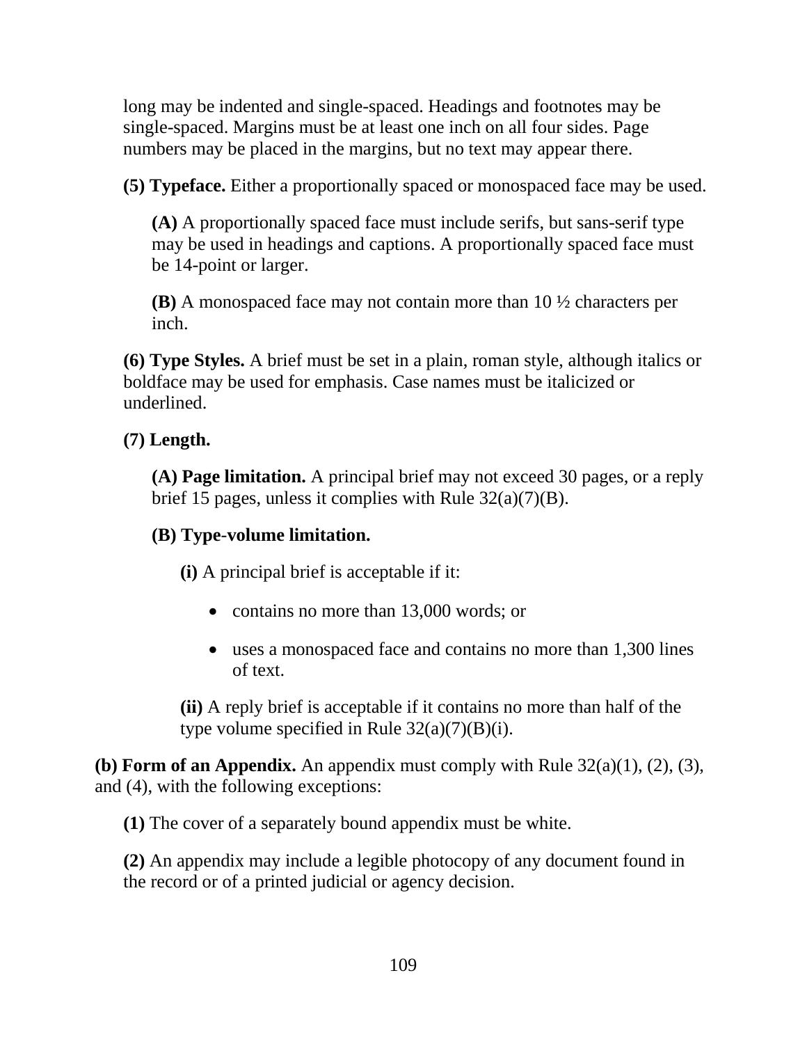long may be indented and single-spaced. Headings and footnotes may be single-spaced. Margins must be at least one inch on all four sides. Page numbers may be placed in the margins, but no text may appear there.

**(5) Typeface.** Either a proportionally spaced or monospaced face may be used.

**(A)** A proportionally spaced face must include serifs, but sans-serif type may be used in headings and captions. A proportionally spaced face must be 14-point or larger.

**(B)** A monospaced face may not contain more than 10 ½ characters per inch.

**(6) Type Styles.** A brief must be set in a plain, roman style, although italics or boldface may be used for emphasis. Case names must be italicized or underlined.

**(7) Length.**

**(A) Page limitation.** A principal brief may not exceed 30 pages, or a reply brief 15 pages, unless it complies with Rule 32(a)(7)(B).

**(B) Type-volume limitation.**

**(i)** A principal brief is acceptable if it:

- contains no more than 13,000 words; or
- uses a monospaced face and contains no more than 1,300 lines of text.

**(ii)** A reply brief is acceptable if it contains no more than half of the type volume specified in Rule 32(a)(7)(B)(i).

**(b) Form of an Appendix.** An appendix must comply with Rule 32(a)(1), (2), (3), and (4), with the following exceptions:

**(1)** The cover of a separately bound appendix must be white.

**(2)** An appendix may include a legible photocopy of any document found in the record or of a printed judicial or agency decision.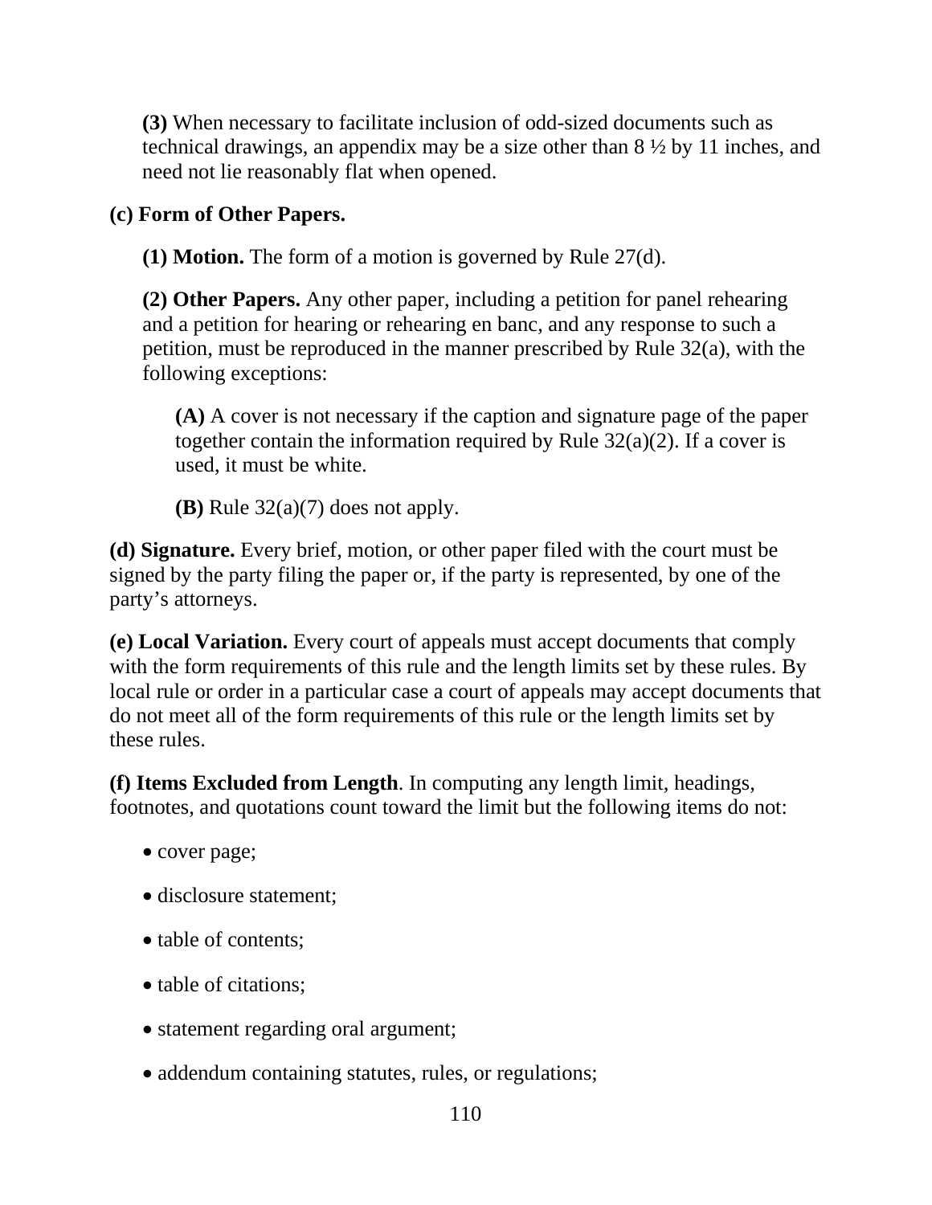**(3)** When necessary to facilitate inclusion of odd-sized documents such as technical drawings, an appendix may be a size other than 8 ½ by 11 inches, and need not lie reasonably flat when opened.

**(c) Form of Other Papers.**

**(1) Motion.** The form of a motion is governed by Rule 27(d).

**(2) Other Papers.** Any other paper, including a petition for panel rehearing and a petition for hearing or rehearing en banc, and any response to such a petition, must be reproduced in the manner prescribed by Rule 32(a), with the following exceptions:

**(A)** A cover is not necessary if the caption and signature page of the paper together contain the information required by Rule 32(a)(2). If a cover is used, it must be white.

**(B)** Rule 32(a)(7) does not apply.

**(d) Signature.** Every brief, motion, or other paper filed with the court must be signed by the party filing the paper or, if the party is represented, by one of the party's attorneys.

**(e) Local Variation.** Every court of appeals must accept documents that comply with the form requirements of this rule and the length limits set by these rules. By local rule or order in a particular case a court of appeals may accept documents that do not meet all of the form requirements of this rule or the length limits set by these rules.

**(f) Items Excluded from Length**. In computing any length limit, headings, footnotes, and quotations count toward the limit but the following items do not:

- cover page;
- disclosure statement;
- table of contents;
- table of citations;
- statement regarding oral argument;
- addendum containing statutes, rules, or regulations;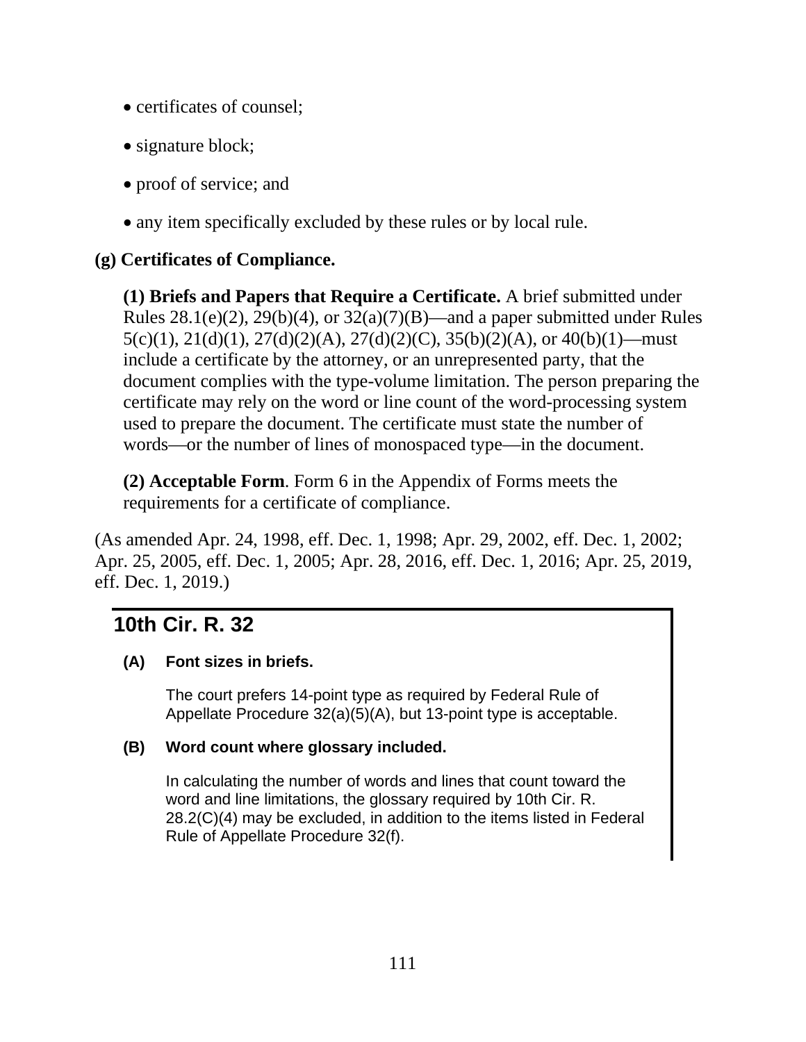- certificates of counsel;
- signature block;
- proof of service; and
- any item specifically excluded by these rules or by local rule.

**(g) Certificates of Compliance.**

**(1) Briefs and Papers that Require a Certificate.** A brief submitted under Rules 28.1(e)(2), 29(b)(4), or 32(a)(7)(B)—and a paper submitted under Rules 5(c)(1), 21(d)(1), 27(d)(2)(A), 27(d)(2)(C), 35(b)(2)(A), or 40(b)(1)—must include a certificate by the attorney, or an unrepresented party, that the document complies with the type-volume limitation. The person preparing the certificate may rely on the word or line count of the word-processing system used to prepare the document. The certificate must state the number of words—or the number of lines of monospaced type—in the document.

**(2) Acceptable Form**. Form 6 in the Appendix of Forms meets the requirements for a certificate of compliance.

(As amended Apr. 24, 1998, eff. Dec. 1, 1998; Apr. 29, 2002, eff. Dec. 1, 2002; Apr. 25, 2005, eff. Dec. 1, 2005; Apr. 28, 2016, eff. Dec. 1, 2016; Apr. 25, 2019, eff. Dec. 1, 2019.)

## 10th Cir. R. 32

**(A) Font sizes in briefs.**

The court prefers 14-point type as required by Federal Rule of Appellate Procedure 32(a)(5)(A), but 13-point type is acceptable.

**(B) Word count where glossary included.**

In calculating the number of words and lines that count toward the word and line limitations, the glossary required by 10th Cir. R. 28.2(C)(4) may be excluded, in addition to the items listed in Federal Rule of Appellate Procedure 32(f).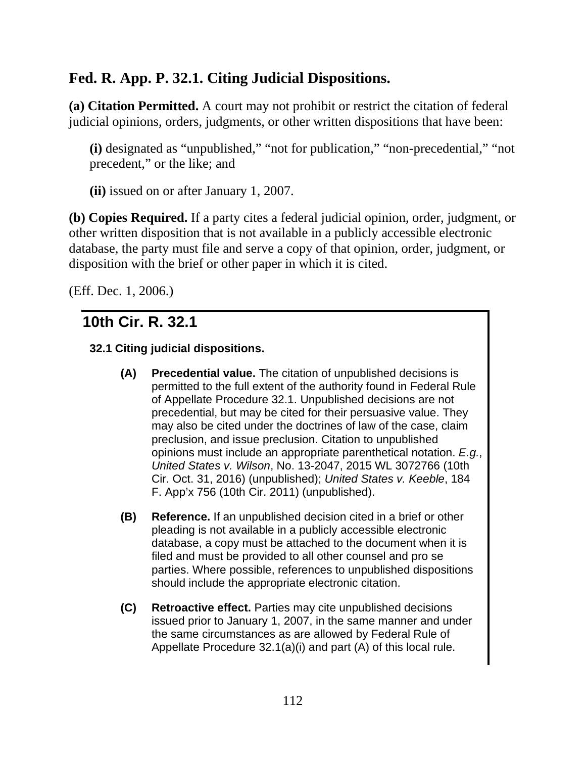## Fed. R. App. P. 32.1. Citing Judicial Dispositions.

**(a) Citation Permitted.** A court may not prohibit or restrict the citation of federal judicial opinions, orders, judgments, or other written dispositions that have been:

**(i)** designated as "unpublished," "not for publication," "non-precedential," "not precedent," or the like; and

**(ii)** issued on or after January 1, 2007.

**(b) Copies Required.** If a party cites a federal judicial opinion, order, judgment, or other written disposition that is not available in a publicly accessible electronic database, the party must file and serve a copy of that opinion, order, judgment, or disposition with the brief or other paper in which it is cited.

(Eff. Dec. 1, 2006.)

## 10th Cir. R. 32.1

**32.1 Citing judicial dispositions.**

**(A) Precedential value.** The citation of unpublished decisions is permitted to the full extent of the authority found in Federal Rule of Appellate Procedure 32.1. Unpublished decisions are not precedential, but may be cited for their persuasive value. They may also be cited under the doctrines of law of the case, claim preclusion, and issue preclusion. Citation to unpublished opinions must include an appropriate parenthetical notation. *E.g.*, *United States v. Wilson*, No. 13-2047, 2015 WL 3072766 (10th Cir. Oct. 31, 2016) (unpublished); *United States v. Keeble*, 184 F. App'x 756 (10th Cir. 2011) (unpublished).

**(B) Reference.** If an unpublished decision cited in a brief or other pleading is not available in a publicly accessible electronic database, a copy must be attached to the document when it is filed and must be provided to all other counsel and pro se parties. Where possible, references to unpublished dispositions should include the appropriate electronic citation.

**(C) Retroactive effect.** Parties may cite unpublished decisions issued prior to January 1, 2007, in the same manner and under the same circumstances as are allowed by Federal Rule of Appellate Procedure 32.1(a)(i) and part (A) of this local rule.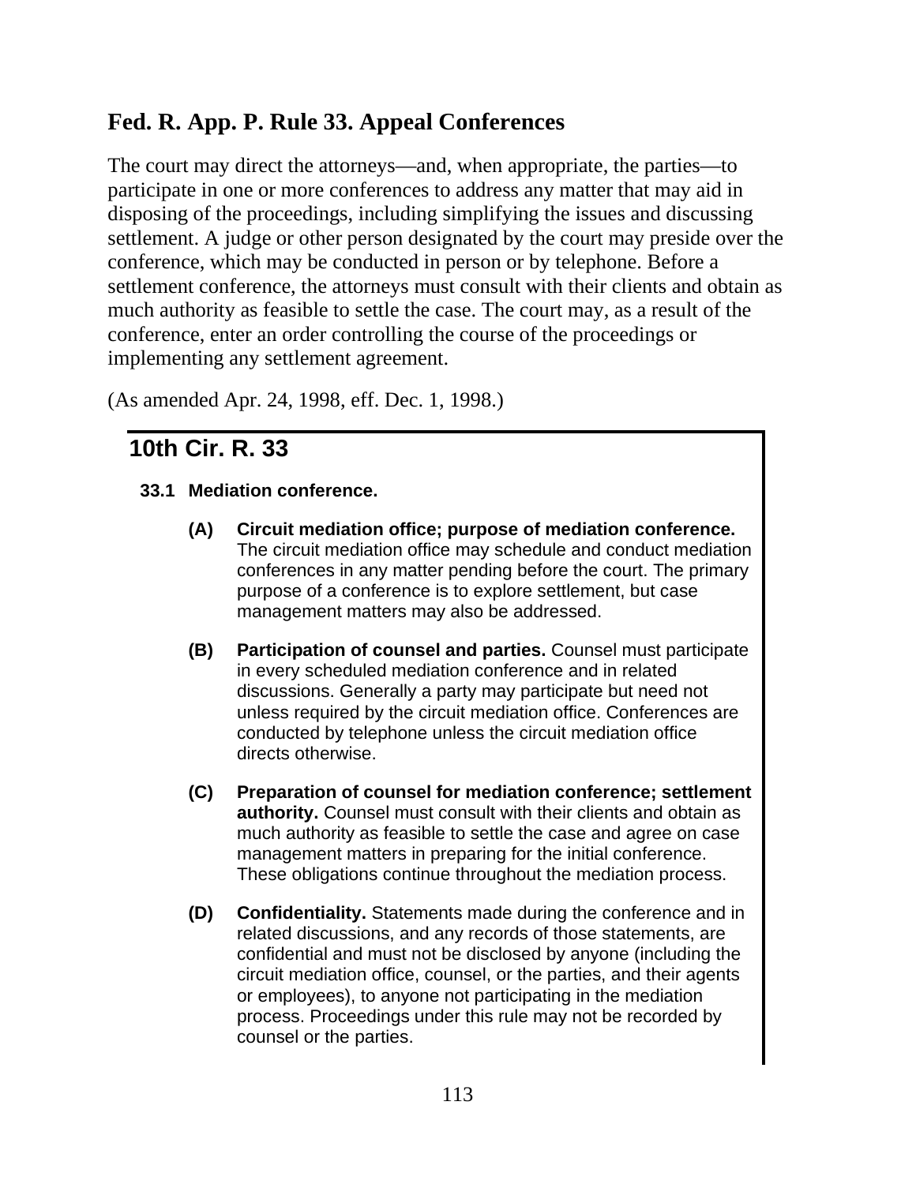## Fed. R. App. P. Rule 33. Appeal Conferences

The court may direct the attorneys—and, when appropriate, the parties—to participate in one or more conferences to address any matter that may aid in disposing of the proceedings, including simplifying the issues and discussing settlement. A judge or other person designated by the court may preside over the conference, which may be conducted in person or by telephone. Before a settlement conference, the attorneys must consult with their clients and obtain as much authority as feasible to settle the case. The court may, as a result of the conference, enter an order controlling the course of the proceedings or implementing any settlement agreement.

(As amended Apr. 24, 1998, eff. Dec. 1, 1998.)

## 10th Cir. R. 33

**33.1 Mediation conference.**

**(A) Circuit mediation office; purpose of mediation conference.** The circuit mediation office may schedule and conduct mediation conferences in any matter pending before the court. The primary purpose of a conference is to explore settlement, but case management matters may also be addressed.

**(B) Participation of counsel and parties.** Counsel must participate in every scheduled mediation conference and in related discussions. Generally a party may participate but need not unless required by the circuit mediation office. Conferences are conducted by telephone unless the circuit mediation office directs otherwise.

**(C) Preparation of counsel for mediation conference; settlement authority.** Counsel must consult with their clients and obtain as much authority as feasible to settle the case and agree on case management matters in preparing for the initial conference. These obligations continue throughout the mediation process.

**(D) Confidentiality.** Statements made during the conference and in related discussions, and any records of those statements, are confidential and must not be disclosed by anyone (including the circuit mediation office, counsel, or the parties, and their agents or employees), to anyone not participating in the mediation process. Proceedings under this rule may not be recorded by counsel or the parties.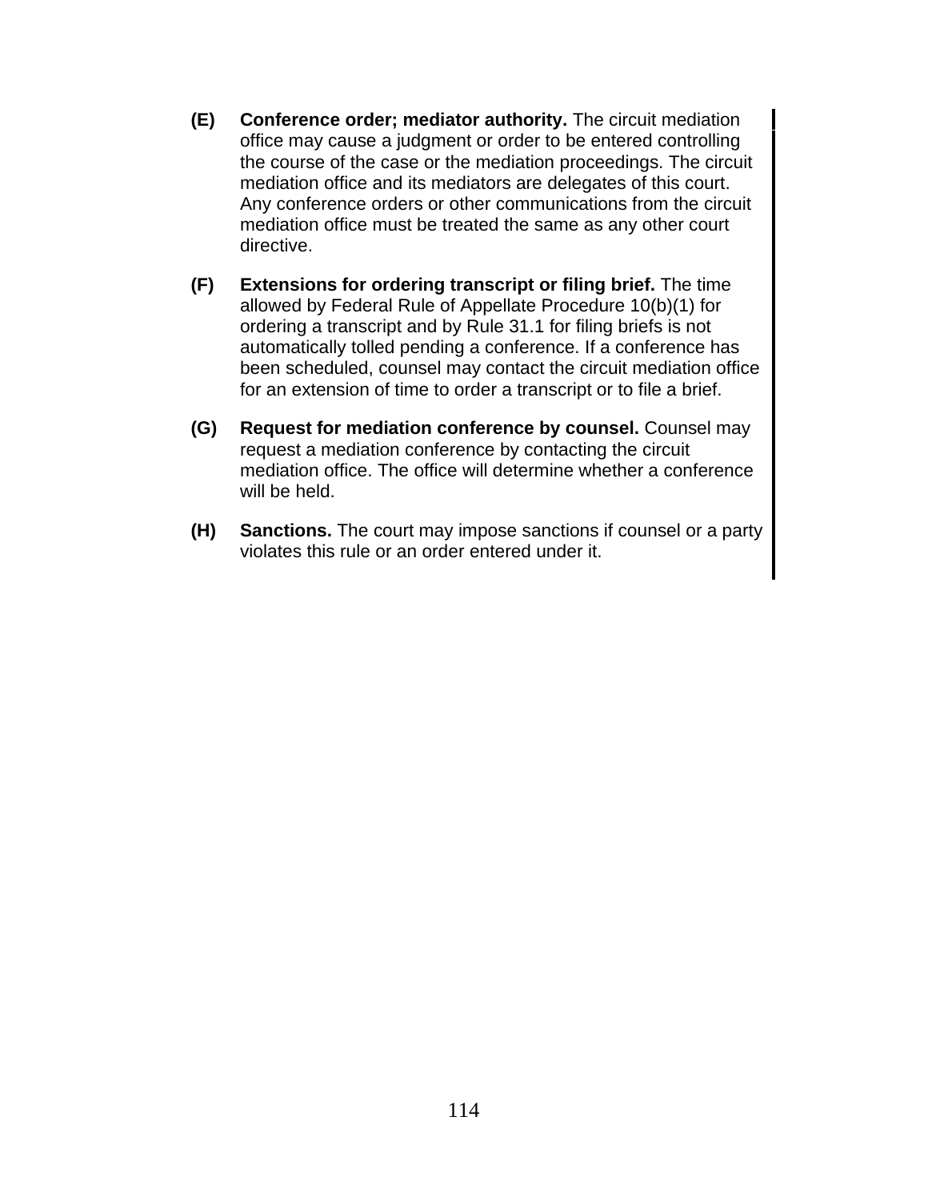**(E) Conference order; mediator authority.** The circuit mediation office may cause a judgment or order to be entered controlling the course of the case or the mediation proceedings. The circuit mediation office and its mediators are delegates of this court. Any conference orders or other communications from the circuit mediation office must be treated the same as any other court directive.

**(F) Extensions for ordering transcript or filing brief.** The time allowed by Federal Rule of Appellate Procedure 10(b)(1) for ordering a transcript and by Rule 31.1 for filing briefs is not automatically tolled pending a conference. If a conference has been scheduled, counsel may contact the circuit mediation office for an extension of time to order a transcript or to file a brief.

**(G) Request for mediation conference by counsel.** Counsel may request a mediation conference by contacting the circuit mediation office. The office will determine whether a conference will be held.

**(H) Sanctions.** The court may impose sanctions if counsel or a party violates this rule or an order entered under it.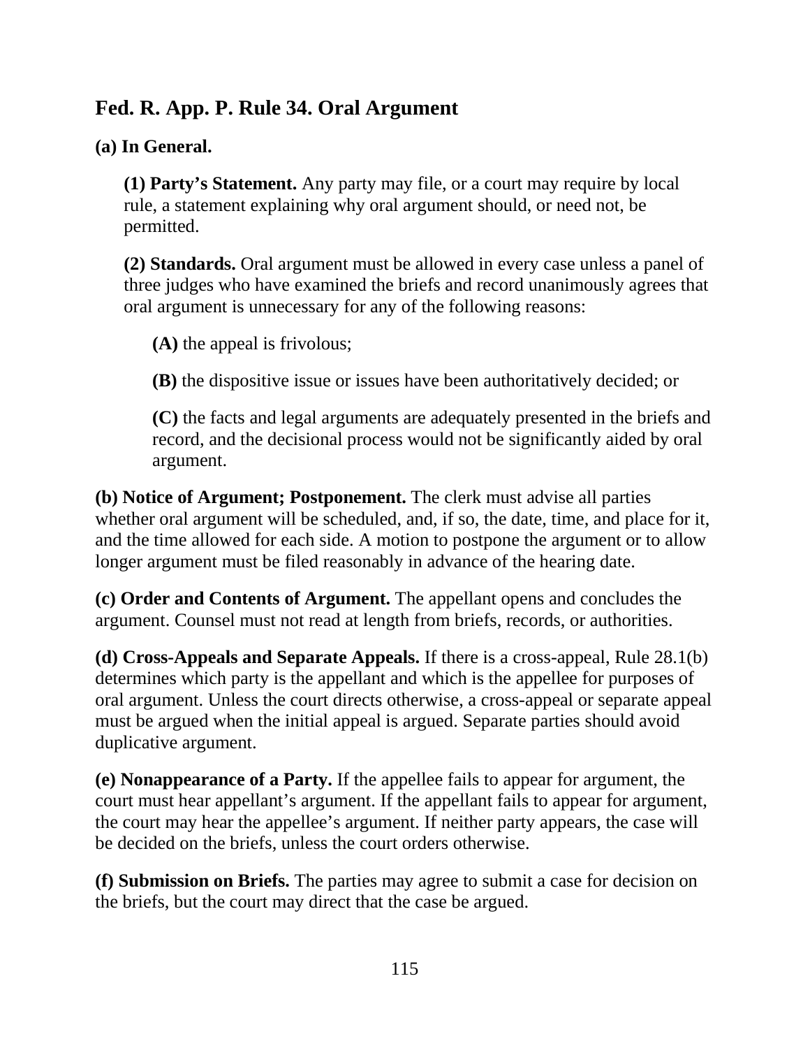## Fed. R. App. P. Rule 34. Oral Argument

**(a) In General.**

**(1) Party's Statement.** Any party may file, or a court may require by local rule, a statement explaining why oral argument should, or need not, be permitted.

**(2) Standards.** Oral argument must be allowed in every case unless a panel of three judges who have examined the briefs and record unanimously agrees that oral argument is unnecessary for any of the following reasons:

**(A)** the appeal is frivolous;

**(B)** the dispositive issue or issues have been authoritatively decided; or

**(C)** the facts and legal arguments are adequately presented in the briefs and record, and the decisional process would not be significantly aided by oral argument.

**(b) Notice of Argument; Postponement.** The clerk must advise all parties whether oral argument will be scheduled, and, if so, the date, time, and place for it, and the time allowed for each side. A motion to postpone the argument or to allow longer argument must be filed reasonably in advance of the hearing date.

**(c) Order and Contents of Argument.** The appellant opens and concludes the argument. Counsel must not read at length from briefs, records, or authorities.

**(d) Cross-Appeals and Separate Appeals.** If there is a cross-appeal, Rule 28.1(b) determines which party is the appellant and which is the appellee for purposes of oral argument. Unless the court directs otherwise, a cross-appeal or separate appeal must be argued when the initial appeal is argued. Separate parties should avoid duplicative argument.

**(e) Nonappearance of a Party.** If the appellee fails to appear for argument, the court must hear appellant's argument. If the appellant fails to appear for argument, the court may hear the appellee's argument. If neither party appears, the case will be decided on the briefs, unless the court orders otherwise.

**(f) Submission on Briefs.** The parties may agree to submit a case for decision on the briefs, but the court may direct that the case be argued.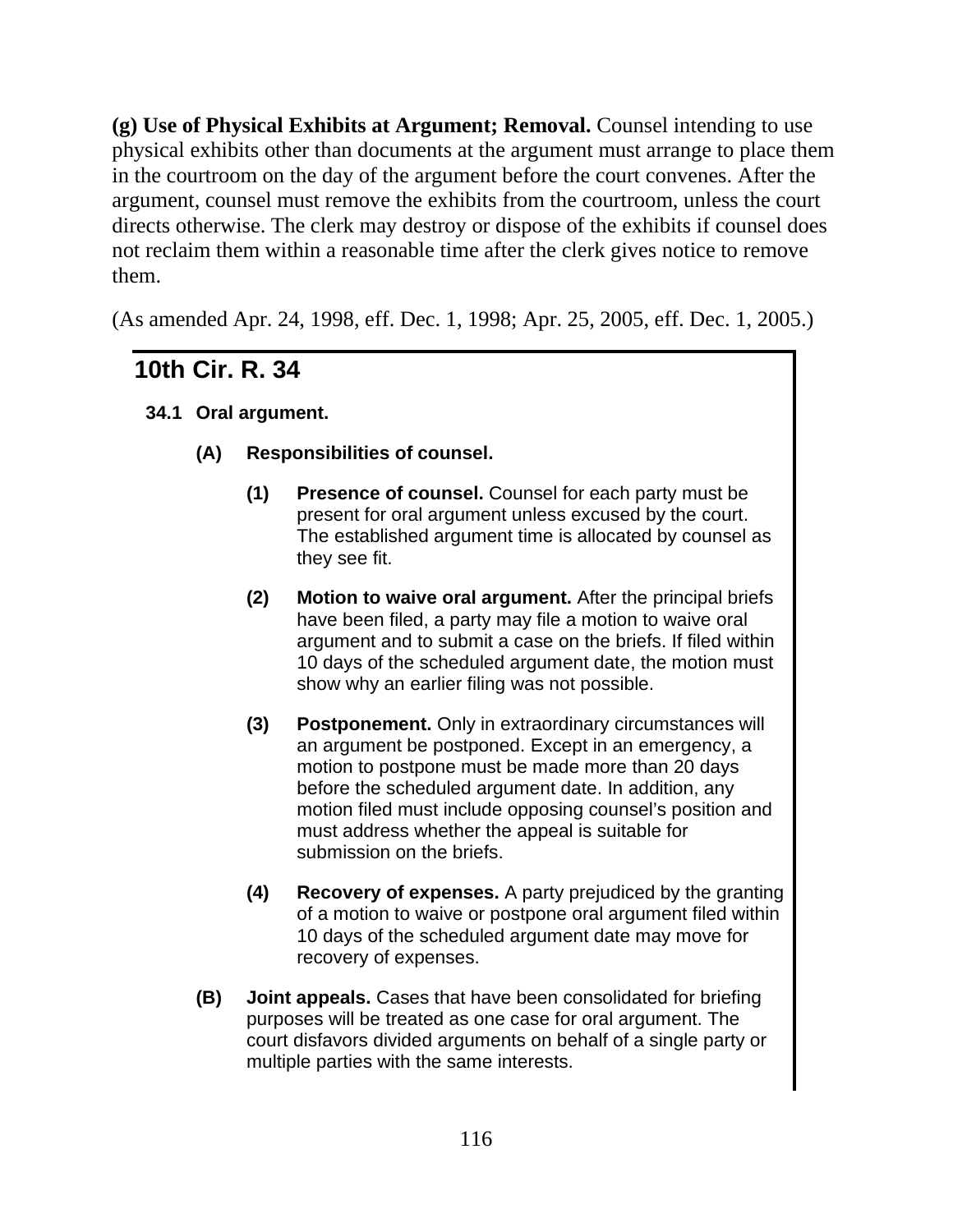**(g) Use of Physical Exhibits at Argument; Removal.** Counsel intending to use physical exhibits other than documents at the argument must arrange to place them in the courtroom on the day of the argument before the court convenes. After the argument, counsel must remove the exhibits from the courtroom, unless the court directs otherwise. The clerk may destroy or dispose of the exhibits if counsel does not reclaim them within a reasonable time after the clerk gives notice to remove them.

(As amended Apr. 24, 1998, eff. Dec. 1, 1998; Apr. 25, 2005, eff. Dec. 1, 2005.)

## 10th Cir. R. 34

### 34.1 Oral argument.

**(A) Responsibilities of counsel.**

**(1) Presence of counsel.** Counsel for each party must be present for oral argument unless excused by the court. The established argument time is allocated by counsel as they see fit.

**(2) Motion to waive oral argument.** After the principal briefs have been filed, a party may file a motion to waive oral argument and to submit a case on the briefs. If filed within 10 days of the scheduled argument date, the motion must show why an earlier filing was not possible.

**(3) Postponement.** Only in extraordinary circumstances will an argument be postponed. Except in an emergency, a motion to postpone must be made more than 20 days before the scheduled argument date. In addition, any motion filed must include opposing counsel's position and must address whether the appeal is suitable for submission on the briefs.

**(4) Recovery of expenses.** A party prejudiced by the granting of a motion to waive or postpone oral argument filed within 10 days of the scheduled argument date may move for recovery of expenses.

**(B) Joint appeals.** Cases that have been consolidated for briefing purposes will be treated as one case for oral argument. The court disfavors divided arguments on behalf of a single party or multiple parties with the same interests.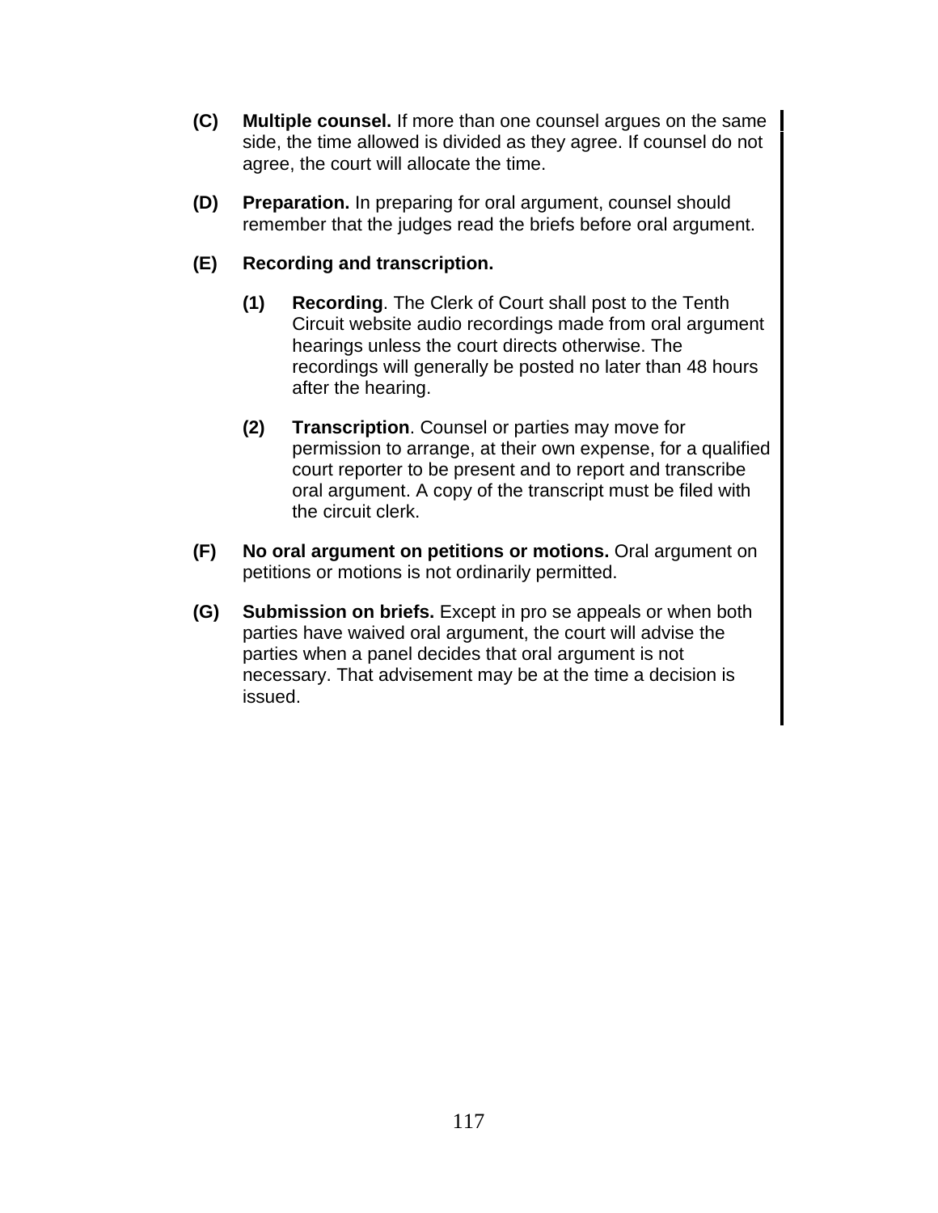**(C)** **Multiple counsel.** If more than one counsel argues on the same side, the time allowed is divided as they agree. If counsel do not agree, the court will allocate the time.

**(D)** **Preparation.** In preparing for oral argument, counsel should remember that the judges read the briefs before oral argument.

**(E)** **Recording and transcription.**

**(1)** **Recording**. The Clerk of Court shall post to the Tenth Circuit website audio recordings made from oral argument hearings unless the court directs otherwise. The recordings will generally be posted no later than 48 hours after the hearing.

**(2)** **Transcription**. Counsel or parties may move for permission to arrange, at their own expense, for a qualified court reporter to be present and to report and transcribe oral argument. A copy of the transcript must be filed with the circuit clerk.

**(F)** **No oral argument on petitions or motions.** Oral argument on petitions or motions is not ordinarily permitted.

**(G)** **Submission on briefs.** Except in pro se appeals or when both parties have waived oral argument, the court will advise the parties when a panel decides that oral argument is not necessary. That advisement may be at the time a decision is issued.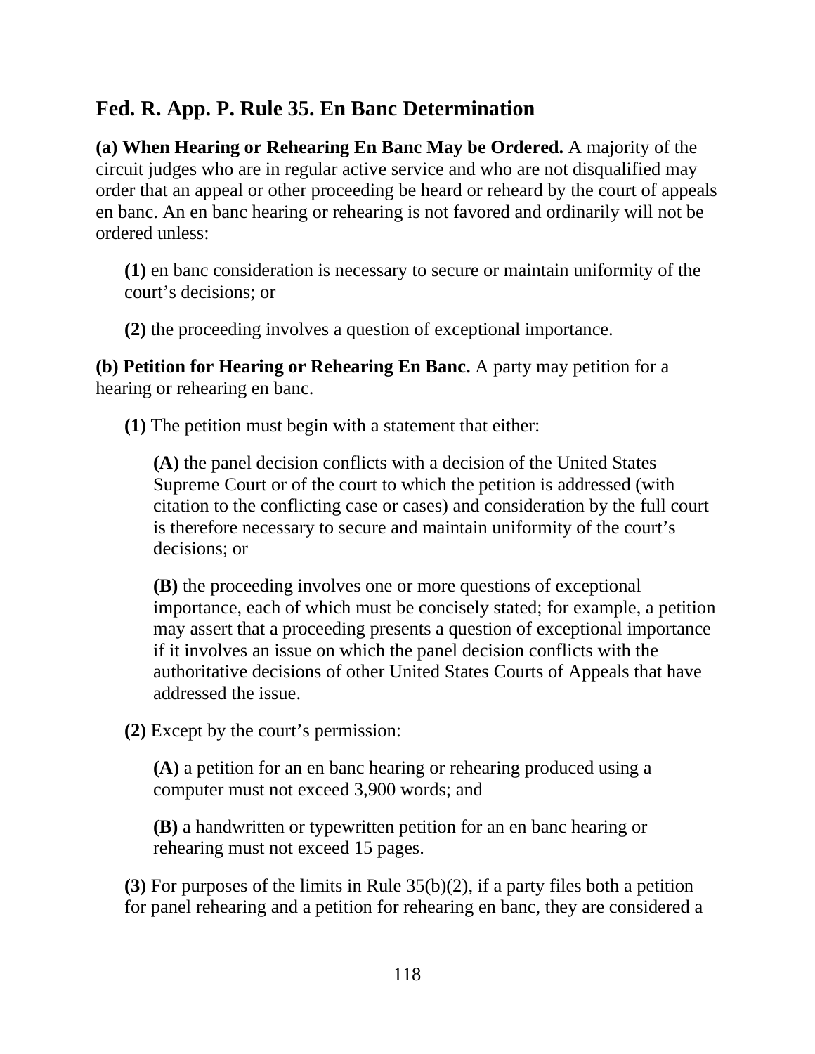## Fed. R. App. P. Rule 35. En Banc Determination

**(a) When Hearing or Rehearing En Banc May be Ordered.** A majority of the circuit judges who are in regular active service and who are not disqualified may order that an appeal or other proceeding be heard or reheard by the court of appeals en banc. An en banc hearing or rehearing is not favored and ordinarily will not be ordered unless:

**(1)** en banc consideration is necessary to secure or maintain uniformity of the court's decisions; or

**(2)** the proceeding involves a question of exceptional importance.

**(b) Petition for Hearing or Rehearing En Banc.** A party may petition for a hearing or rehearing en banc.

**(1)** The petition must begin with a statement that either:

**(A)** the panel decision conflicts with a decision of the United States Supreme Court or of the court to which the petition is addressed (with citation to the conflicting case or cases) and consideration by the full court is therefore necessary to secure and maintain uniformity of the court's decisions; or

**(B)** the proceeding involves one or more questions of exceptional importance, each of which must be concisely stated; for example, a petition may assert that a proceeding presents a question of exceptional importance if it involves an issue on which the panel decision conflicts with the authoritative decisions of other United States Courts of Appeals that have addressed the issue.

**(2)** Except by the court's permission:

**(A)** a petition for an en banc hearing or rehearing produced using a computer must not exceed 3,900 words; and

**(B)** a handwritten or typewritten petition for an en banc hearing or rehearing must not exceed 15 pages.

**(3)** For purposes of the limits in Rule 35(b)(2), if a party files both a petition for panel rehearing and a petition for rehearing en banc, they are considered a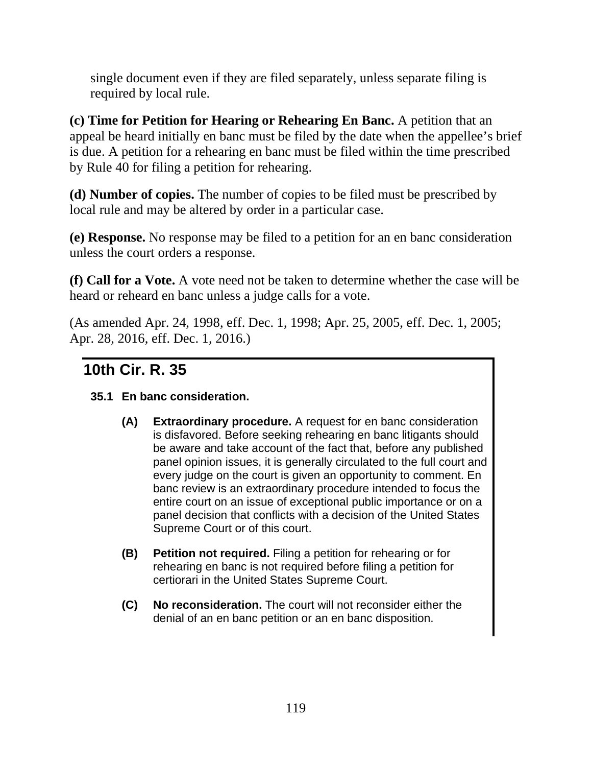single document even if they are filed separately, unless separate filing is required by local rule.

**(c) Time for Petition for Hearing or Rehearing En Banc.** A petition that an appeal be heard initially en banc must be filed by the date when the appellee's brief is due. A petition for a rehearing en banc must be filed within the time prescribed by Rule 40 for filing a petition for rehearing.

**(d) Number of copies.** The number of copies to be filed must be prescribed by local rule and may be altered by order in a particular case.

**(e) Response.** No response may be filed to a petition for an en banc consideration unless the court orders a response.

**(f) Call for a Vote.** A vote need not be taken to determine whether the case will be heard or reheard en banc unless a judge calls for a vote.

(As amended Apr. 24, 1998, eff. Dec. 1, 1998; Apr. 25, 2005, eff. Dec. 1, 2005; Apr. 28, 2016, eff. Dec. 1, 2016.)

## 10th Cir. R. 35

**35.1 En banc consideration.**

**(A) Extraordinary procedure.** A request for en banc consideration is disfavored. Before seeking rehearing en banc litigants should be aware and take account of the fact that, before any published panel opinion issues, it is generally circulated to the full court and every judge on the court is given an opportunity to comment. En banc review is an extraordinary procedure intended to focus the entire court on an issue of exceptional public importance or on a panel decision that conflicts with a decision of the United States Supreme Court or of this court.

**(B) Petition not required.** Filing a petition for rehearing or for rehearing en banc is not required before filing a petition for certiorari in the United States Supreme Court.

**(C) No reconsideration.** The court will not reconsider either the denial of an en banc petition or an en banc disposition.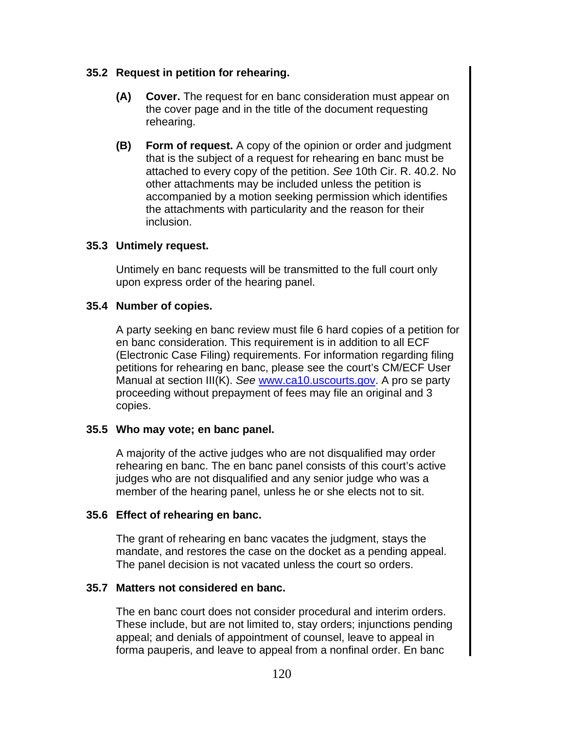### 35.2 Request in petition for rehearing.

**(A) Cover.** The request for en banc consideration must appear on the cover page and in the title of the document requesting rehearing.

**(B) Form of request.** A copy of the opinion or order and judgment that is the subject of a request for rehearing en banc must be attached to every copy of the petition. *See* 10th Cir. R. 40.2. No other attachments may be included unless the petition is accompanied by a motion seeking permission which identifies the attachments with particularity and the reason for their inclusion.

### 35.3 Untimely request.

Untimely en banc requests will be transmitted to the full court only upon express order of the hearing panel.

### 35.4 Number of copies.

A party seeking en banc review must file 6 hard copies of a petition for en banc consideration. This requirement is in addition to all ECF (Electronic Case Filing) requirements. For information regarding filing petitions for rehearing en banc, please see the court's CM/ECF User Manual at section III(K). *See* [www.ca10.uscourts.gov](http://www.ca10.uscourts.gov). A pro se party proceeding without prepayment of fees may file an original and 3 copies.

### 35.5 Who may vote; en banc panel.

A majority of the active judges who are not disqualified may order rehearing en banc. The en banc panel consists of this court's active judges who are not disqualified and any senior judge who was a member of the hearing panel, unless he or she elects not to sit.

### 35.6 Effect of rehearing en banc.

The grant of rehearing en banc vacates the judgment, stays the mandate, and restores the case on the docket as a pending appeal. The panel decision is not vacated unless the court so orders.

### 35.7 Matters not considered en banc.

The en banc court does not consider procedural and interim orders. These include, but are not limited to, stay orders; injunctions pending appeal; and denials of appointment of counsel, leave to appeal in forma pauperis, and leave to appeal from a nonfinal order. En banc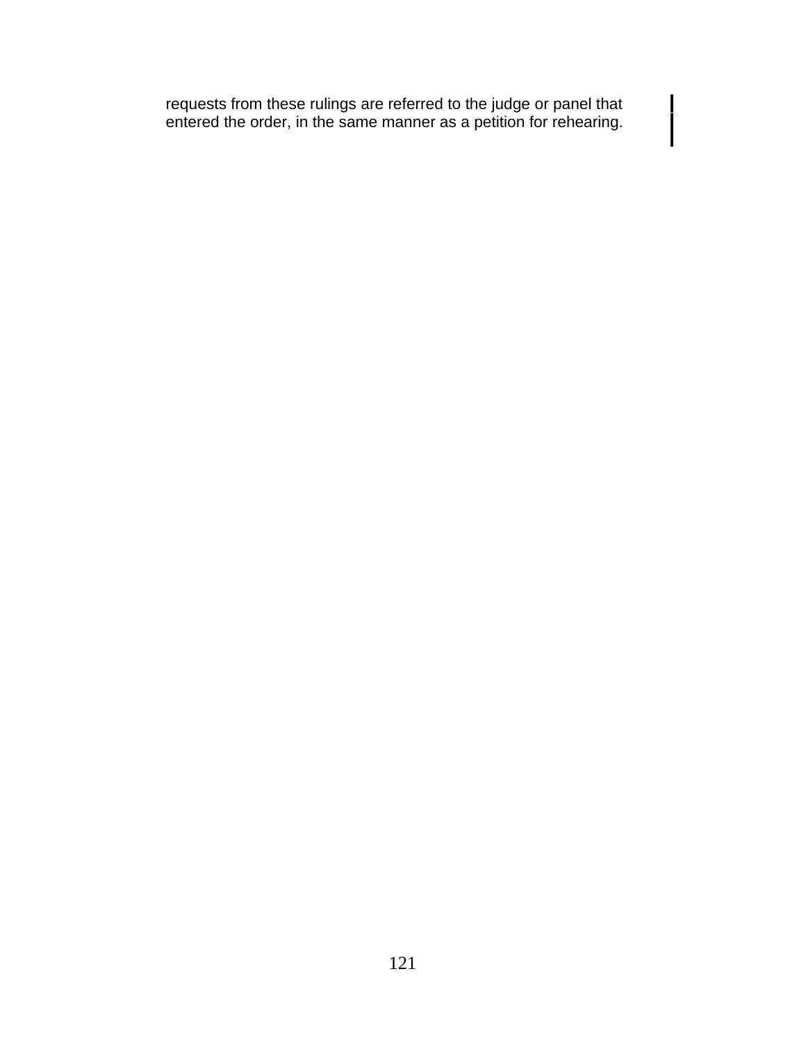requests from these rulings are referred to the judge or panel that entered the order, in the same manner as a petition for rehearing.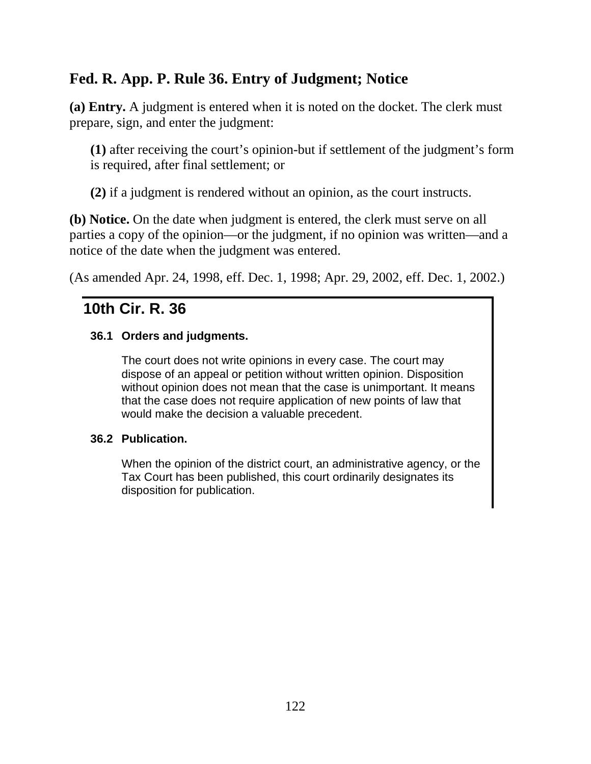## Fed. R. App. P. Rule 36. Entry of Judgment; Notice

**(a) Entry.** A judgment is entered when it is noted on the docket. The clerk must prepare, sign, and enter the judgment:

> **(1)** after receiving the court's opinion-but if settlement of the judgment's form is required, after final settlement; or
>
> **(2)** if a judgment is rendered without an opinion, as the court instructs.

**(b) Notice.** On the date when judgment is entered, the clerk must serve on all parties a copy of the opinion—or the judgment, if no opinion was written—and a notice of the date when the judgment was entered.

(As amended Apr. 24, 1998, eff. Dec. 1, 1998; Apr. 29, 2002, eff. Dec. 1, 2002.)

## 10th Cir. R. 36

**36.1 Orders and judgments.**

The court does not write opinions in every case. The court may dispose of an appeal or petition without written opinion. Disposition without opinion does not mean that the case is unimportant. It means that the case does not require application of new points of law that would make the decision a valuable precedent.

**36.2 Publication.**

When the opinion of the district court, an administrative agency, or the Tax Court has been published, this court ordinarily designates its disposition for publication.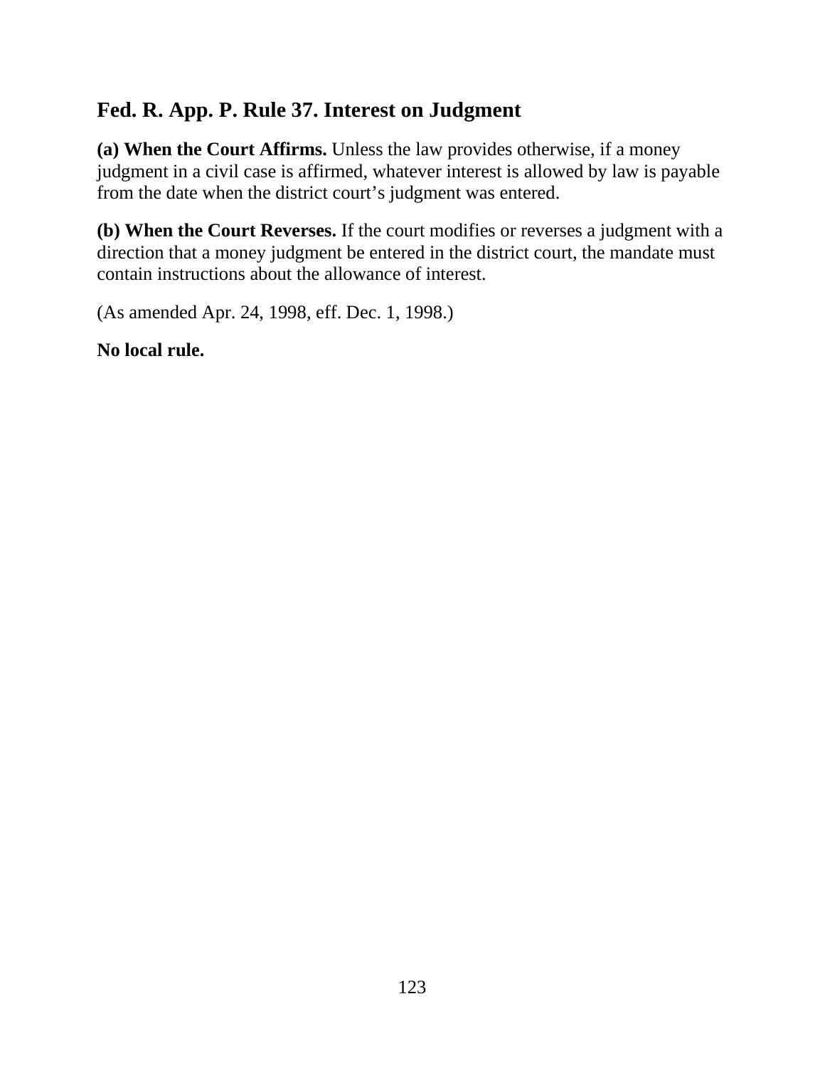## Fed. R. App. P. Rule 37. Interest on Judgment

**(a) When the Court Affirms.** Unless the law provides otherwise, if a money judgment in a civil case is affirmed, whatever interest is allowed by law is payable from the date when the district court's judgment was entered.

**(b) When the Court Reverses.** If the court modifies or reverses a judgment with a direction that a money judgment be entered in the district court, the mandate must contain instructions about the allowance of interest.

(As amended Apr. 24, 1998, eff. Dec. 1, 1998.)

**No local rule.**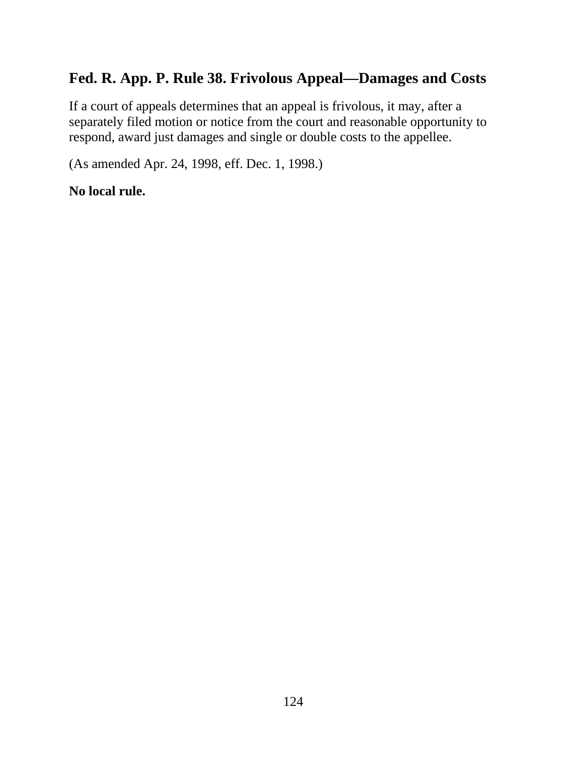## Fed. R. App. P. Rule 38. Frivolous Appeal—Damages and Costs

If a court of appeals determines that an appeal is frivolous, it may, after a separately filed motion or notice from the court and reasonable opportunity to respond, award just damages and single or double costs to the appellee.

(As amended Apr. 24, 1998, eff. Dec. 1, 1998.)

**No local rule.**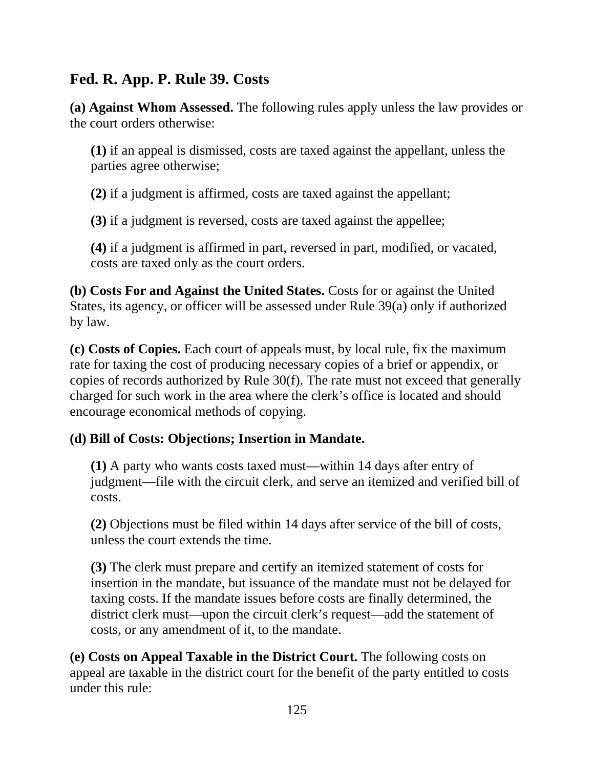## Fed. R. App. P. Rule 39. Costs

**(a) Against Whom Assessed.** The following rules apply unless the law provides or the court orders otherwise:

> **(1)** if an appeal is dismissed, costs are taxed against the appellant, unless the parties agree otherwise;
>
> **(2)** if a judgment is affirmed, costs are taxed against the appellant;
>
> **(3)** if a judgment is reversed, costs are taxed against the appellee;
>
> **(4)** if a judgment is affirmed in part, reversed in part, modified, or vacated, costs are taxed only as the court orders.

**(b) Costs For and Against the United States.** Costs for or against the United States, its agency, or officer will be assessed under Rule 39(a) only if authorized by law.

**(c) Costs of Copies.** Each court of appeals must, by local rule, fix the maximum rate for taxing the cost of producing necessary copies of a brief or appendix, or copies of records authorized by Rule 30(f). The rate must not exceed that generally charged for such work in the area where the clerk's office is located and should encourage economical methods of copying.

**(d) Bill of Costs: Objections; Insertion in Mandate.**

> **(1)** A party who wants costs taxed must—within 14 days after entry of judgment—file with the circuit clerk, and serve an itemized and verified bill of costs.
>
> **(2)** Objections must be filed within 14 days after service of the bill of costs, unless the court extends the time.
>
> **(3)** The clerk must prepare and certify an itemized statement of costs for insertion in the mandate, but issuance of the mandate must not be delayed for taxing costs. If the mandate issues before costs are finally determined, the district clerk must—upon the circuit clerk's request—add the statement of costs, or any amendment of it, to the mandate.

**(e) Costs on Appeal Taxable in the District Court.** The following costs on appeal are taxable in the district court for the benefit of the party entitled to costs under this rule: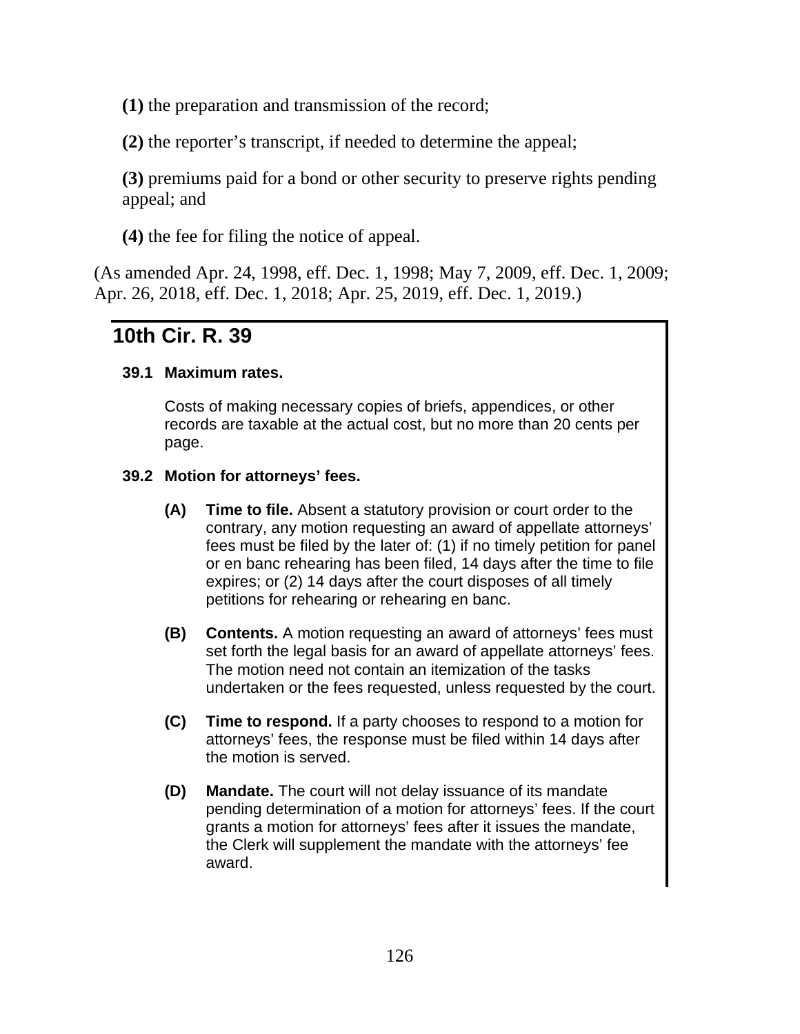**(1)** the preparation and transmission of the record;

**(2)** the reporter's transcript, if needed to determine the appeal;

**(3)** premiums paid for a bond or other security to preserve rights pending appeal; and

**(4)** the fee for filing the notice of appeal.

(As amended Apr. 24, 1998, eff. Dec. 1, 1998; May 7, 2009, eff. Dec. 1, 2009; Apr. 26, 2018, eff. Dec. 1, 2018; Apr. 25, 2019, eff. Dec. 1, 2019.)

## 10th Cir. R. 39

**39.1 Maximum rates.**

Costs of making necessary copies of briefs, appendices, or other records are taxable at the actual cost, but no more than 20 cents per page.

**39.2 Motion for attorneys' fees.**

**(A) Time to file.** Absent a statutory provision or court order to the contrary, any motion requesting an award of appellate attorneys' fees must be filed by the later of: (1) if no timely petition for panel or en banc rehearing has been filed, 14 days after the time to file expires; or (2) 14 days after the court disposes of all timely petitions for rehearing or rehearing en banc.

**(B) Contents.** A motion requesting an award of attorneys' fees must set forth the legal basis for an award of appellate attorneys' fees. The motion need not contain an itemization of the tasks undertaken or the fees requested, unless requested by the court.

**(C) Time to respond.** If a party chooses to respond to a motion for attorneys' fees, the response must be filed within 14 days after the motion is served.

**(D) Mandate.** The court will not delay issuance of its mandate pending determination of a motion for attorneys' fees. If the court grants a motion for attorneys' fees after it issues the mandate, the Clerk will supplement the mandate with the attorneys' fee award.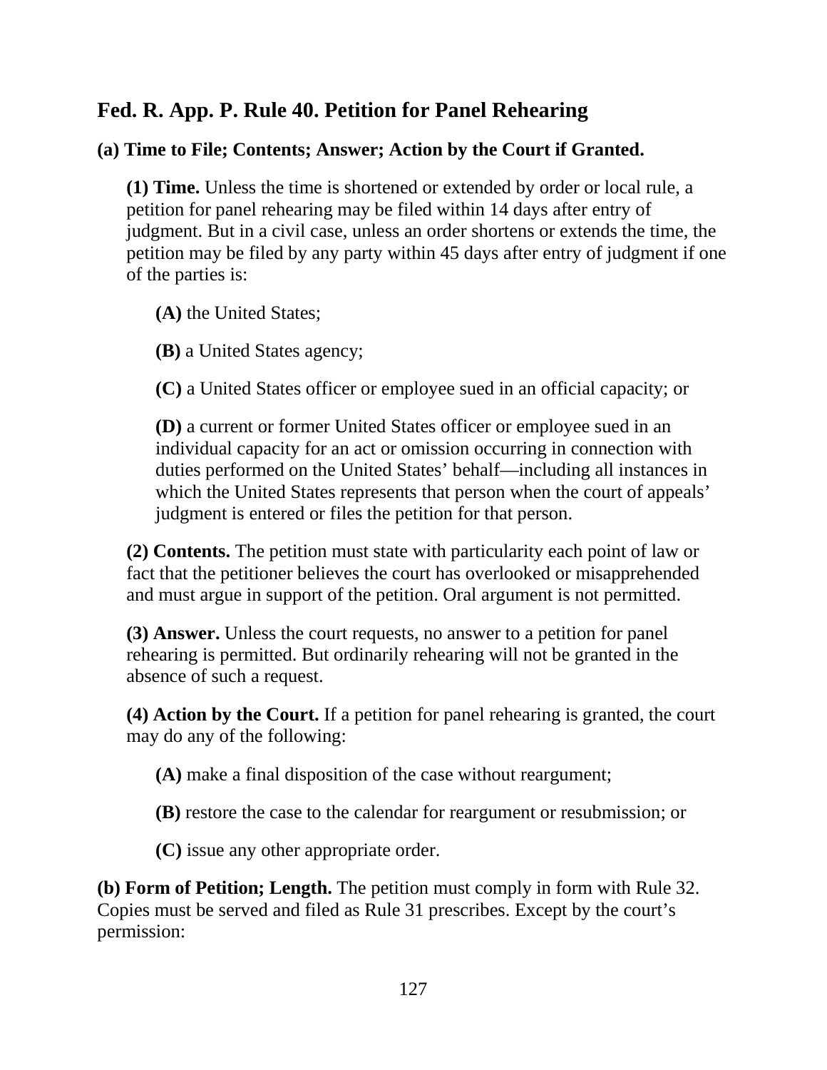## Fed. R. App. P. Rule 40. Petition for Panel Rehearing

**(a) Time to File; Contents; Answer; Action by the Court if Granted.**

**(1) Time.** Unless the time is shortened or extended by order or local rule, a petition for panel rehearing may be filed within 14 days after entry of judgment. But in a civil case, unless an order shortens or extends the time, the petition may be filed by any party within 45 days after entry of judgment if one of the parties is:

**(A)** the United States;

**(B)** a United States agency;

**(C)** a United States officer or employee sued in an official capacity; or

**(D)** a current or former United States officer or employee sued in an individual capacity for an act or omission occurring in connection with duties performed on the United States' behalf—including all instances in which the United States represents that person when the court of appeals' judgment is entered or files the petition for that person.

**(2) Contents.** The petition must state with particularity each point of law or fact that the petitioner believes the court has overlooked or misapprehended and must argue in support of the petition. Oral argument is not permitted.

**(3) Answer.** Unless the court requests, no answer to a petition for panel rehearing is permitted. But ordinarily rehearing will not be granted in the absence of such a request.

**(4) Action by the Court.** If a petition for panel rehearing is granted, the court may do any of the following:

**(A)** make a final disposition of the case without reargument;

**(B)** restore the case to the calendar for reargument or resubmission; or

**(C)** issue any other appropriate order.

**(b) Form of Petition; Length.** The petition must comply in form with Rule 32. Copies must be served and filed as Rule 31 prescribes. Except by the court's permission: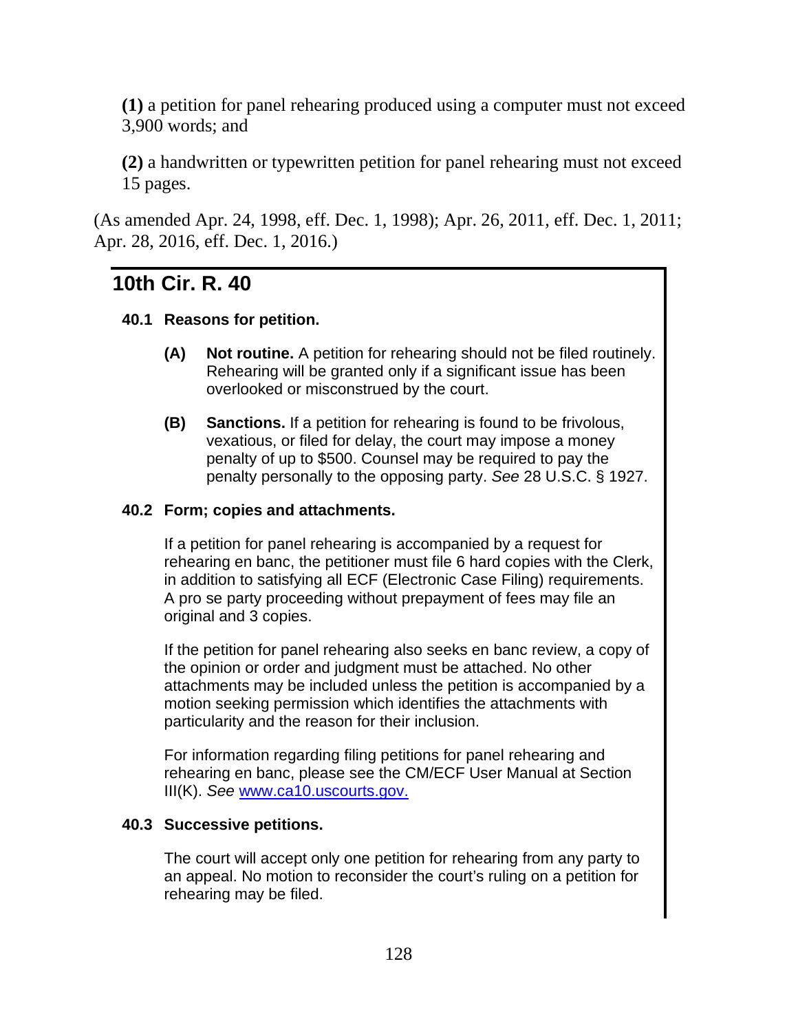**(1)** a petition for panel rehearing produced using a computer must not exceed 3,900 words; and

**(2)** a handwritten or typewritten petition for panel rehearing must not exceed 15 pages.

(As amended Apr. 24, 1998, eff. Dec. 1, 1998); Apr. 26, 2011, eff. Dec. 1, 2011; Apr. 28, 2016, eff. Dec. 1, 2016.)

## 10th Cir. R. 40

### 40.1 Reasons for petition.

**(A) Not routine.** A petition for rehearing should not be filed routinely. Rehearing will be granted only if a significant issue has been overlooked or misconstrued by the court.

**(B) Sanctions.** If a petition for rehearing is found to be frivolous, vexatious, or filed for delay, the court may impose a money penalty of up to $500. Counsel may be required to pay the penalty personally to the opposing party. *See* 28 U.S.C. § 1927.

### 40.2 Form; copies and attachments.

If a petition for panel rehearing is accompanied by a request for rehearing en banc, the petitioner must file 6 hard copies with the Clerk, in addition to satisfying all ECF (Electronic Case Filing) requirements. A pro se party proceeding without prepayment of fees may file an original and 3 copies.

If the petition for panel rehearing also seeks en banc review, a copy of the opinion or order and judgment must be attached. No other attachments may be included unless the petition is accompanied by a motion seeking permission which identifies the attachments with particularity and the reason for their inclusion.

For information regarding filing petitions for panel rehearing and rehearing en banc, please see the CM/ECF User Manual at Section III(K). *See* [www.ca10.uscourts.gov.](www.ca10.uscourts.gov)

### 40.3 Successive petitions.

The court will accept only one petition for rehearing from any party to an appeal. No motion to reconsider the court's ruling on a petition for rehearing may be filed.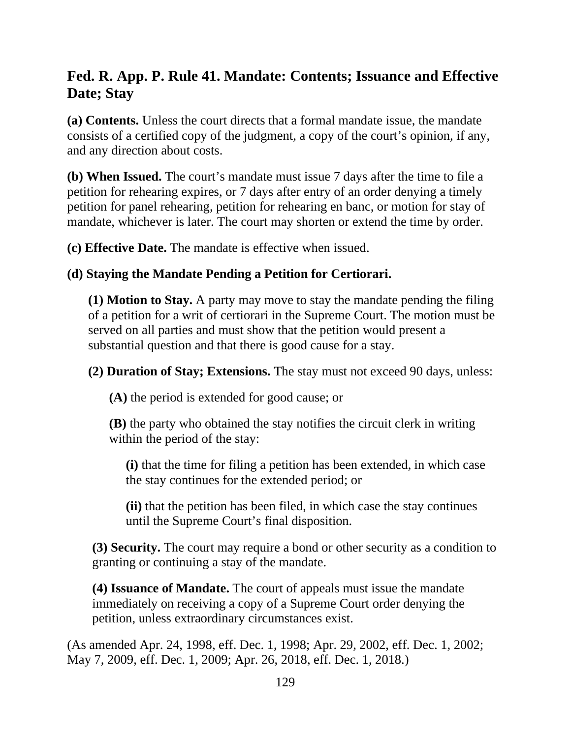## Fed. R. App. P. Rule 41. Mandate: Contents; Issuance and Effective Date; Stay

**(a) Contents.** Unless the court directs that a formal mandate issue, the mandate consists of a certified copy of the judgment, a copy of the court's opinion, if any, and any direction about costs.

**(b) When Issued.** The court's mandate must issue 7 days after the time to file a petition for rehearing expires, or 7 days after entry of an order denying a timely petition for panel rehearing, petition for rehearing en banc, or motion for stay of mandate, whichever is later. The court may shorten or extend the time by order.

**(c) Effective Date.** The mandate is effective when issued.

**(d) Staying the Mandate Pending a Petition for Certiorari.**

**(1) Motion to Stay.** A party may move to stay the mandate pending the filing of a petition for a writ of certiorari in the Supreme Court. The motion must be served on all parties and must show that the petition would present a substantial question and that there is good cause for a stay.

**(2) Duration of Stay; Extensions.** The stay must not exceed 90 days, unless:

**(A)** the period is extended for good cause; or

**(B)** the party who obtained the stay notifies the circuit clerk in writing within the period of the stay:

**(i)** that the time for filing a petition has been extended, in which case the stay continues for the extended period; or

**(ii)** that the petition has been filed, in which case the stay continues until the Supreme Court's final disposition.

**(3) Security.** The court may require a bond or other security as a condition to granting or continuing a stay of the mandate.

**(4) Issuance of Mandate.** The court of appeals must issue the mandate immediately on receiving a copy of a Supreme Court order denying the petition, unless extraordinary circumstances exist.

(As amended Apr. 24, 1998, eff. Dec. 1, 1998; Apr. 29, 2002, eff. Dec. 1, 2002; May 7, 2009, eff. Dec. 1, 2009; Apr. 26, 2018, eff. Dec. 1, 2018.)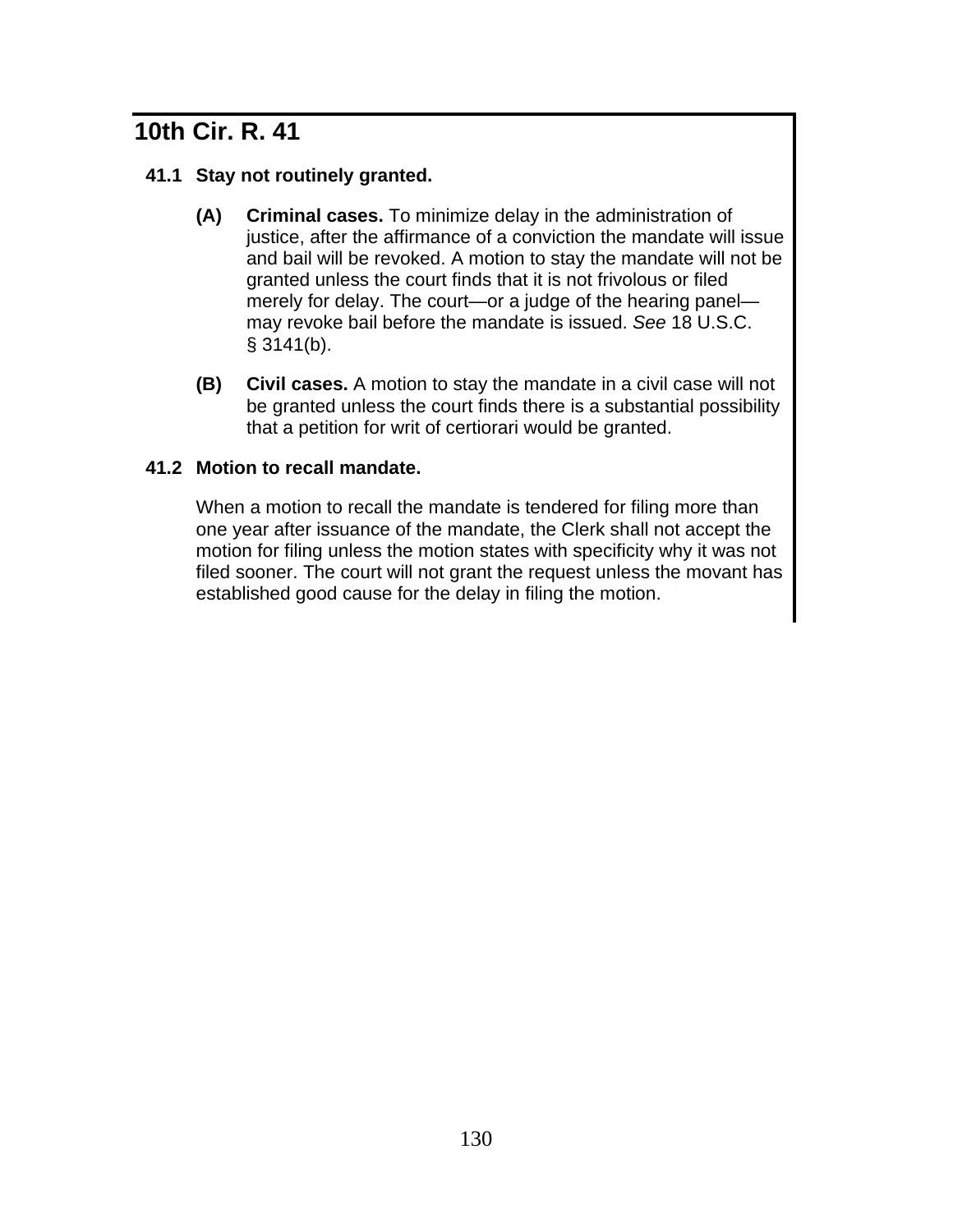## 10th Cir. R. 41

**41.1 Stay not routinely granted.**

**(A) Criminal cases.** To minimize delay in the administration of justice, after the affirmance of a conviction the mandate will issue and bail will be revoked. A motion to stay the mandate will not be granted unless the court finds that it is not frivolous or filed merely for delay. The court—or a judge of the hearing panel—may revoke bail before the mandate is issued. *See* 18 U.S.C. § 3141(b).

**(B) Civil cases.** A motion to stay the mandate in a civil case will not be granted unless the court finds there is a substantial possibility that a petition for writ of certiorari would be granted.

**41.2 Motion to recall mandate.**

When a motion to recall the mandate is tendered for filing more than one year after issuance of the mandate, the Clerk shall not accept the motion for filing unless the motion states with specificity why it was not filed sooner. The court will not grant the request unless the movant has established good cause for the delay in filing the motion.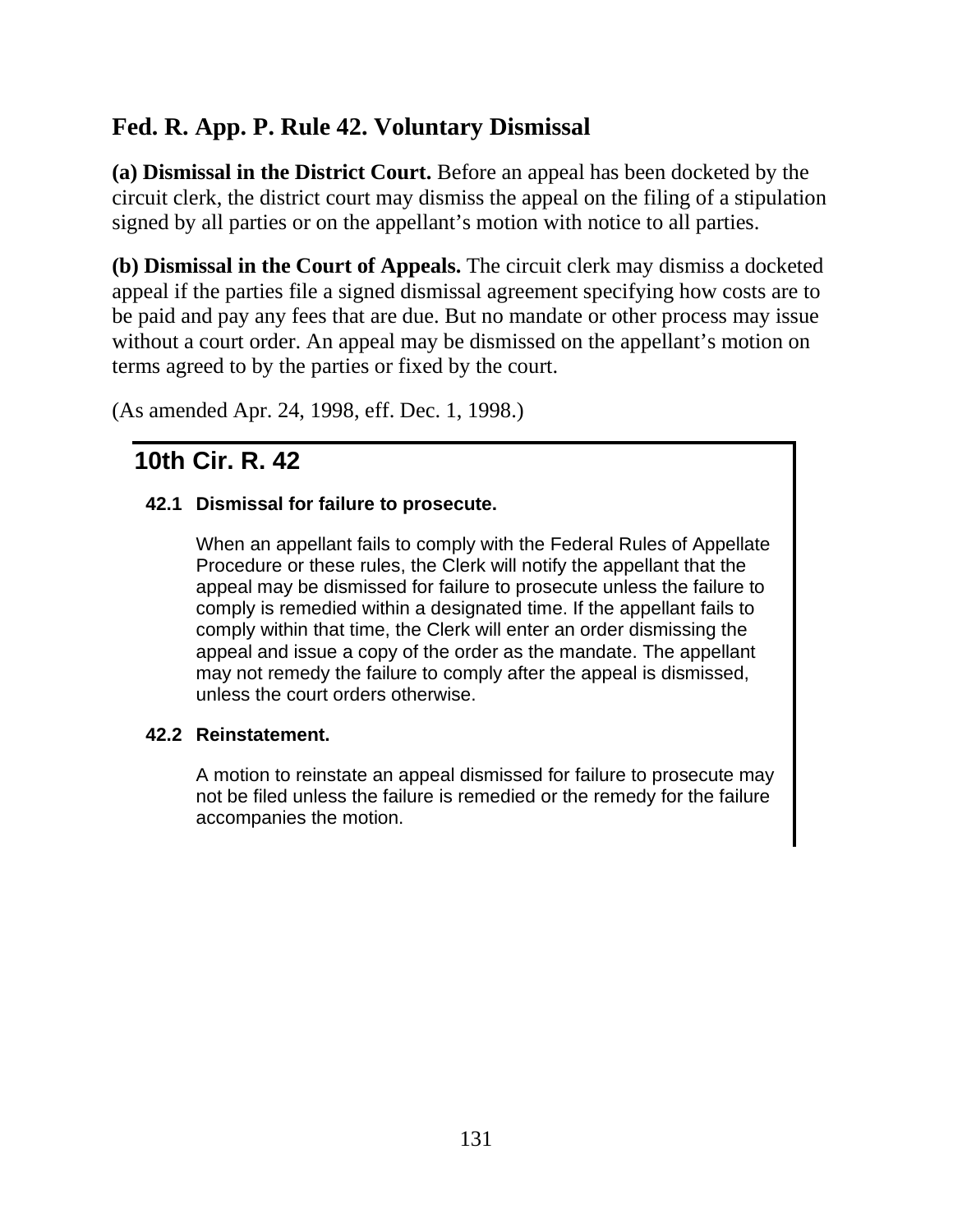## Fed. R. App. P. Rule 42. Voluntary Dismissal

**(a) Dismissal in the District Court.** Before an appeal has been docketed by the circuit clerk, the district court may dismiss the appeal on the filing of a stipulation signed by all parties or on the appellant's motion with notice to all parties.

**(b) Dismissal in the Court of Appeals.** The circuit clerk may dismiss a docketed appeal if the parties file a signed dismissal agreement specifying how costs are to be paid and pay any fees that are due. But no mandate or other process may issue without a court order. An appeal may be dismissed on the appellant's motion on terms agreed to by the parties or fixed by the court.

(As amended Apr. 24, 1998, eff. Dec. 1, 1998.)

## 10th Cir. R. 42

### 42.1 Dismissal for failure to prosecute.

When an appellant fails to comply with the Federal Rules of Appellate Procedure or these rules, the Clerk will notify the appellant that the appeal may be dismissed for failure to prosecute unless the failure to comply is remedied within a designated time. If the appellant fails to comply within that time, the Clerk will enter an order dismissing the appeal and issue a copy of the order as the mandate. The appellant may not remedy the failure to comply after the appeal is dismissed, unless the court orders otherwise.

### 42.2 Reinstatement.

A motion to reinstate an appeal dismissed for failure to prosecute may not be filed unless the failure is remedied or the remedy for the failure accompanies the motion.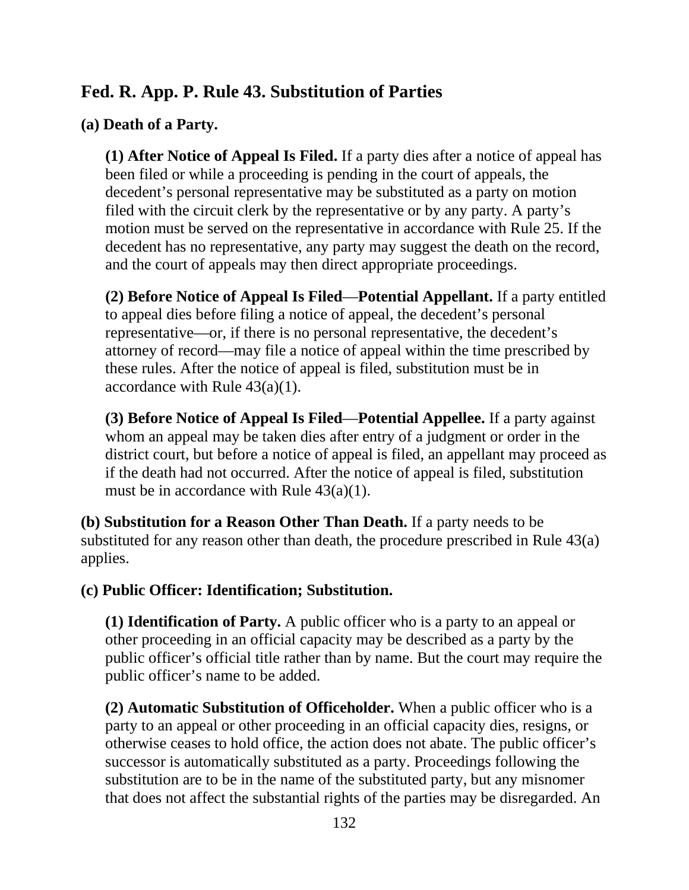## Fed. R. App. P. Rule 43. Substitution of Parties

**(a) Death of a Party.**

**(1) After Notice of Appeal Is Filed.** If a party dies after a notice of appeal has been filed or while a proceeding is pending in the court of appeals, the decedent's personal representative may be substituted as a party on motion filed with the circuit clerk by the representative or by any party. A party's motion must be served on the representative in accordance with Rule 25. If the decedent has no representative, any party may suggest the death on the record, and the court of appeals may then direct appropriate proceedings.

**(2) Before Notice of Appeal Is Filed—Potential Appellant.** If a party entitled to appeal dies before filing a notice of appeal, the decedent's personal representative—or, if there is no personal representative, the decedent's attorney of record—may file a notice of appeal within the time prescribed by these rules. After the notice of appeal is filed, substitution must be in accordance with Rule 43(a)(1).

**(3) Before Notice of Appeal Is Filed—Potential Appellee.** If a party against whom an appeal may be taken dies after entry of a judgment or order in the district court, but before a notice of appeal is filed, an appellant may proceed as if the death had not occurred. After the notice of appeal is filed, substitution must be in accordance with Rule 43(a)(1).

**(b) Substitution for a Reason Other Than Death.** If a party needs to be substituted for any reason other than death, the procedure prescribed in Rule 43(a) applies.

**(c) Public Officer: Identification; Substitution.**

**(1) Identification of Party.** A public officer who is a party to an appeal or other proceeding in an official capacity may be described as a party by the public officer's official title rather than by name. But the court may require the public officer's name to be added.

**(2) Automatic Substitution of Officeholder.** When a public officer who is a party to an appeal or other proceeding in an official capacity dies, resigns, or otherwise ceases to hold office, the action does not abate. The public officer's successor is automatically substituted as a party. Proceedings following the substitution are to be in the name of the substituted party, but any misnomer that does not affect the substantial rights of the parties may be disregarded. An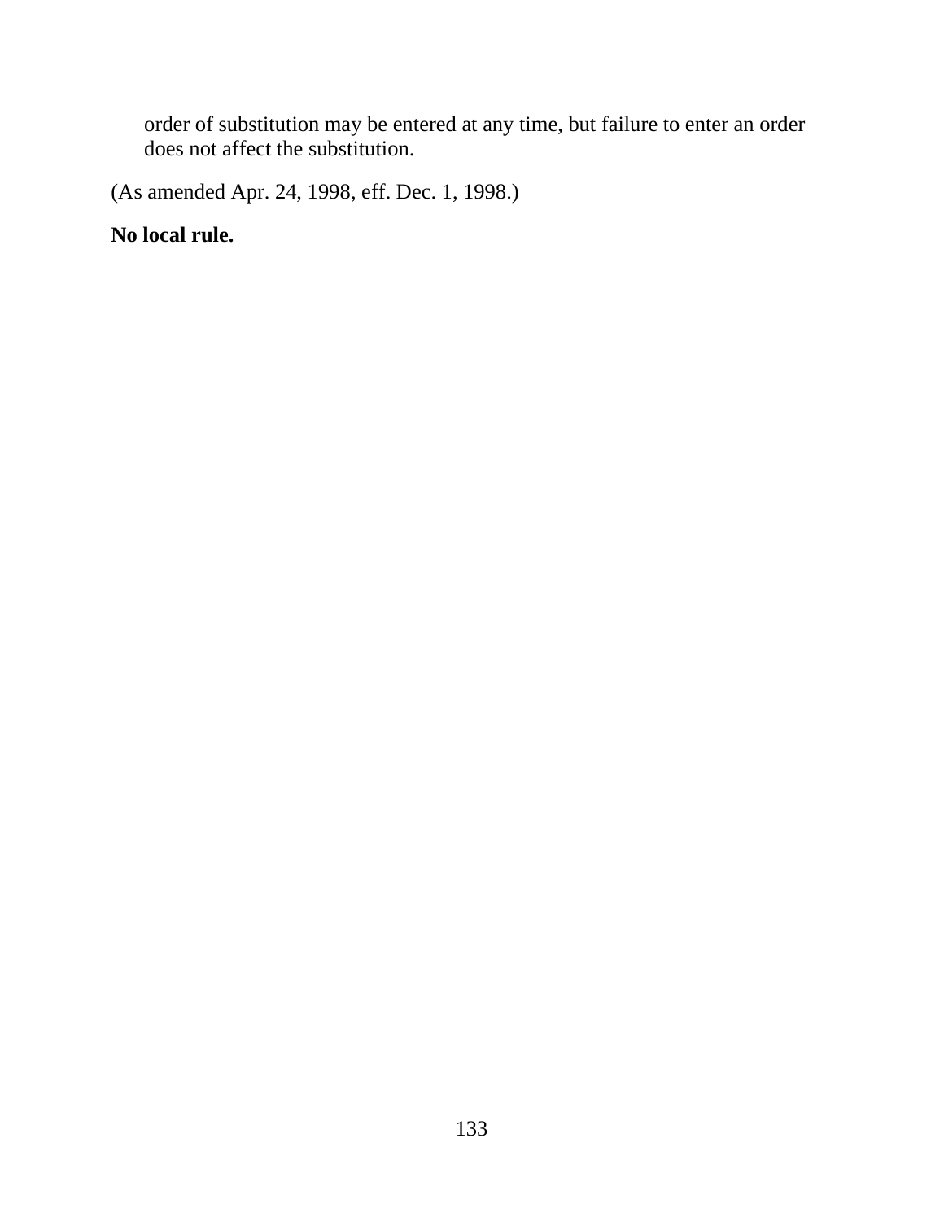order of substitution may be entered at any time, but failure to enter an order does not affect the substitution.

(As amended Apr. 24, 1998, eff. Dec. 1, 1998.)

**No local rule.**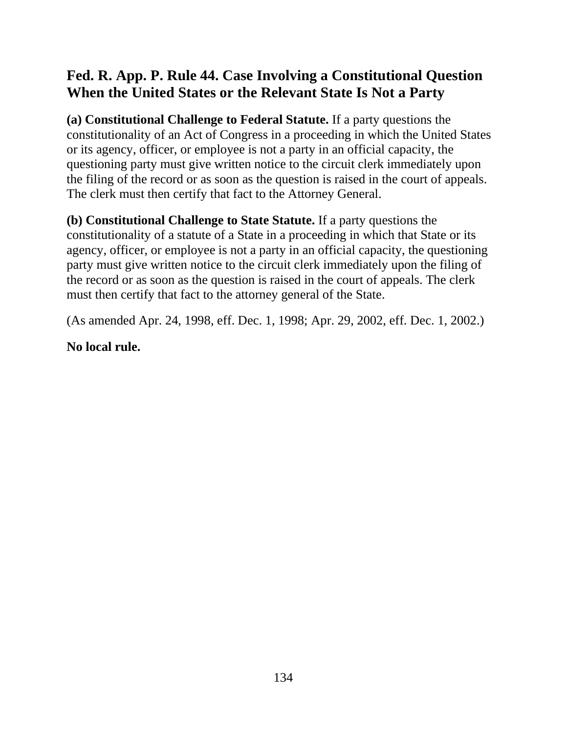## Fed. R. App. P. Rule 44. Case Involving a Constitutional Question When the United States or the Relevant State Is Not a Party

**(a) Constitutional Challenge to Federal Statute.** If a party questions the constitutionality of an Act of Congress in a proceeding in which the United States or its agency, officer, or employee is not a party in an official capacity, the questioning party must give written notice to the circuit clerk immediately upon the filing of the record or as soon as the question is raised in the court of appeals. The clerk must then certify that fact to the Attorney General.

**(b) Constitutional Challenge to State Statute.** If a party questions the constitutionality of a statute of a State in a proceeding in which that State or its agency, officer, or employee is not a party in an official capacity, the questioning party must give written notice to the circuit clerk immediately upon the filing of the record or as soon as the question is raised in the court of appeals. The clerk must then certify that fact to the attorney general of the State.

(As amended Apr. 24, 1998, eff. Dec. 1, 1998; Apr. 29, 2002, eff. Dec. 1, 2002.)

**No local rule.**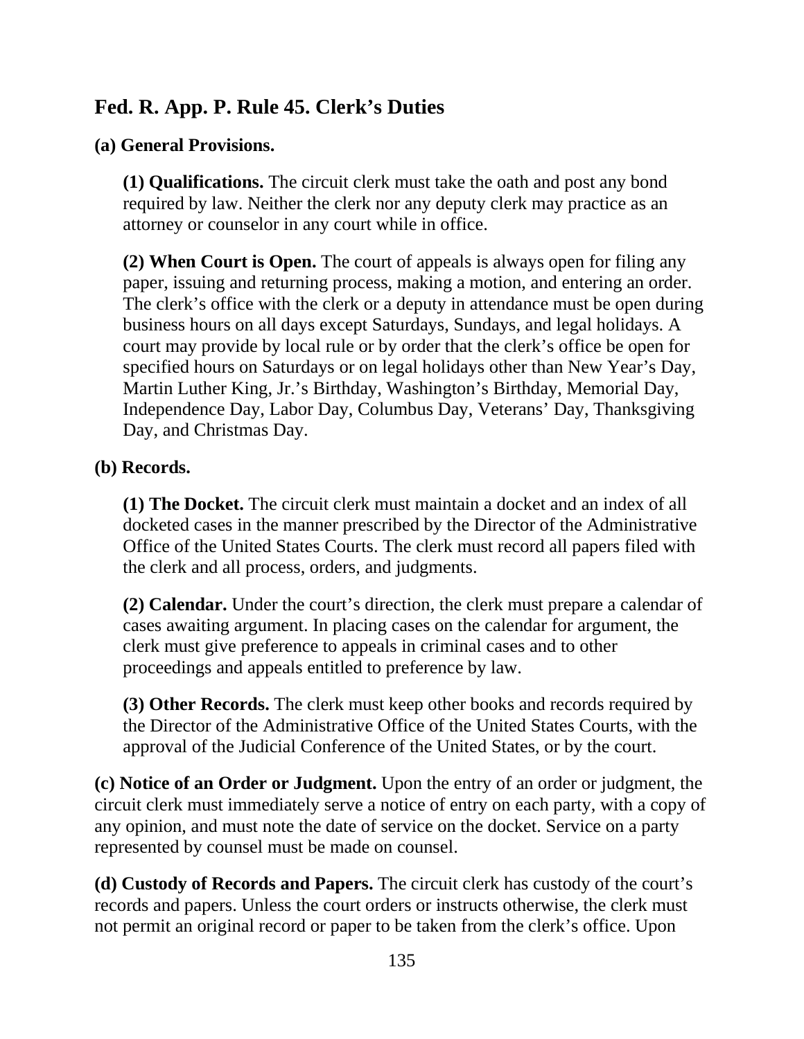## Fed. R. App. P. Rule 45. Clerk's Duties

**(a) General Provisions.**

**(1) Qualifications.** The circuit clerk must take the oath and post any bond required by law. Neither the clerk nor any deputy clerk may practice as an attorney or counselor in any court while in office.

**(2) When Court is Open.** The court of appeals is always open for filing any paper, issuing and returning process, making a motion, and entering an order. The clerk's office with the clerk or a deputy in attendance must be open during business hours on all days except Saturdays, Sundays, and legal holidays. A court may provide by local rule or by order that the clerk's office be open for specified hours on Saturdays or on legal holidays other than New Year's Day, Martin Luther King, Jr.'s Birthday, Washington's Birthday, Memorial Day, Independence Day, Labor Day, Columbus Day, Veterans' Day, Thanksgiving Day, and Christmas Day.

**(b) Records.**

**(1) The Docket.** The circuit clerk must maintain a docket and an index of all docketed cases in the manner prescribed by the Director of the Administrative Office of the United States Courts. The clerk must record all papers filed with the clerk and all process, orders, and judgments.

**(2) Calendar.** Under the court's direction, the clerk must prepare a calendar of cases awaiting argument. In placing cases on the calendar for argument, the clerk must give preference to appeals in criminal cases and to other proceedings and appeals entitled to preference by law.

**(3) Other Records.** The clerk must keep other books and records required by the Director of the Administrative Office of the United States Courts, with the approval of the Judicial Conference of the United States, or by the court.

**(c) Notice of an Order or Judgment.** Upon the entry of an order or judgment, the circuit clerk must immediately serve a notice of entry on each party, with a copy of any opinion, and must note the date of service on the docket. Service on a party represented by counsel must be made on counsel.

**(d) Custody of Records and Papers.** The circuit clerk has custody of the court's records and papers. Unless the court orders or instructs otherwise, the clerk must not permit an original record or paper to be taken from the clerk's office. Upon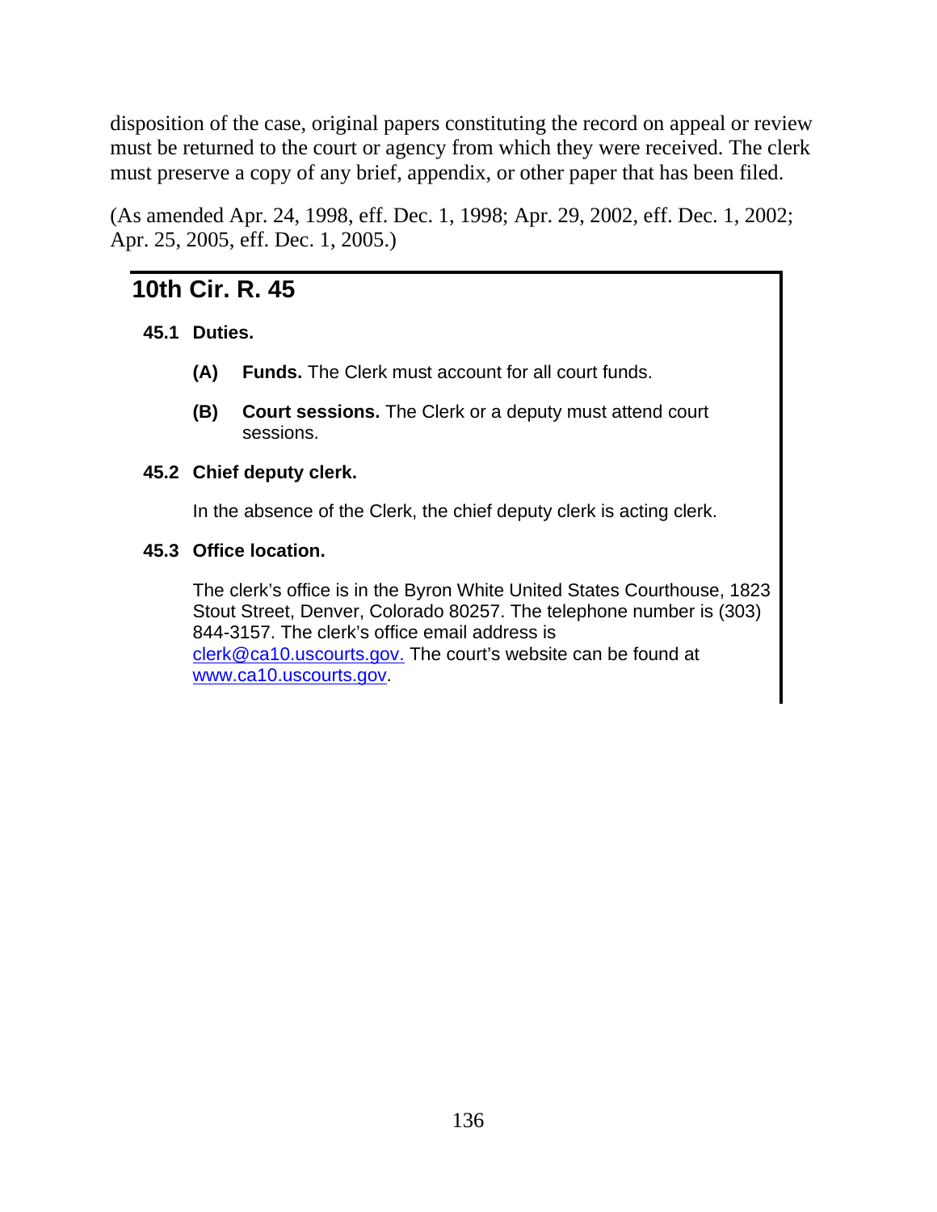disposition of the case, original papers constituting the record on appeal or review must be returned to the court or agency from which they were received. The clerk must preserve a copy of any brief, appendix, or other paper that has been filed.

(As amended Apr. 24, 1998, eff. Dec. 1, 1998; Apr. 29, 2002, eff. Dec. 1, 2002; Apr. 25, 2005, eff. Dec. 1, 2005.)

## 10th Cir. R. 45

**45.1 Duties.**

**(A) Funds.** The Clerk must account for all court funds.

**(B) Court sessions.** The Clerk or a deputy must attend court sessions.

**45.2 Chief deputy clerk.**

In the absence of the Clerk, the chief deputy clerk is acting clerk.

**45.3 Office location.**

The clerk's office is in the Byron White United States Courthouse, 1823 Stout Street, Denver, Colorado 80257. The telephone number is (303) 844-3157. The clerk's office email address is clerk@ca10.uscourts.gov. The court's website can be found at www.ca10.uscourts.gov.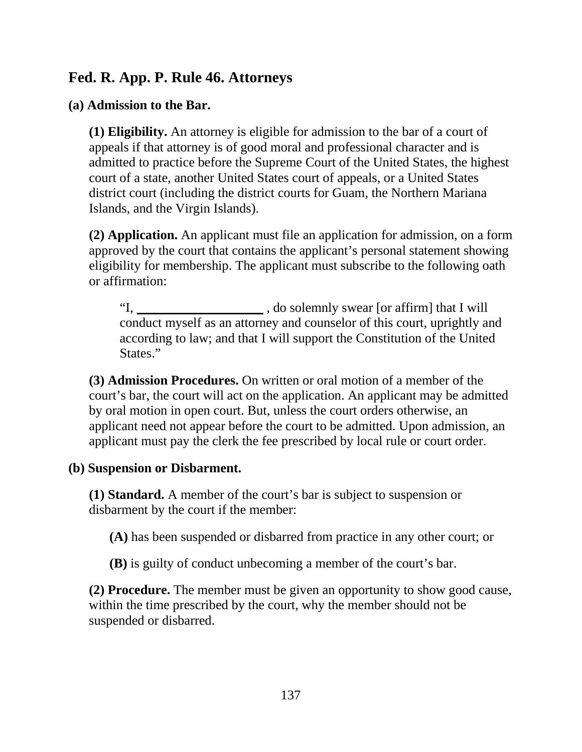## Fed. R. App. P. Rule 46. Attorneys

**(a) Admission to the Bar.**

**(1) Eligibility.** An attorney is eligible for admission to the bar of a court of appeals if that attorney is of good moral and professional character and is admitted to practice before the Supreme Court of the United States, the highest court of a state, another United States court of appeals, or a United States district court (including the district courts for Guam, the Northern Mariana Islands, and the Virgin Islands).

**(2) Application.** An applicant must file an application for admission, on a form approved by the court that contains the applicant's personal statement showing eligibility for membership. The applicant must subscribe to the following oath or affirmation:

> "I, ____________________ , do solemnly swear [or affirm] that I will conduct myself as an attorney and counselor of this court, uprightly and according to law; and that I will support the Constitution of the United States."

**(3) Admission Procedures.** On written or oral motion of a member of the court's bar, the court will act on the application. An applicant may be admitted by oral motion in open court. But, unless the court orders otherwise, an applicant need not appear before the court to be admitted. Upon admission, an applicant must pay the clerk the fee prescribed by local rule or court order.

**(b) Suspension or Disbarment.**

**(1) Standard.** A member of the court's bar is subject to suspension or disbarment by the court if the member:

**(A)** has been suspended or disbarred from practice in any other court; or

**(B)** is guilty of conduct unbecoming a member of the court's bar.

**(2) Procedure.** The member must be given an opportunity to show good cause, within the time prescribed by the court, why the member should not be suspended or disbarred.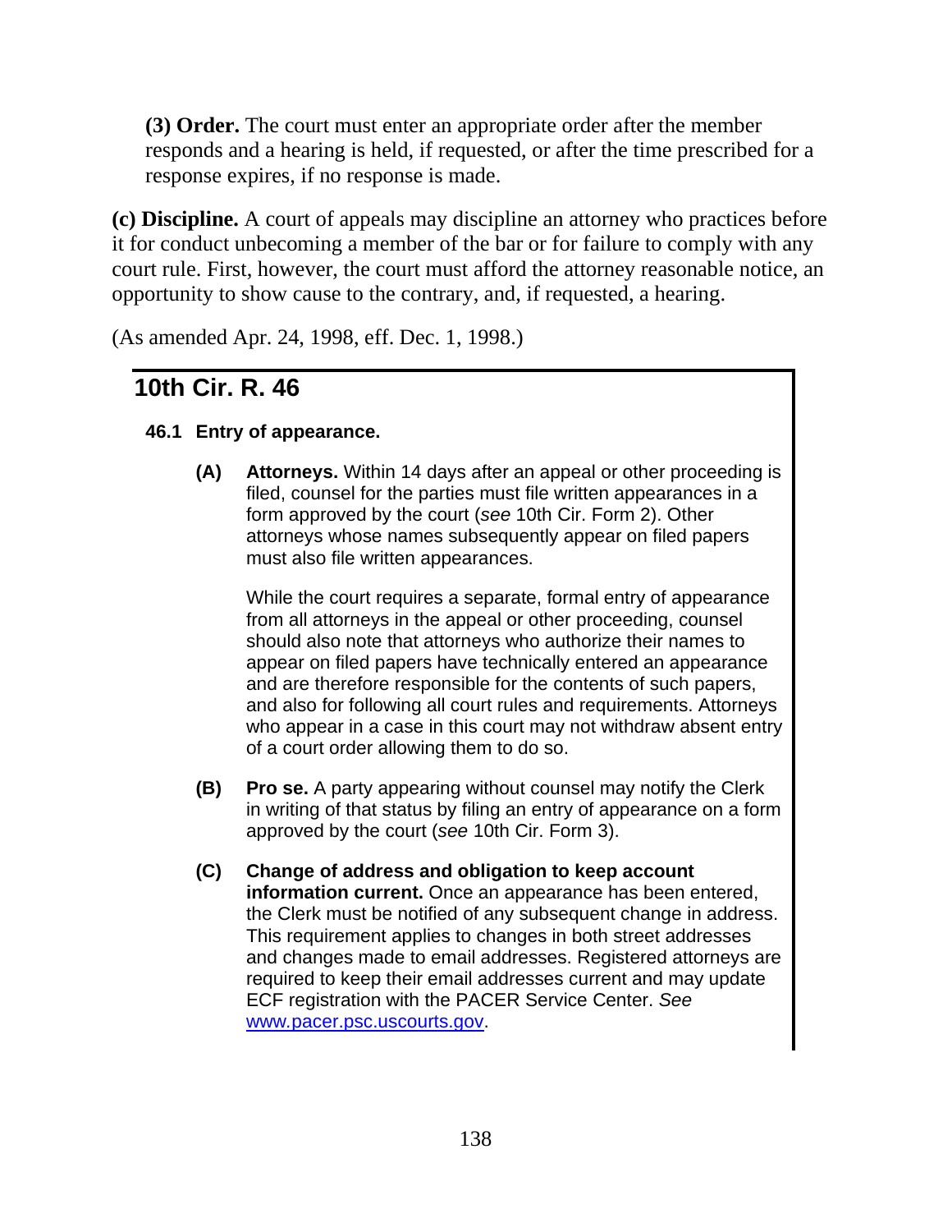**(3) Order.** The court must enter an appropriate order after the member responds and a hearing is held, if requested, or after the time prescribed for a response expires, if no response is made.

**(c) Discipline.** A court of appeals may discipline an attorney who practices before it for conduct unbecoming a member of the bar or for failure to comply with any court rule. First, however, the court must afford the attorney reasonable notice, an opportunity to show cause to the contrary, and, if requested, a hearing.

(As amended Apr. 24, 1998, eff. Dec. 1, 1998.)

## 10th Cir. R. 46

**46.1 Entry of appearance.**

**(A) Attorneys.** Within 14 days after an appeal or other proceeding is filed, counsel for the parties must file written appearances in a form approved by the court (*see* 10th Cir. Form 2). Other attorneys whose names subsequently appear on filed papers must also file written appearances.

While the court requires a separate, formal entry of appearance from all attorneys in the appeal or other proceeding, counsel should also note that attorneys who authorize their names to appear on filed papers have technically entered an appearance and are therefore responsible for the contents of such papers, and also for following all court rules and requirements. Attorneys who appear in a case in this court may not withdraw absent entry of a court order allowing them to do so.

**(B) Pro se.** A party appearing without counsel may notify the Clerk in writing of that status by filing an entry of appearance on a form approved by the court (*see* 10th Cir. Form 3).

**(C) Change of address and obligation to keep account information current.** Once an appearance has been entered, the Clerk must be notified of any subsequent change in address. This requirement applies to changes in both street addresses and changes made to email addresses. Registered attorneys are required to keep their email addresses current and may update ECF registration with the PACER Service Center. *See* www.pacer.psc.uscourts.gov.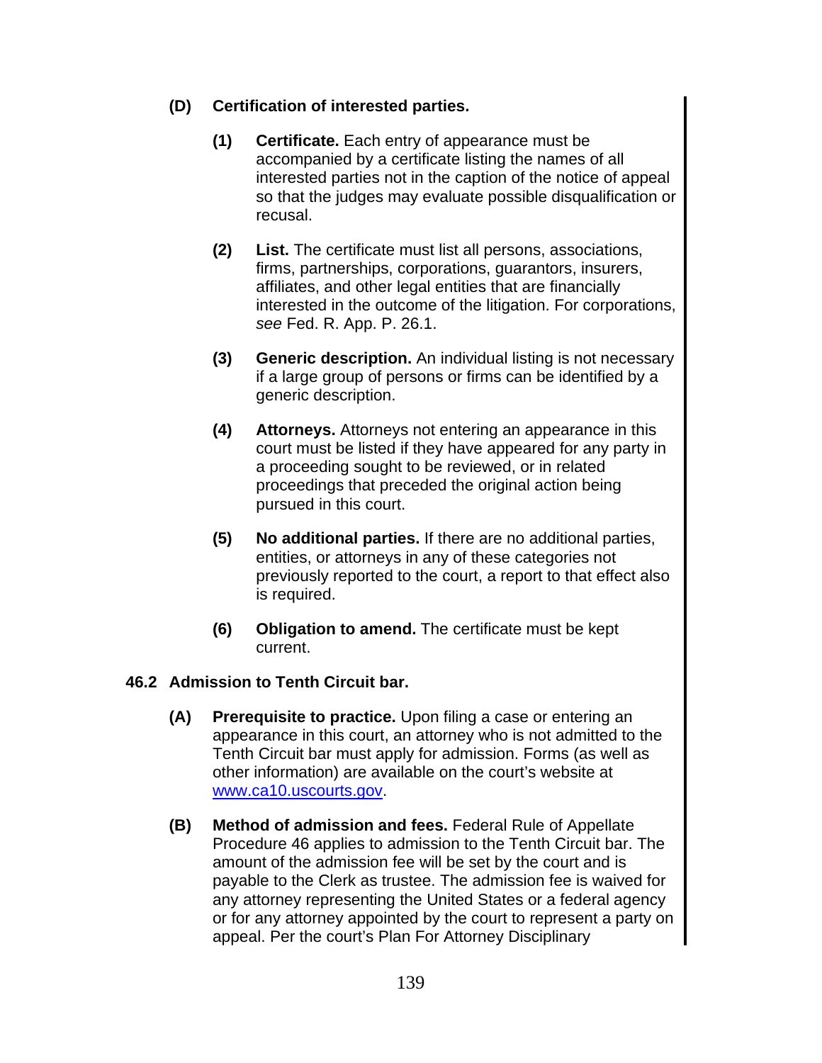**(D) Certification of interested parties.**

**(1) Certificate.** Each entry of appearance must be accompanied by a certificate listing the names of all interested parties not in the caption of the notice of appeal so that the judges may evaluate possible disqualification or recusal.

**(2) List.** The certificate must list all persons, associations, firms, partnerships, corporations, guarantors, insurers, affiliates, and other legal entities that are financially interested in the outcome of the litigation. For corporations, *see* Fed. R. App. P. 26.1.

**(3) Generic description.** An individual listing is not necessary if a large group of persons or firms can be identified by a generic description.

**(4) Attorneys.** Attorneys not entering an appearance in this court must be listed if they have appeared for any party in a proceeding sought to be reviewed, or in related proceedings that preceded the original action being pursued in this court.

**(5) No additional parties.** If there are no additional parties, entities, or attorneys in any of these categories not previously reported to the court, a report to that effect also is required.

**(6) Obligation to amend.** The certificate must be kept current.

### 46.2 Admission to Tenth Circuit bar.

**(A) Prerequisite to practice.** Upon filing a case or entering an appearance in this court, an attorney who is not admitted to the Tenth Circuit bar must apply for admission. Forms (as well as other information) are available on the court's website at www.ca10.uscourts.gov.

**(B) Method of admission and fees.** Federal Rule of Appellate Procedure 46 applies to admission to the Tenth Circuit bar. The amount of the admission fee will be set by the court and is payable to the Clerk as trustee. The admission fee is waived for any attorney representing the United States or a federal agency or for any attorney appointed by the court to represent a party on appeal. Per the court's Plan For Attorney Disciplinary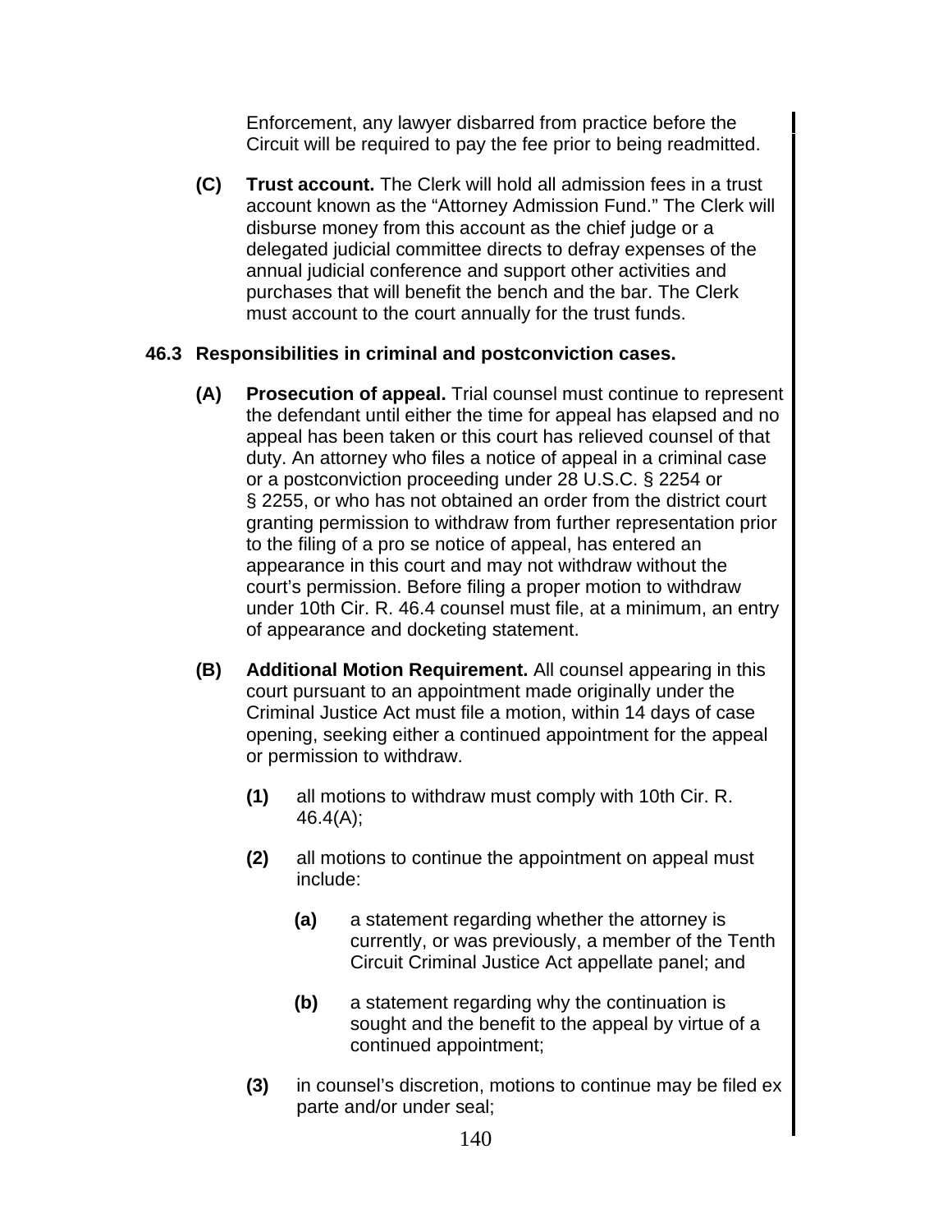Enforcement, any lawyer disbarred from practice before the Circuit will be required to pay the fee prior to being readmitted.

**(C)** **Trust account.** The Clerk will hold all admission fees in a trust account known as the "Attorney Admission Fund." The Clerk will disburse money from this account as the chief judge or a delegated judicial committee directs to defray expenses of the annual judicial conference and support other activities and purchases that will benefit the bench and the bar. The Clerk must account to the court annually for the trust funds.

**46.3 Responsibilities in criminal and postconviction cases.**

**(A)** **Prosecution of appeal.** Trial counsel must continue to represent the defendant until either the time for appeal has elapsed and no appeal has been taken or this court has relieved counsel of that duty. An attorney who files a notice of appeal in a criminal case or a postconviction proceeding under 28 U.S.C. § 2254 or § 2255, or who has not obtained an order from the district court granting permission to withdraw from further representation prior to the filing of a pro se notice of appeal, has entered an appearance in this court and may not withdraw without the court's permission. Before filing a proper motion to withdraw under 10th Cir. R. 46.4 counsel must file, at a minimum, an entry of appearance and docketing statement.

**(B)** **Additional Motion Requirement.** All counsel appearing in this court pursuant to an appointment made originally under the Criminal Justice Act must file a motion, within 14 days of case opening, seeking either a continued appointment for the appeal or permission to withdraw.

**(1)** all motions to withdraw must comply with 10th Cir. R. 46.4(A);

**(2)** all motions to continue the appointment on appeal must include:

**(a)** a statement regarding whether the attorney is currently, or was previously, a member of the Tenth Circuit Criminal Justice Act appellate panel; and

**(b)** a statement regarding why the continuation is sought and the benefit to the appeal by virtue of a continued appointment;

**(3)** in counsel's discretion, motions to continue may be filed ex parte and/or under seal;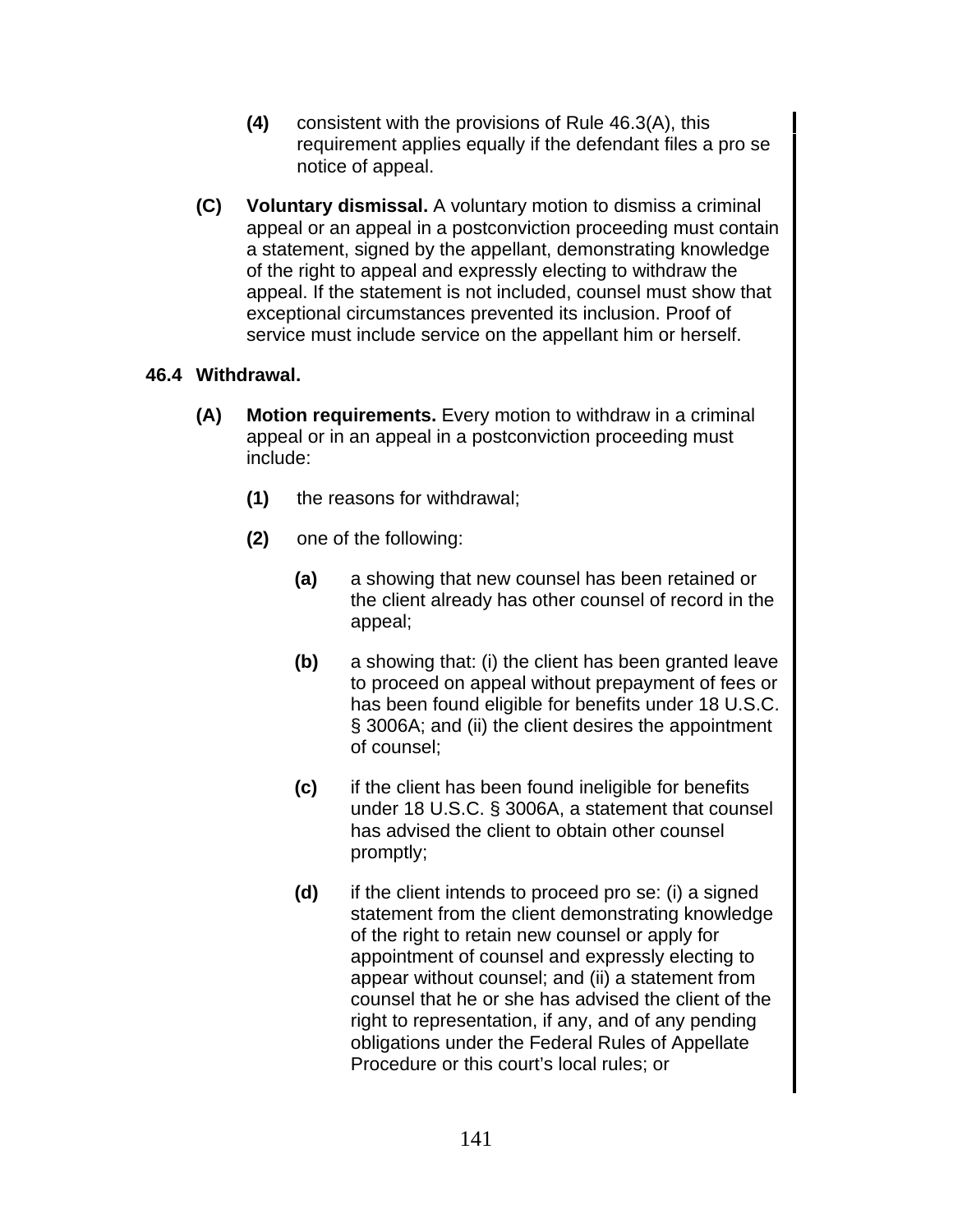**(4)** consistent with the provisions of Rule 46.3(A), this requirement applies equally if the defendant files a pro se notice of appeal.

**(C)** **Voluntary dismissal.** A voluntary motion to dismiss a criminal appeal or an appeal in a postconviction proceeding must contain a statement, signed by the appellant, demonstrating knowledge of the right to appeal and expressly electing to withdraw the appeal. If the statement is not included, counsel must show that exceptional circumstances prevented its inclusion. Proof of service must include service on the appellant him or herself.

**46.4 Withdrawal.**

**(A)** **Motion requirements.** Every motion to withdraw in a criminal appeal or in an appeal in a postconviction proceeding must include:

**(1)** the reasons for withdrawal;

**(2)** one of the following:

**(a)** a showing that new counsel has been retained or the client already has other counsel of record in the appeal;

**(b)** a showing that: (i) the client has been granted leave to proceed on appeal without prepayment of fees or has been found eligible for benefits under 18 U.S.C. § 3006A; and (ii) the client desires the appointment of counsel;

**(c)** if the client has been found ineligible for benefits under 18 U.S.C. § 3006A, a statement that counsel has advised the client to obtain other counsel promptly;

**(d)** if the client intends to proceed pro se: (i) a signed statement from the client demonstrating knowledge of the right to retain new counsel or apply for appointment of counsel and expressly electing to appear without counsel; and (ii) a statement from counsel that he or she has advised the client of the right to representation, if any, and of any pending obligations under the Federal Rules of Appellate Procedure or this court's local rules; or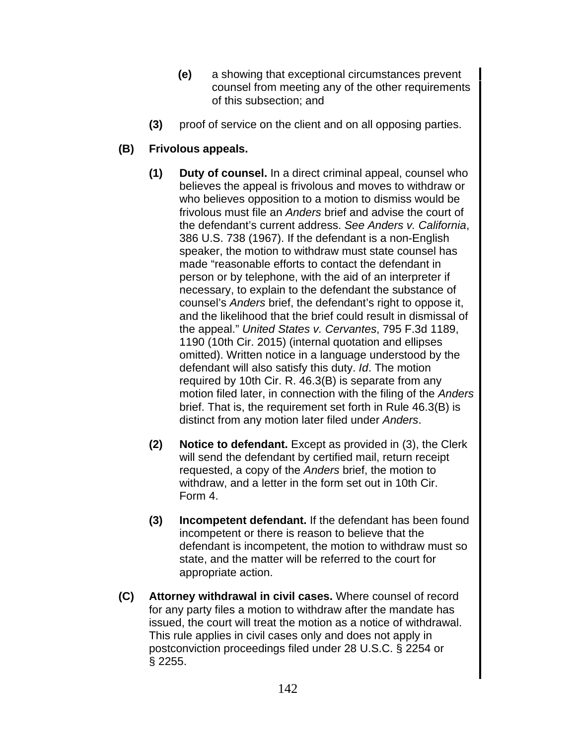**(e)** a showing that exceptional circumstances prevent counsel from meeting any of the other requirements of this subsection; and

**(3)** proof of service on the client and on all opposing parties.

**(B) Frivolous appeals.**

**(1) Duty of counsel.** In a direct criminal appeal, counsel who believes the appeal is frivolous and moves to withdraw or who believes opposition to a motion to dismiss would be frivolous must file an *Anders* brief and advise the court of the defendant's current address. *See Anders v. California*, 386 U.S. 738 (1967). If the defendant is a non-English speaker, the motion to withdraw must state counsel has made "reasonable efforts to contact the defendant in person or by telephone, with the aid of an interpreter if necessary, to explain to the defendant the substance of counsel's *Anders* brief, the defendant's right to oppose it, and the likelihood that the brief could result in dismissal of the appeal." *United States v. Cervantes*, 795 F.3d 1189, 1190 (10th Cir. 2015) (internal quotation and ellipses omitted). Written notice in a language understood by the defendant will also satisfy this duty. *Id*. The motion required by 10th Cir. R. 46.3(B) is separate from any motion filed later, in connection with the filing of the *Anders* brief. That is, the requirement set forth in Rule 46.3(B) is distinct from any motion later filed under *Anders*.

**(2) Notice to defendant.** Except as provided in (3), the Clerk will send the defendant by certified mail, return receipt requested, a copy of the *Anders* brief, the motion to withdraw, and a letter in the form set out in 10th Cir. Form 4.

**(3) Incompetent defendant.** If the defendant has been found incompetent or there is reason to believe that the defendant is incompetent, the motion to withdraw must so state, and the matter will be referred to the court for appropriate action.

**(C) Attorney withdrawal in civil cases.** Where counsel of record for any party files a motion to withdraw after the mandate has issued, the court will treat the motion as a notice of withdrawal. This rule applies in civil cases only and does not apply in postconviction proceedings filed under 28 U.S.C. § 2254 or § 2255.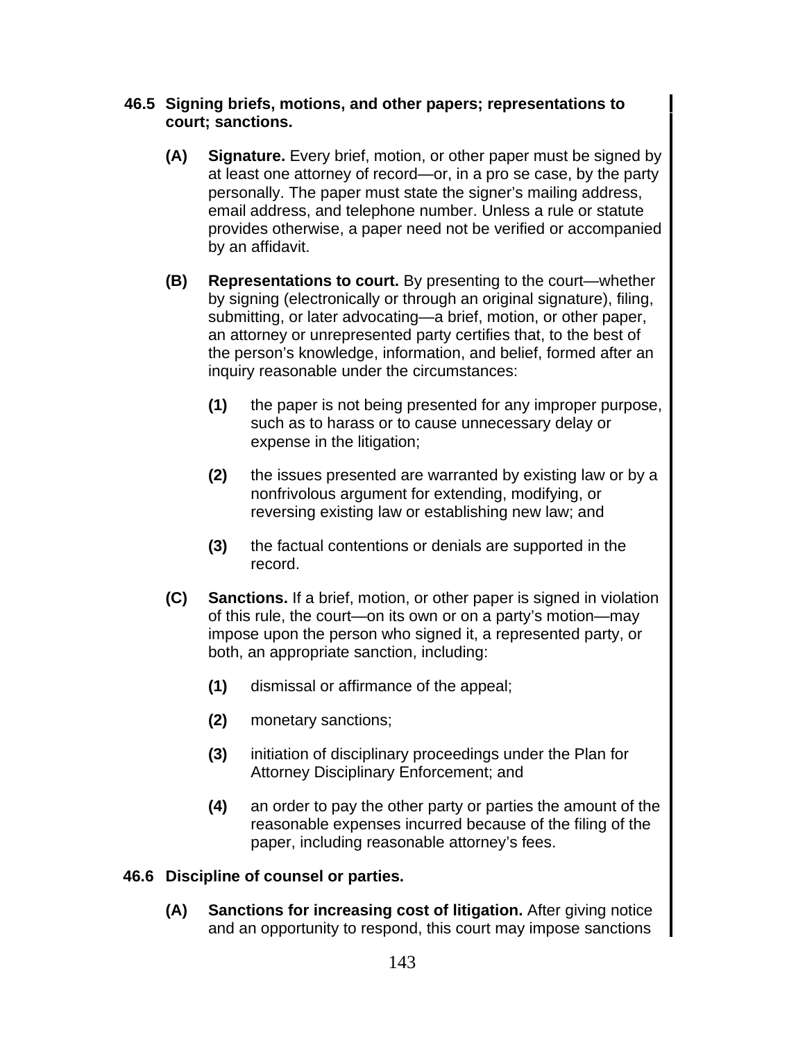**46.5 Signing briefs, motions, and other papers; representations to court; sanctions.**

**(A) Signature.** Every brief, motion, or other paper must be signed by at least one attorney of record—or, in a pro se case, by the party personally. The paper must state the signer's mailing address, email address, and telephone number. Unless a rule or statute provides otherwise, a paper need not be verified or accompanied by an affidavit.

**(B) Representations to court.** By presenting to the court—whether by signing (electronically or through an original signature), filing, submitting, or later advocating—a brief, motion, or other paper, an attorney or unrepresented party certifies that, to the best of the person's knowledge, information, and belief, formed after an inquiry reasonable under the circumstances:

**(1)** the paper is not being presented for any improper purpose, such as to harass or to cause unnecessary delay or expense in the litigation;

**(2)** the issues presented are warranted by existing law or by a nonfrivolous argument for extending, modifying, or reversing existing law or establishing new law; and

**(3)** the factual contentions or denials are supported in the record.

**(C) Sanctions.** If a brief, motion, or other paper is signed in violation of this rule, the court—on its own or on a party's motion—may impose upon the person who signed it, a represented party, or both, an appropriate sanction, including:

**(1)** dismissal or affirmance of the appeal;

**(2)** monetary sanctions;

**(3)** initiation of disciplinary proceedings under the Plan for Attorney Disciplinary Enforcement; and

**(4)** an order to pay the other party or parties the amount of the reasonable expenses incurred because of the filing of the paper, including reasonable attorney's fees.

**46.6 Discipline of counsel or parties.**

**(A) Sanctions for increasing cost of litigation.** After giving notice and an opportunity to respond, this court may impose sanctions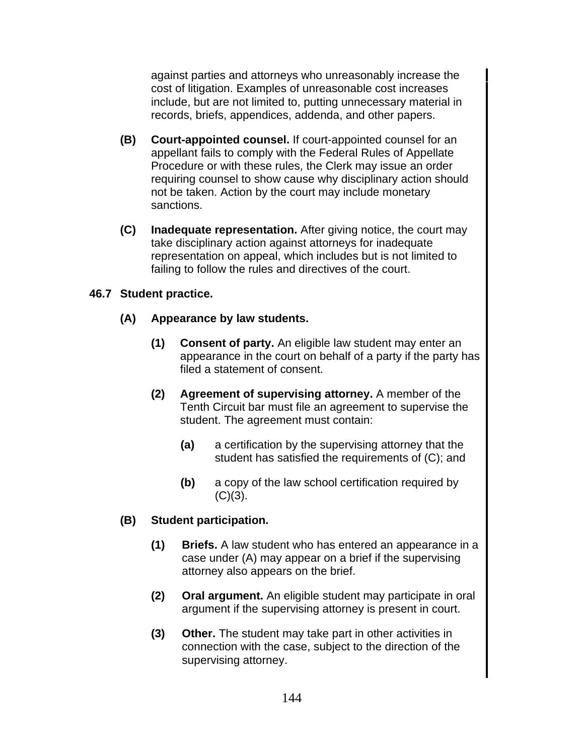against parties and attorneys who unreasonably increase the cost of litigation. Examples of unreasonable cost increases include, but are not limited to, putting unnecessary material in records, briefs, appendices, addenda, and other papers.

**(B) Court-appointed counsel.** If court-appointed counsel for an appellant fails to comply with the Federal Rules of Appellate Procedure or with these rules, the Clerk may issue an order requiring counsel to show cause why disciplinary action should not be taken. Action by the court may include monetary sanctions.

**(C) Inadequate representation.** After giving notice, the court may take disciplinary action against attorneys for inadequate representation on appeal, which includes but is not limited to failing to follow the rules and directives of the court.

**46.7 Student practice.**

**(A) Appearance by law students.**

**(1) Consent of party.** An eligible law student may enter an appearance in the court on behalf of a party if the party has filed a statement of consent.

**(2) Agreement of supervising attorney.** A member of the Tenth Circuit bar must file an agreement to supervise the student. The agreement must contain:

**(a)** a certification by the supervising attorney that the student has satisfied the requirements of (C); and

**(b)** a copy of the law school certification required by (C)(3).

**(B) Student participation.**

**(1) Briefs.** A law student who has entered an appearance in a case under (A) may appear on a brief if the supervising attorney also appears on the brief.

**(2) Oral argument.** An eligible student may participate in oral argument if the supervising attorney is present in court.

**(3) Other.** The student may take part in other activities in connection with the case, subject to the direction of the supervising attorney.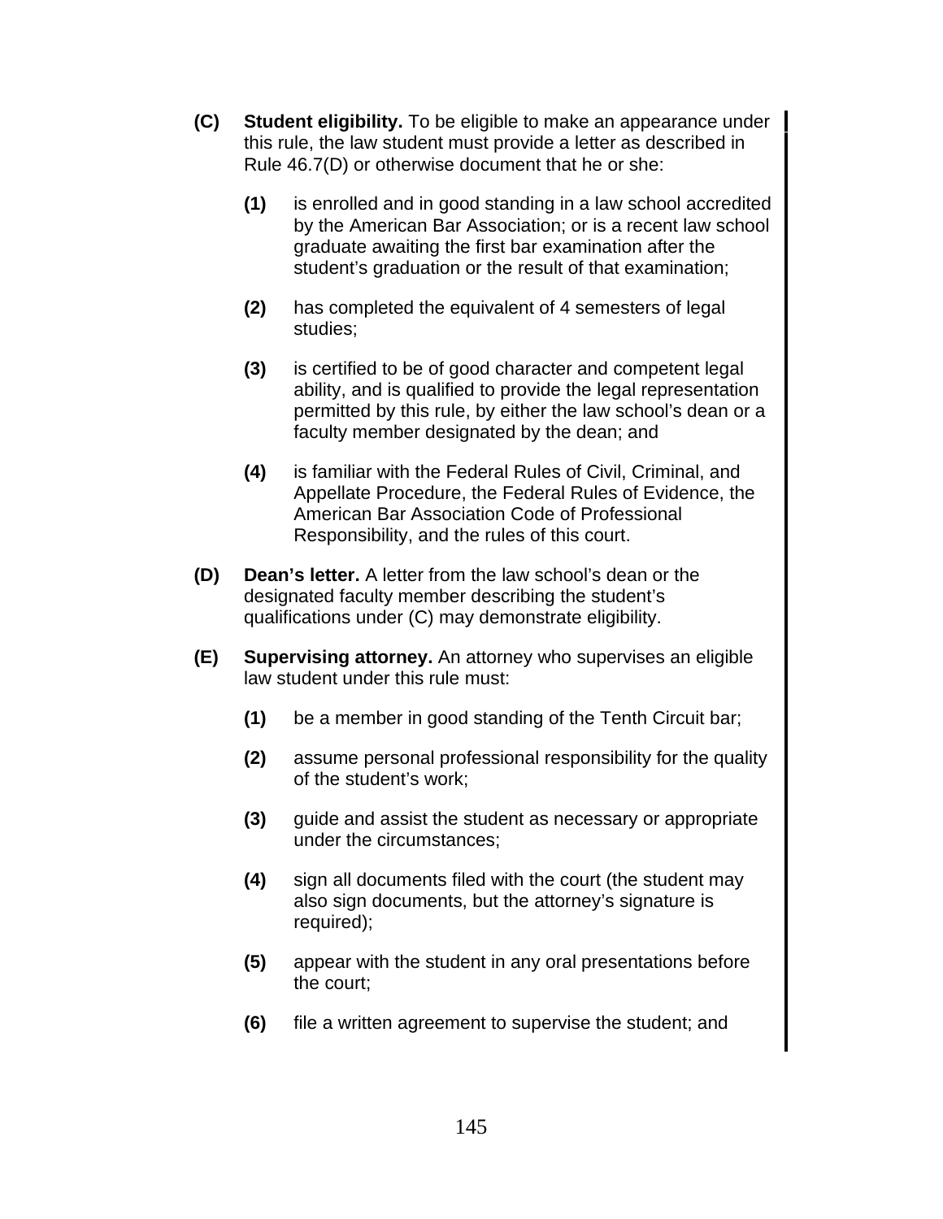**(C) Student eligibility.** To be eligible to make an appearance under this rule, the law student must provide a letter as described in Rule 46.7(D) or otherwise document that he or she:

- **(1)** is enrolled and in good standing in a law school accredited by the American Bar Association; or is a recent law school graduate awaiting the first bar examination after the student's graduation or the result of that examination;

- **(2)** has completed the equivalent of 4 semesters of legal studies;

- **(3)** is certified to be of good character and competent legal ability, and is qualified to provide the legal representation permitted by this rule, by either the law school's dean or a faculty member designated by the dean; and

- **(4)** is familiar with the Federal Rules of Civil, Criminal, and Appellate Procedure, the Federal Rules of Evidence, the American Bar Association Code of Professional Responsibility, and the rules of this court.

**(D) Dean's letter.** A letter from the law school's dean or the designated faculty member describing the student's qualifications under (C) may demonstrate eligibility.

**(E) Supervising attorney.** An attorney who supervises an eligible law student under this rule must:

- **(1)** be a member in good standing of the Tenth Circuit bar;

- **(2)** assume personal professional responsibility for the quality of the student's work;

- **(3)** guide and assist the student as necessary or appropriate under the circumstances;

- **(4)** sign all documents filed with the court (the student may also sign documents, but the attorney's signature is required);

- **(5)** appear with the student in any oral presentations before the court;

- **(6)** file a written agreement to supervise the student; and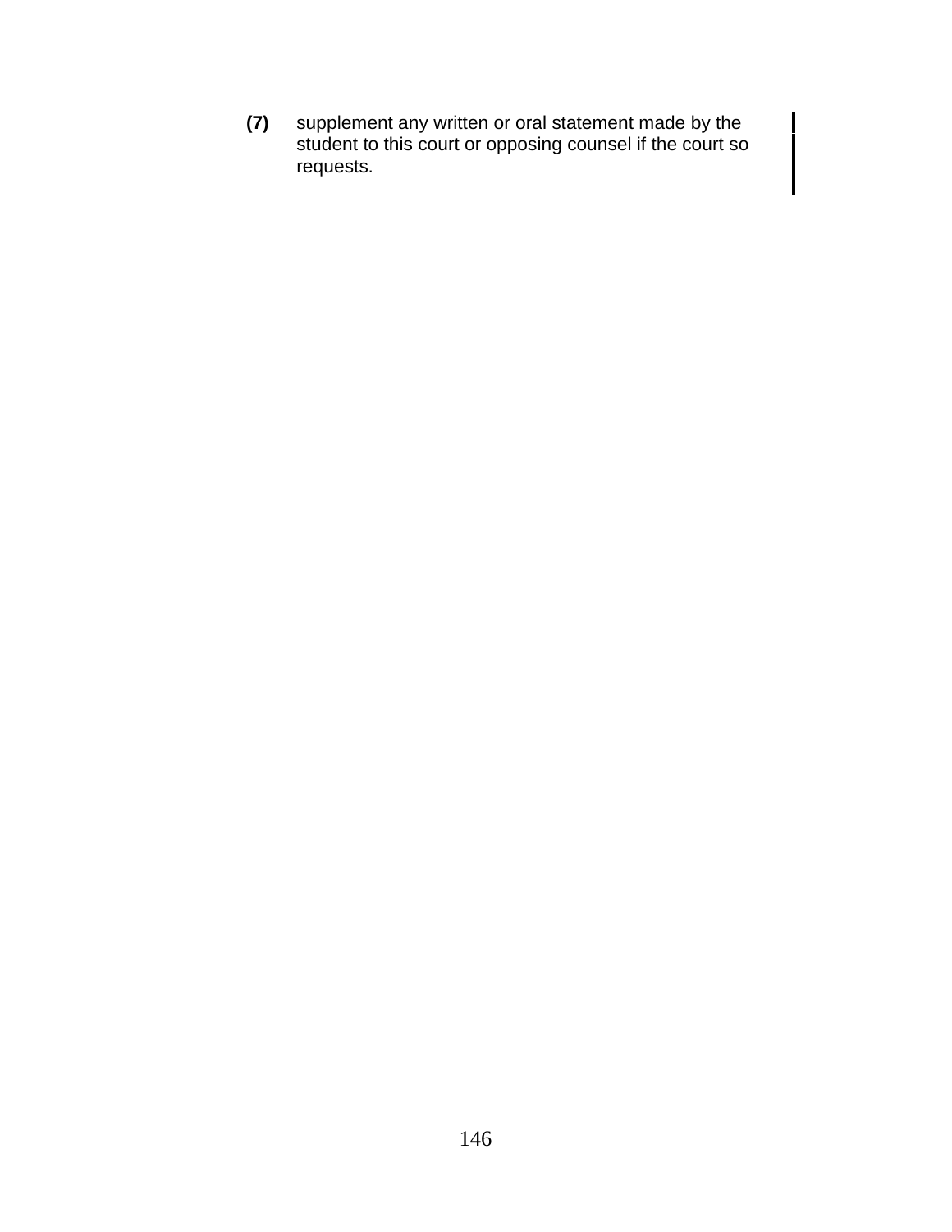**(7)** supplement any written or oral statement made by the student to this court or opposing counsel if the court so requests.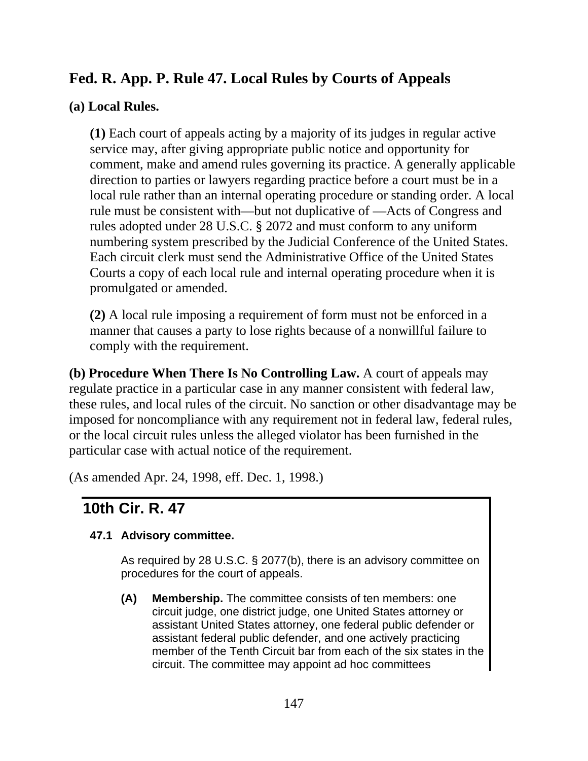## Fed. R. App. P. Rule 47. Local Rules by Courts of Appeals

### (a) Local Rules.

**(1)** Each court of appeals acting by a majority of its judges in regular active service may, after giving appropriate public notice and opportunity for comment, make and amend rules governing its practice. A generally applicable direction to parties or lawyers regarding practice before a court must be in a local rule rather than an internal operating procedure or standing order. A local rule must be consistent with—but not duplicative of —Acts of Congress and rules adopted under 28 U.S.C. § 2072 and must conform to any uniform numbering system prescribed by the Judicial Conference of the United States. Each circuit clerk must send the Administrative Office of the United States Courts a copy of each local rule and internal operating procedure when it is promulgated or amended.

**(2)** A local rule imposing a requirement of form must not be enforced in a manner that causes a party to lose rights because of a nonwillful failure to comply with the requirement.

**(b) Procedure When There Is No Controlling Law.** A court of appeals may regulate practice in a particular case in any manner consistent with federal law, these rules, and local rules of the circuit. No sanction or other disadvantage may be imposed for noncompliance with any requirement not in federal law, federal rules, or the local circuit rules unless the alleged violator has been furnished in the particular case with actual notice of the requirement.

(As amended Apr. 24, 1998, eff. Dec. 1, 1998.)

## 10th Cir. R. 47

**47.1 Advisory committee.**

As required by 28 U.S.C. § 2077(b), there is an advisory committee on procedures for the court of appeals.

**(A) Membership.** The committee consists of ten members: one circuit judge, one district judge, one United States attorney or assistant United States attorney, one federal public defender or assistant federal public defender, and one actively practicing member of the Tenth Circuit bar from each of the six states in the circuit. The committee may appoint ad hoc committees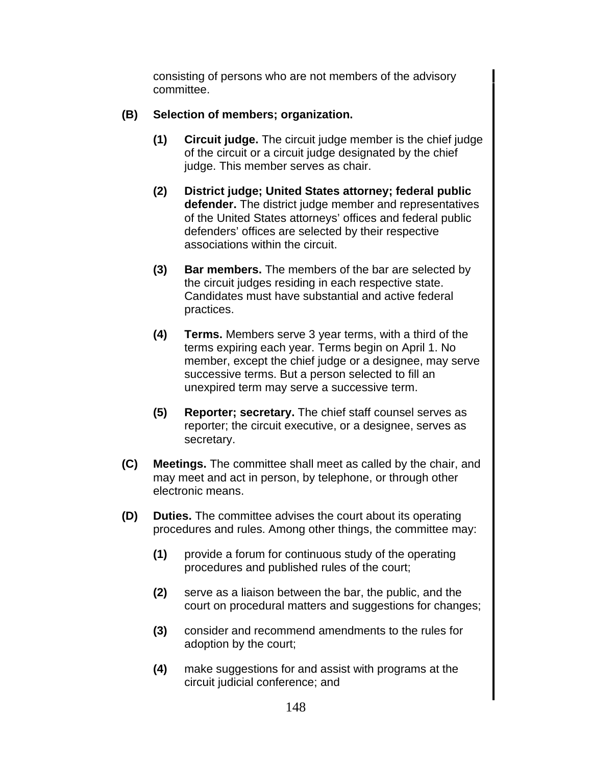consisting of persons who are not members of the advisory committee.

**(B) Selection of members; organization.**

- **(1) Circuit judge.** The circuit judge member is the chief judge of the circuit or a circuit judge designated by the chief judge. This member serves as chair.

- **(2) District judge; United States attorney; federal public defender.** The district judge member and representatives of the United States attorneys' offices and federal public defenders' offices are selected by their respective associations within the circuit.

- **(3) Bar members.** The members of the bar are selected by the circuit judges residing in each respective state. Candidates must have substantial and active federal practices.

- **(4) Terms.** Members serve 3 year terms, with a third of the terms expiring each year. Terms begin on April 1. No member, except the chief judge or a designee, may serve successive terms. But a person selected to fill an unexpired term may serve a successive term.

- **(5) Reporter; secretary.** The chief staff counsel serves as reporter; the circuit executive, or a designee, serves as secretary.

**(C) Meetings.** The committee shall meet as called by the chair, and may meet and act in person, by telephone, or through other electronic means.

**(D) Duties.** The committee advises the court about its operating procedures and rules. Among other things, the committee may:

- **(1)** provide a forum for continuous study of the operating procedures and published rules of the court;

- **(2)** serve as a liaison between the bar, the public, and the court on procedural matters and suggestions for changes;

- **(3)** consider and recommend amendments to the rules for adoption by the court;

- **(4)** make suggestions for and assist with programs at the circuit judicial conference; and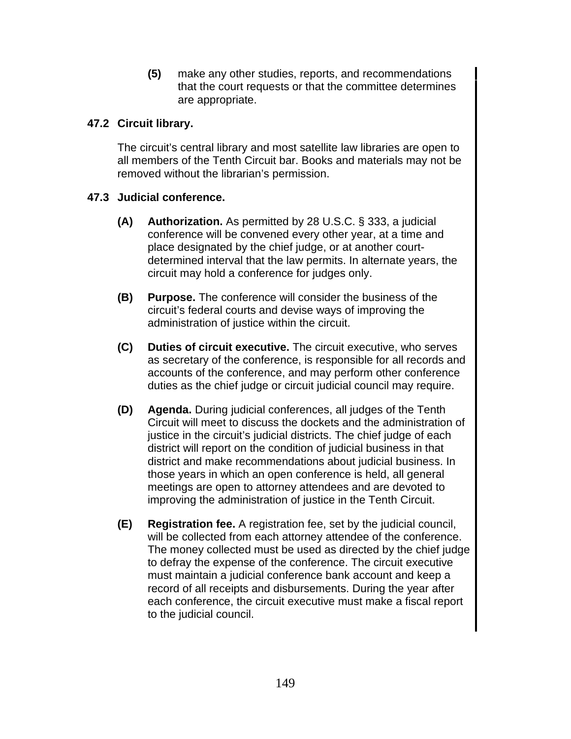**(5)** make any other studies, reports, and recommendations that the court requests or that the committee determines are appropriate.

### 47.2 Circuit library.

The circuit's central library and most satellite law libraries are open to all members of the Tenth Circuit bar. Books and materials may not be removed without the librarian's permission.

### 47.3 Judicial conference.

**(A)** **Authorization.** As permitted by 28 U.S.C. § 333, a judicial conference will be convened every other year, at a time and place designated by the chief judge, or at another court-determined interval that the law permits. In alternate years, the circuit may hold a conference for judges only.

**(B)** **Purpose.** The conference will consider the business of the circuit's federal courts and devise ways of improving the administration of justice within the circuit.

**(C)** **Duties of circuit executive.** The circuit executive, who serves as secretary of the conference, is responsible for all records and accounts of the conference, and may perform other conference duties as the chief judge or circuit judicial council may require.

**(D)** **Agenda.** During judicial conferences, all judges of the Tenth Circuit will meet to discuss the dockets and the administration of justice in the circuit's judicial districts. The chief judge of each district will report on the condition of judicial business in that district and make recommendations about judicial business. In those years in which an open conference is held, all general meetings are open to attorney attendees and are devoted to improving the administration of justice in the Tenth Circuit.

**(E)** **Registration fee.** A registration fee, set by the judicial council, will be collected from each attorney attendee of the conference. The money collected must be used as directed by the chief judge to defray the expense of the conference. The circuit executive must maintain a judicial conference bank account and keep a record of all receipts and disbursements. During the year after each conference, the circuit executive must make a fiscal report to the judicial council.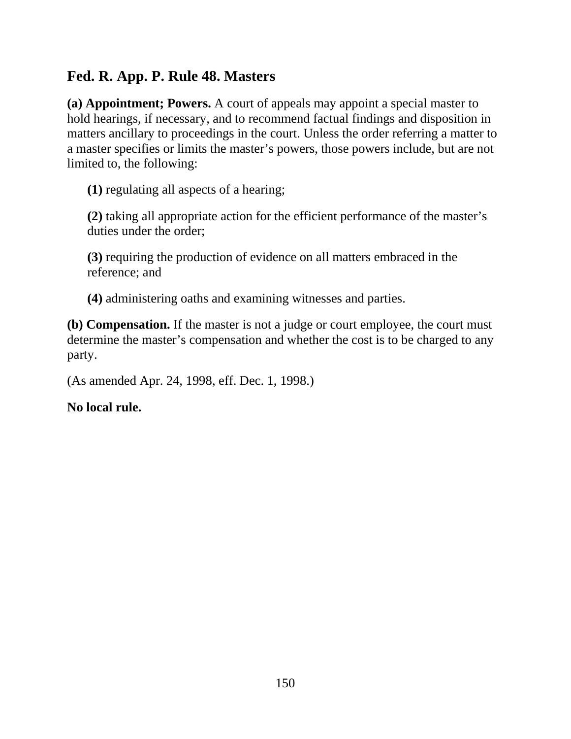## Fed. R. App. P. Rule 48. Masters

**(a) Appointment; Powers.** A court of appeals may appoint a special master to hold hearings, if necessary, and to recommend factual findings and disposition in matters ancillary to proceedings in the court. Unless the order referring a matter to a master specifies or limits the master's powers, those powers include, but are not limited to, the following:

> **(1)** regulating all aspects of a hearing;
>
> **(2)** taking all appropriate action for the efficient performance of the master's duties under the order;
>
> **(3)** requiring the production of evidence on all matters embraced in the reference; and
>
> **(4)** administering oaths and examining witnesses and parties.

**(b) Compensation.** If the master is not a judge or court employee, the court must determine the master's compensation and whether the cost is to be charged to any party.

(As amended Apr. 24, 1998, eff. Dec. 1, 1998.)

**No local rule.**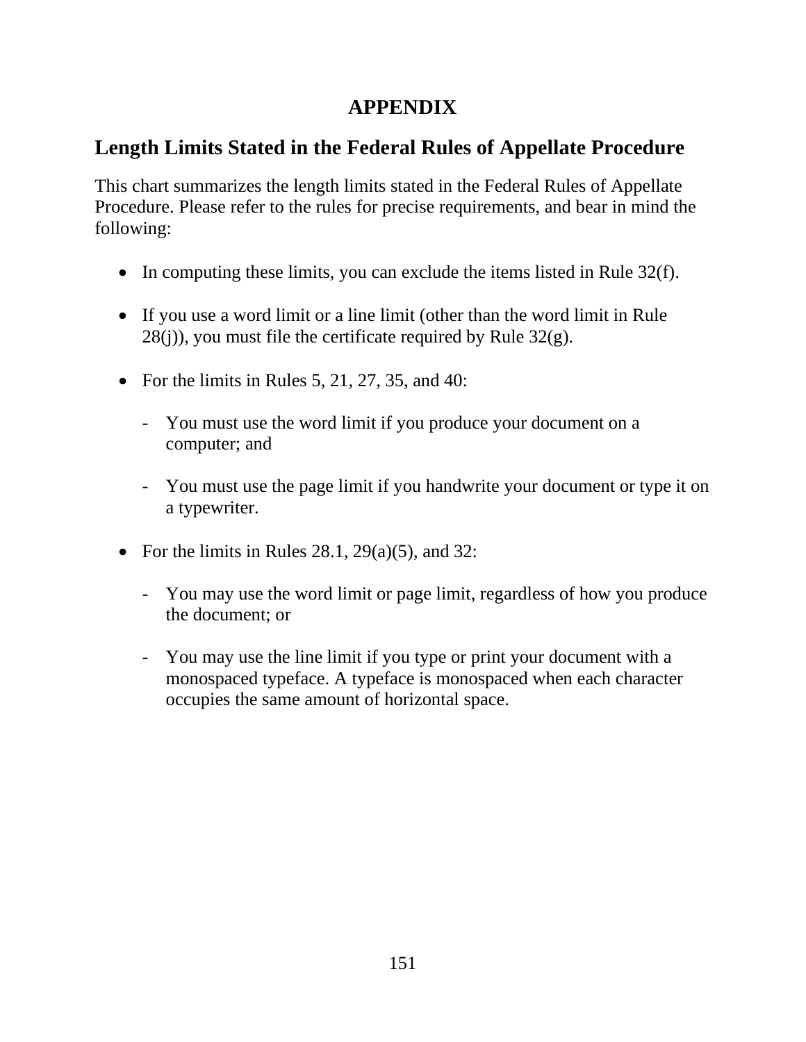# APPENDIX

## Length Limits Stated in the Federal Rules of Appellate Procedure

This chart summarizes the length limits stated in the Federal Rules of Appellate Procedure. Please refer to the rules for precise requirements, and bear in mind the following:

- In computing these limits, you can exclude the items listed in Rule 32(f).
- If you use a word limit or a line limit (other than the word limit in Rule 28(j)), you must file the certificate required by Rule 32(g).
- For the limits in Rules 5, 21, 27, 35, and 40:
  - You must use the word limit if you produce your document on a computer; and
  - You must use the page limit if you handwrite your document or type it on a typewriter.
- For the limits in Rules 28.1, 29(a)(5), and 32:
  - You may use the word limit or page limit, regardless of how you produce the document; or
  - You may use the line limit if you type or print your document with a monospaced typeface. A typeface is monospaced when each character occupies the same amount of horizontal space.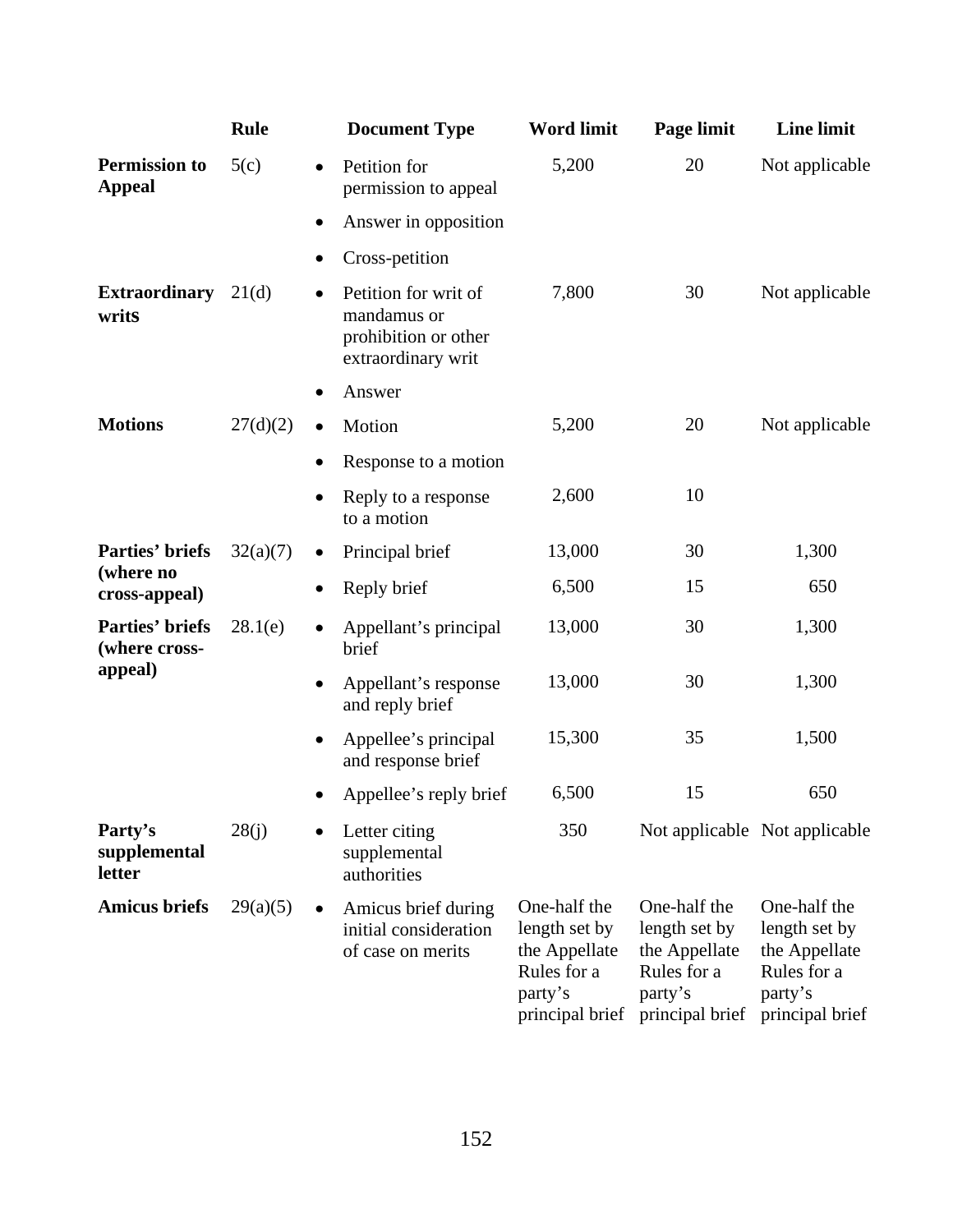| | Rule | Document Type | Word limit | Page limit | Line limit |
|---|---|---|---|---|---|
| **Permission to Appeal** | 5(c) | • Petition for permission to appeal | 5,200 | 20 | Not applicable |
| | | • Answer in opposition | | | |
| | | • Cross-petition | | | |
| **Extraordinary writs** | 21(d) | • Petition for writ of mandamus or prohibition or other extraordinary writ | 7,800 | 30 | Not applicable |
| | | • Answer | | | |
| **Motions** | 27(d)(2) | • Motion | 5,200 | 20 | Not applicable |
| | | • Response to a motion | | | |
| | | • Reply to a response to a motion | 2,600 | 10 | |
| **Parties' briefs (where no cross-appeal)** | 32(a)(7) | • Principal brief | 13,000 | 30 | 1,300 |
| | | • Reply brief | 6,500 | 15 | 650 |
| **Parties' briefs (where cross-appeal)** | 28.1(e) | • Appellant's principal brief | 13,000 | 30 | 1,300 |
| | | • Appellant's response and reply brief | 13,000 | 30 | 1,300 |
| | | • Appellee's principal and response brief | 15,300 | 35 | 1,500 |
| | | • Appellee's reply brief | 6,500 | 15 | 650 |
| **Party's supplemental letter** | 28(j) | • Letter citing supplemental authorities | 350 | Not applicable | Not applicable |
| **Amicus briefs** | 29(a)(5) | • Amicus brief during initial consideration of case on merits | One-half the length set by the Appellate Rules for a party's principal brief | One-half the length set by the Appellate Rules for a party's principal brief | One-half the length set by the Appellate Rules for a party's principal brief |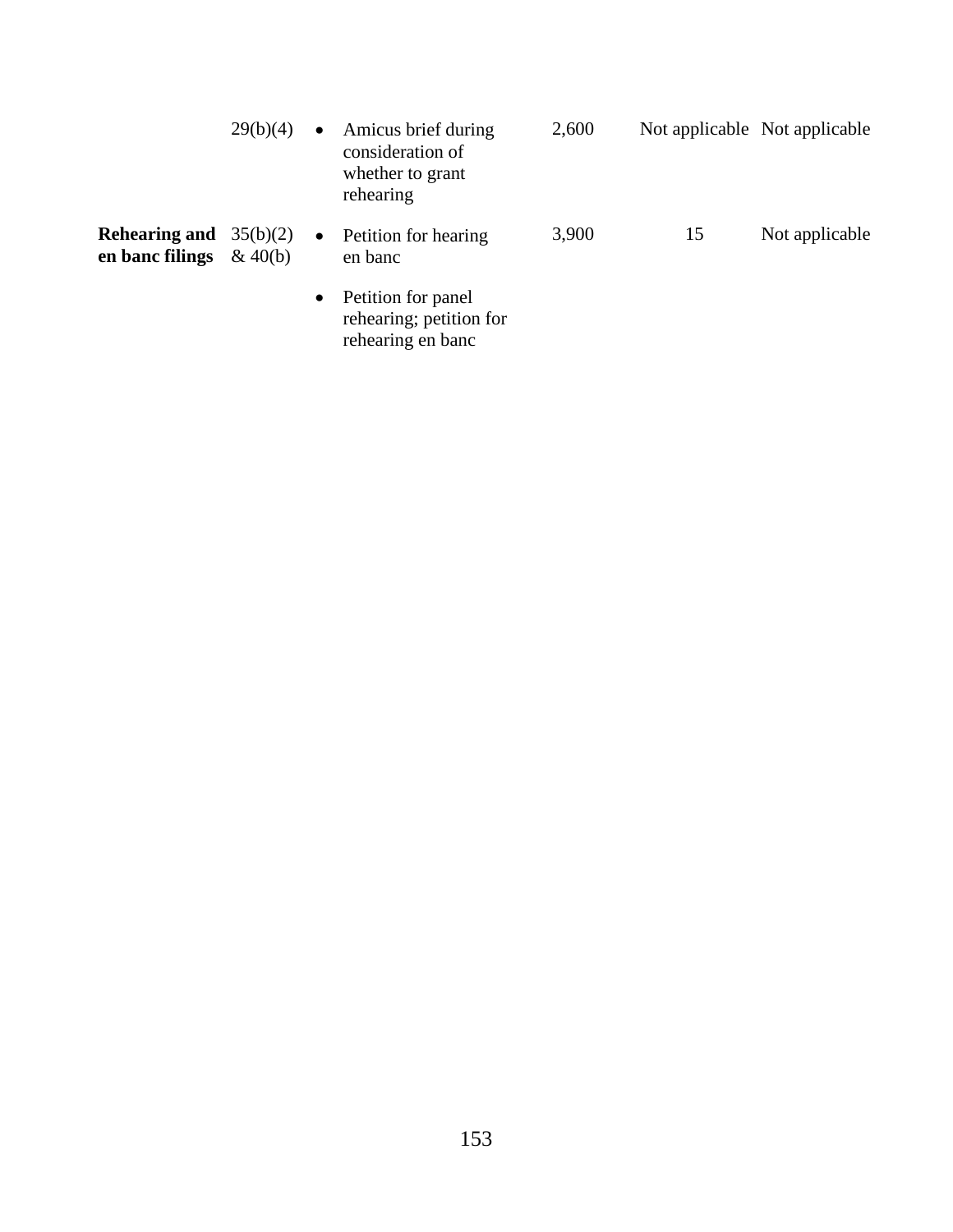| | | | | | |
|---|---|---|---|---|---|
| | 29(b)(4) | • Amicus brief during consideration of whether to grant rehearing | 2,600 | Not applicable | Not applicable |
| **Rehearing and en banc filings** | 35(b)(2) & 40(b) | • Petition for hearing en banc<br>• Petition for panel rehearing; petition for rehearing en banc | 3,900 | 15 | Not applicable |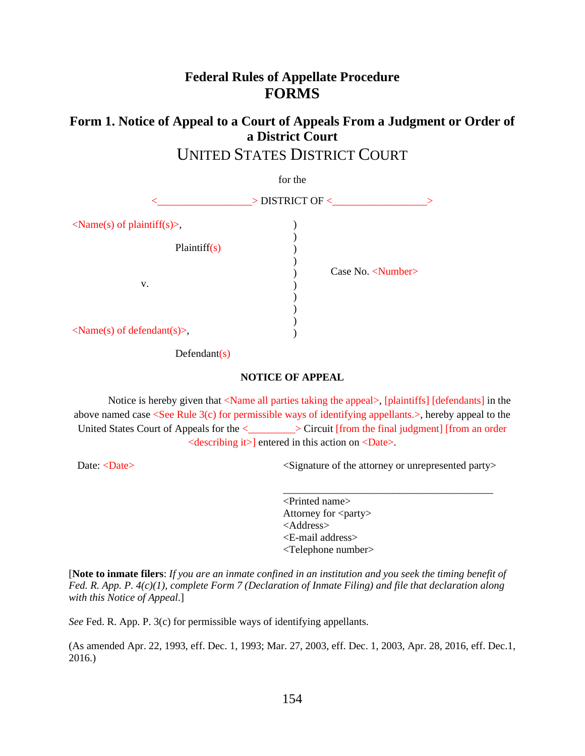# Federal Rules of Appellate Procedure
# FORMS

## Form 1. Notice of Appeal to a Court of Appeals From a Judgment or Order of a District Court

UNITED STATES DISTRICT COURT

for the

<\_\_\_\_\_\_\_\_\_\_\_\_\_\_\_\_\_\_> DISTRICT OF <\_\_\_\_\_\_\_\_\_\_\_\_\_\_\_\_\_\_>

| | | |
|---|---|---|
| <Name(s) of plaintiff(s)>, | ) | |
| | ) | |
| Plaintiff(s) | ) | |
| | ) | |
| | ) | Case No. <Number> |
| v. | ) | |
| | ) | |
| | ) | |
| | ) | |
| <Name(s) of defendant(s)>, | ) | |
| Defendant(s) | | |

**NOTICE OF APPEAL**

Notice is hereby given that <Name all parties taking the appeal>, [plaintiffs] [defendants] in the above named case <See Rule 3(c) for permissible ways of identifying appellants.>, hereby appeal to the United States Court of Appeals for the <\_\_\_\_\_\_\_\_\_> Circuit [from the final judgment] [from an order <describing it>] entered in this action on <Date>.

Date: <Date>

<Signature of the attorney or unrepresented party>

\_\_\_\_\_\_\_\_\_\_\_\_\_\_\_\_\_\_\_\_\_\_\_\_\_\_\_\_\_\_\_\_\_\_\_\_\_\_\_\_\_\_

<Printed name>
Attorney for <party>
<Address>
<E-mail address>
<Telephone number>

[**Note to inmate filers**: *If you are an inmate confined in an institution and you seek the timing benefit of Fed. R. App. P. 4(c)(1), complete Form 7 (Declaration of Inmate Filing) and file that declaration along with this Notice of Appeal.*]

*See* Fed. R. App. P. 3(c) for permissible ways of identifying appellants.

(As amended Apr. 22, 1993, eff. Dec. 1, 1993; Mar. 27, 2003, eff. Dec. 1, 2003, Apr. 28, 2016, eff. Dec.1, 2016.)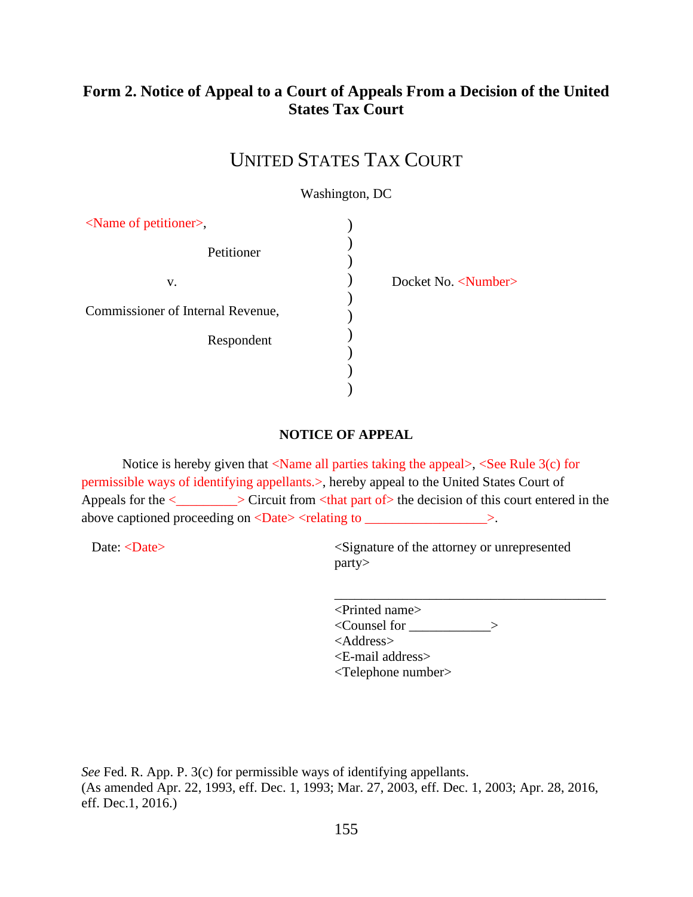## Form 2. Notice of Appeal to a Court of Appeals From a Decision of the United States Tax Court

UNITED STATES TAX COURT

Washington, DC

| | | |
|---|---|---|
| <Name of petitioner>, | ) | |
| Petitioner | ) | |
| v. | ) | Docket No. <Number> |
| Commissioner of Internal Revenue, | ) | |
| Respondent | ) | |

**NOTICE OF APPEAL**

Notice is hereby given that <Name all parties taking the appeal>, <See Rule 3(c) for permissible ways of identifying appellants.>, hereby appeal to the United States Court of Appeals for the <_________> Circuit from <that part of> the decision of this court entered in the above captioned proceeding on <Date> <relating to _________________>.

Date: <Date>

<Signature of the attorney or unrepresented party>

________________________________________
<Printed name>
<Counsel for ____________>
<Address>
<E-mail address>
<Telephone number>

*See* Fed. R. App. P. 3(c) for permissible ways of identifying appellants.
(As amended Apr. 22, 1993, eff. Dec. 1, 1993; Mar. 27, 2003, eff. Dec. 1, 2003; Apr. 28, 2016, eff. Dec.1, 2016.)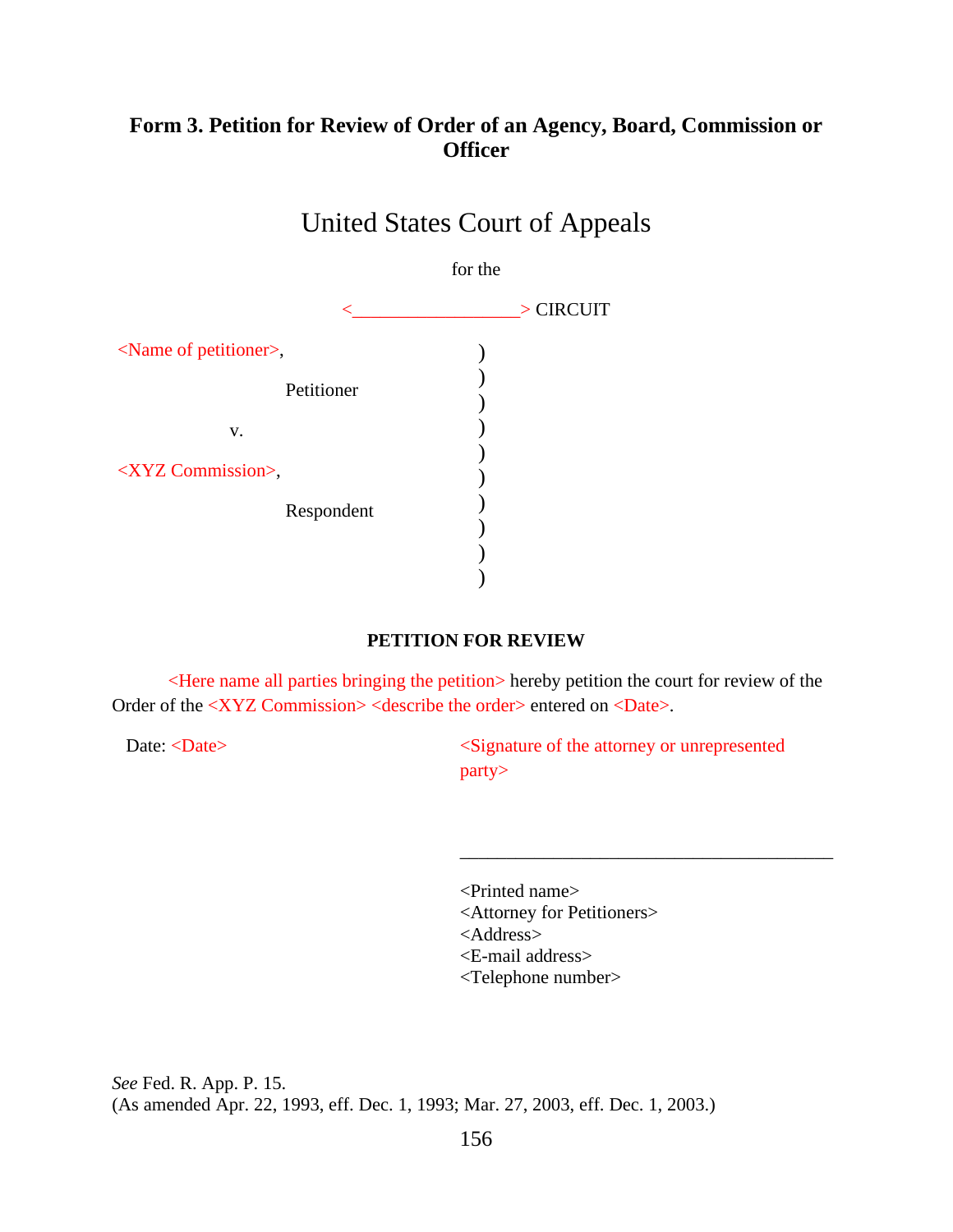## Form 3. Petition for Review of Order of an Agency, Board, Commission or Officer

United States Court of Appeals

for the

<__________________> CIRCUIT

<Name of petitioner>,
Petitioner
v.
<XYZ Commission>,
Respondent

)
)
)
)
)
)
)
)
)
)

**PETITION FOR REVIEW**

<Here name all parties bringing the petition> hereby petition the court for review of the Order of the <XYZ Commission> <describe the order> entered on <Date>.

Date: <Date>

<Signature of the attorney or unrepresented party>

_______________________________________

<Printed name>
<Attorney for Petitioners>
<Address>
<E-mail address>
<Telephone number>

*See* Fed. R. App. P. 15.
(As amended Apr. 22, 1993, eff. Dec. 1, 1993; Mar. 27, 2003, eff. Dec. 1, 2003.)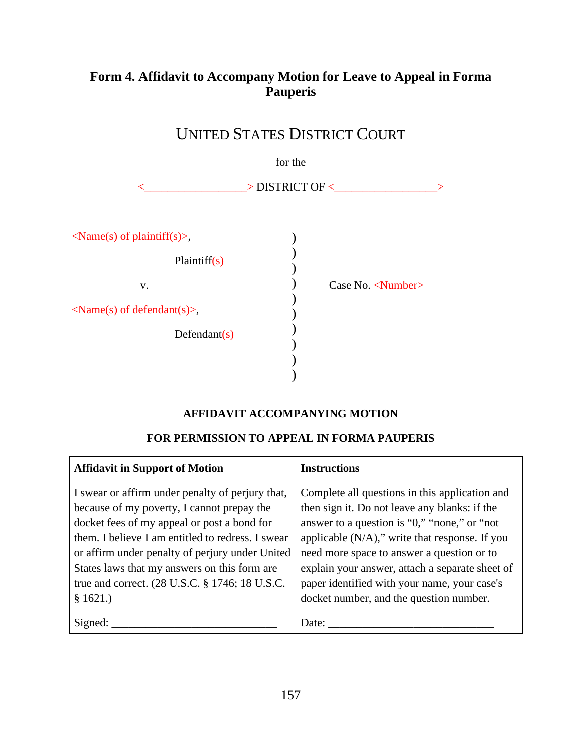# Form 4. Affidavit to Accompany Motion for Leave to Appeal in Forma Pauperis

UNITED STATES DISTRICT COURT

for the

<__________________> DISTRICT OF <__________________>

| | | |
|---|---|---|
| <Name(s) of plaintiff(s)>,<br><br>Plaintiff(s)<br><br>v.<br><br><Name(s) of defendant(s)>,<br><br>Defendant(s) | ) | Case No. <Number> |

**AFFIDAVIT ACCOMPANYING MOTION**

**FOR PERMISSION TO APPEAL IN FORMA PAUPERIS**

| **Affidavit in Support of Motion** | **Instructions** |
|---|---|
| I swear or affirm under penalty of perjury that, because of my poverty, I cannot prepay the docket fees of my appeal or post a bond for them. I believe I am entitled to redress. I swear or affirm under penalty of perjury under United States laws that my answers on this form are true and correct. (28 U.S.C. § 1746; 18 U.S.C. § 1621.) | Complete all questions in this application and then sign it. Do not leave any blanks: if the answer to a question is "0," "none," or "not applicable (N/A)," write that response. If you need more space to answer a question or to explain your answer, attach a separate sheet of paper identified with your name, your case's docket number, and the question number. |
| Signed: _____________________________ | Date: _____________________________ |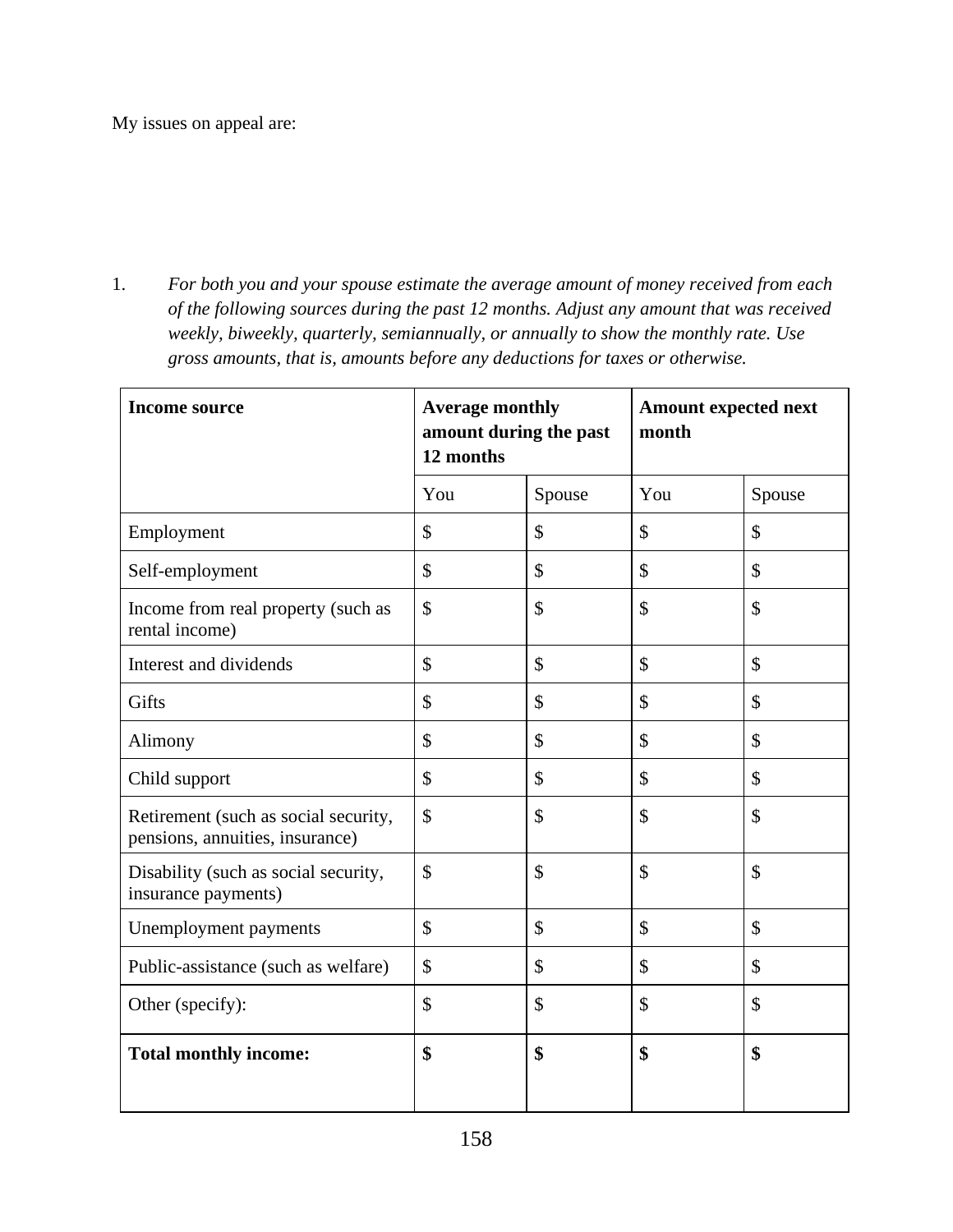My issues on appeal are:

1. *For both you and your spouse estimate the average amount of money received from each of the following sources during the past 12 months. Adjust any amount that was received weekly, biweekly, quarterly, semiannually, or annually to show the monthly rate. Use gross amounts, that is, amounts before any deductions for taxes or otherwise.*

| **Income source** | **Average monthly amount during the past 12 months** | | **Amount expected next month** | |
|---|---|---|---|---|
| | You | Spouse | You | Spouse |
| Employment | $ | $ | $ | $ |
| Self-employment | $ | $ | $ | $ |
| Income from real property (such as rental income) | $ | $ | $ | $ |
| Interest and dividends | $ | $ | $ | $ |
| Gifts | $ | $ | $ | $ |
| Alimony | $ | $ | $ | $ |
| Child support | $ | $ | $ | $ |
| Retirement (such as social security, pensions, annuities, insurance) | $ | $ | $ | $ |
| Disability (such as social security, insurance payments) | $ | $ | $ | $ |
| Unemployment payments | $ | $ | $ | $ |
| Public-assistance (such as welfare) | $ | $ | $ | $ |
| Other (specify): | $ | $ | $ | $ |
| **Total monthly income:** | **$** | **$** | **$** | **$** |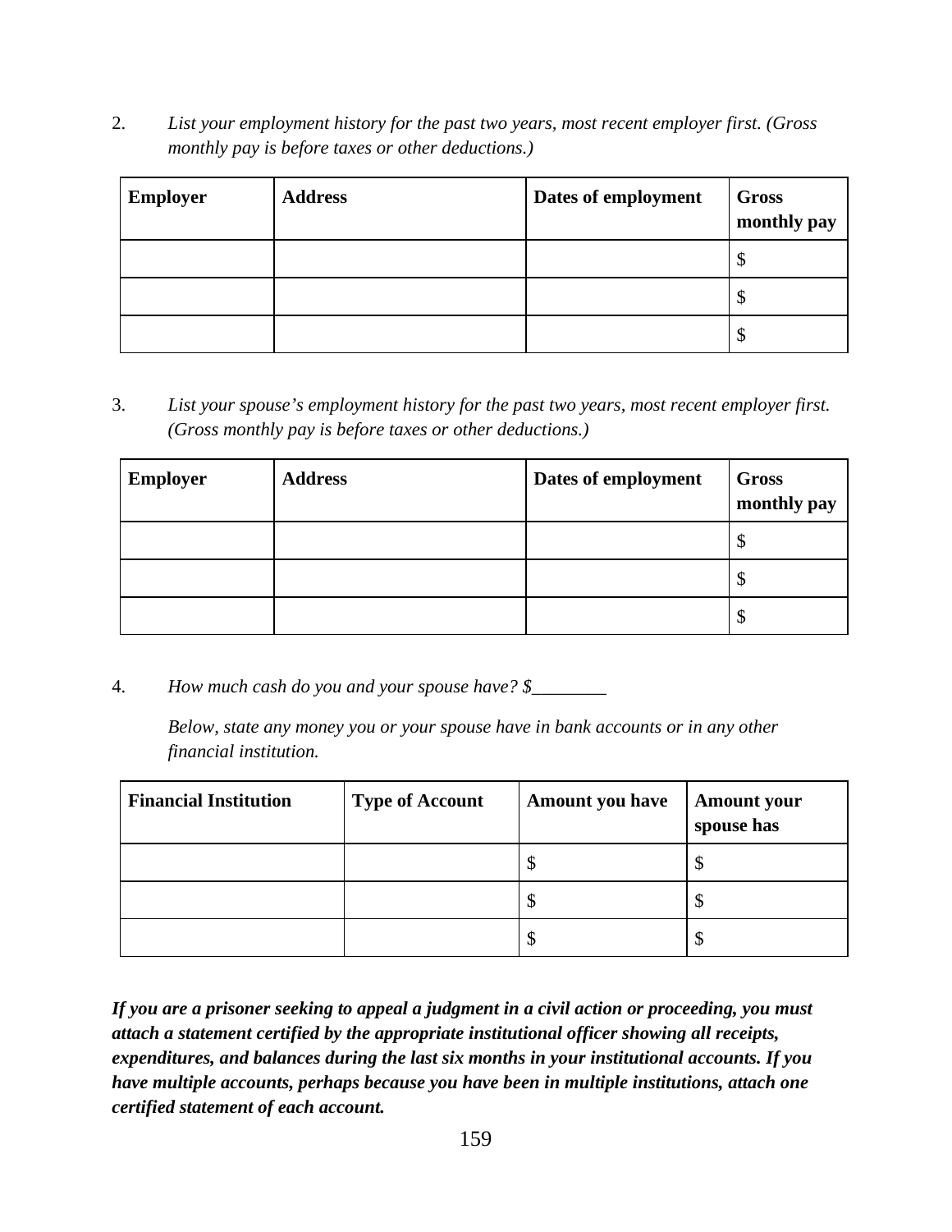2. *List your employment history for the past two years, most recent employer first. (Gross monthly pay is before taxes or other deductions.)*

| **Employer** | **Address** | **Dates of employment** | **Gross monthly pay** |
|---|---|---|---|
| | | | $ |
| | | | $ |
| | | | $ |

3. *List your spouse's employment history for the past two years, most recent employer first. (Gross monthly pay is before taxes or other deductions.)*

| **Employer** | **Address** | **Dates of employment** | **Gross monthly pay** |
|---|---|---|---|
| | | | $ |
| | | | $ |
| | | | $ |

4. *How much cash do you and your spouse have? $________*

   *Below, state any money you or your spouse have in bank accounts or in any other financial institution.*

| **Financial Institution** | **Type of Account** | **Amount you have** | **Amount your spouse has** |
|---|---|---|---|
| | | $ | $ |
| | | $ | $ |
| | | $ | $ |

***If you are a prisoner seeking to appeal a judgment in a civil action or proceeding, you must attach a statement certified by the appropriate institutional officer showing all receipts, expenditures, and balances during the last six months in your institutional accounts. If you have multiple accounts, perhaps because you have been in multiple institutions, attach one certified statement of each account.***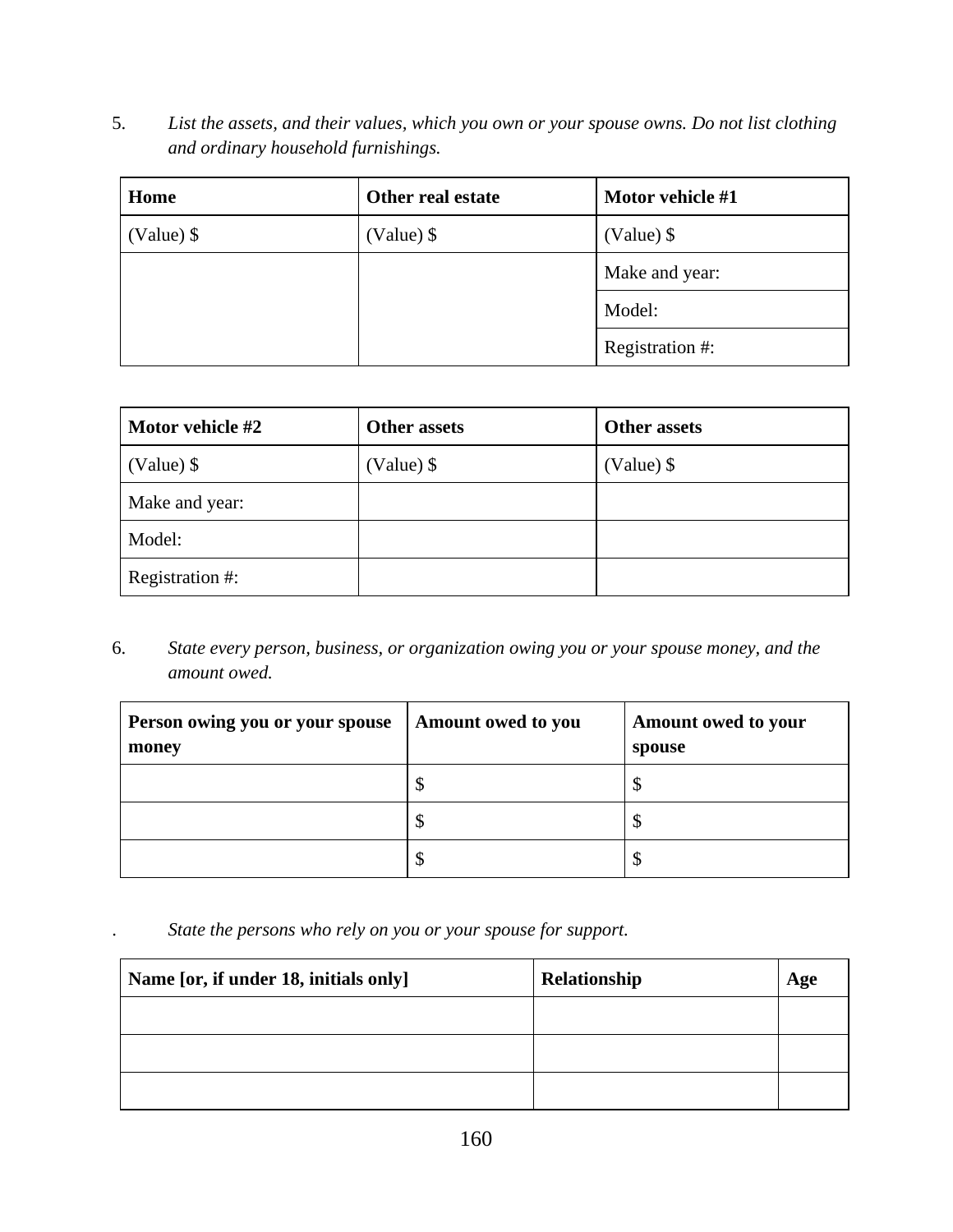5. *List the assets, and their values, which you own or your spouse owns. Do not list clothing and ordinary household furnishings.*

| Home | Other real estate | Motor vehicle #1 |
|---|---|---|
| (Value) $ | (Value) $ | (Value) $ |
| | | Make and year: |
| | | Model: |
| | | Registration #: |

| Motor vehicle #2 | Other assets | Other assets |
|---|---|---|
| (Value) $ | (Value) $ | (Value) $ |
| Make and year: | | |
| Model: | | |
| Registration #: | | |

6. *State every person, business, or organization owing you or your spouse money, and the amount owed.*

| Person owing you or your spouse money | Amount owed to you | Amount owed to your spouse |
|---|---|---|
| | $ | $ |
| | $ | $ |
| | $ | $ |

. *State the persons who rely on you or your spouse for support.*

| Name [or, if under 18, initials only] | Relationship | Age |
|---|---|---|
| | | |
| | | |
| | | |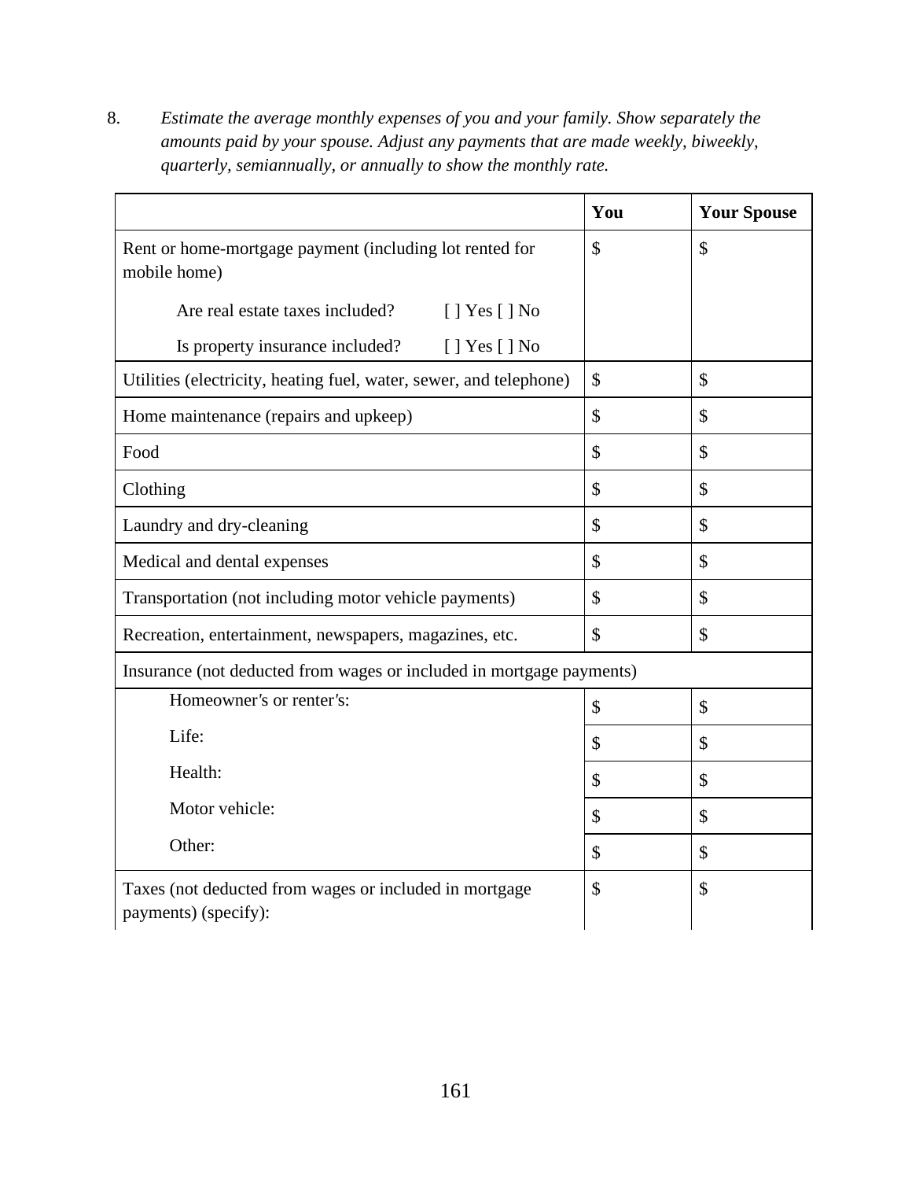8. *Estimate the average monthly expenses of you and your family. Show separately the amounts paid by your spouse. Adjust any payments that are made weekly, biweekly, quarterly, semiannually, or annually to show the monthly rate.*

| | **You** | **Your Spouse** |
|---|---|---|
| Rent or home-mortgage payment (including lot rented for mobile home)<br>Are real estate taxes included? [ ] Yes [ ] No<br>Is property insurance included? [ ] Yes [ ] No | $ | $ |
| Utilities (electricity, heating fuel, water, sewer, and telephone) | $ | $ |
| Home maintenance (repairs and upkeep) | $ | $ |
| Food | $ | $ |
| Clothing | $ | $ |
| Laundry and dry-cleaning | $ | $ |
| Medical and dental expenses | $ | $ |
| Transportation (not including motor vehicle payments) | $ | $ |
| Recreation, entertainment, newspapers, magazines, etc. | $ | $ |
| Insurance (not deducted from wages or included in mortgage payments) | | |
| Homeowner's or renter's: | $ | $ |
| Life: | $ | $ |
| Health: | $ | $ |
| Motor vehicle: | $ | $ |
| Other: | $ | $ |
| Taxes (not deducted from wages or included in mortgage payments) (specify): | $ | $ |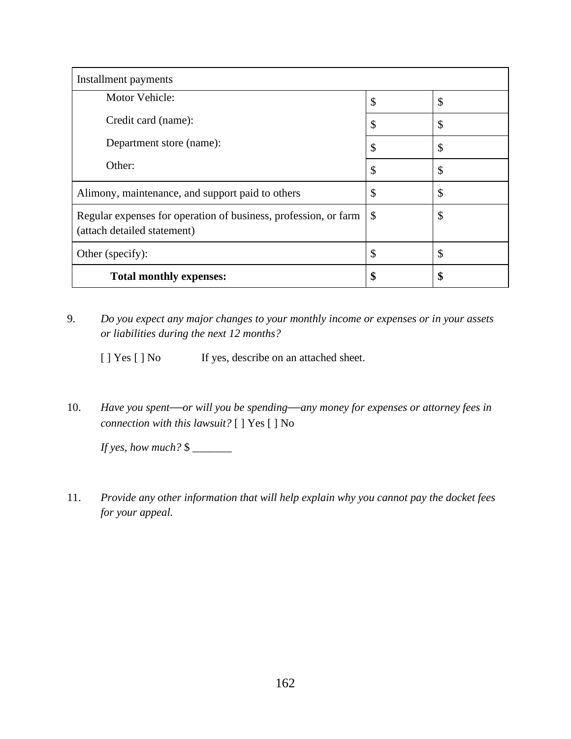| Installment payments | | |
|---|---|---|
| Motor Vehicle: | $ | $ |
| Credit card (name): | $ | $ |
| Department store (name): | $ | $ |
| Other: | $ | $ |
| Alimony, maintenance, and support paid to others | $ | $ |
| Regular expenses for operation of business, profession, or farm (attach detailed statement) | $ | $ |
| Other (specify): | $ | $ |
| **Total monthly expenses:** | **$** | **$** |

9. *Do you expect any major changes to your monthly income or expenses or in your assets or liabilities during the next 12 months?*

   [ ] Yes [ ] No If yes, describe on an attached sheet.

10. *Have you spent—or will you be spending—any money for expenses or attorney fees in connection with this lawsuit?* [ ] Yes [ ] No

    *If yes, how much?* $ _______

11. *Provide any other information that will help explain why you cannot pay the docket fees for your appeal.*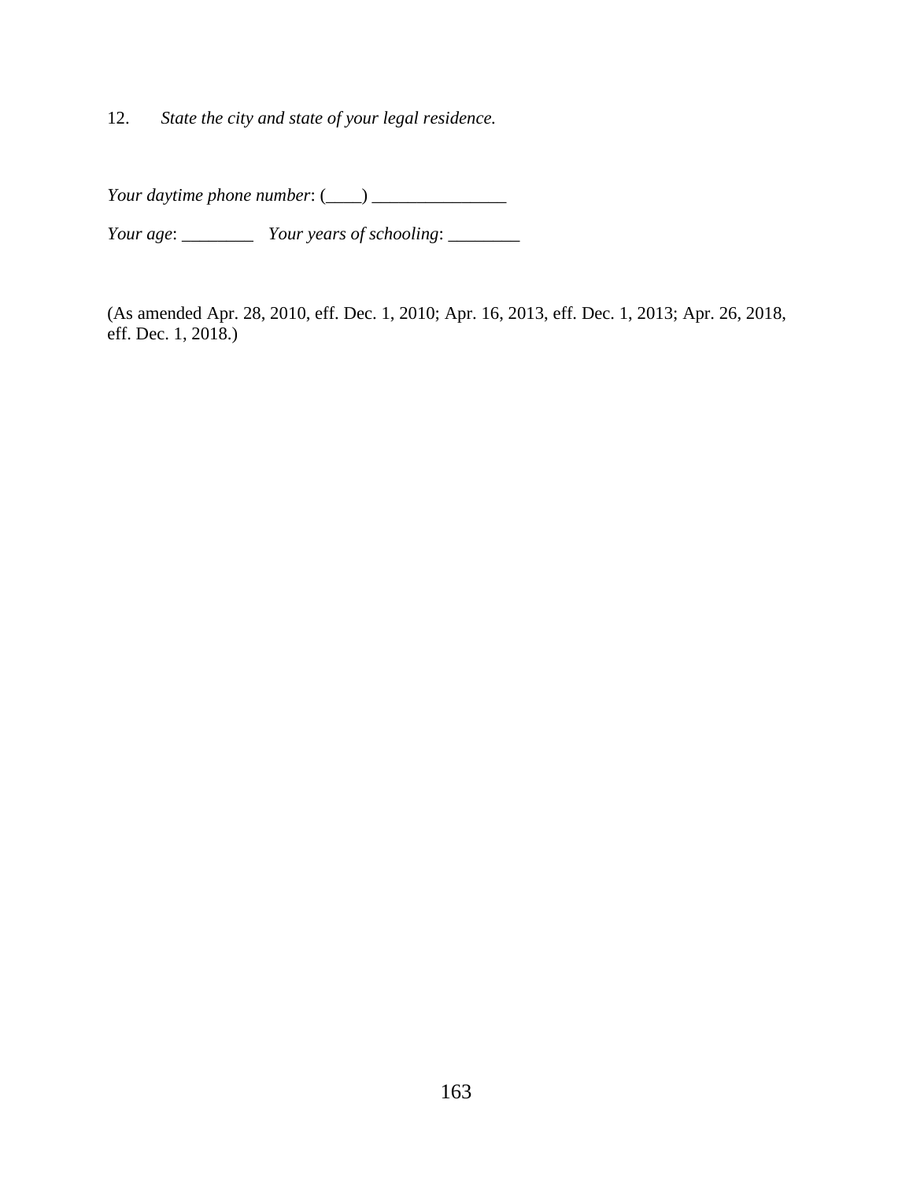12. *State the city and state of your legal residence.*

*Your daytime phone number*: (____) _______________

*Your age*: ________ *Your years of schooling*: ________

(As amended Apr. 28, 2010, eff. Dec. 1, 2010; Apr. 16, 2013, eff. Dec. 1, 2013; Apr. 26, 2018, eff. Dec. 1, 2018.)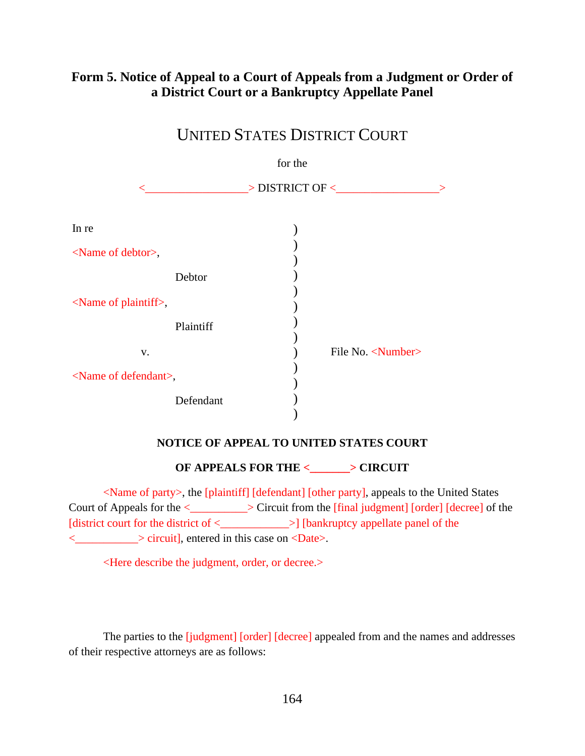**Form 5. Notice of Appeal to a Court of Appeals from a Judgment or Order of a District Court or a Bankruptcy Appellate Panel**

UNITED STATES DISTRICT COURT

for the

<__________________> DISTRICT OF <__________________>

| | | |
|---|---|---|
| In re | ) | |
| | ) | |
| <Name of debtor>, | ) | |
| Debtor | ) | |
| | ) | |
| <Name of plaintiff>, | ) | |
| Plaintiff | ) | |
| | ) | |
| v. | ) | File No. <Number> |
| | ) | |
| <Name of defendant>, | ) | |
| Defendant | ) | |
| | ) | |

**NOTICE OF APPEAL TO UNITED STATES COURT**

**OF APPEALS FOR THE <_______> CIRCUIT**

<Name of party>, the [plaintiff] [defendant] [other party], appeals to the United States Court of Appeals for the <__________> Circuit from the [final judgment] [order] [decree] of the [district court for the district of <____________>] [bankruptcy appellate panel of the <___________> circuit], entered in this case on <Date>.

<Here describe the judgment, order, or decree.>

The parties to the [judgment] [order] [decree] appealed from and the names and addresses of their respective attorneys are as follows: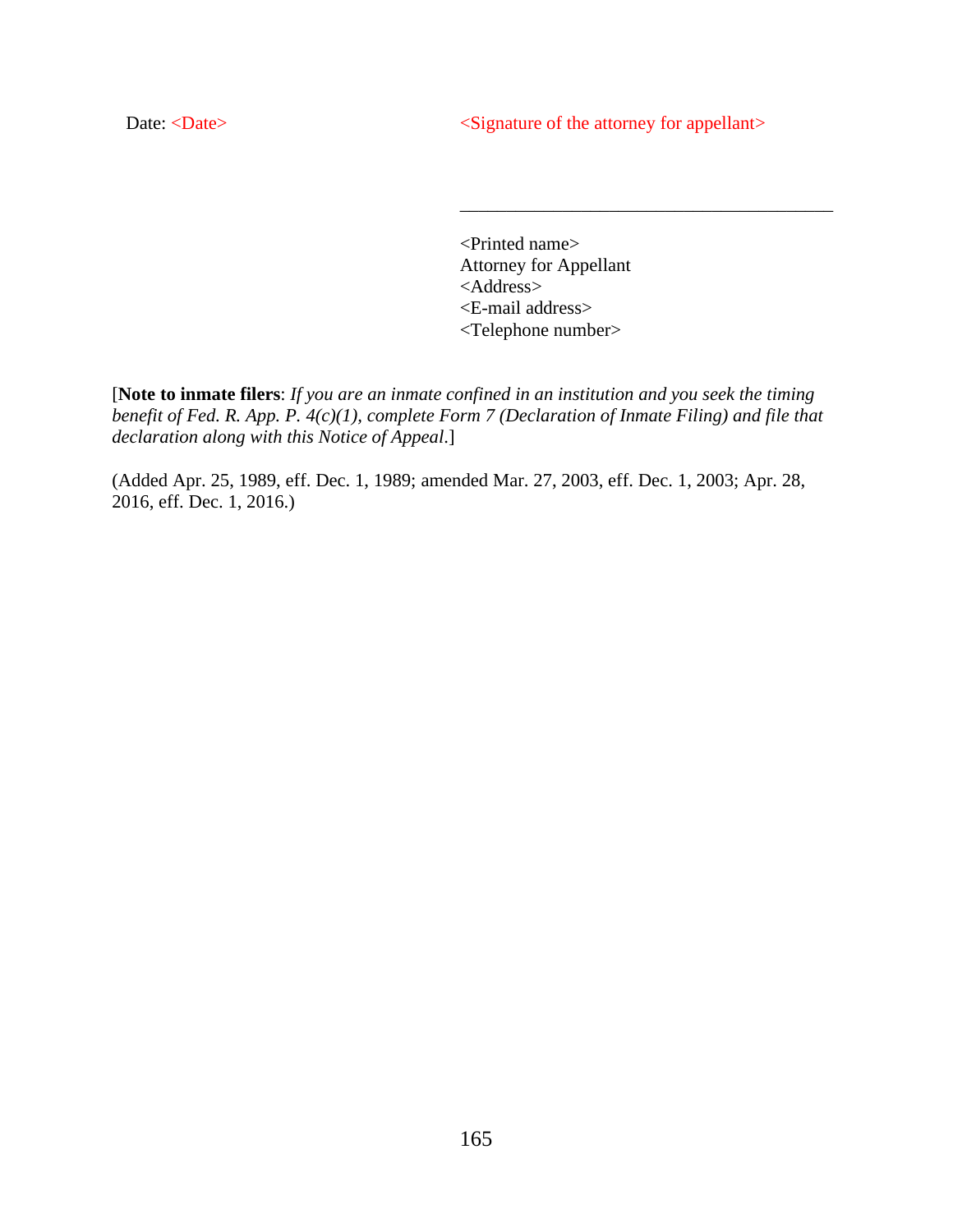Date: <Date>                                        <Signature of the attorney for appellant>

\_\_\_\_\_\_\_\_\_\_\_\_\_\_\_\_\_\_\_\_\_\_\_\_\_\_\_\_\_\_\_\_\_\_\_\_\_\_\_\_

<Printed name>  
Attorney for Appellant  
<Address>  
<E-mail address>  
<Telephone number>

[**Note to inmate filers**: *If you are an inmate confined in an institution and you seek the timing benefit of Fed. R. App. P. 4(c)(1), complete Form 7 (Declaration of Inmate Filing) and file that declaration along with this Notice of Appeal*.]

(Added Apr. 25, 1989, eff. Dec. 1, 1989; amended Mar. 27, 2003, eff. Dec. 1, 2003; Apr. 28, 2016, eff. Dec. 1, 2016.)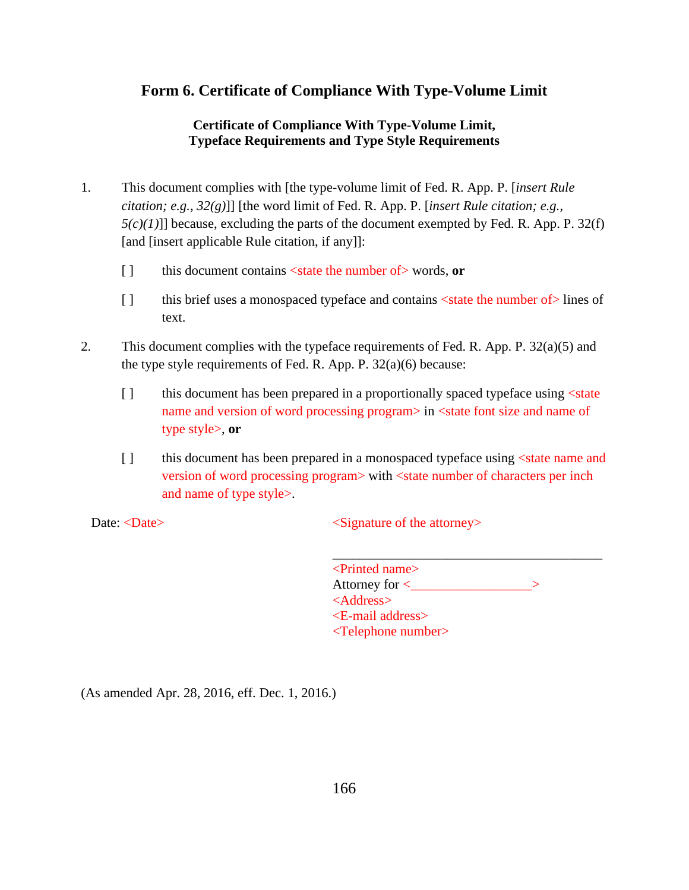# Form 6. Certificate of Compliance With Type-Volume Limit

**Certificate of Compliance With Type-Volume Limit,**
**Typeface Requirements and Type Style Requirements**

1. This document complies with [the type-volume limit of Fed. R. App. P. [*insert Rule citation; e.g., 32(g)*]] [the word limit of Fed. R. App. P. [*insert Rule citation; e.g., 5(c)(1)*]] because, excluding the parts of the document exempted by Fed. R. App. P. 32(f) [and [insert applicable Rule citation, if any]]:

   [ ] this document contains <state the number of> words, **or**

   [ ] this brief uses a monospaced typeface and contains <state the number of> lines of text.

2. This document complies with the typeface requirements of Fed. R. App. P. 32(a)(5) and the type style requirements of Fed. R. App. P. 32(a)(6) because:

   [ ] this document has been prepared in a proportionally spaced typeface using <state name and version of word processing program> in <state font size and name of type style>, **or**

   [ ] this document has been prepared in a monospaced typeface using <state name and version of word processing program> with <state number of characters per inch and name of type style>.

Date: <Date>

<Signature of the attorney>

______________________________________
<Printed name>
Attorney for <__________________>
<Address>
<E-mail address>
<Telephone number>

(As amended Apr. 28, 2016, eff. Dec. 1, 2016.)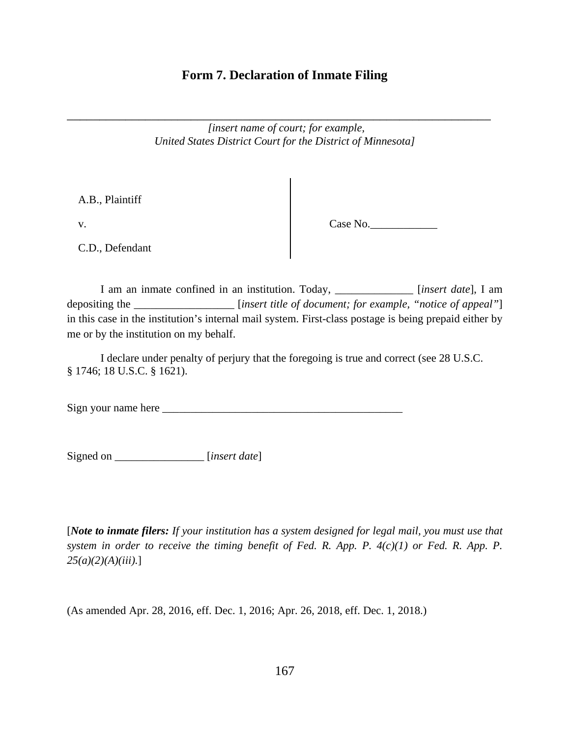# Form 7. Declaration of Inmate Filing

\_\_\_\_\_\_\_\_\_\_\_\_\_\_\_\_\_\_\_\_\_\_\_\_\_\_\_\_\_\_\_\_\_\_\_\_\_\_\_\_\_\_\_\_\_\_\_\_\_\_\_\_\_\_\_\_\_\_\_\_\_\_\_\_\_\_\_\_\_\_

*[insert name of court; for example,*
*United States District Court for the District of Minnesota]*

| | |
|---|---|
| A.B., Plaintiff | |
| v. | Case No.\_\_\_\_\_\_\_\_\_\_\_\_ |
| C.D., Defendant | |

I am an inmate confined in an institution. Today, \_\_\_\_\_\_\_\_\_\_\_\_\_\_ [*insert date*], I am depositing the \_\_\_\_\_\_\_\_\_\_\_\_\_\_\_\_\_\_ [*insert title of document; for example, "notice of appeal"*] in this case in the institution's internal mail system. First-class postage is being prepaid either by me or by the institution on my behalf.

I declare under penalty of perjury that the foregoing is true and correct (see 28 U.S.C. § 1746; 18 U.S.C. § 1621).

Sign your name here \_\_\_\_\_\_\_\_\_\_\_\_\_\_\_\_\_\_\_\_\_\_\_\_\_\_\_\_\_\_\_\_\_\_\_\_\_\_\_\_\_\_\_\_

Signed on \_\_\_\_\_\_\_\_\_\_\_\_\_\_\_\_ [*insert date*]

[***Note to inmate filers:*** *If your institution has a system designed for legal mail, you must use that system in order to receive the timing benefit of Fed. R. App. P. 4(c)(1) or Fed. R. App. P. 25(a)(2)(A)(iii).*]

(As amended Apr. 28, 2016, eff. Dec. 1, 2016; Apr. 26, 2018, eff. Dec. 1, 2018.)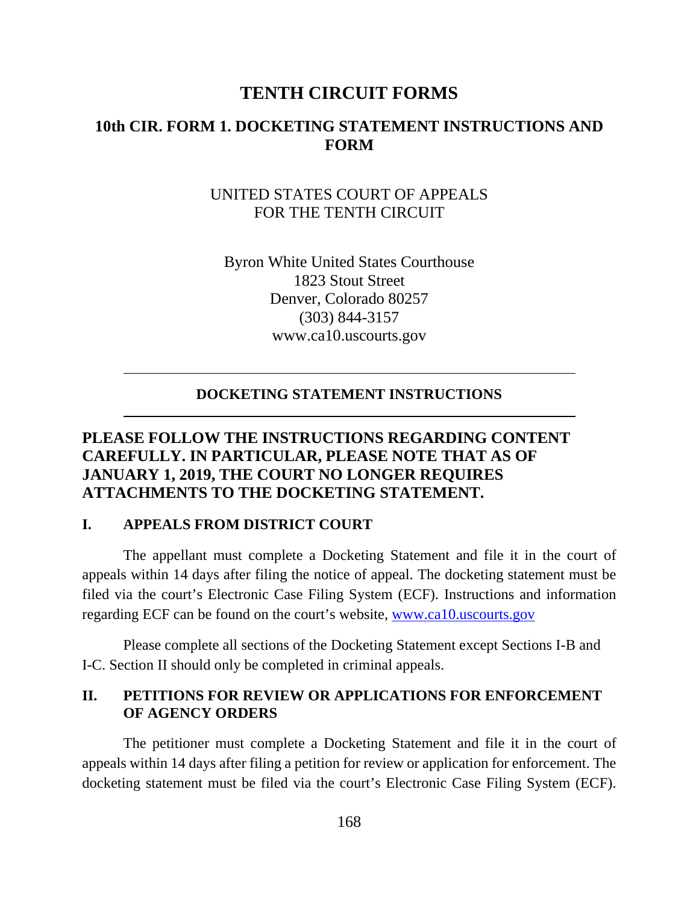# TENTH CIRCUIT FORMS

## 10th CIR. FORM 1. DOCKETING STATEMENT INSTRUCTIONS AND FORM

UNITED STATES COURT OF APPEALS
FOR THE TENTH CIRCUIT

Byron White United States Courthouse
1823 Stout Street
Denver, Colorado 80257
(303) 844-3157
www.ca10.uscourts.gov

---

**DOCKETING STATEMENT INSTRUCTIONS**

---

**PLEASE FOLLOW THE INSTRUCTIONS REGARDING CONTENT CAREFULLY. IN PARTICULAR, PLEASE NOTE THAT AS OF JANUARY 1, 2019, THE COURT NO LONGER REQUIRES ATTACHMENTS TO THE DOCKETING STATEMENT.**

### I. APPEALS FROM DISTRICT COURT

The appellant must complete a Docketing Statement and file it in the court of appeals within 14 days after filing the notice of appeal. The docketing statement must be filed via the court's Electronic Case Filing System (ECF). Instructions and information regarding ECF can be found on the court's website, www.ca10.uscourts.gov

Please complete all sections of the Docketing Statement except Sections I-B and I-C. Section II should only be completed in criminal appeals.

### II. PETITIONS FOR REVIEW OR APPLICATIONS FOR ENFORCEMENT OF AGENCY ORDERS

The petitioner must complete a Docketing Statement and file it in the court of appeals within 14 days after filing a petition for review or application for enforcement. The docketing statement must be filed via the court's Electronic Case Filing System (ECF).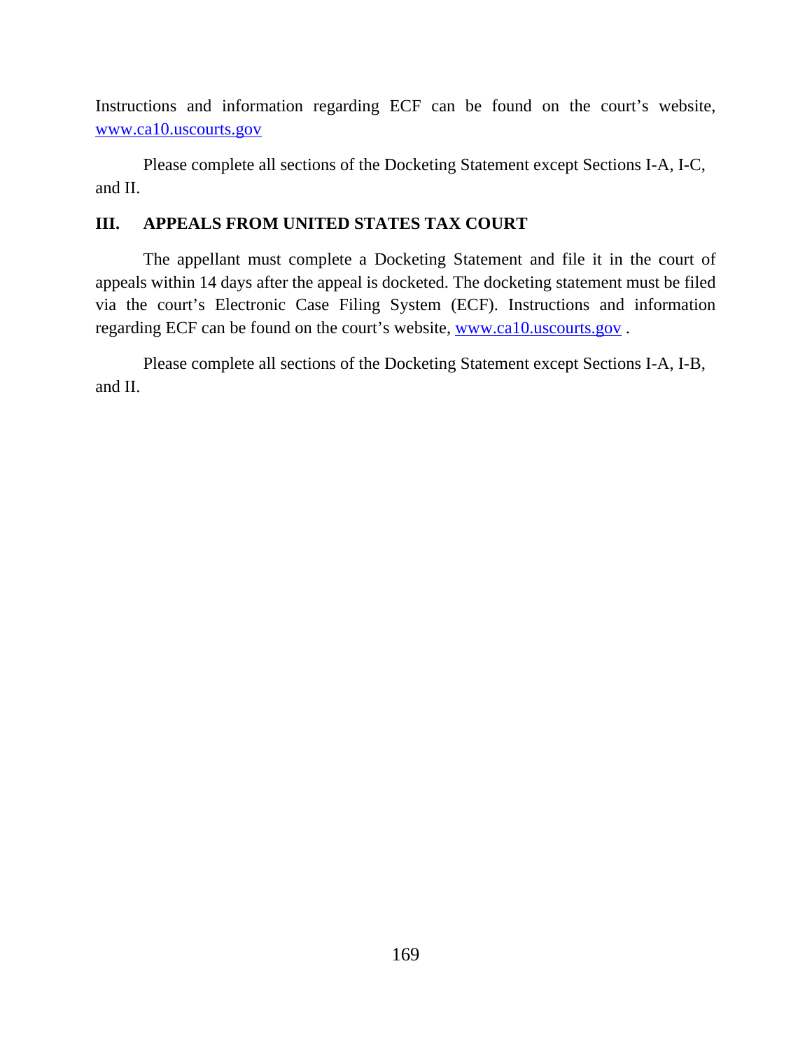Instructions and information regarding ECF can be found on the court's website, [www.ca10.uscourts.gov](http://www.ca10.uscourts.gov)

Please complete all sections of the Docketing Statement except Sections I-A, I-C, and II.

## III. APPEALS FROM UNITED STATES TAX COURT

The appellant must complete a Docketing Statement and file it in the court of appeals within 14 days after the appeal is docketed. The docketing statement must be filed via the court's Electronic Case Filing System (ECF). Instructions and information regarding ECF can be found on the court's website, [www.ca10.uscourts.gov](http://www.ca10.uscourts.gov) .

Please complete all sections of the Docketing Statement except Sections I-A, I-B, and II.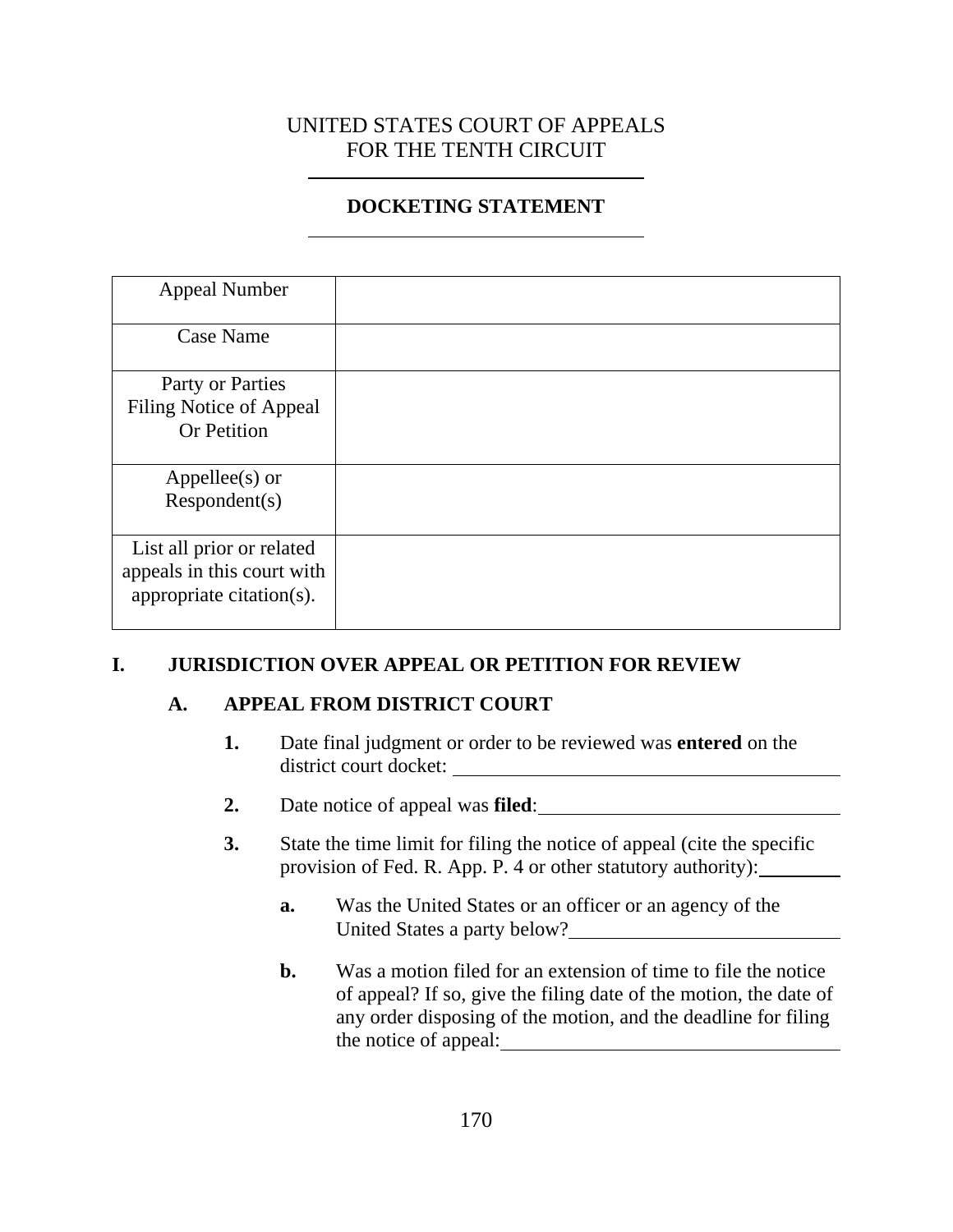UNITED STATES COURT OF APPEALS
FOR THE TENTH CIRCUIT

**DOCKETING STATEMENT**

| Appeal Number | |
|---|---|
| Case Name | |
| Party or Parties Filing Notice of Appeal Or Petition | |
| Appellee(s) or Respondent(s) | |
| List all prior or related appeals in this court with appropriate citation(s). | |

## I. JURISDICTION OVER APPEAL OR PETITION FOR REVIEW

### A. APPEAL FROM DISTRICT COURT

**1.** Date final judgment or order to be reviewed was **entered** on the district court docket: ____________________

**2.** Date notice of appeal was **filed**: ____________________

**3.** State the time limit for filing the notice of appeal (cite the specific provision of Fed. R. App. P. 4 or other statutory authority): ________

**a.** Was the United States or an officer or an agency of the United States a party below? ____________________

**b.** Was a motion filed for an extension of time to file the notice of appeal? If so, give the filing date of the motion, the date of any order disposing of the motion, and the deadline for filing the notice of appeal: ____________________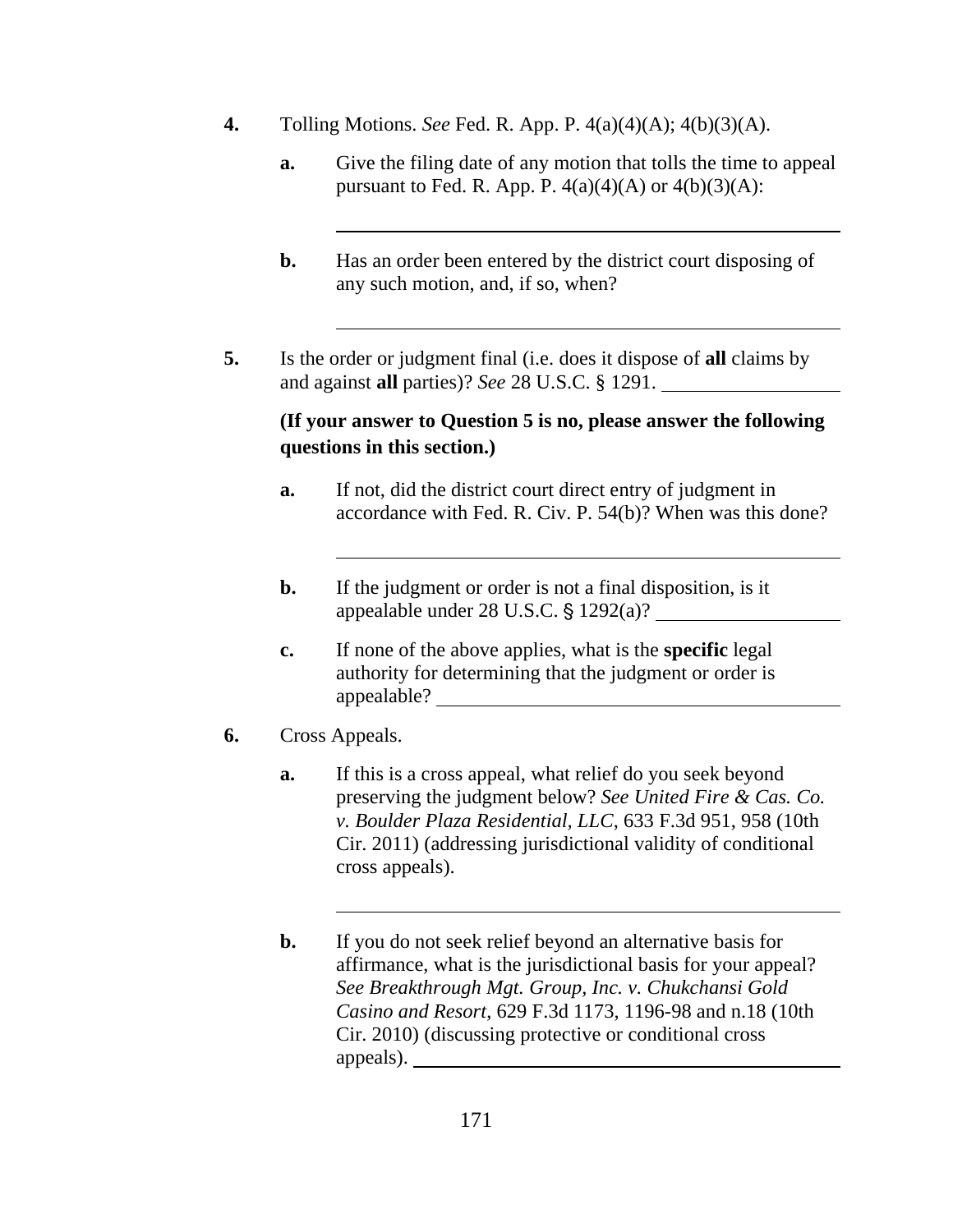**4.** Tolling Motions. *See* Fed. R. App. P. 4(a)(4)(A); 4(b)(3)(A).

**a.** Give the filing date of any motion that tolls the time to appeal pursuant to Fed. R. App. P. 4(a)(4)(A) or 4(b)(3)(A):

______________________________________________

**b.** Has an order been entered by the district court disposing of any such motion, and, if so, when?

______________________________________________

**5.** Is the order or judgment final (i.e. does it dispose of **all** claims by and against **all** parties)? *See* 28 U.S.C. § 1291. ________________

**(If your answer to Question 5 is no, please answer the following questions in this section.)**

**a.** If not, did the district court direct entry of judgment in accordance with Fed. R. Civ. P. 54(b)? When was this done?

______________________________________________

**b.** If the judgment or order is not a final disposition, is it appealable under 28 U.S.C. § 1292(a)? ________________

**c.** If none of the above applies, what is the **specific** legal authority for determining that the judgment or order is appealable? ______________________________________

**6.** Cross Appeals.

**a.** If this is a cross appeal, what relief do you seek beyond preserving the judgment below? *See United Fire & Cas. Co. v. Boulder Plaza Residential, LLC*, 633 F.3d 951, 958 (10th Cir. 2011) (addressing jurisdictional validity of conditional cross appeals).

______________________________________________

**b.** If you do not seek relief beyond an alternative basis for affirmance, what is the jurisdictional basis for your appeal? *See Breakthrough Mgt. Group, Inc. v. Chukchansi Gold Casino and Resort*, 629 F.3d 1173, 1196-98 and n.18 (10th Cir. 2010) (discussing protective or conditional cross appeals). ______________________________________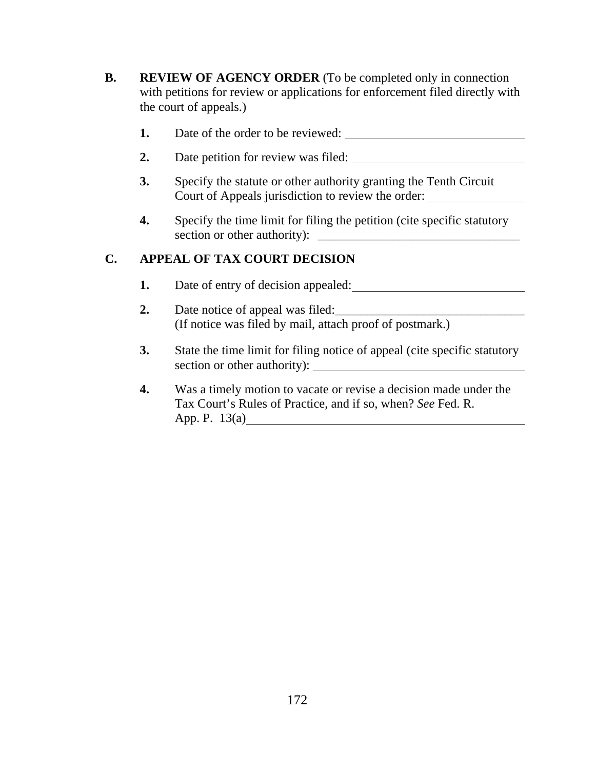**B. REVIEW OF AGENCY ORDER** (To be completed only in connection with petitions for review or applications for enforcement filed directly with the court of appeals.)

**1.** Date of the order to be reviewed: \_\_\_\_\_\_\_\_\_\_\_\_\_\_\_\_\_\_\_\_\_\_\_\_\_\_\_\_

**2.** Date petition for review was filed: \_\_\_\_\_\_\_\_\_\_\_\_\_\_\_\_\_\_\_\_\_\_\_\_\_\_\_\_

**3.** Specify the statute or other authority granting the Tenth Circuit Court of Appeals jurisdiction to review the order: \_\_\_\_\_\_\_\_\_\_\_\_\_\_\_\_

**4.** Specify the time limit for filing the petition (cite specific statutory section or other authority): \_\_\_\_\_\_\_\_\_\_\_\_\_\_\_\_\_\_\_\_\_\_\_\_\_\_\_\_\_\_\_\_

**C. APPEAL OF TAX COURT DECISION**

**1.** Date of entry of decision appealed: \_\_\_\_\_\_\_\_\_\_\_\_\_\_\_\_\_\_\_\_\_\_\_\_\_\_\_\_

**2.** Date notice of appeal was filed: \_\_\_\_\_\_\_\_\_\_\_\_\_\_\_\_\_\_\_\_\_\_\_\_\_\_\_\_\_\_
(If notice was filed by mail, attach proof of postmark.)

**3.** State the time limit for filing notice of appeal (cite specific statutory section or other authority): \_\_\_\_\_\_\_\_\_\_\_\_\_\_\_\_\_\_\_\_\_\_\_\_\_\_\_\_\_\_\_\_\_\_

**4.** Was a timely motion to vacate or revise a decision made under the Tax Court's Rules of Practice, and if so, when? *See* Fed. R. App. P. 13(a) \_\_\_\_\_\_\_\_\_\_\_\_\_\_\_\_\_\_\_\_\_\_\_\_\_\_\_\_\_\_\_\_\_\_\_\_\_\_\_\_\_\_\_\_\_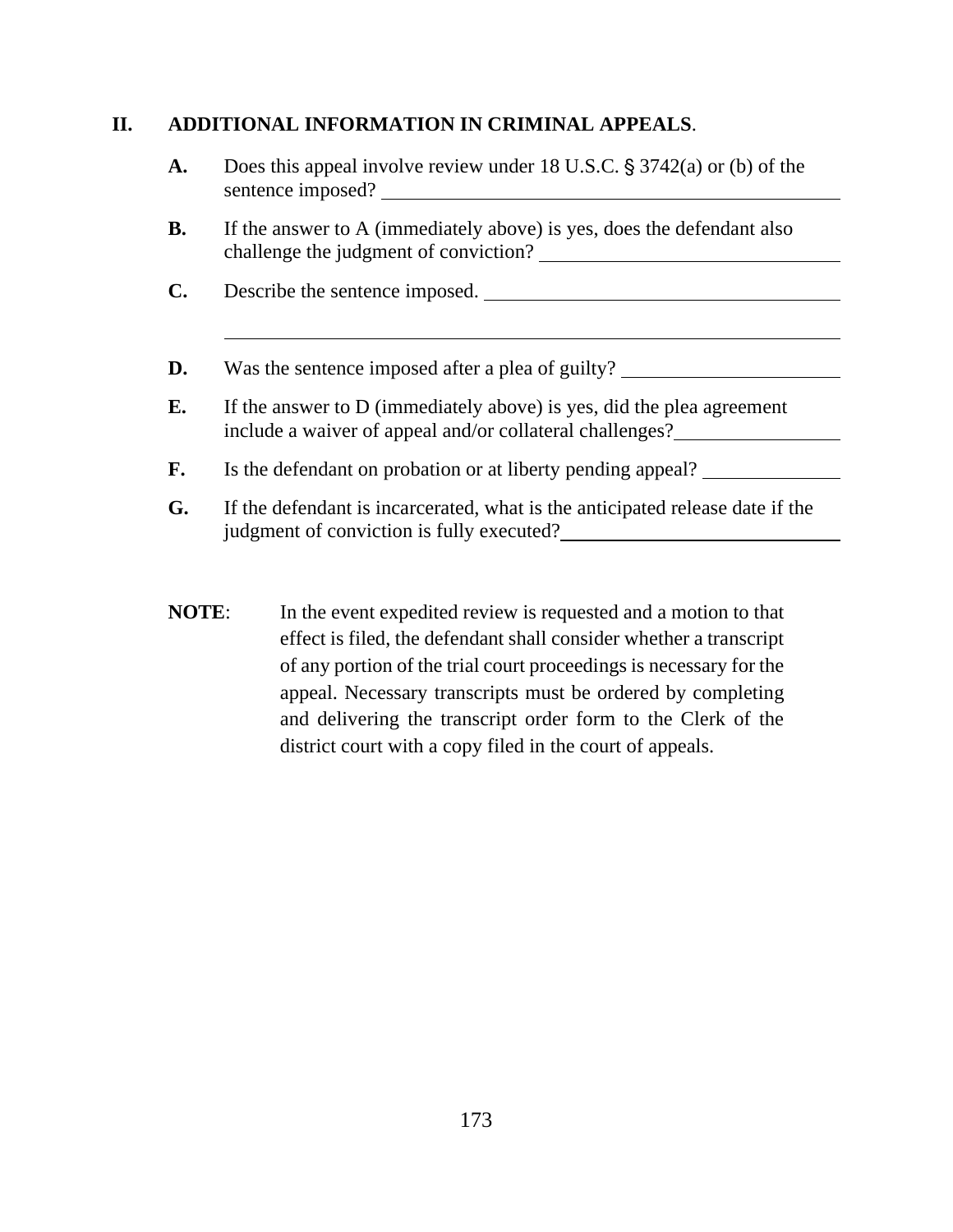## II. ADDITIONAL INFORMATION IN CRIMINAL APPEALS.

**A.** Does this appeal involve review under 18 U.S.C. § 3742(a) or (b) of the sentence imposed? ______________________________

**B.** If the answer to A (immediately above) is yes, does the defendant also challenge the judgment of conviction? ______________________________

**C.** Describe the sentence imposed. ______________________________

______________________________________________________________

**D.** Was the sentence imposed after a plea of guilty? ______________________________

**E.** If the answer to D (immediately above) is yes, did the plea agreement include a waiver of appeal and/or collateral challenges?______________________________

**F.** Is the defendant on probation or at liberty pending appeal? ______________________________

**G.** If the defendant is incarcerated, what is the anticipated release date if the judgment of conviction is fully executed?______________________________

**NOTE**: In the event expedited review is requested and a motion to that effect is filed, the defendant shall consider whether a transcript of any portion of the trial court proceedings is necessary for the appeal. Necessary transcripts must be ordered by completing and delivering the transcript order form to the Clerk of the district court with a copy filed in the court of appeals.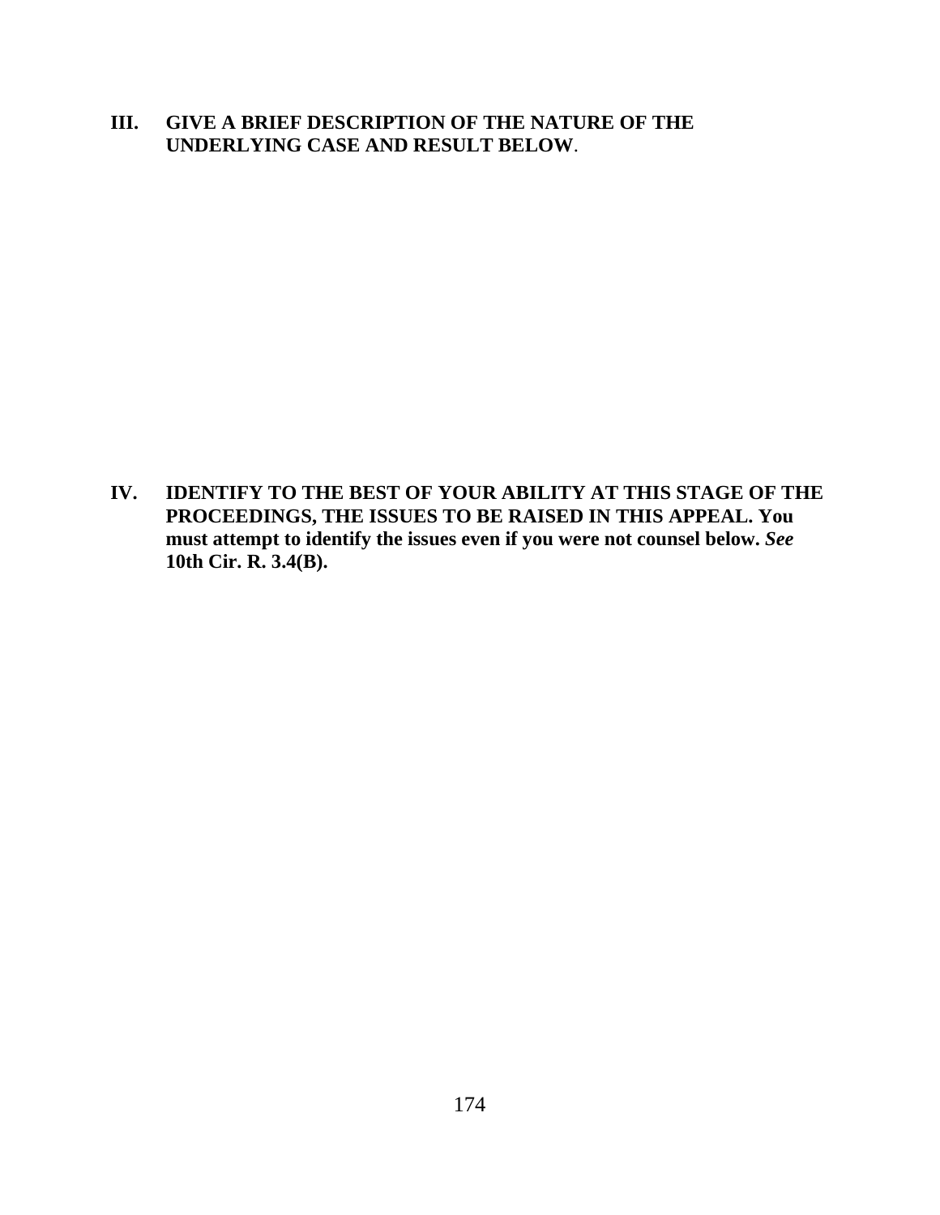**III. GIVE A BRIEF DESCRIPTION OF THE NATURE OF THE UNDERLYING CASE AND RESULT BELOW**.

**IV. IDENTIFY TO THE BEST OF YOUR ABILITY AT THIS STAGE OF THE PROCEEDINGS, THE ISSUES TO BE RAISED IN THIS APPEAL. You must attempt to identify the issues even if you were not counsel below. *See* 10th Cir. R. 3.4(B).**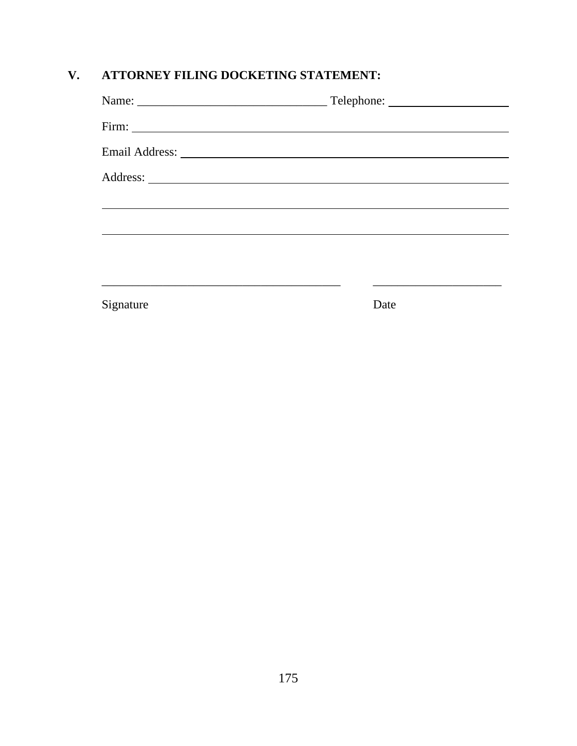## V. ATTORNEY FILING DOCKETING STATEMENT:

Name: _______________________________ Telephone: ____________________

Firm: ______________________________________________________________

Email Address: _______________________________________________________

Address: ____________________________________________________________

____________________________________________________________________

____________________________________________________________________

________________________________________ _____________________

Signature Date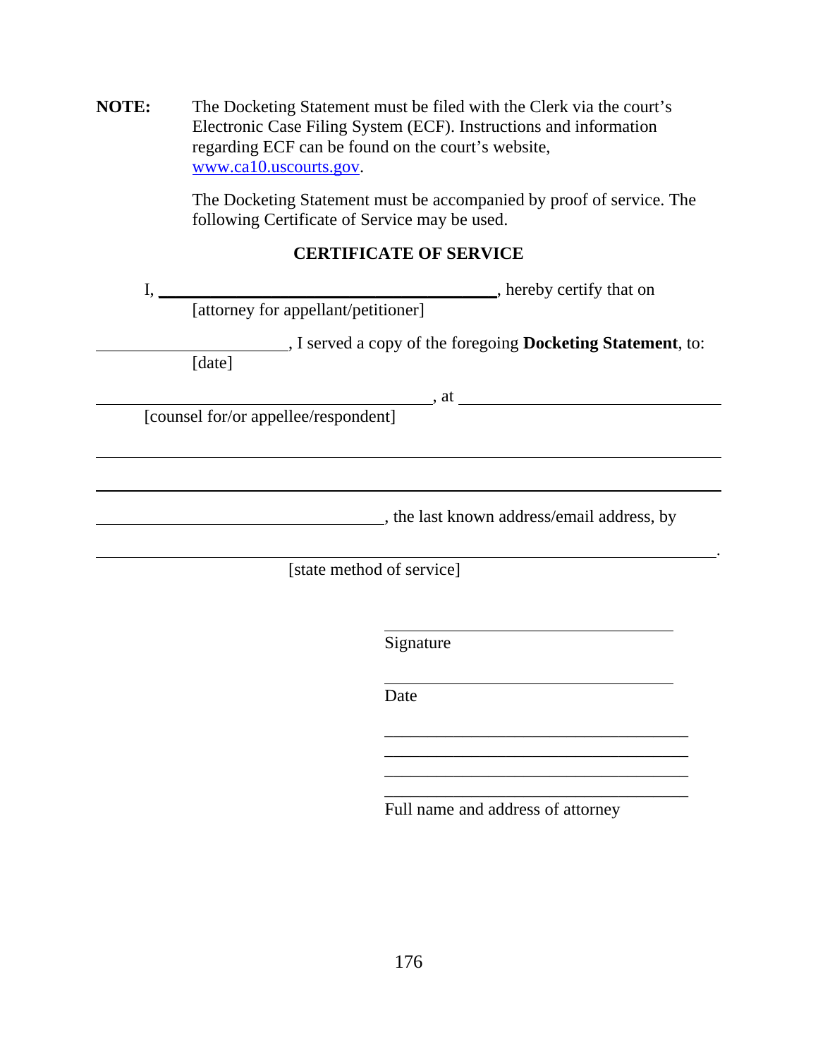**NOTE:** The Docketing Statement must be filed with the Clerk via the court's Electronic Case Filing System (ECF). Instructions and information regarding ECF can be found on the court's website, [www.ca10.uscourts.gov](http://www.ca10.uscourts.gov).

The Docketing Statement must be accompanied by proof of service. The following Certificate of Service may be used.

**CERTIFICATE OF SERVICE**

I, ________________________________________, hereby certify that on
[attorney for appellant/petitioner]

______________________, I served a copy of the foregoing **Docketing Statement**, to:
[date]

______________________________________, at ______________________________
[counsel for/or appellee/respondent]

________________________________________________________________________

________________________________________________________________________

__________________________________, the last known address/email address, by

________________________________________________________________________.
[state method of service]

__________________________________
Signature

__________________________________
Date

__________________________________
__________________________________
__________________________________
__________________________________
Full name and address of attorney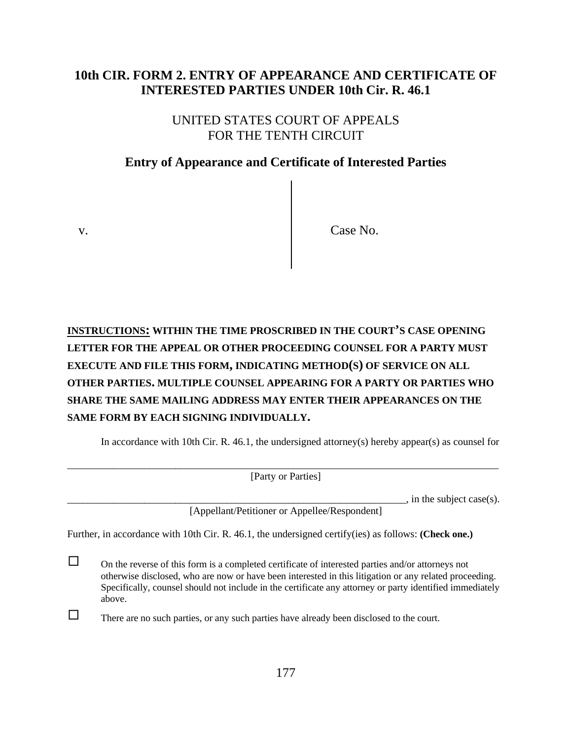## 10th CIR. FORM 2. ENTRY OF APPEARANCE AND CERTIFICATE OF INTERESTED PARTIES UNDER 10th Cir. R. 46.1

UNITED STATES COURT OF APPEALS
FOR THE TENTH CIRCUIT

### Entry of Appearance and Certificate of Interested Parties

| v. | Case No. |
|---|---|

**INSTRUCTIONS: WITHIN THE TIME PROSCRIBED IN THE COURT'S CASE OPENING LETTER FOR THE APPEAL OR OTHER PROCEEDING COUNSEL FOR A PARTY MUST EXECUTE AND FILE THIS FORM, INDICATING METHOD(S) OF SERVICE ON ALL OTHER PARTIES. MULTIPLE COUNSEL APPEARING FOR A PARTY OR PARTIES WHO SHARE THE SAME MAILING ADDRESS MAY ENTER THEIR APPEARANCES ON THE SAME FORM BY EACH SIGNING INDIVIDUALLY.**

In accordance with 10th Cir. R. 46.1, the undersigned attorney(s) hereby appear(s) as counsel for

_____________________________________________________________________________
[Party or Parties]

_____________________________________________________________, in the subject case(s).
[Appellant/Petitioner or Appellee/Respondent]

Further, in accordance with 10th Cir. R. 46.1, the undersigned certify(ies) as follows: **(Check one.)**

☐ On the reverse of this form is a completed certificate of interested parties and/or attorneys not otherwise disclosed, who are now or have been interested in this litigation or any related proceeding. Specifically, counsel should not include in the certificate any attorney or party identified immediately above.

☐ There are no such parties, or any such parties have already been disclosed to the court.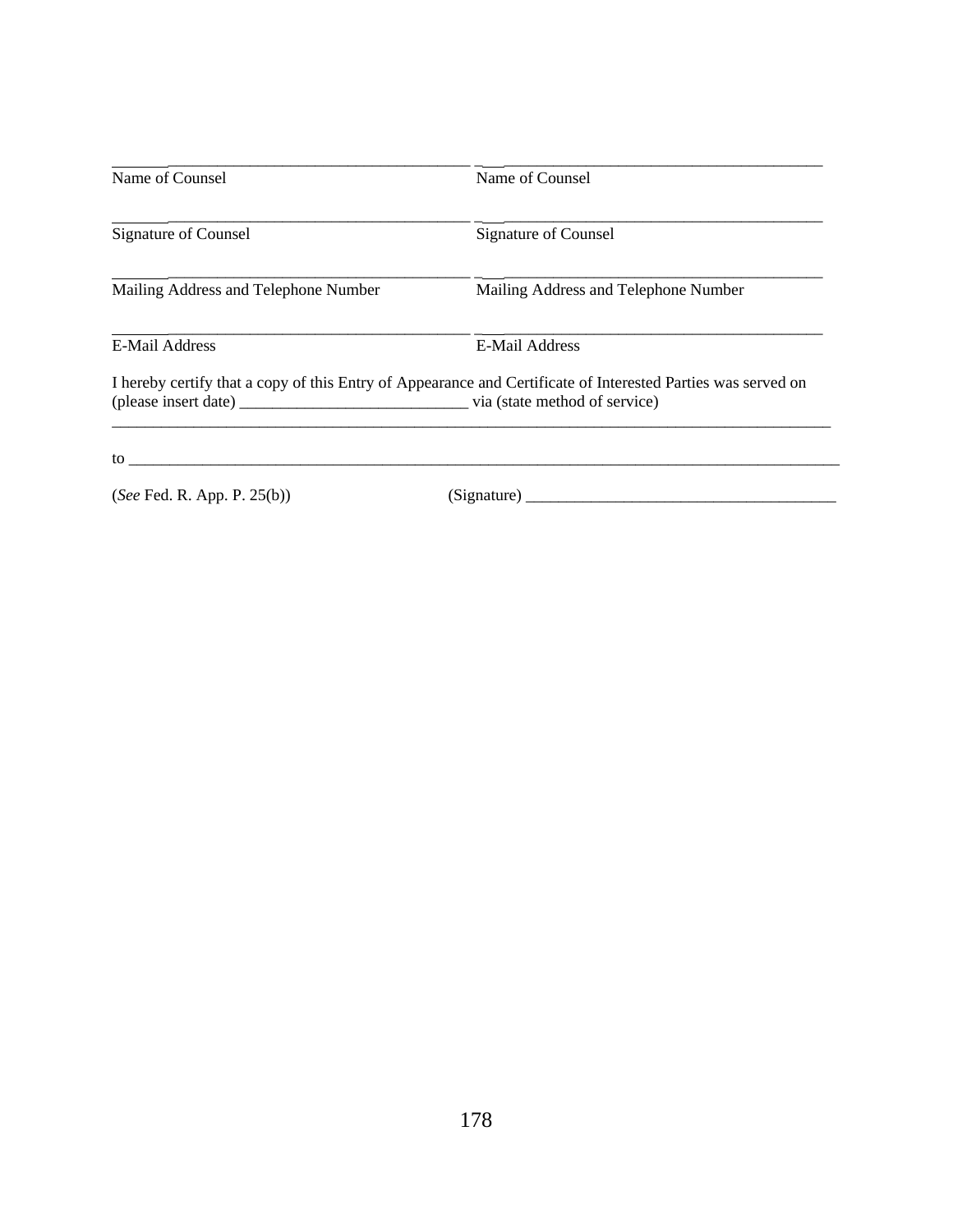| ______________________________________ | ______________________________________ |
|---|---|
| Name of Counsel | Name of Counsel |
| ______________________________________ | ______________________________________ |
| Signature of Counsel | Signature of Counsel |
| ______________________________________ | ______________________________________ |
| Mailing Address and Telephone Number | Mailing Address and Telephone Number |
| ______________________________________ | ______________________________________ |
| E-Mail Address | E-Mail Address |

I hereby certify that a copy of this Entry of Appearance and Certificate of Interested Parties was served on (please insert date) ____________________________ via (state method of service) ______________________________________________________________________________________________

to ______________________________________________________________________________________________

(*See* Fed. R. App. P. 25(b))                    (Signature) ______________________________________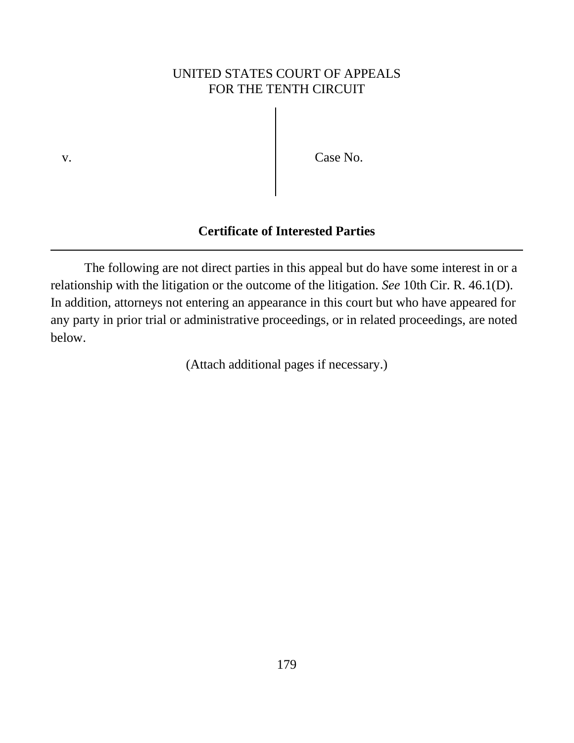UNITED STATES COURT OF APPEALS
FOR THE TENTH CIRCUIT

| | |
|---|---|
| v. | Case No. |

**Certificate of Interested Parties**

---

The following are not direct parties in this appeal but do have some interest in or a relationship with the litigation or the outcome of the litigation. *See* 10th Cir. R. 46.1(D). In addition, attorneys not entering an appearance in this court but who have appeared for any party in prior trial or administrative proceedings, or in related proceedings, are noted below.

(Attach additional pages if necessary.)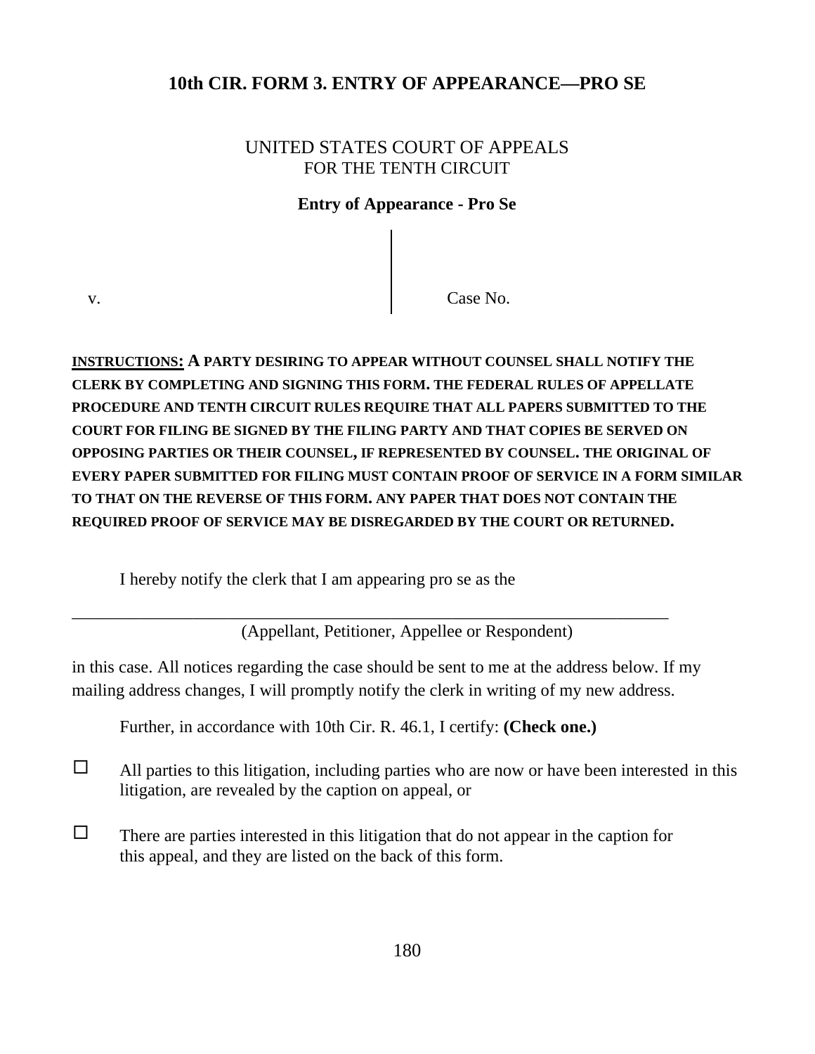## 10th CIR. FORM 3. ENTRY OF APPEARANCE—PRO SE

UNITED STATES COURT OF APPEALS
FOR THE TENTH CIRCUIT

**Entry of Appearance - Pro Se**

| | |
|---|---|
| v. | Case No. |

**INSTRUCTIONS: A PARTY DESIRING TO APPEAR WITHOUT COUNSEL SHALL NOTIFY THE CLERK BY COMPLETING AND SIGNING THIS FORM. THE FEDERAL RULES OF APPELLATE PROCEDURE AND TENTH CIRCUIT RULES REQUIRE THAT ALL PAPERS SUBMITTED TO THE COURT FOR FILING BE SIGNED BY THE FILING PARTY AND THAT COPIES BE SERVED ON OPPOSING PARTIES OR THEIR COUNSEL, IF REPRESENTED BY COUNSEL. THE ORIGINAL OF EVERY PAPER SUBMITTED FOR FILING MUST CONTAIN PROOF OF SERVICE IN A FORM SIMILAR TO THAT ON THE REVERSE OF THIS FORM. ANY PAPER THAT DOES NOT CONTAIN THE REQUIRED PROOF OF SERVICE MAY BE DISREGARDED BY THE COURT OR RETURNED.**

I hereby notify the clerk that I am appearing pro se as the

\_\_\_\_\_\_\_\_\_\_\_\_\_\_\_\_\_\_\_\_\_\_\_\_\_\_\_\_\_\_\_\_\_\_\_\_\_\_\_\_\_\_\_\_\_\_\_\_\_\_\_\_\_\_\_\_\_\_\_\_\_\_\_\_\_\_
(Appellant, Petitioner, Appellee or Respondent)

in this case. All notices regarding the case should be sent to me at the address below. If my mailing address changes, I will promptly notify the clerk in writing of my new address.

Further, in accordance with 10th Cir. R. 46.1, I certify: **(Check one.)**

☐ All parties to this litigation, including parties who are now or have been interested in this litigation, are revealed by the caption on appeal, or

☐ There are parties interested in this litigation that do not appear in the caption for this appeal, and they are listed on the back of this form.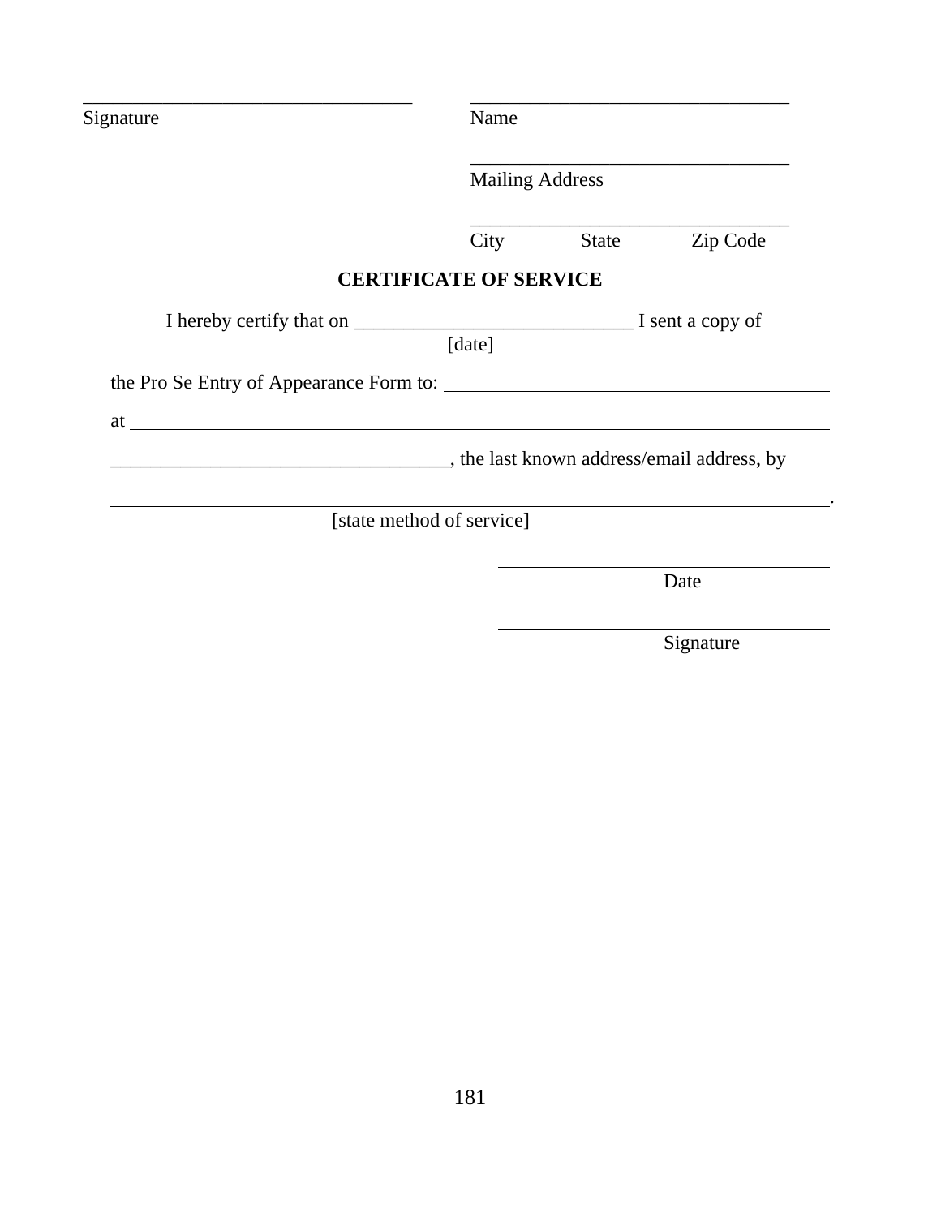\_\_\_\_\_\_\_\_\_\_\_\_\_\_\_\_\_\_\_\_\_\_\_\_\_\_\_\_\_\_\_\_\_\_ \_\_\_\_\_\_\_\_\_\_\_\_\_\_\_\_\_\_\_\_\_\_\_\_\_\_\_\_\_\_\_\_\_\_
Signature Name

\_\_\_\_\_\_\_\_\_\_\_\_\_\_\_\_\_\_\_\_\_\_\_\_\_\_\_\_\_\_\_\_\_\_
Mailing Address

\_\_\_\_\_\_\_\_\_\_\_\_\_\_\_\_\_\_\_\_\_\_\_\_\_\_\_\_\_\_\_\_\_\_
City State Zip Code

**CERTIFICATE OF SERVICE**

I hereby certify that on \_\_\_\_\_\_\_\_\_\_\_\_\_\_\_\_\_\_\_\_\_\_\_\_\_\_\_\_\_\_ I sent a copy of
[date]

the Pro Se Entry of Appearance Form to: \_\_\_\_\_\_\_\_\_\_\_\_\_\_\_\_\_\_\_\_\_\_\_\_\_\_\_\_\_\_\_\_\_\_\_\_\_\_\_\_

at \_\_\_\_\_\_\_\_\_\_\_\_\_\_\_\_\_\_\_\_\_\_\_\_\_\_\_\_\_\_\_\_\_\_\_\_\_\_\_\_\_\_\_\_\_\_\_\_\_\_\_\_\_\_\_\_\_\_\_\_\_\_\_\_\_\_\_\_\_\_\_\_\_\_\_\_\_\_

\_\_\_\_\_\_\_\_\_\_\_\_\_\_\_\_\_\_\_\_\_\_\_\_\_\_\_\_\_\_\_\_\_\_\_\_, the last known address/email address, by

\_\_\_\_\_\_\_\_\_\_\_\_\_\_\_\_\_\_\_\_\_\_\_\_\_\_\_\_\_\_\_\_\_\_\_\_\_\_\_\_\_\_\_\_\_\_\_\_\_\_\_\_\_\_\_\_\_\_\_\_\_\_\_\_\_\_\_\_\_\_\_\_\_\_\_\_\_\_.
[state method of service]

\_\_\_\_\_\_\_\_\_\_\_\_\_\_\_\_\_\_\_\_\_\_\_\_\_\_\_\_\_\_\_\_\_\_\_\_
Date

\_\_\_\_\_\_\_\_\_\_\_\_\_\_\_\_\_\_\_\_\_\_\_\_\_\_\_\_\_\_\_\_\_\_\_\_
Signature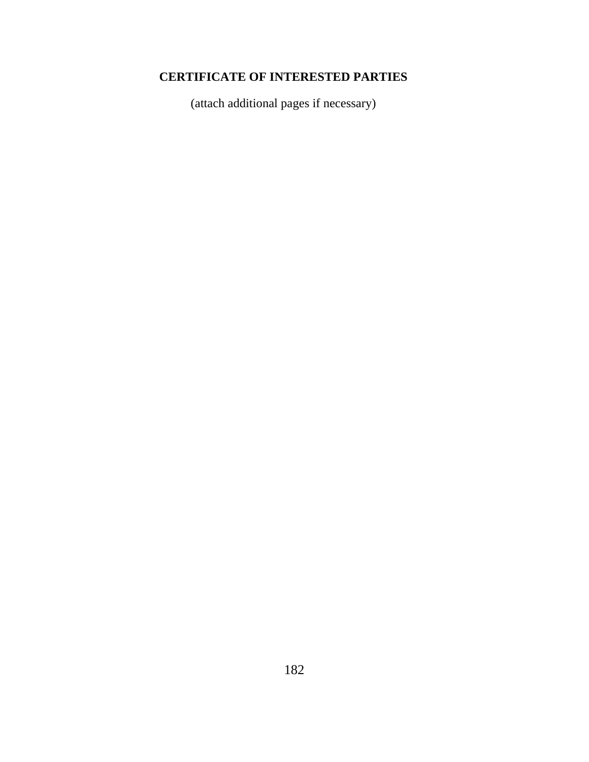# CERTIFICATE OF INTERESTED PARTIES

(attach additional pages if necessary)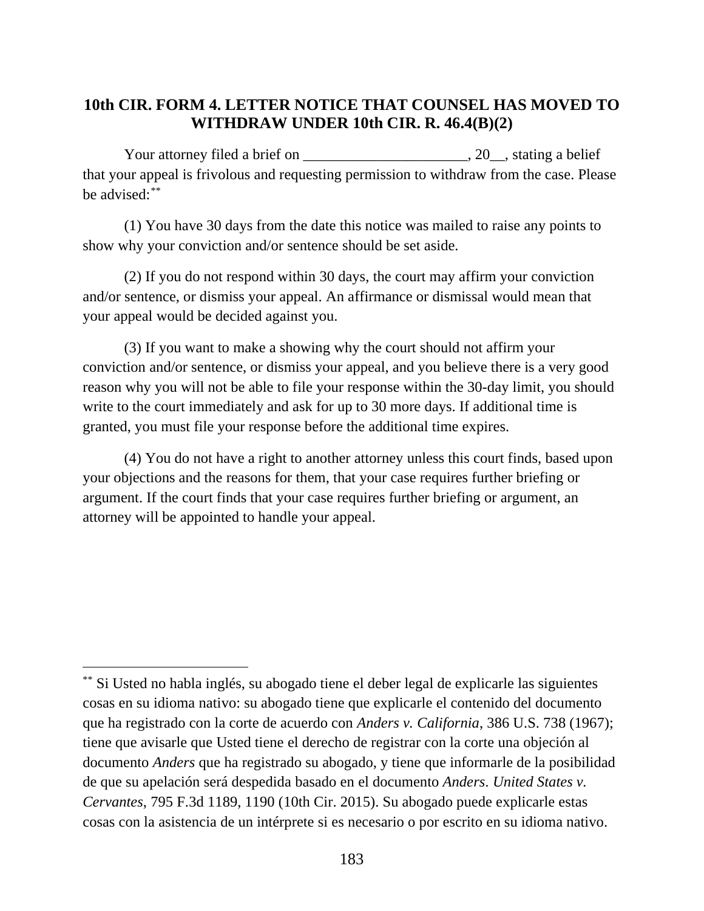## 10th CIR. FORM 4. LETTER NOTICE THAT COUNSEL HAS MOVED TO WITHDRAW UNDER 10th CIR. R. 46.4(B)(2)

Your attorney filed a brief on ______________________, 20__, stating a belief that your appeal is frivolous and requesting permission to withdraw from the case. Please be advised:[**]

(1) You have 30 days from the date this notice was mailed to raise any points to show why your conviction and/or sentence should be set aside.

(2) If you do not respond within 30 days, the court may affirm your conviction and/or sentence, or dismiss your appeal. An affirmance or dismissal would mean that your appeal would be decided against you.

(3) If you want to make a showing why the court should not affirm your conviction and/or sentence, or dismiss your appeal, and you believe there is a very good reason why you will not be able to file your response within the 30-day limit, you should write to the court immediately and ask for up to 30 more days. If additional time is granted, you must file your response before the additional time expires.

(4) You do not have a right to another attorney unless this court finds, based upon your objections and the reasons for them, that your case requires further briefing or argument. If the court finds that your case requires further briefing or argument, an attorney will be appointed to handle your appeal.

---

[**] Si Usted no habla inglés, su abogado tiene el deber legal de explicarle las siguientes cosas en su idioma nativo: su abogado tiene que explicarle el contenido del documento que ha registrado con la corte de acuerdo con *Anders v. California*, 386 U.S. 738 (1967); tiene que avisarle que Usted tiene el derecho de registrar con la corte una objeción al documento *Anders* que ha registrado su abogado, y tiene que informarle de la posibilidad de que su apelación será despedida basado en el documento *Anders*. *United States v. Cervantes*, 795 F.3d 1189, 1190 (10th Cir. 2015). Su abogado puede explicarle estas cosas con la asistencia de un intérprete si es necesario o por escrito en su idioma nativo.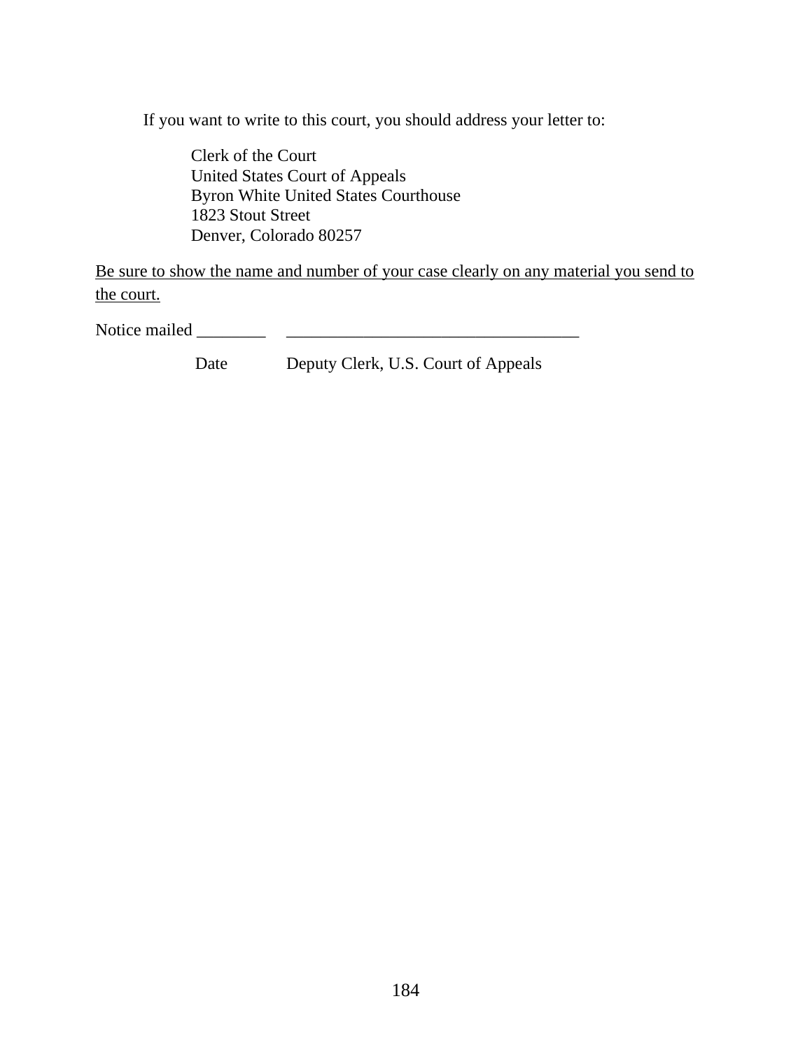If you want to write to this court, you should address your letter to:

Clerk of the Court
United States Court of Appeals
Byron White United States Courthouse
1823 Stout Street
Denver, Colorado 80257

<u>Be sure to show the name and number of your case clearly on any material you send to the court.</u>

Notice mailed ________ ___________________________________

Date Deputy Clerk, U.S. Court of Appeals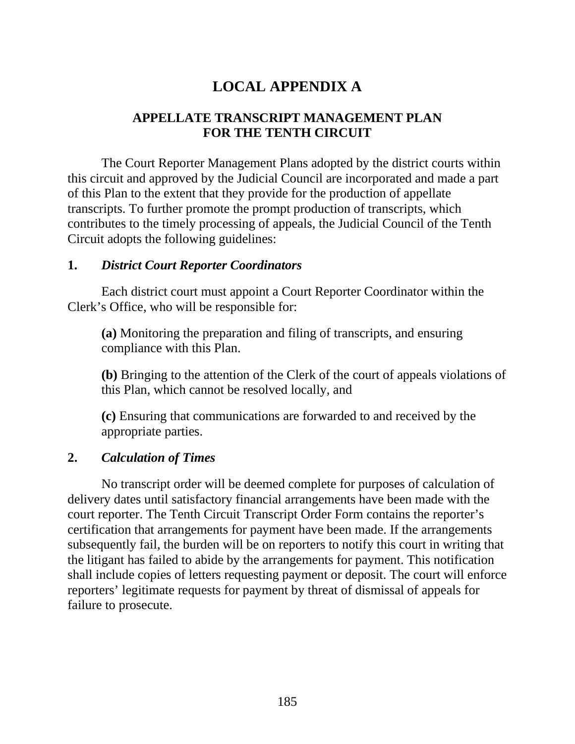# LOCAL APPENDIX A

## APPELLATE TRANSCRIPT MANAGEMENT PLAN FOR THE TENTH CIRCUIT

The Court Reporter Management Plans adopted by the district courts within this circuit and approved by the Judicial Council are incorporated and made a part of this Plan to the extent that they provide for the production of appellate transcripts. To further promote the prompt production of transcripts, which contributes to the timely processing of appeals, the Judicial Council of the Tenth Circuit adopts the following guidelines:

### 1. *District Court Reporter Coordinators*

Each district court must appoint a Court Reporter Coordinator within the Clerk's Office, who will be responsible for:

**(a)** Monitoring the preparation and filing of transcripts, and ensuring compliance with this Plan.

**(b)** Bringing to the attention of the Clerk of the court of appeals violations of this Plan, which cannot be resolved locally, and

**(c)** Ensuring that communications are forwarded to and received by the appropriate parties.

### 2. *Calculation of Times*

No transcript order will be deemed complete for purposes of calculation of delivery dates until satisfactory financial arrangements have been made with the court reporter. The Tenth Circuit Transcript Order Form contains the reporter's certification that arrangements for payment have been made. If the arrangements subsequently fail, the burden will be on reporters to notify this court in writing that the litigant has failed to abide by the arrangements for payment. This notification shall include copies of letters requesting payment or deposit. The court will enforce reporters' legitimate requests for payment by threat of dismissal of appeals for failure to prosecute.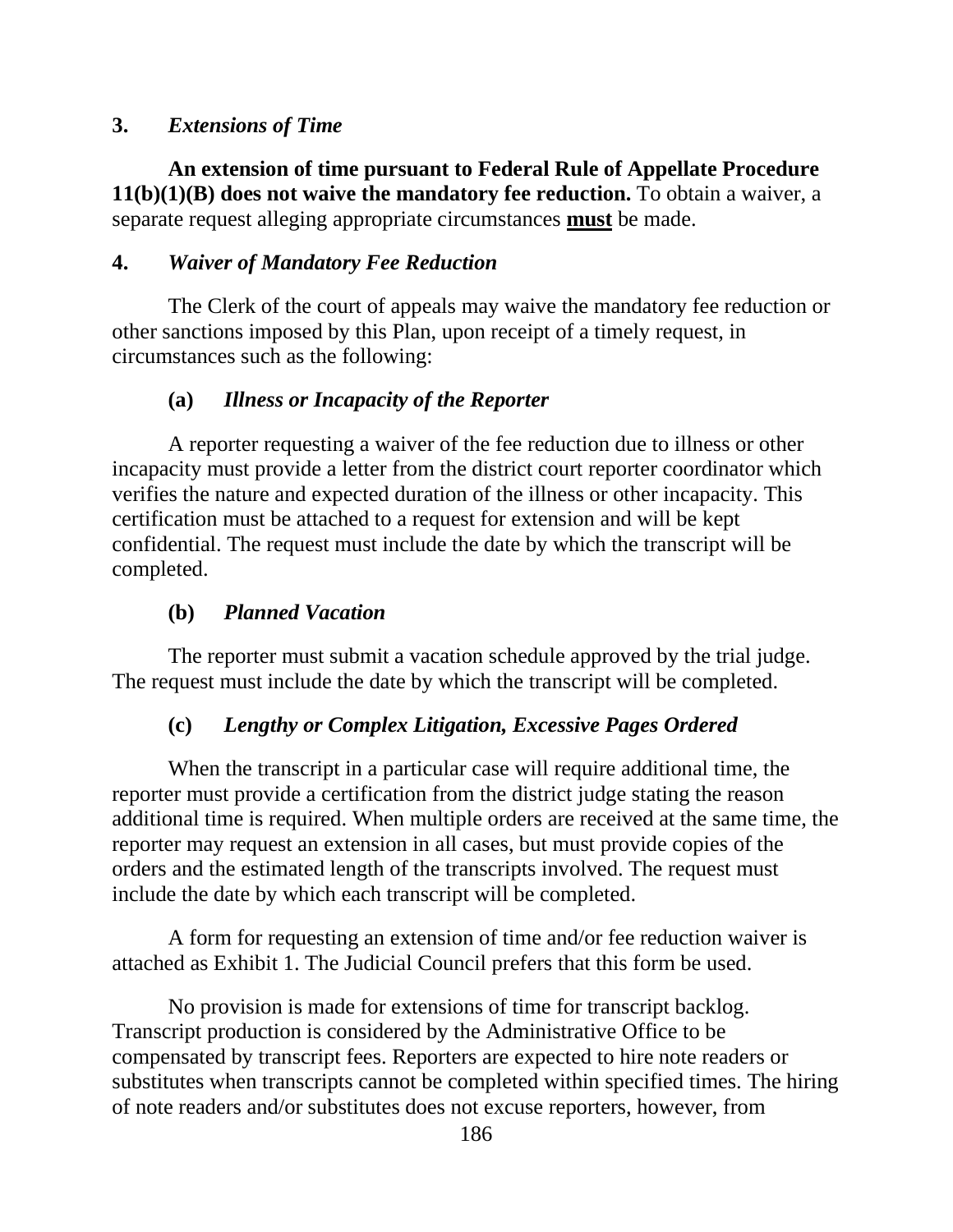### 3. *Extensions of Time*

**An extension of time pursuant to Federal Rule of Appellate Procedure 11(b)(1)(B) does not waive the mandatory fee reduction.** To obtain a waiver, a separate request alleging appropriate circumstances <u>**must**</u> be made.

### 4. *Waiver of Mandatory Fee Reduction*

The Clerk of the court of appeals may waive the mandatory fee reduction or other sanctions imposed by this Plan, upon receipt of a timely request, in circumstances such as the following:

#### (a) *Illness or Incapacity of the Reporter*

A reporter requesting a waiver of the fee reduction due to illness or other incapacity must provide a letter from the district court reporter coordinator which verifies the nature and expected duration of the illness or other incapacity. This certification must be attached to a request for extension and will be kept confidential. The request must include the date by which the transcript will be completed.

#### (b) *Planned Vacation*

The reporter must submit a vacation schedule approved by the trial judge. The request must include the date by which the transcript will be completed.

#### (c) *Lengthy or Complex Litigation, Excessive Pages Ordered*

When the transcript in a particular case will require additional time, the reporter must provide a certification from the district judge stating the reason additional time is required. When multiple orders are received at the same time, the reporter may request an extension in all cases, but must provide copies of the orders and the estimated length of the transcripts involved. The request must include the date by which each transcript will be completed.

A form for requesting an extension of time and/or fee reduction waiver is attached as Exhibit 1. The Judicial Council prefers that this form be used.

No provision is made for extensions of time for transcript backlog. Transcript production is considered by the Administrative Office to be compensated by transcript fees. Reporters are expected to hire note readers or substitutes when transcripts cannot be completed within specified times. The hiring of note readers and/or substitutes does not excuse reporters, however, from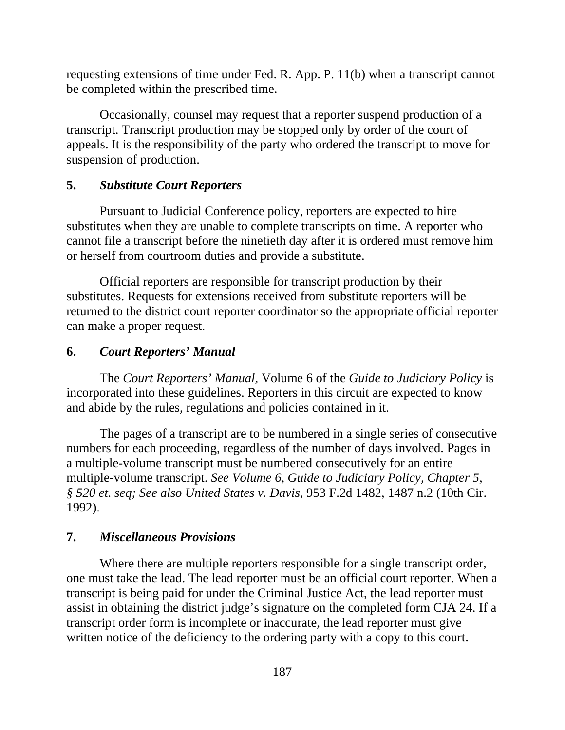requesting extensions of time under Fed. R. App. P. 11(b) when a transcript cannot be completed within the prescribed time.

Occasionally, counsel may request that a reporter suspend production of a transcript. Transcript production may be stopped only by order of the court of appeals. It is the responsibility of the party who ordered the transcript to move for suspension of production.

### 5. *Substitute Court Reporters*

Pursuant to Judicial Conference policy, reporters are expected to hire substitutes when they are unable to complete transcripts on time. A reporter who cannot file a transcript before the ninetieth day after it is ordered must remove him or herself from courtroom duties and provide a substitute.

Official reporters are responsible for transcript production by their substitutes. Requests for extensions received from substitute reporters will be returned to the district court reporter coordinator so the appropriate official reporter can make a proper request.

### 6. *Court Reporters' Manual*

The *Court Reporters' Manual*, Volume 6 of the *Guide to Judiciary Policy* is incorporated into these guidelines. Reporters in this circuit are expected to know and abide by the rules, regulations and policies contained in it.

The pages of a transcript are to be numbered in a single series of consecutive numbers for each proceeding, regardless of the number of days involved. Pages in a multiple-volume transcript must be numbered consecutively for an entire multiple-volume transcript. *See Volume 6, Guide to Judiciary Policy, Chapter 5, § 520 et. seq; See also United States v. Davis*, 953 F.2d 1482, 1487 n.2 (10th Cir. 1992).

### 7. *Miscellaneous Provisions*

Where there are multiple reporters responsible for a single transcript order, one must take the lead. The lead reporter must be an official court reporter. When a transcript is being paid for under the Criminal Justice Act, the lead reporter must assist in obtaining the district judge's signature on the completed form CJA 24. If a transcript order form is incomplete or inaccurate, the lead reporter must give written notice of the deficiency to the ordering party with a copy to this court.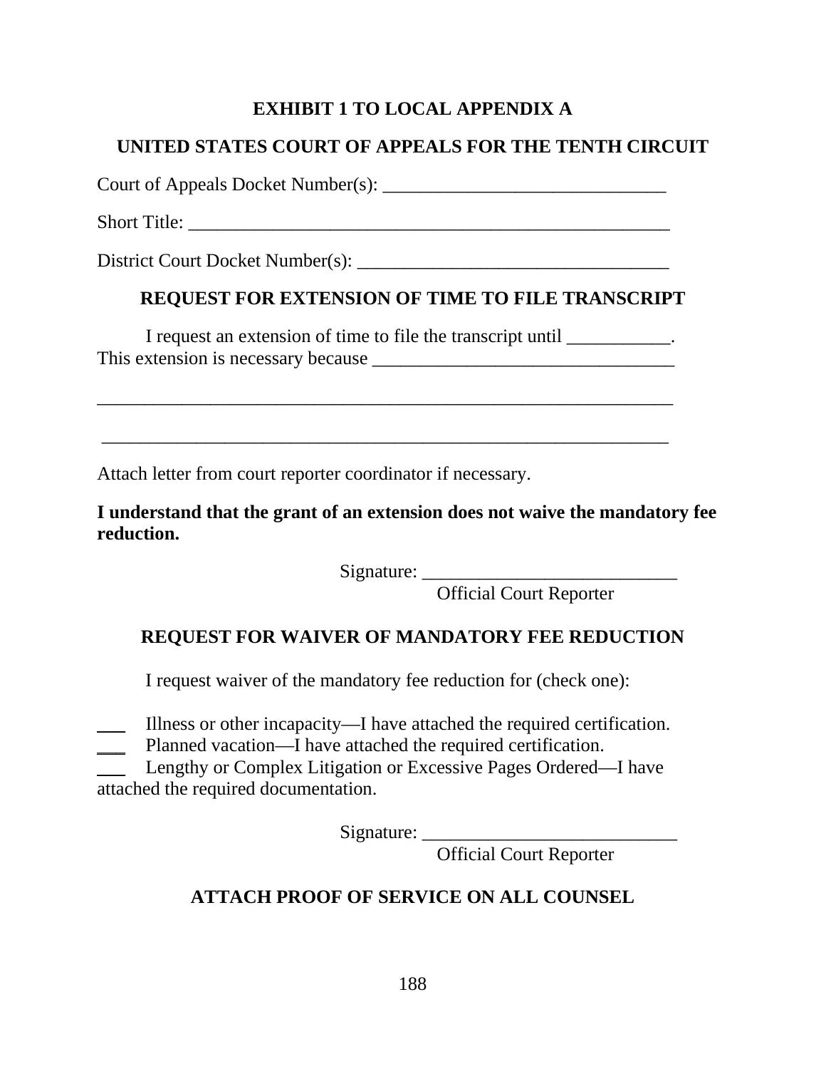**EXHIBIT 1 TO LOCAL APPENDIX A**

**UNITED STATES COURT OF APPEALS FOR THE TENTH CIRCUIT**

Court of Appeals Docket Number(s): ______________________________

Short Title: ________________________________________________

District Court Docket Number(s): _________________________________

**REQUEST FOR EXTENSION OF TIME TO FILE TRANSCRIPT**

I request an extension of time to file the transcript until ___________. This extension is necessary because ________________________________

_____________________________________________________________

_____________________________________________________________

Attach letter from court reporter coordinator if necessary.

**I understand that the grant of an extension does not waive the mandatory fee reduction.**

Signature: ___________________________
Official Court Reporter

**REQUEST FOR WAIVER OF MANDATORY FEE REDUCTION**

I request waiver of the mandatory fee reduction for (check one):

___ Illness or other incapacity—I have attached the required certification.
___ Planned vacation—I have attached the required certification.
___ Lengthy or Complex Litigation or Excessive Pages Ordered—I have attached the required documentation.

Signature: ___________________________
Official Court Reporter

**ATTACH PROOF OF SERVICE ON ALL COUNSEL**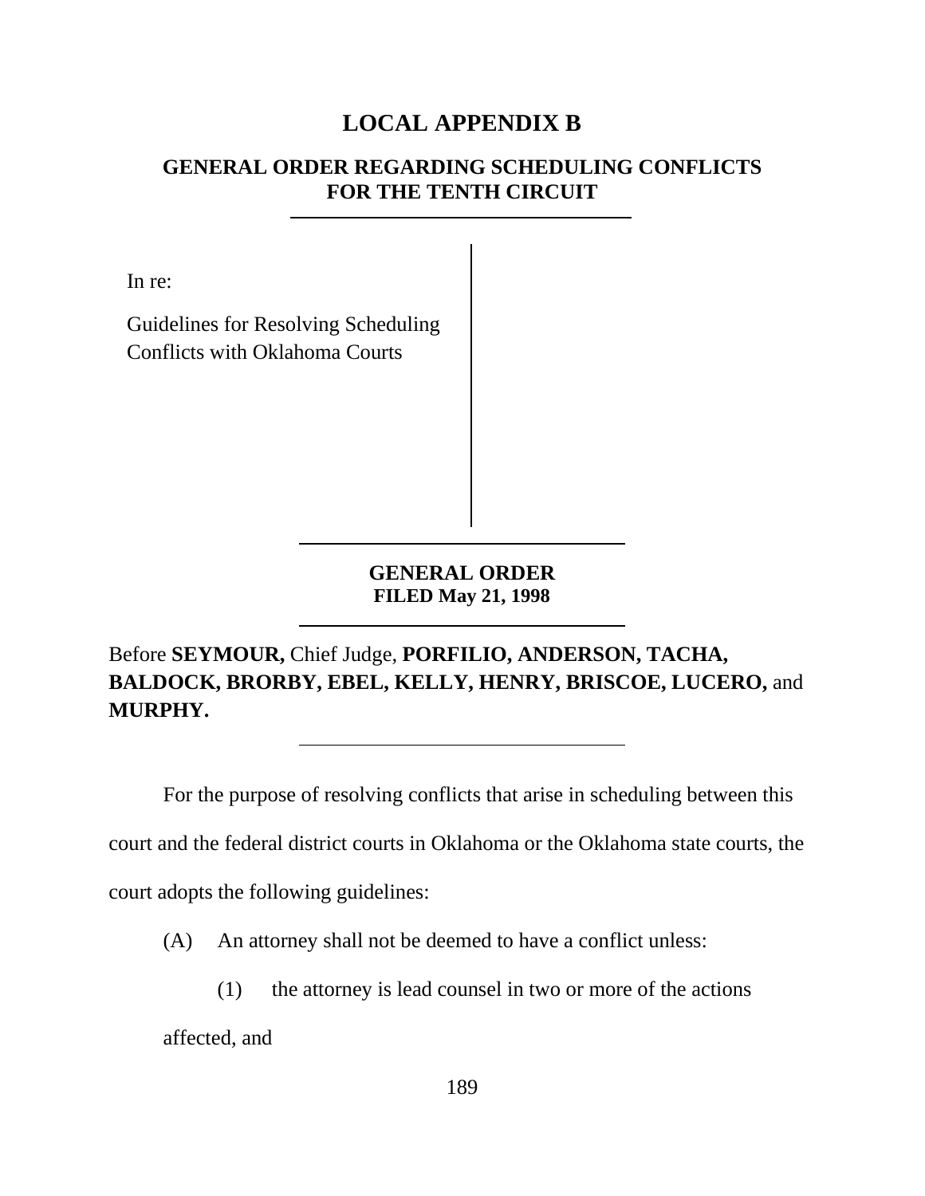# LOCAL APPENDIX B

## GENERAL ORDER REGARDING SCHEDULING CONFLICTS FOR THE TENTH CIRCUIT

In re:

Guidelines for Resolving Scheduling Conflicts with Oklahoma Courts

**GENERAL ORDER**
**FILED May 21, 1998**

Before **SEYMOUR,** Chief Judge, **PORFILIO, ANDERSON, TACHA, BALDOCK, BRORBY, EBEL, KELLY, HENRY, BRISCOE, LUCERO,** and **MURPHY.**

For the purpose of resolving conflicts that arise in scheduling between this court and the federal district courts in Oklahoma or the Oklahoma state courts, the court adopts the following guidelines:

(A) An attorney shall not be deemed to have a conflict unless:

(1) the attorney is lead counsel in two or more of the actions affected, and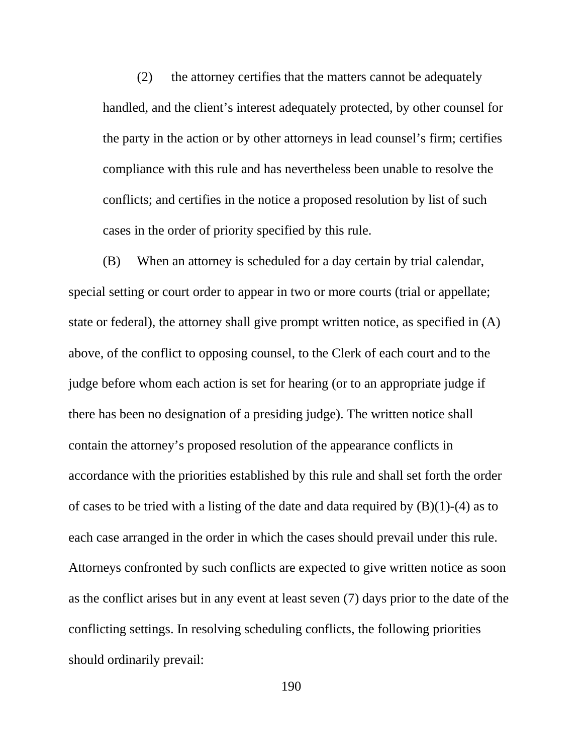(2) the attorney certifies that the matters cannot be adequately handled, and the client's interest adequately protected, by other counsel for the party in the action or by other attorneys in lead counsel's firm; certifies compliance with this rule and has nevertheless been unable to resolve the conflicts; and certifies in the notice a proposed resolution by list of such cases in the order of priority specified by this rule.

(B) When an attorney is scheduled for a day certain by trial calendar, special setting or court order to appear in two or more courts (trial or appellate; state or federal), the attorney shall give prompt written notice, as specified in (A) above, of the conflict to opposing counsel, to the Clerk of each court and to the judge before whom each action is set for hearing (or to an appropriate judge if there has been no designation of a presiding judge). The written notice shall contain the attorney's proposed resolution of the appearance conflicts in accordance with the priorities established by this rule and shall set forth the order of cases to be tried with a listing of the date and data required by (B)(1)-(4) as to each case arranged in the order in which the cases should prevail under this rule. Attorneys confronted by such conflicts are expected to give written notice as soon as the conflict arises but in any event at least seven (7) days prior to the date of the conflicting settings. In resolving scheduling conflicts, the following priorities should ordinarily prevail: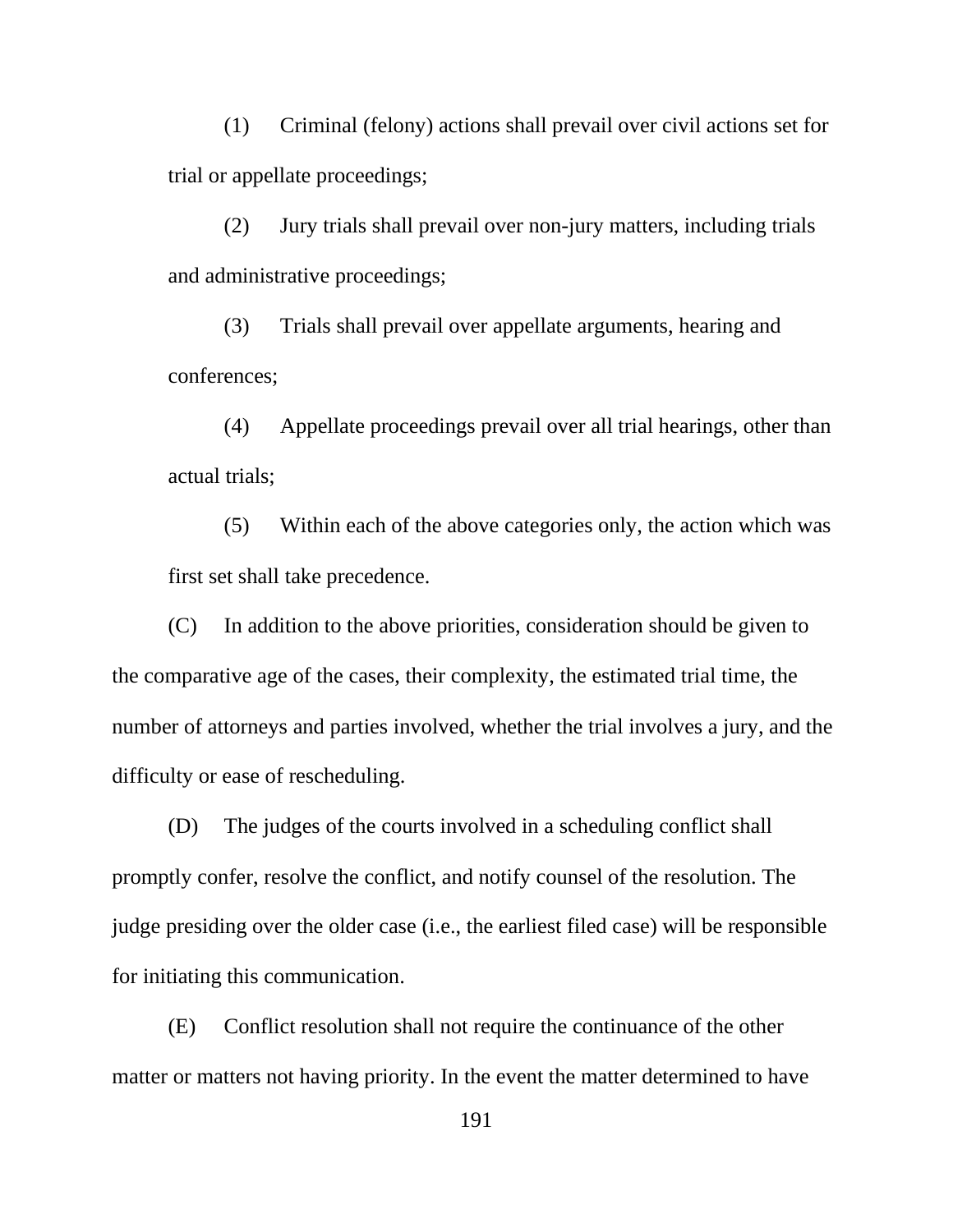(1) Criminal (felony) actions shall prevail over civil actions set for trial or appellate proceedings;

(2) Jury trials shall prevail over non-jury matters, including trials and administrative proceedings;

(3) Trials shall prevail over appellate arguments, hearing and conferences;

(4) Appellate proceedings prevail over all trial hearings, other than actual trials;

(5) Within each of the above categories only, the action which was first set shall take precedence.

(C) In addition to the above priorities, consideration should be given to the comparative age of the cases, their complexity, the estimated trial time, the number of attorneys and parties involved, whether the trial involves a jury, and the difficulty or ease of rescheduling.

(D) The judges of the courts involved in a scheduling conflict shall promptly confer, resolve the conflict, and notify counsel of the resolution. The judge presiding over the older case (i.e., the earliest filed case) will be responsible for initiating this communication.

(E) Conflict resolution shall not require the continuance of the other matter or matters not having priority. In the event the matter determined to have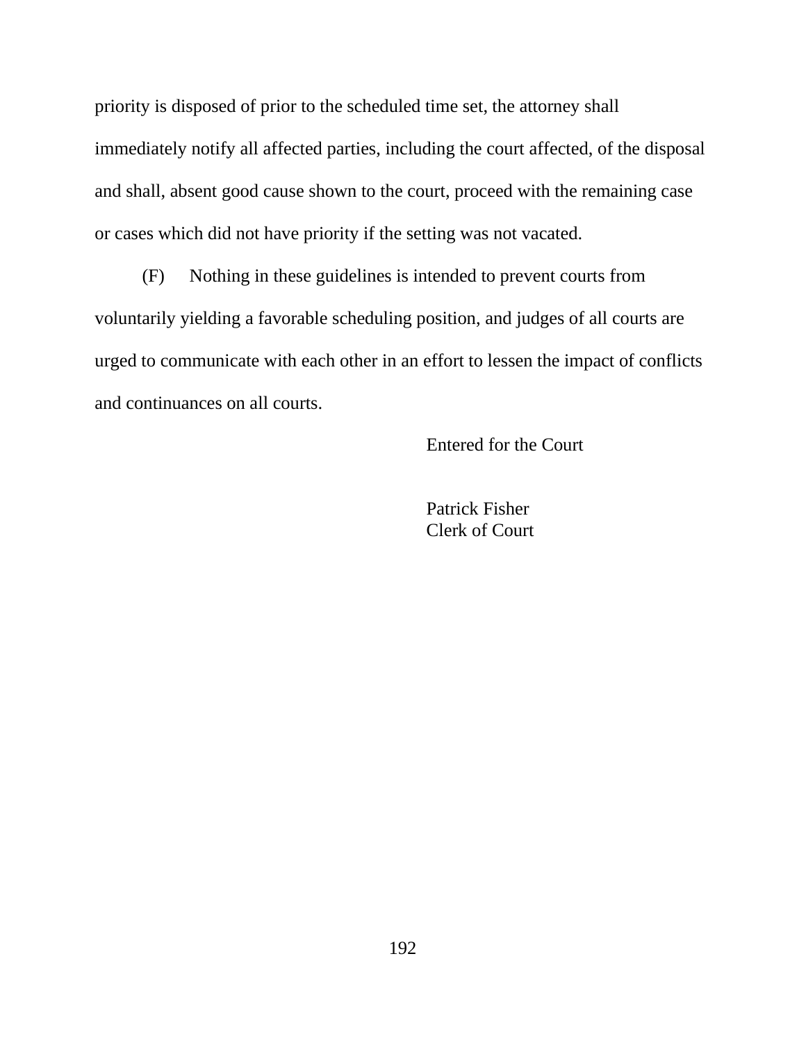priority is disposed of prior to the scheduled time set, the attorney shall immediately notify all affected parties, including the court affected, of the disposal and shall, absent good cause shown to the court, proceed with the remaining case or cases which did not have priority if the setting was not vacated.

(F) Nothing in these guidelines is intended to prevent courts from voluntarily yielding a favorable scheduling position, and judges of all courts are urged to communicate with each other in an effort to lessen the impact of conflicts and continuances on all courts.

Entered for the Court

Patrick Fisher
Clerk of Court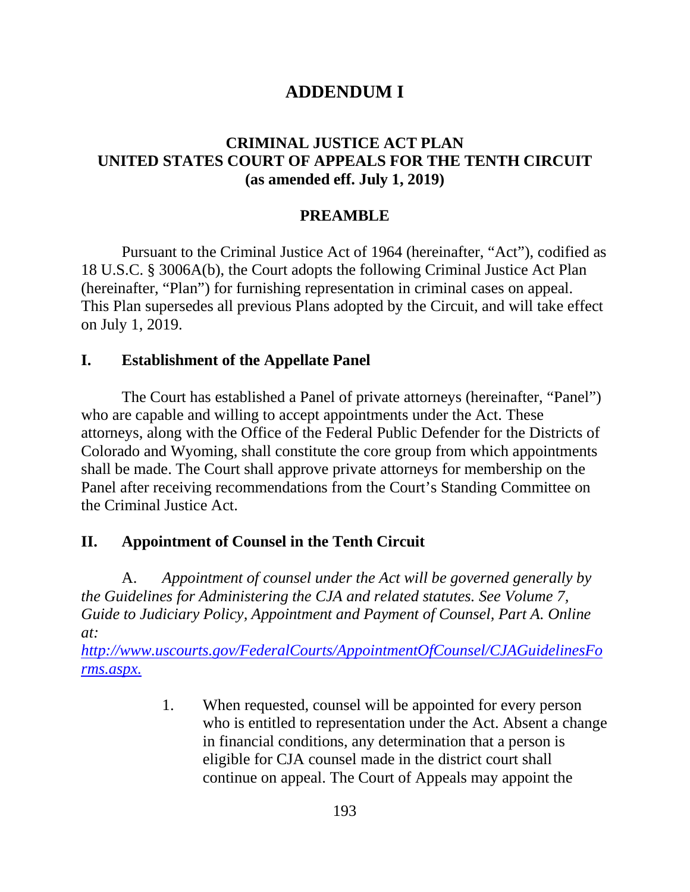# ADDENDUM I

## CRIMINAL JUSTICE ACT PLAN
## UNITED STATES COURT OF APPEALS FOR THE TENTH CIRCUIT
## (as amended eff. July 1, 2019)

### PREAMBLE

Pursuant to the Criminal Justice Act of 1964 (hereinafter, "Act"), codified as 18 U.S.C. § 3006A(b), the Court adopts the following Criminal Justice Act Plan (hereinafter, "Plan") for furnishing representation in criminal cases on appeal. This Plan supersedes all previous Plans adopted by the Circuit, and will take effect on July 1, 2019.

### I. Establishment of the Appellate Panel

The Court has established a Panel of private attorneys (hereinafter, "Panel") who are capable and willing to accept appointments under the Act. These attorneys, along with the Office of the Federal Public Defender for the Districts of Colorado and Wyoming, shall constitute the core group from which appointments shall be made. The Court shall approve private attorneys for membership on the Panel after receiving recommendations from the Court's Standing Committee on the Criminal Justice Act.

### II. Appointment of Counsel in the Tenth Circuit

A. *Appointment of counsel under the Act will be governed generally by the Guidelines for Administering the CJA and related statutes. See Volume 7, Guide to Judiciary Policy, Appointment and Payment of Counsel, Part A. Online at:* [*http://www.uscourts.gov/FederalCourts/AppointmentOfCounsel/CJAGuidelinesForms.aspx.*](http://www.uscourts.gov/FederalCourts/AppointmentOfCounsel/CJAGuidelinesForms.aspx)

1. When requested, counsel will be appointed for every person who is entitled to representation under the Act. Absent a change in financial conditions, any determination that a person is eligible for CJA counsel made in the district court shall continue on appeal. The Court of Appeals may appoint the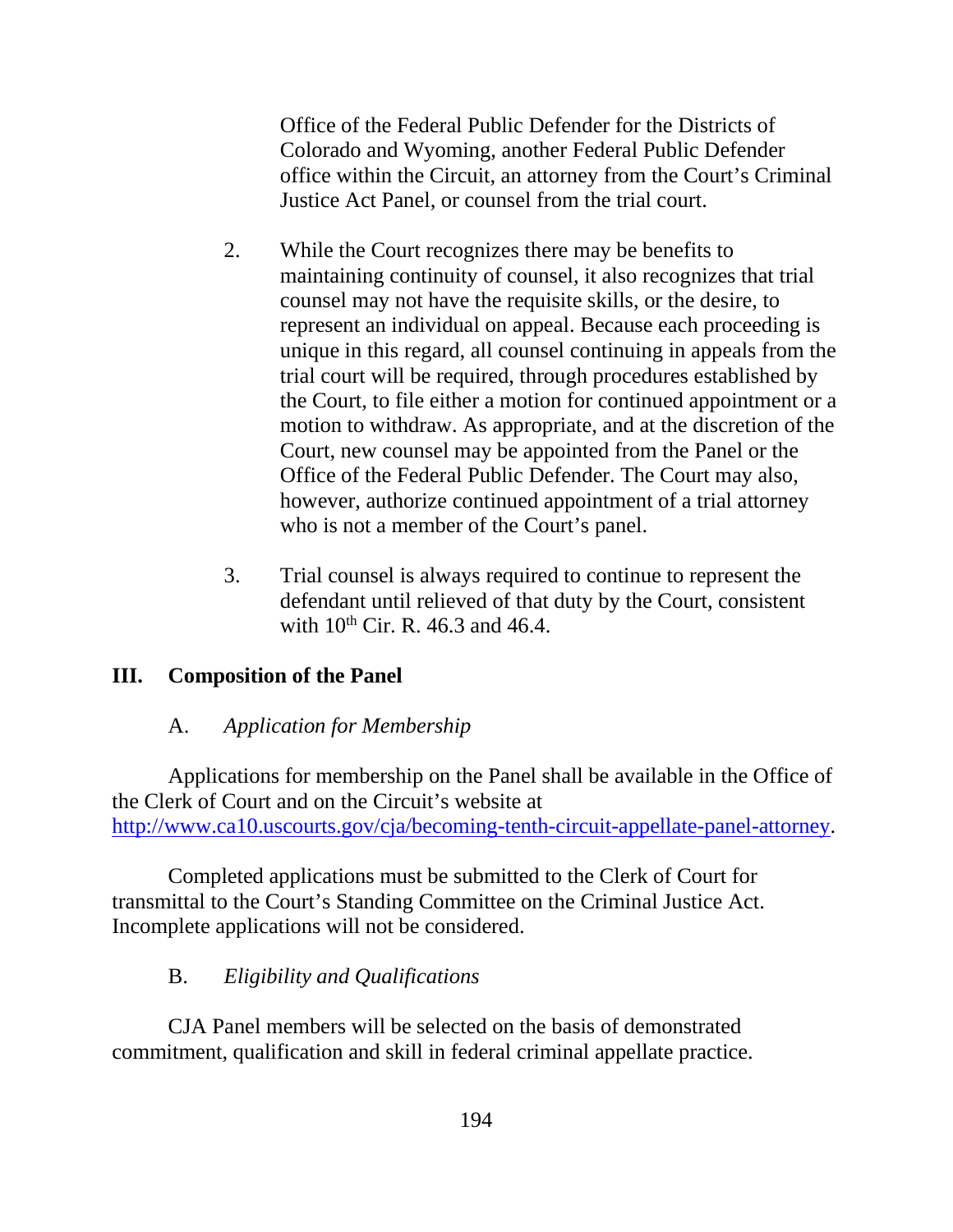Office of the Federal Public Defender for the Districts of Colorado and Wyoming, another Federal Public Defender office within the Circuit, an attorney from the Court's Criminal Justice Act Panel, or counsel from the trial court.

2. While the Court recognizes there may be benefits to maintaining continuity of counsel, it also recognizes that trial counsel may not have the requisite skills, or the desire, to represent an individual on appeal. Because each proceeding is unique in this regard, all counsel continuing in appeals from the trial court will be required, through procedures established by the Court, to file either a motion for continued appointment or a motion to withdraw. As appropriate, and at the discretion of the Court, new counsel may be appointed from the Panel or the Office of the Federal Public Defender. The Court may also, however, authorize continued appointment of a trial attorney who is not a member of the Court's panel.

3. Trial counsel is always required to continue to represent the defendant until relieved of that duty by the Court, consistent with 10th Cir. R. 46.3 and 46.4.

## III. Composition of the Panel

### A. *Application for Membership*

Applications for membership on the Panel shall be available in the Office of the Clerk of Court and on the Circuit's website at http://www.ca10.uscourts.gov/cja/becoming-tenth-circuit-appellate-panel-attorney.

Completed applications must be submitted to the Clerk of Court for transmittal to the Court's Standing Committee on the Criminal Justice Act. Incomplete applications will not be considered.

### B. *Eligibility and Qualifications*

CJA Panel members will be selected on the basis of demonstrated commitment, qualification and skill in federal criminal appellate practice.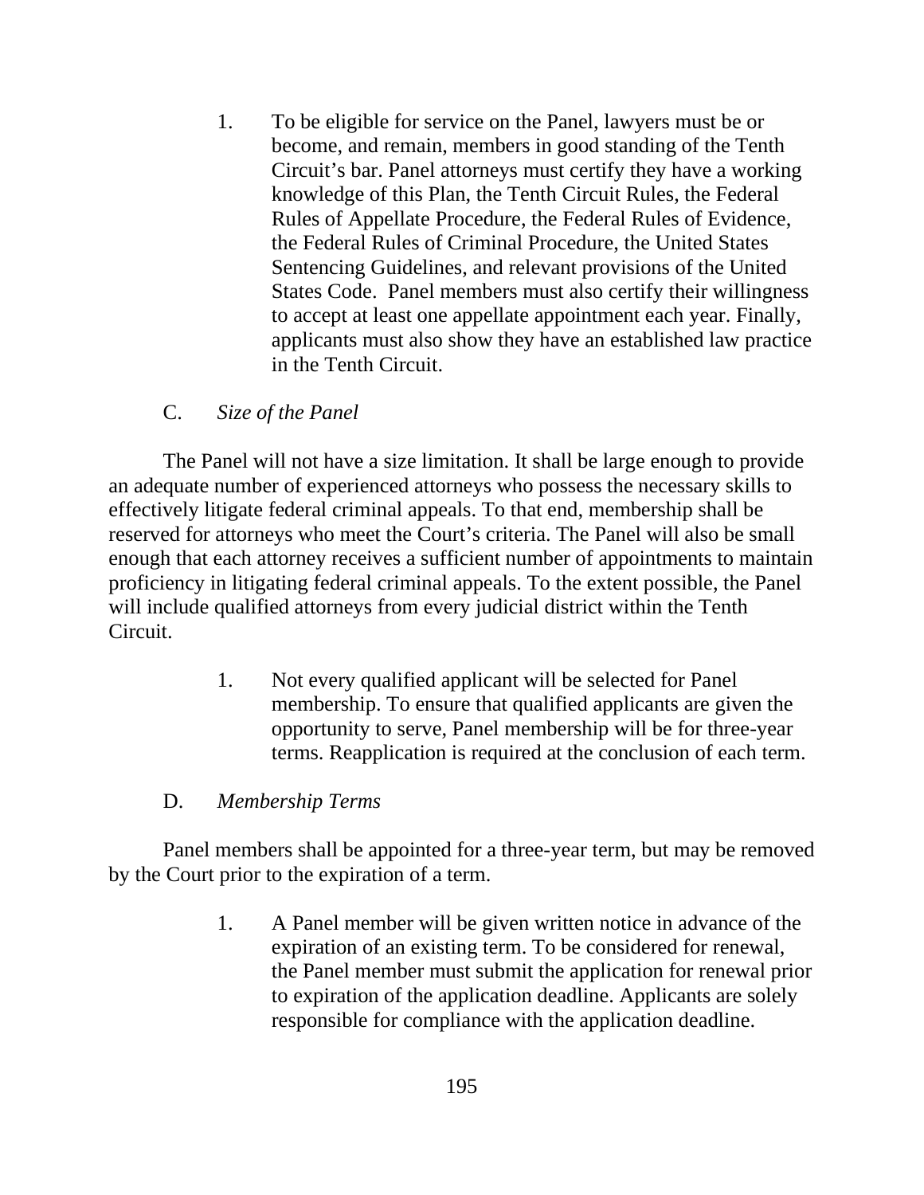1. To be eligible for service on the Panel, lawyers must be or become, and remain, members in good standing of the Tenth Circuit's bar. Panel attorneys must certify they have a working knowledge of this Plan, the Tenth Circuit Rules, the Federal Rules of Appellate Procedure, the Federal Rules of Evidence, the Federal Rules of Criminal Procedure, the United States Sentencing Guidelines, and relevant provisions of the United States Code. Panel members must also certify their willingness to accept at least one appellate appointment each year. Finally, applicants must also show they have an established law practice in the Tenth Circuit.

C. *Size of the Panel*

The Panel will not have a size limitation. It shall be large enough to provide an adequate number of experienced attorneys who possess the necessary skills to effectively litigate federal criminal appeals. To that end, membership shall be reserved for attorneys who meet the Court's criteria. The Panel will also be small enough that each attorney receives a sufficient number of appointments to maintain proficiency in litigating federal criminal appeals. To the extent possible, the Panel will include qualified attorneys from every judicial district within the Tenth Circuit.

1. Not every qualified applicant will be selected for Panel membership. To ensure that qualified applicants are given the opportunity to serve, Panel membership will be for three-year terms. Reapplication is required at the conclusion of each term.

D. *Membership Terms*

Panel members shall be appointed for a three-year term, but may be removed by the Court prior to the expiration of a term.

1. A Panel member will be given written notice in advance of the expiration of an existing term. To be considered for renewal, the Panel member must submit the application for renewal prior to expiration of the application deadline. Applicants are solely responsible for compliance with the application deadline.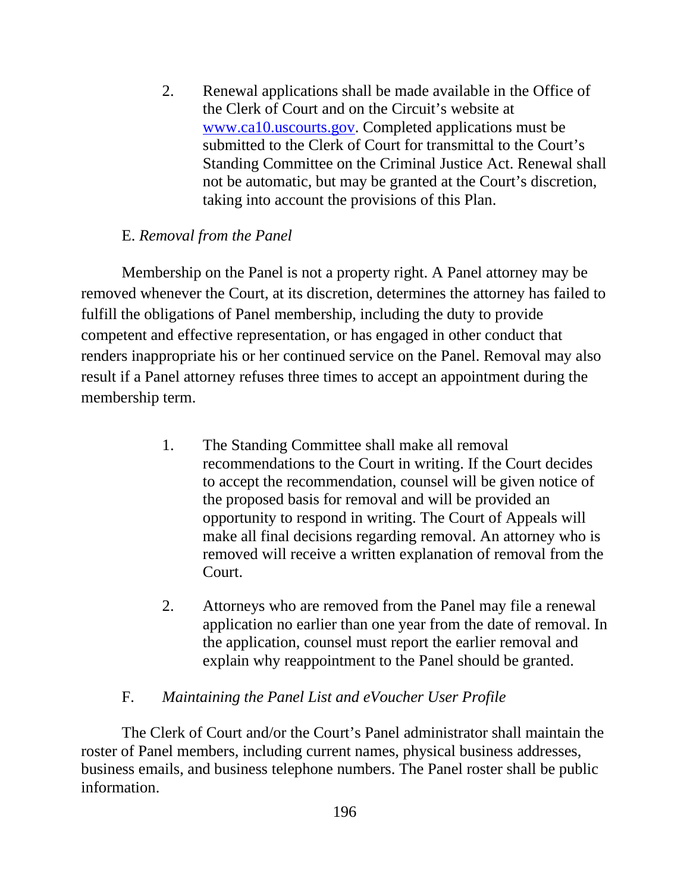2. Renewal applications shall be made available in the Office of the Clerk of Court and on the Circuit's website at [www.ca10.uscourts.gov](http://www.ca10.uscourts.gov). Completed applications must be submitted to the Clerk of Court for transmittal to the Court's Standing Committee on the Criminal Justice Act. Renewal shall not be automatic, but may be granted at the Court's discretion, taking into account the provisions of this Plan.

E. *Removal from the Panel*

Membership on the Panel is not a property right. A Panel attorney may be removed whenever the Court, at its discretion, determines the attorney has failed to fulfill the obligations of Panel membership, including the duty to provide competent and effective representation, or has engaged in other conduct that renders inappropriate his or her continued service on the Panel. Removal may also result if a Panel attorney refuses three times to accept an appointment during the membership term.

1. The Standing Committee shall make all removal recommendations to the Court in writing. If the Court decides to accept the recommendation, counsel will be given notice of the proposed basis for removal and will be provided an opportunity to respond in writing. The Court of Appeals will make all final decisions regarding removal. An attorney who is removed will receive a written explanation of removal from the Court.

2. Attorneys who are removed from the Panel may file a renewal application no earlier than one year from the date of removal. In the application, counsel must report the earlier removal and explain why reappointment to the Panel should be granted.

F. *Maintaining the Panel List and eVoucher User Profile*

The Clerk of Court and/or the Court's Panel administrator shall maintain the roster of Panel members, including current names, physical business addresses, business emails, and business telephone numbers. The Panel roster shall be public information.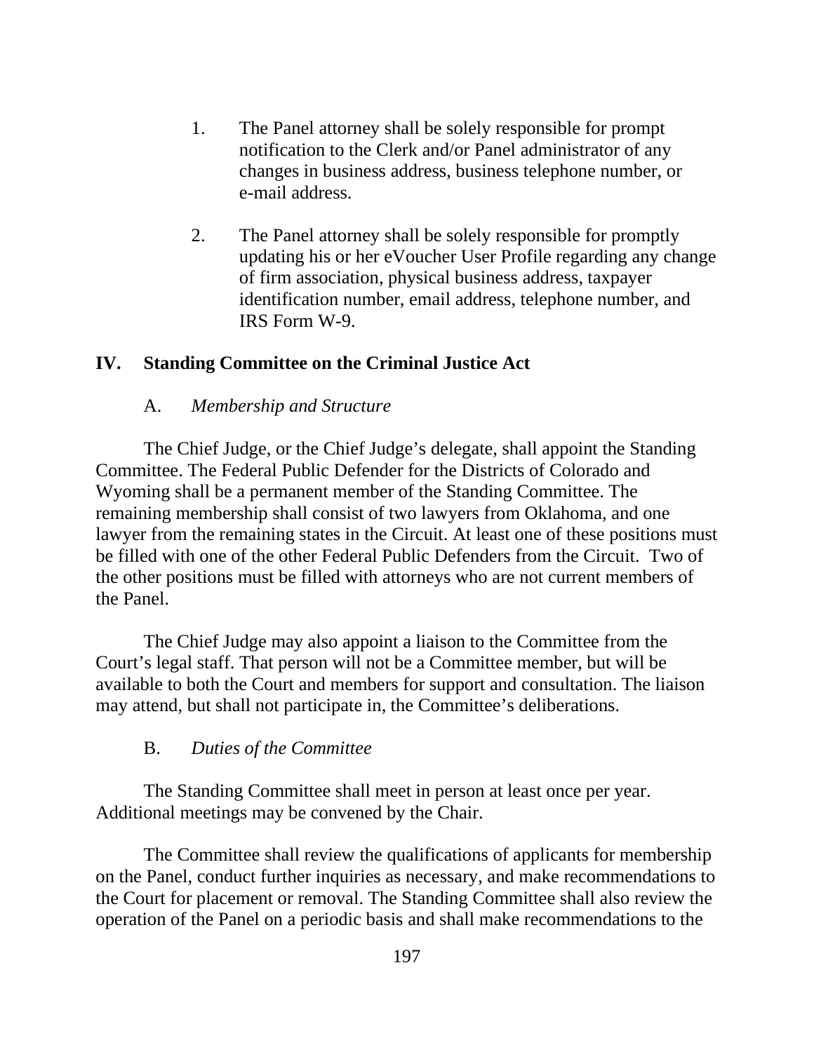1. The Panel attorney shall be solely responsible for prompt notification to the Clerk and/or Panel administrator of any changes in business address, business telephone number, or e-mail address.

2. The Panel attorney shall be solely responsible for promptly updating his or her eVoucher User Profile regarding any change of firm association, physical business address, taxpayer identification number, email address, telephone number, and IRS Form W-9.

## IV. Standing Committee on the Criminal Justice Act

### A. *Membership and Structure*

The Chief Judge, or the Chief Judge's delegate, shall appoint the Standing Committee. The Federal Public Defender for the Districts of Colorado and Wyoming shall be a permanent member of the Standing Committee. The remaining membership shall consist of two lawyers from Oklahoma, and one lawyer from the remaining states in the Circuit. At least one of these positions must be filled with one of the other Federal Public Defenders from the Circuit. Two of the other positions must be filled with attorneys who are not current members of the Panel.

The Chief Judge may also appoint a liaison to the Committee from the Court's legal staff. That person will not be a Committee member, but will be available to both the Court and members for support and consultation. The liaison may attend, but shall not participate in, the Committee's deliberations.

### B. *Duties of the Committee*

The Standing Committee shall meet in person at least once per year. Additional meetings may be convened by the Chair.

The Committee shall review the qualifications of applicants for membership on the Panel, conduct further inquiries as necessary, and make recommendations to the Court for placement or removal. The Standing Committee shall also review the operation of the Panel on a periodic basis and shall make recommendations to the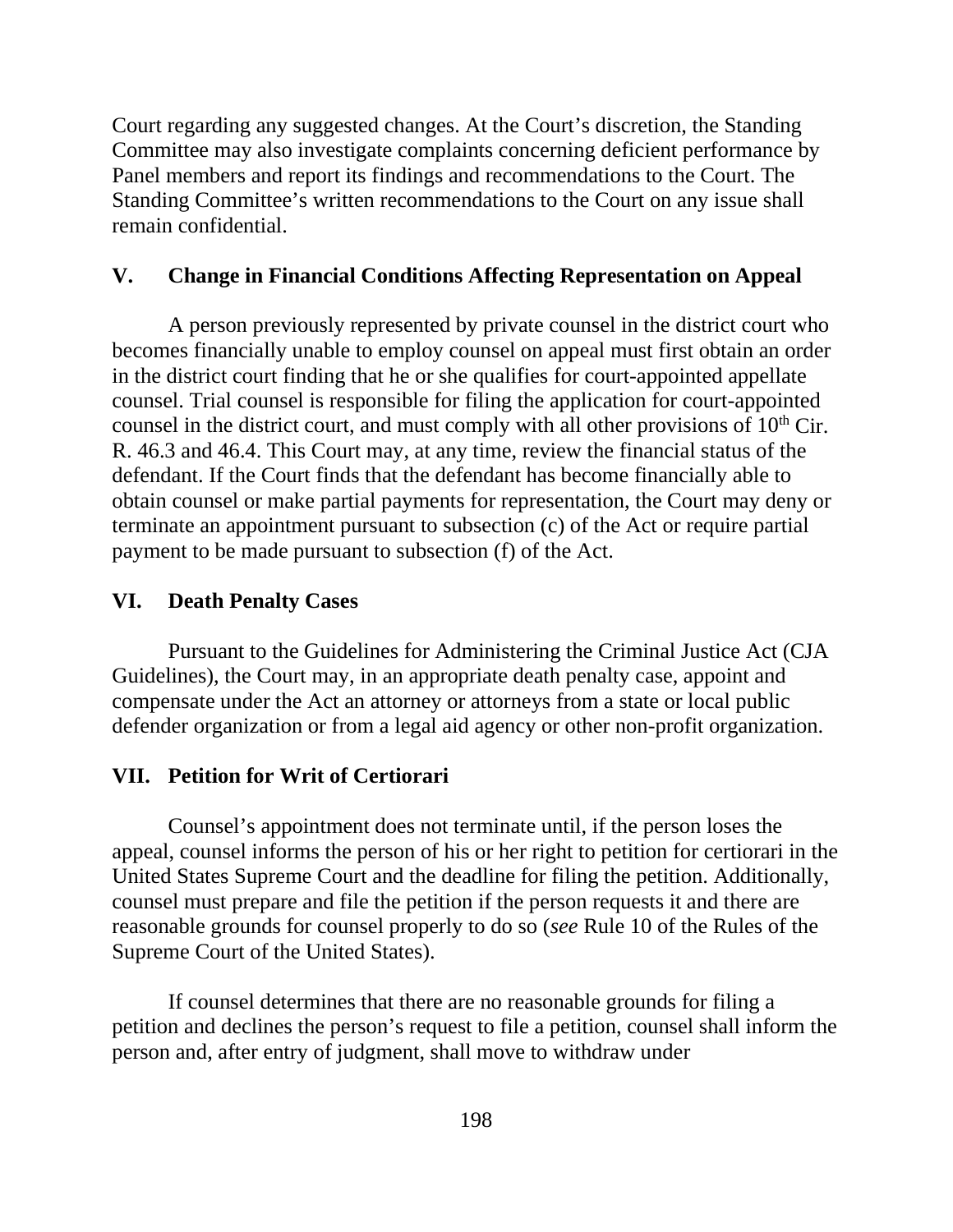Court regarding any suggested changes. At the Court's discretion, the Standing Committee may also investigate complaints concerning deficient performance by Panel members and report its findings and recommendations to the Court. The Standing Committee's written recommendations to the Court on any issue shall remain confidential.

## V. Change in Financial Conditions Affecting Representation on Appeal

A person previously represented by private counsel in the district court who becomes financially unable to employ counsel on appeal must first obtain an order in the district court finding that he or she qualifies for court-appointed appellate counsel. Trial counsel is responsible for filing the application for court-appointed counsel in the district court, and must comply with all other provisions of 10th Cir. R. 46.3 and 46.4. This Court may, at any time, review the financial status of the defendant. If the Court finds that the defendant has become financially able to obtain counsel or make partial payments for representation, the Court may deny or terminate an appointment pursuant to subsection (c) of the Act or require partial payment to be made pursuant to subsection (f) of the Act.

## VI. Death Penalty Cases

Pursuant to the Guidelines for Administering the Criminal Justice Act (CJA Guidelines), the Court may, in an appropriate death penalty case, appoint and compensate under the Act an attorney or attorneys from a state or local public defender organization or from a legal aid agency or other non-profit organization.

## VII. Petition for Writ of Certiorari

Counsel's appointment does not terminate until, if the person loses the appeal, counsel informs the person of his or her right to petition for certiorari in the United States Supreme Court and the deadline for filing the petition. Additionally, counsel must prepare and file the petition if the person requests it and there are reasonable grounds for counsel properly to do so (*see* Rule 10 of the Rules of the Supreme Court of the United States).

If counsel determines that there are no reasonable grounds for filing a petition and declines the person's request to file a petition, counsel shall inform the person and, after entry of judgment, shall move to withdraw under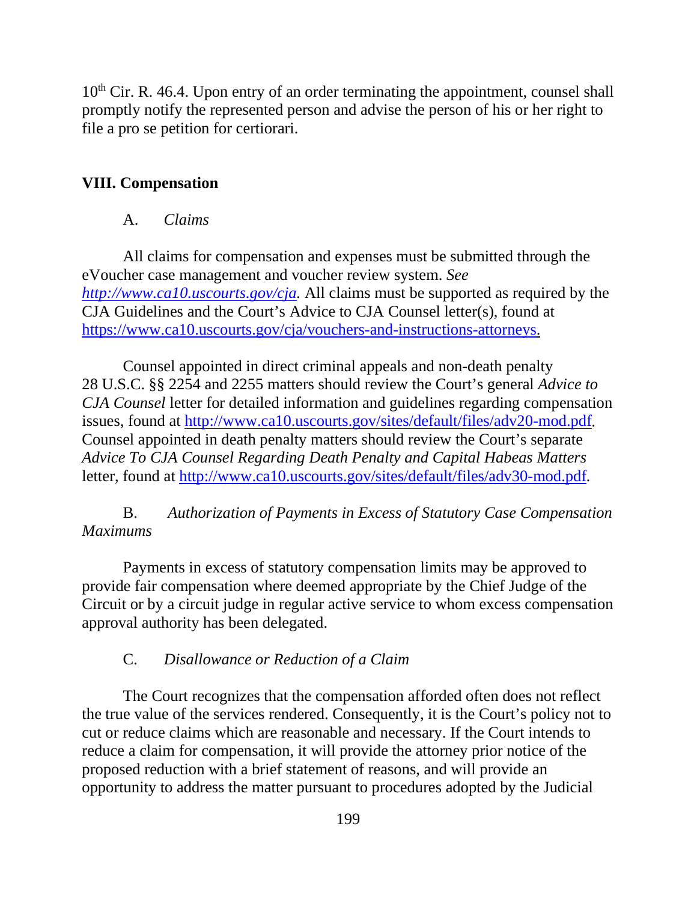10th Cir. R. 46.4. Upon entry of an order terminating the appointment, counsel shall promptly notify the represented person and advise the person of his or her right to file a pro se petition for certiorari.

## VIII. Compensation

### A. *Claims*

All claims for compensation and expenses must be submitted through the eVoucher case management and voucher review system. *See [http://www.ca10.uscourts.gov/cja](http://www.ca10.uscourts.gov/cja).* All claims must be supported as required by the CJA Guidelines and the Court's Advice to CJA Counsel letter(s), found at [https://www.ca10.uscourts.gov/cja/vouchers-and-instructions-attorneys](https://www.ca10.uscourts.gov/cja/vouchers-and-instructions-attorneys).

Counsel appointed in direct criminal appeals and non-death penalty 28 U.S.C. §§ 2254 and 2255 matters should review the Court's general *Advice to CJA Counsel* letter for detailed information and guidelines regarding compensation issues, found at [http://www.ca10.uscourts.gov/sites/default/files/adv20-mod.pdf](http://www.ca10.uscourts.gov/sites/default/files/adv20-mod.pdf). Counsel appointed in death penalty matters should review the Court's separate *Advice To CJA Counsel Regarding Death Penalty and Capital Habeas Matters* letter, found at [http://www.ca10.uscourts.gov/sites/default/files/adv30-mod.pdf](http://www.ca10.uscourts.gov/sites/default/files/adv30-mod.pdf).

### B. *Authorization of Payments in Excess of Statutory Case Compensation Maximums*

Payments in excess of statutory compensation limits may be approved to provide fair compensation where deemed appropriate by the Chief Judge of the Circuit or by a circuit judge in regular active service to whom excess compensation approval authority has been delegated.

### C. *Disallowance or Reduction of a Claim*

The Court recognizes that the compensation afforded often does not reflect the true value of the services rendered. Consequently, it is the Court's policy not to cut or reduce claims which are reasonable and necessary. If the Court intends to reduce a claim for compensation, it will provide the attorney prior notice of the proposed reduction with a brief statement of reasons, and will provide an opportunity to address the matter pursuant to procedures adopted by the Judicial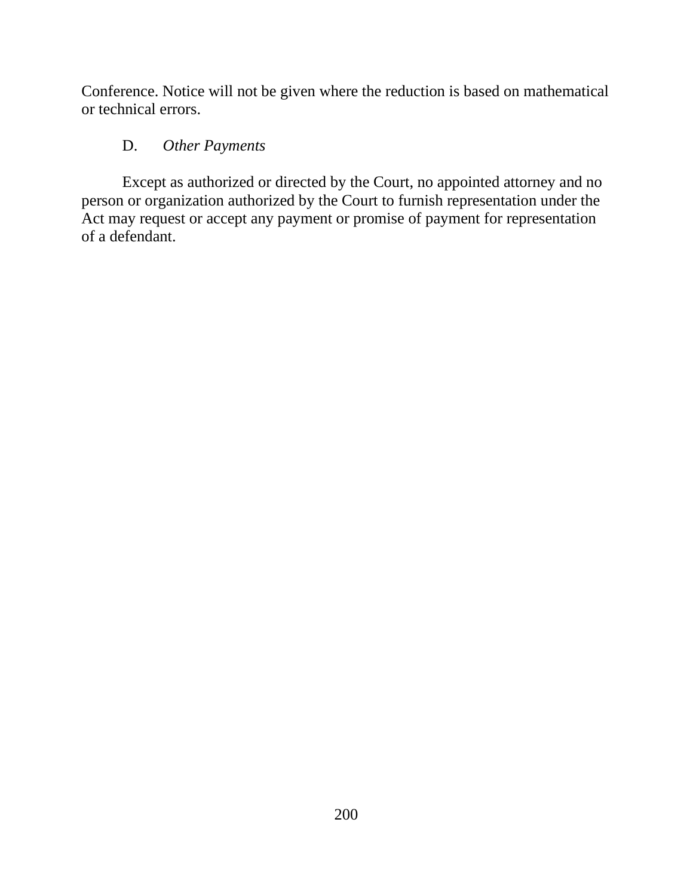Conference. Notice will not be given where the reduction is based on mathematical or technical errors.

D. *Other Payments*

Except as authorized or directed by the Court, no appointed attorney and no person or organization authorized by the Court to furnish representation under the Act may request or accept any payment or promise of payment for representation of a defendant.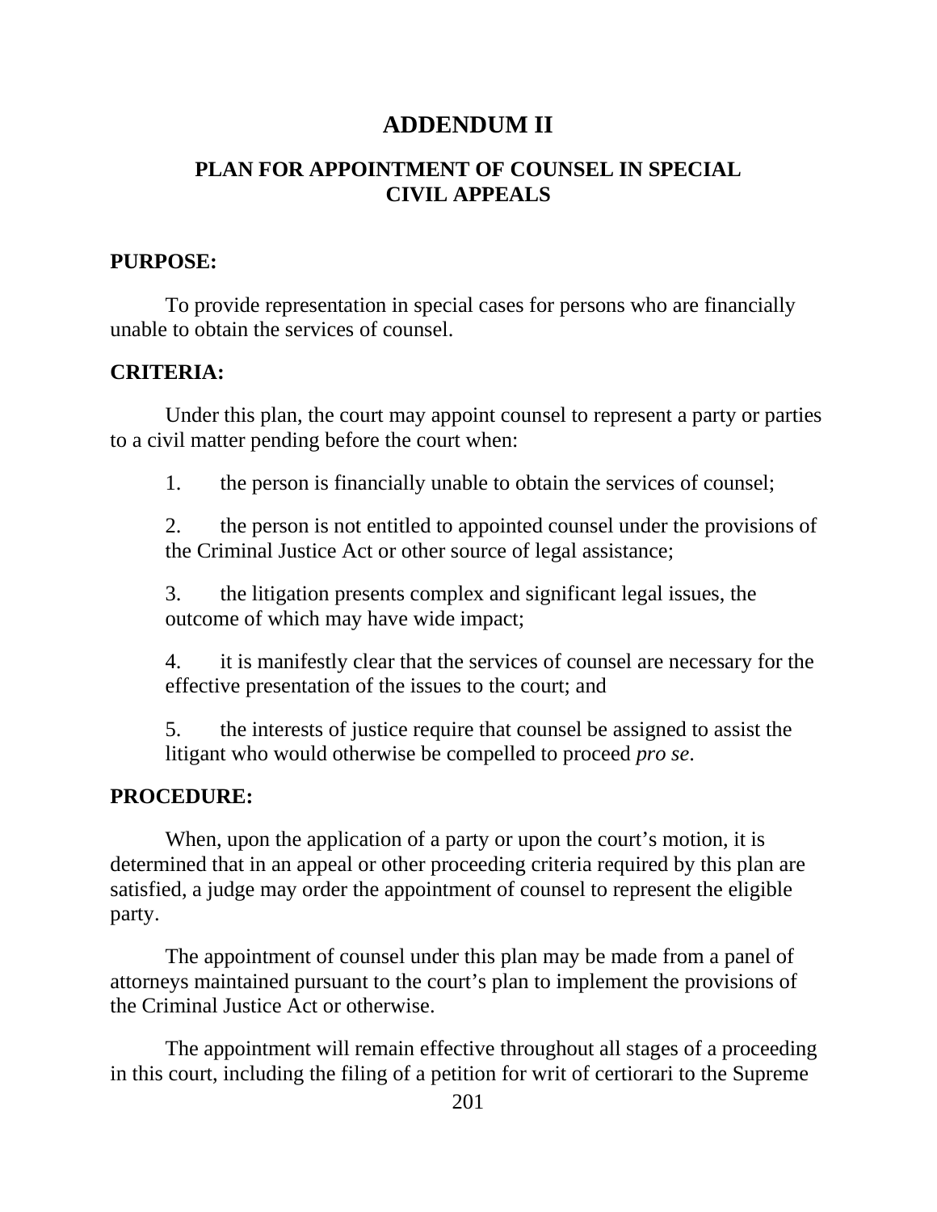# ADDENDUM II

## PLAN FOR APPOINTMENT OF COUNSEL IN SPECIAL CIVIL APPEALS

### PURPOSE:

To provide representation in special cases for persons who are financially unable to obtain the services of counsel.

### CRITERIA:

Under this plan, the court may appoint counsel to represent a party or parties to a civil matter pending before the court when:

1. the person is financially unable to obtain the services of counsel;

2. the person is not entitled to appointed counsel under the provisions of the Criminal Justice Act or other source of legal assistance;

3. the litigation presents complex and significant legal issues, the outcome of which may have wide impact;

4. it is manifestly clear that the services of counsel are necessary for the effective presentation of the issues to the court; and

5. the interests of justice require that counsel be assigned to assist the litigant who would otherwise be compelled to proceed *pro se*.

### PROCEDURE:

When, upon the application of a party or upon the court's motion, it is determined that in an appeal or other proceeding criteria required by this plan are satisfied, a judge may order the appointment of counsel to represent the eligible party.

The appointment of counsel under this plan may be made from a panel of attorneys maintained pursuant to the court's plan to implement the provisions of the Criminal Justice Act or otherwise.

The appointment will remain effective throughout all stages of a proceeding in this court, including the filing of a petition for writ of certiorari to the Supreme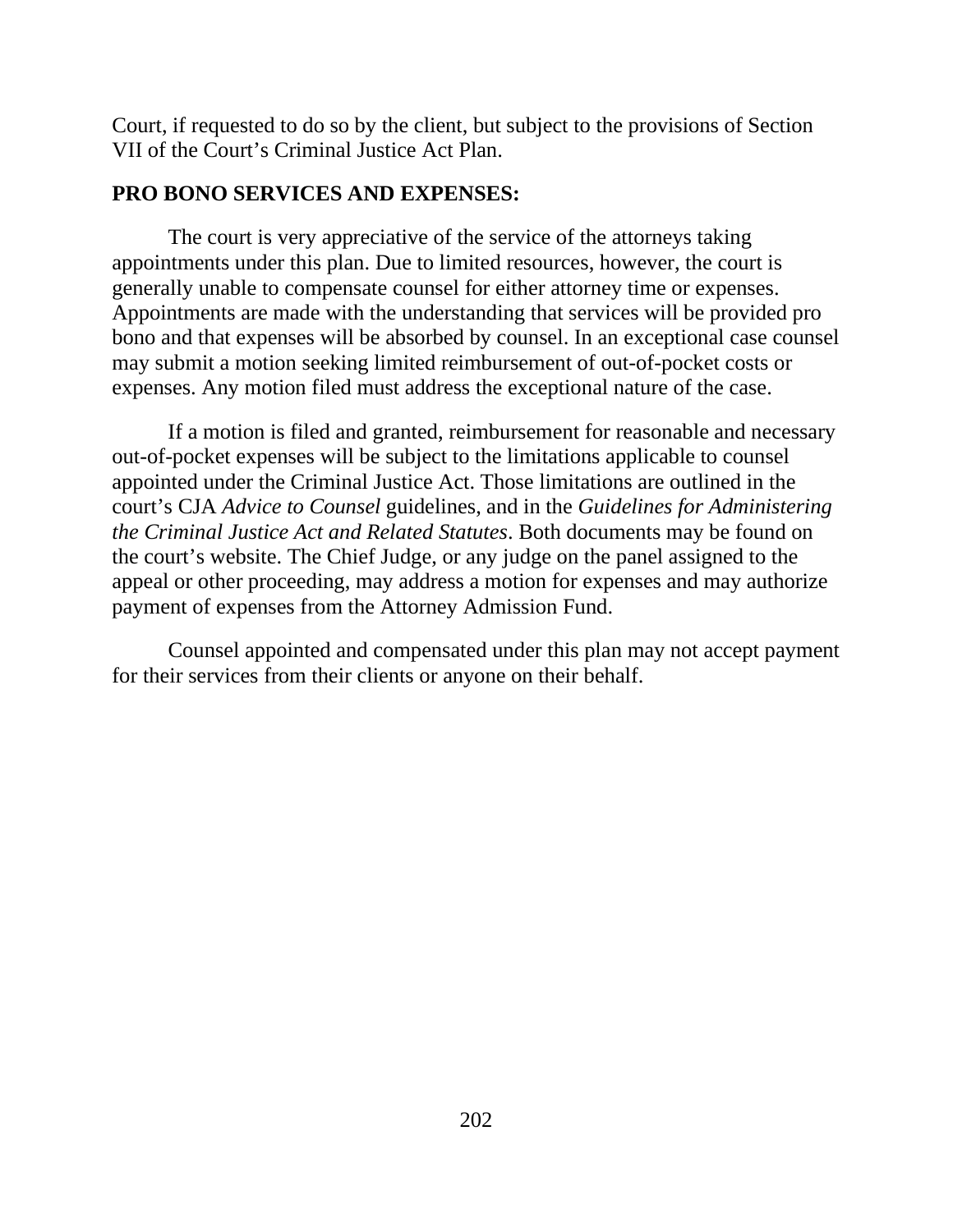Court, if requested to do so by the client, but subject to the provisions of Section VII of the Court's Criminal Justice Act Plan.

**PRO BONO SERVICES AND EXPENSES:**

The court is very appreciative of the service of the attorneys taking appointments under this plan. Due to limited resources, however, the court is generally unable to compensate counsel for either attorney time or expenses. Appointments are made with the understanding that services will be provided pro bono and that expenses will be absorbed by counsel. In an exceptional case counsel may submit a motion seeking limited reimbursement of out-of-pocket costs or expenses. Any motion filed must address the exceptional nature of the case.

If a motion is filed and granted, reimbursement for reasonable and necessary out-of-pocket expenses will be subject to the limitations applicable to counsel appointed under the Criminal Justice Act. Those limitations are outlined in the court's CJA *Advice to Counsel* guidelines, and in the *Guidelines for Administering the Criminal Justice Act and Related Statutes*. Both documents may be found on the court's website. The Chief Judge, or any judge on the panel assigned to the appeal or other proceeding, may address a motion for expenses and may authorize payment of expenses from the Attorney Admission Fund.

Counsel appointed and compensated under this plan may not accept payment for their services from their clients or anyone on their behalf.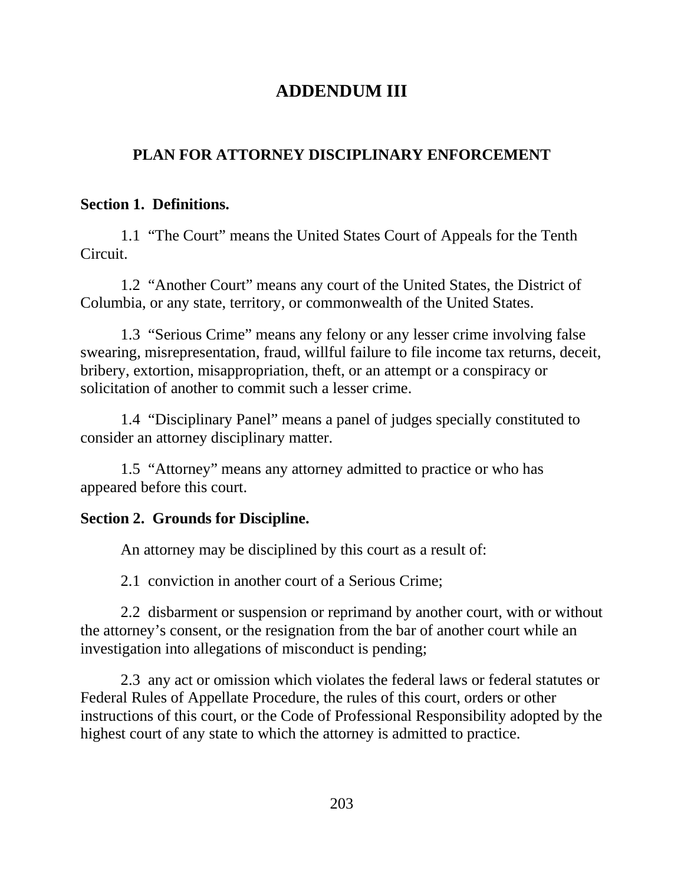# ADDENDUM III

## PLAN FOR ATTORNEY DISCIPLINARY ENFORCEMENT

**Section 1. Definitions.**

1.1 "The Court" means the United States Court of Appeals for the Tenth Circuit.

1.2 "Another Court" means any court of the United States, the District of Columbia, or any state, territory, or commonwealth of the United States.

1.3 "Serious Crime" means any felony or any lesser crime involving false swearing, misrepresentation, fraud, willful failure to file income tax returns, deceit, bribery, extortion, misappropriation, theft, or an attempt or a conspiracy or solicitation of another to commit such a lesser crime.

1.4 "Disciplinary Panel" means a panel of judges specially constituted to consider an attorney disciplinary matter.

1.5 "Attorney" means any attorney admitted to practice or who has appeared before this court.

**Section 2. Grounds for Discipline.**

An attorney may be disciplined by this court as a result of:

2.1 conviction in another court of a Serious Crime;

2.2 disbarment or suspension or reprimand by another court, with or without the attorney's consent, or the resignation from the bar of another court while an investigation into allegations of misconduct is pending;

2.3 any act or omission which violates the federal laws or federal statutes or Federal Rules of Appellate Procedure, the rules of this court, orders or other instructions of this court, or the Code of Professional Responsibility adopted by the highest court of any state to which the attorney is admitted to practice.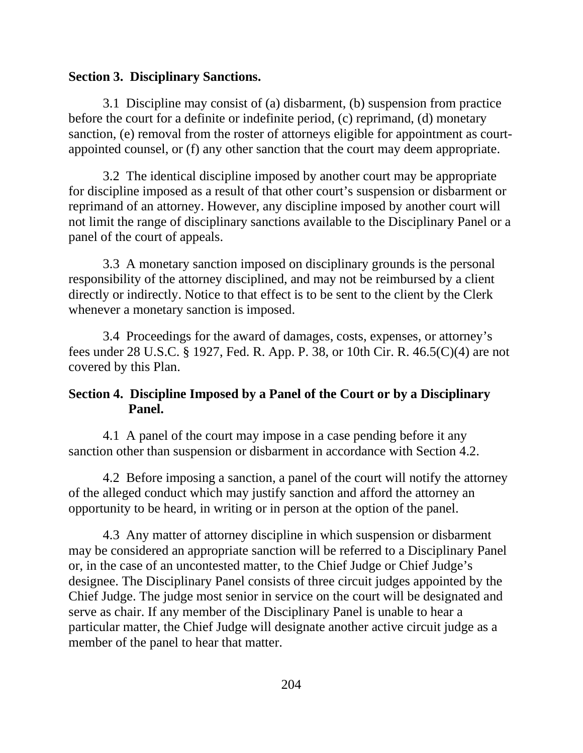**Section 3. Disciplinary Sanctions.**

3.1 Discipline may consist of (a) disbarment, (b) suspension from practice before the court for a definite or indefinite period, (c) reprimand, (d) monetary sanction, (e) removal from the roster of attorneys eligible for appointment as court-appointed counsel, or (f) any other sanction that the court may deem appropriate.

3.2 The identical discipline imposed by another court may be appropriate for discipline imposed as a result of that other court's suspension or disbarment or reprimand of an attorney. However, any discipline imposed by another court will not limit the range of disciplinary sanctions available to the Disciplinary Panel or a panel of the court of appeals.

3.3 A monetary sanction imposed on disciplinary grounds is the personal responsibility of the attorney disciplined, and may not be reimbursed by a client directly or indirectly. Notice to that effect is to be sent to the client by the Clerk whenever a monetary sanction is imposed.

3.4 Proceedings for the award of damages, costs, expenses, or attorney's fees under 28 U.S.C. § 1927, Fed. R. App. P. 38, or 10th Cir. R. 46.5(C)(4) are not covered by this Plan.

**Section 4. Discipline Imposed by a Panel of the Court or by a Disciplinary Panel.**

4.1 A panel of the court may impose in a case pending before it any sanction other than suspension or disbarment in accordance with Section 4.2.

4.2 Before imposing a sanction, a panel of the court will notify the attorney of the alleged conduct which may justify sanction and afford the attorney an opportunity to be heard, in writing or in person at the option of the panel.

4.3 Any matter of attorney discipline in which suspension or disbarment may be considered an appropriate sanction will be referred to a Disciplinary Panel or, in the case of an uncontested matter, to the Chief Judge or Chief Judge's designee. The Disciplinary Panel consists of three circuit judges appointed by the Chief Judge. The judge most senior in service on the court will be designated and serve as chair. If any member of the Disciplinary Panel is unable to hear a particular matter, the Chief Judge will designate another active circuit judge as a member of the panel to hear that matter.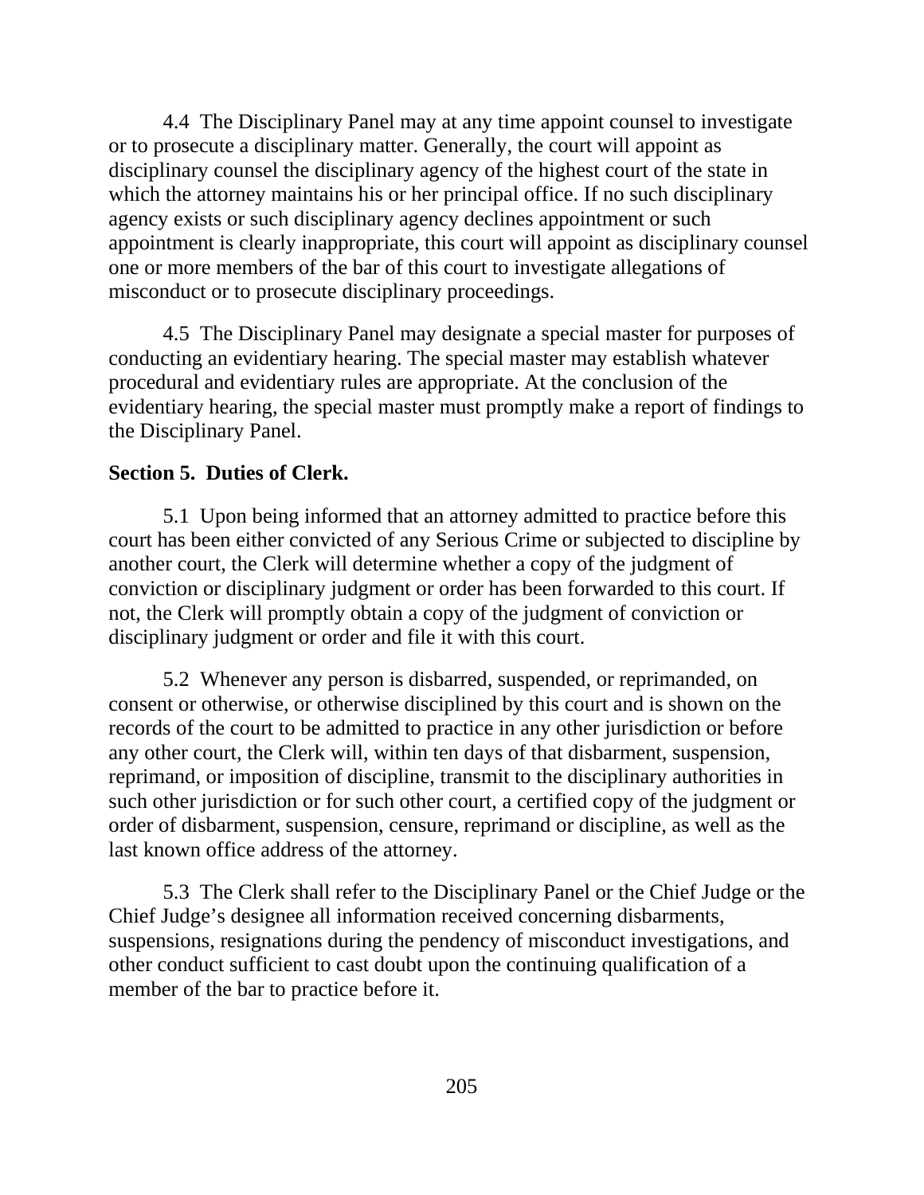4.4 The Disciplinary Panel may at any time appoint counsel to investigate or to prosecute a disciplinary matter. Generally, the court will appoint as disciplinary counsel the disciplinary agency of the highest court of the state in which the attorney maintains his or her principal office. If no such disciplinary agency exists or such disciplinary agency declines appointment or such appointment is clearly inappropriate, this court will appoint as disciplinary counsel one or more members of the bar of this court to investigate allegations of misconduct or to prosecute disciplinary proceedings.

4.5 The Disciplinary Panel may designate a special master for purposes of conducting an evidentiary hearing. The special master may establish whatever procedural and evidentiary rules are appropriate. At the conclusion of the evidentiary hearing, the special master must promptly make a report of findings to the Disciplinary Panel.

**Section 5. Duties of Clerk.**

5.1 Upon being informed that an attorney admitted to practice before this court has been either convicted of any Serious Crime or subjected to discipline by another court, the Clerk will determine whether a copy of the judgment of conviction or disciplinary judgment or order has been forwarded to this court. If not, the Clerk will promptly obtain a copy of the judgment of conviction or disciplinary judgment or order and file it with this court.

5.2 Whenever any person is disbarred, suspended, or reprimanded, on consent or otherwise, or otherwise disciplined by this court and is shown on the records of the court to be admitted to practice in any other jurisdiction or before any other court, the Clerk will, within ten days of that disbarment, suspension, reprimand, or imposition of discipline, transmit to the disciplinary authorities in such other jurisdiction or for such other court, a certified copy of the judgment or order of disbarment, suspension, censure, reprimand or discipline, as well as the last known office address of the attorney.

5.3 The Clerk shall refer to the Disciplinary Panel or the Chief Judge or the Chief Judge's designee all information received concerning disbarments, suspensions, resignations during the pendency of misconduct investigations, and other conduct sufficient to cast doubt upon the continuing qualification of a member of the bar to practice before it.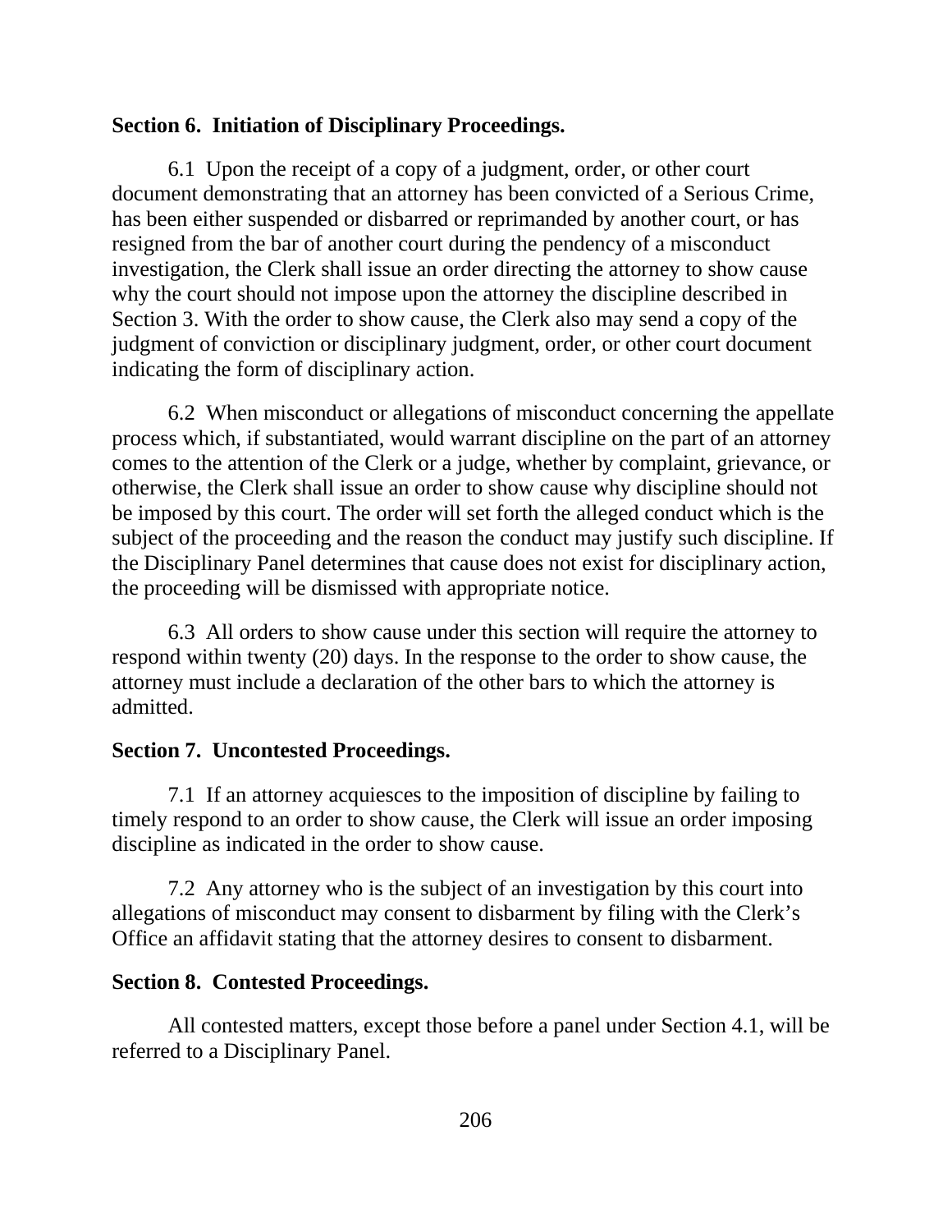**Section 6. Initiation of Disciplinary Proceedings.**

6.1 Upon the receipt of a copy of a judgment, order, or other court document demonstrating that an attorney has been convicted of a Serious Crime, has been either suspended or disbarred or reprimanded by another court, or has resigned from the bar of another court during the pendency of a misconduct investigation, the Clerk shall issue an order directing the attorney to show cause why the court should not impose upon the attorney the discipline described in Section 3. With the order to show cause, the Clerk also may send a copy of the judgment of conviction or disciplinary judgment, order, or other court document indicating the form of disciplinary action.

6.2 When misconduct or allegations of misconduct concerning the appellate process which, if substantiated, would warrant discipline on the part of an attorney comes to the attention of the Clerk or a judge, whether by complaint, grievance, or otherwise, the Clerk shall issue an order to show cause why discipline should not be imposed by this court. The order will set forth the alleged conduct which is the subject of the proceeding and the reason the conduct may justify such discipline. If the Disciplinary Panel determines that cause does not exist for disciplinary action, the proceeding will be dismissed with appropriate notice.

6.3 All orders to show cause under this section will require the attorney to respond within twenty (20) days. In the response to the order to show cause, the attorney must include a declaration of the other bars to which the attorney is admitted.

**Section 7. Uncontested Proceedings.**

7.1 If an attorney acquiesces to the imposition of discipline by failing to timely respond to an order to show cause, the Clerk will issue an order imposing discipline as indicated in the order to show cause.

7.2 Any attorney who is the subject of an investigation by this court into allegations of misconduct may consent to disbarment by filing with the Clerk's Office an affidavit stating that the attorney desires to consent to disbarment.

**Section 8. Contested Proceedings.**

All contested matters, except those before a panel under Section 4.1, will be referred to a Disciplinary Panel.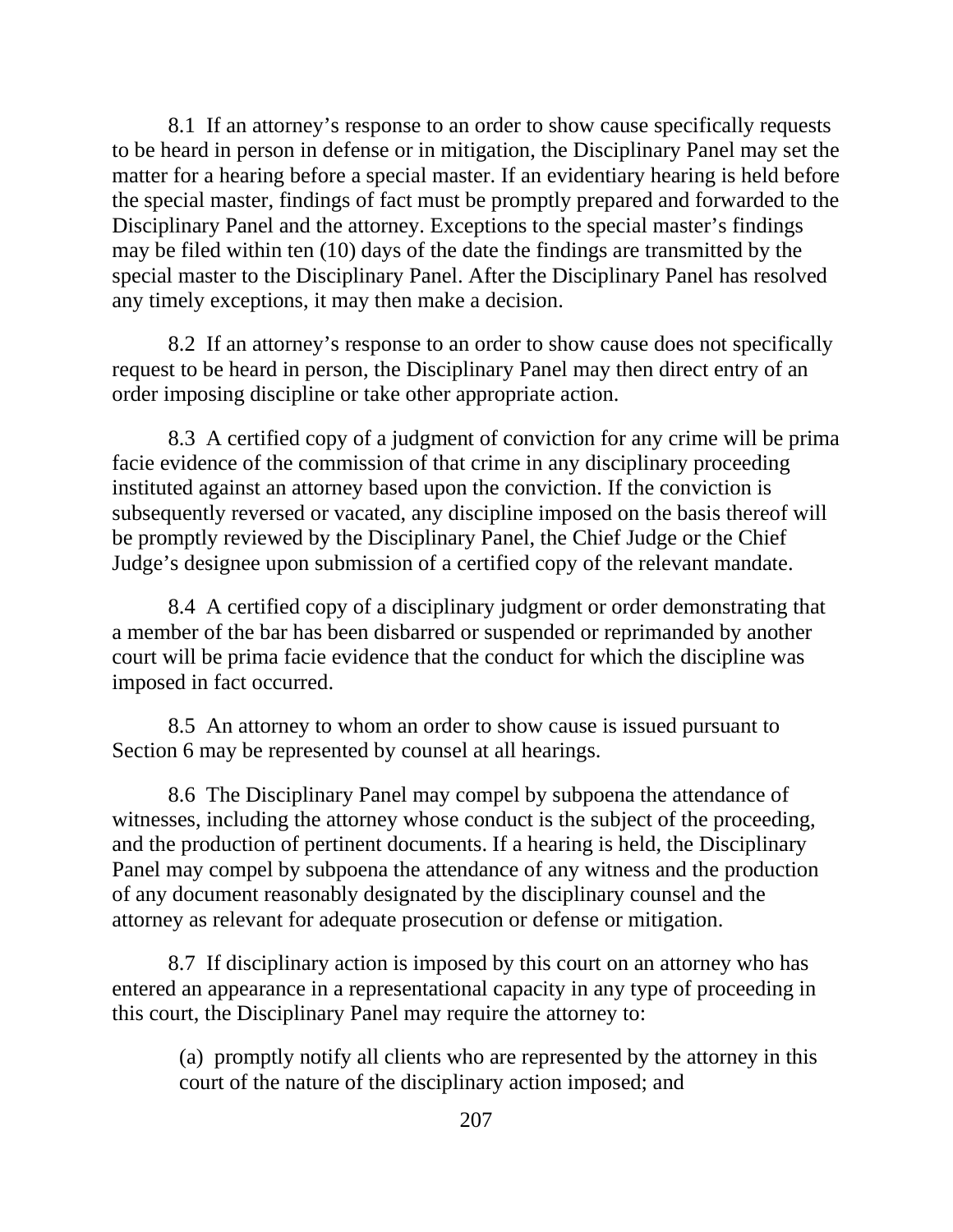8.1 If an attorney's response to an order to show cause specifically requests to be heard in person in defense or in mitigation, the Disciplinary Panel may set the matter for a hearing before a special master. If an evidentiary hearing is held before the special master, findings of fact must be promptly prepared and forwarded to the Disciplinary Panel and the attorney. Exceptions to the special master's findings may be filed within ten (10) days of the date the findings are transmitted by the special master to the Disciplinary Panel. After the Disciplinary Panel has resolved any timely exceptions, it may then make a decision.

8.2 If an attorney's response to an order to show cause does not specifically request to be heard in person, the Disciplinary Panel may then direct entry of an order imposing discipline or take other appropriate action.

8.3 A certified copy of a judgment of conviction for any crime will be prima facie evidence of the commission of that crime in any disciplinary proceeding instituted against an attorney based upon the conviction. If the conviction is subsequently reversed or vacated, any discipline imposed on the basis thereof will be promptly reviewed by the Disciplinary Panel, the Chief Judge or the Chief Judge's designee upon submission of a certified copy of the relevant mandate.

8.4 A certified copy of a disciplinary judgment or order demonstrating that a member of the bar has been disbarred or suspended or reprimanded by another court will be prima facie evidence that the conduct for which the discipline was imposed in fact occurred.

8.5 An attorney to whom an order to show cause is issued pursuant to Section 6 may be represented by counsel at all hearings.

8.6 The Disciplinary Panel may compel by subpoena the attendance of witnesses, including the attorney whose conduct is the subject of the proceeding, and the production of pertinent documents. If a hearing is held, the Disciplinary Panel may compel by subpoena the attendance of any witness and the production of any document reasonably designated by the disciplinary counsel and the attorney as relevant for adequate prosecution or defense or mitigation.

8.7 If disciplinary action is imposed by this court on an attorney who has entered an appearance in a representational capacity in any type of proceeding in this court, the Disciplinary Panel may require the attorney to:

(a) promptly notify all clients who are represented by the attorney in this court of the nature of the disciplinary action imposed; and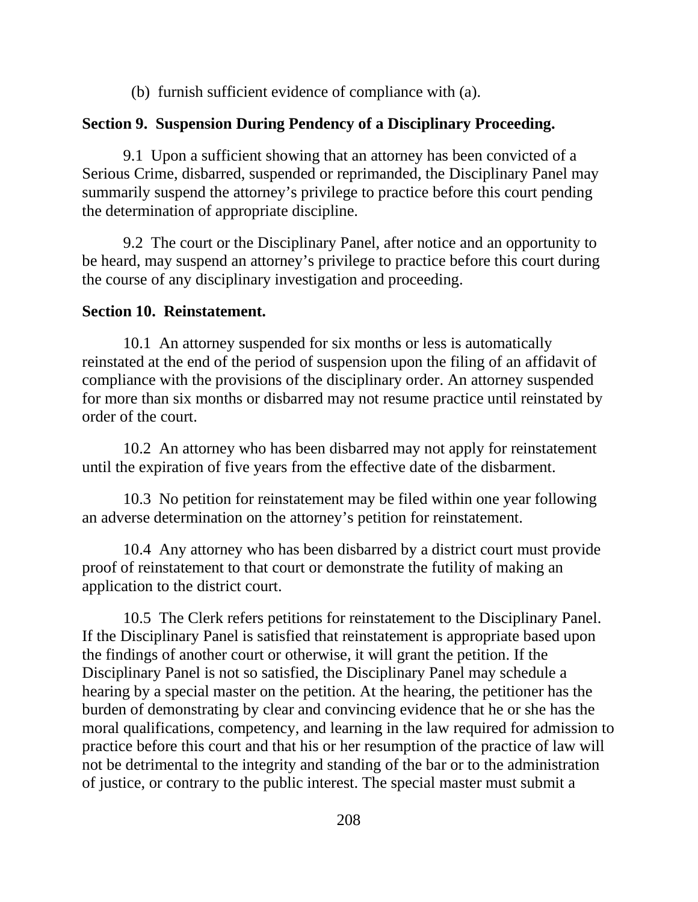(b) furnish sufficient evidence of compliance with (a).

**Section 9. Suspension During Pendency of a Disciplinary Proceeding.**

9.1 Upon a sufficient showing that an attorney has been convicted of a Serious Crime, disbarred, suspended or reprimanded, the Disciplinary Panel may summarily suspend the attorney's privilege to practice before this court pending the determination of appropriate discipline.

9.2 The court or the Disciplinary Panel, after notice and an opportunity to be heard, may suspend an attorney's privilege to practice before this court during the course of any disciplinary investigation and proceeding.

**Section 10. Reinstatement.**

10.1 An attorney suspended for six months or less is automatically reinstated at the end of the period of suspension upon the filing of an affidavit of compliance with the provisions of the disciplinary order. An attorney suspended for more than six months or disbarred may not resume practice until reinstated by order of the court.

10.2 An attorney who has been disbarred may not apply for reinstatement until the expiration of five years from the effective date of the disbarment.

10.3 No petition for reinstatement may be filed within one year following an adverse determination on the attorney's petition for reinstatement.

10.4 Any attorney who has been disbarred by a district court must provide proof of reinstatement to that court or demonstrate the futility of making an application to the district court.

10.5 The Clerk refers petitions for reinstatement to the Disciplinary Panel. If the Disciplinary Panel is satisfied that reinstatement is appropriate based upon the findings of another court or otherwise, it will grant the petition. If the Disciplinary Panel is not so satisfied, the Disciplinary Panel may schedule a hearing by a special master on the petition. At the hearing, the petitioner has the burden of demonstrating by clear and convincing evidence that he or she has the moral qualifications, competency, and learning in the law required for admission to practice before this court and that his or her resumption of the practice of law will not be detrimental to the integrity and standing of the bar or to the administration of justice, or contrary to the public interest. The special master must submit a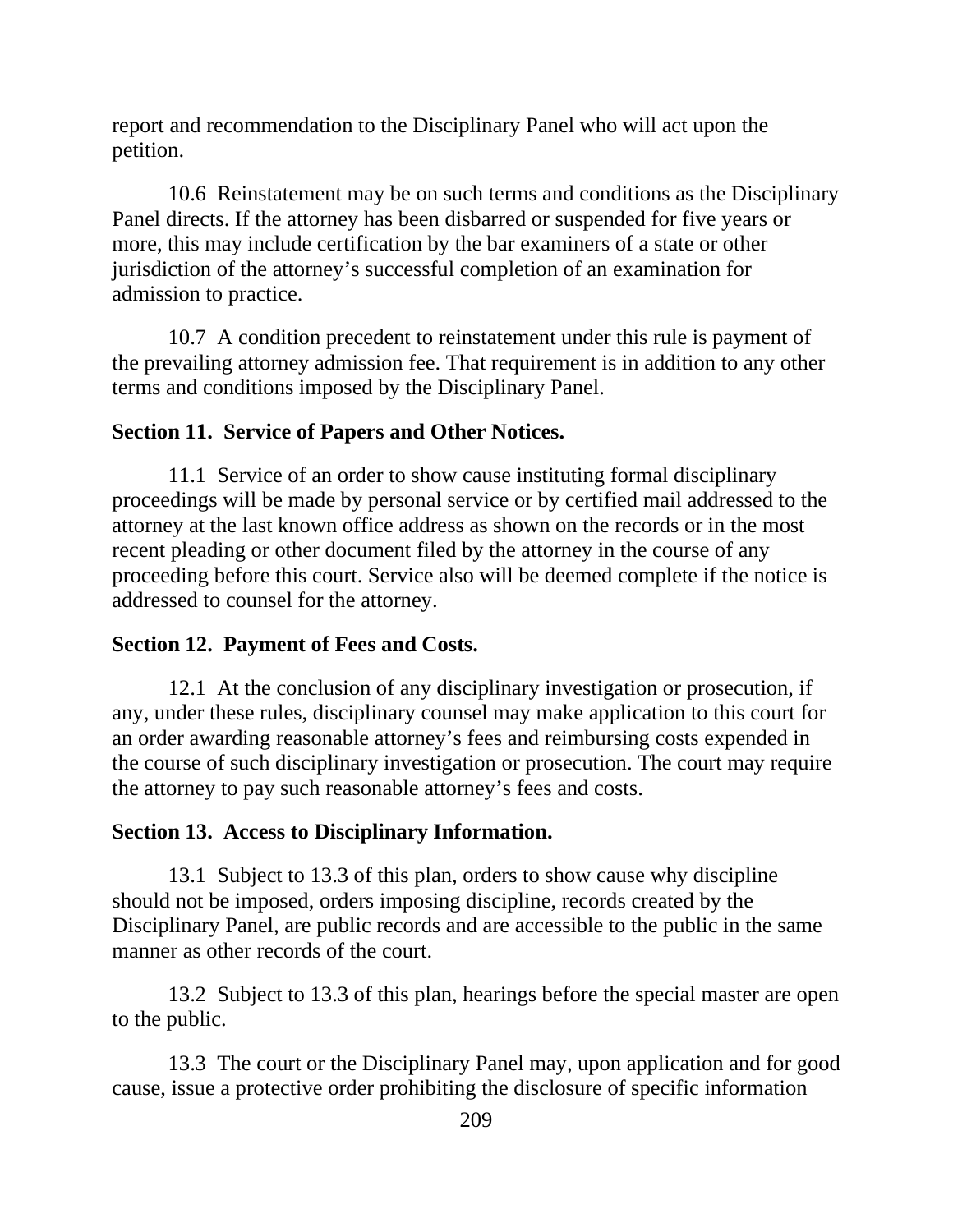report and recommendation to the Disciplinary Panel who will act upon the petition.

10.6 Reinstatement may be on such terms and conditions as the Disciplinary Panel directs. If the attorney has been disbarred or suspended for five years or more, this may include certification by the bar examiners of a state or other jurisdiction of the attorney's successful completion of an examination for admission to practice.

10.7 A condition precedent to reinstatement under this rule is payment of the prevailing attorney admission fee. That requirement is in addition to any other terms and conditions imposed by the Disciplinary Panel.

**Section 11. Service of Papers and Other Notices.**

11.1 Service of an order to show cause instituting formal disciplinary proceedings will be made by personal service or by certified mail addressed to the attorney at the last known office address as shown on the records or in the most recent pleading or other document filed by the attorney in the course of any proceeding before this court. Service also will be deemed complete if the notice is addressed to counsel for the attorney.

**Section 12. Payment of Fees and Costs.**

12.1 At the conclusion of any disciplinary investigation or prosecution, if any, under these rules, disciplinary counsel may make application to this court for an order awarding reasonable attorney's fees and reimbursing costs expended in the course of such disciplinary investigation or prosecution. The court may require the attorney to pay such reasonable attorney's fees and costs.

**Section 13. Access to Disciplinary Information.**

13.1 Subject to 13.3 of this plan, orders to show cause why discipline should not be imposed, orders imposing discipline, records created by the Disciplinary Panel, are public records and are accessible to the public in the same manner as other records of the court.

13.2 Subject to 13.3 of this plan, hearings before the special master are open to the public.

13.3 The court or the Disciplinary Panel may, upon application and for good cause, issue a protective order prohibiting the disclosure of specific information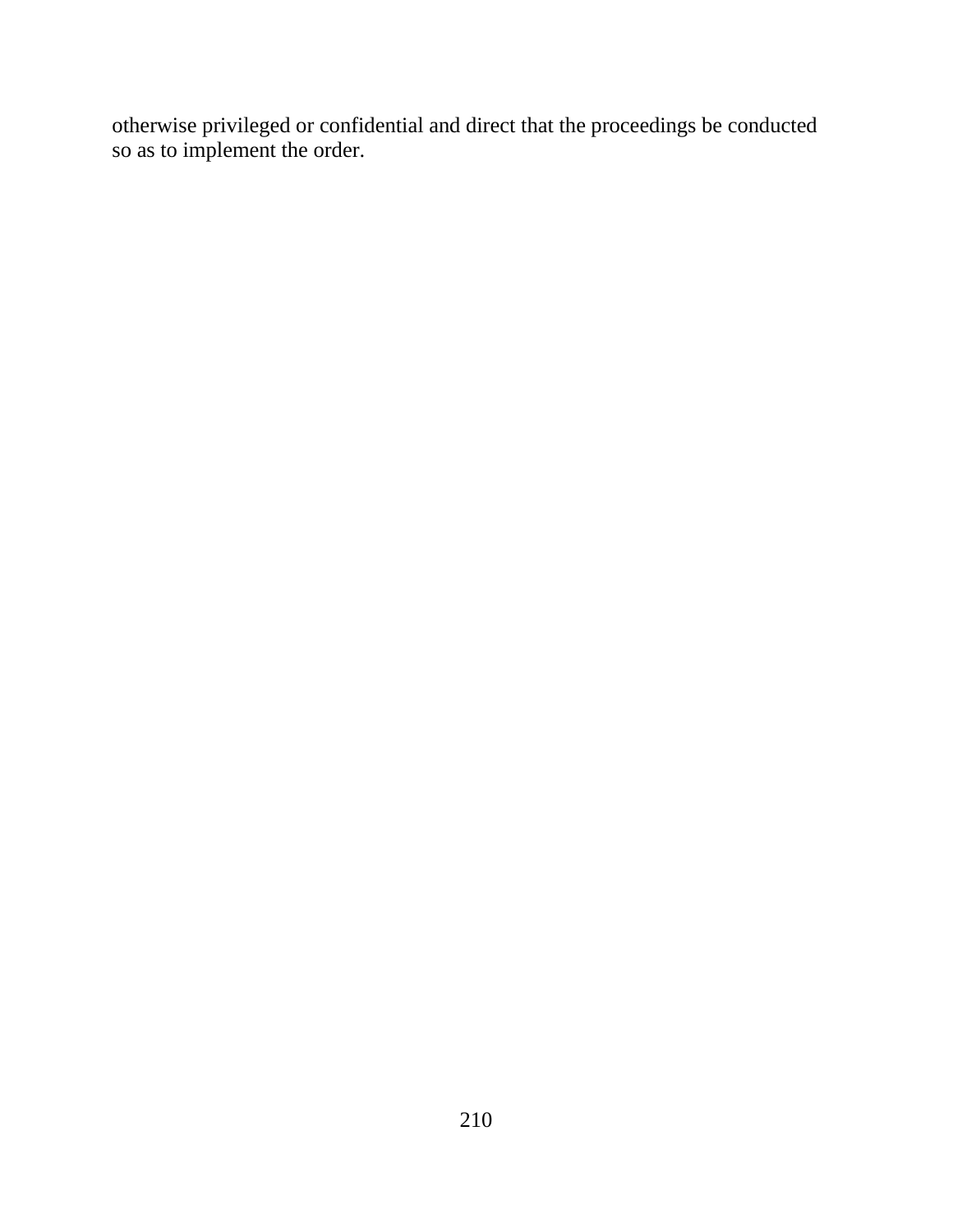otherwise privileged or confidential and direct that the proceedings be conducted so as to implement the order.